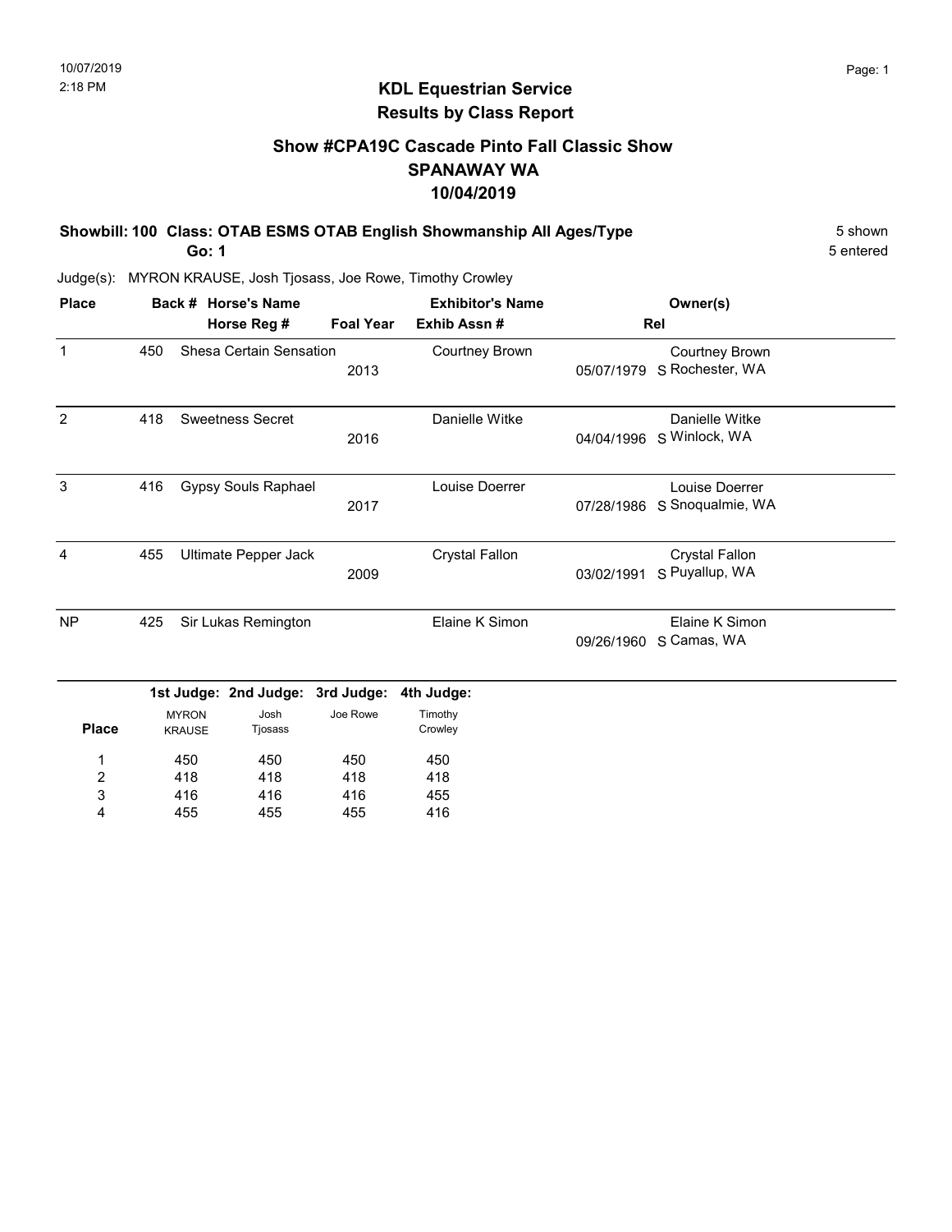# KDL Equestrian Service
## Results by Class Report

### Show #CPA19C Cascade Pinto Fall Classic Show
### SPANAWAY WA
### 10/04/2019

**Showbill: 100 Class: OTAB ESMS OTAB English Showmanship All Ages/Type** — 5 shown

**Go: 1** — 5 entered

Judge(s): MYRON KRAUSE, Josh Tjosass, Joe Rowe, Timothy Crowley

| Place | Back # | Horse's Name / Horse Reg # | Foal Year | Exhibitor's Name / Exhib Assn # | Rel | Owner(s) |
|---|---|---|---|---|---|---|
| 1 | 450 | Shesa Certain Sensation | 2013 | Courtney Brown | 05/07/1979 S | Courtney Brown, Rochester, WA |
| 2 | 418 | Sweetness Secret | 2016 | Danielle Witke | 04/04/1996 S | Danielle Witke, Winlock, WA |
| 3 | 416 | Gypsy Souls Raphael | 2017 | Louise Doerrer | 07/28/1986 S | Louise Doerrer, Snoqualmie, WA |
| 4 | 455 | Ultimate Pepper Jack | 2009 | Crystal Fallon | 03/02/1991 S | Crystal Fallon, Puyallup, WA |
| NP | 425 | Sir Lukas Remington | | Elaine K Simon | 09/26/1960 S | Elaine K Simon, Camas, WA |

| Place | 1st Judge: MYRON KRAUSE | 2nd Judge: Josh Tjosass | 3rd Judge: Joe Rowe | 4th Judge: Timothy Crowley |
|---|---|---|---|---|
| 1 | 450 | 450 | 450 | 450 |
| 2 | 418 | 418 | 418 | 418 |
| 3 | 416 | 416 | 416 | 455 |
| 4 | 455 | 455 | 455 | 416 |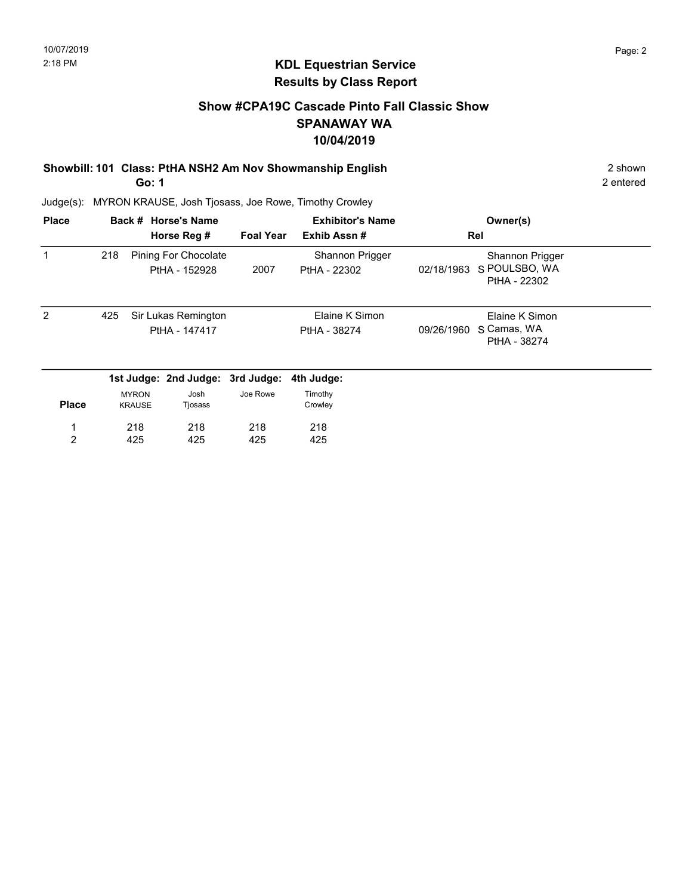## KDL Equestrian Service
## Results by Class Report

### Show #CPA19C Cascade Pinto Fall Classic Show
### SPANAWAY WA
### 10/04/2019

**Showbill: 101 Class: PtHA NSH2 Am Nov Showmanship English** 2 shown
**Go: 1** 2 entered

Judge(s): MYRON KRAUSE, Josh Tjosass, Joe Rowe, Timothy Crowley

| Place | Back # | Horse's Name / Horse Reg # | Foal Year | Exhibitor's Name / Exhib Assn # | Rel | Owner(s) |
|---|---|---|---|---|---|---|
| 1 | 218 | Pining For Chocolate<br>PtHA - 152928 | 2007 | Shannon Prigger<br>PtHA - 22302 | 02/18/1963 S | Shannon Prigger<br>POULSBO, WA<br>PtHA - 22302 |
| 2 | 425 | Sir Lukas Remington<br>PtHA - 147417 | | Elaine K Simon<br>PtHA - 38274 | 09/26/1960 S | Elaine K Simon<br>Camas, WA<br>PtHA - 38274 |

| Place | 1st Judge: MYRON KRAUSE | 2nd Judge: Josh Tjosass | 3rd Judge: Joe Rowe | 4th Judge: Timothy Crowley |
|---|---|---|---|---|
| 1 | 218 | 218 | 218 | 218 |
| 2 | 425 | 425 | 425 | 425 |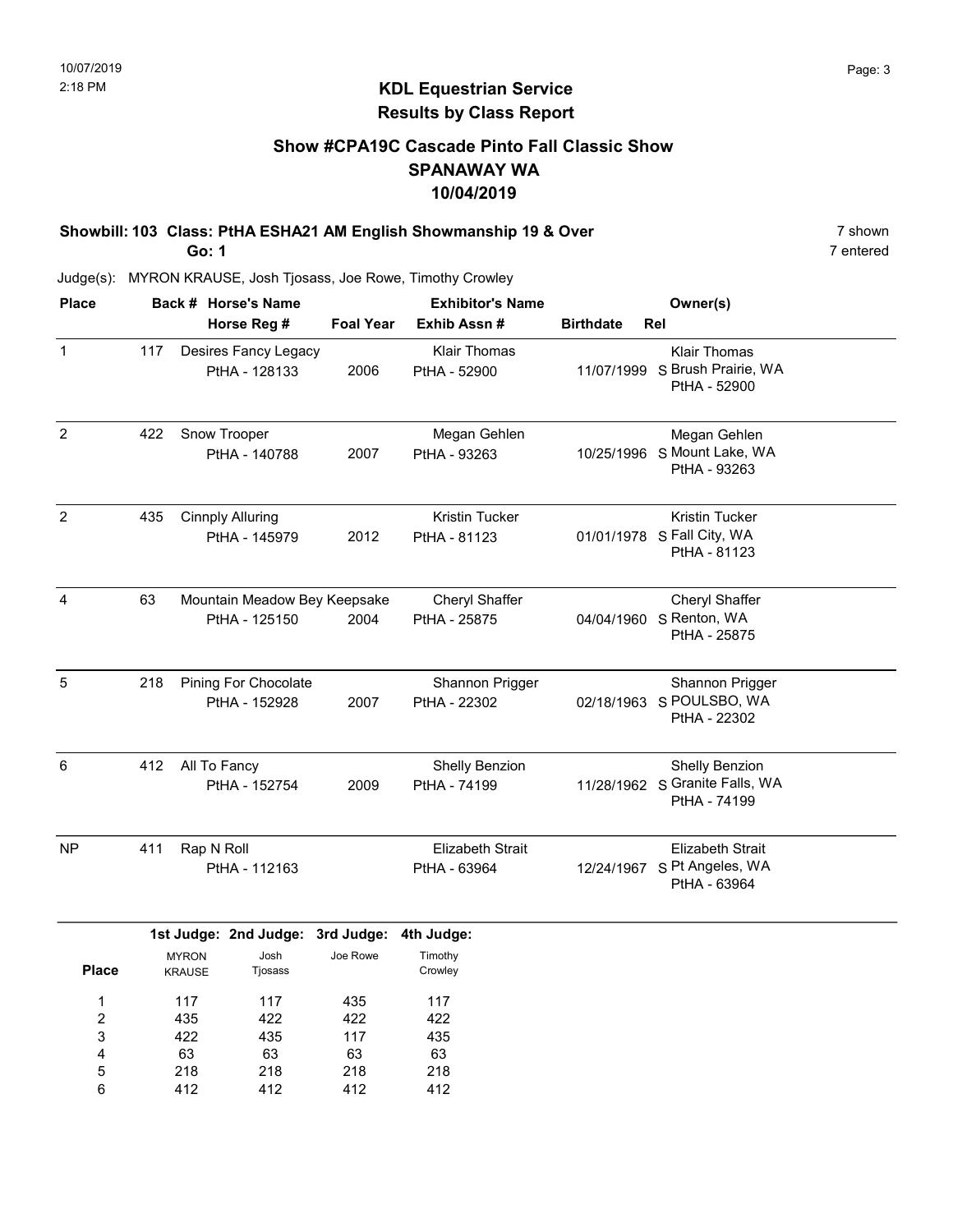# KDL Equestrian Service
## Results by Class Report

## Show #CPA19C Cascade Pinto Fall Classic Show
## SPANAWAY WA
## 10/04/2019

**Showbill: 103 Class: PtHA ESHA21 AM English Showmanship 19 & Over** 7 shown

**Go: 1** 7 entered

Judge(s): MYRON KRAUSE, Josh Tjosass, Joe Rowe, Timothy Crowley

| Place | Back # | Horse's Name / Horse Reg # | Foal Year | Exhibitor's Name / Exhib Assn # | Birthdate | Rel | Owner(s) |
|---|---|---|---|---|---|---|---|
| 1 | 117 | Desires Fancy Legacy<br>PtHA - 128133 | 2006 | Klair Thomas<br>PtHA - 52900 | 11/07/1999 | S | Klair Thomas<br>Brush Prairie, WA<br>PtHA - 52900 |
| 2 | 422 | Snow Trooper<br>PtHA - 140788 | 2007 | Megan Gehlen<br>PtHA - 93263 | 10/25/1996 | S | Megan Gehlen<br>Mount Lake, WA<br>PtHA - 93263 |
| 2 | 435 | Cinnply Alluring<br>PtHA - 145979 | 2012 | Kristin Tucker<br>PtHA - 81123 | 01/01/1978 | S | Kristin Tucker<br>Fall City, WA<br>PtHA - 81123 |
| 4 | 63 | Mountain Meadow Bey Keepsake<br>PtHA - 125150 | 2004 | Cheryl Shaffer<br>PtHA - 25875 | 04/04/1960 | S | Cheryl Shaffer<br>Renton, WA<br>PtHA - 25875 |
| 5 | 218 | Pining For Chocolate<br>PtHA - 152928 | 2007 | Shannon Prigger<br>PtHA - 22302 | 02/18/1963 | S | Shannon Prigger<br>POULSBO, WA<br>PtHA - 22302 |
| 6 | 412 | All To Fancy<br>PtHA - 152754 | 2009 | Shelly Benzion<br>PtHA - 74199 | 11/28/1962 | S | Shelly Benzion<br>Granite Falls, WA<br>PtHA - 74199 |
| NP | 411 | Rap N Roll<br>PtHA - 112163 | | Elizabeth Strait<br>PtHA - 63964 | 12/24/1967 | S | Elizabeth Strait<br>Pt Angeles, WA<br>PtHA - 63964 |

| Place | 1st Judge: MYRON KRAUSE | 2nd Judge: Josh Tjosass | 3rd Judge: Joe Rowe | 4th Judge: Timothy Crowley |
|---|---|---|---|---|
| 1 | 117 | 117 | 435 | 117 |
| 2 | 435 | 422 | 422 | 422 |
| 3 | 422 | 435 | 117 | 435 |
| 4 | 63 | 63 | 63 | 63 |
| 5 | 218 | 218 | 218 | 218 |
| 6 | 412 | 412 | 412 | 412 |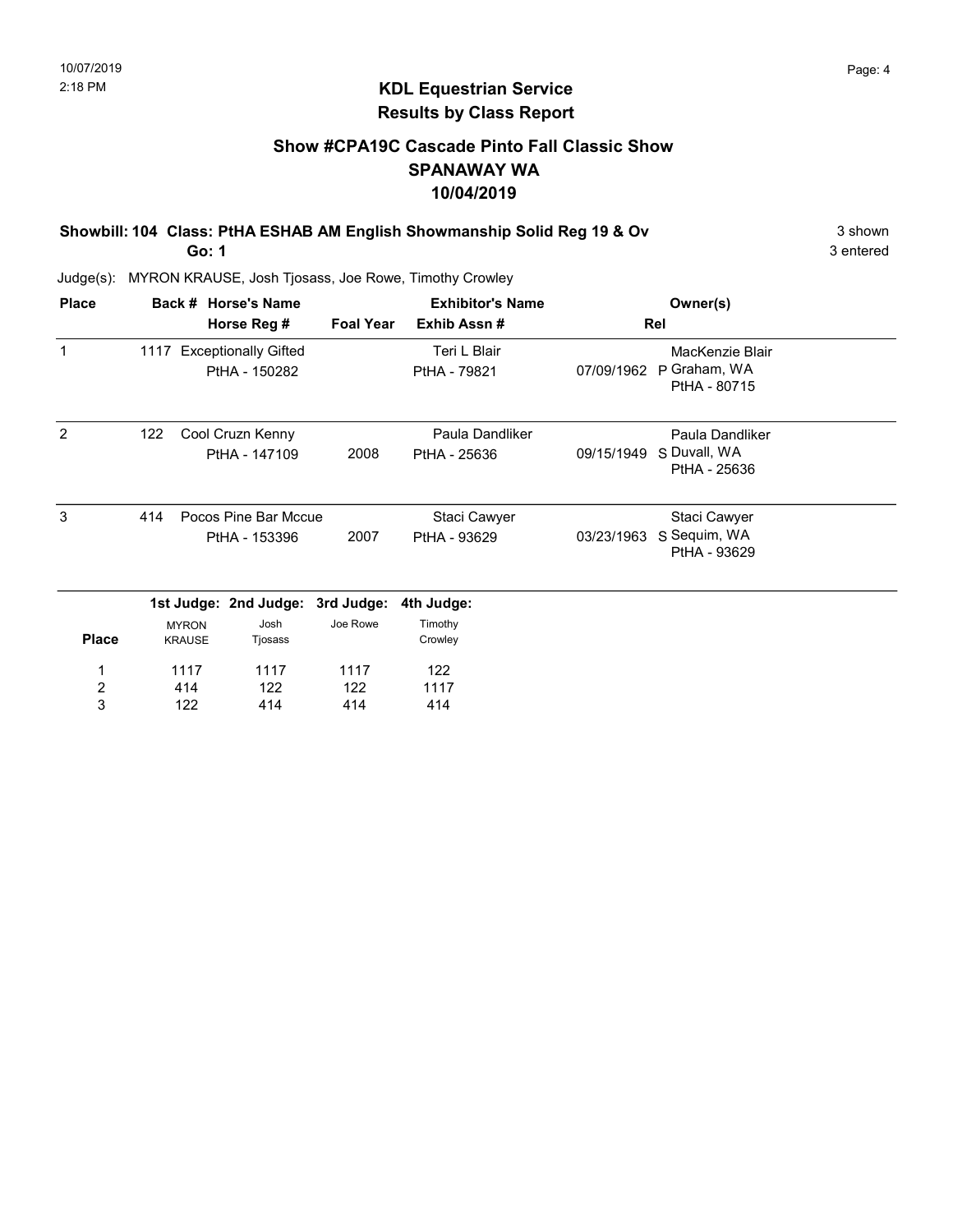# KDL Equestrian Service
## Results by Class Report

### Show #CPA19C Cascade Pinto Fall Classic Show
### SPANAWAY WA
### 10/04/2019

**Showbill: 104 Class: PtHA ESHAB AM English Showmanship Solid Reg 19 & Ov** — 3 shown

**Go: 1** — 3 entered

Judge(s): MYRON KRAUSE, Josh Tjosass, Joe Rowe, Timothy Crowley

| Place | Back # | Horse's Name / Horse Reg # | Foal Year | Exhibitor's Name / Exhib Assn # | Rel | Owner(s) |
|---|---|---|---|---|---|---|
| 1 | 1117 | Exceptionally Gifted<br>PtHA - 150282 | | Teri L Blair<br>PtHA - 79821 | 07/09/1962 P | MacKenzie Blair<br>Graham, WA<br>PtHA - 80715 |
| 2 | 122 | Cool Cruzn Kenny<br>PtHA - 147109 | 2008 | Paula Dandliker<br>PtHA - 25636 | 09/15/1949 S | Paula Dandliker<br>Duvall, WA<br>PtHA - 25636 |
| 3 | 414 | Pocos Pine Bar Mccue<br>PtHA - 153396 | 2007 | Staci Cawyer<br>PtHA - 93629 | 03/23/1963 S | Staci Cawyer<br>Sequim, WA<br>PtHA - 93629 |

| Place | 1st Judge: MYRON KRAUSE | 2nd Judge: Josh Tjosass | 3rd Judge: Joe Rowe | 4th Judge: Timothy Crowley |
|---|---|---|---|---|
| 1 | 1117 | 1117 | 1117 | 122 |
| 2 | 414 | 122 | 122 | 1117 |
| 3 | 122 | 414 | 414 | 414 |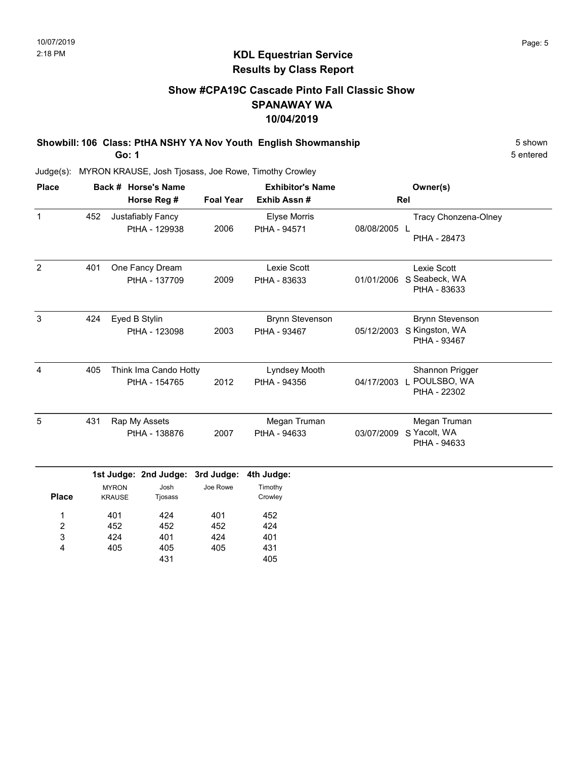10/07/2019
2:18 PM

## KDL Equestrian Service
## Results by Class Report

### Show #CPA19C Cascade Pinto Fall Classic Show
### SPANAWAY WA
### 10/04/2019

**Showbill: 106 Class: PtHA NSHY YA Nov Youth English Showmanship** 5 shown
**Go: 1** 5 entered

Judge(s): MYRON KRAUSE, Josh Tjosass, Joe Rowe, Timothy Crowley

| Place | Back # | Horse's Name / Horse Reg # | Foal Year | Exhibitor's Name / Exhib Assn # | Rel | Owner(s) |
|---|---|---|---|---|---|---|
| 1 | 452 | Justafiably Fancy<br>PtHA - 129938 | 2006 | Elyse Morris<br>PtHA - 94571 | 08/08/2005 L | Tracy Chonzena-Olney<br>PtHA - 28473 |
| 2 | 401 | One Fancy Dream<br>PtHA - 137709 | 2009 | Lexie Scott<br>PtHA - 83633 | 01/01/2006 S | Lexie Scott<br>Seabeck, WA<br>PtHA - 83633 |
| 3 | 424 | Eyed B Stylin<br>PtHA - 123098 | 2003 | Brynn Stevenson<br>PtHA - 93467 | 05/12/2003 S | Brynn Stevenson<br>Kingston, WA<br>PtHA - 93467 |
| 4 | 405 | Think Ima Cando Hotty<br>PtHA - 154765 | 2012 | Lyndsey Mooth<br>PtHA - 94356 | 04/17/2003 L | Shannon Prigger<br>POULSBO, WA<br>PtHA - 22302 |
| 5 | 431 | Rap My Assets<br>PtHA - 138876 | 2007 | Megan Truman<br>PtHA - 94633 | 03/07/2009 S | Megan Truman<br>Yacolt, WA<br>PtHA - 94633 |

| Place | 1st Judge: MYRON KRAUSE | 2nd Judge: Josh Tjosass | 3rd Judge: Joe Rowe | 4th Judge: Timothy Crowley |
|---|---|---|---|---|
| 1 | 401 | 424 | 401 | 452 |
| 2 | 452 | 452 | 452 | 424 |
| 3 | 424 | 401 | 424 | 401 |
| 4 | 405 | 405 | 405 | 431 |
| | | 431 | | 405 |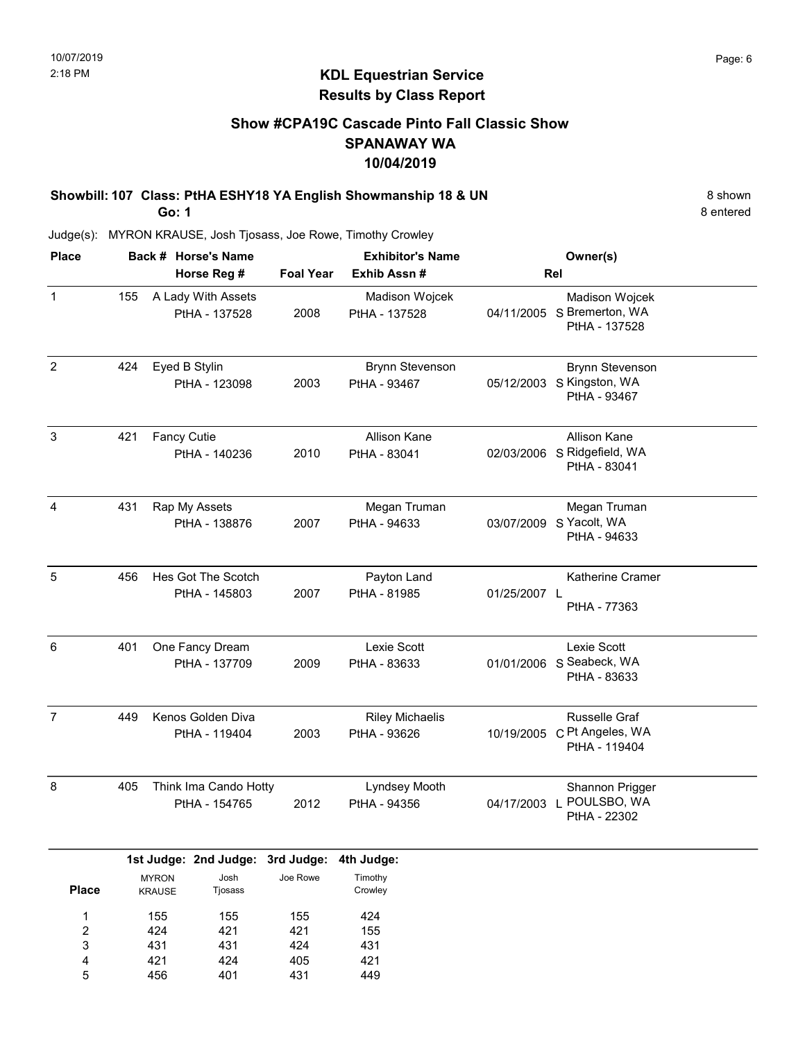## KDL Equestrian Service
## Results by Class Report

### Show #CPA19C Cascade Pinto Fall Classic Show
### SPANAWAY WA
### 10/04/2019

10/07/2019
2:18 PM

**Showbill: 107 Class: PtHA ESHY18 YA English Showmanship 18 & UN** 8 shown
**Go: 1** 8 entered

Judge(s): MYRON KRAUSE, Josh Tjosass, Joe Rowe, Timothy Crowley

| Place | Back # | Horse's Name / Horse Reg # | Foal Year | Exhibitor's Name / Exhib Assn # | Rel | Owner(s) |
|---|---|---|---|---|---|---|
| 1 | 155 | A Lady With Assets<br>PtHA - 137528 | 2008 | Madison Wojcek<br>PtHA - 137528 | 04/11/2005 S | Madison Wojcek<br>Bremerton, WA<br>PtHA - 137528 |
| 2 | 424 | Eyed B Stylin<br>PtHA - 123098 | 2003 | Brynn Stevenson<br>PtHA - 93467 | 05/12/2003 S | Brynn Stevenson<br>Kingston, WA<br>PtHA - 93467 |
| 3 | 421 | Fancy Cutie<br>PtHA - 140236 | 2010 | Allison Kane<br>PtHA - 83041 | 02/03/2006 S | Allison Kane<br>Ridgefield, WA<br>PtHA - 83041 |
| 4 | 431 | Rap My Assets<br>PtHA - 138876 | 2007 | Megan Truman<br>PtHA - 94633 | 03/07/2009 S | Megan Truman<br>Yacolt, WA<br>PtHA - 94633 |
| 5 | 456 | Hes Got The Scotch<br>PtHA - 145803 | 2007 | Payton Land<br>PtHA - 81985 | 01/25/2007 L | Katherine Cramer<br>PtHA - 77363 |
| 6 | 401 | One Fancy Dream<br>PtHA - 137709 | 2009 | Lexie Scott<br>PtHA - 83633 | 01/01/2006 S | Lexie Scott<br>Seabeck, WA<br>PtHA - 83633 |
| 7 | 449 | Kenos Golden Diva<br>PtHA - 119404 | 2003 | Riley Michaelis<br>PtHA - 93626 | 10/19/2005 C | Russelle Graf<br>Pt Angeles, WA<br>PtHA - 119404 |
| 8 | 405 | Think Ima Cando Hotty<br>PtHA - 154765 | 2012 | Lyndsey Mooth<br>PtHA - 94356 | 04/17/2003 L | Shannon Prigger<br>POULSBO, WA<br>PtHA - 22302 |

| Place | 1st Judge: MYRON KRAUSE | 2nd Judge: Josh Tjosass | 3rd Judge: Joe Rowe | 4th Judge: Timothy Crowley |
|---|---|---|---|---|
| 1 | 155 | 155 | 155 | 424 |
| 2 | 424 | 421 | 421 | 155 |
| 3 | 431 | 431 | 424 | 431 |
| 4 | 421 | 424 | 405 | 421 |
| 5 | 456 | 401 | 431 | 449 |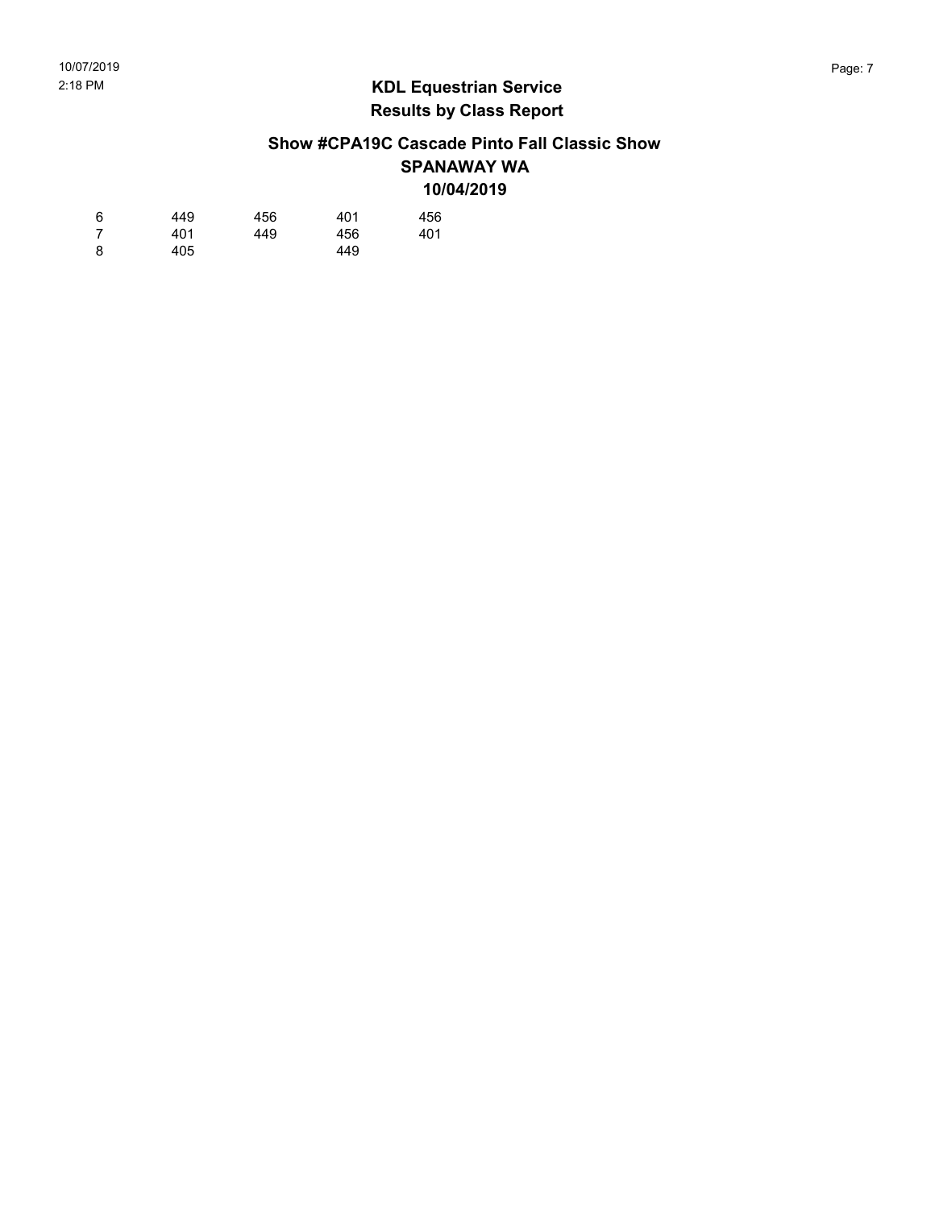**KDL Equestrian Service**
**Results by Class Report**

**Show #CPA19C Cascade Pinto Fall Classic Show**
**SPANAWAY WA**
**10/04/2019**

| | | | | |
|---|---|---|---|---|
| 6 | 449 | 456 | 401 | 456 |
| 7 | 401 | 449 | 456 | 401 |
| 8 | 405 | | 449 | |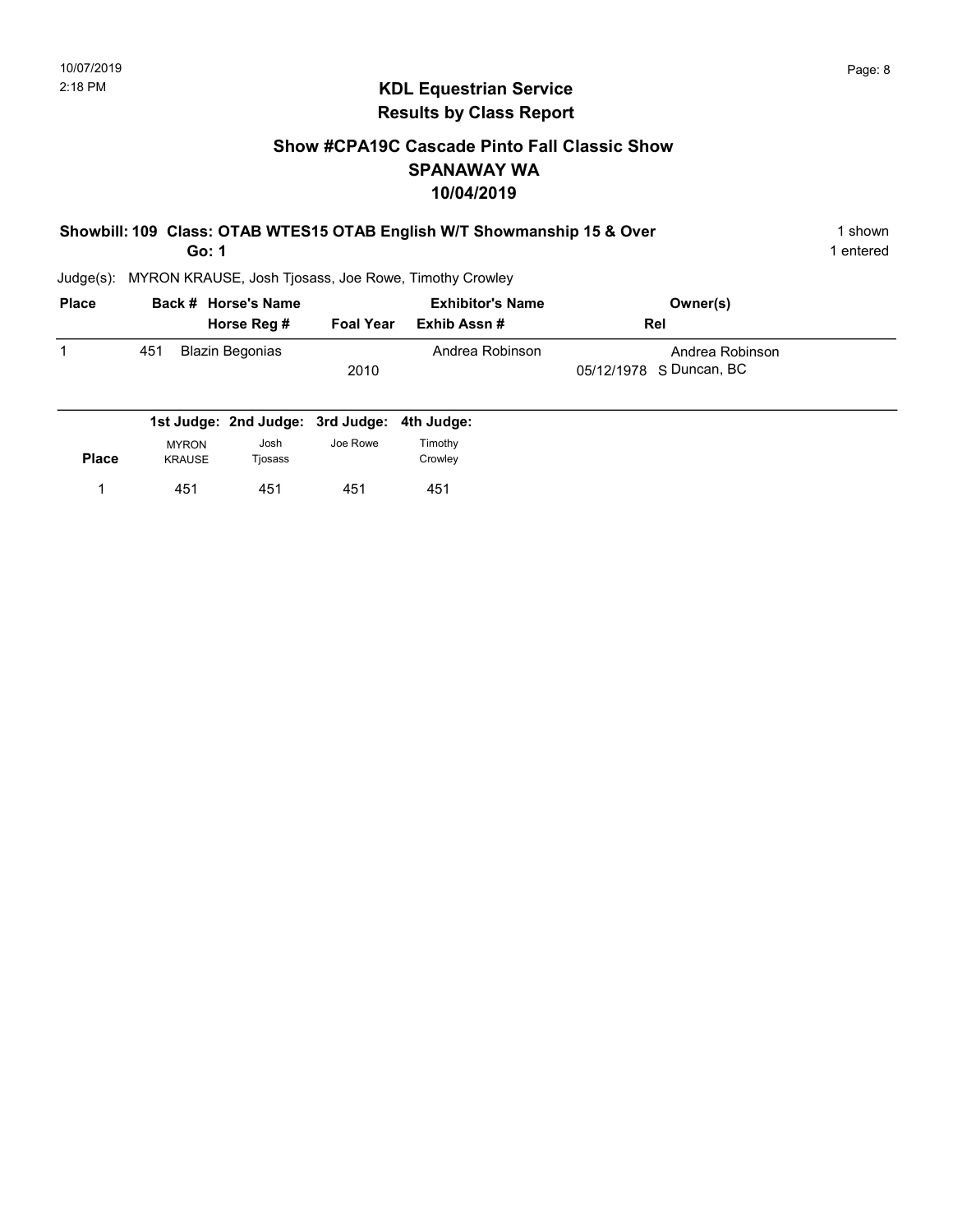## KDL Equestrian Service
## Results by Class Report

### Show #CPA19C Cascade Pinto Fall Classic Show
### SPANAWAY WA
### 10/04/2019

**Showbill: 109 Class: OTAB WTES15 OTAB English W/T Showmanship 15 & Over** 1 shown

**Go: 1** 1 entered

Judge(s): MYRON KRAUSE, Josh Tjosass, Joe Rowe, Timothy Crowley

| Place | Back # | Horse's Name / Horse Reg # | Foal Year | Exhibitor's Name / Exhib Assn # | Owner(s) / Rel |
|---|---|---|---|---|---|
| 1 | 451 | Blazin Begonias | 2010 | Andrea Robinson | Andrea Robinson<br>05/12/1978 S Duncan, BC |

| Place | 1st Judge: MYRON KRAUSE | 2nd Judge: Josh Tjosass | 3rd Judge: Joe Rowe | 4th Judge: Timothy Crowley |
|---|---|---|---|---|
| 1 | 451 | 451 | 451 | 451 |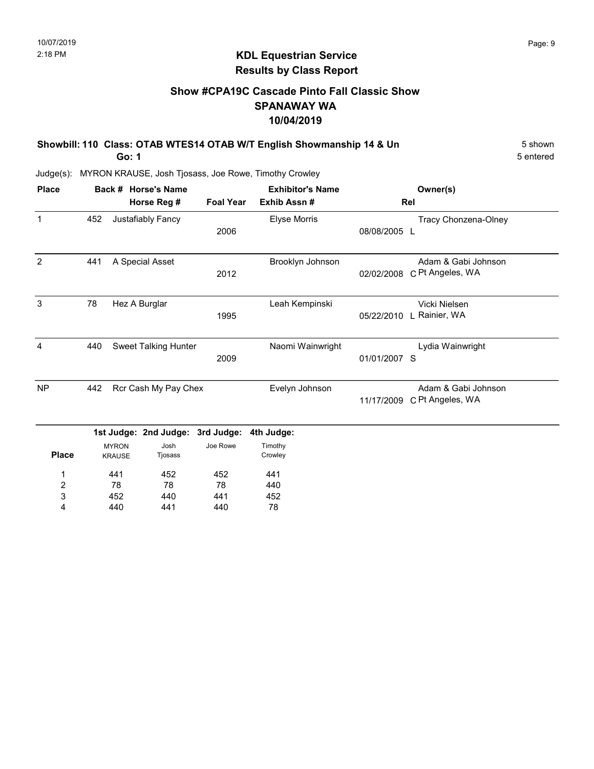## KDL Equestrian Service
## Results by Class Report

### Show #CPA19C Cascade Pinto Fall Classic Show
### SPANAWAY WA
### 10/04/2019

**Showbill: 110 Class: OTAB WTES14 OTAB W/T English Showmanship 14 & Un** — 5 shown

**Go: 1** — 5 entered

Judge(s): MYRON KRAUSE, Josh Tjosass, Joe Rowe, Timothy Crowley

| Place | Back # | Horse's Name / Horse Reg # | Foal Year | Exhibitor's Name / Exhib Assn # | Rel | Owner(s) |
|---|---|---|---|---|---|---|
| 1 | 452 | Justafiably Fancy | 2006 | Elyse Morris 08/08/2005 | L | Tracy Chonzena-Olney |
| 2 | 441 | A Special Asset | 2012 | Brooklyn Johnson 02/02/2008 | C | Adam & Gabi Johnson Pt Angeles, WA |
| 3 | 78 | Hez A Burglar | 1995 | Leah Kempinski 05/22/2010 | L | Vicki Nielsen Rainier, WA |
| 4 | 440 | Sweet Talking Hunter | 2009 | Naomi Wainwright 01/01/2007 | S | Lydia Wainwright |
| NP | 442 | Rcr Cash My Pay Chex | | Evelyn Johnson 11/17/2009 | C | Adam & Gabi Johnson Pt Angeles, WA |

| Place | 1st Judge: MYRON KRAUSE | 2nd Judge: Josh Tjosass | 3rd Judge: Joe Rowe | 4th Judge: Timothy Crowley |
|---|---|---|---|---|
| 1 | 441 | 452 | 452 | 441 |
| 2 | 78 | 78 | 78 | 440 |
| 3 | 452 | 440 | 441 | 452 |
| 4 | 440 | 441 | 440 | 78 |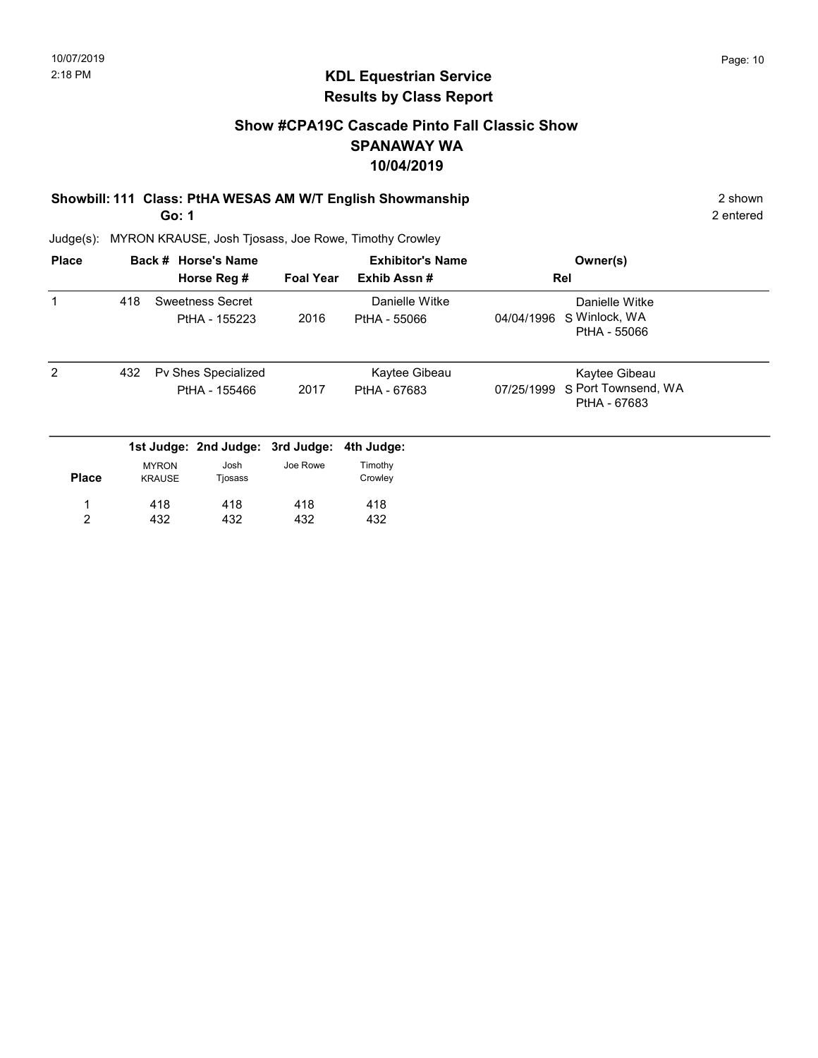## KDL Equestrian Service
## Results by Class Report

### Show #CPA19C Cascade Pinto Fall Classic Show
### SPANAWAY WA
### 10/04/2019

**Showbill: 111 Class: PtHA WESAS AM W/T English Showmanship** 2 shown

**Go: 1** 2 entered

Judge(s): MYRON KRAUSE, Josh Tjosass, Joe Rowe, Timothy Crowley

| Place | Back # | Horse's Name / Horse Reg # | Foal Year | Exhibitor's Name / Exhib Assn # | Rel | Owner(s) |
|---|---|---|---|---|---|---|
| 1 | 418 | Sweetness Secret<br>PtHA - 155223 | 2016 | Danielle Witke<br>PtHA - 55066 | 04/04/1996 S | Danielle Witke<br>Winlock, WA<br>PtHA - 55066 |
| 2 | 432 | Pv Shes Specialized<br>PtHA - 155466 | 2017 | Kaytee Gibeau<br>PtHA - 67683 | 07/25/1999 S | Kaytee Gibeau<br>Port Townsend, WA<br>PtHA - 67683 |

| Place | 1st Judge: MYRON KRAUSE | 2nd Judge: Josh Tjosass | 3rd Judge: Joe Rowe | 4th Judge: Timothy Crowley |
|---|---|---|---|---|
| 1 | 418 | 418 | 418 | 418 |
| 2 | 432 | 432 | 432 | 432 |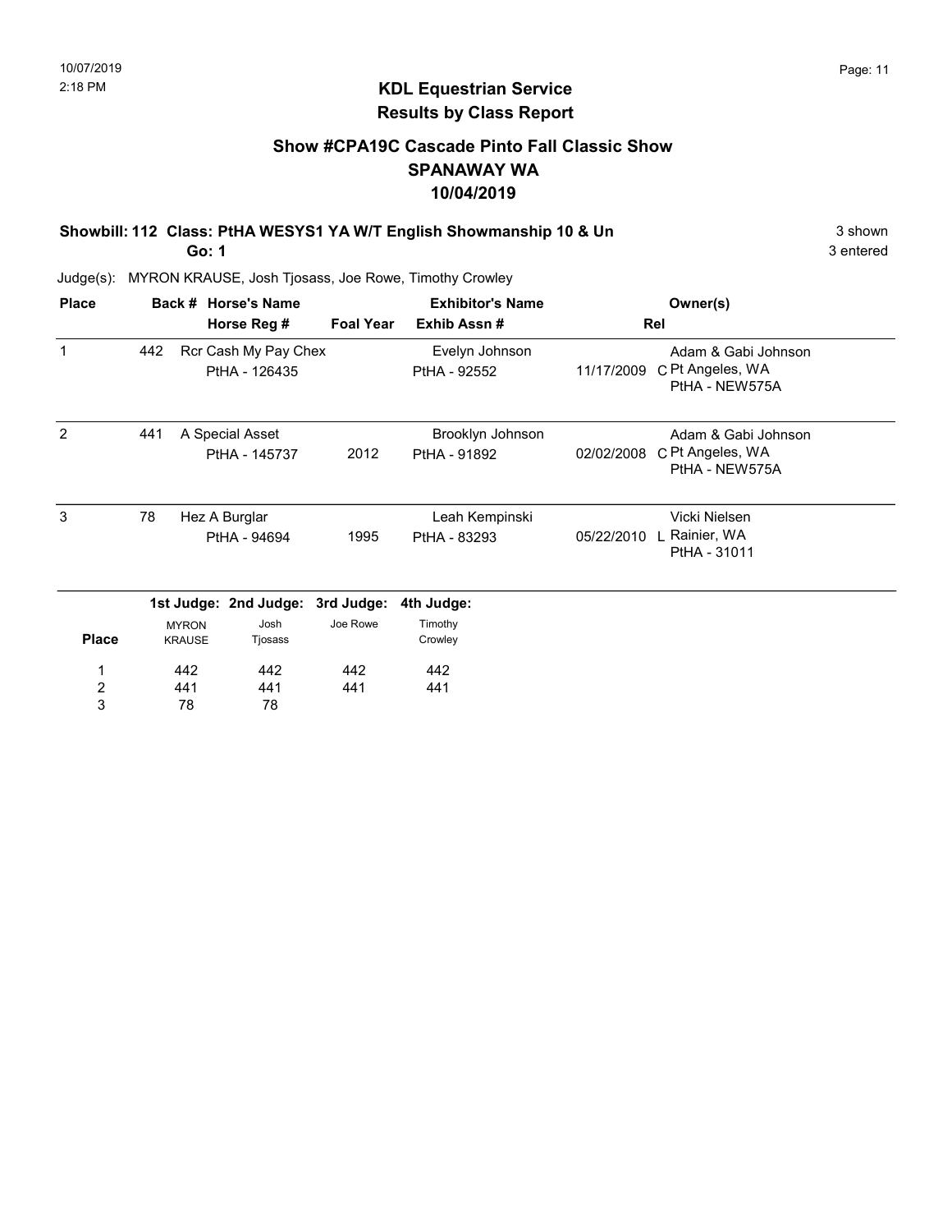# KDL Equestrian Service
## Results by Class Report

### Show #CPA19C Cascade Pinto Fall Classic Show
### SPANAWAY WA
### 10/04/2019

**Showbill: 112 Class: PtHA WESYS1 YA W/T English Showmanship 10 & Un** — 3 shown, 3 entered

**Go: 1**

Judge(s): MYRON KRAUSE, Josh Tjosass, Joe Rowe, Timothy Crowley

| Place | Back # | Horse's Name / Horse Reg # | Foal Year | Exhibitor's Name / Exhib Assn # | Rel | Owner(s) |
|---|---|---|---|---|---|---|
| 1 | 442 | Rcr Cash My Pay Chex / PtHA - 126435 | | Evelyn Johnson / PtHA - 92552 | 11/17/2009 C | Adam & Gabi Johnson, Pt Angeles, WA, PtHA - NEW575A |
| 2 | 441 | A Special Asset / PtHA - 145737 | 2012 | Brooklyn Johnson / PtHA - 91892 | 02/02/2008 C | Adam & Gabi Johnson, Pt Angeles, WA, PtHA - NEW575A |
| 3 | 78 | Hez A Burglar / PtHA - 94694 | 1995 | Leah Kempinski / PtHA - 83293 | 05/22/2010 L | Vicki Nielsen, Rainier, WA, PtHA - 31011 |

| Place | 1st Judge: MYRON KRAUSE | 2nd Judge: Josh Tjosass | 3rd Judge: Joe Rowe | 4th Judge: Timothy Crowley |
|---|---|---|---|---|
| 1 | 442 | 442 | 442 | 442 |
| 2 | 441 | 441 | 441 | 441 |
| 3 | 78 | 78 | | |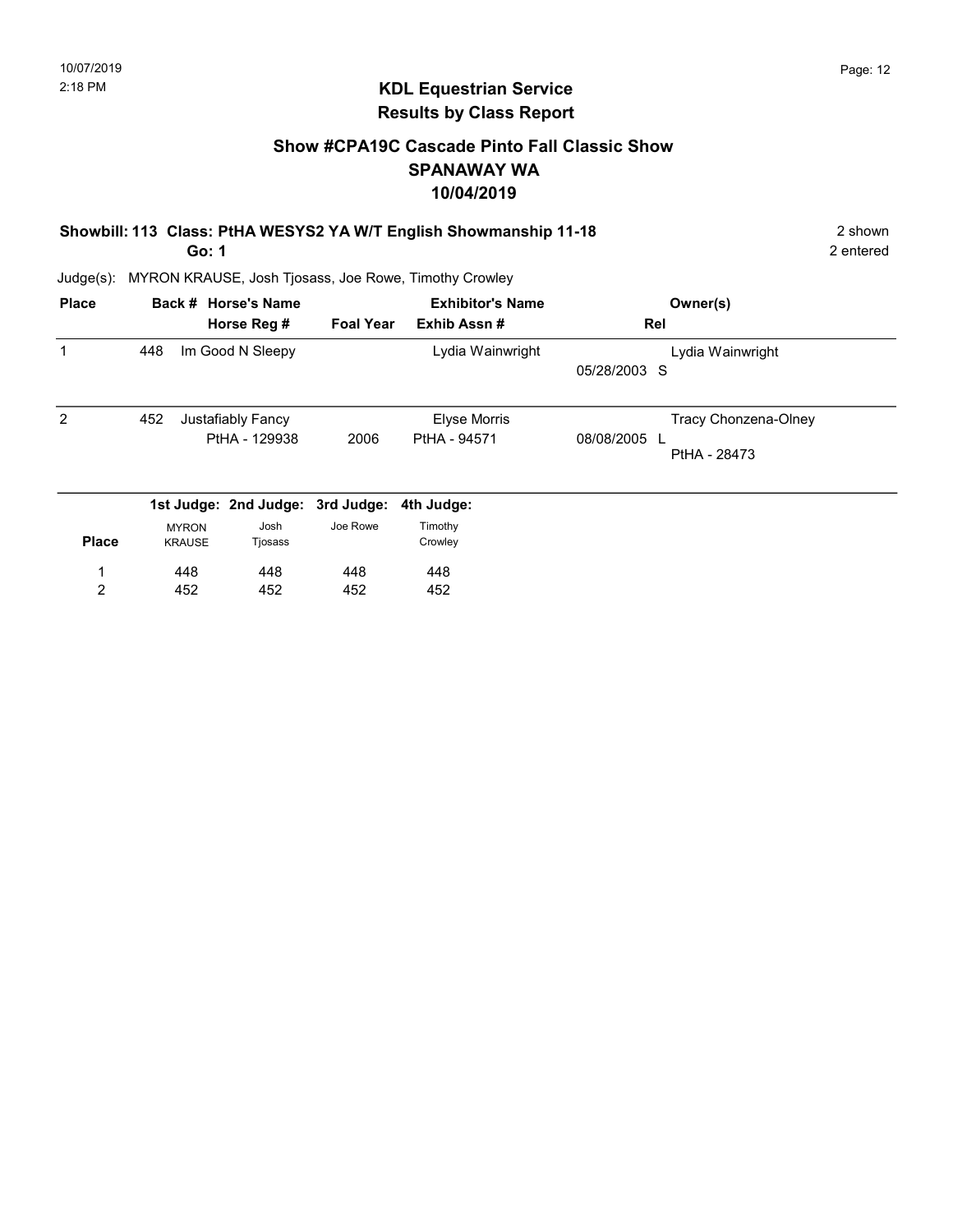## KDL Equestrian Service
## Results by Class Report

### Show #CPA19C Cascade Pinto Fall Classic Show
### SPANAWAY WA
### 10/04/2019

**Showbill: 113 Class: PtHA WESYS2 YA W/T English Showmanship 11-18** — 2 shown

**Go: 1** — 2 entered

Judge(s): MYRON KRAUSE, Josh Tjosass, Joe Rowe, Timothy Crowley

| Place | Back # | Horse's Name / Horse Reg # | Foal Year | Exhibitor's Name / Exhib Assn # | Rel | Owner(s) |
|---|---|---|---|---|---|---|
| 1 | 448 | Im Good N Sleepy | | Lydia Wainwright | 05/28/2003 S | Lydia Wainwright |
| 2 | 452 | Justafiably Fancy / PtHA - 129938 | 2006 | Elyse Morris / PtHA - 94571 | 08/08/2005 L | Tracy Chonzena-Olney / PtHA - 28473 |

| Place | 1st Judge: MYRON KRAUSE | 2nd Judge: Josh Tjosass | 3rd Judge: Joe Rowe | 4th Judge: Timothy Crowley |
|---|---|---|---|---|
| 1 | 448 | 448 | 448 | 448 |
| 2 | 452 | 452 | 452 | 452 |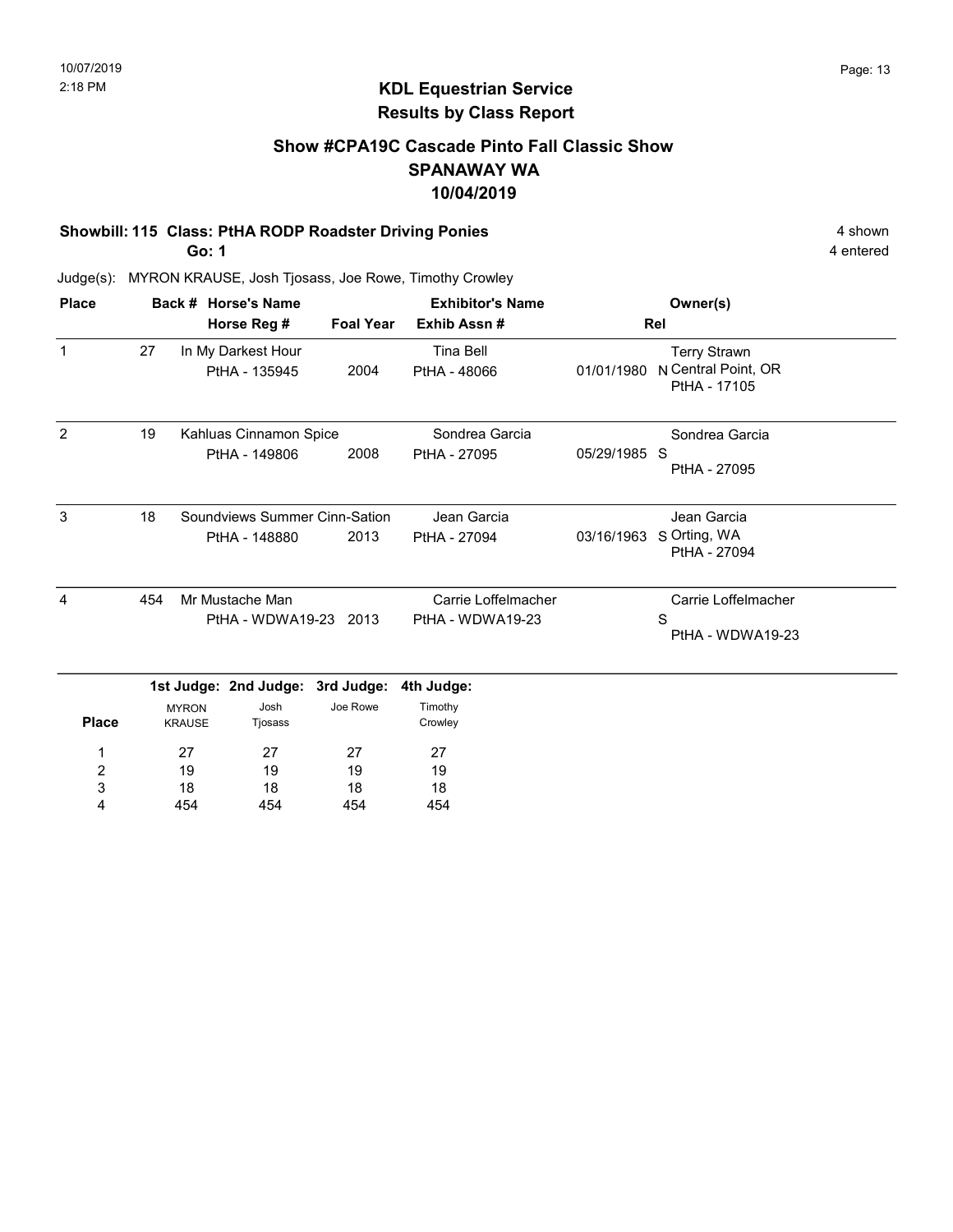# KDL Equestrian Service
## Results by Class Report

### Show #CPA19C Cascade Pinto Fall Classic Show
### SPANAWAY WA
### 10/04/2019

**Showbill: 115 Class: PtHA RODP Roadster Driving Ponies** — 4 shown

**Go: 1** — 4 entered

Judge(s): MYRON KRAUSE, Josh Tjosass, Joe Rowe, Timothy Crowley

| Place | Back # | Horse's Name / Horse Reg # | Foal Year | Exhibitor's Name / Exhib Assn # | | Rel | Owner(s) |
|---|---|---|---|---|---|---|---|
| 1 | 27 | In My Darkest Hour<br>PtHA - 135945 | 2004 | Tina Bell<br>PtHA - 48066 | 01/01/1980 | N | Terry Strawn<br>Central Point, OR<br>PtHA - 17105 |
| 2 | 19 | Kahluas Cinnamon Spice<br>PtHA - 149806 | 2008 | Sondrea Garcia<br>PtHA - 27095 | 05/29/1985 | S | Sondrea Garcia<br>PtHA - 27095 |
| 3 | 18 | Soundviews Summer Cinn-Sation<br>PtHA - 148880 | 2013 | Jean Garcia<br>PtHA - 27094 | 03/16/1963 | S | Jean Garcia<br>Orting, WA<br>PtHA - 27094 |
| 4 | 454 | Mr Mustache Man<br>PtHA - WDWA19-23 | 2013 | Carrie Loffelmacher<br>PtHA - WDWA19-23 | | S | Carrie Loffelmacher<br>PtHA - WDWA19-23 |

| Place | 1st Judge: MYRON KRAUSE | 2nd Judge: Josh Tjosass | 3rd Judge: Joe Rowe | 4th Judge: Timothy Crowley |
|---|---|---|---|---|
| 1 | 27 | 27 | 27 | 27 |
| 2 | 19 | 19 | 19 | 19 |
| 3 | 18 | 18 | 18 | 18 |
| 4 | 454 | 454 | 454 | 454 |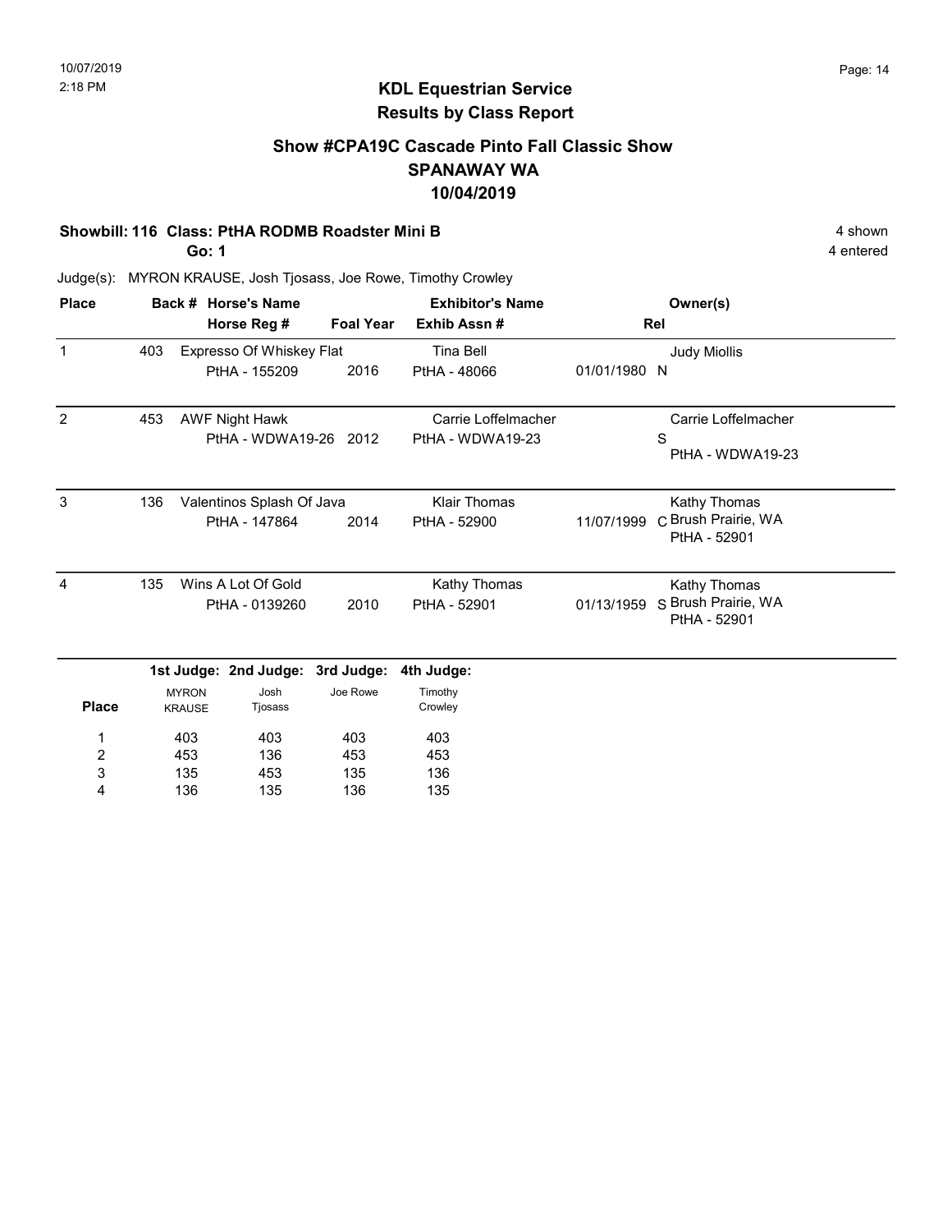## KDL Equestrian Service
## Results by Class Report

### Show #CPA19C Cascade Pinto Fall Classic Show
### SPANAWAY WA
### 10/04/2019

**Showbill: 116 Class: PtHA RODMB Roadster Mini B** — 4 shown

**Go: 1** — 4 entered

Judge(s): MYRON KRAUSE, Josh Tjosass, Joe Rowe, Timothy Crowley

| Place | Back # | Horse's Name / Horse Reg # | Foal Year | Exhibitor's Name / Exhib Assn # | Rel | Owner(s) |
|---|---|---|---|---|---|---|
| 1 | 403 | Expresso Of Whiskey Flat<br>PtHA - 155209 | 2016 | Tina Bell<br>PtHA - 48066 | 01/01/1980 N | Judy Miollis |
| 2 | 453 | AWF Night Hawk<br>PtHA - WDWA19-26 | 2012 | Carrie Loffelmacher<br>PtHA - WDWA19-23 | S | Carrie Loffelmacher<br>PtHA - WDWA19-23 |
| 3 | 136 | Valentinos Splash Of Java<br>PtHA - 147864 | 2014 | Klair Thomas<br>PtHA - 52900 | 11/07/1999 C | Kathy Thomas<br>Brush Prairie, WA<br>PtHA - 52901 |
| 4 | 135 | Wins A Lot Of Gold<br>PtHA - 0139260 | 2010 | Kathy Thomas<br>PtHA - 52901 | 01/13/1959 S | Kathy Thomas<br>Brush Prairie, WA<br>PtHA - 52901 |

| Place | 1st Judge: MYRON KRAUSE | 2nd Judge: Josh Tjosass | 3rd Judge: Joe Rowe | 4th Judge: Timothy Crowley |
|---|---|---|---|---|
| 1 | 403 | 403 | 403 | 403 |
| 2 | 453 | 136 | 453 | 453 |
| 3 | 135 | 453 | 135 | 136 |
| 4 | 136 | 135 | 136 | 135 |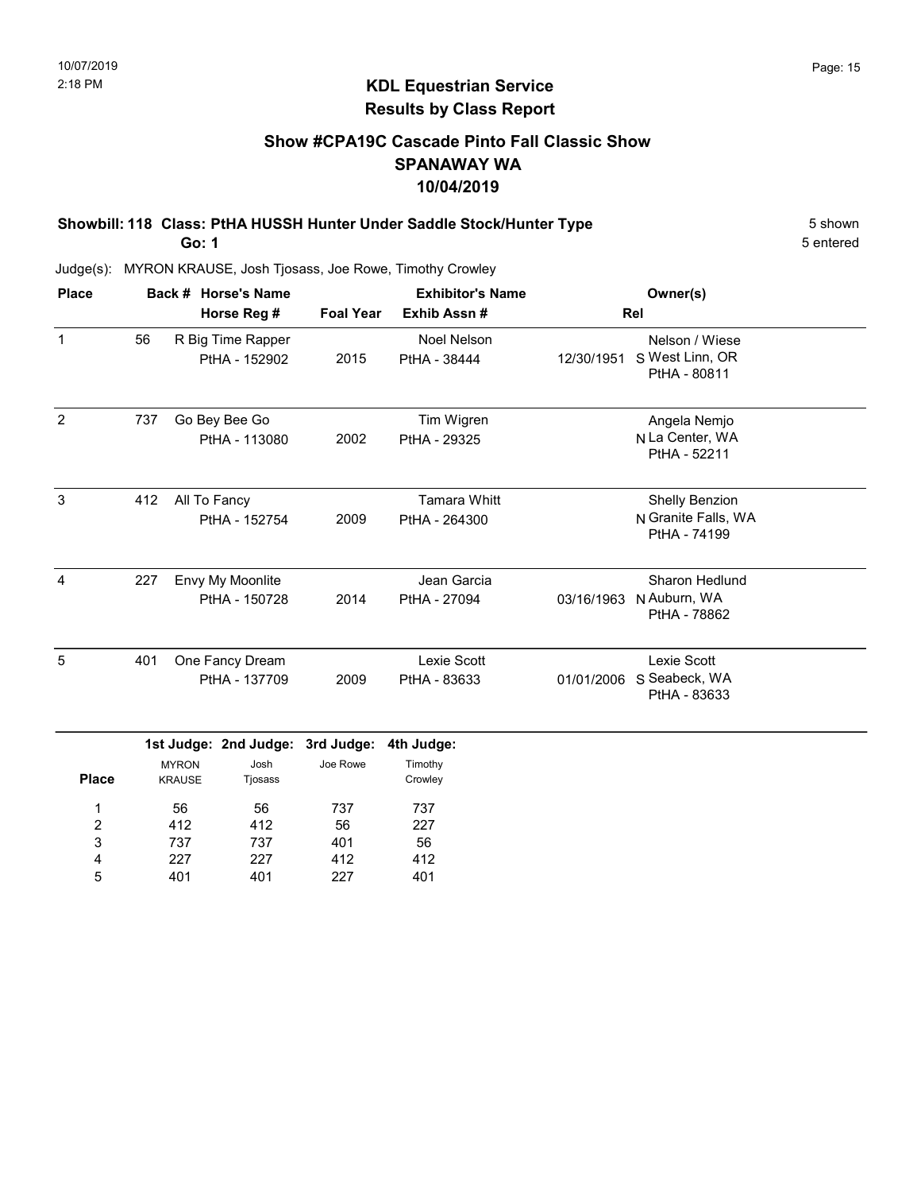## KDL Equestrian Service
## Results by Class Report

### Show #CPA19C Cascade Pinto Fall Classic Show
### SPANAWAY WA
### 10/04/2019

**Showbill: 118 Class: PtHA HUSSH Hunter Under Saddle Stock/Hunter Type** — 5 shown

**Go: 1** — 5 entered

Judge(s): MYRON KRAUSE, Josh Tjosass, Joe Rowe, Timothy Crowley

| Place | Back # | Horse's Name / Horse Reg # | Foal Year | Exhibitor's Name / Exhib Assn # | Rel | Owner(s) |
|---|---|---|---|---|---|---|
| 1 | 56 | R Big Time Rapper<br>PtHA - 152902 | 2015 | Noel Nelson<br>PtHA - 38444 | 12/30/1951 S | Nelson / Wiese<br>West Linn, OR<br>PtHA - 80811 |
| 2 | 737 | Go Bey Bee Go<br>PtHA - 113080 | 2002 | Tim Wigren<br>PtHA - 29325 | N | Angela Nemjo<br>La Center, WA<br>PtHA - 52211 |
| 3 | 412 | All To Fancy<br>PtHA - 152754 | 2009 | Tamara Whitt<br>PtHA - 264300 | N | Shelly Benzion<br>Granite Falls, WA<br>PtHA - 74199 |
| 4 | 227 | Envy My Moonlite<br>PtHA - 150728 | 2014 | Jean Garcia<br>PtHA - 27094 | 03/16/1963 N | Sharon Hedlund<br>Auburn, WA<br>PtHA - 78862 |
| 5 | 401 | One Fancy Dream<br>PtHA - 137709 | 2009 | Lexie Scott<br>PtHA - 83633 | 01/01/2006 S | Lexie Scott<br>Seabeck, WA<br>PtHA - 83633 |

| Place | 1st Judge: MYRON KRAUSE | 2nd Judge: Josh Tjosass | 3rd Judge: Joe Rowe | 4th Judge: Timothy Crowley |
|---|---|---|---|---|
| 1 | 56 | 56 | 737 | 737 |
| 2 | 412 | 412 | 56 | 227 |
| 3 | 737 | 737 | 401 | 56 |
| 4 | 227 | 227 | 412 | 412 |
| 5 | 401 | 401 | 227 | 401 |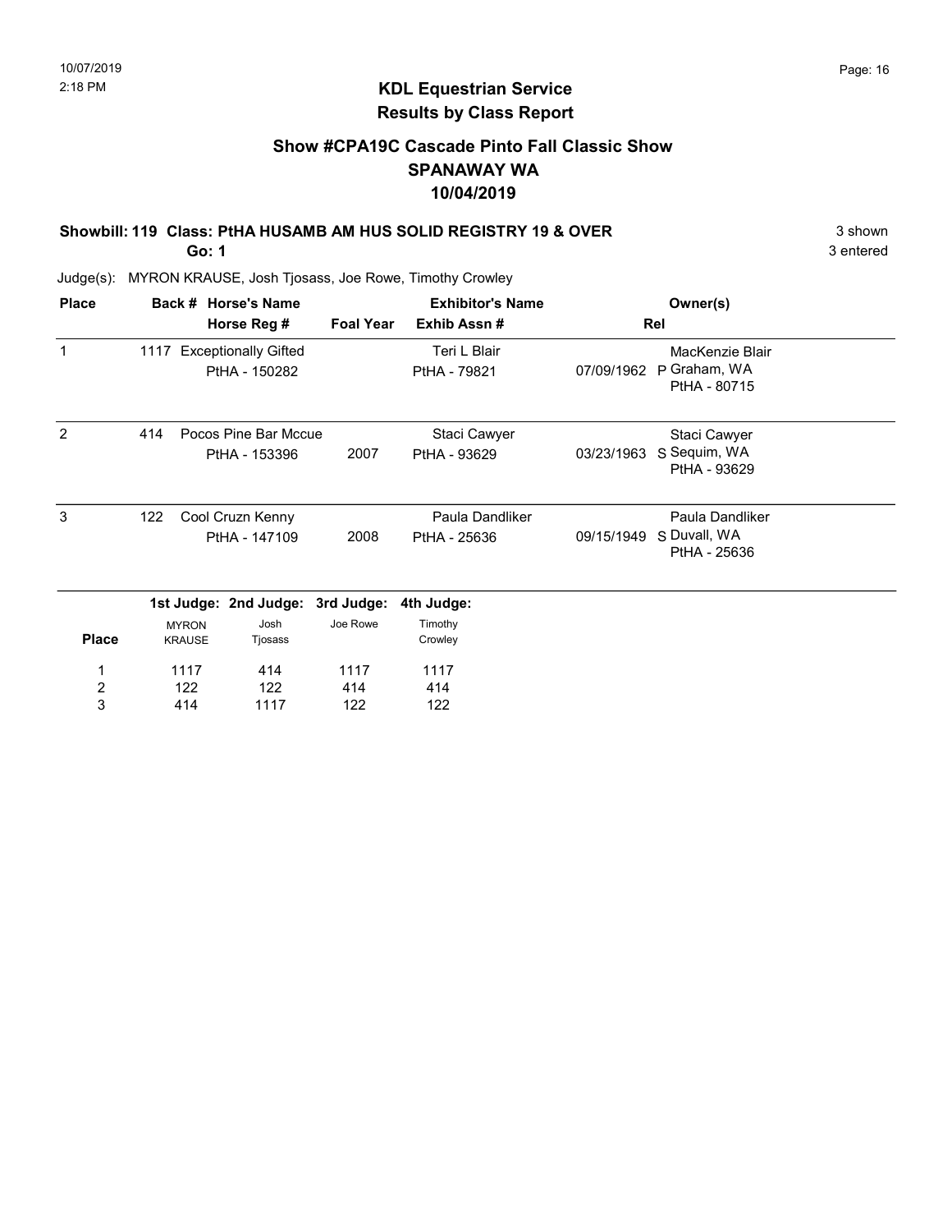## KDL Equestrian Service
## Results by Class Report

### Show #CPA19C Cascade Pinto Fall Classic Show
### SPANAWAY WA
### 10/04/2019

**Showbill: 119 Class: PtHA HUSAMB AM HUS SOLID REGISTRY 19 & OVER** — 3 shown

**Go: 1** — 3 entered

Judge(s): MYRON KRAUSE, Josh Tjosass, Joe Rowe, Timothy Crowley

| Place | Back # | Horse's Name / Horse Reg # | Foal Year | Exhibitor's Name / Exhib Assn # | Rel | Owner(s) |
|---|---|---|---|---|---|---|
| 1 | 1117 | Exceptionally Gifted<br>PtHA - 150282 | | Teri L Blair<br>PtHA - 79821 | 07/09/1962 P | MacKenzie Blair<br>Graham, WA<br>PtHA - 80715 |
| 2 | 414 | Pocos Pine Bar Mccue<br>PtHA - 153396 | 2007 | Staci Cawyer<br>PtHA - 93629 | 03/23/1963 S | Staci Cawyer<br>Sequim, WA<br>PtHA - 93629 |
| 3 | 122 | Cool Cruzn Kenny<br>PtHA - 147109 | 2008 | Paula Dandliker<br>PtHA - 25636 | 09/15/1949 S | Paula Dandliker<br>Duvall, WA<br>PtHA - 25636 |

| Place | 1st Judge: MYRON KRAUSE | 2nd Judge: Josh Tjosass | 3rd Judge: Joe Rowe | 4th Judge: Timothy Crowley |
|---|---|---|---|---|
| 1 | 1117 | 414 | 1117 | 1117 |
| 2 | 122 | 122 | 414 | 414 |
| 3 | 414 | 1117 | 122 | 122 |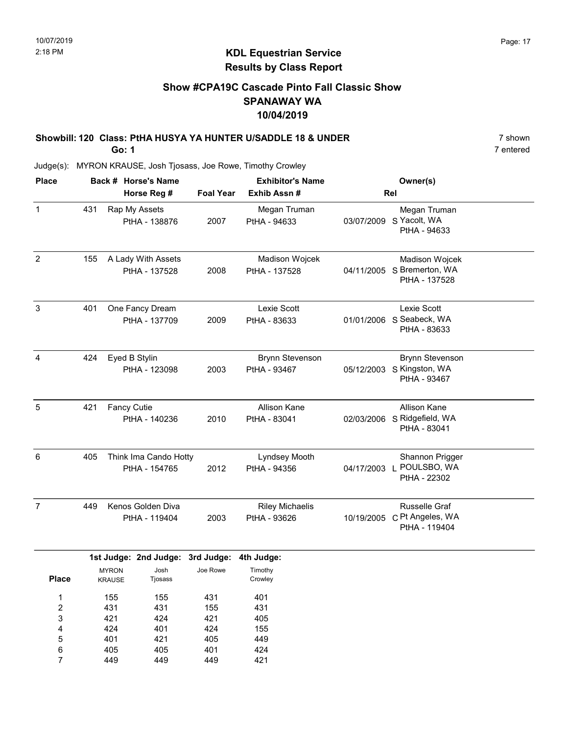# KDL Equestrian Service
## Results by Class Report

### Show #CPA19C Cascade Pinto Fall Classic Show
### SPANAWAY WA
### 10/04/2019

**Showbill: 120 Class: PtHA HUSYA YA HUNTER U/SADDLE 18 & UNDER** — 7 shown

**Go: 1** — 7 entered

Judge(s): MYRON KRAUSE, Josh Tjosass, Joe Rowe, Timothy Crowley

| Place | Back # | Horse's Name / Horse Reg # | Foal Year | Exhibitor's Name / Exhib Assn # | Rel | Owner(s) |
|---|---|---|---|---|---|---|
| 1 | 431 | Rap My Assets<br>PtHA - 138876 | 2007 | Megan Truman<br>PtHA - 94633 | 03/07/2009 S | Megan Truman<br>Yacolt, WA<br>PtHA - 94633 |
| 2 | 155 | A Lady With Assets<br>PtHA - 137528 | 2008 | Madison Wojcek<br>PtHA - 137528 | 04/11/2005 S | Madison Wojcek<br>Bremerton, WA<br>PtHA - 137528 |
| 3 | 401 | One Fancy Dream<br>PtHA - 137709 | 2009 | Lexie Scott<br>PtHA - 83633 | 01/01/2006 S | Lexie Scott<br>Seabeck, WA<br>PtHA - 83633 |
| 4 | 424 | Eyed B Stylin<br>PtHA - 123098 | 2003 | Brynn Stevenson<br>PtHA - 93467 | 05/12/2003 S | Brynn Stevenson<br>Kingston, WA<br>PtHA - 93467 |
| 5 | 421 | Fancy Cutie<br>PtHA - 140236 | 2010 | Allison Kane<br>PtHA - 83041 | 02/03/2006 S | Allison Kane<br>Ridgefield, WA<br>PtHA - 83041 |
| 6 | 405 | Think Ima Cando Hotty<br>PtHA - 154765 | 2012 | Lyndsey Mooth<br>PtHA - 94356 | 04/17/2003 L | Shannon Prigger<br>POULSBO, WA<br>PtHA - 22302 |
| 7 | 449 | Kenos Golden Diva<br>PtHA - 119404 | 2003 | Riley Michaelis<br>PtHA - 93626 | 10/19/2005 C | Russelle Graf<br>Pt Angeles, WA<br>PtHA - 119404 |

| Place | 1st Judge: MYRON KRAUSE | 2nd Judge: Josh Tjosass | 3rd Judge: Joe Rowe | 4th Judge: Timothy Crowley |
|---|---|---|---|---|
| 1 | 155 | 155 | 431 | 401 |
| 2 | 431 | 431 | 155 | 431 |
| 3 | 421 | 424 | 421 | 405 |
| 4 | 424 | 401 | 424 | 155 |
| 5 | 401 | 421 | 405 | 449 |
| 6 | 405 | 405 | 401 | 424 |
| 7 | 449 | 449 | 449 | 421 |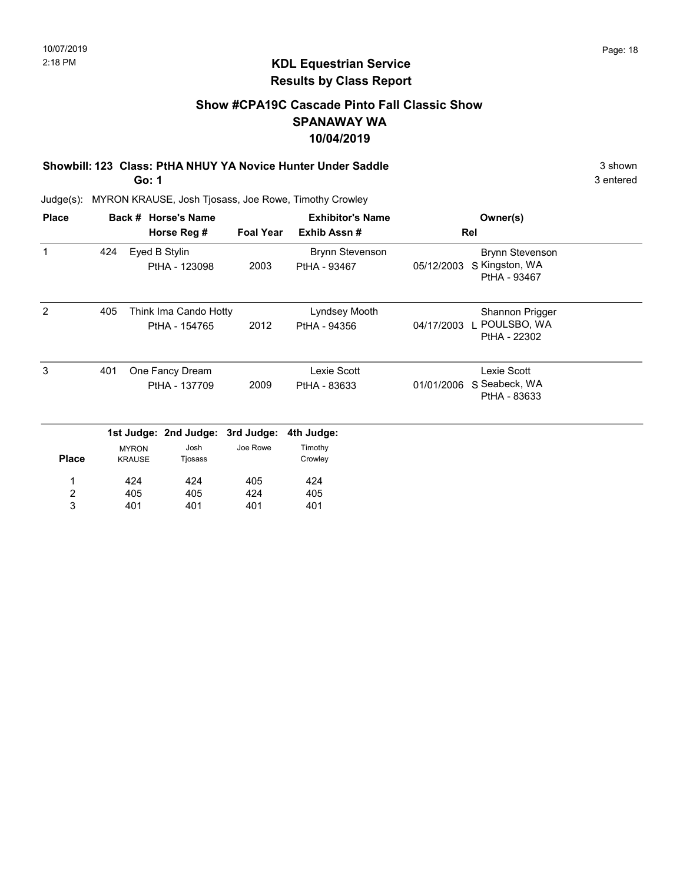## KDL Equestrian Service
## Results by Class Report

### Show #CPA19C Cascade Pinto Fall Classic Show
### SPANAWAY WA
### 10/04/2019

**Showbill: 123 Class: PtHA NHUY YA Novice Hunter Under Saddle** — 3 shown

**Go: 1** — 3 entered

Judge(s): MYRON KRAUSE, Josh Tjosass, Joe Rowe, Timothy Crowley

| Place | Back # | Horse's Name / Horse Reg # | Foal Year | Exhibitor's Name / Exhib Assn # | Rel | Owner(s) |
|---|---|---|---|---|---|---|
| 1 | 424 | Eyed B Stylin<br>PtHA - 123098 | 2003 | Brynn Stevenson<br>PtHA - 93467 | 05/12/2003 S | Brynn Stevenson<br>Kingston, WA<br>PtHA - 93467 |
| 2 | 405 | Think Ima Cando Hotty<br>PtHA - 154765 | 2012 | Lyndsey Mooth<br>PtHA - 94356 | 04/17/2003 L | Shannon Prigger<br>POULSBO, WA<br>PtHA - 22302 |
| 3 | 401 | One Fancy Dream<br>PtHA - 137709 | 2009 | Lexie Scott<br>PtHA - 83633 | 01/01/2006 S | Lexie Scott<br>Seabeck, WA<br>PtHA - 83633 |

| Place | 1st Judge: MYRON KRAUSE | 2nd Judge: Josh Tjosass | 3rd Judge: Joe Rowe | 4th Judge: Timothy Crowley |
|---|---|---|---|---|
| 1 | 424 | 424 | 405 | 424 |
| 2 | 405 | 405 | 424 | 405 |
| 3 | 401 | 401 | 401 | 401 |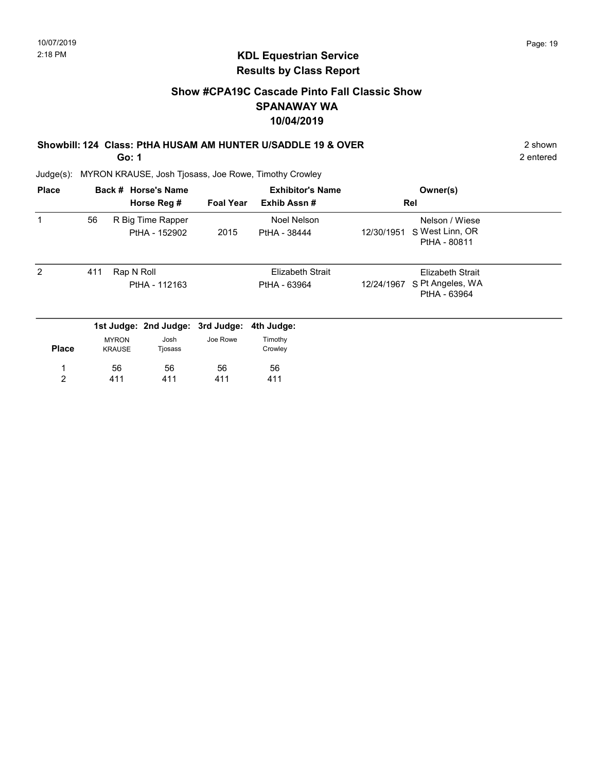10/07/2019
2:18 PM

## KDL Equestrian Service
## Results by Class Report

### Show #CPA19C Cascade Pinto Fall Classic Show
### SPANAWAY WA
### 10/04/2019

**Showbill: 124 Class: PtHA HUSAM AM HUNTER U/SADDLE 19 & OVER** — 2 shown

**Go: 1** — 2 entered

Judge(s): MYRON KRAUSE, Josh Tjosass, Joe Rowe, Timothy Crowley

| Place | Back # | Horse's Name / Horse Reg # | Foal Year | Exhibitor's Name / Exhib Assn # | Rel | Owner(s) |
|---|---|---|---|---|---|---|
| 1 | 56 | R Big Time Rapper / PtHA - 152902 | 2015 | Noel Nelson / PtHA - 38444 | 12/30/1951 S | Nelson / Wiese, West Linn, OR, PtHA - 80811 |
| 2 | 411 | Rap N Roll / PtHA - 112163 | | Elizabeth Strait / PtHA - 63964 | 12/24/1967 S | Elizabeth Strait, Pt Angeles, WA, PtHA - 63964 |

| Place | 1st Judge: MYRON KRAUSE | 2nd Judge: Josh Tjosass | 3rd Judge: Joe Rowe | 4th Judge: Timothy Crowley |
|---|---|---|---|---|
| 1 | 56 | 56 | 56 | 56 |
| 2 | 411 | 411 | 411 | 411 |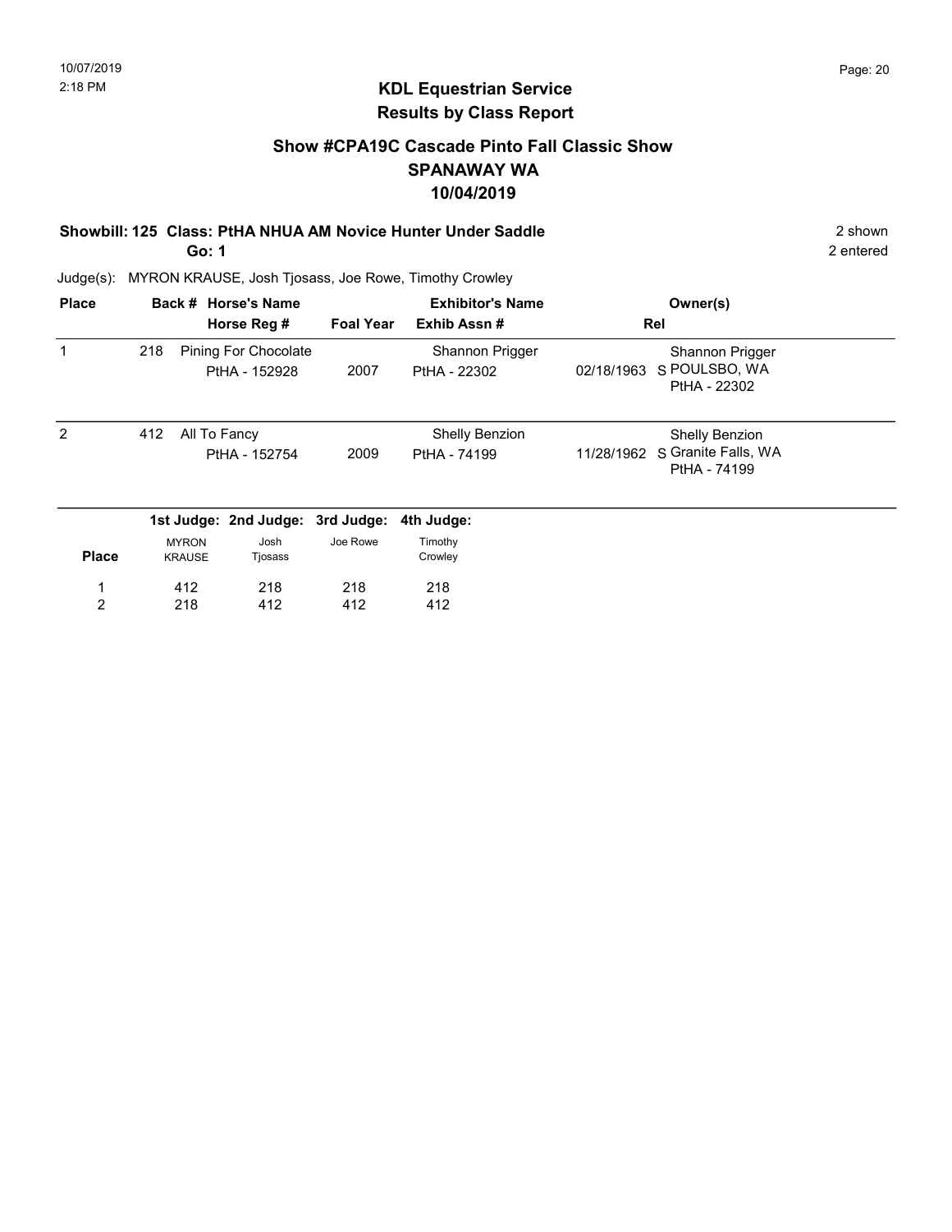## KDL Equestrian Service
## Results by Class Report

### Show #CPA19C Cascade Pinto Fall Classic Show
### SPANAWAY WA
### 10/04/2019

**Showbill: 125 Class: PtHA NHUA AM Novice Hunter Under Saddle** — 2 shown

**Go: 1** — 2 entered

Judge(s): MYRON KRAUSE, Josh Tjosass, Joe Rowe, Timothy Crowley

| Place | Back # | Horse's Name / Horse Reg # | Foal Year | Exhibitor's Name / Exhib Assn # | Rel | Owner(s) |
|---|---|---|---|---|---|---|
| 1 | 218 | Pining For Chocolate<br>PtHA - 152928 | 2007 | Shannon Prigger<br>PtHA - 22302 | 02/18/1963 S | Shannon Prigger<br>POULSBO, WA<br>PtHA - 22302 |
| 2 | 412 | All To Fancy<br>PtHA - 152754 | 2009 | Shelly Benzion<br>PtHA - 74199 | 11/28/1962 S | Shelly Benzion<br>Granite Falls, WA<br>PtHA - 74199 |

| Place | 1st Judge: MYRON KRAUSE | 2nd Judge: Josh Tjosass | 3rd Judge: Joe Rowe | 4th Judge: Timothy Crowley |
|---|---|---|---|---|
| 1 | 412 | 218 | 218 | 218 |
| 2 | 218 | 412 | 412 | 412 |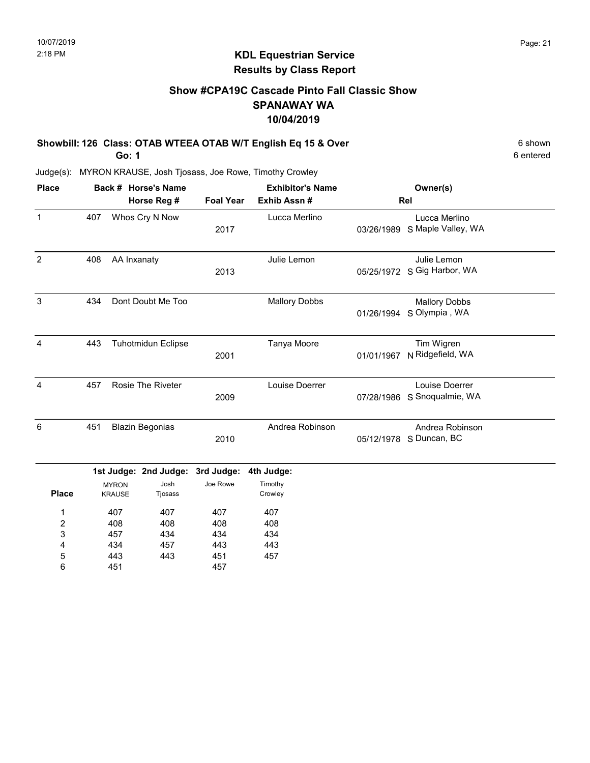# KDL Equestrian Service
## Results by Class Report

### Show #CPA19C Cascade Pinto Fall Classic Show
### SPANAWAY WA
### 10/04/2019

**Showbill: 126 Class: OTAB WTEEA OTAB W/T English Eq 15 & Over** — 6 shown, 6 entered

**Go: 1**

Judge(s): MYRON KRAUSE, Josh Tjosass, Joe Rowe, Timothy Crowley

| Place | Back # | Horse's Name / Horse Reg # | Foal Year | Exhibitor's Name / Exhib Assn # | Rel | Owner(s) |
|---|---|---|---|---|---|---|
| 1 | 407 | Whos Cry N Now | 2017 | Lucca Merlino | 03/26/1989 S | Lucca Merlino, Maple Valley, WA |
| 2 | 408 | AA Inxanaty | 2013 | Julie Lemon | 05/25/1972 S | Julie Lemon, Gig Harbor, WA |
| 3 | 434 | Dont Doubt Me Too | | Mallory Dobbs | 01/26/1994 S | Mallory Dobbs, Olympia , WA |
| 4 | 443 | Tuhotmidun Eclipse | 2001 | Tanya Moore | 01/01/1967 N | Tim Wigren, Ridgefield, WA |
| 4 | 457 | Rosie The Riveter | 2009 | Louise Doerrer | 07/28/1986 S | Louise Doerrer, Snoqualmie, WA |
| 6 | 451 | Blazin Begonias | 2010 | Andrea Robinson | 05/12/1978 S | Andrea Robinson, Duncan, BC |

| Place | 1st Judge: MYRON KRAUSE | 2nd Judge: Josh Tjosass | 3rd Judge: Joe Rowe | 4th Judge: Timothy Crowley |
|---|---|---|---|---|
| 1 | 407 | 407 | 407 | 407 |
| 2 | 408 | 408 | 408 | 408 |
| 3 | 457 | 434 | 434 | 434 |
| 4 | 434 | 457 | 443 | 443 |
| 5 | 443 | 443 | 451 | 457 |
| 6 | 451 | | 457 | |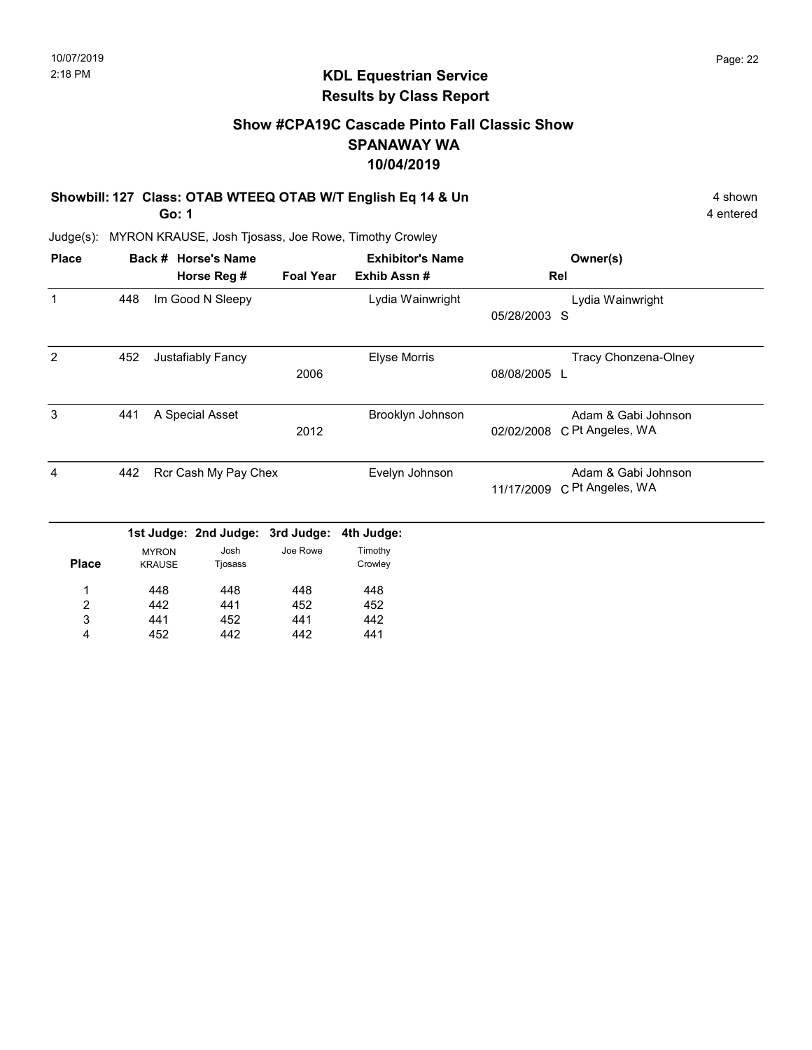## KDL Equestrian Service
## Results by Class Report

### Show #CPA19C Cascade Pinto Fall Classic Show
### SPANAWAY WA
### 10/04/2019

**Showbill: 127 Class: OTAB WTEEQ OTAB W/T English Eq 14 & Un** — 4 shown

**Go: 1** — 4 entered

Judge(s): MYRON KRAUSE, Josh Tjosass, Joe Rowe, Timothy Crowley

| Place | Back # | Horse's Name / Horse Reg # | Foal Year | Exhibitor's Name / Exhib Assn # | Rel | Owner(s) |
|---|---|---|---|---|---|---|
| 1 | 448 | Im Good N Sleepy | | Lydia Wainwright | 05/28/2003 S | Lydia Wainwright |
| 2 | 452 | Justafiably Fancy | 2006 | Elyse Morris | 08/08/2005 L | Tracy Chonzena-Olney |
| 3 | 441 | A Special Asset | 2012 | Brooklyn Johnson | 02/02/2008 C | Adam & Gabi Johnson Pt Angeles, WA |
| 4 | 442 | Rcr Cash My Pay Chex | | Evelyn Johnson | 11/17/2009 C | Adam & Gabi Johnson Pt Angeles, WA |

| Place | 1st Judge: MYRON KRAUSE | 2nd Judge: Josh Tjosass | 3rd Judge: Joe Rowe | 4th Judge: Timothy Crowley |
|---|---|---|---|---|
| 1 | 448 | 448 | 448 | 448 |
| 2 | 442 | 441 | 452 | 452 |
| 3 | 441 | 452 | 441 | 442 |
| 4 | 452 | 442 | 442 | 441 |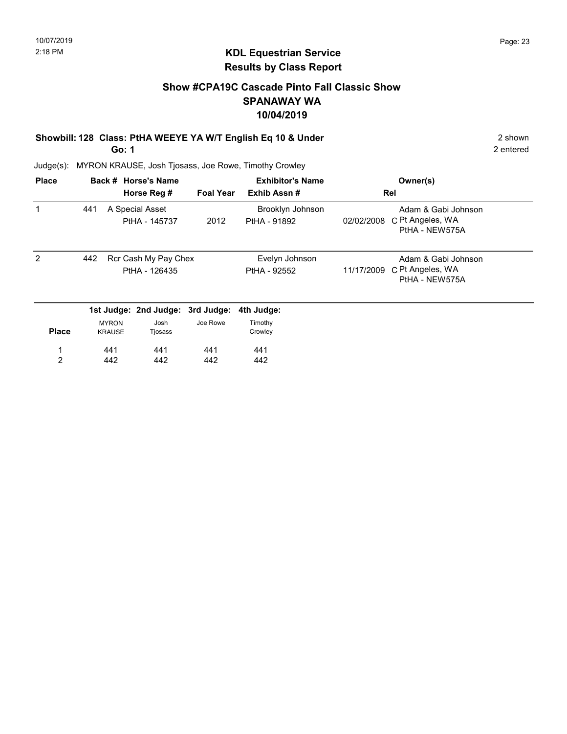## KDL Equestrian Service
## Results by Class Report

### Show #CPA19C Cascade Pinto Fall Classic Show
### SPANAWAY WA
### 10/04/2019

**Showbill: 128 Class: PtHA WEEYE YA W/T English Eq 10 & Under** — 2 shown

**Go: 1** — 2 entered

Judge(s): MYRON KRAUSE, Josh Tjosass, Joe Rowe, Timothy Crowley

| Place | Back # | Horse's Name / Horse Reg # | Foal Year | Exhibitor's Name / Exhib Assn # | Rel | Owner(s) |
|---|---|---|---|---|---|---|
| 1 | 441 | A Special Asset<br>PtHA - 145737 | 2012 | Brooklyn Johnson<br>PtHA - 91892 | 02/02/2008 C | Adam & Gabi Johnson<br>Pt Angeles, WA<br>PtHA - NEW575A |
| 2 | 442 | Rcr Cash My Pay Chex<br>PtHA - 126435 | | Evelyn Johnson<br>PtHA - 92552 | 11/17/2009 C | Adam & Gabi Johnson<br>Pt Angeles, WA<br>PtHA - NEW575A |

| Place | 1st Judge: MYRON KRAUSE | 2nd Judge: Josh Tjosass | 3rd Judge: Joe Rowe | 4th Judge: Timothy Crowley |
|---|---|---|---|---|
| 1 | 441 | 441 | 441 | 441 |
| 2 | 442 | 442 | 442 | 442 |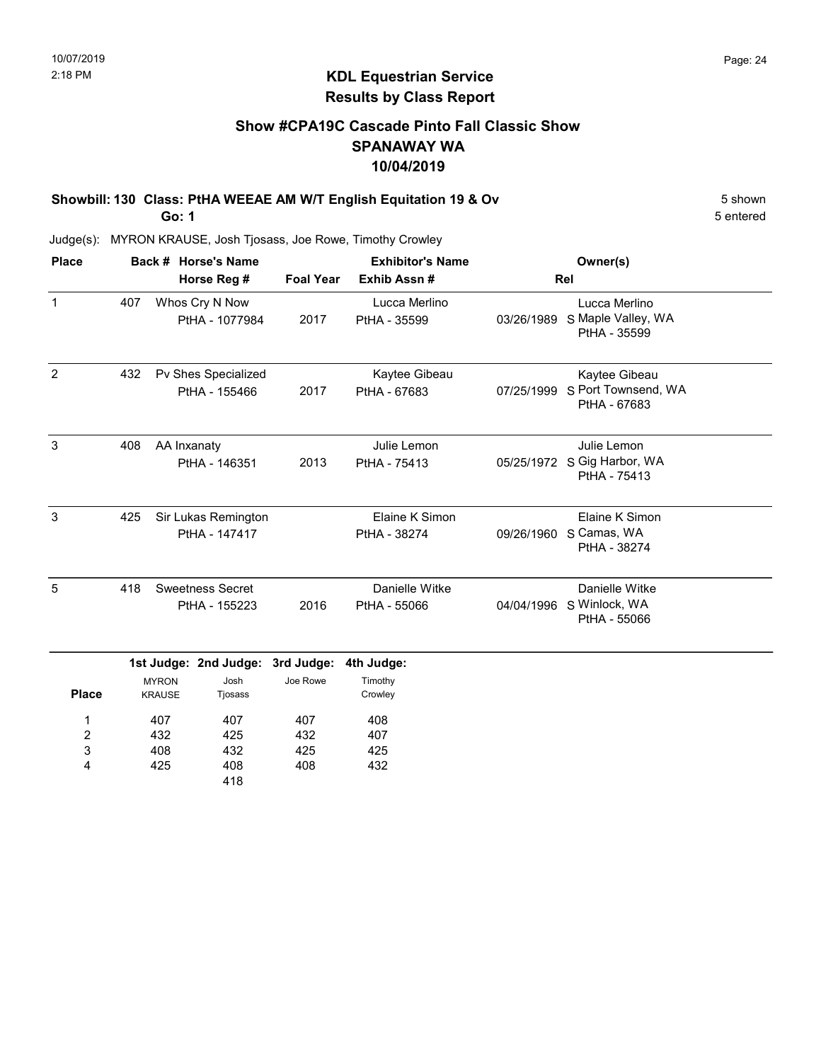## KDL Equestrian Service
## Results by Class Report

### Show #CPA19C Cascade Pinto Fall Classic Show
### SPANAWAY WA
### 10/04/2019

**Showbill: 130 Class: PtHA WEEAE AM W/T English Equitation 19 & Ov** — 5 shown

**Go: 1** — 5 entered

Judge(s): MYRON KRAUSE, Josh Tjosass, Joe Rowe, Timothy Crowley

| Place | Back # | Horse's Name / Horse Reg # | Foal Year | Exhibitor's Name / Exhib Assn # | Rel | Owner(s) |
|---|---|---|---|---|---|---|
| 1 | 407 | Whos Cry N Now<br>PtHA - 1077984 | 2017 | Lucca Merlino<br>PtHA - 35599 | 03/26/1989 S | Lucca Merlino<br>Maple Valley, WA<br>PtHA - 35599 |
| 2 | 432 | Pv Shes Specialized<br>PtHA - 155466 | 2017 | Kaytee Gibeau<br>PtHA - 67683 | 07/25/1999 S | Kaytee Gibeau<br>Port Townsend, WA<br>PtHA - 67683 |
| 3 | 408 | AA Inxanaty<br>PtHA - 146351 | 2013 | Julie Lemon<br>PtHA - 75413 | 05/25/1972 S | Julie Lemon<br>Gig Harbor, WA<br>PtHA - 75413 |
| 3 | 425 | Sir Lukas Remington<br>PtHA - 147417 | | Elaine K Simon<br>PtHA - 38274 | 09/26/1960 S | Elaine K Simon<br>Camas, WA<br>PtHA - 38274 |
| 5 | 418 | Sweetness Secret<br>PtHA - 155223 | 2016 | Danielle Witke<br>PtHA - 55066 | 04/04/1996 S | Danielle Witke<br>Winlock, WA<br>PtHA - 55066 |

| Place | 1st Judge: MYRON KRAUSE | 2nd Judge: Josh Tjosass | 3rd Judge: Joe Rowe | 4th Judge: Timothy Crowley |
|---|---|---|---|---|
| 1 | 407 | 407 | 407 | 408 |
| 2 | 432 | 425 | 432 | 407 |
| 3 | 408 | 432 | 425 | 425 |
| 4 | 425 | 408 | 408 | 432 |
| | | 418 | | |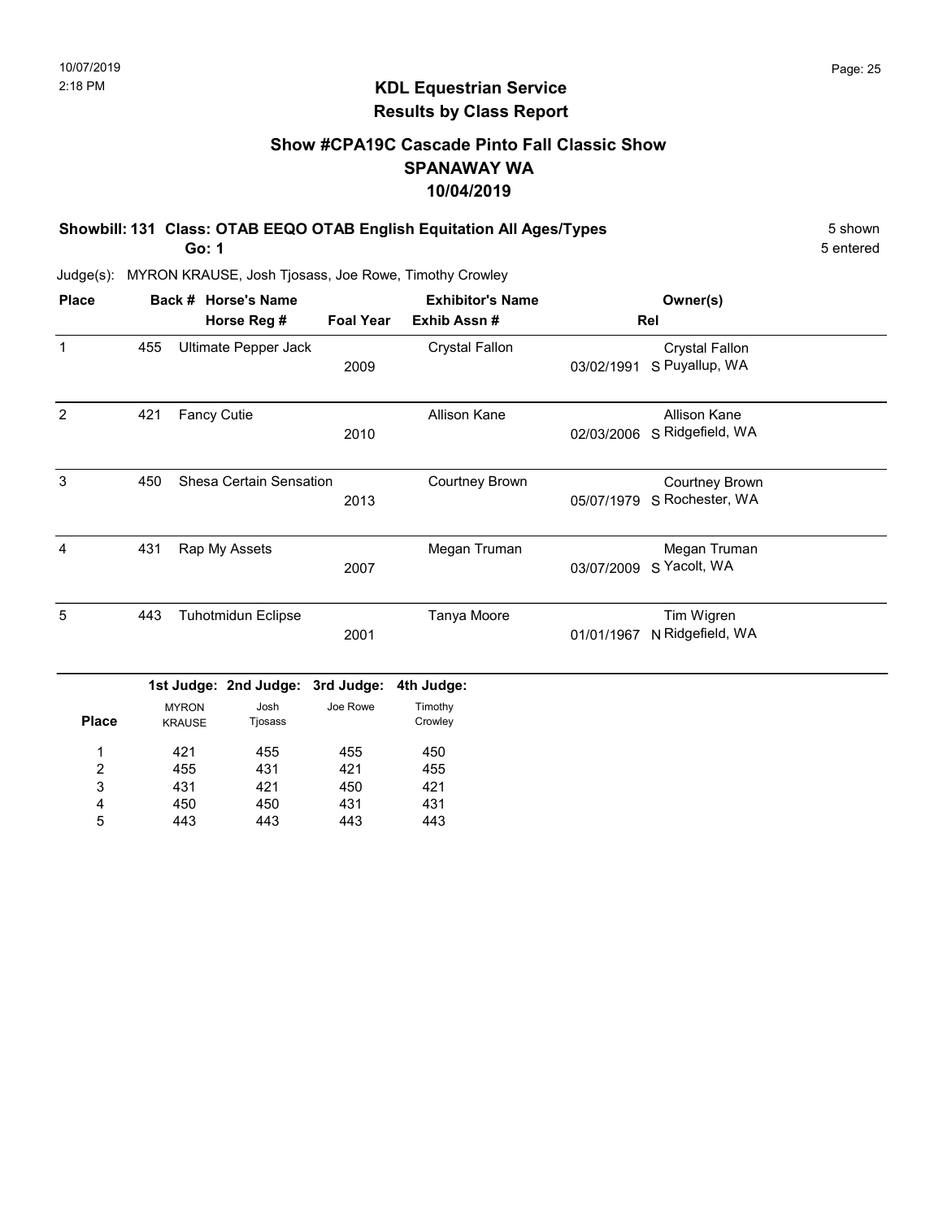# KDL Equestrian Service
## Results by Class Report

### Show #CPA19C Cascade Pinto Fall Classic Show
### SPANAWAY WA
### 10/04/2019

**Showbill: 131 Class: OTAB EEQO OTAB English Equitation All Ages/Types** 5 shown

**Go: 1** 5 entered

Judge(s): MYRON KRAUSE, Josh Tjosass, Joe Rowe, Timothy Crowley

| Place | Back # | Horse's Name / Horse Reg # | Foal Year | Exhibitor's Name / Exhib Assn # | Rel | Owner(s) |
|---|---|---|---|---|---|---|
| 1 | 455 | Ultimate Pepper Jack | 2009 | Crystal Fallon | 03/02/1991 S | Crystal Fallon<br>Puyallup, WA |
| 2 | 421 | Fancy Cutie | 2010 | Allison Kane | 02/03/2006 S | Allison Kane<br>Ridgefield, WA |
| 3 | 450 | Shesa Certain Sensation | 2013 | Courtney Brown | 05/07/1979 S | Courtney Brown<br>Rochester, WA |
| 4 | 431 | Rap My Assets | 2007 | Megan Truman | 03/07/2009 S | Megan Truman<br>Yacolt, WA |
| 5 | 443 | Tuhotmidun Eclipse | 2001 | Tanya Moore | 01/01/1967 N | Tim Wigren<br>Ridgefield, WA |

| Place | 1st Judge: MYRON KRAUSE | 2nd Judge: Josh Tjosass | 3rd Judge: Joe Rowe | 4th Judge: Timothy Crowley |
|---|---|---|---|---|
| 1 | 421 | 455 | 455 | 450 |
| 2 | 455 | 431 | 421 | 455 |
| 3 | 431 | 421 | 450 | 421 |
| 4 | 450 | 450 | 431 | 431 |
| 5 | 443 | 443 | 443 | 443 |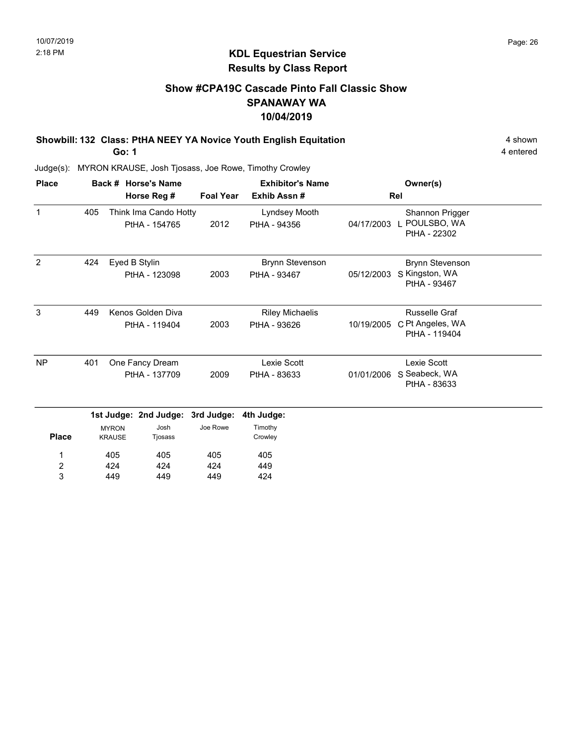# KDL Equestrian Service
## Results by Class Report

### Show #CPA19C Cascade Pinto Fall Classic Show
### SPANAWAY WA
### 10/04/2019

**Showbill: 132 Class: PtHA NEEY YA Novice Youth English Equitation** — 4 shown

**Go: 1** — 4 entered

Judge(s): MYRON KRAUSE, Josh Tjosass, Joe Rowe, Timothy Crowley

| Place | Back # | Horse's Name / Horse Reg # | Foal Year | Exhibitor's Name / Exhib Assn # | | Rel | Owner(s) |
|---|---|---|---|---|---|---|---|
| 1 | 405 | Think Ima Cando Hotty<br>PtHA - 154765 | 2012 | Lyndsey Mooth<br>PtHA - 94356 | 04/17/2003 | L | Shannon Prigger<br>POULSBO, WA<br>PtHA - 22302 |
| 2 | 424 | Eyed B Stylin<br>PtHA - 123098 | 2003 | Brynn Stevenson<br>PtHA - 93467 | 05/12/2003 | S | Brynn Stevenson<br>Kingston, WA<br>PtHA - 93467 |
| 3 | 449 | Kenos Golden Diva<br>PtHA - 119404 | 2003 | Riley Michaelis<br>PtHA - 93626 | 10/19/2005 | C | Russelle Graf<br>Pt Angeles, WA<br>PtHA - 119404 |
| NP | 401 | One Fancy Dream<br>PtHA - 137709 | 2009 | Lexie Scott<br>PtHA - 83633 | 01/01/2006 | S | Lexie Scott<br>Seabeck, WA<br>PtHA - 83633 |

| Place | 1st Judge: MYRON KRAUSE | 2nd Judge: Josh Tjosass | 3rd Judge: Joe Rowe | 4th Judge: Timothy Crowley |
|---|---|---|---|---|
| 1 | 405 | 405 | 405 | 405 |
| 2 | 424 | 424 | 424 | 449 |
| 3 | 449 | 449 | 449 | 424 |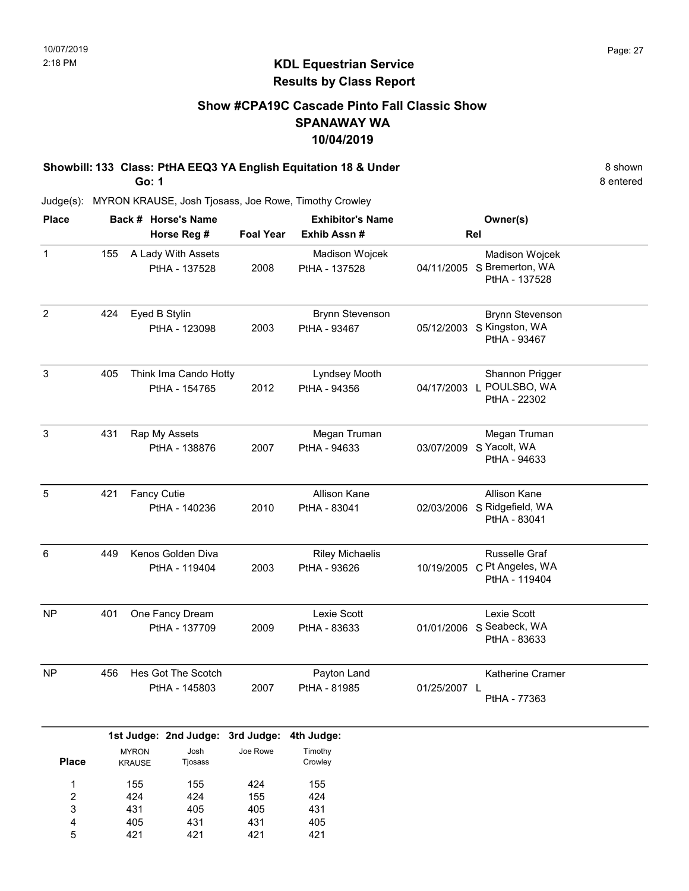## KDL Equestrian Service
## Results by Class Report

### Show #CPA19C Cascade Pinto Fall Classic Show
### SPANAWAY WA
### 10/04/2019

**Showbill: 133 Class: PtHA EEQ3 YA English Equitation 18 & Under** — 8 shown

**Go: 1** — 8 entered

Judge(s): MYRON KRAUSE, Josh Tjosass, Joe Rowe, Timothy Crowley

| Place | Back # | Horse's Name / Horse Reg # | Foal Year | Exhibitor's Name / Exhib Assn # | | Rel | Owner(s) |
|---|---|---|---|---|---|---|---|
| 1 | 155 | A Lady With Assets<br>PtHA - 137528 | 2008 | Madison Wojcek<br>PtHA - 137528 | 04/11/2005 | S | Madison Wojcek<br>Bremerton, WA<br>PtHA - 137528 |
| 2 | 424 | Eyed B Stylin<br>PtHA - 123098 | 2003 | Brynn Stevenson<br>PtHA - 93467 | 05/12/2003 | S | Brynn Stevenson<br>Kingston, WA<br>PtHA - 93467 |
| 3 | 405 | Think Ima Cando Hotty<br>PtHA - 154765 | 2012 | Lyndsey Mooth<br>PtHA - 94356 | 04/17/2003 | L | Shannon Prigger<br>POULSBO, WA<br>PtHA - 22302 |
| 3 | 431 | Rap My Assets<br>PtHA - 138876 | 2007 | Megan Truman<br>PtHA - 94633 | 03/07/2009 | S | Megan Truman<br>Yacolt, WA<br>PtHA - 94633 |
| 5 | 421 | Fancy Cutie<br>PtHA - 140236 | 2010 | Allison Kane<br>PtHA - 83041 | 02/03/2006 | S | Allison Kane<br>Ridgefield, WA<br>PtHA - 83041 |
| 6 | 449 | Kenos Golden Diva<br>PtHA - 119404 | 2003 | Riley Michaelis<br>PtHA - 93626 | 10/19/2005 | C | Russelle Graf<br>Pt Angeles, WA<br>PtHA - 119404 |
| NP | 401 | One Fancy Dream<br>PtHA - 137709 | 2009 | Lexie Scott<br>PtHA - 83633 | 01/01/2006 | S | Lexie Scott<br>Seabeck, WA<br>PtHA - 83633 |
| NP | 456 | Hes Got The Scotch<br>PtHA - 145803 | 2007 | Payton Land<br>PtHA - 81985 | 01/25/2007 | L | Katherine Cramer<br>PtHA - 77363 |

| Place | 1st Judge: MYRON KRAUSE | 2nd Judge: Josh Tjosass | 3rd Judge: Joe Rowe | 4th Judge: Timothy Crowley |
|---|---|---|---|---|
| 1 | 155 | 155 | 424 | 155 |
| 2 | 424 | 424 | 155 | 424 |
| 3 | 431 | 405 | 405 | 431 |
| 4 | 405 | 431 | 431 | 405 |
| 5 | 421 | 421 | 421 | 421 |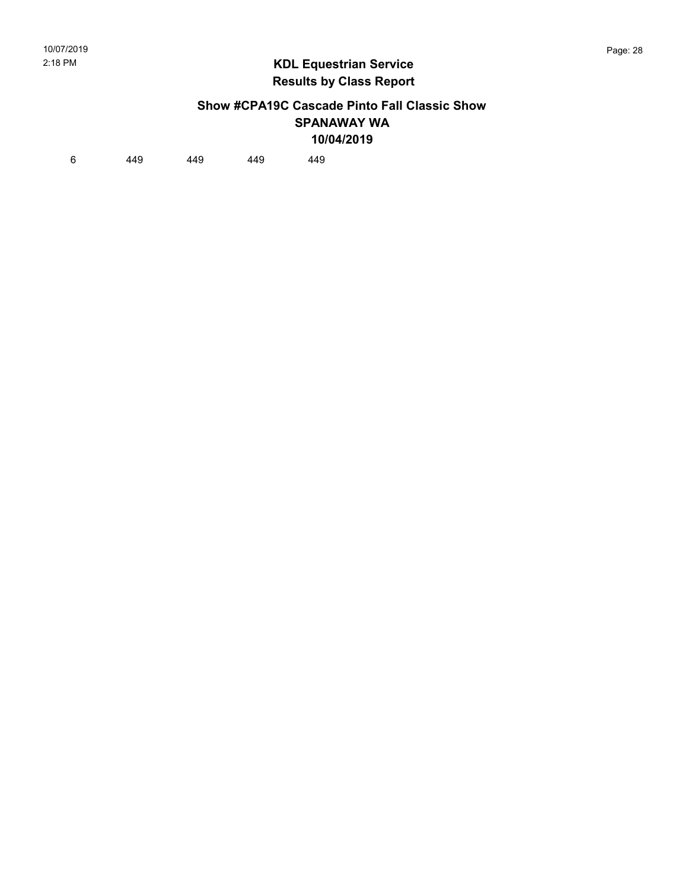## KDL Equestrian Service
## Results by Class Report

### Show #CPA19C Cascade Pinto Fall Classic Show
### SPANAWAY WA
### 10/04/2019

| 6 | 449 | 449 | 449 | 449 |
|---|---|---|---|---|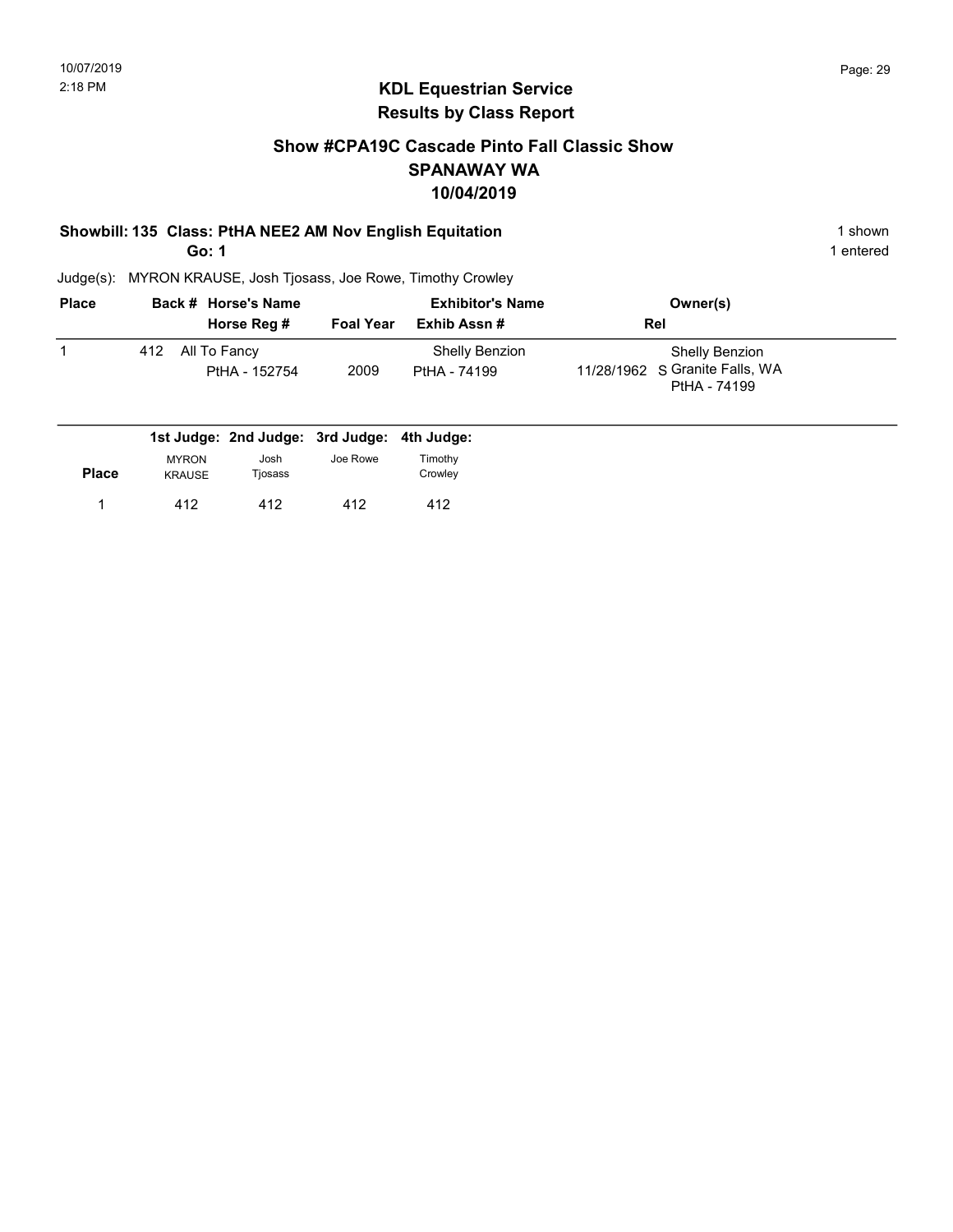## KDL Equestrian Service
## Results by Class Report

### Show #CPA19C Cascade Pinto Fall Classic Show
### SPANAWAY WA
### 10/04/2019

**Showbill: 135 Class: PtHA NEE2 AM Nov English Equitation** — 1 shown

**Go: 1** — 1 entered

Judge(s): MYRON KRAUSE, Josh Tjosass, Joe Rowe, Timothy Crowley

| Place | Back # | Horse's Name / Horse Reg # | Foal Year | Exhibitor's Name / Exhib Assn # | Rel | Owner(s) |
|---|---|---|---|---|---|---|
| 1 | 412 | All To Fancy<br>PtHA - 152754 | 2009 | Shelly Benzion<br>PtHA - 74199 | 11/28/1962 S | Shelly Benzion<br>Granite Falls, WA<br>PtHA - 74199 |

| Place | 1st Judge: MYRON KRAUSE | 2nd Judge: Josh Tjosass | 3rd Judge: Joe Rowe | 4th Judge: Timothy Crowley |
|---|---|---|---|---|
| 1 | 412 | 412 | 412 | 412 |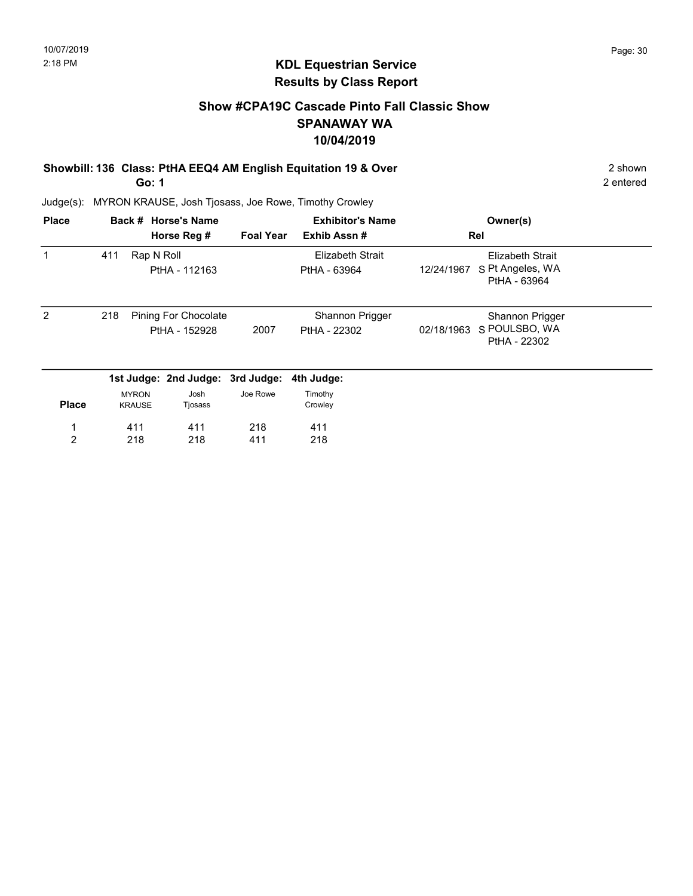## KDL Equestrian Service
## Results by Class Report

### Show #CPA19C Cascade Pinto Fall Classic Show
### SPANAWAY WA
### 10/04/2019

**Showbill: 136 Class: PtHA EEQ4 AM English Equitation 19 & Over** — 2 shown, 2 entered

**Go: 1**

Judge(s): MYRON KRAUSE, Josh Tjosass, Joe Rowe, Timothy Crowley

| Place | Back # | Horse's Name / Horse Reg # | Foal Year | Exhibitor's Name / Exhib Assn # | Rel | Owner(s) |
|---|---|---|---|---|---|---|
| 1 | 411 | Rap N Roll<br>PtHA - 112163 | | Elizabeth Strait<br>PtHA - 63964 | 12/24/1967 S | Elizabeth Strait<br>Pt Angeles, WA<br>PtHA - 63964 |
| 2 | 218 | Pining For Chocolate<br>PtHA - 152928 | 2007 | Shannon Prigger<br>PtHA - 22302 | 02/18/1963 S | Shannon Prigger<br>POULSBO, WA<br>PtHA - 22302 |

| Place | 1st Judge: MYRON KRAUSE | 2nd Judge: Josh Tjosass | 3rd Judge: Joe Rowe | 4th Judge: Timothy Crowley |
|---|---|---|---|---|
| 1 | 411 | 411 | 218 | 411 |
| 2 | 218 | 218 | 411 | 218 |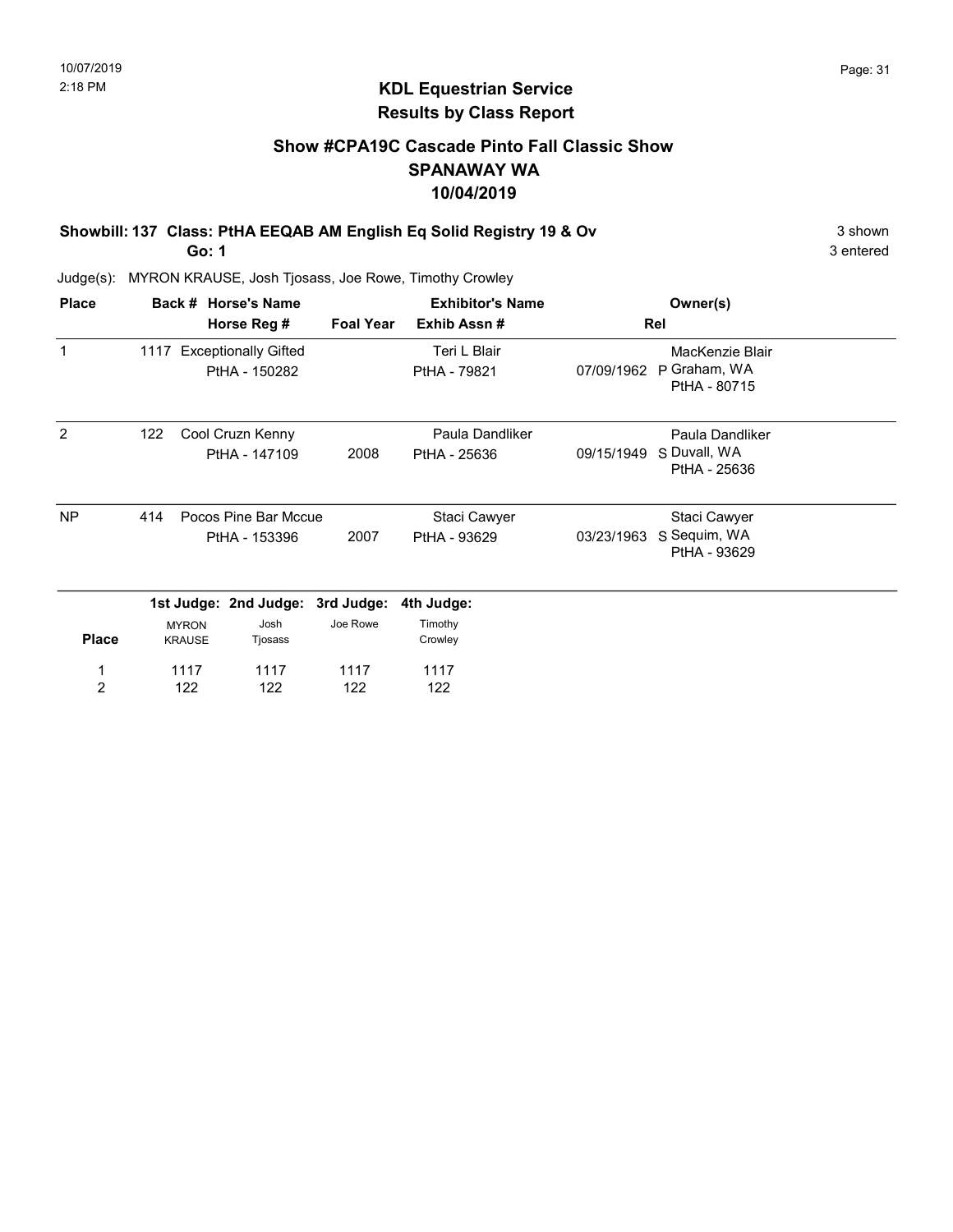## KDL Equestrian Service
## Results by Class Report

### Show #CPA19C Cascade Pinto Fall Classic Show
### SPANAWAY WA
### 10/04/2019

**Showbill: 137 Class: PtHA EEQAB AM English Eq Solid Registry 19 & Ov** — 3 shown

**Go: 1** — 3 entered

Judge(s): MYRON KRAUSE, Josh Tjosass, Joe Rowe, Timothy Crowley

| Place | Back # | Horse's Name / Horse Reg # | Foal Year | Exhibitor's Name / Exhib Assn # | Rel | Owner(s) |
|---|---|---|---|---|---|---|
| 1 | 1117 | Exceptionally Gifted<br>PtHA - 150282 | | Teri L Blair<br>PtHA - 79821 | 07/09/1962 P | MacKenzie Blair<br>Graham, WA<br>PtHA - 80715 |
| 2 | 122 | Cool Cruzn Kenny<br>PtHA - 147109 | 2008 | Paula Dandliker<br>PtHA - 25636 | 09/15/1949 S | Paula Dandliker<br>Duvall, WA<br>PtHA - 25636 |
| NP | 414 | Pocos Pine Bar Mccue<br>PtHA - 153396 | 2007 | Staci Cawyer<br>PtHA - 93629 | 03/23/1963 S | Staci Cawyer<br>Sequim, WA<br>PtHA - 93629 |

| Place | 1st Judge: MYRON KRAUSE | 2nd Judge: Josh Tjosass | 3rd Judge: Joe Rowe | 4th Judge: Timothy Crowley |
|---|---|---|---|---|
| 1 | 1117 | 1117 | 1117 | 1117 |
| 2 | 122 | 122 | 122 | 122 |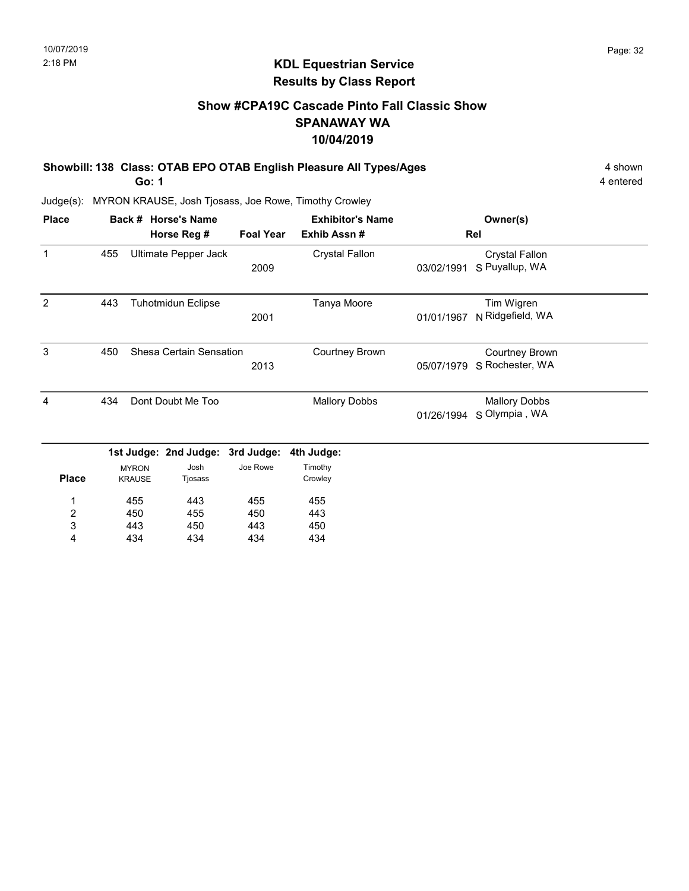# KDL Equestrian Service
## Results by Class Report

### Show #CPA19C Cascade Pinto Fall Classic Show
### SPANAWAY WA
### 10/04/2019

**Showbill: 138 Class: OTAB EPO OTAB English Pleasure All Types/Ages** — 4 shown

**Go: 1** — 4 entered

Judge(s): MYRON KRAUSE, Josh Tjosass, Joe Rowe, Timothy Crowley

| Place | Back # | Horse's Name / Horse Reg # | Foal Year | Exhibitor's Name / Exhib Assn # | Rel | Owner(s) |
|---|---|---|---|---|---|---|
| 1 | 455 | Ultimate Pepper Jack | 2009 | Crystal Fallon | 03/02/1991 S | Crystal Fallon, Puyallup, WA |
| 2 | 443 | Tuhotmidun Eclipse | 2001 | Tanya Moore | 01/01/1967 N | Tim Wigren, Ridgefield, WA |
| 3 | 450 | Shesa Certain Sensation | 2013 | Courtney Brown | 05/07/1979 S | Courtney Brown, Rochester, WA |
| 4 | 434 | Dont Doubt Me Too | | Mallory Dobbs | 01/26/1994 S | Mallory Dobbs, Olympia , WA |

| Place | 1st Judge: MYRON KRAUSE | 2nd Judge: Josh Tjosass | 3rd Judge: Joe Rowe | 4th Judge: Timothy Crowley |
|---|---|---|---|---|
| 1 | 455 | 443 | 455 | 455 |
| 2 | 450 | 455 | 450 | 443 |
| 3 | 443 | 450 | 443 | 450 |
| 4 | 434 | 434 | 434 | 434 |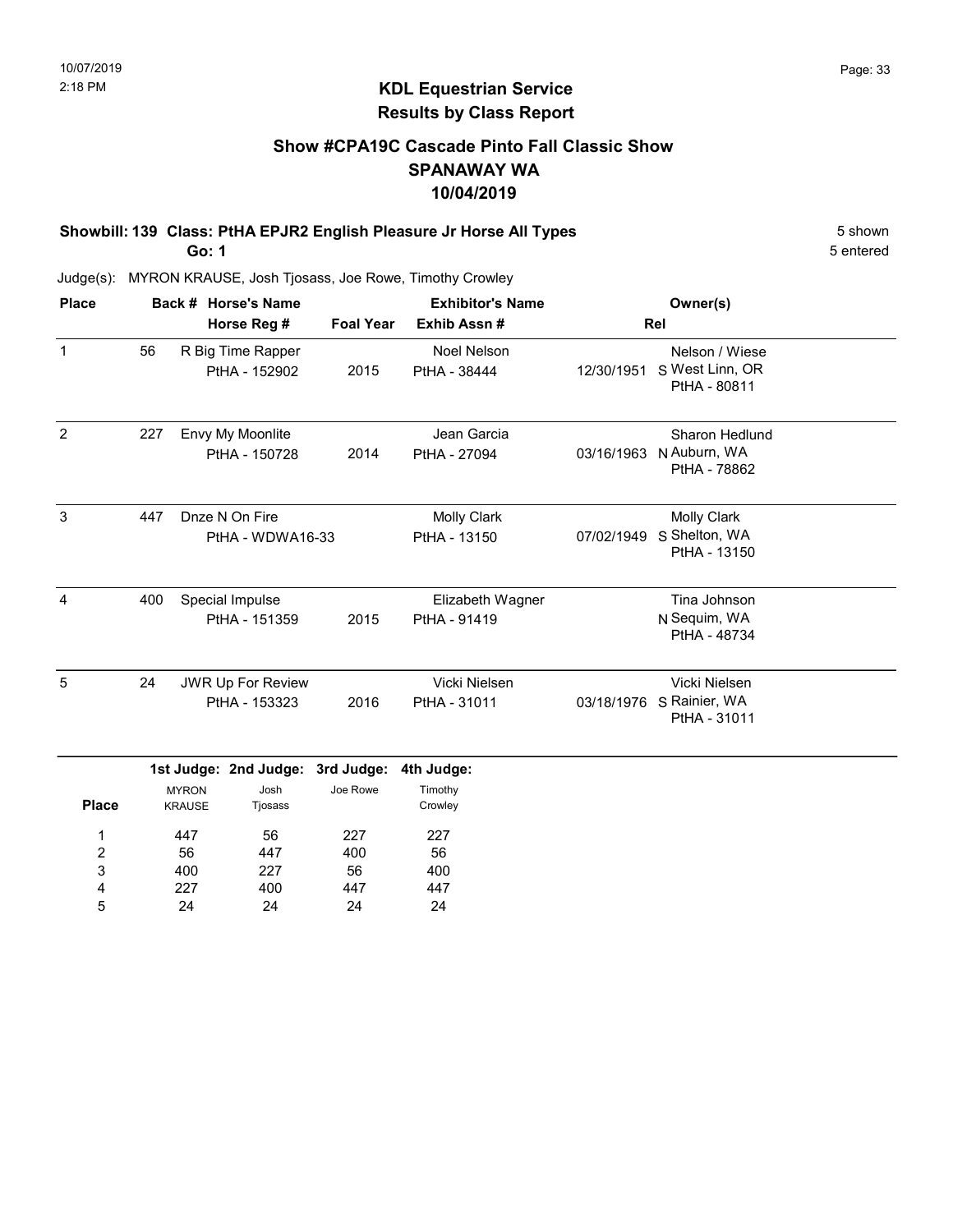## KDL Equestrian Service
## Results by Class Report

### Show #CPA19C Cascade Pinto Fall Classic Show
### SPANAWAY WA
### 10/04/2019

**Showbill: 139 Class: PtHA EPJR2 English Pleasure Jr Horse All Types** — 5 shown, 5 entered

**Go: 1**

Judge(s): MYRON KRAUSE, Josh Tjosass, Joe Rowe, Timothy Crowley

| Place | Back # | Horse's Name / Horse Reg # | Foal Year | Exhibitor's Name / Exhib Assn # | Rel | Owner(s) |
|---|---|---|---|---|---|---|
| 1 | 56 | R Big Time Rapper<br>PtHA - 152902 | 2015 | Noel Nelson<br>PtHA - 38444 | 12/30/1951 S | Nelson / Wiese<br>West Linn, OR<br>PtHA - 80811 |
| 2 | 227 | Envy My Moonlite<br>PtHA - 150728 | 2014 | Jean Garcia<br>PtHA - 27094 | 03/16/1963 N | Sharon Hedlund<br>Auburn, WA<br>PtHA - 78862 |
| 3 | 447 | Dnze N On Fire<br>PtHA - WDWA16-33 | | Molly Clark<br>PtHA - 13150 | 07/02/1949 S | Molly Clark<br>Shelton, WA<br>PtHA - 13150 |
| 4 | 400 | Special Impulse<br>PtHA - 151359 | 2015 | Elizabeth Wagner<br>PtHA - 91419 | N | Tina Johnson<br>Sequim, WA<br>PtHA - 48734 |
| 5 | 24 | JWR Up For Review<br>PtHA - 153323 | 2016 | Vicki Nielsen<br>PtHA - 31011 | 03/18/1976 S | Vicki Nielsen<br>Rainier, WA<br>PtHA - 31011 |

| Place | 1st Judge: MYRON KRAUSE | 2nd Judge: Josh Tjosass | 3rd Judge: Joe Rowe | 4th Judge: Timothy Crowley |
|---|---|---|---|---|
| 1 | 447 | 56 | 227 | 227 |
| 2 | 56 | 447 | 400 | 56 |
| 3 | 400 | 227 | 56 | 400 |
| 4 | 227 | 400 | 447 | 447 |
| 5 | 24 | 24 | 24 | 24 |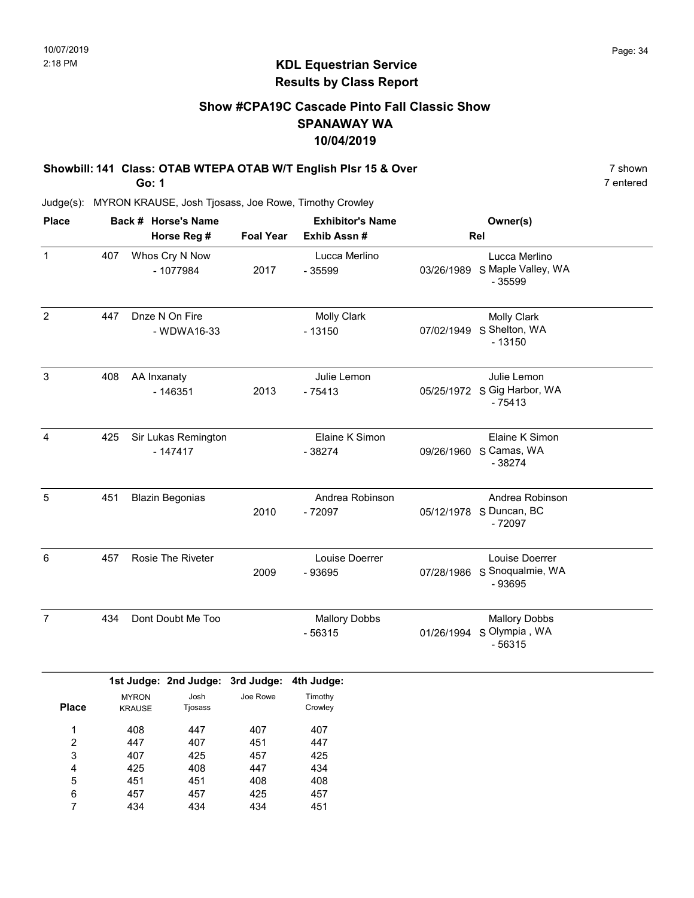# KDL Equestrian Service
## Results by Class Report

### Show #CPA19C Cascade Pinto Fall Classic Show
### SPANAWAY WA
### 10/04/2019

**Showbill: 141 Class: OTAB WTEPA OTAB W/T English Plsr 15 & Over** 7 shown

**Go: 1** 7 entered

Judge(s): MYRON KRAUSE, Josh Tjosass, Joe Rowe, Timothy Crowley

| Place | Back # | Horse's Name / Horse Reg # | Foal Year | Exhibitor's Name / Exhib Assn # | Rel | Owner(s) |
|---|---|---|---|---|---|---|
| 1 | 407 | Whos Cry N Now - 1077984 | 2017 | Lucca Merlino - 35599 | 03/26/1989 S | Lucca Merlino, Maple Valley, WA - 35599 |
| 2 | 447 | Dnze N On Fire - WDWA16-33 | | Molly Clark - 13150 | 07/02/1949 S | Molly Clark, Shelton, WA - 13150 |
| 3 | 408 | AA Inxanaty - 146351 | 2013 | Julie Lemon - 75413 | 05/25/1972 S | Julie Lemon, Gig Harbor, WA - 75413 |
| 4 | 425 | Sir Lukas Remington - 147417 | | Elaine K Simon - 38274 | 09/26/1960 S | Elaine K Simon, Camas, WA - 38274 |
| 5 | 451 | Blazin Begonias | 2010 | Andrea Robinson - 72097 | 05/12/1978 S | Andrea Robinson, Duncan, BC - 72097 |
| 6 | 457 | Rosie The Riveter | 2009 | Louise Doerrer - 93695 | 07/28/1986 S | Louise Doerrer, Snoqualmie, WA - 93695 |
| 7 | 434 | Dont Doubt Me Too | | Mallory Dobbs - 56315 | 01/26/1994 S | Mallory Dobbs, Olympia , WA - 56315 |

| Place | 1st Judge: MYRON KRAUSE | 2nd Judge: Josh Tjosass | 3rd Judge: Joe Rowe | 4th Judge: Timothy Crowley |
|---|---|---|---|---|
| 1 | 408 | 447 | 407 | 407 |
| 2 | 447 | 407 | 451 | 447 |
| 3 | 407 | 425 | 457 | 425 |
| 4 | 425 | 408 | 447 | 434 |
| 5 | 451 | 451 | 408 | 408 |
| 6 | 457 | 457 | 425 | 457 |
| 7 | 434 | 434 | 434 | 451 |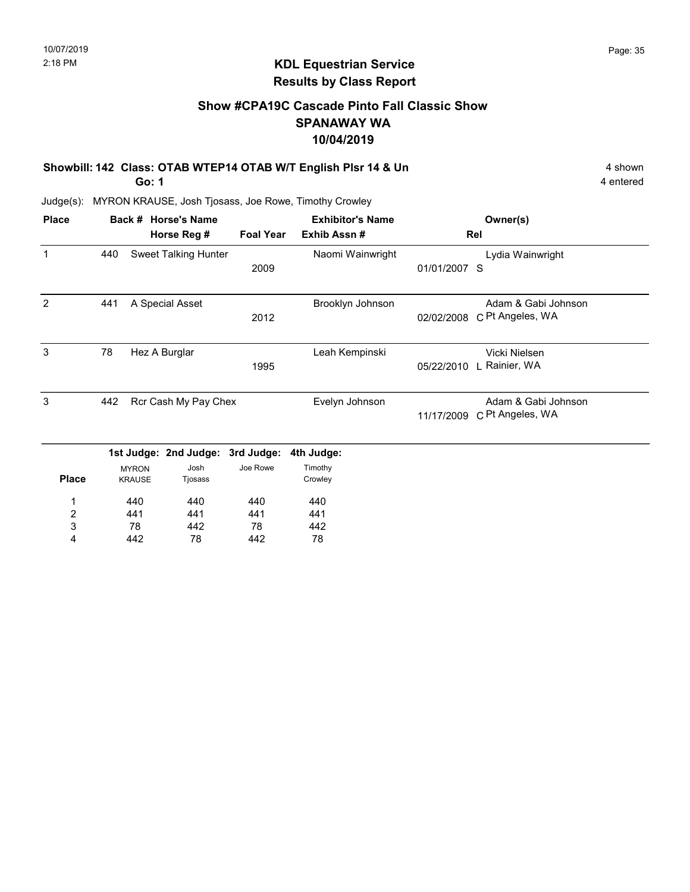## KDL Equestrian Service
## Results by Class Report

### Show #CPA19C Cascade Pinto Fall Classic Show
### SPANAWAY WA
### 10/04/2019

**Showbill: 142 Class: OTAB WTEP14 OTAB W/T English Plsr 14 & Un** — 4 shown

**Go: 1** — 4 entered

Judge(s): MYRON KRAUSE, Josh Tjosass, Joe Rowe, Timothy Crowley

| Place | Back # | Horse's Name / Horse Reg # | Foal Year | Exhibitor's Name / Exhib Assn # | Rel | Owner(s) |
|---|---|---|---|---|---|---|
| 1 | 440 | Sweet Talking Hunter | 2009 | Naomi Wainwright | 01/01/2007 S | Lydia Wainwright |
| 2 | 441 | A Special Asset | 2012 | Brooklyn Johnson | 02/02/2008 C | Adam & Gabi Johnson<br>Pt Angeles, WA |
| 3 | 78 | Hez A Burglar | 1995 | Leah Kempinski | 05/22/2010 L | Vicki Nielsen<br>Rainier, WA |
| 3 | 442 | Rcr Cash My Pay Chex | | Evelyn Johnson | 11/17/2009 C | Adam & Gabi Johnson<br>Pt Angeles, WA |

| Place | 1st Judge: MYRON KRAUSE | 2nd Judge: Josh Tjosass | 3rd Judge: Joe Rowe | 4th Judge: Timothy Crowley |
|---|---|---|---|---|
| 1 | 440 | 440 | 440 | 440 |
| 2 | 441 | 441 | 441 | 441 |
| 3 | 78 | 442 | 78 | 442 |
| 4 | 442 | 78 | 442 | 78 |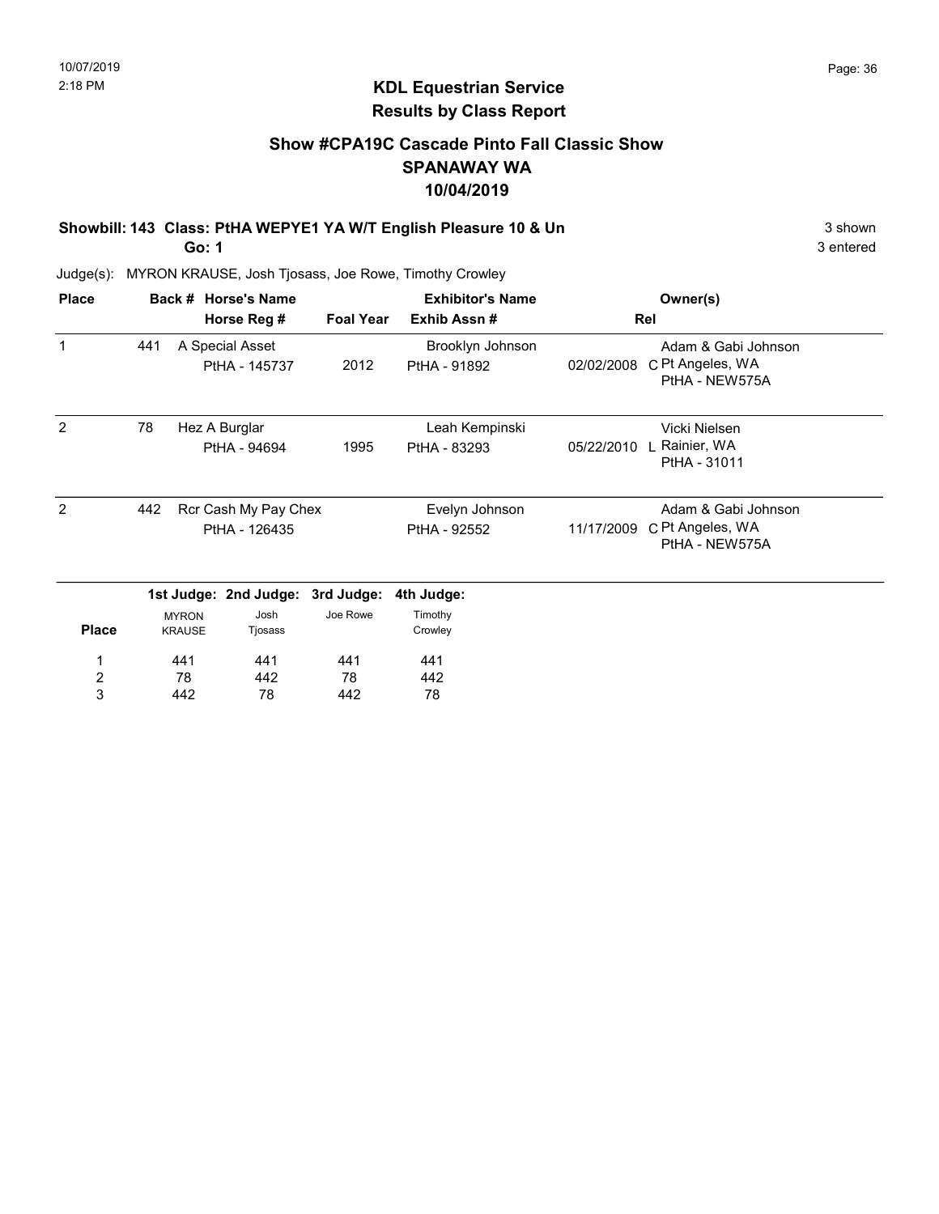## KDL Equestrian Service
## Results by Class Report

### Show #CPA19C Cascade Pinto Fall Classic Show
### SPANAWAY WA
### 10/04/2019

**Showbill: 143 Class: PtHA WEPYE1 YA W/T English Pleasure 10 & Un** — 3 shown, 3 entered

**Go: 1**

Judge(s): MYRON KRAUSE, Josh Tjosass, Joe Rowe, Timothy Crowley

| Place | Back # | Horse's Name / Horse Reg # | Foal Year | Exhibitor's Name / Exhib Assn # | Rel | Owner(s) |
|---|---|---|---|---|---|---|
| 1 | 441 | A Special Asset / PtHA - 145737 | 2012 | Brooklyn Johnson / PtHA - 91892 | 02/02/2008 C | Adam & Gabi Johnson, Pt Angeles, WA, PtHA - NEW575A |
| 2 | 78 | Hez A Burglar / PtHA - 94694 | 1995 | Leah Kempinski / PtHA - 83293 | 05/22/2010 L | Vicki Nielsen, Rainier, WA, PtHA - 31011 |
| 2 | 442 | Rcr Cash My Pay Chex / PtHA - 126435 | | Evelyn Johnson / PtHA - 92552 | 11/17/2009 C | Adam & Gabi Johnson, Pt Angeles, WA, PtHA - NEW575A |

| Place | 1st Judge: MYRON KRAUSE | 2nd Judge: Josh Tjosass | 3rd Judge: Joe Rowe | 4th Judge: Timothy Crowley |
|---|---|---|---|---|
| 1 | 441 | 441 | 441 | 441 |
| 2 | 78 | 442 | 78 | 442 |
| 3 | 442 | 78 | 442 | 78 |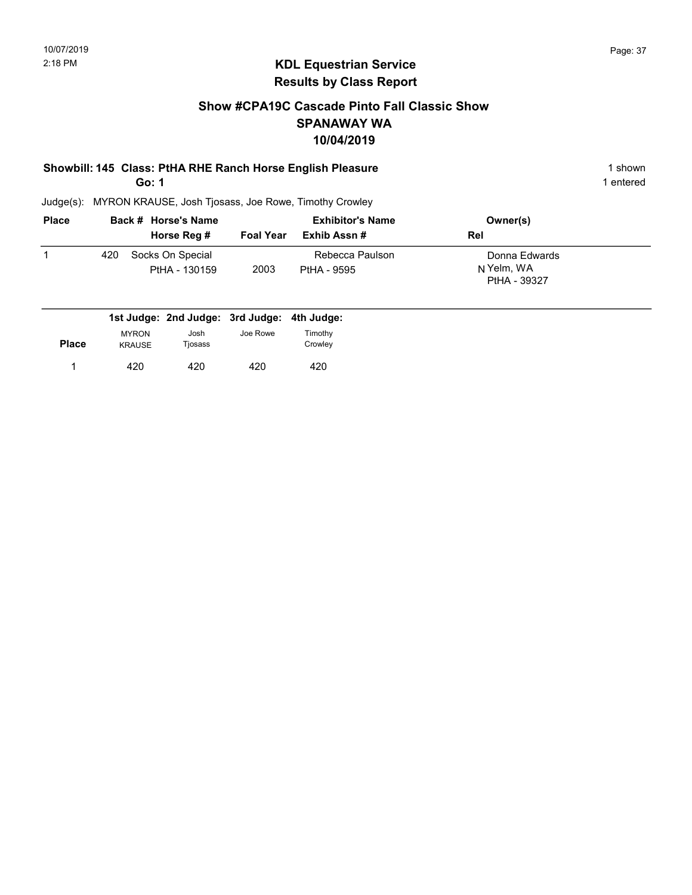## KDL Equestrian Service
## Results by Class Report

### Show #CPA19C Cascade Pinto Fall Classic Show
### SPANAWAY WA
### 10/04/2019

**Showbill: 145 Class: PtHA RHE Ranch Horse English Pleasure** — 1 shown

**Go: 1** — 1 entered

Judge(s): MYRON KRAUSE, Josh Tjosass, Joe Rowe, Timothy Crowley

| Place | Back # | Horse's Name / Horse Reg # | Foal Year | Exhibitor's Name / Exhib Assn # | Rel | Owner(s) |
|---|---|---|---|---|---|---|
| 1 | 420 | Socks On Special<br>PtHA - 130159 | 2003 | Rebecca Paulson<br>PtHA - 9595 | N | Donna Edwards<br>Yelm, WA<br>PtHA - 39327 |

| Place | 1st Judge: MYRON KRAUSE | 2nd Judge: Josh Tjosass | 3rd Judge: Joe Rowe | 4th Judge: Timothy Crowley |
|---|---|---|---|---|
| 1 | 420 | 420 | 420 | 420 |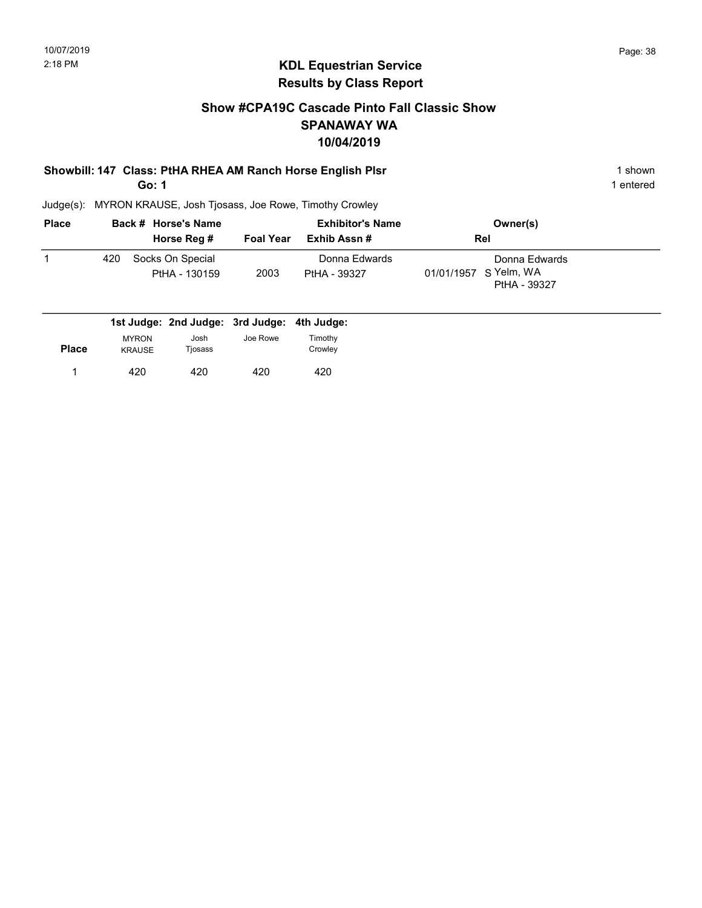## KDL Equestrian Service
## Results by Class Report

### Show #CPA19C Cascade Pinto Fall Classic Show
### SPANAWAY WA
### 10/04/2019

**Showbill: 147 Class: PtHA RHEA AM Ranch Horse English Plsr** — 1 shown

**Go: 1** — 1 entered

Judge(s): MYRON KRAUSE, Josh Tjosass, Joe Rowe, Timothy Crowley

| Place | Back # | Horse's Name / Horse Reg # | Foal Year | Exhibitor's Name / Exhib Assn # | Rel | Owner(s) |
|---|---|---|---|---|---|---|
| 1 | 420 | Socks On Special<br>PtHA - 130159 | 2003 | Donna Edwards<br>PtHA - 39327 | 01/01/1957 S | Donna Edwards<br>Yelm, WA<br>PtHA - 39327 |

| Place | 1st Judge: MYRON KRAUSE | 2nd Judge: Josh Tjosass | 3rd Judge: Joe Rowe | 4th Judge: Timothy Crowley |
|---|---|---|---|---|
| 1 | 420 | 420 | 420 | 420 |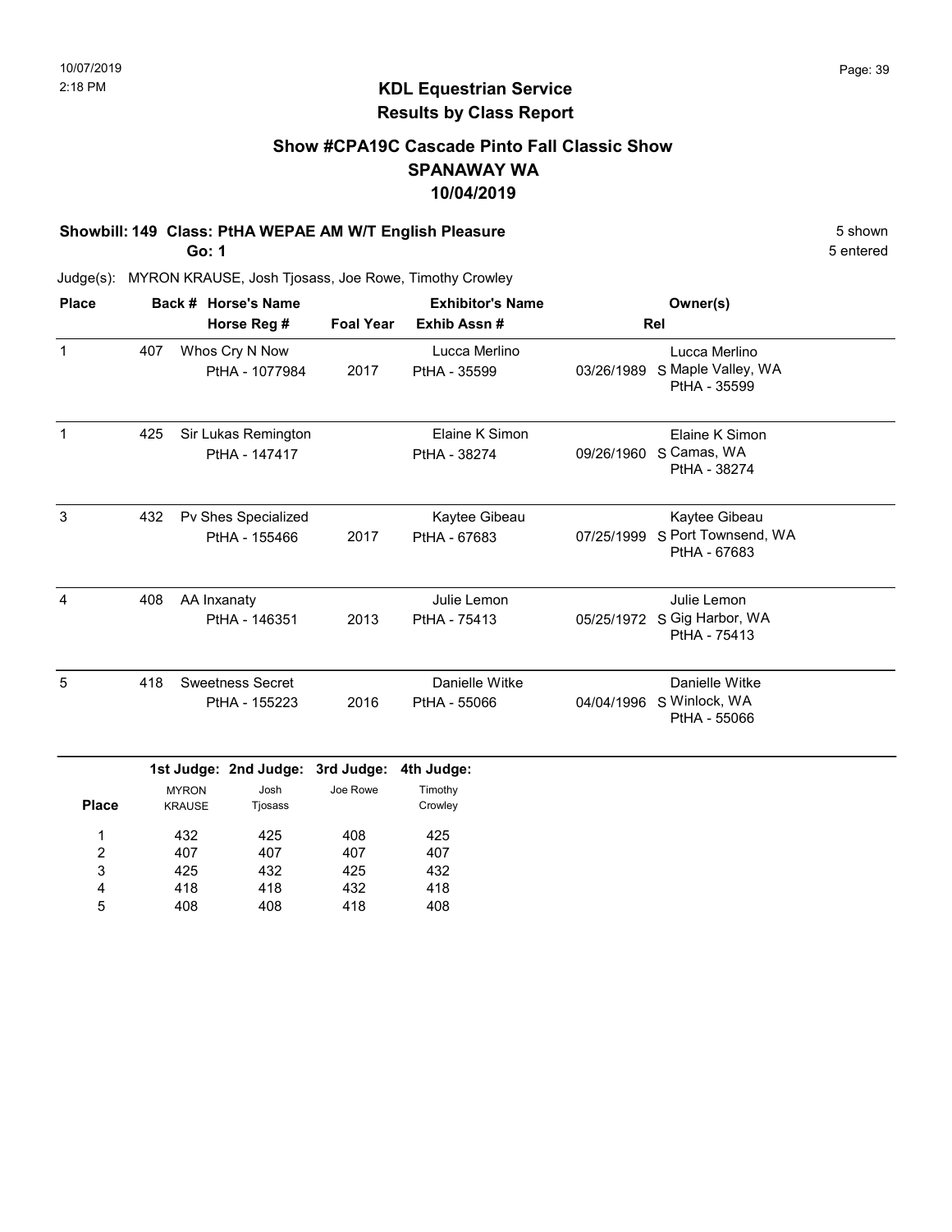10/07/2019
2:18 PM

## KDL Equestrian Service
## Results by Class Report

### Show #CPA19C Cascade Pinto Fall Classic Show
### SPANAWAY WA
### 10/04/2019

**Showbill: 149 Class: PtHA WEPAE AM W/T English Pleasure** — 5 shown, 5 entered

**Go: 1**

Judge(s): MYRON KRAUSE, Josh Tjosass, Joe Rowe, Timothy Crowley

| Place | Back # | Horse's Name / Horse Reg # | Foal Year | Exhibitor's Name / Exhib Assn # | Rel | Owner(s) |
|---|---|---|---|---|---|---|
| 1 | 407 | Whos Cry N Now<br>PtHA - 1077984 | 2017 | Lucca Merlino<br>PtHA - 35599 | 03/26/1989 S | Lucca Merlino<br>Maple Valley, WA<br>PtHA - 35599 |
| 1 | 425 | Sir Lukas Remington<br>PtHA - 147417 | | Elaine K Simon<br>PtHA - 38274 | 09/26/1960 S | Elaine K Simon<br>Camas, WA<br>PtHA - 38274 |
| 3 | 432 | Pv Shes Specialized<br>PtHA - 155466 | 2017 | Kaytee Gibeau<br>PtHA - 67683 | 07/25/1999 S | Kaytee Gibeau<br>Port Townsend, WA<br>PtHA - 67683 |
| 4 | 408 | AA Inxanaty<br>PtHA - 146351 | 2013 | Julie Lemon<br>PtHA - 75413 | 05/25/1972 S | Julie Lemon<br>Gig Harbor, WA<br>PtHA - 75413 |
| 5 | 418 | Sweetness Secret<br>PtHA - 155223 | 2016 | Danielle Witke<br>PtHA - 55066 | 04/04/1996 S | Danielle Witke<br>Winlock, WA<br>PtHA - 55066 |

| Place | 1st Judge: MYRON KRAUSE | 2nd Judge: Josh Tjosass | 3rd Judge: Joe Rowe | 4th Judge: Timothy Crowley |
|---|---|---|---|---|
| 1 | 432 | 425 | 408 | 425 |
| 2 | 407 | 407 | 407 | 407 |
| 3 | 425 | 432 | 425 | 432 |
| 4 | 418 | 418 | 432 | 418 |
| 5 | 408 | 408 | 418 | 408 |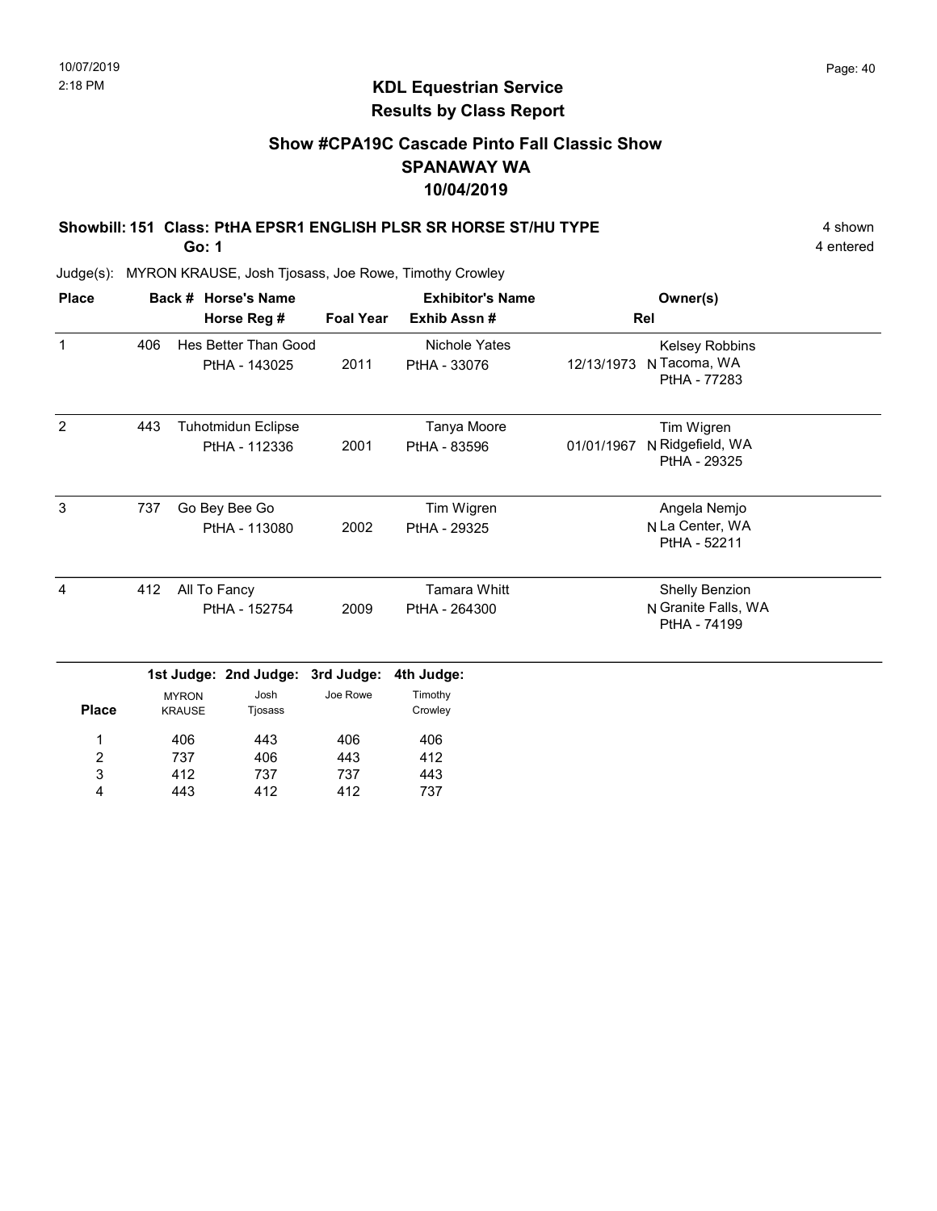## KDL Equestrian Service
## Results by Class Report

### Show #CPA19C Cascade Pinto Fall Classic Show
### SPANAWAY WA
### 10/04/2019

**Showbill: 151 Class: PtHA EPSR1 ENGLISH PLSR SR HORSE ST/HU TYPE** — 4 shown, 4 entered

**Go: 1**

Judge(s): MYRON KRAUSE, Josh Tjosass, Joe Rowe, Timothy Crowley

| Place | Back # | Horse's Name / Horse Reg # | Foal Year | Exhibitor's Name / Exhib Assn # | Rel | Owner(s) |
|---|---|---|---|---|---|---|
| 1 | 406 | Hes Better Than Good<br>PtHA - 143025 | 2011 | Nichole Yates<br>PtHA - 33076 | 12/13/1973 N | Kelsey Robbins<br>Tacoma, WA<br>PtHA - 77283 |
| 2 | 443 | Tuhotmidun Eclipse<br>PtHA - 112336 | 2001 | Tanya Moore<br>PtHA - 83596 | 01/01/1967 N | Tim Wigren<br>Ridgefield, WA<br>PtHA - 29325 |
| 3 | 737 | Go Bey Bee Go<br>PtHA - 113080 | 2002 | Tim Wigren<br>PtHA - 29325 | N | Angela Nemjo<br>La Center, WA<br>PtHA - 52211 |
| 4 | 412 | All To Fancy<br>PtHA - 152754 | 2009 | Tamara Whitt<br>PtHA - 264300 | N | Shelly Benzion<br>Granite Falls, WA<br>PtHA - 74199 |

| Place | 1st Judge: MYRON KRAUSE | 2nd Judge: Josh Tjosass | 3rd Judge: Joe Rowe | 4th Judge: Timothy Crowley |
|---|---|---|---|---|
| 1 | 406 | 443 | 406 | 406 |
| 2 | 737 | 406 | 443 | 412 |
| 3 | 412 | 737 | 737 | 443 |
| 4 | 443 | 412 | 412 | 737 |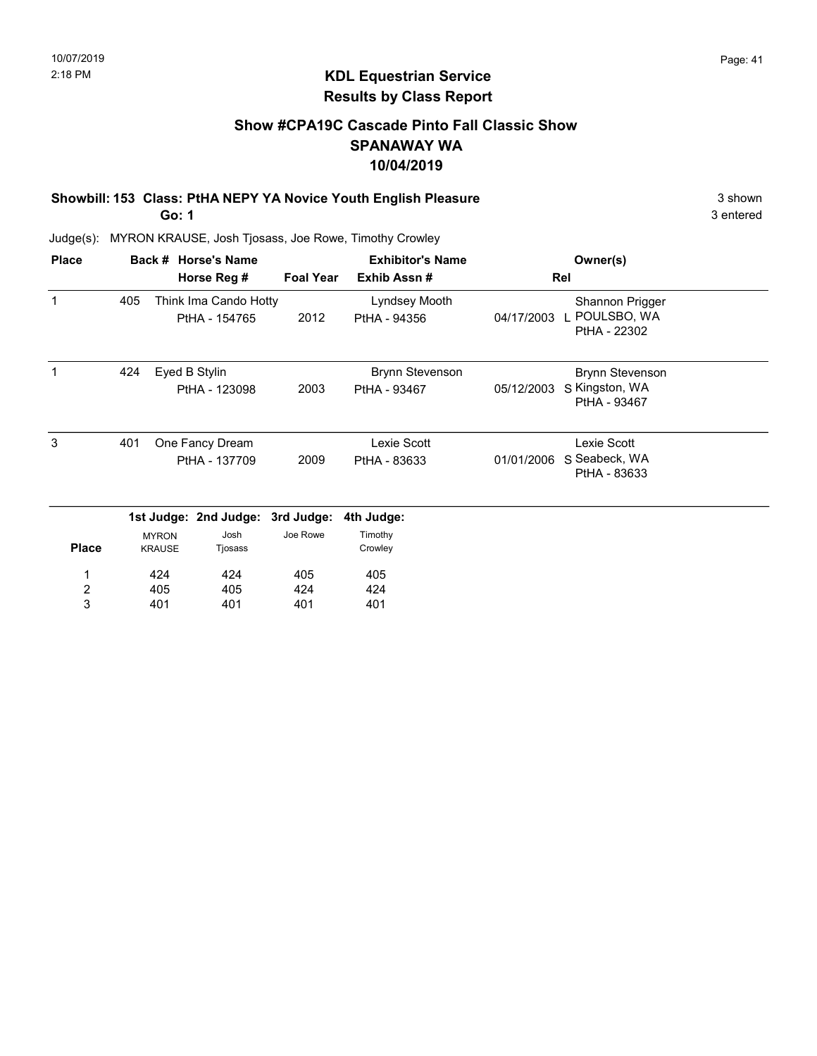# KDL Equestrian Service

## Results by Class Report

### Show #CPA19C Cascade Pinto Fall Classic Show
### SPANAWAY WA
### 10/04/2019

**Showbill: 153 Class: PtHA NEPY YA Novice Youth English Pleasure** 3 shown

**Go: 1** 3 entered

Judge(s): MYRON KRAUSE, Josh Tjosass, Joe Rowe, Timothy Crowley

| Place | Back # | Horse's Name / Horse Reg # | Foal Year | Exhibitor's Name / Exhib Assn # | Rel | Owner(s) |
|---|---|---|---|---|---|---|
| 1 | 405 | Think Ima Cando Hotty<br>PtHA - 154765 | 2012 | Lyndsey Mooth<br>PtHA - 94356 | 04/17/2003 L | Shannon Prigger<br>POULSBO, WA<br>PtHA - 22302 |
| 1 | 424 | Eyed B Stylin<br>PtHA - 123098 | 2003 | Brynn Stevenson<br>PtHA - 93467 | 05/12/2003 S | Brynn Stevenson<br>Kingston, WA<br>PtHA - 93467 |
| 3 | 401 | One Fancy Dream<br>PtHA - 137709 | 2009 | Lexie Scott<br>PtHA - 83633 | 01/01/2006 S | Lexie Scott<br>Seabeck, WA<br>PtHA - 83633 |

| Place | 1st Judge: MYRON KRAUSE | 2nd Judge: Josh Tjosass | 3rd Judge: Joe Rowe | 4th Judge: Timothy Crowley |
|---|---|---|---|---|
| 1 | 424 | 424 | 405 | 405 |
| 2 | 405 | 405 | 424 | 424 |
| 3 | 401 | 401 | 401 | 401 |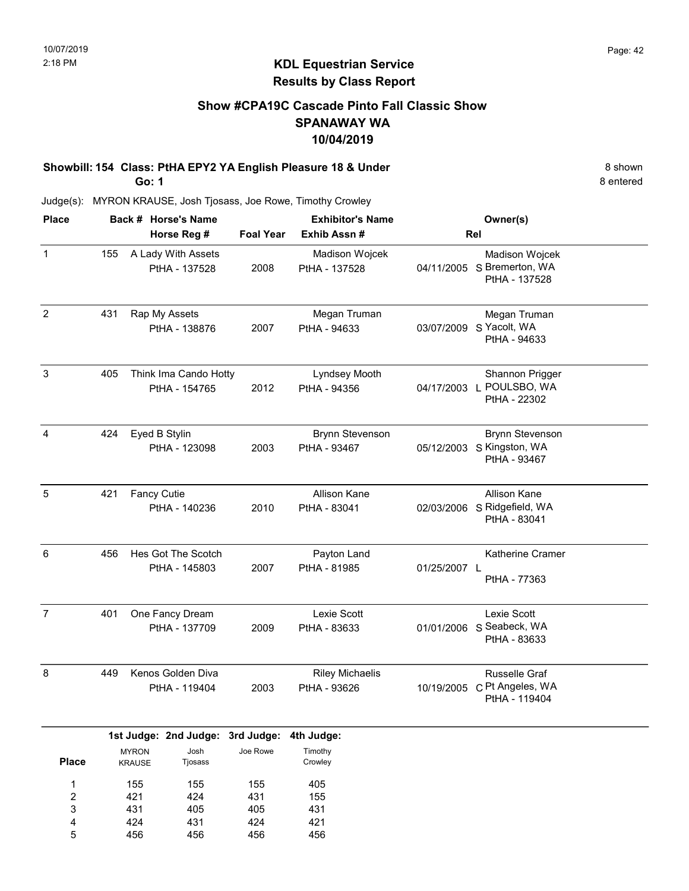# KDL Equestrian Service
## Results by Class Report

### Show #CPA19C Cascade Pinto Fall Classic Show
### SPANAWAY WA
### 10/04/2019

**Showbill: 154 Class: PtHA EPY2 YA English Pleasure 18 & Under** 8 shown
**Go: 1** 8 entered

Judge(s): MYRON KRAUSE, Josh Tjosass, Joe Rowe, Timothy Crowley

| Place | Back # | Horse's Name / Horse Reg # | Foal Year | Exhibitor's Name / Exhib Assn # | Rel | Owner(s) |
|---|---|---|---|---|---|---|
| 1 | 155 | A Lady With Assets<br>PtHA - 137528 | 2008 | Madison Wojcek<br>PtHA - 137528 | 04/11/2005 S | Madison Wojcek<br>Bremerton, WA<br>PtHA - 137528 |
| 2 | 431 | Rap My Assets<br>PtHA - 138876 | 2007 | Megan Truman<br>PtHA - 94633 | 03/07/2009 S | Megan Truman<br>Yacolt, WA<br>PtHA - 94633 |
| 3 | 405 | Think Ima Cando Hotty<br>PtHA - 154765 | 2012 | Lyndsey Mooth<br>PtHA - 94356 | 04/17/2003 L | Shannon Prigger<br>POULSBO, WA<br>PtHA - 22302 |
| 4 | 424 | Eyed B Stylin<br>PtHA - 123098 | 2003 | Brynn Stevenson<br>PtHA - 93467 | 05/12/2003 S | Brynn Stevenson<br>Kingston, WA<br>PtHA - 93467 |
| 5 | 421 | Fancy Cutie<br>PtHA - 140236 | 2010 | Allison Kane<br>PtHA - 83041 | 02/03/2006 S | Allison Kane<br>Ridgefield, WA<br>PtHA - 83041 |
| 6 | 456 | Hes Got The Scotch<br>PtHA - 145803 | 2007 | Payton Land<br>PtHA - 81985 | 01/25/2007 L | Katherine Cramer<br>PtHA - 77363 |
| 7 | 401 | One Fancy Dream<br>PtHA - 137709 | 2009 | Lexie Scott<br>PtHA - 83633 | 01/01/2006 S | Lexie Scott<br>Seabeck, WA<br>PtHA - 83633 |
| 8 | 449 | Kenos Golden Diva<br>PtHA - 119404 | 2003 | Riley Michaelis<br>PtHA - 93626 | 10/19/2005 C | Russelle Graf<br>Pt Angeles, WA<br>PtHA - 119404 |

| Place | 1st Judge: MYRON KRAUSE | 2nd Judge: Josh Tjosass | 3rd Judge: Joe Rowe | 4th Judge: Timothy Crowley |
|---|---|---|---|---|
| 1 | 155 | 155 | 155 | 405 |
| 2 | 421 | 424 | 431 | 155 |
| 3 | 431 | 405 | 405 | 431 |
| 4 | 424 | 431 | 424 | 421 |
| 5 | 456 | 456 | 456 | 456 |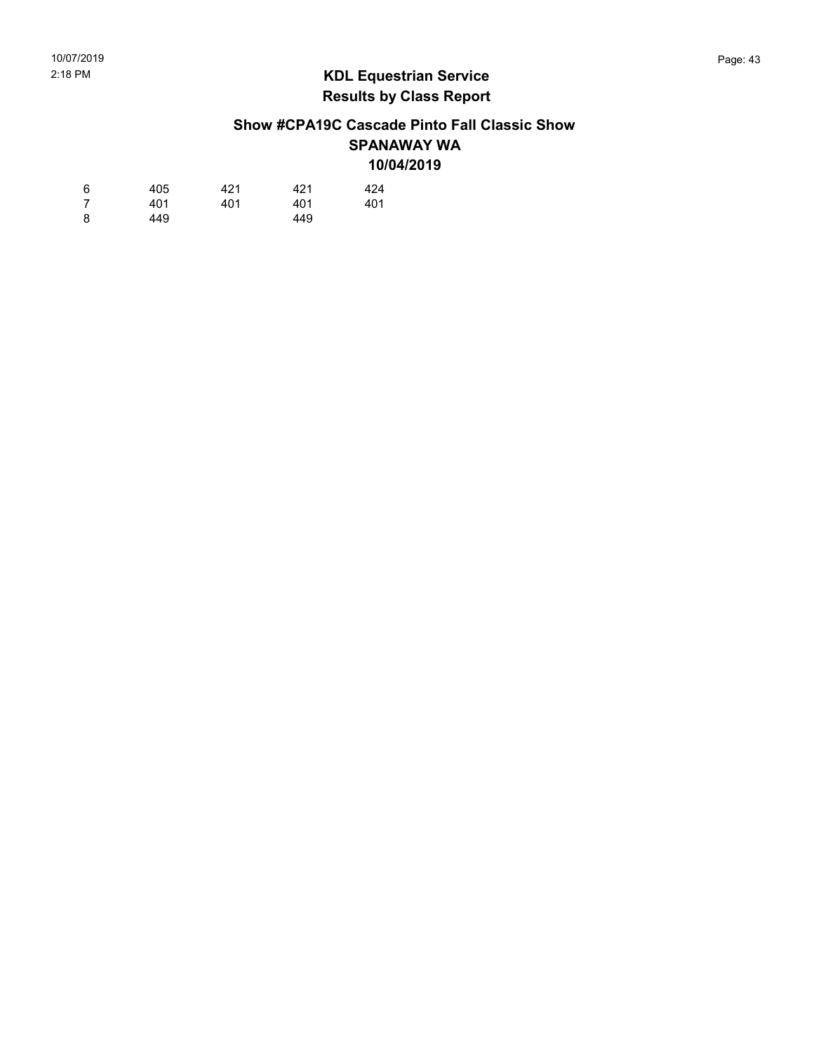## KDL Equestrian Service
## Results by Class Report

### Show #CPA19C Cascade Pinto Fall Classic Show
### SPANAWAY WA
### 10/04/2019

| | | | | |
|---|---|---|---|---|
| 6 | 405 | 421 | 421 | 424 |
| 7 | 401 | 401 | 401 | 401 |
| 8 | 449 | | 449 | |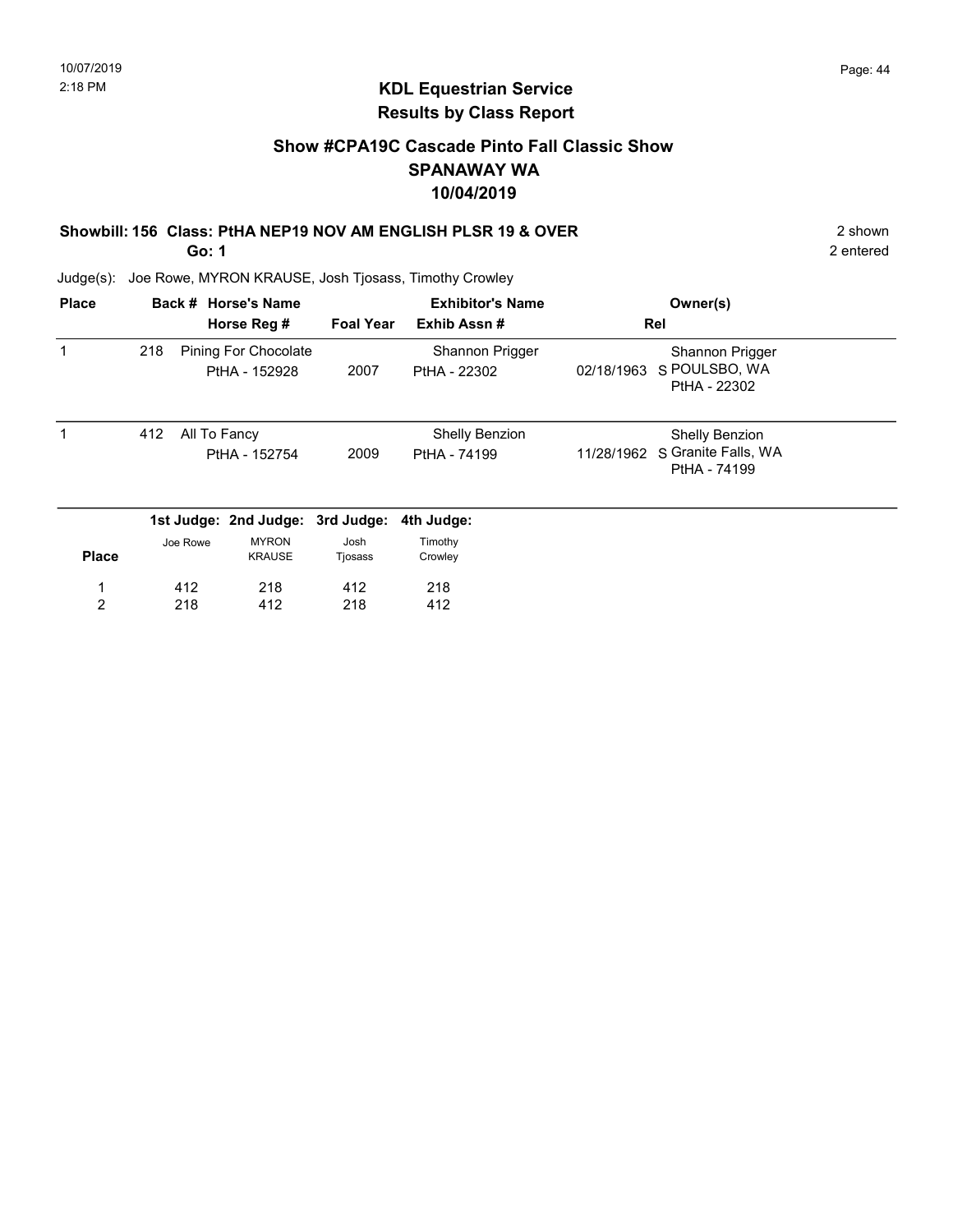# KDL Equestrian Service
## Results by Class Report

### Show #CPA19C Cascade Pinto Fall Classic Show
### SPANAWAY WA
### 10/04/2019

**Showbill: 156 Class: PtHA NEP19 NOV AM ENGLISH PLSR 19 & OVER** — 2 shown

**Go: 1** — 2 entered

Judge(s): Joe Rowe, MYRON KRAUSE, Josh Tjosass, Timothy Crowley

| Place | Back # | Horse's Name / Horse Reg # | Foal Year | Exhibitor's Name / Exhib Assn # | Rel | Owner(s) |
|---|---|---|---|---|---|---|
| 1 | 218 | Pining For Chocolate<br>PtHA - 152928 | 2007 | Shannon Prigger<br>PtHA - 22302 | 02/18/1963 S | Shannon Prigger<br>POULSBO, WA<br>PtHA - 22302 |
| 1 | 412 | All To Fancy<br>PtHA - 152754 | 2009 | Shelly Benzion<br>PtHA - 74199 | 11/28/1962 S | Shelly Benzion<br>Granite Falls, WA<br>PtHA - 74199 |

| Place | 1st Judge: Joe Rowe | 2nd Judge: MYRON KRAUSE | 3rd Judge: Josh Tjosass | 4th Judge: Timothy Crowley |
|---|---|---|---|---|
| 1 | 412 | 218 | 412 | 218 |
| 2 | 218 | 412 | 218 | 412 |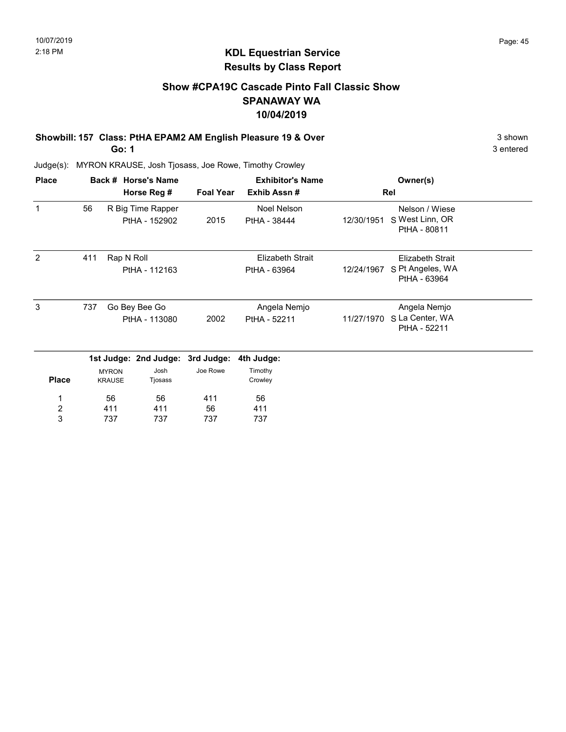## KDL Equestrian Service
## Results by Class Report

### Show #CPA19C Cascade Pinto Fall Classic Show
### SPANAWAY WA
### 10/04/2019

**Showbill: 157 Class: PtHA EPAM2 AM English Pleasure 19 & Over** 3 shown

**Go: 1** 3 entered

Judge(s): MYRON KRAUSE, Josh Tjosass, Joe Rowe, Timothy Crowley

| Place | Back # | Horse's Name / Horse Reg # | Foal Year | Exhibitor's Name / Exhib Assn # | Rel | Owner(s) |
|---|---|---|---|---|---|---|
| 1 | 56 | R Big Time Rapper<br>PtHA - 152902 | 2015 | Noel Nelson<br>PtHA - 38444 | 12/30/1951 S | Nelson / Wiese<br>West Linn, OR<br>PtHA - 80811 |
| 2 | 411 | Rap N Roll<br>PtHA - 112163 | | Elizabeth Strait<br>PtHA - 63964 | 12/24/1967 S | Elizabeth Strait<br>Pt Angeles, WA<br>PtHA - 63964 |
| 3 | 737 | Go Bey Bee Go<br>PtHA - 113080 | 2002 | Angela Nemjo<br>PtHA - 52211 | 11/27/1970 S | Angela Nemjo<br>La Center, WA<br>PtHA - 52211 |

| Place | 1st Judge: MYRON KRAUSE | 2nd Judge: Josh Tjosass | 3rd Judge: Joe Rowe | 4th Judge: Timothy Crowley |
|---|---|---|---|---|
| 1 | 56 | 56 | 411 | 56 |
| 2 | 411 | 411 | 56 | 411 |
| 3 | 737 | 737 | 737 | 737 |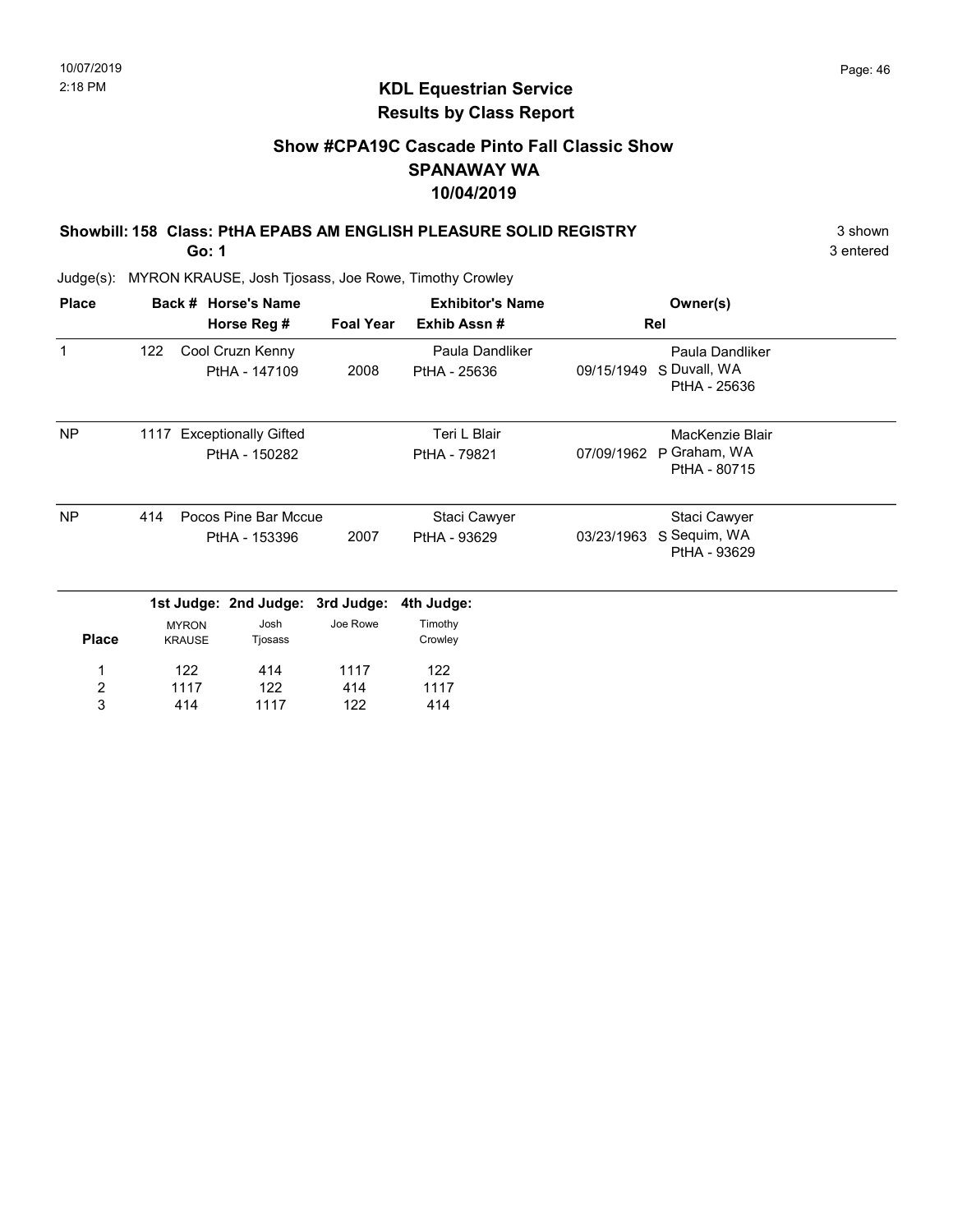10/07/2019
2:18 PM

# KDL Equestrian Service
## Results by Class Report

### Show #CPA19C Cascade Pinto Fall Classic Show
### SPANAWAY WA
### 10/04/2019

**Showbill: 158 Class: PtHA EPABS AM ENGLISH PLEASURE SOLID REGISTRY** — 3 shown

**Go: 1** — 3 entered

Judge(s): MYRON KRAUSE, Josh Tjosass, Joe Rowe, Timothy Crowley

| Place | Back # | Horse's Name / Horse Reg # | Foal Year | Exhibitor's Name / Exhib Assn # | Rel | Owner(s) |
|---|---|---|---|---|---|---|
| 1 | 122 | Cool Cruzn Kenny<br>PtHA - 147109 | 2008 | Paula Dandliker<br>PtHA - 25636 | 09/15/1949 S | Paula Dandliker<br>Duvall, WA<br>PtHA - 25636 |
| NP | 1117 | Exceptionally Gifted<br>PtHA - 150282 | | Teri L Blair<br>PtHA - 79821 | 07/09/1962 P | MacKenzie Blair<br>Graham, WA<br>PtHA - 80715 |
| NP | 414 | Pocos Pine Bar Mccue<br>PtHA - 153396 | 2007 | Staci Cawyer<br>PtHA - 93629 | 03/23/1963 S | Staci Cawyer<br>Sequim, WA<br>PtHA - 93629 |

| Place | 1st Judge: MYRON KRAUSE | 2nd Judge: Josh Tjosass | 3rd Judge: Joe Rowe | 4th Judge: Timothy Crowley |
|---|---|---|---|---|
| 1 | 122 | 414 | 1117 | 122 |
| 2 | 1117 | 122 | 414 | 1117 |
| 3 | 414 | 1117 | 122 | 414 |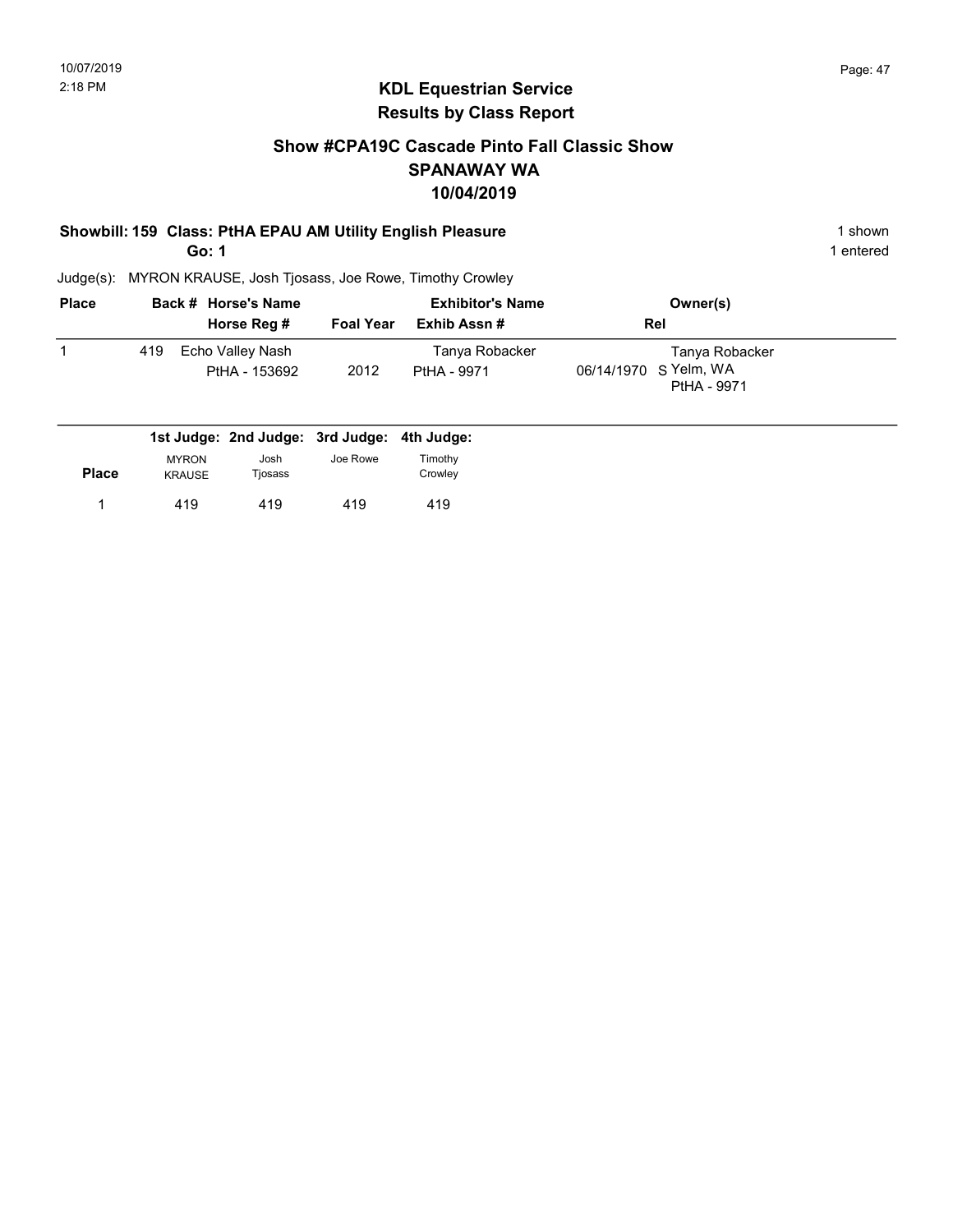# KDL Equestrian Service
## Results by Class Report

### Show #CPA19C Cascade Pinto Fall Classic Show
### SPANAWAY WA
### 10/04/2019

**Showbill: 159 Class: PtHA EPAU AM Utility English Pleasure** — 1 shown

**Go: 1** — 1 entered

Judge(s): MYRON KRAUSE, Josh Tjosass, Joe Rowe, Timothy Crowley

| Place | Back # | Horse's Name / Horse Reg # | Foal Year | Exhibitor's Name / Exhib Assn # | Rel | Owner(s) |
|---|---|---|---|---|---|---|
| 1 | 419 | Echo Valley Nash<br>PtHA - 153692 | 2012 | Tanya Robacker<br>PtHA - 9971 | 06/14/1970 S | Tanya Robacker<br>Yelm, WA<br>PtHA - 9971 |

| Place | 1st Judge: MYRON KRAUSE | 2nd Judge: Josh Tjosass | 3rd Judge: Joe Rowe | 4th Judge: Timothy Crowley |
|---|---|---|---|---|
| 1 | 419 | 419 | 419 | 419 |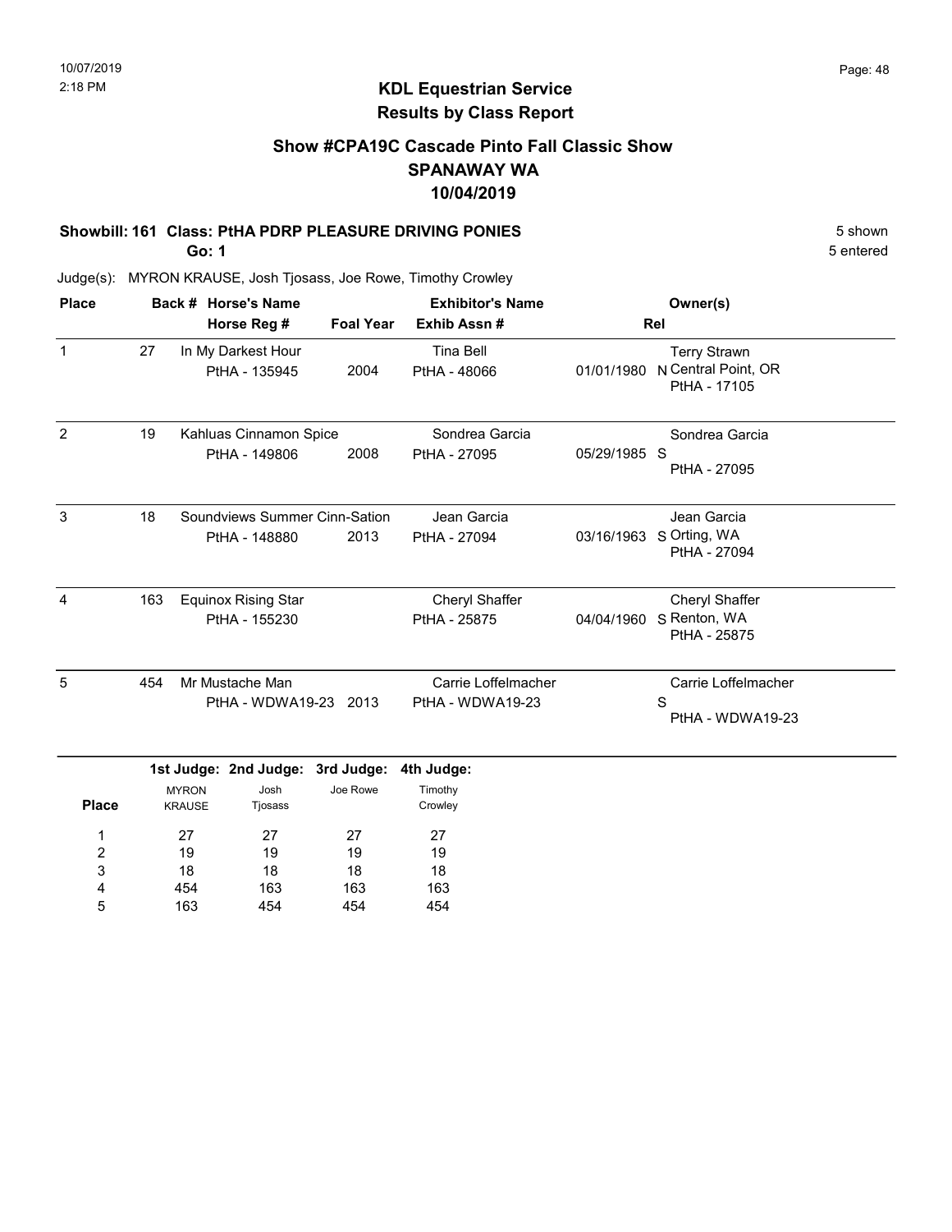# KDL Equestrian Service
## Results by Class Report

### Show #CPA19C Cascade Pinto Fall Classic Show
### SPANAWAY WA
### 10/04/2019

**Showbill: 161 Class: PtHA PDRP PLEASURE DRIVING PONIES** — 5 shown, 5 entered

**Go: 1**

Judge(s): MYRON KRAUSE, Josh Tjosass, Joe Rowe, Timothy Crowley

| Place | Back # | Horse's Name / Horse Reg # | Foal Year | Exhibitor's Name / Exhib Assn # | | Rel | Owner(s) |
|---|---|---|---|---|---|---|---|
| 1 | 27 | In My Darkest Hour<br>PtHA - 135945 | 2004 | Tina Bell<br>PtHA - 48066 | 01/01/1980 | N | Terry Strawn<br>Central Point, OR<br>PtHA - 17105 |
| 2 | 19 | Kahluas Cinnamon Spice<br>PtHA - 149806 | 2008 | Sondrea Garcia<br>PtHA - 27095 | 05/29/1985 | S | Sondrea Garcia<br>PtHA - 27095 |
| 3 | 18 | Soundviews Summer Cinn-Sation<br>PtHA - 148880 | 2013 | Jean Garcia<br>PtHA - 27094 | 03/16/1963 | S | Jean Garcia<br>Orting, WA<br>PtHA - 27094 |
| 4 | 163 | Equinox Rising Star<br>PtHA - 155230 | | Cheryl Shaffer<br>PtHA - 25875 | 04/04/1960 | S | Cheryl Shaffer<br>Renton, WA<br>PtHA - 25875 |
| 5 | 454 | Mr Mustache Man<br>PtHA - WDWA19-23 | 2013 | Carrie Loffelmacher<br>PtHA - WDWA19-23 | | S | Carrie Loffelmacher<br>PtHA - WDWA19-23 |

| Place | 1st Judge: MYRON KRAUSE | 2nd Judge: Josh Tjosass | 3rd Judge: Joe Rowe | 4th Judge: Timothy Crowley |
|---|---|---|---|---|
| 1 | 27 | 27 | 27 | 27 |
| 2 | 19 | 19 | 19 | 19 |
| 3 | 18 | 18 | 18 | 18 |
| 4 | 454 | 163 | 163 | 163 |
| 5 | 163 | 454 | 454 | 454 |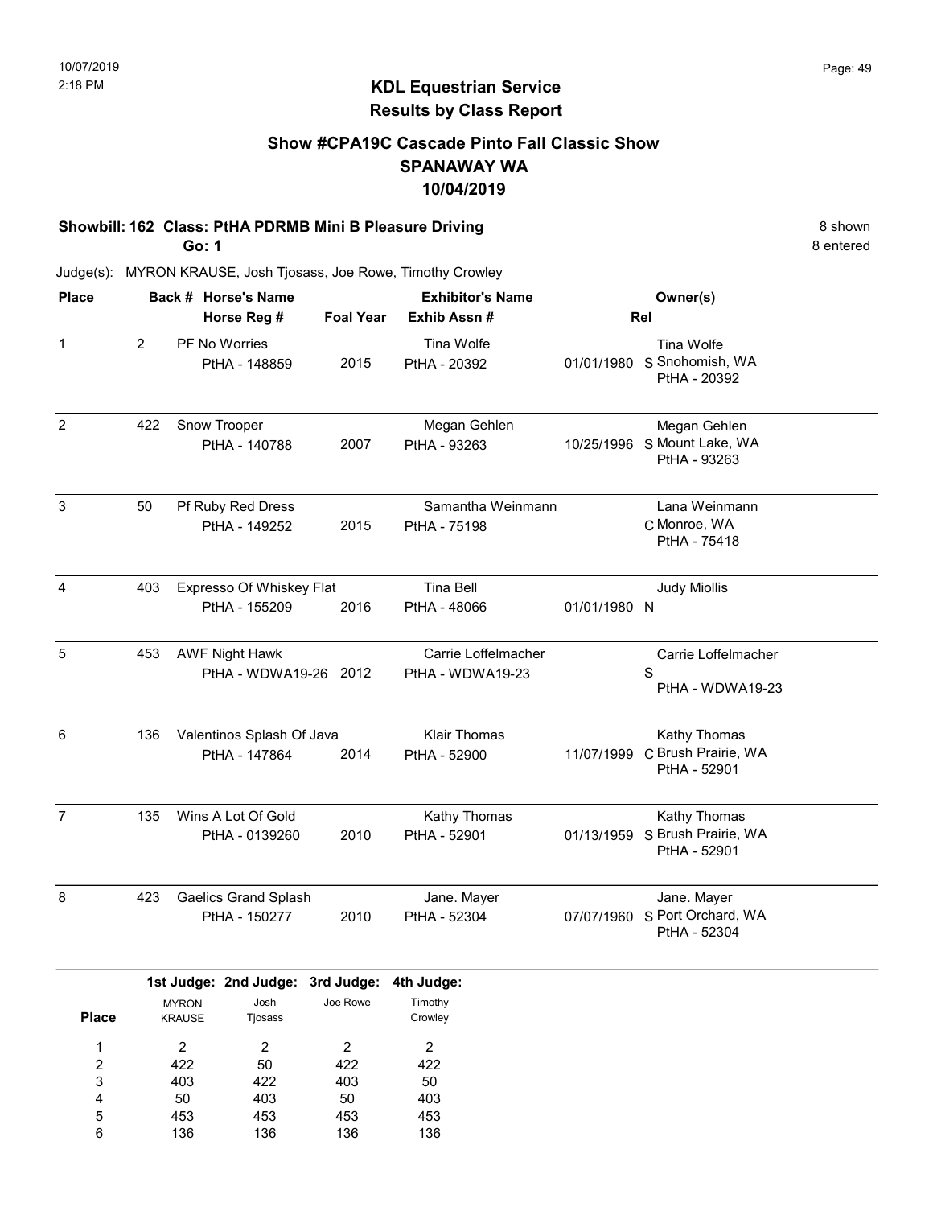# KDL Equestrian Service
## Results by Class Report

### Show #CPA19C Cascade Pinto Fall Classic Show
### SPANAWAY WA
### 10/04/2019

**Showbill: 162 Class: PtHA PDRMB Mini B Pleasure Driving** — 8 shown, 8 entered

**Go: 1**

Judge(s): MYRON KRAUSE, Josh Tjosass, Joe Rowe, Timothy Crowley

| Place | Back # | Horse's Name / Horse Reg # | Foal Year | Exhibitor's Name / Exhib Assn # | | Rel | Owner(s) |
|---|---|---|---|---|---|---|---|
| 1 | 2 | PF No Worries<br>PtHA - 148859 | 2015 | Tina Wolfe<br>PtHA - 20392 | 01/01/1980 | S | Tina Wolfe<br>Snohomish, WA<br>PtHA - 20392 |
| 2 | 422 | Snow Trooper<br>PtHA - 140788 | 2007 | Megan Gehlen<br>PtHA - 93263 | 10/25/1996 | S | Megan Gehlen<br>Mount Lake, WA<br>PtHA - 93263 |
| 3 | 50 | Pf Ruby Red Dress<br>PtHA - 149252 | 2015 | Samantha Weinmann<br>PtHA - 75198 | | C | Lana Weinmann<br>Monroe, WA<br>PtHA - 75418 |
| 4 | 403 | Expresso Of Whiskey Flat<br>PtHA - 155209 | 2016 | Tina Bell<br>PtHA - 48066 | 01/01/1980 | N | Judy Miollis |
| 5 | 453 | AWF Night Hawk<br>PtHA - WDWA19-26 | 2012 | Carrie Loffelmacher<br>PtHA - WDWA19-23 | | S | Carrie Loffelmacher<br>PtHA - WDWA19-23 |
| 6 | 136 | Valentinos Splash Of Java<br>PtHA - 147864 | 2014 | Klair Thomas<br>PtHA - 52900 | 11/07/1999 | C | Kathy Thomas<br>Brush Prairie, WA<br>PtHA - 52901 |
| 7 | 135 | Wins A Lot Of Gold<br>PtHA - 0139260 | 2010 | Kathy Thomas<br>PtHA - 52901 | 01/13/1959 | S | Kathy Thomas<br>Brush Prairie, WA<br>PtHA - 52901 |
| 8 | 423 | Gaelics Grand Splash<br>PtHA - 150277 | 2010 | Jane. Mayer<br>PtHA - 52304 | 07/07/1960 | S | Jane. Mayer<br>Port Orchard, WA<br>PtHA - 52304 |

| Place | 1st Judge: MYRON KRAUSE | 2nd Judge: Josh Tjosass | 3rd Judge: Joe Rowe | 4th Judge: Timothy Crowley |
|---|---|---|---|---|
| 1 | 2 | 2 | 2 | 2 |
| 2 | 422 | 50 | 422 | 422 |
| 3 | 403 | 422 | 403 | 50 |
| 4 | 50 | 403 | 50 | 403 |
| 5 | 453 | 453 | 453 | 453 |
| 6 | 136 | 136 | 136 | 136 |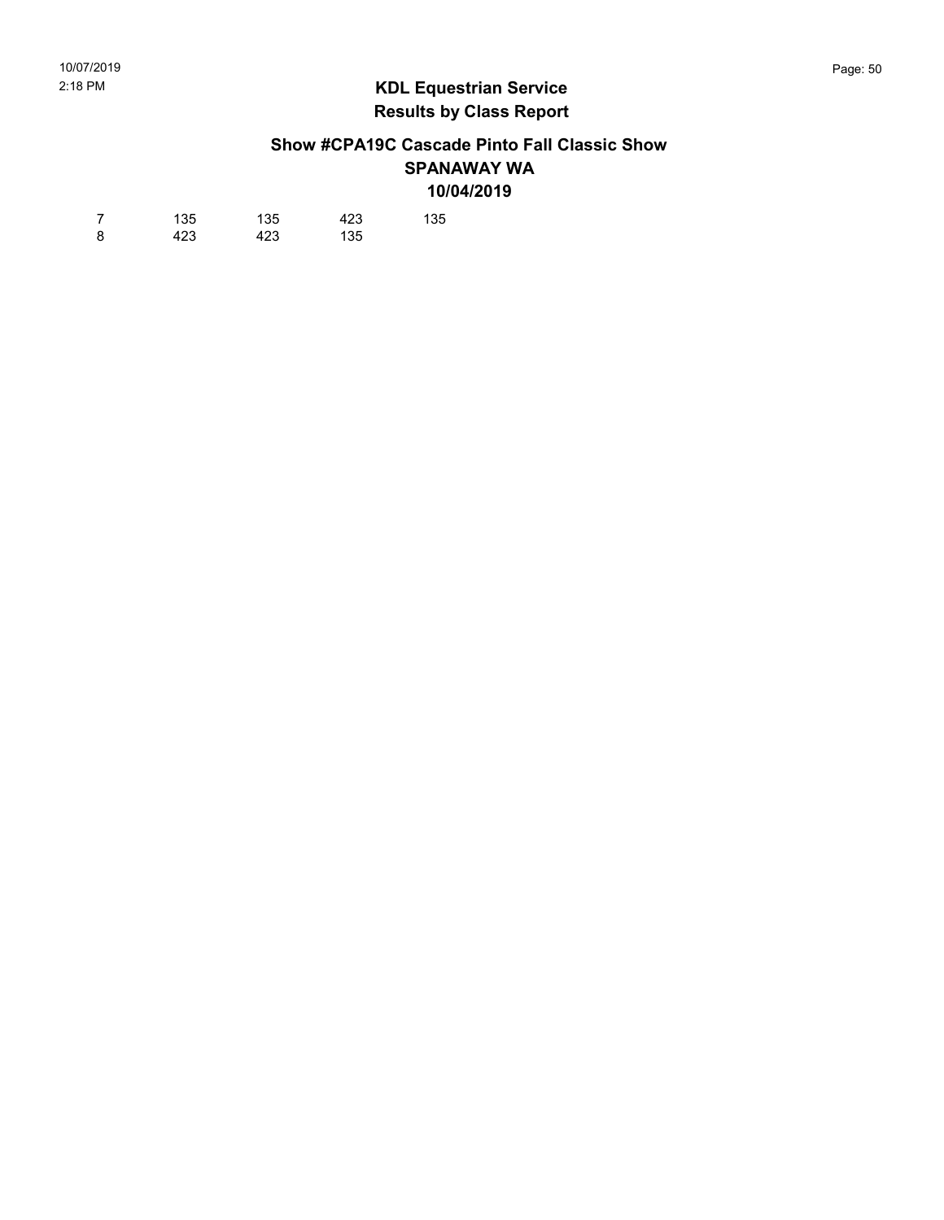| | | | | |
|---|---|---|---|---|
| 7 | 135 | 135 | 423 | 135 |
| 8 | 423 | 423 | 135 | |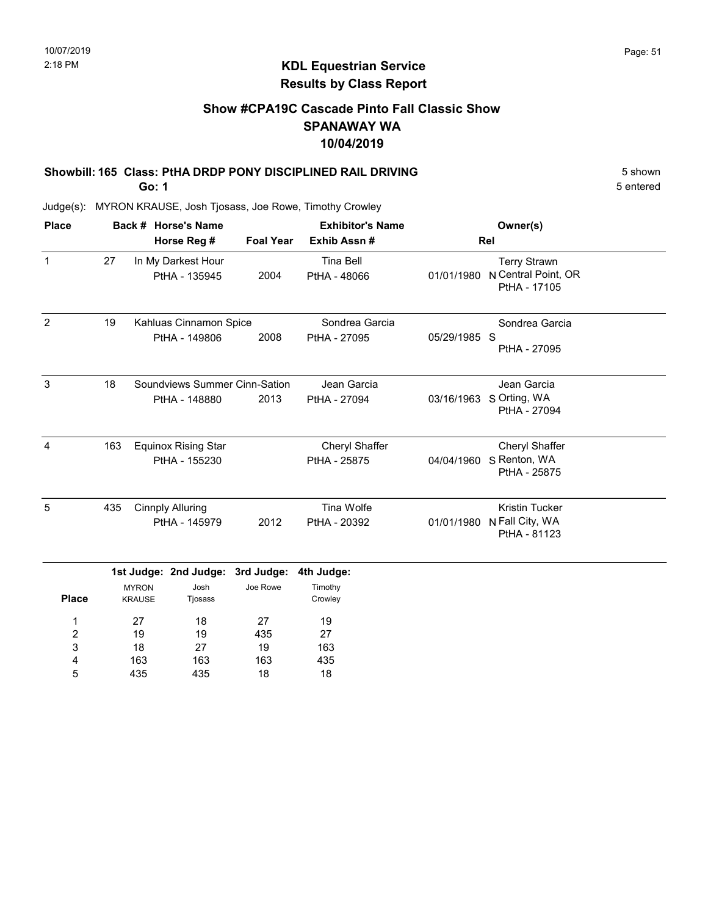## KDL Equestrian Service
## Results by Class Report

### Show #CPA19C Cascade Pinto Fall Classic Show
### SPANAWAY WA
### 10/04/2019

**Showbill: 165 Class: PtHA DRDP PONY DISCIPLINED RAIL DRIVING** 5 shown

**Go: 1** 5 entered

Judge(s): MYRON KRAUSE, Josh Tjosass, Joe Rowe, Timothy Crowley

| Place | Back # | Horse's Name / Horse Reg # | Foal Year | Exhibitor's Name / Exhib Assn # | Rel | Owner(s) |
|---|---|---|---|---|---|---|
| 1 | 27 | In My Darkest Hour<br>PtHA - 135945 | 2004 | Tina Bell<br>PtHA - 48066 | 01/01/1980 N | Terry Strawn<br>Central Point, OR<br>PtHA - 17105 |
| 2 | 19 | Kahluas Cinnamon Spice<br>PtHA - 149806 | 2008 | Sondrea Garcia<br>PtHA - 27095 | 05/29/1985 S | Sondrea Garcia<br>PtHA - 27095 |
| 3 | 18 | Soundviews Summer Cinn-Sation<br>PtHA - 148880 | 2013 | Jean Garcia<br>PtHA - 27094 | 03/16/1963 S | Jean Garcia<br>Orting, WA<br>PtHA - 27094 |
| 4 | 163 | Equinox Rising Star<br>PtHA - 155230 | | Cheryl Shaffer<br>PtHA - 25875 | 04/04/1960 S | Cheryl Shaffer<br>Renton, WA<br>PtHA - 25875 |
| 5 | 435 | Cinnply Alluring<br>PtHA - 145979 | 2012 | Tina Wolfe<br>PtHA - 20392 | 01/01/1980 N | Kristin Tucker<br>Fall City, WA<br>PtHA - 81123 |

| Place | 1st Judge: MYRON KRAUSE | 2nd Judge: Josh Tjosass | 3rd Judge: Joe Rowe | 4th Judge: Timothy Crowley |
|---|---|---|---|---|
| 1 | 27 | 18 | 27 | 19 |
| 2 | 19 | 19 | 435 | 27 |
| 3 | 18 | 27 | 19 | 163 |
| 4 | 163 | 163 | 163 | 435 |
| 5 | 435 | 435 | 18 | 18 |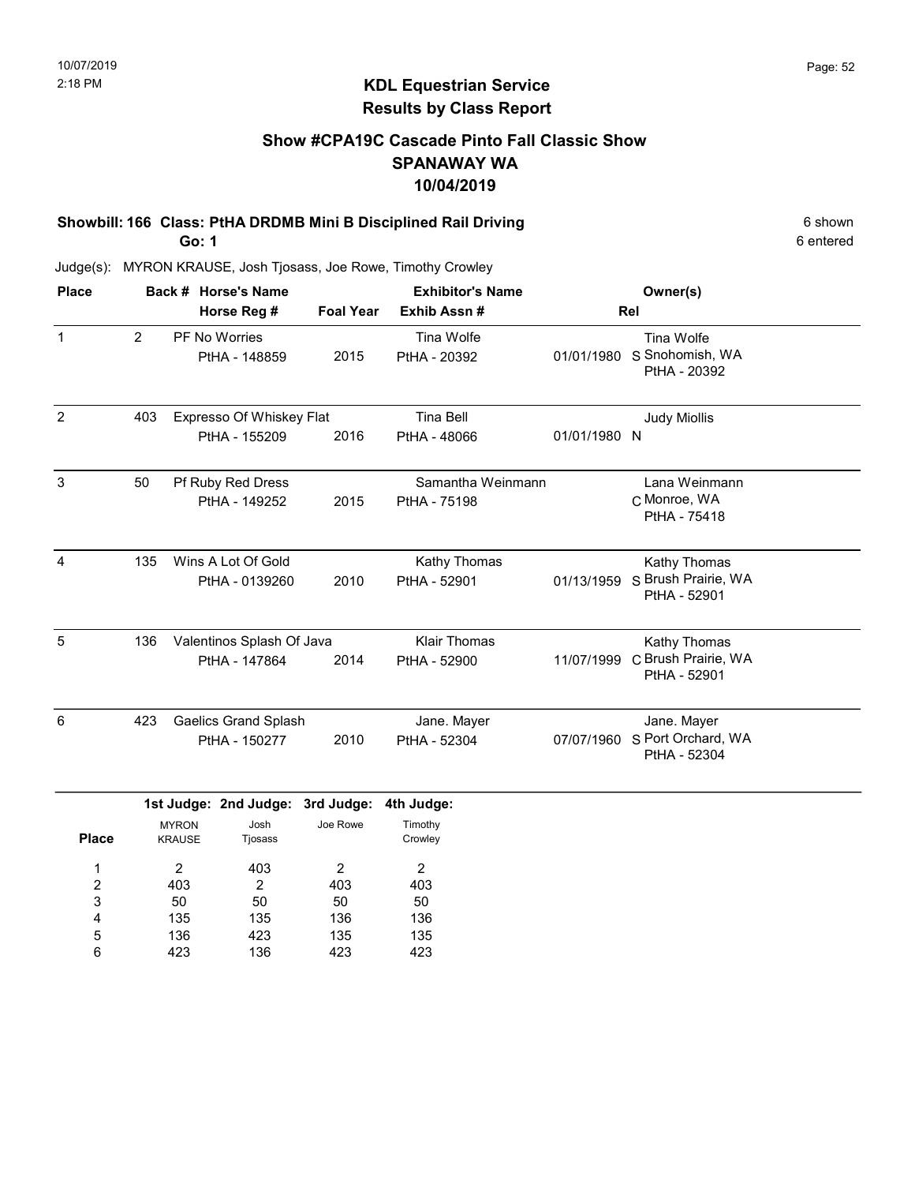# KDL Equestrian Service
## Results by Class Report

### Show #CPA19C Cascade Pinto Fall Classic Show
### SPANAWAY WA
### 10/04/2019

**Showbill: 166 Class: PtHA DRDMB Mini B Disciplined Rail Driving** — 6 shown
**Go: 1** — 6 entered

Judge(s): MYRON KRAUSE, Josh Tjosass, Joe Rowe, Timothy Crowley

| Place | Back # | Horse's Name / Horse Reg # | Foal Year | Exhibitor's Name / Exhib Assn # | Rel | Owner(s) |
|---|---|---|---|---|---|---|
| 1 | 2 | PF No Worries / PtHA - 148859 | 2015 | Tina Wolfe / PtHA - 20392 | 01/01/1980 S | Tina Wolfe, Snohomish, WA, PtHA - 20392 |
| 2 | 403 | Expresso Of Whiskey Flat / PtHA - 155209 | 2016 | Tina Bell / PtHA - 48066 | 01/01/1980 N | Judy Miollis |
| 3 | 50 | Pf Ruby Red Dress / PtHA - 149252 | 2015 | Samantha Weinmann / PtHA - 75198 | C | Lana Weinmann, Monroe, WA, PtHA - 75418 |
| 4 | 135 | Wins A Lot Of Gold / PtHA - 0139260 | 2010 | Kathy Thomas / PtHA - 52901 | 01/13/1959 S | Kathy Thomas, Brush Prairie, WA, PtHA - 52901 |
| 5 | 136 | Valentinos Splash Of Java / PtHA - 147864 | 2014 | Klair Thomas / PtHA - 52900 | 11/07/1999 C | Kathy Thomas, Brush Prairie, WA, PtHA - 52901 |
| 6 | 423 | Gaelics Grand Splash / PtHA - 150277 | 2010 | Jane. Mayer / PtHA - 52304 | 07/07/1960 S | Jane. Mayer, Port Orchard, WA, PtHA - 52304 |

| Place | 1st Judge: MYRON KRAUSE | 2nd Judge: Josh Tjosass | 3rd Judge: Joe Rowe | 4th Judge: Timothy Crowley |
|---|---|---|---|---|
| 1 | 2 | 403 | 2 | 2 |
| 2 | 403 | 2 | 403 | 403 |
| 3 | 50 | 50 | 50 | 50 |
| 4 | 135 | 135 | 136 | 136 |
| 5 | 136 | 423 | 135 | 135 |
| 6 | 423 | 136 | 423 | 423 |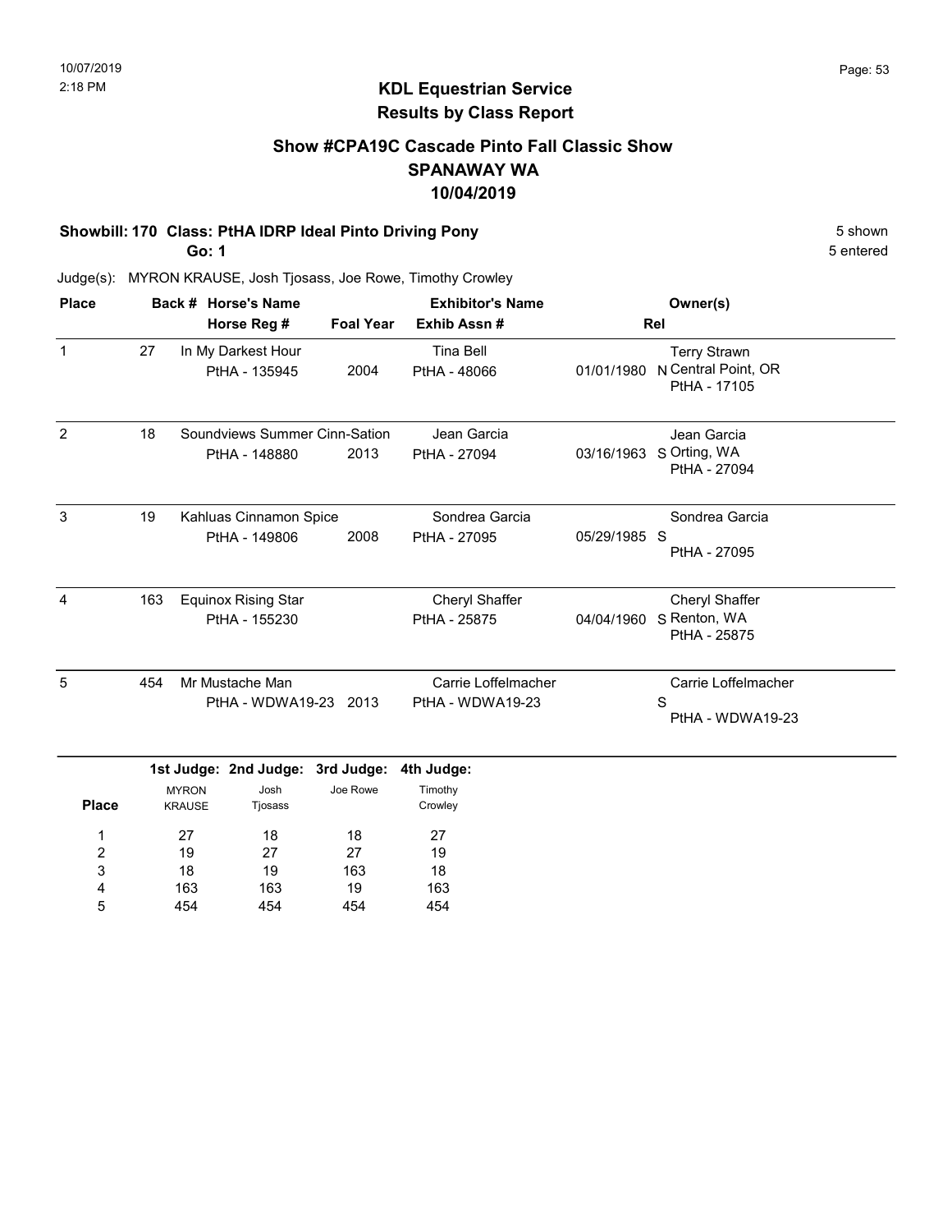10/07/2019
2:18 PM

# KDL Equestrian Service
## Results by Class Report

### Show #CPA19C Cascade Pinto Fall Classic Show
### SPANAWAY WA
### 10/04/2019

**Showbill: 170 Class: PtHA IDRP Ideal Pinto Driving Pony** — 5 shown, 5 entered

**Go: 1**

Judge(s): MYRON KRAUSE, Josh Tjosass, Joe Rowe, Timothy Crowley

| Place | Back # | Horse's Name / Horse Reg # | Foal Year | Exhibitor's Name / Exhib Assn # | Rel | Owner(s) |
|---|---|---|---|---|---|---|
| 1 | 27 | In My Darkest Hour<br>PtHA - 135945 | 2004 | Tina Bell<br>PtHA - 48066 | 01/01/1980 N | Terry Strawn<br>Central Point, OR<br>PtHA - 17105 |
| 2 | 18 | Soundviews Summer Cinn-Sation<br>PtHA - 148880 | 2013 | Jean Garcia<br>PtHA - 27094 | 03/16/1963 S | Jean Garcia<br>Orting, WA<br>PtHA - 27094 |
| 3 | 19 | Kahluas Cinnamon Spice<br>PtHA - 149806 | 2008 | Sondrea Garcia<br>PtHA - 27095 | 05/29/1985 S | Sondrea Garcia<br>PtHA - 27095 |
| 4 | 163 | Equinox Rising Star<br>PtHA - 155230 | | Cheryl Shaffer<br>PtHA - 25875 | 04/04/1960 S | Cheryl Shaffer<br>Renton, WA<br>PtHA - 25875 |
| 5 | 454 | Mr Mustache Man<br>PtHA - WDWA19-23 | 2013 | Carrie Loffelmacher<br>PtHA - WDWA19-23 | S | Carrie Loffelmacher<br>PtHA - WDWA19-23 |

| Place | 1st Judge: MYRON KRAUSE | 2nd Judge: Josh Tjosass | 3rd Judge: Joe Rowe | 4th Judge: Timothy Crowley |
|---|---|---|---|---|
| 1 | 27 | 18 | 18 | 27 |
| 2 | 19 | 27 | 27 | 19 |
| 3 | 18 | 19 | 163 | 18 |
| 4 | 163 | 163 | 19 | 163 |
| 5 | 454 | 454 | 454 | 454 |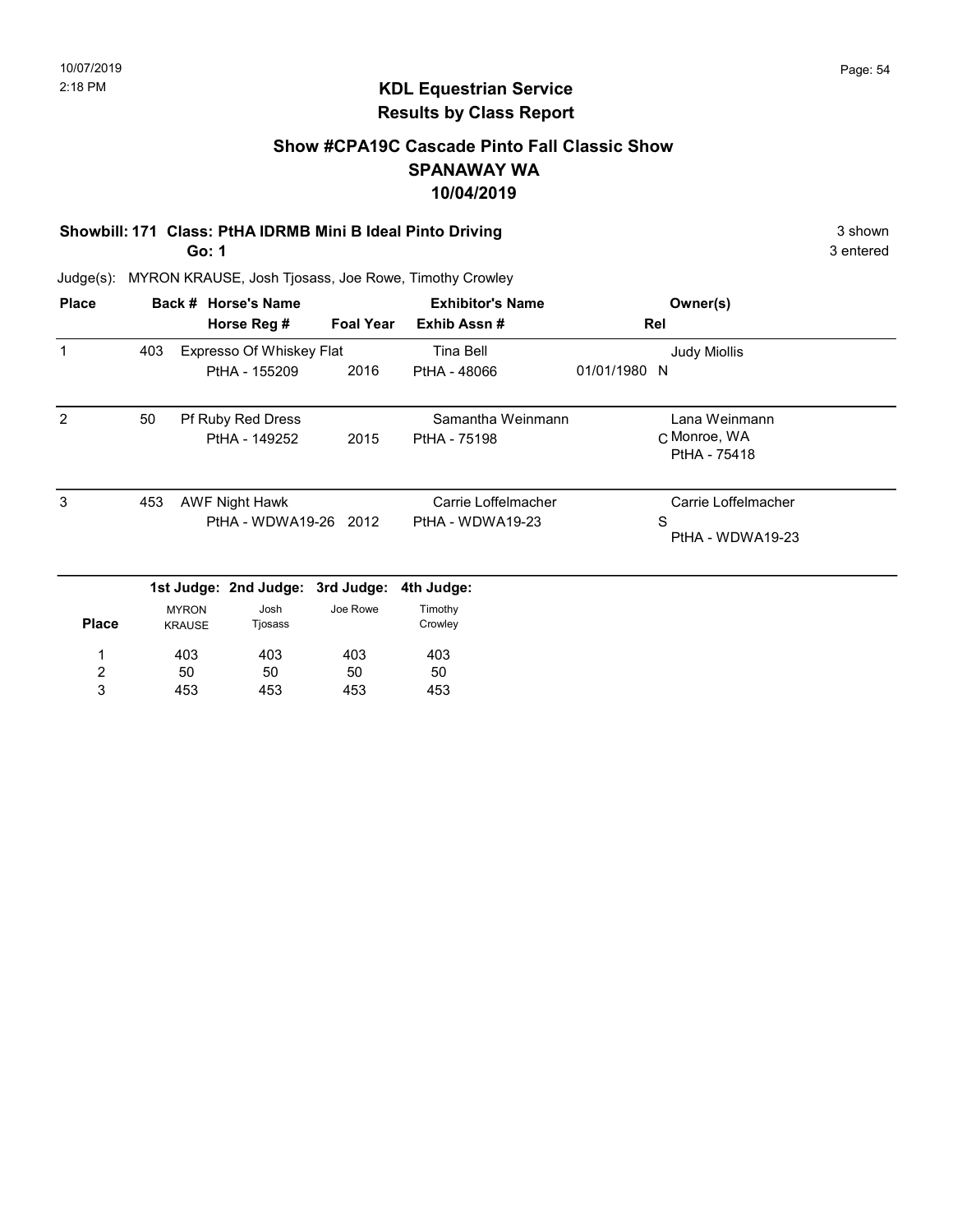# KDL Equestrian Service
## Results by Class Report

### Show #CPA19C Cascade Pinto Fall Classic Show
### SPANAWAY WA
### 10/04/2019

**Showbill: 171 Class: PtHA IDRMB Mini B Ideal Pinto Driving** — 3 shown
**Go: 1** — 3 entered

Judge(s): MYRON KRAUSE, Josh Tjosass, Joe Rowe, Timothy Crowley

| Place | Back # | Horse's Name / Horse Reg # | Foal Year | Exhibitor's Name / Exhib Assn # | Rel | Owner(s) |
|---|---|---|---|---|---|---|
| 1 | 403 | Expresso Of Whiskey Flat<br>PtHA - 155209 | 2016 | Tina Bell<br>PtHA - 48066 | 01/01/1980 N | Judy Miollis |
| 2 | 50 | Pf Ruby Red Dress<br>PtHA - 149252 | 2015 | Samantha Weinmann<br>PtHA - 75198 | C | Lana Weinmann<br>Monroe, WA<br>PtHA - 75418 |
| 3 | 453 | AWF Night Hawk<br>PtHA - WDWA19-26 | 2012 | Carrie Loffelmacher<br>PtHA - WDWA19-23 | S | Carrie Loffelmacher<br>PtHA - WDWA19-23 |

| Place | 1st Judge: MYRON KRAUSE | 2nd Judge: Josh Tjosass | 3rd Judge: Joe Rowe | 4th Judge: Timothy Crowley |
|---|---|---|---|---|
| 1 | 403 | 403 | 403 | 403 |
| 2 | 50 | 50 | 50 | 50 |
| 3 | 453 | 453 | 453 | 453 |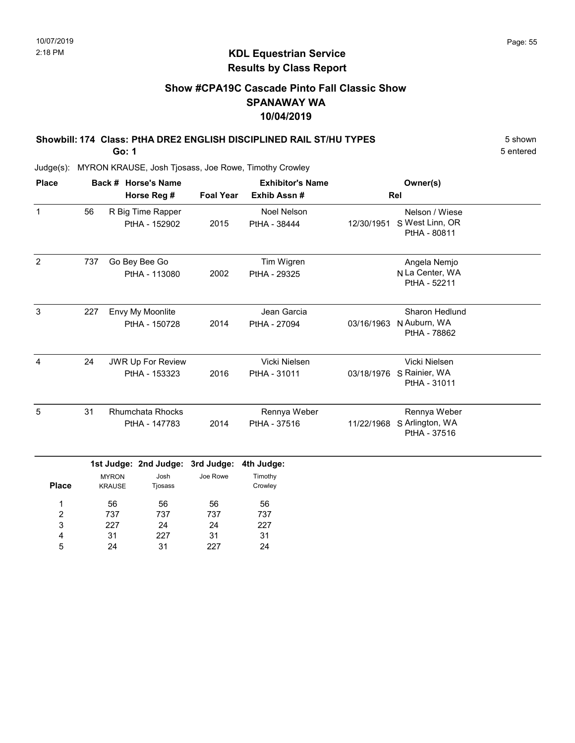# KDL Equestrian Service
## Results by Class Report

### Show #CPA19C Cascade Pinto Fall Classic Show
### SPANAWAY WA
### 10/04/2019

**Showbill: 174 Class: PtHA DRE2 ENGLISH DISCIPLINED RAIL ST/HU TYPES** — 5 shown

**Go: 1** — 5 entered

Judge(s): MYRON KRAUSE, Josh Tjosass, Joe Rowe, Timothy Crowley

| Place | Back # | Horse's Name / Horse Reg # | Foal Year | Exhibitor's Name / Exhib Assn # | Rel | Owner(s) |
|---|---|---|---|---|---|---|
| 1 | 56 | R Big Time Rapper<br>PtHA - 152902 | 2015 | Noel Nelson<br>PtHA - 38444 | 12/30/1951 S | Nelson / Wiese<br>West Linn, OR<br>PtHA - 80811 |
| 2 | 737 | Go Bey Bee Go<br>PtHA - 113080 | 2002 | Tim Wigren<br>PtHA - 29325 | N | Angela Nemjo<br>La Center, WA<br>PtHA - 52211 |
| 3 | 227 | Envy My Moonlite<br>PtHA - 150728 | 2014 | Jean Garcia<br>PtHA - 27094 | 03/16/1963 N | Sharon Hedlund<br>Auburn, WA<br>PtHA - 78862 |
| 4 | 24 | JWR Up For Review<br>PtHA - 153323 | 2016 | Vicki Nielsen<br>PtHA - 31011 | 03/18/1976 S | Vicki Nielsen<br>Rainier, WA<br>PtHA - 31011 |
| 5 | 31 | Rhumchata Rhocks<br>PtHA - 147783 | 2014 | Rennya Weber<br>PtHA - 37516 | 11/22/1968 S | Rennya Weber<br>Arlington, WA<br>PtHA - 37516 |

| Place | 1st Judge: MYRON KRAUSE | 2nd Judge: Josh Tjosass | 3rd Judge: Joe Rowe | 4th Judge: Timothy Crowley |
|---|---|---|---|---|
| 1 | 56 | 56 | 56 | 56 |
| 2 | 737 | 737 | 737 | 737 |
| 3 | 227 | 24 | 24 | 227 |
| 4 | 31 | 227 | 31 | 31 |
| 5 | 24 | 31 | 227 | 24 |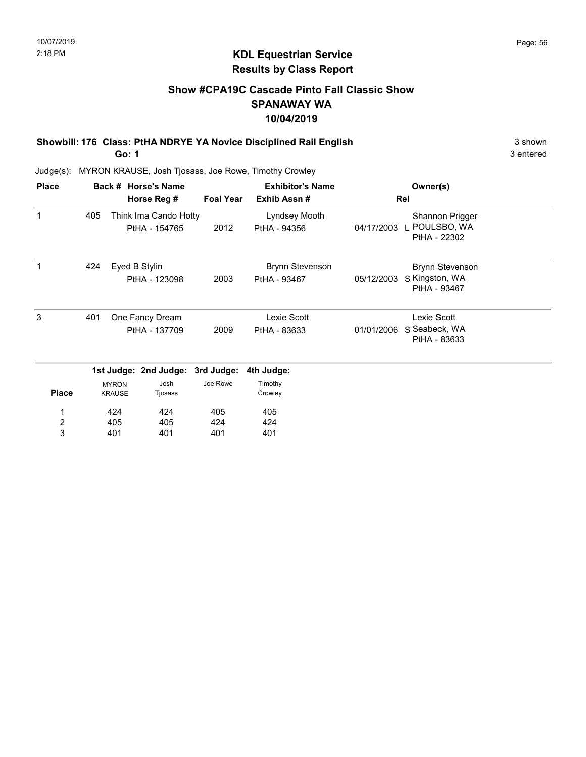## KDL Equestrian Service
## Results by Class Report

### Show #CPA19C Cascade Pinto Fall Classic Show
### SPANAWAY WA
### 10/04/2019

**Showbill: 176 Class: PtHA NDRYE YA Novice Disciplined Rail English** — 3 shown, 3 entered

**Go: 1**

Judge(s): MYRON KRAUSE, Josh Tjosass, Joe Rowe, Timothy Crowley

| Place | Back # | Horse's Name / Horse Reg # | Foal Year | Exhibitor's Name / Exhib Assn # | Rel | Owner(s) |
|---|---|---|---|---|---|---|
| 1 | 405 | Think Ima Cando Hotty<br>PtHA - 154765 | 2012 | Lyndsey Mooth<br>PtHA - 94356 | 04/17/2003 L | Shannon Prigger<br>POULSBO, WA<br>PtHA - 22302 |
| 1 | 424 | Eyed B Stylin<br>PtHA - 123098 | 2003 | Brynn Stevenson<br>PtHA - 93467 | 05/12/2003 S | Brynn Stevenson<br>Kingston, WA<br>PtHA - 93467 |
| 3 | 401 | One Fancy Dream<br>PtHA - 137709 | 2009 | Lexie Scott<br>PtHA - 83633 | 01/01/2006 S | Lexie Scott<br>Seabeck, WA<br>PtHA - 83633 |

| Place | 1st Judge: MYRON KRAUSE | 2nd Judge: Josh Tjosass | 3rd Judge: Joe Rowe | 4th Judge: Timothy Crowley |
|---|---|---|---|---|
| 1 | 424 | 424 | 405 | 405 |
| 2 | 405 | 405 | 424 | 424 |
| 3 | 401 | 401 | 401 | 401 |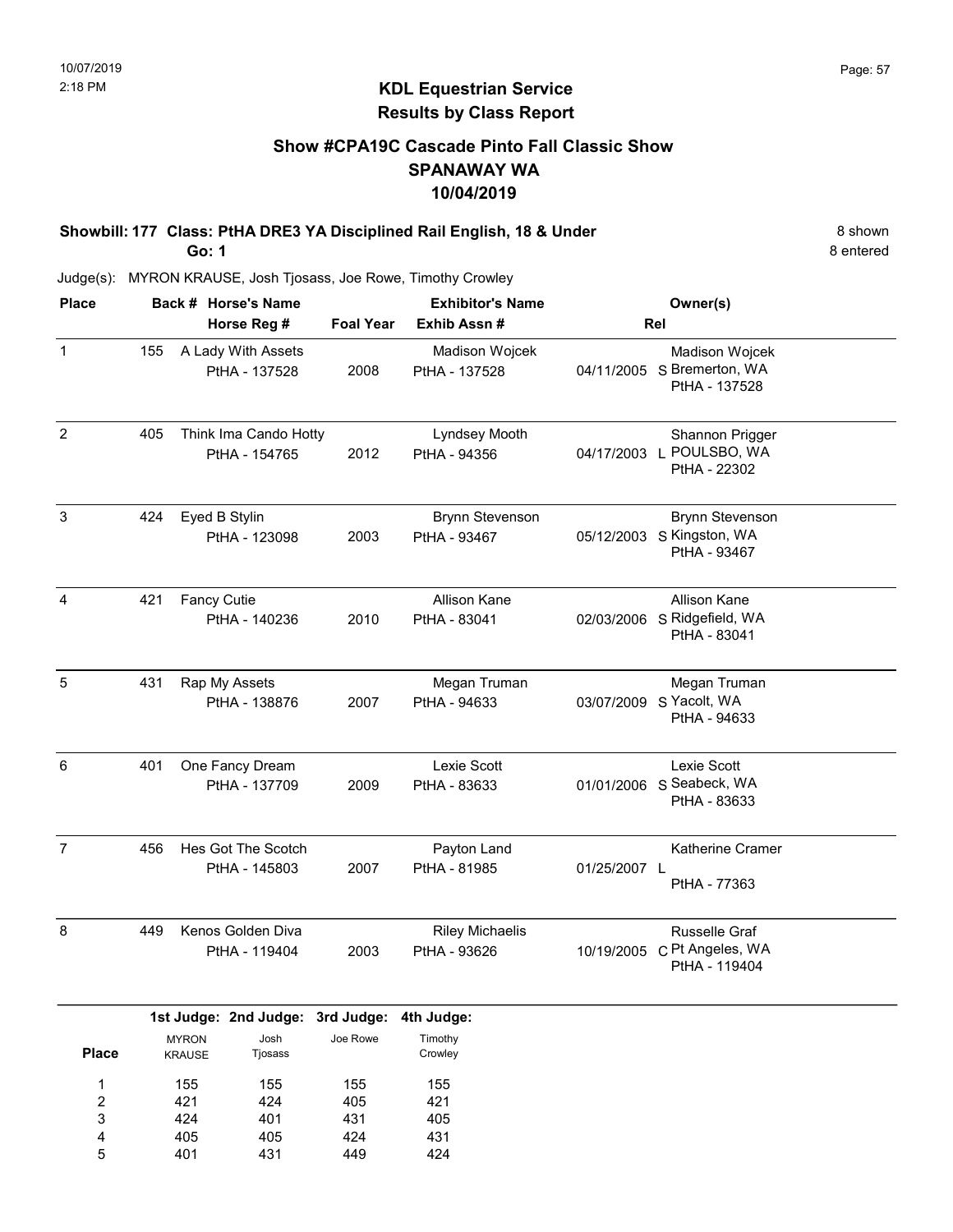## KDL Equestrian Service
## Results by Class Report

### Show #CPA19C Cascade Pinto Fall Classic Show
### SPANAWAY WA
### 10/04/2019

**Showbill: 177 Class: PtHA DRE3 YA Disciplined Rail English, 18 & Under** — 8 shown

**Go: 1** — 8 entered

Judge(s): MYRON KRAUSE, Josh Tjosass, Joe Rowe, Timothy Crowley

| Place | Back # | Horse's Name / Horse Reg # | Foal Year | Exhibitor's Name / Exhib Assn # | Rel | Owner(s) |
|---|---|---|---|---|---|---|
| 1 | 155 | A Lady With Assets<br>PtHA - 137528 | 2008 | Madison Wojcek<br>PtHA - 137528 | 04/11/2005 S | Madison Wojcek<br>Bremerton, WA<br>PtHA - 137528 |
| 2 | 405 | Think Ima Cando Hotty<br>PtHA - 154765 | 2012 | Lyndsey Mooth<br>PtHA - 94356 | 04/17/2003 L | Shannon Prigger<br>POULSBO, WA<br>PtHA - 22302 |
| 3 | 424 | Eyed B Stylin<br>PtHA - 123098 | 2003 | Brynn Stevenson<br>PtHA - 93467 | 05/12/2003 S | Brynn Stevenson<br>Kingston, WA<br>PtHA - 93467 |
| 4 | 421 | Fancy Cutie<br>PtHA - 140236 | 2010 | Allison Kane<br>PtHA - 83041 | 02/03/2006 S | Allison Kane<br>Ridgefield, WA<br>PtHA - 83041 |
| 5 | 431 | Rap My Assets<br>PtHA - 138876 | 2007 | Megan Truman<br>PtHA - 94633 | 03/07/2009 S | Megan Truman<br>Yacolt, WA<br>PtHA - 94633 |
| 6 | 401 | One Fancy Dream<br>PtHA - 137709 | 2009 | Lexie Scott<br>PtHA - 83633 | 01/01/2006 S | Lexie Scott<br>Seabeck, WA<br>PtHA - 83633 |
| 7 | 456 | Hes Got The Scotch<br>PtHA - 145803 | 2007 | Payton Land<br>PtHA - 81985 | 01/25/2007 L | Katherine Cramer<br>PtHA - 77363 |
| 8 | 449 | Kenos Golden Diva<br>PtHA - 119404 | 2003 | Riley Michaelis<br>PtHA - 93626 | 10/19/2005 C | Russelle Graf<br>Pt Angeles, WA<br>PtHA - 119404 |

| Place | 1st Judge: MYRON KRAUSE | 2nd Judge: Josh Tjosass | 3rd Judge: Joe Rowe | 4th Judge: Timothy Crowley |
|---|---|---|---|---|
| 1 | 155 | 155 | 155 | 155 |
| 2 | 421 | 424 | 405 | 421 |
| 3 | 424 | 401 | 431 | 405 |
| 4 | 405 | 405 | 424 | 431 |
| 5 | 401 | 431 | 449 | 424 |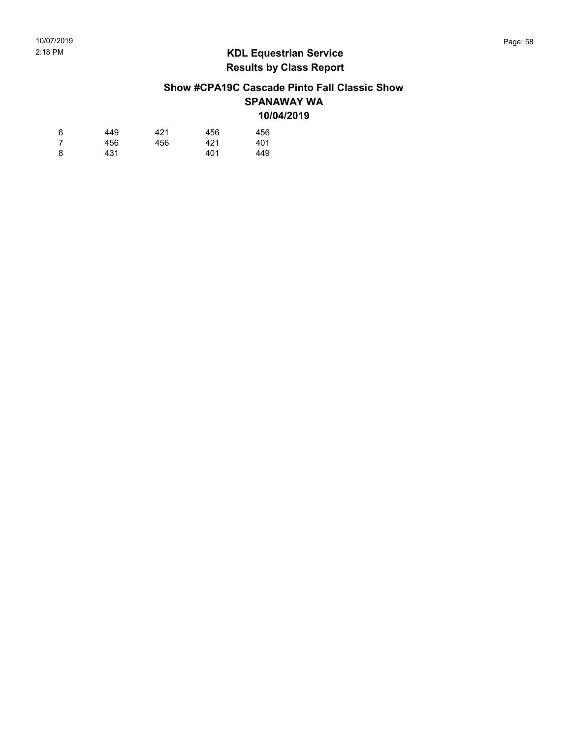## KDL Equestrian Service
## Results by Class Report

### Show #CPA19C Cascade Pinto Fall Classic Show
### SPANAWAY WA
### 10/04/2019

| | | | | |
|---|---|---|---|---|
| 6 | 449 | 421 | 456 | 456 |
| 7 | 456 | 456 | 421 | 401 |
| 8 | 431 | | 401 | 449 |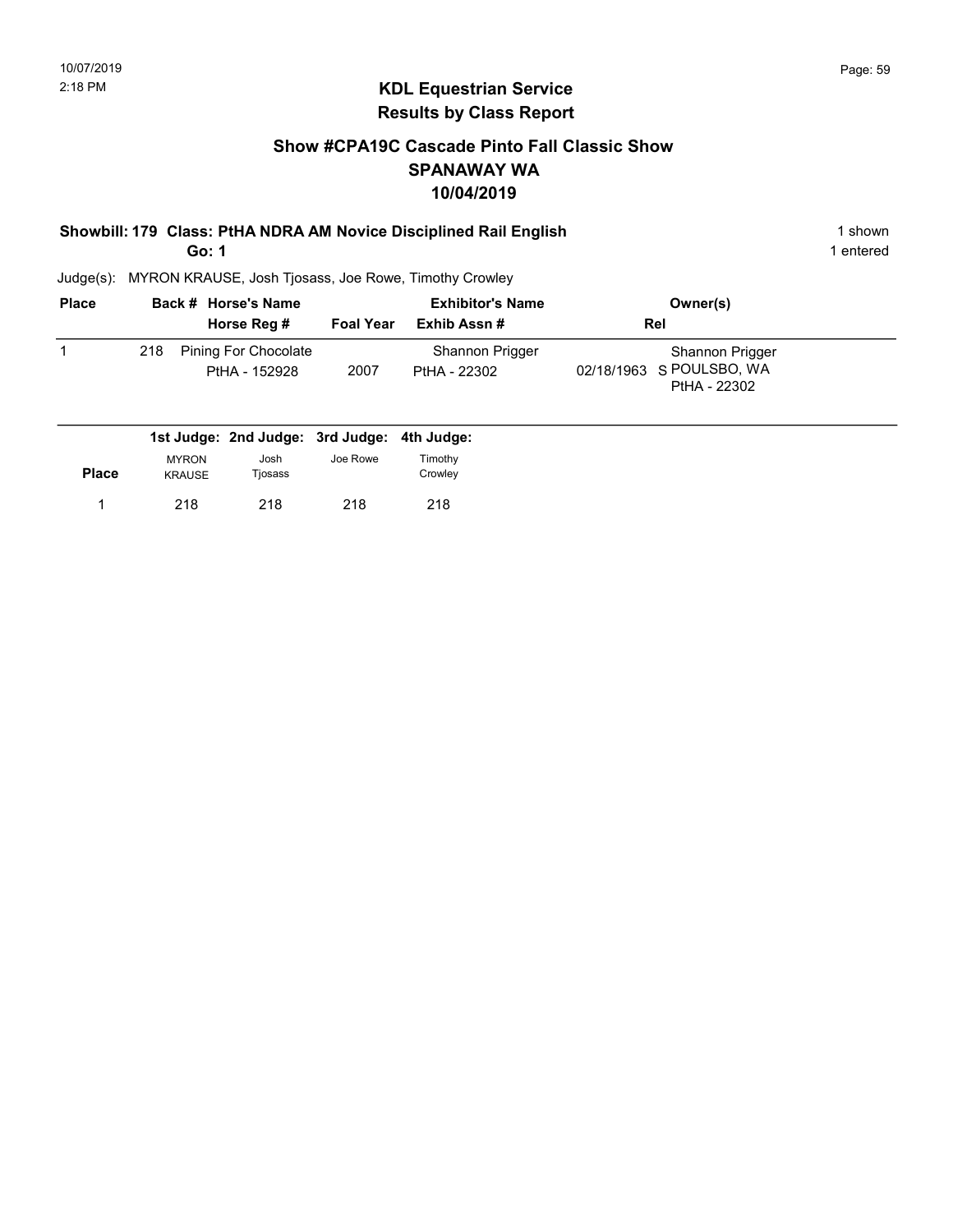## KDL Equestrian Service
## Results by Class Report

### Show #CPA19C Cascade Pinto Fall Classic Show
### SPANAWAY WA
### 10/04/2019

**Showbill: 179 Class: PtHA NDRA AM Novice Disciplined Rail English** 1 shown

**Go: 1** 1 entered

Judge(s): MYRON KRAUSE, Josh Tjosass, Joe Rowe, Timothy Crowley

| Place | Back # | Horse's Name / Horse Reg # | Foal Year | Exhibitor's Name / Exhib Assn # | Rel | Owner(s) |
|---|---|---|---|---|---|---|
| 1 | 218 | Pining For Chocolate<br>PtHA - 152928 | 2007 | Shannon Prigger<br>PtHA - 22302 | 02/18/1963 S | Shannon Prigger<br>POULSBO, WA<br>PtHA - 22302 |

| Place | 1st Judge: MYRON KRAUSE | 2nd Judge: Josh Tjosass | 3rd Judge: Joe Rowe | 4th Judge: Timothy Crowley |
|---|---|---|---|---|
| 1 | 218 | 218 | 218 | 218 |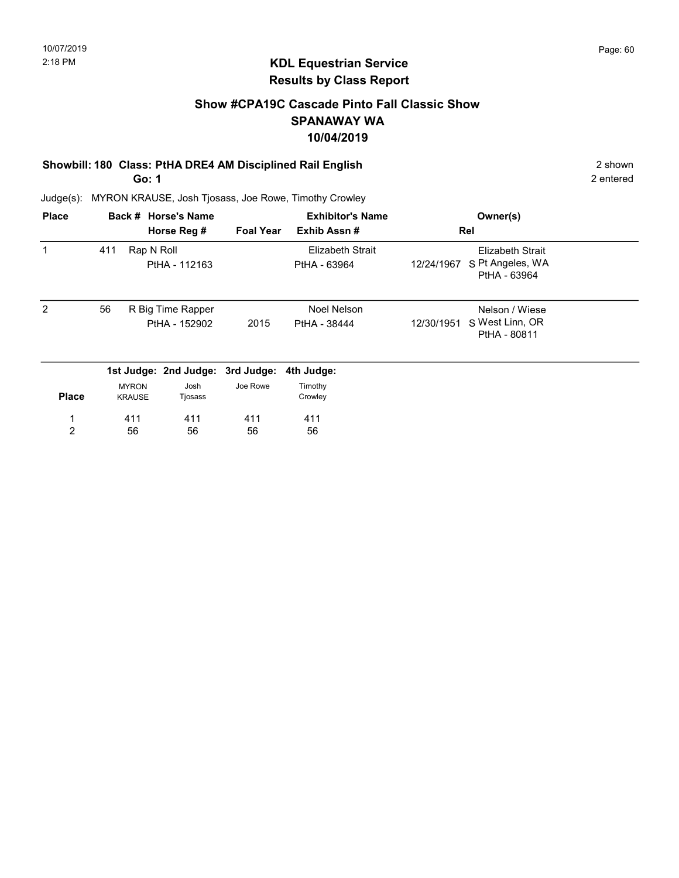## KDL Equestrian Service
## Results by Class Report

### Show #CPA19C Cascade Pinto Fall Classic Show
### SPANAWAY WA
### 10/04/2019

**Showbill: 180 Class: PtHA DRE4 AM Disciplined Rail English** — 2 shown

**Go: 1** — 2 entered

Judge(s): MYRON KRAUSE, Josh Tjosass, Joe Rowe, Timothy Crowley

| Place | Back # | Horse's Name / Horse Reg # | Foal Year | Exhibitor's Name / Exhib Assn # | Rel | Owner(s) |
|---|---|---|---|---|---|---|
| 1 | 411 | Rap N Roll<br>PtHA - 112163 | | Elizabeth Strait<br>PtHA - 63964 | 12/24/1967 S | Elizabeth Strait<br>Pt Angeles, WA<br>PtHA - 63964 |
| 2 | 56 | R Big Time Rapper<br>PtHA - 152902 | 2015 | Noel Nelson<br>PtHA - 38444 | 12/30/1951 S | Nelson / Wiese<br>West Linn, OR<br>PtHA - 80811 |

| Place | 1st Judge: MYRON KRAUSE | 2nd Judge: Josh Tjosass | 3rd Judge: Joe Rowe | 4th Judge: Timothy Crowley |
|---|---|---|---|---|
| 1 | 411 | 411 | 411 | 411 |
| 2 | 56 | 56 | 56 | 56 |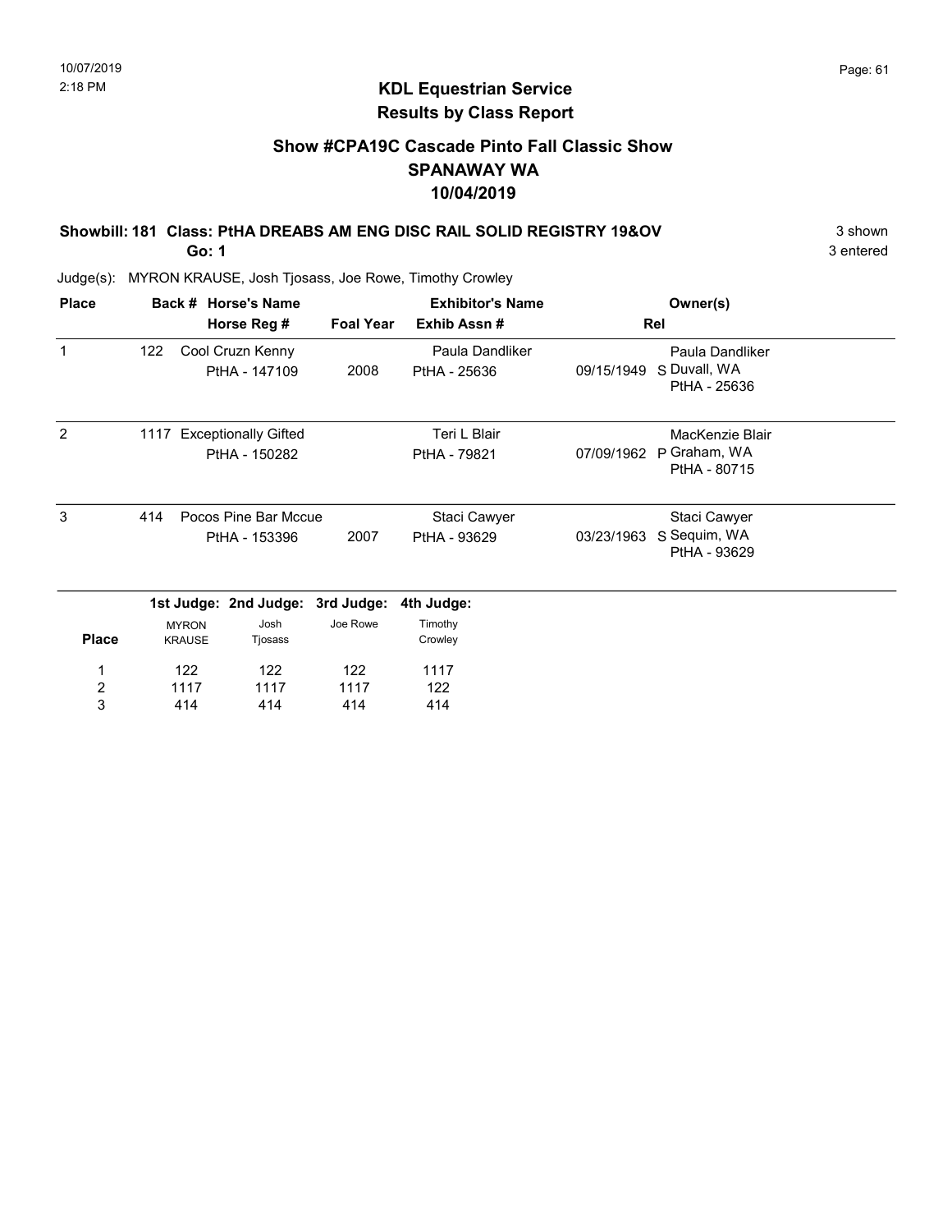## KDL Equestrian Service
## Results by Class Report

### Show #CPA19C Cascade Pinto Fall Classic Show
### SPANAWAY WA
### 10/04/2019

**Showbill: 181 Class: PtHA DREABS AM ENG DISC RAIL SOLID REGISTRY 19&OV** — 3 shown

**Go: 1** — 3 entered

Judge(s): MYRON KRAUSE, Josh Tjosass, Joe Rowe, Timothy Crowley

| Place | Back # | Horse's Name / Horse Reg # | Foal Year | Exhibitor's Name / Exhib Assn # | Rel | Owner(s) |
|---|---|---|---|---|---|---|
| 1 | 122 | Cool Cruzn Kenny<br>PtHA - 147109 | 2008 | Paula Dandliker<br>PtHA - 25636 | 09/15/1949 S | Paula Dandliker<br>Duvall, WA<br>PtHA - 25636 |
| 2 | 1117 | Exceptionally Gifted<br>PtHA - 150282 | | Teri L Blair<br>PtHA - 79821 | 07/09/1962 P | MacKenzie Blair<br>Graham, WA<br>PtHA - 80715 |
| 3 | 414 | Pocos Pine Bar Mccue<br>PtHA - 153396 | 2007 | Staci Cawyer<br>PtHA - 93629 | 03/23/1963 S | Staci Cawyer<br>Sequim, WA<br>PtHA - 93629 |

| Place | 1st Judge: MYRON KRAUSE | 2nd Judge: Josh Tjosass | 3rd Judge: Joe Rowe | 4th Judge: Timothy Crowley |
|---|---|---|---|---|
| 1 | 122 | 122 | 122 | 1117 |
| 2 | 1117 | 1117 | 1117 | 122 |
| 3 | 414 | 414 | 414 | 414 |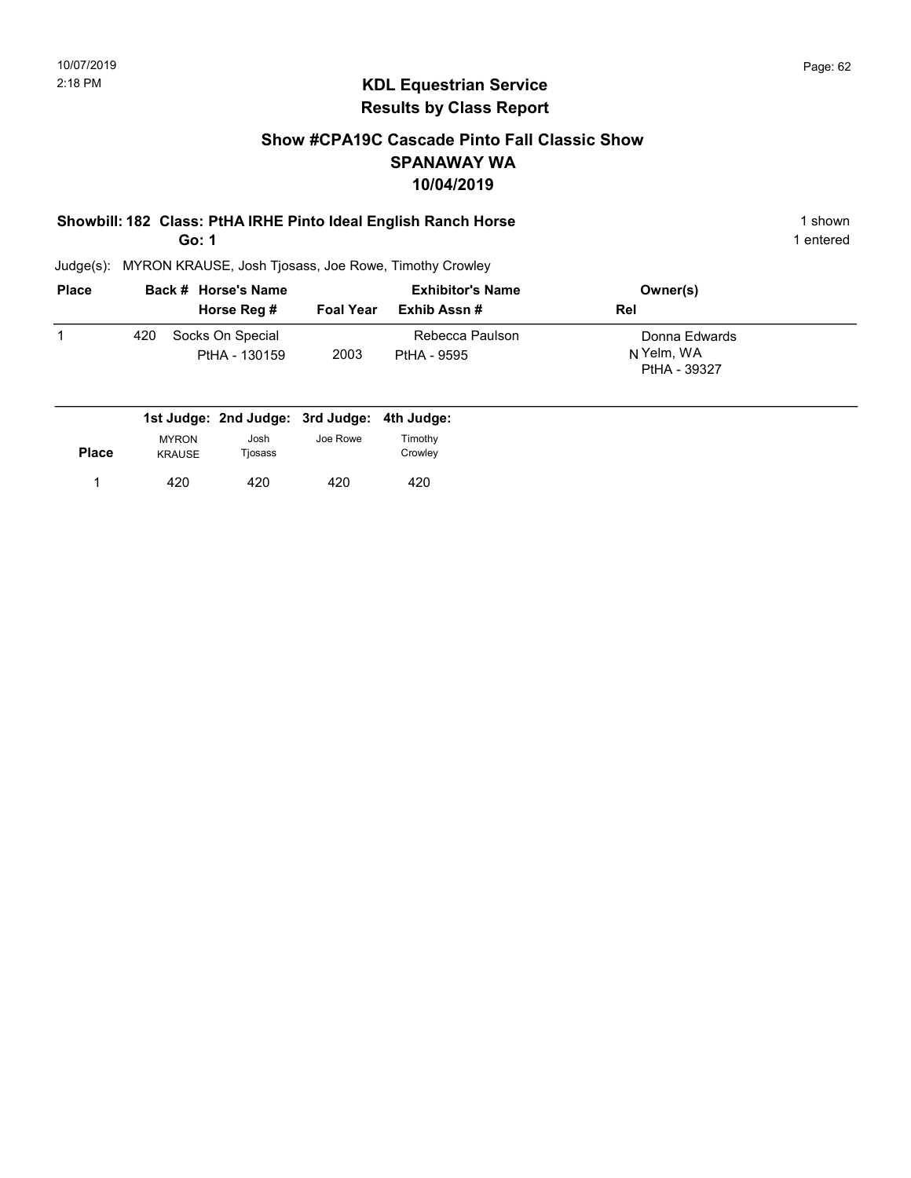# KDL Equestrian Service
## Results by Class Report

### Show #CPA19C Cascade Pinto Fall Classic Show
### SPANAWAY WA
### 10/04/2019

**Showbill: 182 Class: PtHA IRHE Pinto Ideal English Ranch Horse** — 1 shown

**Go: 1** — 1 entered

Judge(s): MYRON KRAUSE, Josh Tjosass, Joe Rowe, Timothy Crowley

| Place | Back # | Horse's Name / Horse Reg # | Foal Year | Exhibitor's Name / Exhib Assn # | Rel | Owner(s) |
|---|---|---|---|---|---|---|
| 1 | 420 | Socks On Special<br>PtHA - 130159 | 2003 | Rebecca Paulson<br>PtHA - 9595 | N | Donna Edwards<br>Yelm, WA<br>PtHA - 39327 |

| Place | 1st Judge: MYRON KRAUSE | 2nd Judge: Josh Tjosass | 3rd Judge: Joe Rowe | 4th Judge: Timothy Crowley |
|---|---|---|---|---|
| 1 | 420 | 420 | 420 | 420 |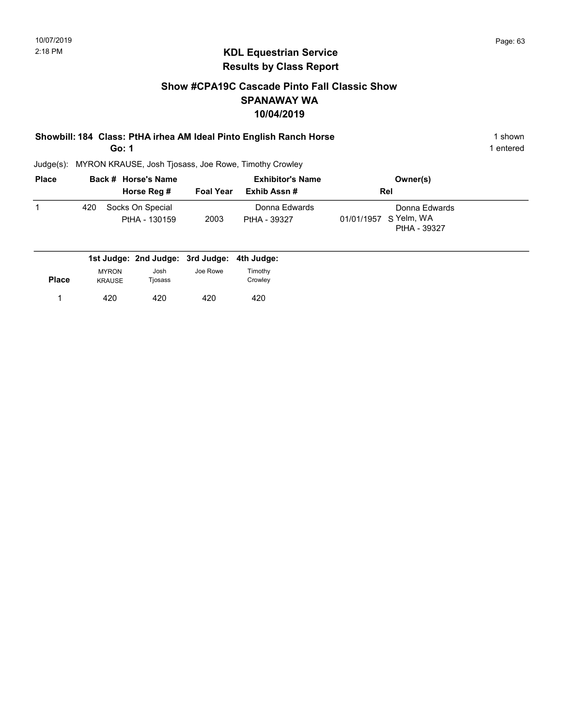## KDL Equestrian Service
## Results by Class Report

### Show #CPA19C Cascade Pinto Fall Classic Show
### SPANAWAY WA
### 10/04/2019

**Showbill: 184 Class: PtHA irhea AM Ideal Pinto English Ranch Horse** 1 shown

**Go: 1** 1 entered

Judge(s): MYRON KRAUSE, Josh Tjosass, Joe Rowe, Timothy Crowley

| Place | Back # | Horse's Name / Horse Reg # | Foal Year | Exhibitor's Name / Exhib Assn # | Rel | Owner(s) |
|---|---|---|---|---|---|---|
| 1 | 420 | Socks On Special<br>PtHA - 130159 | 2003 | Donna Edwards<br>PtHA - 39327 | 01/01/1957 S | Donna Edwards<br>Yelm, WA<br>PtHA - 39327 |

| Place | 1st Judge: MYRON KRAUSE | 2nd Judge: Josh Tjosass | 3rd Judge: Joe Rowe | 4th Judge: Timothy Crowley |
|---|---|---|---|---|
| 1 | 420 | 420 | 420 | 420 |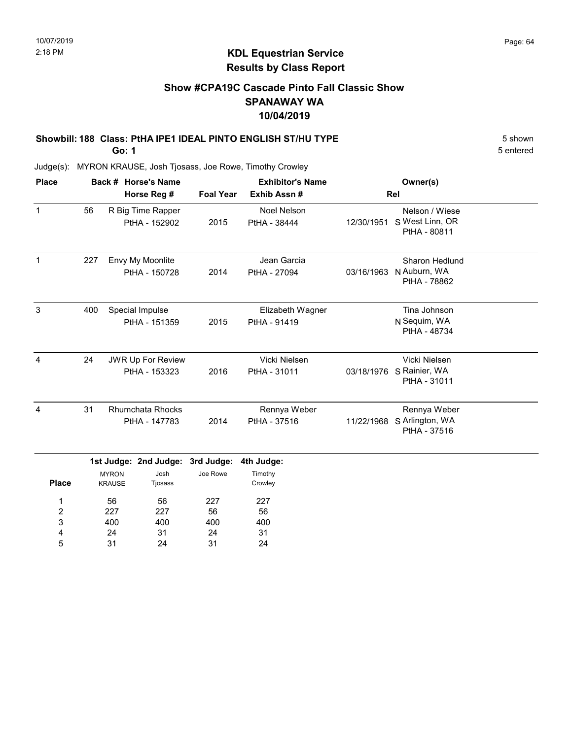10/07/2019
2:18 PM

## KDL Equestrian Service
## Results by Class Report

### Show #CPA19C Cascade Pinto Fall Classic Show
### SPANAWAY WA
### 10/04/2019

**Showbill: 188 Class: PtHA IPE1 IDEAL PINTO ENGLISH ST/HU TYPE** — 5 shown, 5 entered

**Go: 1**

Judge(s): MYRON KRAUSE, Josh Tjosass, Joe Rowe, Timothy Crowley

| Place | Back # | Horse's Name / Horse Reg # | Foal Year | Exhibitor's Name / Exhib Assn # | Rel | Owner(s) |
|---|---|---|---|---|---|---|
| 1 | 56 | R Big Time Rapper / PtHA - 152902 | 2015 | Noel Nelson / PtHA - 38444 | 12/30/1951 S | Nelson / Wiese, West Linn, OR, PtHA - 80811 |
| 1 | 227 | Envy My Moonlite / PtHA - 150728 | 2014 | Jean Garcia / PtHA - 27094 | 03/16/1963 N | Sharon Hedlund, Auburn, WA, PtHA - 78862 |
| 3 | 400 | Special Impulse / PtHA - 151359 | 2015 | Elizabeth Wagner / PtHA - 91419 | N | Tina Johnson, Sequim, WA, PtHA - 48734 |
| 4 | 24 | JWR Up For Review / PtHA - 153323 | 2016 | Vicki Nielsen / PtHA - 31011 | 03/18/1976 S | Vicki Nielsen, Rainier, WA, PtHA - 31011 |
| 4 | 31 | Rhumchata Rhocks / PtHA - 147783 | 2014 | Rennya Weber / PtHA - 37516 | 11/22/1968 S | Rennya Weber, Arlington, WA, PtHA - 37516 |

| Place | 1st Judge: MYRON KRAUSE | 2nd Judge: Josh Tjosass | 3rd Judge: Joe Rowe | 4th Judge: Timothy Crowley |
|---|---|---|---|---|
| 1 | 56 | 56 | 227 | 227 |
| 2 | 227 | 227 | 56 | 56 |
| 3 | 400 | 400 | 400 | 400 |
| 4 | 24 | 31 | 24 | 31 |
| 5 | 31 | 24 | 31 | 24 |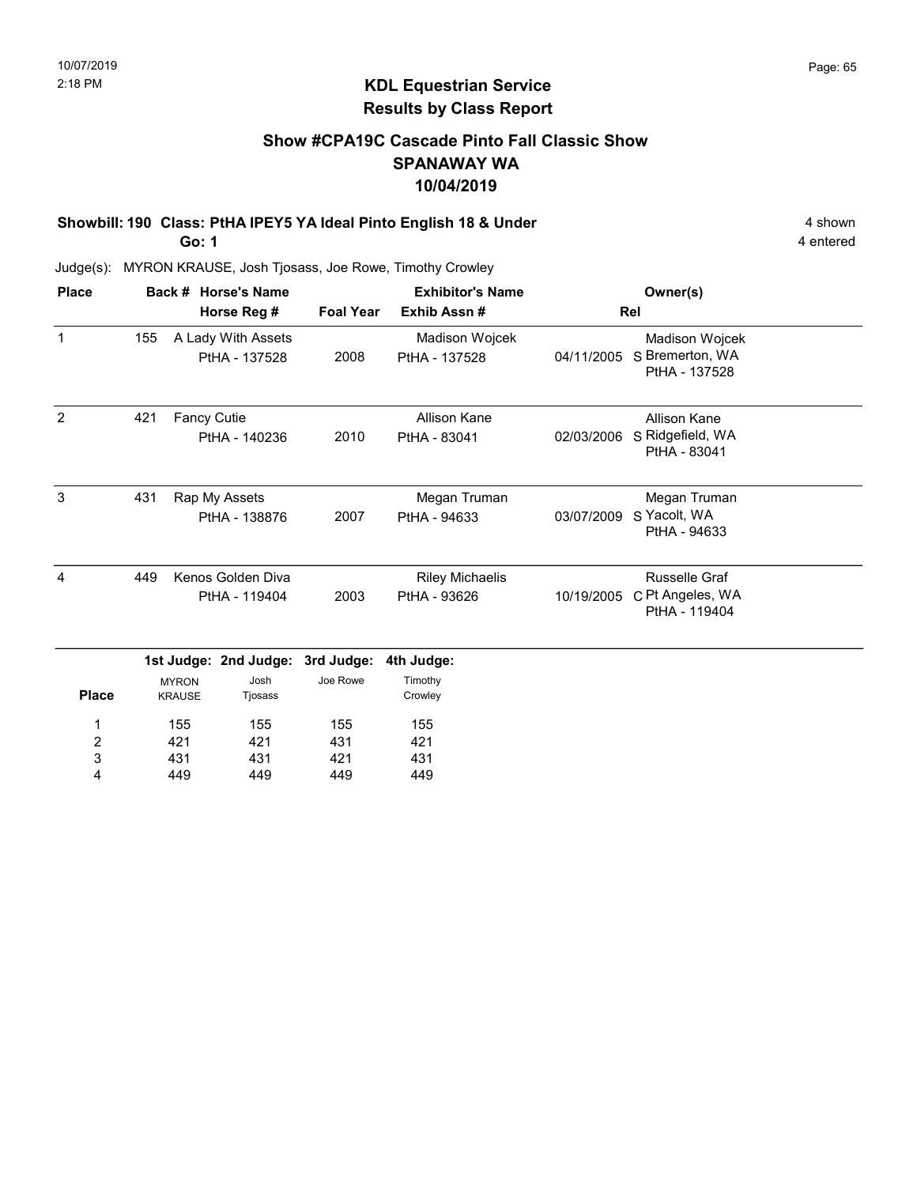## KDL Equestrian Service
## Results by Class Report

### Show #CPA19C Cascade Pinto Fall Classic Show
### SPANAWAY WA
### 10/04/2019

**Showbill: 190 Class: PtHA IPEY5 YA Ideal Pinto English 18 & Under** — 4 shown, 4 entered

**Go: 1**

Judge(s): MYRON KRAUSE, Josh Tjosass, Joe Rowe, Timothy Crowley

| Place | Back # | Horse's Name / Horse Reg # | Foal Year | Exhibitor's Name / Exhib Assn # | Rel | Owner(s) |
|---|---|---|---|---|---|---|
| 1 | 155 | A Lady With Assets<br>PtHA - 137528 | 2008 | Madison Wojcek<br>PtHA - 137528 | 04/11/2005 S | Madison Wojcek<br>Bremerton, WA<br>PtHA - 137528 |
| 2 | 421 | Fancy Cutie<br>PtHA - 140236 | 2010 | Allison Kane<br>PtHA - 83041 | 02/03/2006 S | Allison Kane<br>Ridgefield, WA<br>PtHA - 83041 |
| 3 | 431 | Rap My Assets<br>PtHA - 138876 | 2007 | Megan Truman<br>PtHA - 94633 | 03/07/2009 S | Megan Truman<br>Yacolt, WA<br>PtHA - 94633 |
| 4 | 449 | Kenos Golden Diva<br>PtHA - 119404 | 2003 | Riley Michaelis<br>PtHA - 93626 | 10/19/2005 C | Russelle Graf<br>Pt Angeles, WA<br>PtHA - 119404 |

| Place | 1st Judge: MYRON KRAUSE | 2nd Judge: Josh Tjosass | 3rd Judge: Joe Rowe | 4th Judge: Timothy Crowley |
|---|---|---|---|---|
| 1 | 155 | 155 | 155 | 155 |
| 2 | 421 | 421 | 431 | 421 |
| 3 | 431 | 431 | 421 | 431 |
| 4 | 449 | 449 | 449 | 449 |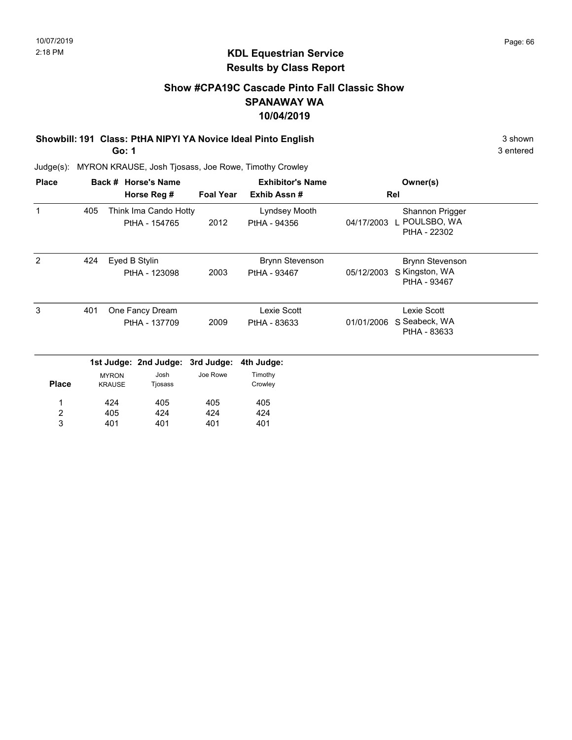10/07/2019
2:18 PM

# KDL Equestrian Service
## Results by Class Report

### Show #CPA19C Cascade Pinto Fall Classic Show
### SPANAWAY WA
### 10/04/2019

**Showbill: 191 Class: PtHA NIPYI YA Novice Ideal Pinto English** — 3 shown

**Go: 1** — 3 entered

Judge(s): MYRON KRAUSE, Josh Tjosass, Joe Rowe, Timothy Crowley

| Place | Back # | Horse's Name / Horse Reg # | Foal Year | Exhibitor's Name / Exhib Assn # | Rel | Owner(s) |
|---|---|---|---|---|---|---|
| 1 | 405 | Think Ima Cando Hotty<br>PtHA - 154765 | 2012 | Lyndsey Mooth<br>PtHA - 94356 | 04/17/2003 L | Shannon Prigger<br>POULSBO, WA<br>PtHA - 22302 |
| 2 | 424 | Eyed B Stylin<br>PtHA - 123098 | 2003 | Brynn Stevenson<br>PtHA - 93467 | 05/12/2003 S | Brynn Stevenson<br>Kingston, WA<br>PtHA - 93467 |
| 3 | 401 | One Fancy Dream<br>PtHA - 137709 | 2009 | Lexie Scott<br>PtHA - 83633 | 01/01/2006 S | Lexie Scott<br>Seabeck, WA<br>PtHA - 83633 |

| Place | 1st Judge: MYRON KRAUSE | 2nd Judge: Josh Tjosass | 3rd Judge: Joe Rowe | 4th Judge: Timothy Crowley |
|---|---|---|---|---|
| 1 | 424 | 405 | 405 | 405 |
| 2 | 405 | 424 | 424 | 424 |
| 3 | 401 | 401 | 401 | 401 |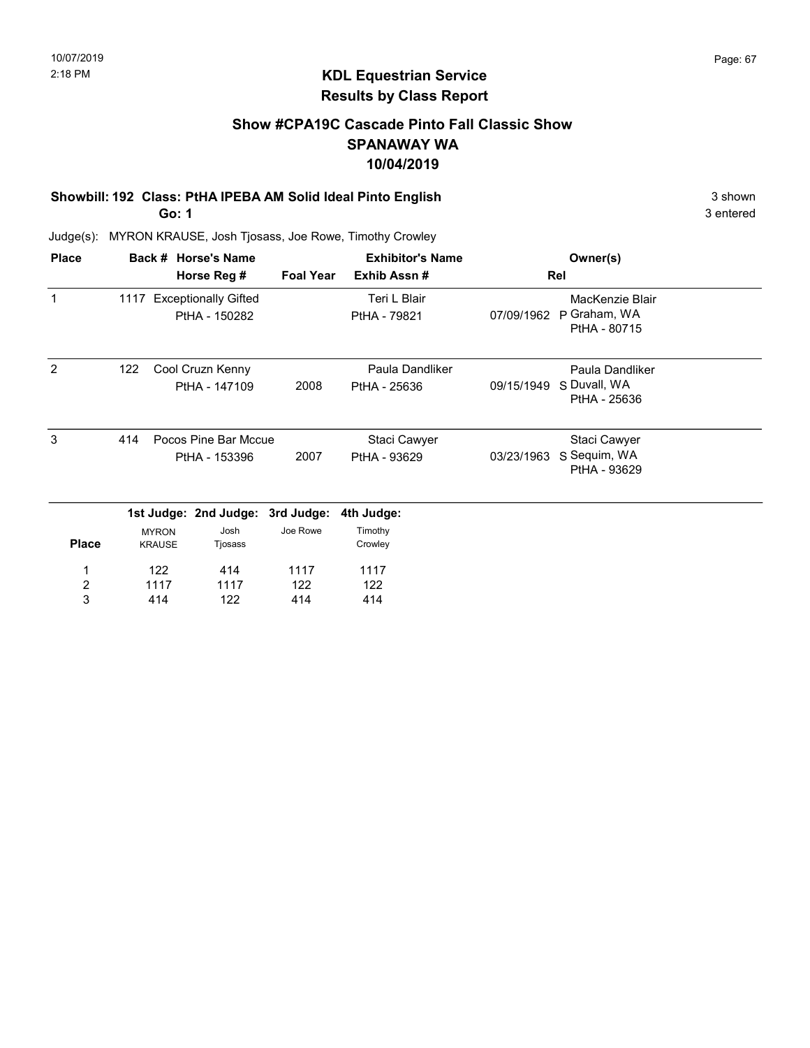## KDL Equestrian Service
## Results by Class Report

### Show #CPA19C Cascade Pinto Fall Classic Show
### SPANAWAY WA
### 10/04/2019

**Showbill: 192 Class: PtHA IPEBA AM Solid Ideal Pinto English** — 3 shown, 3 entered

**Go: 1**

Judge(s): MYRON KRAUSE, Josh Tjosass, Joe Rowe, Timothy Crowley

| Place | Back # | Horse's Name / Horse Reg # | Foal Year | Exhibitor's Name / Exhib Assn # | Rel | Owner(s) |
|---|---|---|---|---|---|---|
| 1 | 1117 | Exceptionally Gifted<br>PtHA - 150282 | | Teri L Blair<br>PtHA - 79821 | 07/09/1962 P | MacKenzie Blair<br>Graham, WA<br>PtHA - 80715 |
| 2 | 122 | Cool Cruzn Kenny<br>PtHA - 147109 | 2008 | Paula Dandliker<br>PtHA - 25636 | 09/15/1949 S | Paula Dandliker<br>Duvall, WA<br>PtHA - 25636 |
| 3 | 414 | Pocos Pine Bar Mccue<br>PtHA - 153396 | 2007 | Staci Cawyer<br>PtHA - 93629 | 03/23/1963 S | Staci Cawyer<br>Sequim, WA<br>PtHA - 93629 |

| Place | 1st Judge: MYRON KRAUSE | 2nd Judge: Josh Tjosass | 3rd Judge: Joe Rowe | 4th Judge: Timothy Crowley |
|---|---|---|---|---|
| 1 | 122 | 414 | 1117 | 1117 |
| 2 | 1117 | 1117 | 122 | 122 |
| 3 | 414 | 122 | 414 | 414 |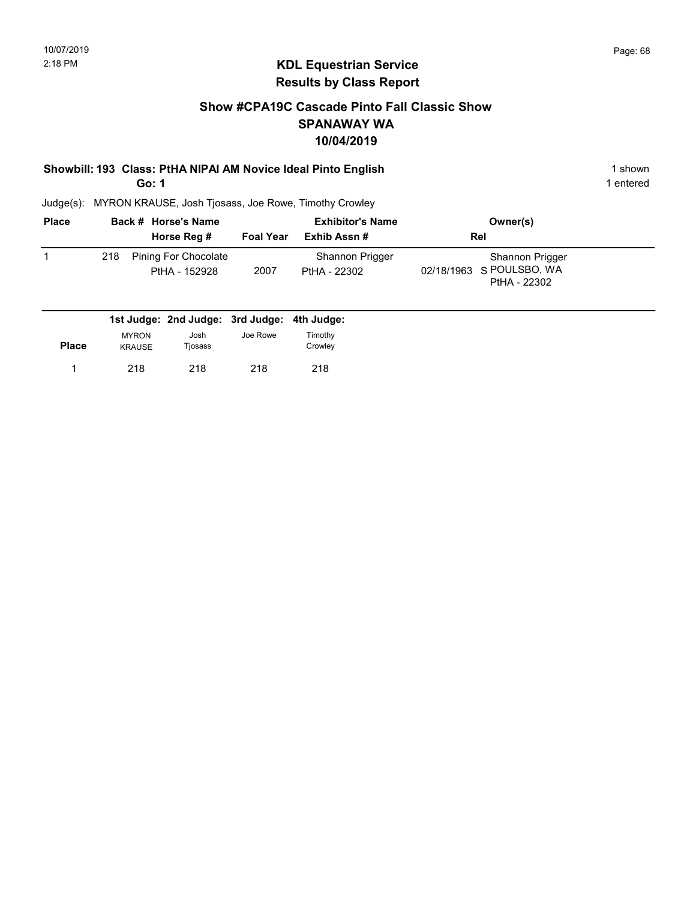## KDL Equestrian Service
## Results by Class Report

### Show #CPA19C Cascade Pinto Fall Classic Show
### SPANAWAY WA
### 10/04/2019

**Showbill: 193 Class: PtHA NIPAI AM Novice Ideal Pinto English** 1 shown

**Go: 1** 1 entered

Judge(s): MYRON KRAUSE, Josh Tjosass, Joe Rowe, Timothy Crowley

| Place | Back # | Horse's Name / Horse Reg # | Foal Year | Exhibitor's Name / Exhib Assn # | Rel | Owner(s) |
|---|---|---|---|---|---|---|
| 1 | 218 | Pining For Chocolate<br>PtHA - 152928 | 2007 | Shannon Prigger<br>PtHA - 22302 | 02/18/1963 S | Shannon Prigger<br>POULSBO, WA<br>PtHA - 22302 |

| Place | 1st Judge: MYRON KRAUSE | 2nd Judge: Josh Tjosass | 3rd Judge: Joe Rowe | 4th Judge: Timothy Crowley |
|---|---|---|---|---|
| 1 | 218 | 218 | 218 | 218 |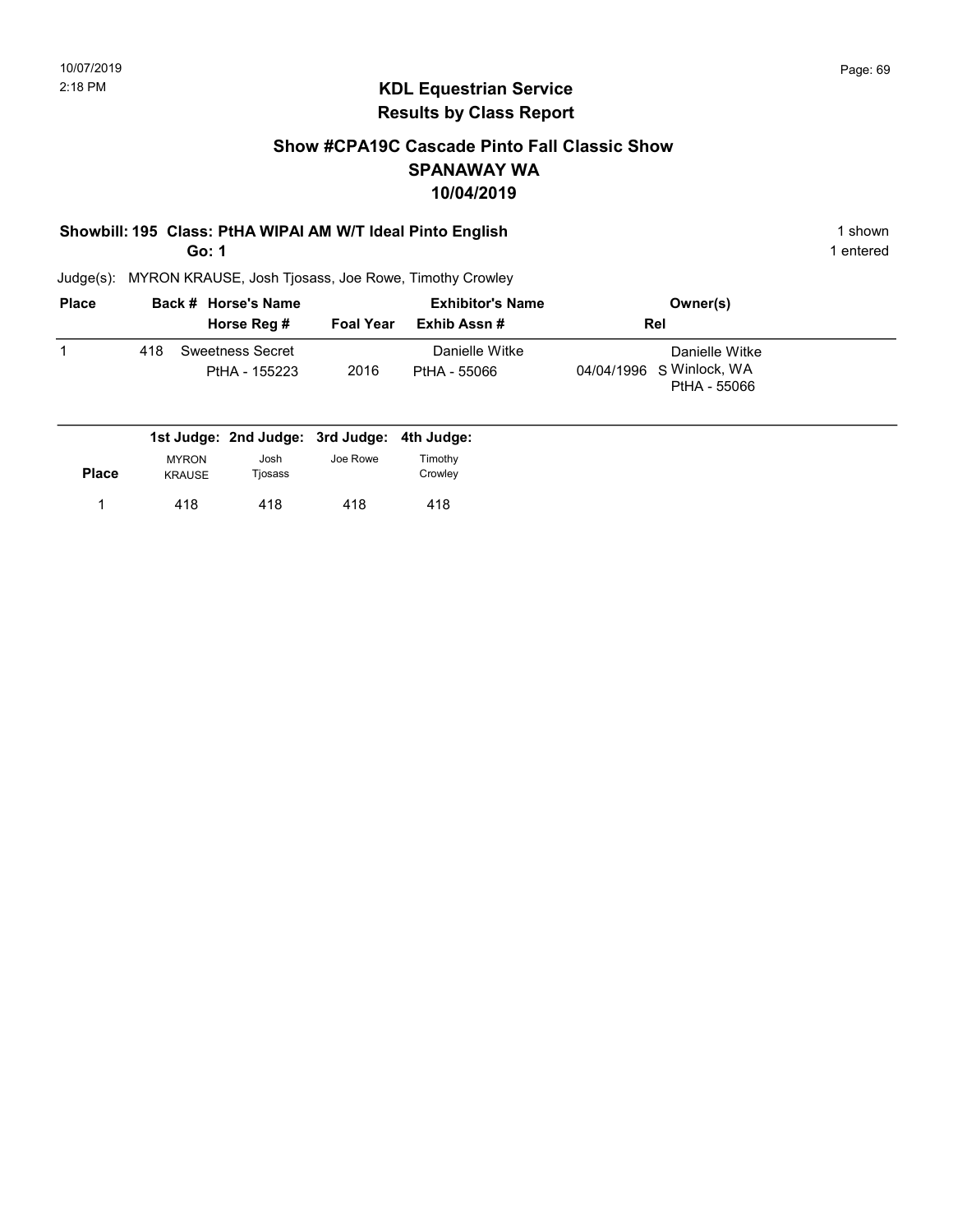## KDL Equestrian Service
## Results by Class Report

### Show #CPA19C Cascade Pinto Fall Classic Show
### SPANAWAY WA
### 10/04/2019

**Showbill: 195 Class: PtHA WIPAI AM W/T Ideal Pinto English** 1 shown

**Go: 1** 1 entered

Judge(s): MYRON KRAUSE, Josh Tjosass, Joe Rowe, Timothy Crowley

| Place | Back # | Horse's Name / Horse Reg # | Foal Year | Exhibitor's Name / Exhib Assn # | Rel | Owner(s) |
|---|---|---|---|---|---|---|
| 1 | 418 | Sweetness Secret<br>PtHA - 155223 | 2016 | Danielle Witke<br>PtHA - 55066 | 04/04/1996 S | Danielle Witke<br>Winlock, WA<br>PtHA - 55066 |

| Place | 1st Judge: MYRON KRAUSE | 2nd Judge: Josh Tjosass | 3rd Judge: Joe Rowe | 4th Judge: Timothy Crowley |
|---|---|---|---|---|
| 1 | 418 | 418 | 418 | 418 |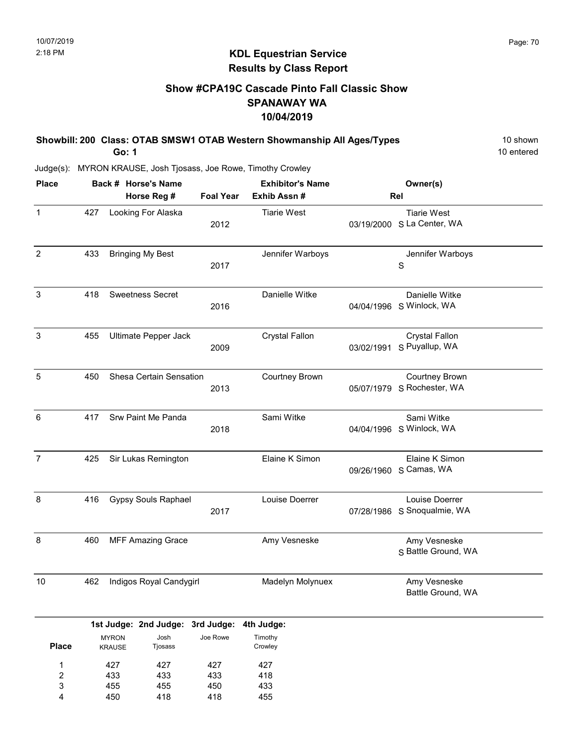## KDL Equestrian Service
## Results by Class Report

### Show #CPA19C Cascade Pinto Fall Classic Show
### SPANAWAY WA
### 10/04/2019

**Showbill: 200 Class: OTAB SMSW1 OTAB Western Showmanship All Ages/Types** — 10 shown, 10 entered

**Go: 1**

Judge(s): MYRON KRAUSE, Josh Tjosass, Joe Rowe, Timothy Crowley

| Place | Back # | Horse's Name / Horse Reg # | Foal Year | Exhibitor's Name / Exhib Assn # | Rel | Owner(s) |
|---|---|---|---|---|---|---|
| 1 | 427 | Looking For Alaska | 2012 | Tiarie West | 03/19/2000 S | Tiarie West, La Center, WA |
| 2 | 433 | Bringing My Best | 2017 | Jennifer Warboys | S | Jennifer Warboys |
| 3 | 418 | Sweetness Secret | 2016 | Danielle Witke | 04/04/1996 S | Danielle Witke, Winlock, WA |
| 3 | 455 | Ultimate Pepper Jack | 2009 | Crystal Fallon | 03/02/1991 S | Crystal Fallon, Puyallup, WA |
| 5 | 450 | Shesa Certain Sensation | 2013 | Courtney Brown | 05/07/1979 S | Courtney Brown, Rochester, WA |
| 6 | 417 | Srw Paint Me Panda | 2018 | Sami Witke | 04/04/1996 S | Sami Witke, Winlock, WA |
| 7 | 425 | Sir Lukas Remington | | Elaine K Simon | 09/26/1960 S | Elaine K Simon, Camas, WA |
| 8 | 416 | Gypsy Souls Raphael | 2017 | Louise Doerrer | 07/28/1986 S | Louise Doerrer, Snoqualmie, WA |
| 8 | 460 | MFF Amazing Grace | | Amy Vesneske | S | Amy Vesneske, Battle Ground, WA |
| 10 | 462 | Indigos Royal Candygirl | | Madelyn Molynuex | | Amy Vesneske, Battle Ground, WA |

| Place | 1st Judge: MYRON KRAUSE | 2nd Judge: Josh Tjosass | 3rd Judge: Joe Rowe | 4th Judge: Timothy Crowley |
|---|---|---|---|---|
| 1 | 427 | 427 | 427 | 427 |
| 2 | 433 | 433 | 433 | 418 |
| 3 | 455 | 455 | 450 | 433 |
| 4 | 450 | 418 | 418 | 455 |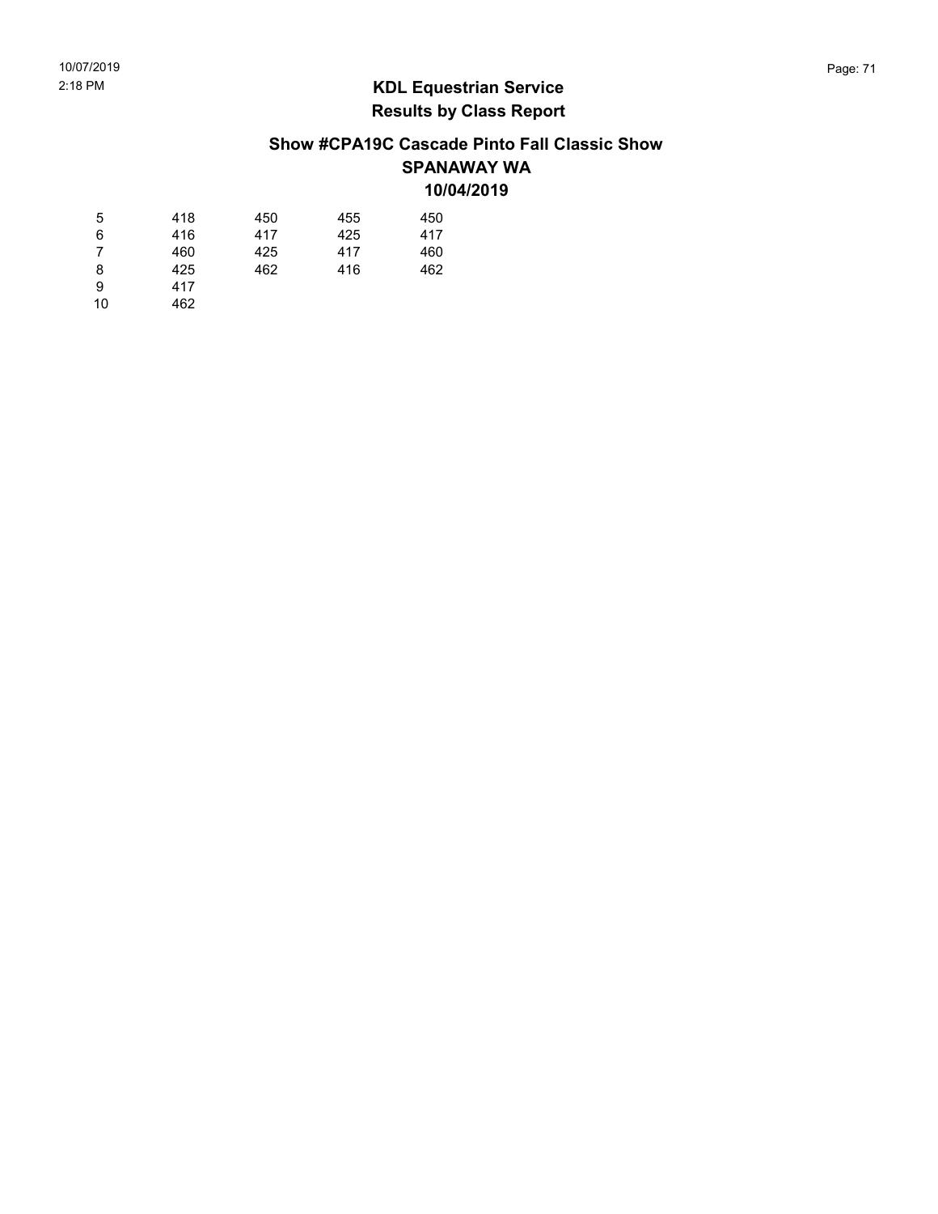## KDL Equestrian Service
## Results by Class Report

### Show #CPA19C Cascade Pinto Fall Classic Show
### SPANAWAY WA
### 10/04/2019

| | | | | |
|---|---|---|---|---|
| 5 | 418 | 450 | 455 | 450 |
| 6 | 416 | 417 | 425 | 417 |
| 7 | 460 | 425 | 417 | 460 |
| 8 | 425 | 462 | 416 | 462 |
| 9 | 417 | | | |
| 10 | 462 | | | |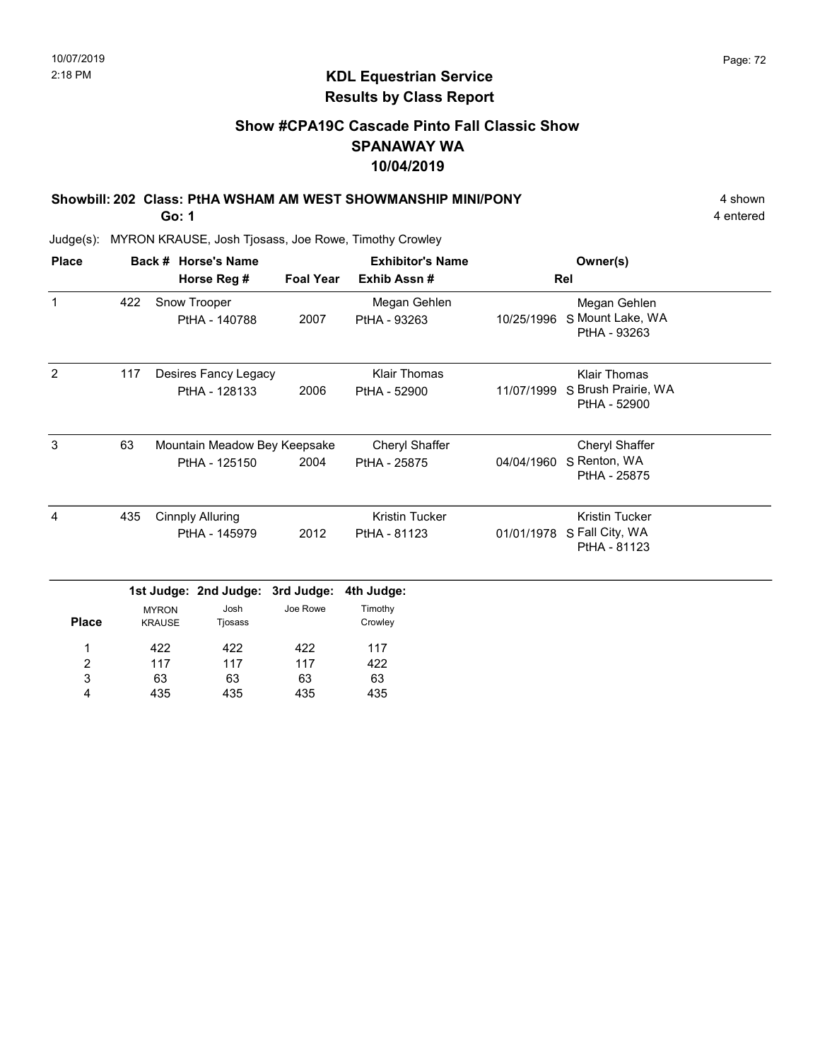# KDL Equestrian Service
## Results by Class Report

### Show #CPA19C Cascade Pinto Fall Classic Show
### SPANAWAY WA
### 10/04/2019

**Showbill: 202 Class: PtHA WSHAM AM WEST SHOWMANSHIP MINI/PONY** — 4 shown

**Go: 1** — 4 entered

Judge(s): MYRON KRAUSE, Josh Tjosass, Joe Rowe, Timothy Crowley

| Place | Back # | Horse's Name / Horse Reg # | Foal Year | Exhibitor's Name / Exhib Assn # | Rel | Owner(s) |
|---|---|---|---|---|---|---|
| 1 | 422 | Snow Trooper<br>PtHA - 140788 | 2007 | Megan Gehlen<br>PtHA - 93263 | 10/25/1996 S | Megan Gehlen<br>Mount Lake, WA<br>PtHA - 93263 |
| 2 | 117 | Desires Fancy Legacy<br>PtHA - 128133 | 2006 | Klair Thomas<br>PtHA - 52900 | 11/07/1999 S | Klair Thomas<br>Brush Prairie, WA<br>PtHA - 52900 |
| 3 | 63 | Mountain Meadow Bey Keepsake<br>PtHA - 125150 | 2004 | Cheryl Shaffer<br>PtHA - 25875 | 04/04/1960 S | Cheryl Shaffer<br>Renton, WA<br>PtHA - 25875 |
| 4 | 435 | Cinnply Alluring<br>PtHA - 145979 | 2012 | Kristin Tucker<br>PtHA - 81123 | 01/01/1978 S | Kristin Tucker<br>Fall City, WA<br>PtHA - 81123 |

| Place | 1st Judge: MYRON KRAUSE | 2nd Judge: Josh Tjosass | 3rd Judge: Joe Rowe | 4th Judge: Timothy Crowley |
|---|---|---|---|---|
| 1 | 422 | 422 | 422 | 117 |
| 2 | 117 | 117 | 117 | 422 |
| 3 | 63 | 63 | 63 | 63 |
| 4 | 435 | 435 | 435 | 435 |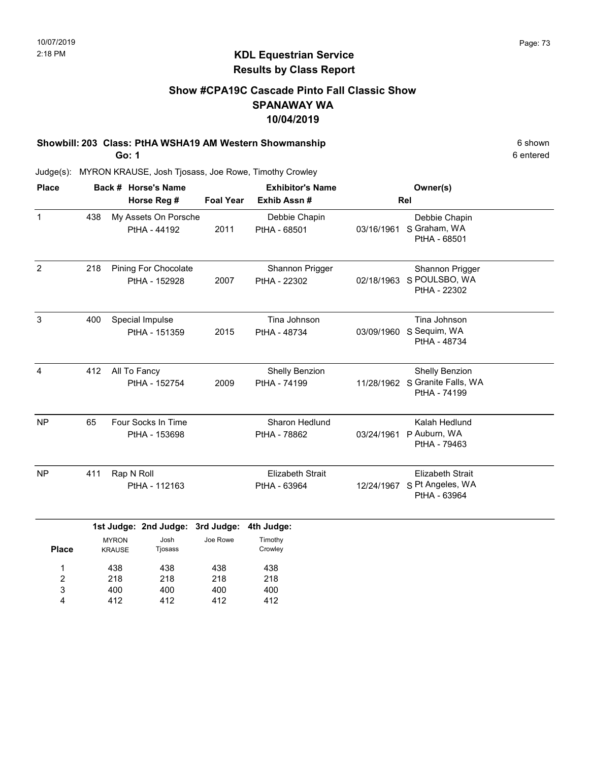10/07/2019
2:18 PM

## KDL Equestrian Service
## Results by Class Report

### Show #CPA19C Cascade Pinto Fall Classic Show
### SPANAWAY WA
### 10/04/2019

**Showbill: 203 Class: PtHA WSHA19 AM Western Showmanship** — 6 shown, 6 entered

**Go: 1**

Judge(s): MYRON KRAUSE, Josh Tjosass, Joe Rowe, Timothy Crowley

| Place | Back # | Horse's Name / Horse Reg # | Foal Year | Exhibitor's Name / Exhib Assn # | Rel | Owner(s) |
|---|---|---|---|---|---|---|
| 1 | 438 | My Assets On Porsche<br>PtHA - 44192 | 2011 | Debbie Chapin<br>PtHA - 68501 | 03/16/1961 S | Debbie Chapin<br>Graham, WA<br>PtHA - 68501 |
| 2 | 218 | Pining For Chocolate<br>PtHA - 152928 | 2007 | Shannon Prigger<br>PtHA - 22302 | 02/18/1963 S | Shannon Prigger<br>POULSBO, WA<br>PtHA - 22302 |
| 3 | 400 | Special Impulse<br>PtHA - 151359 | 2015 | Tina Johnson<br>PtHA - 48734 | 03/09/1960 S | Tina Johnson<br>Sequim, WA<br>PtHA - 48734 |
| 4 | 412 | All To Fancy<br>PtHA - 152754 | 2009 | Shelly Benzion<br>PtHA - 74199 | 11/28/1962 S | Shelly Benzion<br>Granite Falls, WA<br>PtHA - 74199 |
| NP | 65 | Four Socks In Time<br>PtHA - 153698 | | Sharon Hedlund<br>PtHA - 78862 | 03/24/1961 P | Kalah Hedlund<br>Auburn, WA<br>PtHA - 79463 |
| NP | 411 | Rap N Roll<br>PtHA - 112163 | | Elizabeth Strait<br>PtHA - 63964 | 12/24/1967 S | Elizabeth Strait<br>Pt Angeles, WA<br>PtHA - 63964 |

| Place | 1st Judge: MYRON KRAUSE | 2nd Judge: Josh Tjosass | 3rd Judge: Joe Rowe | 4th Judge: Timothy Crowley |
|---|---|---|---|---|
| 1 | 438 | 438 | 438 | 438 |
| 2 | 218 | 218 | 218 | 218 |
| 3 | 400 | 400 | 400 | 400 |
| 4 | 412 | 412 | 412 | 412 |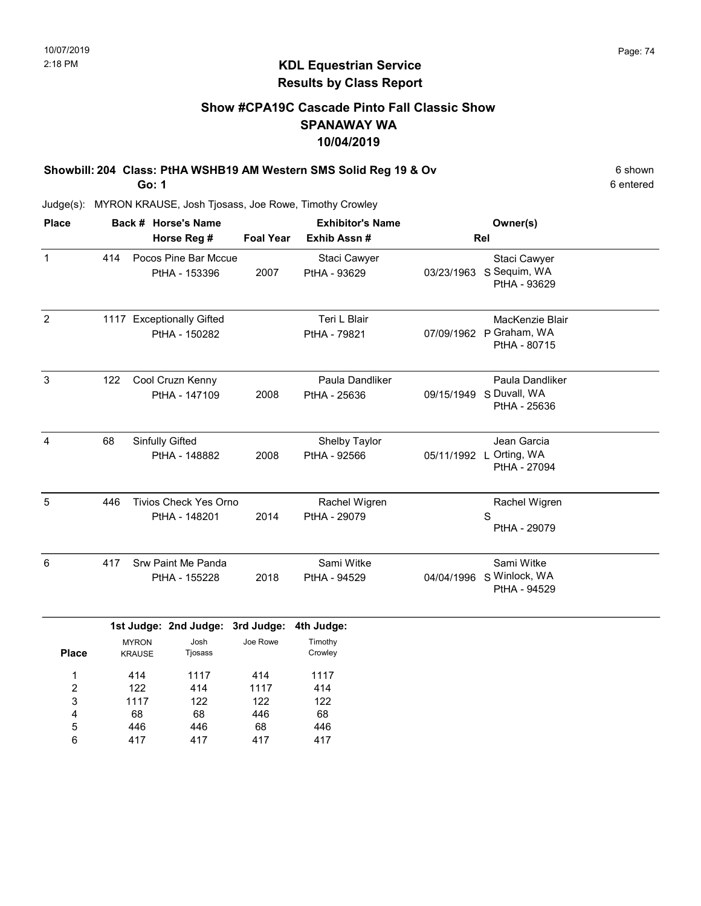# KDL Equestrian Service

## Results by Class Report

### Show #CPA19C Cascade Pinto Fall Classic Show
### SPANAWAY WA
### 10/04/2019

**Showbill: 204 Class: PtHA WSHB19 AM Western SMS Solid Reg 19 & Ov** — 6 shown
**Go: 1** — 6 entered

Judge(s): MYRON KRAUSE, Josh Tjosass, Joe Rowe, Timothy Crowley

| Place | Back # | Horse's Name / Horse Reg # | Foal Year | Exhibitor's Name / Exhib Assn # | Rel | Owner(s) |
|---|---|---|---|---|---|---|
| 1 | 414 | Pocos Pine Bar Mccue<br>PtHA - 153396 | 2007 | Staci Cawyer<br>PtHA - 93629 | 03/23/1963 S | Staci Cawyer<br>Sequim, WA<br>PtHA - 93629 |
| 2 | 1117 | Exceptionally Gifted<br>PtHA - 150282 | | Teri L Blair<br>PtHA - 79821 | 07/09/1962 P | MacKenzie Blair<br>Graham, WA<br>PtHA - 80715 |
| 3 | 122 | Cool Cruzn Kenny<br>PtHA - 147109 | 2008 | Paula Dandliker<br>PtHA - 25636 | 09/15/1949 S | Paula Dandliker<br>Duvall, WA<br>PtHA - 25636 |
| 4 | 68 | Sinfully Gifted<br>PtHA - 148882 | 2008 | Shelby Taylor<br>PtHA - 92566 | 05/11/1992 L | Jean Garcia<br>Orting, WA<br>PtHA - 27094 |
| 5 | 446 | Tivios Check Yes Orno<br>PtHA - 148201 | 2014 | Rachel Wigren<br>PtHA - 29079 | S | Rachel Wigren<br>PtHA - 29079 |
| 6 | 417 | Srw Paint Me Panda<br>PtHA - 155228 | 2018 | Sami Witke<br>PtHA - 94529 | 04/04/1996 S | Sami Witke<br>Winlock, WA<br>PtHA - 94529 |

| Place | 1st Judge: MYRON KRAUSE | 2nd Judge: Josh Tjosass | 3rd Judge: Joe Rowe | 4th Judge: Timothy Crowley |
|---|---|---|---|---|
| 1 | 414 | 1117 | 414 | 1117 |
| 2 | 122 | 414 | 1117 | 414 |
| 3 | 1117 | 122 | 122 | 122 |
| 4 | 68 | 68 | 446 | 68 |
| 5 | 446 | 446 | 68 | 446 |
| 6 | 417 | 417 | 417 | 417 |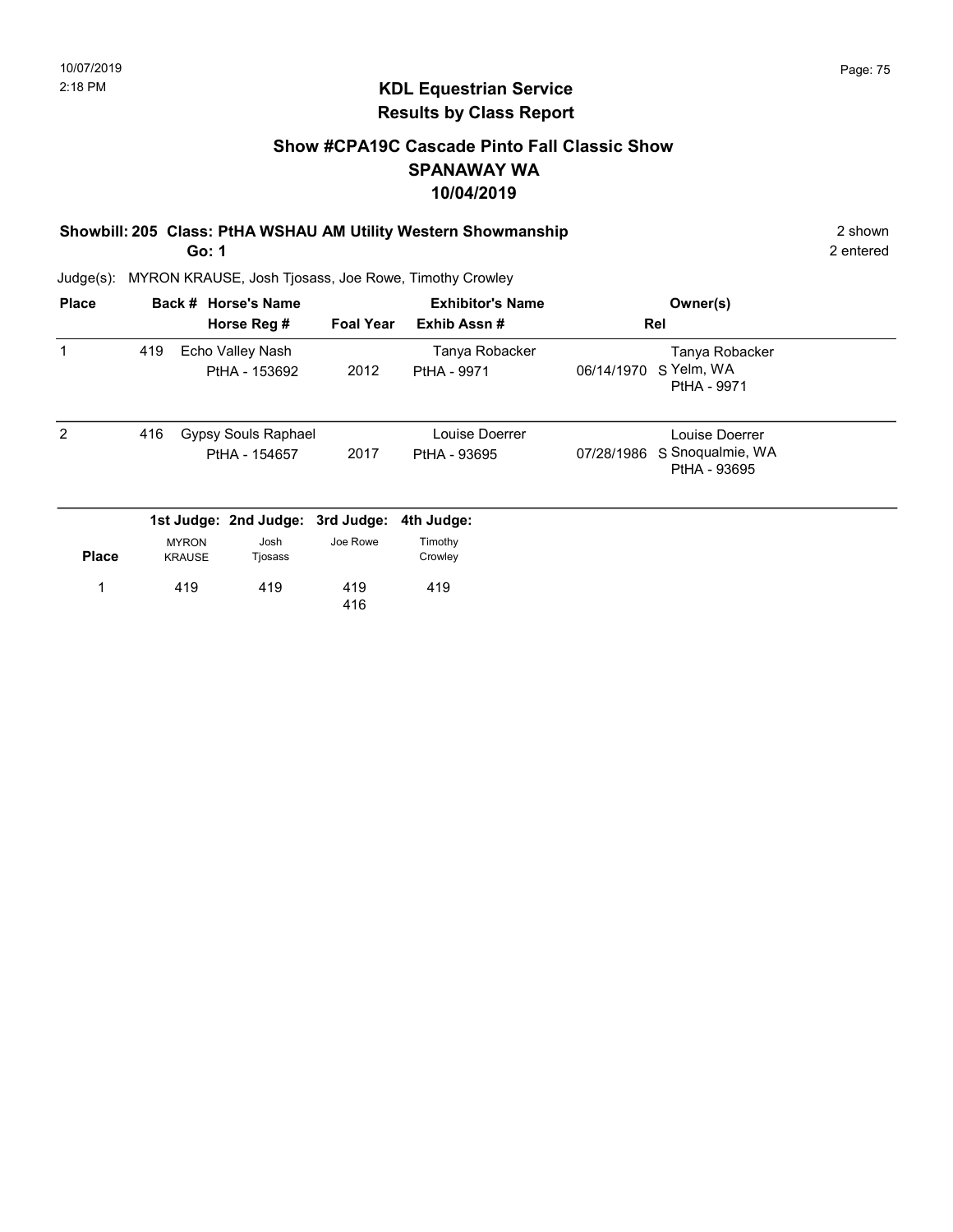# KDL Equestrian Service
## Results by Class Report

### Show #CPA19C Cascade Pinto Fall Classic Show
### SPANAWAY WA
### 10/04/2019

**Showbill: 205 Class: PtHA WSHAU AM Utility Western Showmanship** — 2 shown
**Go: 1** — 2 entered

Judge(s): MYRON KRAUSE, Josh Tjosass, Joe Rowe, Timothy Crowley

| Place | Back # | Horse's Name / Horse Reg # | Foal Year | Exhibitor's Name / Exhib Assn # | Rel | Owner(s) |
|---|---|---|---|---|---|---|
| 1 | 419 | Echo Valley Nash<br>PtHA - 153692 | 2012 | Tanya Robacker<br>PtHA - 9971 | 06/14/1970 S | Tanya Robacker<br>Yelm, WA<br>PtHA - 9971 |
| 2 | 416 | Gypsy Souls Raphael<br>PtHA - 154657 | 2017 | Louise Doerrer<br>PtHA - 93695 | 07/28/1986 S | Louise Doerrer<br>Snoqualmie, WA<br>PtHA - 93695 |

| Place | 1st Judge: MYRON KRAUSE | 2nd Judge: Josh Tjosass | 3rd Judge: Joe Rowe | 4th Judge: Timothy Crowley |
|---|---|---|---|---|
| 1 | 419 | 419 | 419<br>416 | 419 |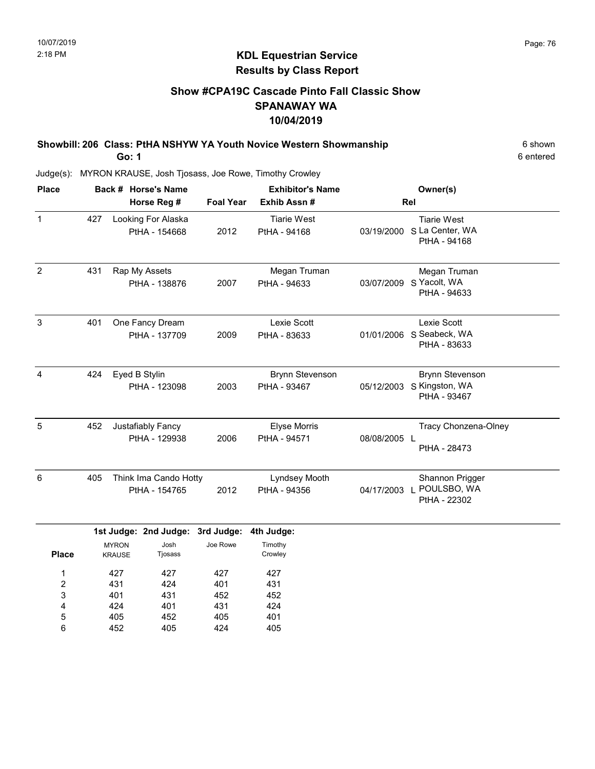## KDL Equestrian Service
## Results by Class Report

### Show #CPA19C Cascade Pinto Fall Classic Show
### SPANAWAY WA
### 10/04/2019

**Showbill: 206 Class: PtHA NSHYW YA Youth Novice Western Showmanship** — 6 shown, 6 entered

**Go: 1**

Judge(s): MYRON KRAUSE, Josh Tjosass, Joe Rowe, Timothy Crowley

| Place | Back # | Horse's Name / Horse Reg # | Foal Year | Exhibitor's Name / Exhib Assn # | Rel | Owner(s) |
|---|---|---|---|---|---|---|
| 1 | 427 | Looking For Alaska<br>PtHA - 154668 | 2012 | Tiarie West<br>PtHA - 94168 | 03/19/2000 S | Tiarie West<br>La Center, WA<br>PtHA - 94168 |
| 2 | 431 | Rap My Assets<br>PtHA - 138876 | 2007 | Megan Truman<br>PtHA - 94633 | 03/07/2009 S | Megan Truman<br>Yacolt, WA<br>PtHA - 94633 |
| 3 | 401 | One Fancy Dream<br>PtHA - 137709 | 2009 | Lexie Scott<br>PtHA - 83633 | 01/01/2006 S | Lexie Scott<br>Seabeck, WA<br>PtHA - 83633 |
| 4 | 424 | Eyed B Stylin<br>PtHA - 123098 | 2003 | Brynn Stevenson<br>PtHA - 93467 | 05/12/2003 S | Brynn Stevenson<br>Kingston, WA<br>PtHA - 93467 |
| 5 | 452 | Justafiably Fancy<br>PtHA - 129938 | 2006 | Elyse Morris<br>PtHA - 94571 | 08/08/2005 L | Tracy Chonzena-Olney<br>PtHA - 28473 |
| 6 | 405 | Think Ima Cando Hotty<br>PtHA - 154765 | 2012 | Lyndsey Mooth<br>PtHA - 94356 | 04/17/2003 L | Shannon Prigger<br>POULSBO, WA<br>PtHA - 22302 |

| Place | 1st Judge: MYRON KRAUSE | 2nd Judge: Josh Tjosass | 3rd Judge: Joe Rowe | 4th Judge: Timothy Crowley |
|---|---|---|---|---|
| 1 | 427 | 427 | 427 | 427 |
| 2 | 431 | 424 | 401 | 431 |
| 3 | 401 | 431 | 452 | 452 |
| 4 | 424 | 401 | 431 | 424 |
| 5 | 405 | 452 | 405 | 401 |
| 6 | 452 | 405 | 424 | 405 |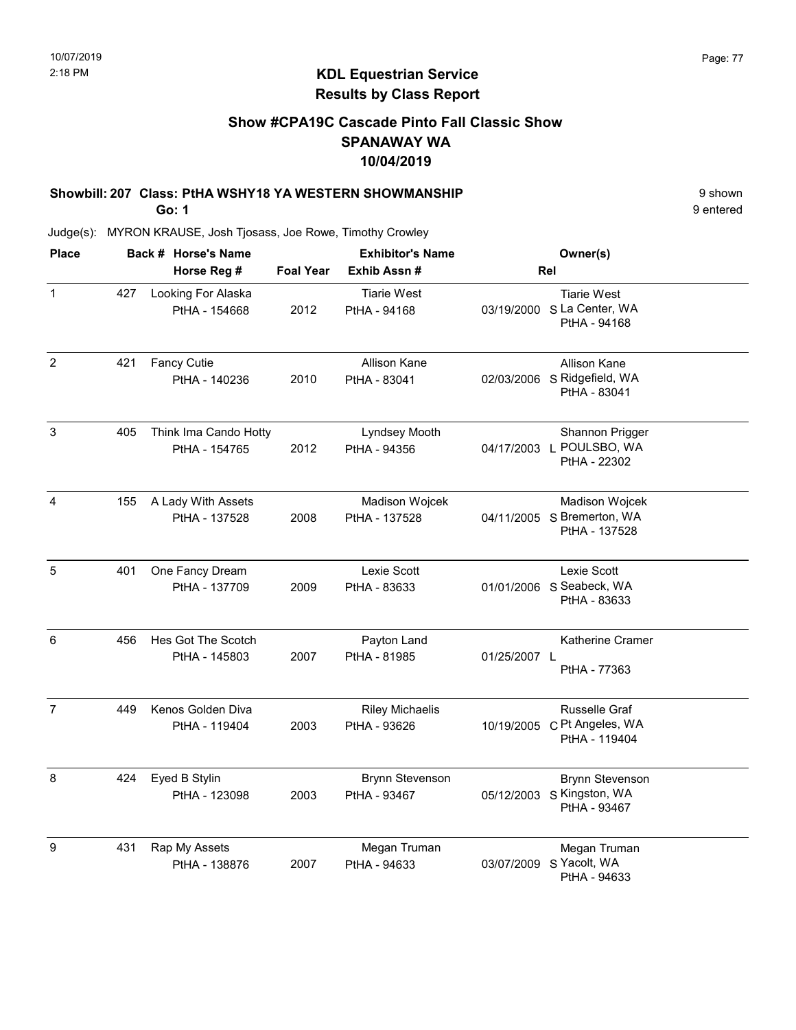## KDL Equestrian Service
### Results by Class Report

### Show #CPA19C Cascade Pinto Fall Classic Show
### SPANAWAY WA
### 10/04/2019

**Showbill: 207 Class: PtHA WSHY18 YA WESTERN SHOWMANSHIP** 9 shown

**Go: 1** 9 entered

Judge(s): MYRON KRAUSE, Josh Tjosass, Joe Rowe, Timothy Crowley

| Place | Back # | Horse's Name / Horse Reg # | Foal Year | Exhibitor's Name / Exhib Assn # | | Rel | Owner(s) |
|---|---|---|---|---|---|---|---|
| 1 | 427 | Looking For Alaska<br>PtHA - 154668 | 2012 | Tiarie West<br>PtHA - 94168 | 03/19/2000 | S | Tiarie West<br>La Center, WA<br>PtHA - 94168 |
| 2 | 421 | Fancy Cutie<br>PtHA - 140236 | 2010 | Allison Kane<br>PtHA - 83041 | 02/03/2006 | S | Allison Kane<br>Ridgefield, WA<br>PtHA - 83041 |
| 3 | 405 | Think Ima Cando Hotty<br>PtHA - 154765 | 2012 | Lyndsey Mooth<br>PtHA - 94356 | 04/17/2003 | L | Shannon Prigger<br>POULSBO, WA<br>PtHA - 22302 |
| 4 | 155 | A Lady With Assets<br>PtHA - 137528 | 2008 | Madison Wojcek<br>PtHA - 137528 | 04/11/2005 | S | Madison Wojcek<br>Bremerton, WA<br>PtHA - 137528 |
| 5 | 401 | One Fancy Dream<br>PtHA - 137709 | 2009 | Lexie Scott<br>PtHA - 83633 | 01/01/2006 | S | Lexie Scott<br>Seabeck, WA<br>PtHA - 83633 |
| 6 | 456 | Hes Got The Scotch<br>PtHA - 145803 | 2007 | Payton Land<br>PtHA - 81985 | 01/25/2007 | L | Katherine Cramer<br>PtHA - 77363 |
| 7 | 449 | Kenos Golden Diva<br>PtHA - 119404 | 2003 | Riley Michaelis<br>PtHA - 93626 | 10/19/2005 | C | Russelle Graf<br>Pt Angeles, WA<br>PtHA - 119404 |
| 8 | 424 | Eyed B Stylin<br>PtHA - 123098 | 2003 | Brynn Stevenson<br>PtHA - 93467 | 05/12/2003 | S | Brynn Stevenson<br>Kingston, WA<br>PtHA - 93467 |
| 9 | 431 | Rap My Assets<br>PtHA - 138876 | 2007 | Megan Truman<br>PtHA - 94633 | 03/07/2009 | S | Megan Truman<br>Yacolt, WA<br>PtHA - 94633 |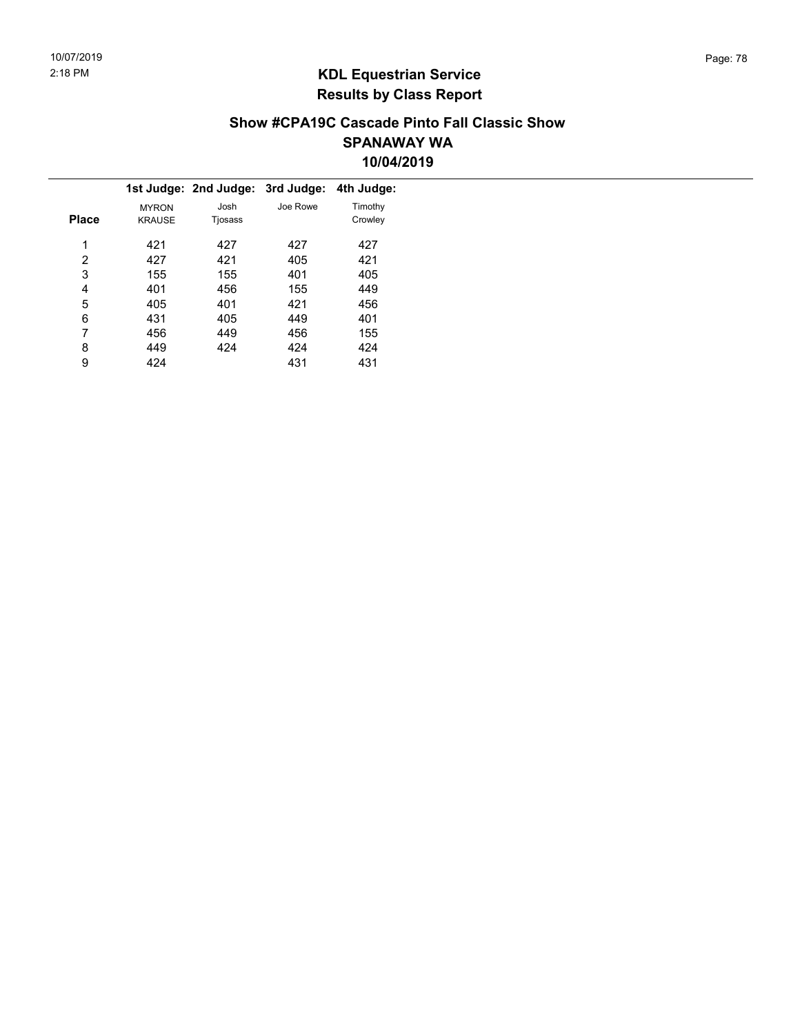# KDL Equestrian Service
## Results by Class Report

### Show #CPA19C Cascade Pinto Fall Classic Show
### SPANAWAY WA
### 10/04/2019

| Place | 1st Judge: MYRON KRAUSE | 2nd Judge: Josh Tjosass | 3rd Judge: Joe Rowe | 4th Judge: Timothy Crowley |
|---|---|---|---|---|
| 1 | 421 | 427 | 427 | 427 |
| 2 | 427 | 421 | 405 | 421 |
| 3 | 155 | 155 | 401 | 405 |
| 4 | 401 | 456 | 155 | 449 |
| 5 | 405 | 401 | 421 | 456 |
| 6 | 431 | 405 | 449 | 401 |
| 7 | 456 | 449 | 456 | 155 |
| 8 | 449 | 424 | 424 | 424 |
| 9 | 424 | | 431 | 431 |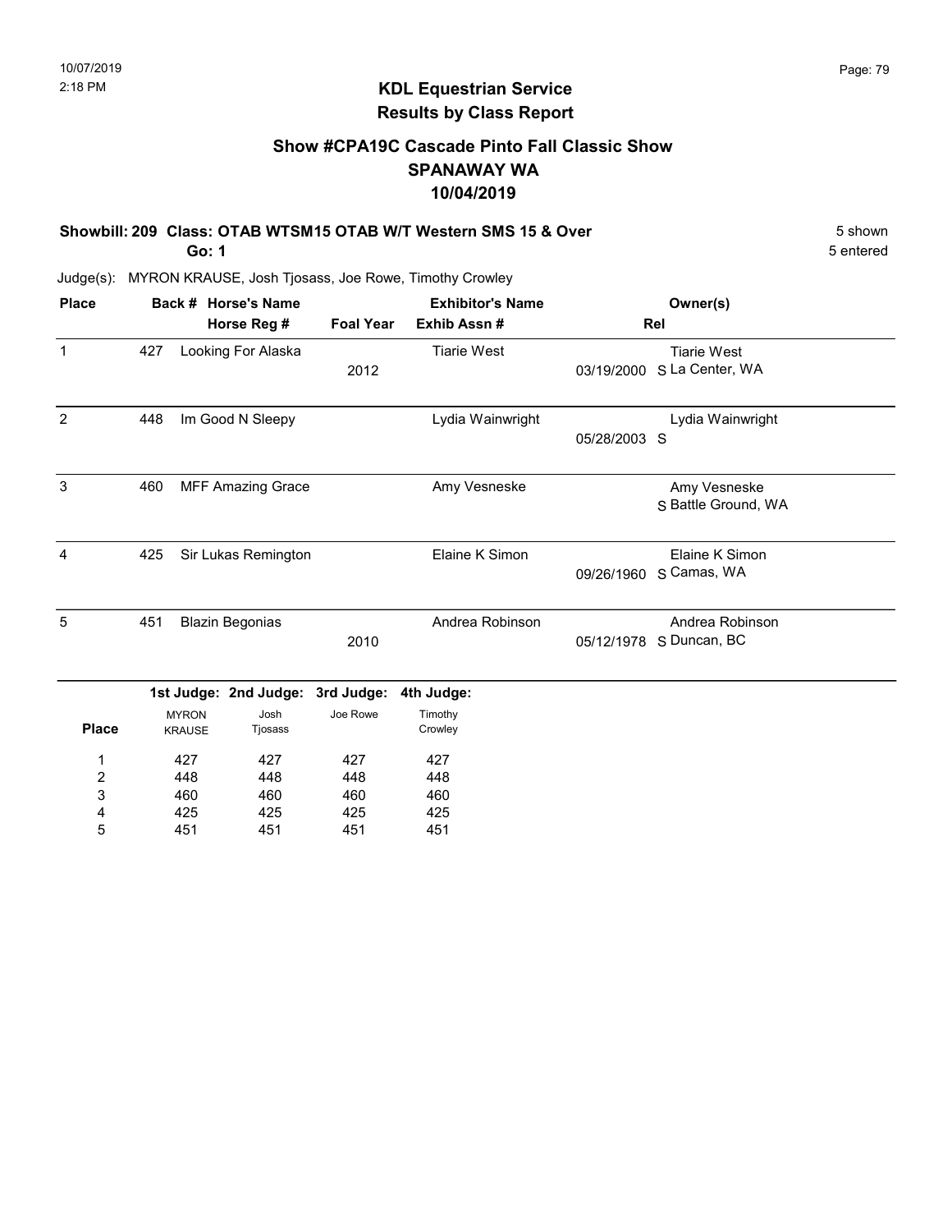# KDL Equestrian Service
## Results by Class Report

### Show #CPA19C Cascade Pinto Fall Classic Show
### SPANAWAY WA
### 10/04/2019

**Showbill: 209 Class: OTAB WTSM15 OTAB W/T Western SMS 15 & Over** — 5 shown

**Go: 1** — 5 entered

Judge(s): MYRON KRAUSE, Josh Tjosass, Joe Rowe, Timothy Crowley

| Place | Back # | Horse's Name / Horse Reg # | Foal Year | Exhibitor's Name / Exhib Assn # | Rel | Owner(s) |
|---|---|---|---|---|---|---|
| 1 | 427 | Looking For Alaska | 2012 | Tiarie West | 03/19/2000 S | Tiarie West, La Center, WA |
| 2 | 448 | Im Good N Sleepy | | Lydia Wainwright | 05/28/2003 S | Lydia Wainwright |
| 3 | 460 | MFF Amazing Grace | | Amy Vesneske | S | Amy Vesneske, Battle Ground, WA |
| 4 | 425 | Sir Lukas Remington | | Elaine K Simon | 09/26/1960 S | Elaine K Simon, Camas, WA |
| 5 | 451 | Blazin Begonias | 2010 | Andrea Robinson | 05/12/1978 S | Andrea Robinson, Duncan, BC |

| Place | 1st Judge: MYRON KRAUSE | 2nd Judge: Josh Tjosass | 3rd Judge: Joe Rowe | 4th Judge: Timothy Crowley |
|---|---|---|---|---|
| 1 | 427 | 427 | 427 | 427 |
| 2 | 448 | 448 | 448 | 448 |
| 3 | 460 | 460 | 460 | 460 |
| 4 | 425 | 425 | 425 | 425 |
| 5 | 451 | 451 | 451 | 451 |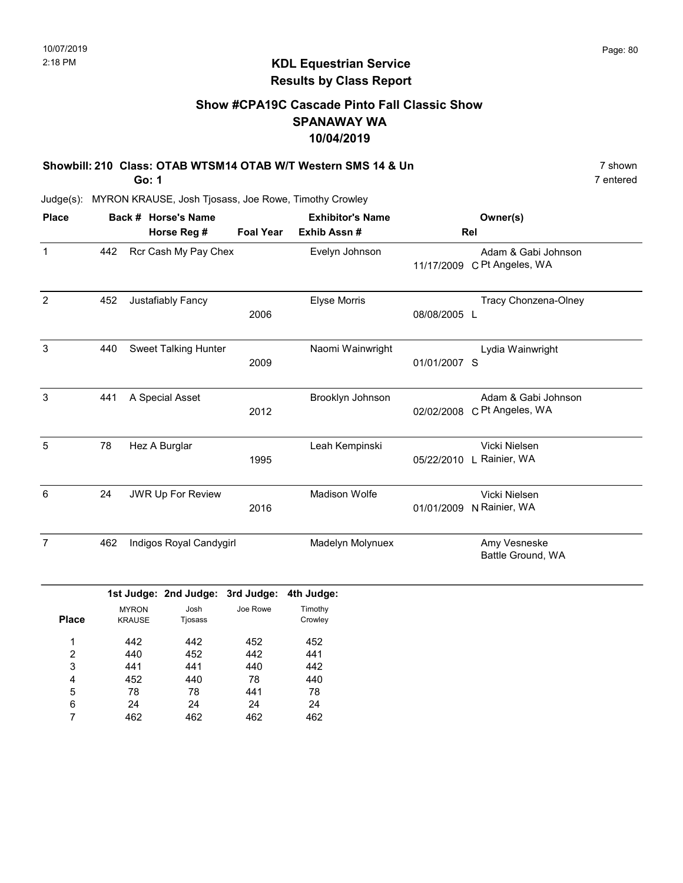# KDL Equestrian Service
## Results by Class Report

### Show #CPA19C Cascade Pinto Fall Classic Show
### SPANAWAY WA
### 10/04/2019

**Showbill: 210 Class: OTAB WTSM14 OTAB W/T Western SMS 14 & Un** — 7 shown, 7 entered

**Go: 1**

Judge(s): MYRON KRAUSE, Josh Tjosass, Joe Rowe, Timothy Crowley

| Place | Back # | Horse's Name / Horse Reg # | Foal Year | Exhibitor's Name / Exhib Assn # | Rel | Owner(s) |
|---|---|---|---|---|---|---|
| 1 | 442 | Rcr Cash My Pay Chex | | Evelyn Johnson | 11/17/2009 C | Adam & Gabi Johnson, Pt Angeles, WA |
| 2 | 452 | Justafiably Fancy | 2006 | Elyse Morris | 08/08/2005 L | Tracy Chonzena-Olney |
| 3 | 440 | Sweet Talking Hunter | 2009 | Naomi Wainwright | 01/01/2007 S | Lydia Wainwright |
| 3 | 441 | A Special Asset | 2012 | Brooklyn Johnson | 02/02/2008 C | Adam & Gabi Johnson, Pt Angeles, WA |
| 5 | 78 | Hez A Burglar | 1995 | Leah Kempinski | 05/22/2010 L | Vicki Nielsen, Rainier, WA |
| 6 | 24 | JWR Up For Review | 2016 | Madison Wolfe | 01/01/2009 N | Vicki Nielsen, Rainier, WA |
| 7 | 462 | Indigos Royal Candygirl | | Madelyn Molynuex | | Amy Vesneske, Battle Ground, WA |

| Place | 1st Judge: MYRON KRAUSE | 2nd Judge: Josh Tjosass | 3rd Judge: Joe Rowe | 4th Judge: Timothy Crowley |
|---|---|---|---|---|
| 1 | 442 | 442 | 452 | 452 |
| 2 | 440 | 452 | 442 | 441 |
| 3 | 441 | 441 | 440 | 442 |
| 4 | 452 | 440 | 78 | 440 |
| 5 | 78 | 78 | 441 | 78 |
| 6 | 24 | 24 | 24 | 24 |
| 7 | 462 | 462 | 462 | 462 |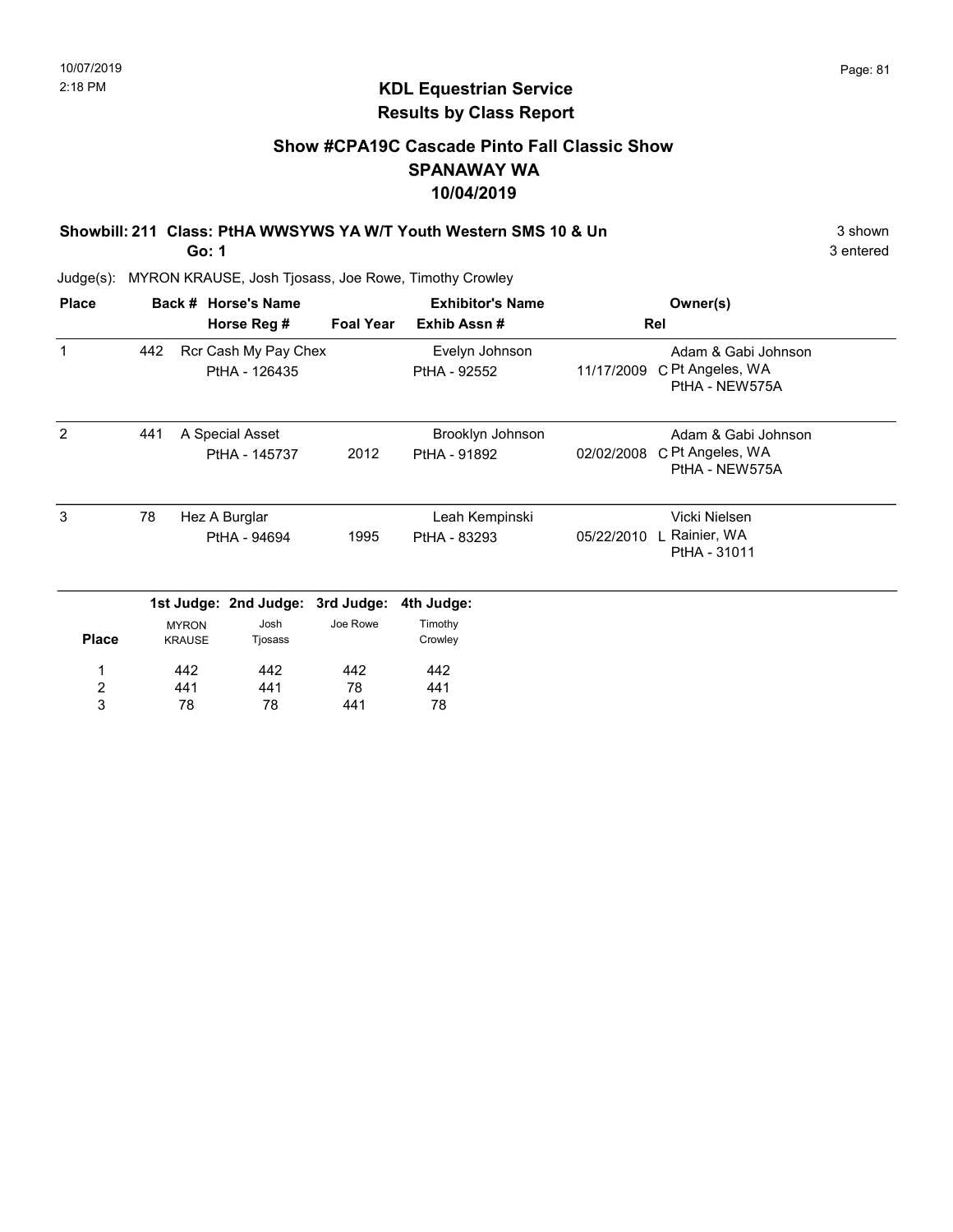## KDL Equestrian Service
## Results by Class Report

### Show #CPA19C Cascade Pinto Fall Classic Show
### SPANAWAY WA
### 10/04/2019

**Showbill: 211 Class: PtHA WWSYWS YA W/T Youth Western SMS 10 & Un** — 3 shown

**Go: 1** — 3 entered

Judge(s): MYRON KRAUSE, Josh Tjosass, Joe Rowe, Timothy Crowley

| Place | Back # | Horse's Name / Horse Reg # | Foal Year | Exhibitor's Name / Exhib Assn # | Rel | Owner(s) |
|---|---|---|---|---|---|---|
| 1 | 442 | Rcr Cash My Pay Chex<br>PtHA - 126435 | | Evelyn Johnson<br>PtHA - 92552 | 11/17/2009 C | Adam & Gabi Johnson<br>Pt Angeles, WA<br>PtHA - NEW575A |
| 2 | 441 | A Special Asset<br>PtHA - 145737 | 2012 | Brooklyn Johnson<br>PtHA - 91892 | 02/02/2008 C | Adam & Gabi Johnson<br>Pt Angeles, WA<br>PtHA - NEW575A |
| 3 | 78 | Hez A Burglar<br>PtHA - 94694 | 1995 | Leah Kempinski<br>PtHA - 83293 | 05/22/2010 L | Vicki Nielsen<br>Rainier, WA<br>PtHA - 31011 |

| Place | 1st Judge: MYRON KRAUSE | 2nd Judge: Josh Tjosass | 3rd Judge: Joe Rowe | 4th Judge: Timothy Crowley |
|---|---|---|---|---|
| 1 | 442 | 442 | 442 | 442 |
| 2 | 441 | 441 | 78 | 441 |
| 3 | 78 | 78 | 441 | 78 |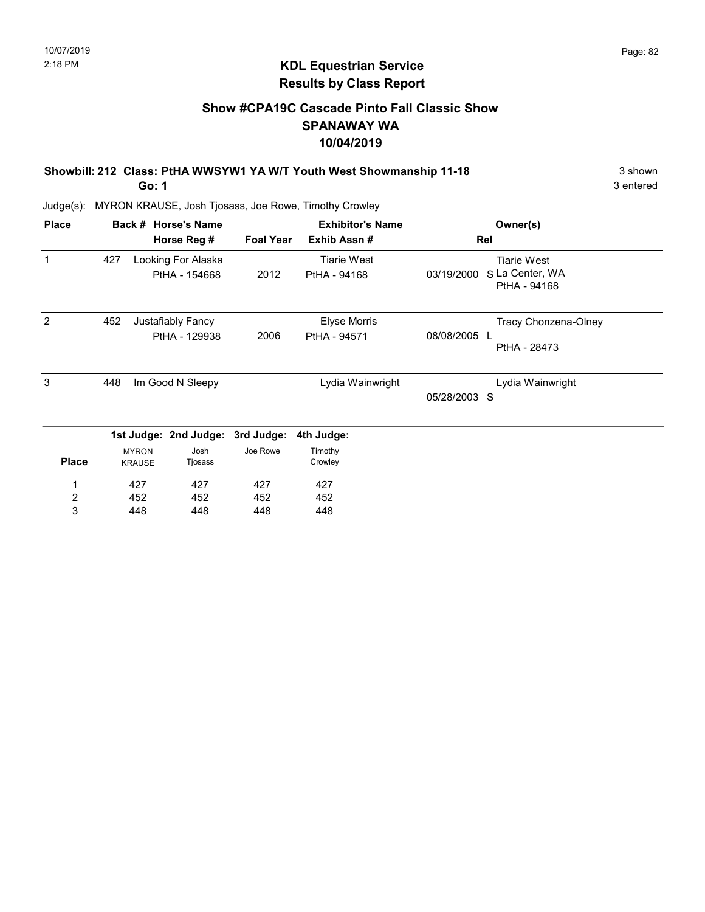## KDL Equestrian Service
## Results by Class Report

### Show #CPA19C Cascade Pinto Fall Classic Show
### SPANAWAY WA
### 10/04/2019

**Showbill: 212 Class: PtHA WWSYW1 YA W/T Youth West Showmanship 11-18** — 3 shown

**Go: 1** — 3 entered

Judge(s): MYRON KRAUSE, Josh Tjosass, Joe Rowe, Timothy Crowley

| Place | Back # | Horse's Name / Horse Reg # | Foal Year | Exhibitor's Name / Exhib Assn # | Rel | Owner(s) |
|---|---|---|---|---|---|---|
| 1 | 427 | Looking For Alaska<br>PtHA - 154668 | 2012 | Tiarie West<br>PtHA - 94168 | 03/19/2000 S | Tiarie West<br>La Center, WA<br>PtHA - 94168 |
| 2 | 452 | Justafiably Fancy<br>PtHA - 129938 | 2006 | Elyse Morris<br>PtHA - 94571 | 08/08/2005 L | Tracy Chonzena-Olney<br>PtHA - 28473 |
| 3 | 448 | Im Good N Sleepy | | Lydia Wainwright | 05/28/2003 S | Lydia Wainwright |

| Place | 1st Judge: MYRON KRAUSE | 2nd Judge: Josh Tjosass | 3rd Judge: Joe Rowe | 4th Judge: Timothy Crowley |
|---|---|---|---|---|
| 1 | 427 | 427 | 427 | 427 |
| 2 | 452 | 452 | 452 | 452 |
| 3 | 448 | 448 | 448 | 448 |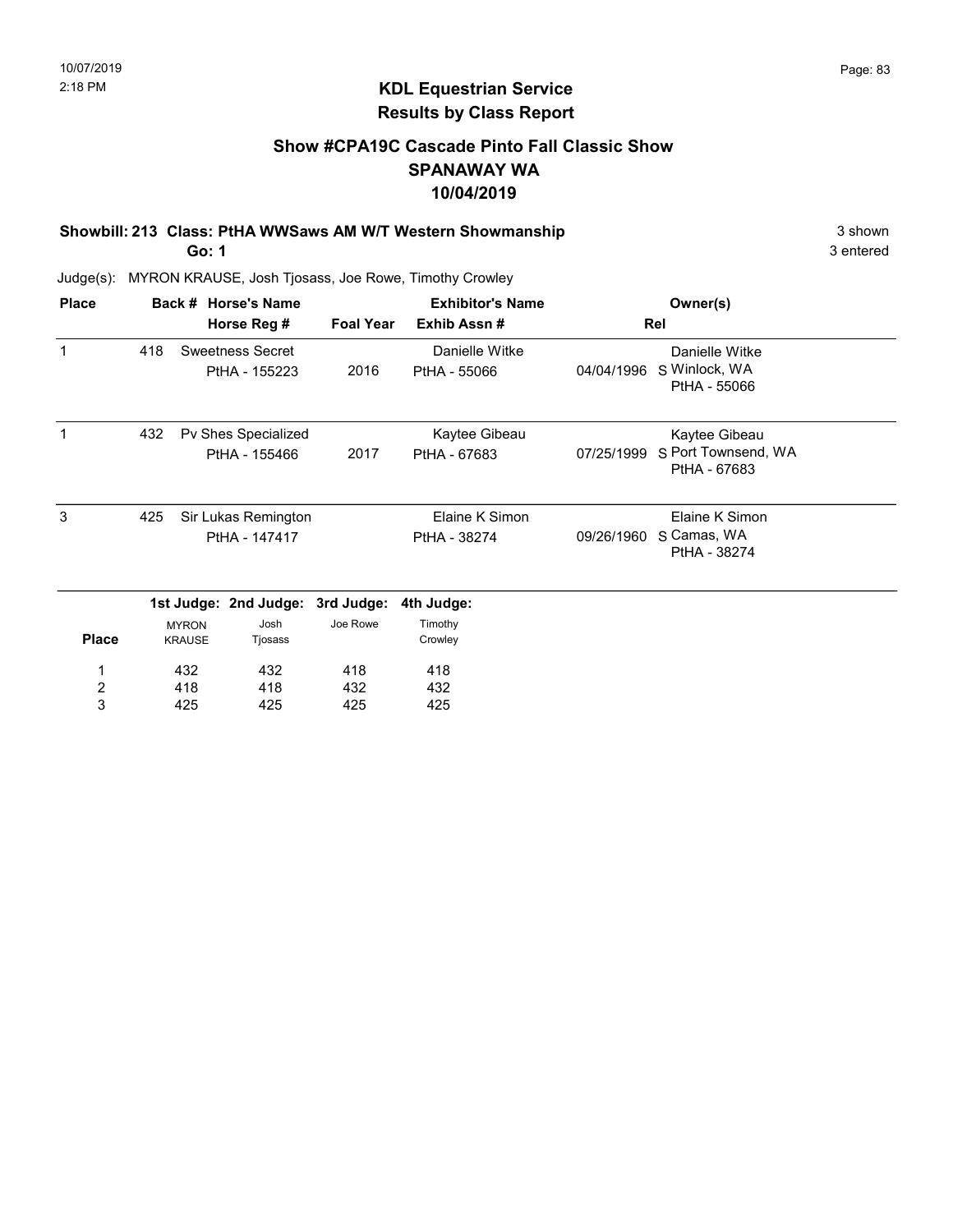# KDL Equestrian Service
## Results by Class Report

### Show #CPA19C Cascade Pinto Fall Classic Show
### SPANAWAY WA
### 10/04/2019

**Showbill: 213 Class: PtHA WWSaws AM W/T Western Showmanship** — 3 shown

**Go: 1** — 3 entered

Judge(s): MYRON KRAUSE, Josh Tjosass, Joe Rowe, Timothy Crowley

| Place | Back # | Horse's Name / Horse Reg # | Foal Year | Exhibitor's Name / Exhib Assn # | Rel | Owner(s) |
|---|---|---|---|---|---|---|
| 1 | 418 | Sweetness Secret<br>PtHA - 155223 | 2016 | Danielle Witke<br>PtHA - 55066 | 04/04/1996 S | Danielle Witke<br>Winlock, WA<br>PtHA - 55066 |
| 1 | 432 | Pv Shes Specialized<br>PtHA - 155466 | 2017 | Kaytee Gibeau<br>PtHA - 67683 | 07/25/1999 S | Kaytee Gibeau<br>Port Townsend, WA<br>PtHA - 67683 |
| 3 | 425 | Sir Lukas Remington<br>PtHA - 147417 | | Elaine K Simon<br>PtHA - 38274 | 09/26/1960 S | Elaine K Simon<br>Camas, WA<br>PtHA - 38274 |

| Place | 1st Judge: MYRON KRAUSE | 2nd Judge: Josh Tjosass | 3rd Judge: Joe Rowe | 4th Judge: Timothy Crowley |
|---|---|---|---|---|
| 1 | 432 | 432 | 418 | 418 |
| 2 | 418 | 418 | 432 | 432 |
| 3 | 425 | 425 | 425 | 425 |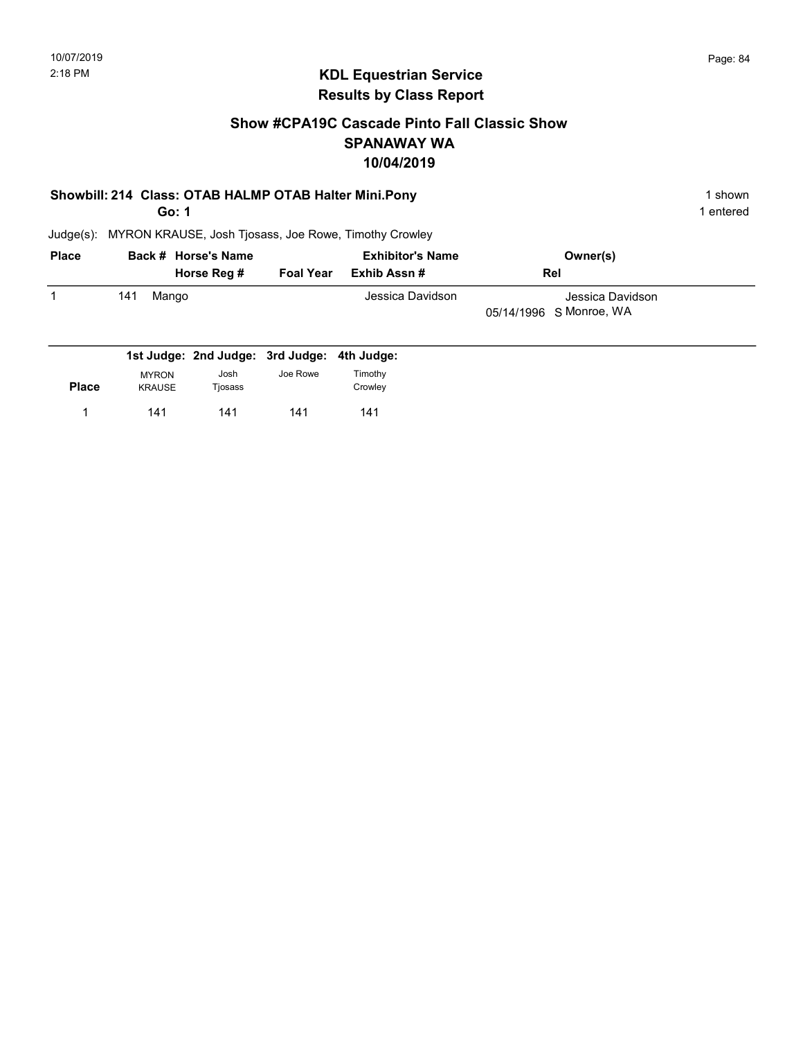## KDL Equestrian Service
## Results by Class Report

### Show #CPA19C Cascade Pinto Fall Classic Show
### SPANAWAY WA
### 10/04/2019

**Showbill: 214 Class: OTAB HALMP OTAB Halter Mini.Pony** 1 shown

**Go: 1** 1 entered

Judge(s): MYRON KRAUSE, Josh Tjosass, Joe Rowe, Timothy Crowley

| Place | Back # | Horse's Name / Horse Reg # | Foal Year | Exhibitor's Name / Exhib Assn # | Owner(s) / Rel |
|---|---|---|---|---|---|
| 1 | 141 | Mango | | Jessica Davidson | Jessica Davidson<br>05/14/1996 S Monroe, WA |

| Place | 1st Judge: MYRON KRAUSE | 2nd Judge: Josh Tjosass | 3rd Judge: Joe Rowe | 4th Judge: Timothy Crowley |
|---|---|---|---|---|
| 1 | 141 | 141 | 141 | 141 |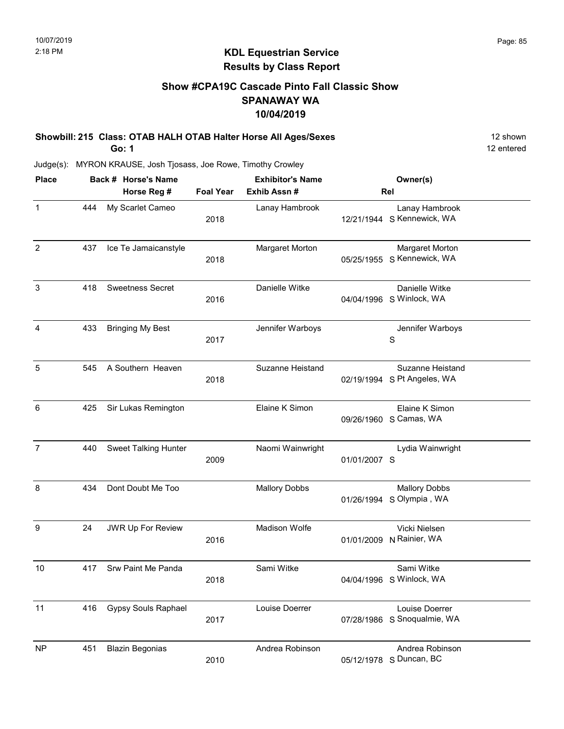# KDL Equestrian Service
## Results by Class Report

### Show #CPA19C Cascade Pinto Fall Classic Show
### SPANAWAY WA
### 10/04/2019

**Showbill: 215 Class: OTAB HALH OTAB Halter Horse All Ages/Sexes** — 12 shown, 12 entered

**Go: 1**

Judge(s): MYRON KRAUSE, Josh Tjosass, Joe Rowe, Timothy Crowley

| Place | Back # | Horse's Name / Horse Reg # | Foal Year | Exhibitor's Name / Exhib Assn # | Rel | Owner(s) |
|---|---|---|---|---|---|---|
| 1 | 444 | My Scarlet Cameo | 2018 | Lanay Hambrook | 12/21/1944 S | Lanay Hambrook, Kennewick, WA |
| 2 | 437 | Ice Te Jamaicanstyle | 2018 | Margaret Morton | 05/25/1955 S | Margaret Morton, Kennewick, WA |
| 3 | 418 | Sweetness Secret | 2016 | Danielle Witke | 04/04/1996 S | Danielle Witke, Winlock, WA |
| 4 | 433 | Bringing My Best | 2017 | Jennifer Warboys | S | Jennifer Warboys |
| 5 | 545 | A Southern Heaven | 2018 | Suzanne Heistand | 02/19/1994 S | Suzanne Heistand, Pt Angeles, WA |
| 6 | 425 | Sir Lukas Remington | | Elaine K Simon | 09/26/1960 S | Elaine K Simon, Camas, WA |
| 7 | 440 | Sweet Talking Hunter | 2009 | Naomi Wainwright | 01/01/2007 S | Lydia Wainwright |
| 8 | 434 | Dont Doubt Me Too | | Mallory Dobbs | 01/26/1994 S | Mallory Dobbs, Olympia , WA |
| 9 | 24 | JWR Up For Review | 2016 | Madison Wolfe | 01/01/2009 N | Vicki Nielsen, Rainier, WA |
| 10 | 417 | Srw Paint Me Panda | 2018 | Sami Witke | 04/04/1996 S | Sami Witke, Winlock, WA |
| 11 | 416 | Gypsy Souls Raphael | 2017 | Louise Doerrer | 07/28/1986 S | Louise Doerrer, Snoqualmie, WA |
| NP | 451 | Blazin Begonias | 2010 | Andrea Robinson | 05/12/1978 S | Andrea Robinson, Duncan, BC |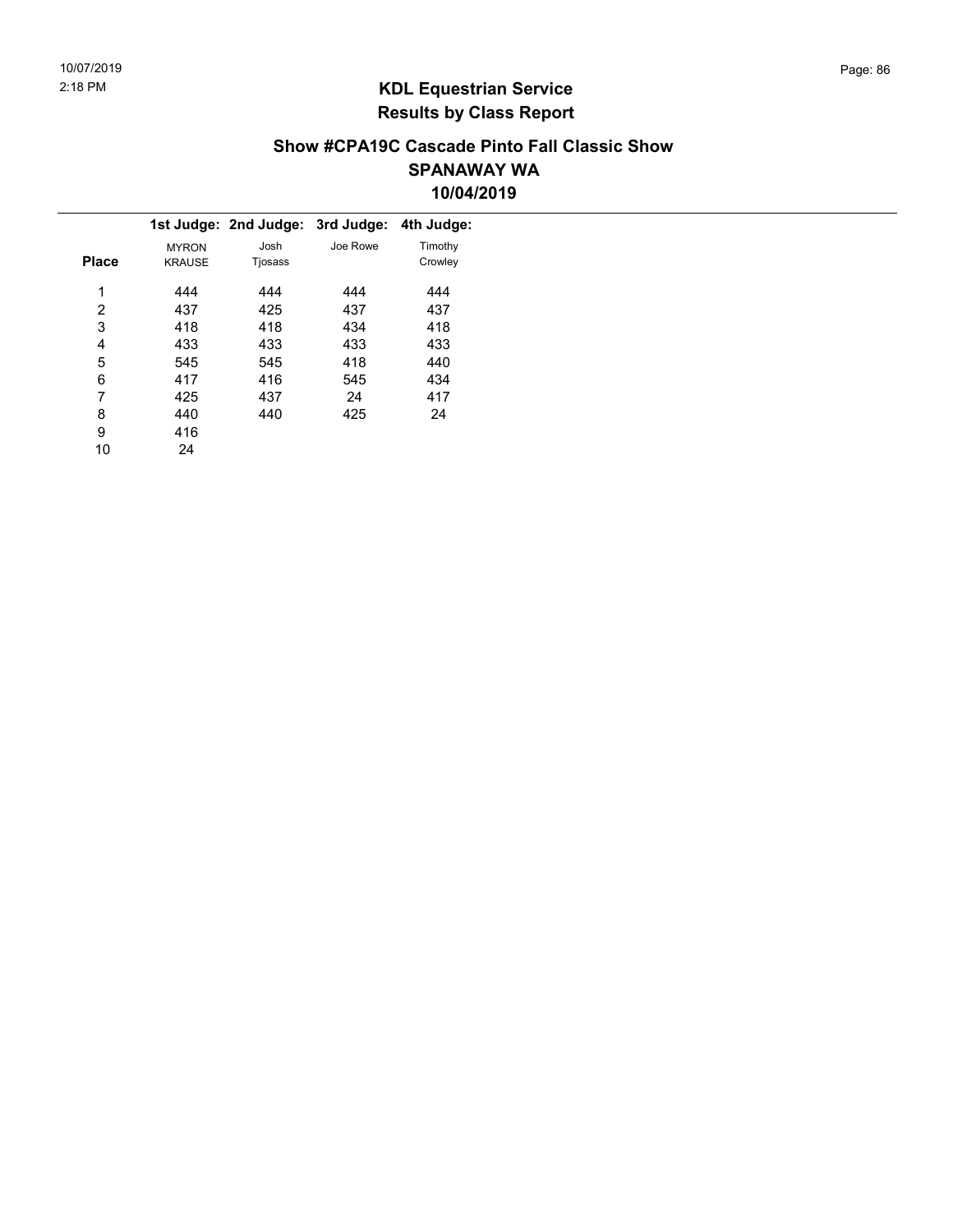# KDL Equestrian Service
## Results by Class Report

### Show #CPA19C Cascade Pinto Fall Classic Show
### SPANAWAY WA
### 10/04/2019

| Place | 1st Judge: MYRON KRAUSE | 2nd Judge: Josh Tjosass | 3rd Judge: Joe Rowe | 4th Judge: Timothy Crowley |
|---|---|---|---|---|
| 1 | 444 | 444 | 444 | 444 |
| 2 | 437 | 425 | 437 | 437 |
| 3 | 418 | 418 | 434 | 418 |
| 4 | 433 | 433 | 433 | 433 |
| 5 | 545 | 545 | 418 | 440 |
| 6 | 417 | 416 | 545 | 434 |
| 7 | 425 | 437 | 24 | 417 |
| 8 | 440 | 440 | 425 | 24 |
| 9 | 416 | | | |
| 10 | 24 | | | |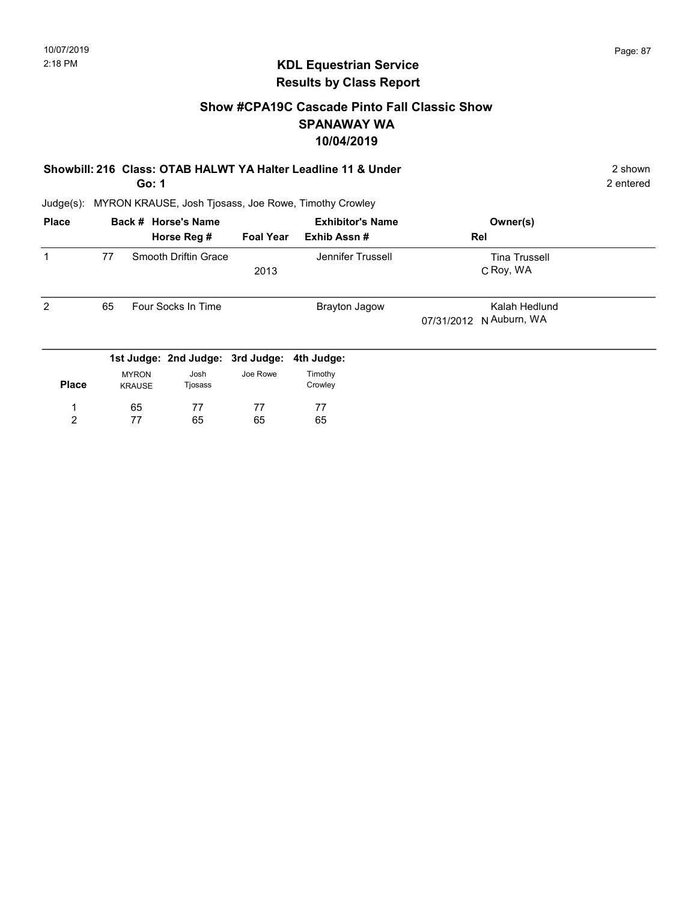## KDL Equestrian Service
## Results by Class Report

### Show #CPA19C Cascade Pinto Fall Classic Show
### SPANAWAY WA
### 10/04/2019

**Showbill: 216 Class: OTAB HALWT YA Halter Leadline 11 & Under** — 2 shown

**Go: 1** — 2 entered

Judge(s): MYRON KRAUSE, Josh Tjosass, Joe Rowe, Timothy Crowley

| Place | Back # | Horse's Name / Horse Reg # | Foal Year | Exhibitor's Name / Exhib Assn # | Rel | Owner(s) |
|---|---|---|---|---|---|---|
| 1 | 77 | Smooth Driftin Grace | 2013 | Jennifer Trussell | C | Tina Trussell, Roy, WA |
| 2 | 65 | Four Socks In Time | | Brayton Jagow | 07/31/2012 N | Kalah Hedlund, Auburn, WA |

| Place | 1st Judge: MYRON KRAUSE | 2nd Judge: Josh Tjosass | 3rd Judge: Joe Rowe | 4th Judge: Timothy Crowley |
|---|---|---|---|---|
| 1 | 65 | 77 | 77 | 77 |
| 2 | 77 | 65 | 65 | 65 |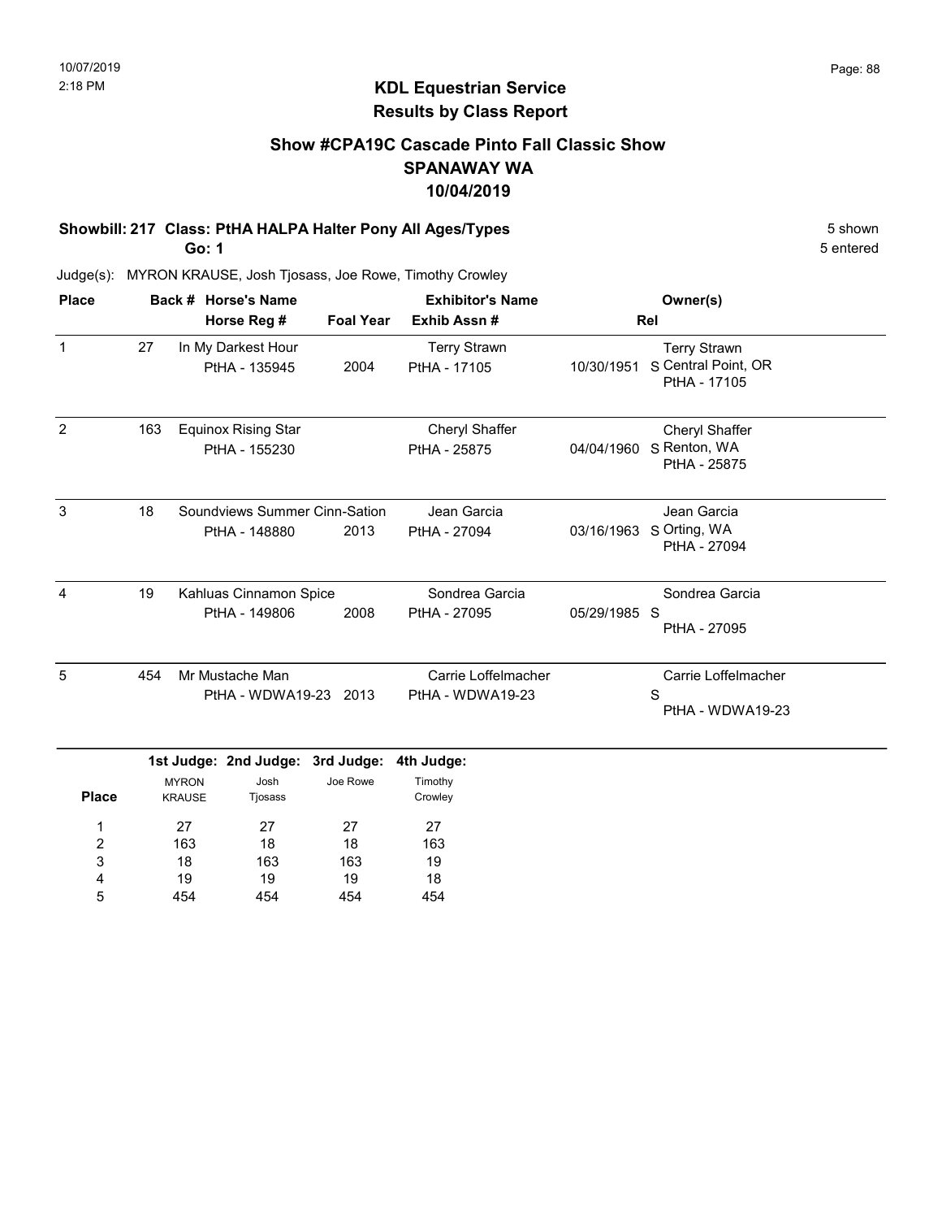10/07/2019
2:18 PM

# KDL Equestrian Service
## Results by Class Report

### Show #CPA19C Cascade Pinto Fall Classic Show
### SPANAWAY WA
### 10/04/2019

**Showbill: 217 Class: PtHA HALPA Halter Pony All Ages/Types** — 5 shown

**Go: 1** — 5 entered

Judge(s): MYRON KRAUSE, Josh Tjosass, Joe Rowe, Timothy Crowley

| Place | Back # | Horse's Name / Horse Reg # | Foal Year | Exhibitor's Name / Exhib Assn # | Rel | Owner(s) |
|---|---|---|---|---|---|---|
| 1 | 27 | In My Darkest Hour<br>PtHA - 135945 | 2004 | Terry Strawn<br>PtHA - 17105 | 10/30/1951 S | Terry Strawn<br>Central Point, OR<br>PtHA - 17105 |
| 2 | 163 | Equinox Rising Star<br>PtHA - 155230 | | Cheryl Shaffer<br>PtHA - 25875 | 04/04/1960 S | Cheryl Shaffer<br>Renton, WA<br>PtHA - 25875 |
| 3 | 18 | Soundviews Summer Cinn-Sation<br>PtHA - 148880 | 2013 | Jean Garcia<br>PtHA - 27094 | 03/16/1963 S | Jean Garcia<br>Orting, WA<br>PtHA - 27094 |
| 4 | 19 | Kahluas Cinnamon Spice<br>PtHA - 149806 | 2008 | Sondrea Garcia<br>PtHA - 27095 | 05/29/1985 S | Sondrea Garcia<br>PtHA - 27095 |
| 5 | 454 | Mr Mustache Man<br>PtHA - WDWA19-23 | 2013 | Carrie Loffelmacher<br>PtHA - WDWA19-23 | S | Carrie Loffelmacher<br>PtHA - WDWA19-23 |

| Place | 1st Judge: MYRON KRAUSE | 2nd Judge: Josh Tjosass | 3rd Judge: Joe Rowe | 4th Judge: Timothy Crowley |
|---|---|---|---|---|
| 1 | 27 | 27 | 27 | 27 |
| 2 | 163 | 18 | 18 | 163 |
| 3 | 18 | 163 | 163 | 19 |
| 4 | 19 | 19 | 19 | 18 |
| 5 | 454 | 454 | 454 | 454 |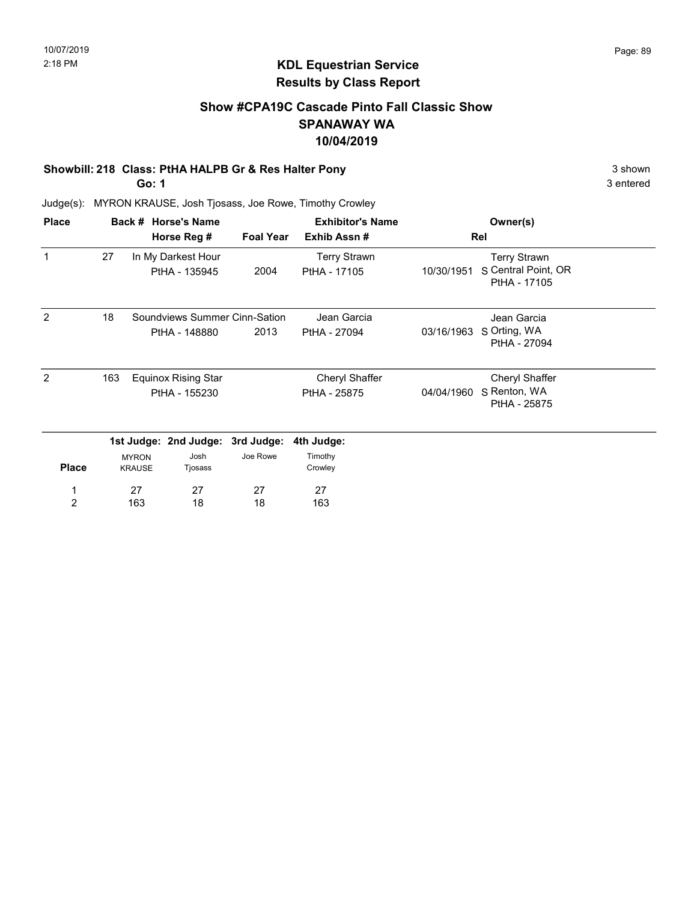10/07/2019
2:18 PM

## KDL Equestrian Service
## Results by Class Report

### Show #CPA19C Cascade Pinto Fall Classic Show
### SPANAWAY WA
### 10/04/2019

**Showbill: 218 Class: PtHA HALPB Gr & Res Halter Pony** — 3 shown, 3 entered

**Go: 1**

Judge(s): MYRON KRAUSE, Josh Tjosass, Joe Rowe, Timothy Crowley

| Place | Back # | Horse's Name / Horse Reg # | Foal Year | Exhibitor's Name / Exhib Assn # | Rel | Owner(s) |
|---|---|---|---|---|---|---|
| 1 | 27 | In My Darkest Hour<br>PtHA - 135945 | 2004 | Terry Strawn<br>PtHA - 17105 | 10/30/1951 S | Terry Strawn<br>Central Point, OR<br>PtHA - 17105 |
| 2 | 18 | Soundviews Summer Cinn-Sation<br>PtHA - 148880 | 2013 | Jean Garcia<br>PtHA - 27094 | 03/16/1963 S | Jean Garcia<br>Orting, WA<br>PtHA - 27094 |
| 2 | 163 | Equinox Rising Star<br>PtHA - 155230 | | Cheryl Shaffer<br>PtHA - 25875 | 04/04/1960 S | Cheryl Shaffer<br>Renton, WA<br>PtHA - 25875 |

| Place | 1st Judge: MYRON KRAUSE | 2nd Judge: Josh Tjosass | 3rd Judge: Joe Rowe | 4th Judge: Timothy Crowley |
|---|---|---|---|---|
| 1 | 27 | 27 | 27 | 27 |
| 2 | 163 | 18 | 18 | 163 |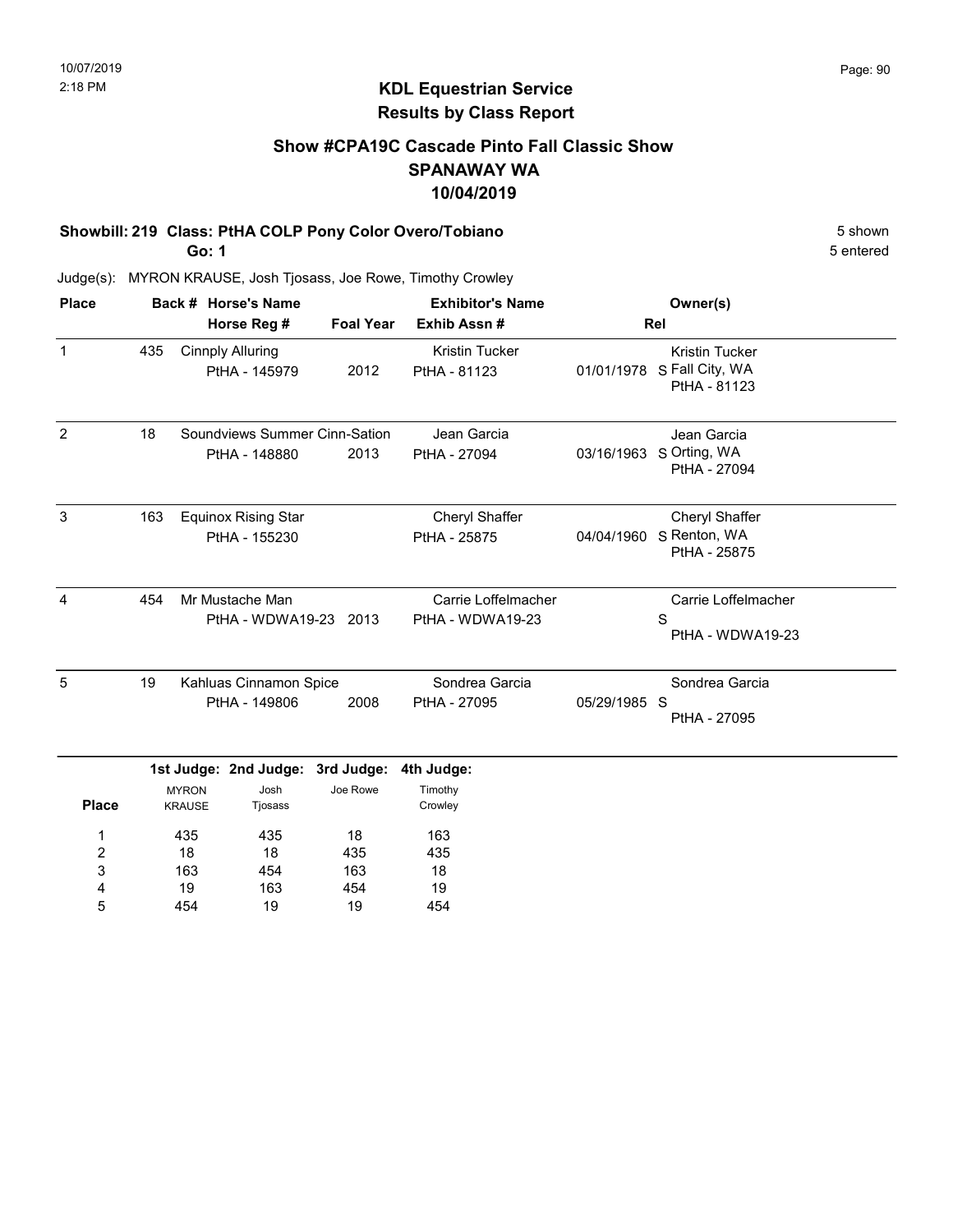10/07/2019
2:18 PM

# KDL Equestrian Service
## Results by Class Report

### Show #CPA19C Cascade Pinto Fall Classic Show
### SPANAWAY WA
### 10/04/2019

**Showbill: 219 Class: PtHA COLP Pony Color Overo/Tobiano** — 5 shown

**Go: 1** — 5 entered

Judge(s): MYRON KRAUSE, Josh Tjosass, Joe Rowe, Timothy Crowley

| Place | Back # | Horse's Name / Horse Reg # | Foal Year | Exhibitor's Name / Exhib Assn # | Rel | Owner(s) |
|---|---|---|---|---|---|---|
| 1 | 435 | Cinnply Alluring<br>PtHA - 145979 | 2012 | Kristin Tucker<br>PtHA - 81123 | 01/01/1978 S | Kristin Tucker<br>Fall City, WA<br>PtHA - 81123 |
| 2 | 18 | Soundviews Summer Cinn-Sation<br>PtHA - 148880 | 2013 | Jean Garcia<br>PtHA - 27094 | 03/16/1963 S | Jean Garcia<br>Orting, WA<br>PtHA - 27094 |
| 3 | 163 | Equinox Rising Star<br>PtHA - 155230 | | Cheryl Shaffer<br>PtHA - 25875 | 04/04/1960 S | Cheryl Shaffer<br>Renton, WA<br>PtHA - 25875 |
| 4 | 454 | Mr Mustache Man<br>PtHA - WDWA19-23 | 2013 | Carrie Loffelmacher<br>PtHA - WDWA19-23 | S | Carrie Loffelmacher<br>PtHA - WDWA19-23 |
| 5 | 19 | Kahluas Cinnamon Spice<br>PtHA - 149806 | 2008 | Sondrea Garcia<br>PtHA - 27095 | 05/29/1985 S | Sondrea Garcia<br>PtHA - 27095 |

| Place | 1st Judge: MYRON KRAUSE | 2nd Judge: Josh Tjosass | 3rd Judge: Joe Rowe | 4th Judge: Timothy Crowley |
|---|---|---|---|---|
| 1 | 435 | 435 | 18 | 163 |
| 2 | 18 | 18 | 435 | 435 |
| 3 | 163 | 454 | 163 | 18 |
| 4 | 19 | 163 | 454 | 19 |
| 5 | 454 | 19 | 19 | 454 |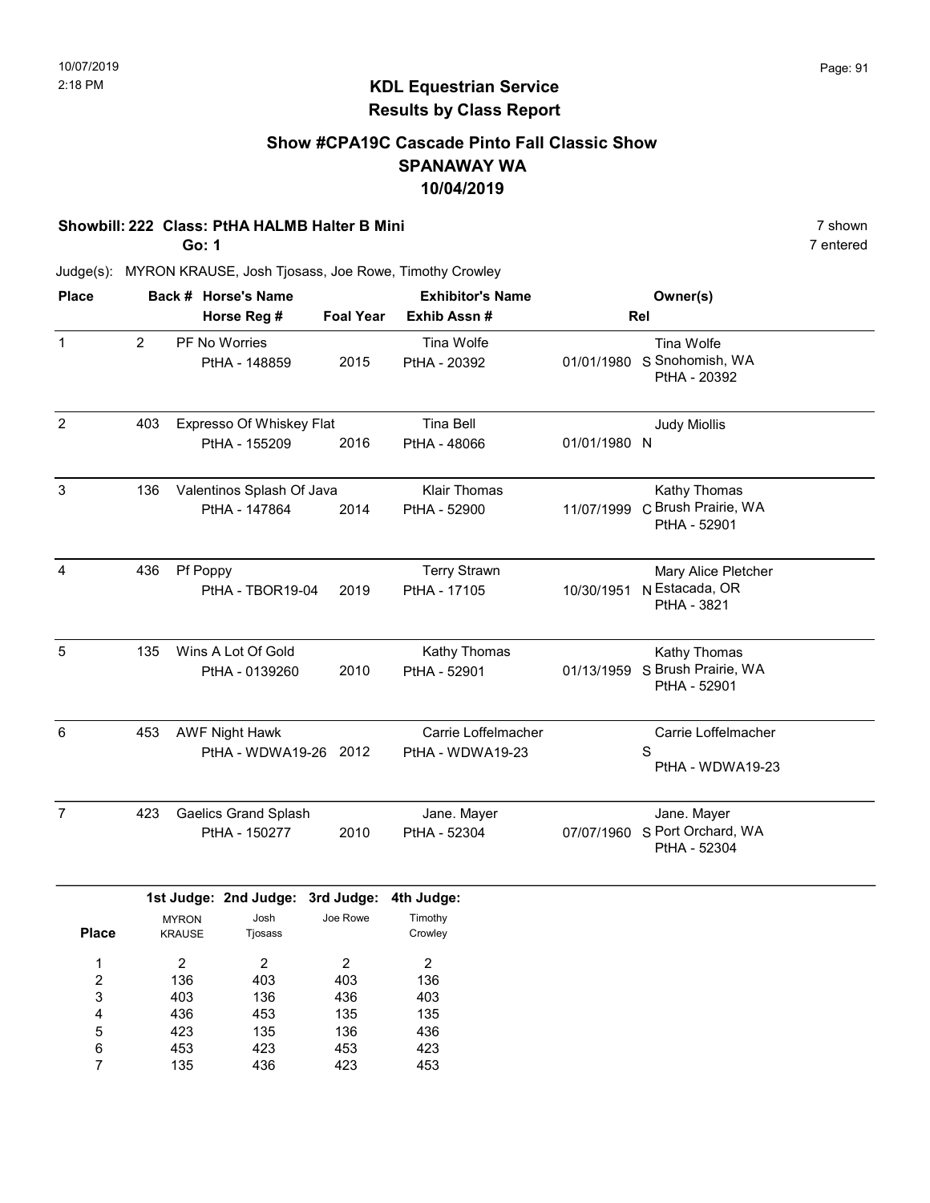# KDL Equestrian Service
## Results by Class Report

### Show #CPA19C Cascade Pinto Fall Classic Show
### SPANAWAY WA
### 10/04/2019

**Showbill: 222 Class: PtHA HALMB Halter B Mini** — 7 shown

**Go: 1** — 7 entered

Judge(s): MYRON KRAUSE, Josh Tjosass, Joe Rowe, Timothy Crowley

| Place | Back # | Horse's Name / Horse Reg # | Foal Year | Exhibitor's Name / Exhib Assn # | Rel | Owner(s) |
|---|---|---|---|---|---|---|
| 1 | 2 | PF No Worries<br>PtHA - 148859 | 2015 | Tina Wolfe<br>PtHA - 20392 | 01/01/1980 S | Tina Wolfe<br>Snohomish, WA<br>PtHA - 20392 |
| 2 | 403 | Expresso Of Whiskey Flat<br>PtHA - 155209 | 2016 | Tina Bell<br>PtHA - 48066 | 01/01/1980 N | Judy Miollis |
| 3 | 136 | Valentinos Splash Of Java<br>PtHA - 147864 | 2014 | Klair Thomas<br>PtHA - 52900 | 11/07/1999 C | Kathy Thomas<br>Brush Prairie, WA<br>PtHA - 52901 |
| 4 | 436 | Pf Poppy<br>PtHA - TBOR19-04 | 2019 | Terry Strawn<br>PtHA - 17105 | 10/30/1951 N | Mary Alice Pletcher<br>Estacada, OR<br>PtHA - 3821 |
| 5 | 135 | Wins A Lot Of Gold<br>PtHA - 0139260 | 2010 | Kathy Thomas<br>PtHA - 52901 | 01/13/1959 S | Kathy Thomas<br>Brush Prairie, WA<br>PtHA - 52901 |
| 6 | 453 | AWF Night Hawk<br>PtHA - WDWA19-26 | 2012 | Carrie Loffelmacher<br>PtHA - WDWA19-23 | S | Carrie Loffelmacher<br>PtHA - WDWA19-23 |
| 7 | 423 | Gaelics Grand Splash<br>PtHA - 150277 | 2010 | Jane. Mayer<br>PtHA - 52304 | 07/07/1960 S | Jane. Mayer<br>Port Orchard, WA<br>PtHA - 52304 |

| Place | 1st Judge: MYRON KRAUSE | 2nd Judge: Josh Tjosass | 3rd Judge: Joe Rowe | 4th Judge: Timothy Crowley |
|---|---|---|---|---|
| 1 | 2 | 2 | 2 | 2 |
| 2 | 136 | 403 | 403 | 136 |
| 3 | 403 | 136 | 436 | 403 |
| 4 | 436 | 453 | 135 | 135 |
| 5 | 423 | 135 | 136 | 436 |
| 6 | 453 | 423 | 453 | 423 |
| 7 | 135 | 436 | 423 | 453 |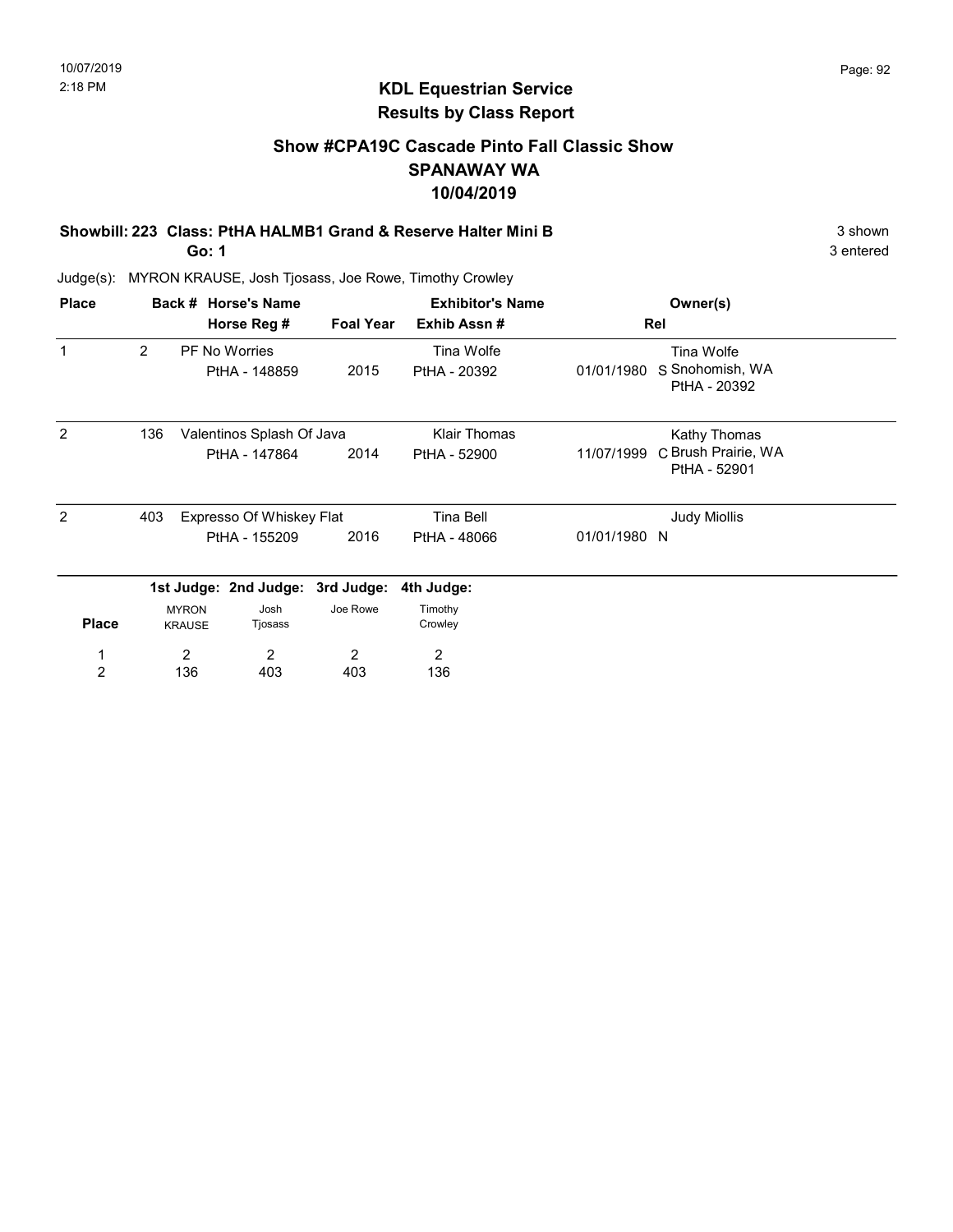# KDL Equestrian Service
## Results by Class Report

### Show #CPA19C Cascade Pinto Fall Classic Show
### SPANAWAY WA
### 10/04/2019

**Showbill: 223 Class: PtHA HALMB1 Grand & Reserve Halter Mini B** — 3 shown

**Go: 1** — 3 entered

Judge(s): MYRON KRAUSE, Josh Tjosass, Joe Rowe, Timothy Crowley

| Place | Back # | Horse's Name / Horse Reg # | Foal Year | Exhibitor's Name / Exhib Assn # | Rel | Owner(s) |
|---|---|---|---|---|---|---|
| 1 | 2 | PF No Worries<br>PtHA - 148859 | 2015 | Tina Wolfe<br>PtHA - 20392 | 01/01/1980 S | Tina Wolfe<br>Snohomish, WA<br>PtHA - 20392 |
| 2 | 136 | Valentinos Splash Of Java<br>PtHA - 147864 | 2014 | Klair Thomas<br>PtHA - 52900 | 11/07/1999 C | Kathy Thomas<br>Brush Prairie, WA<br>PtHA - 52901 |
| 2 | 403 | Expresso Of Whiskey Flat<br>PtHA - 155209 | 2016 | Tina Bell<br>PtHA - 48066 | 01/01/1980 N | Judy Miollis |

| Place | 1st Judge: MYRON KRAUSE | 2nd Judge: Josh Tjosass | 3rd Judge: Joe Rowe | 4th Judge: Timothy Crowley |
|---|---|---|---|---|
| 1 | 2 | 2 | 2 | 2 |
| 2 | 136 | 403 | 403 | 136 |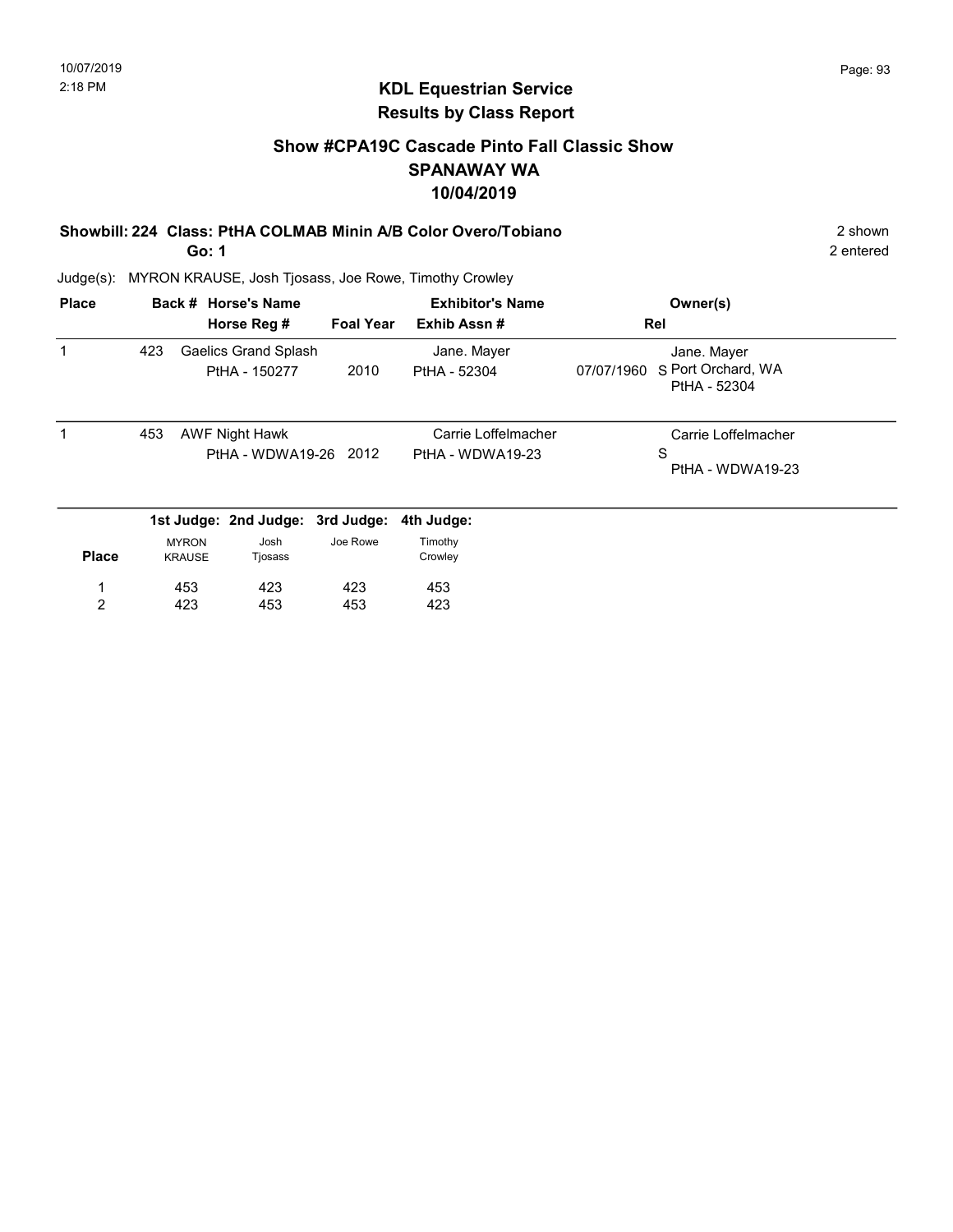# KDL Equestrian Service
## Results by Class Report

### Show #CPA19C Cascade Pinto Fall Classic Show
### SPANAWAY WA
### 10/04/2019

**Showbill: 224 Class: PtHA COLMAB Minin A/B Color Overo/Tobiano** — 2 shown

**Go: 1** — 2 entered

Judge(s): MYRON KRAUSE, Josh Tjosass, Joe Rowe, Timothy Crowley

| Place | Back # | Horse's Name / Horse Reg # | Foal Year | Exhibitor's Name / Exhib Assn # | Rel | Owner(s) |
|---|---|---|---|---|---|---|
| 1 | 423 | Gaelics Grand Splash<br>PtHA - 150277 | 2010 | Jane. Mayer<br>PtHA - 52304 | 07/07/1960 S | Jane. Mayer<br>Port Orchard, WA<br>PtHA - 52304 |
| 1 | 453 | AWF Night Hawk<br>PtHA - WDWA19-26 | 2012 | Carrie Loffelmacher<br>PtHA - WDWA19-23 | S | Carrie Loffelmacher<br>PtHA - WDWA19-23 |

| Place | 1st Judge: MYRON KRAUSE | 2nd Judge: Josh Tjosass | 3rd Judge: Joe Rowe | 4th Judge: Timothy Crowley |
|---|---|---|---|---|
| 1 | 453 | 423 | 423 | 453 |
| 2 | 423 | 453 | 453 | 423 |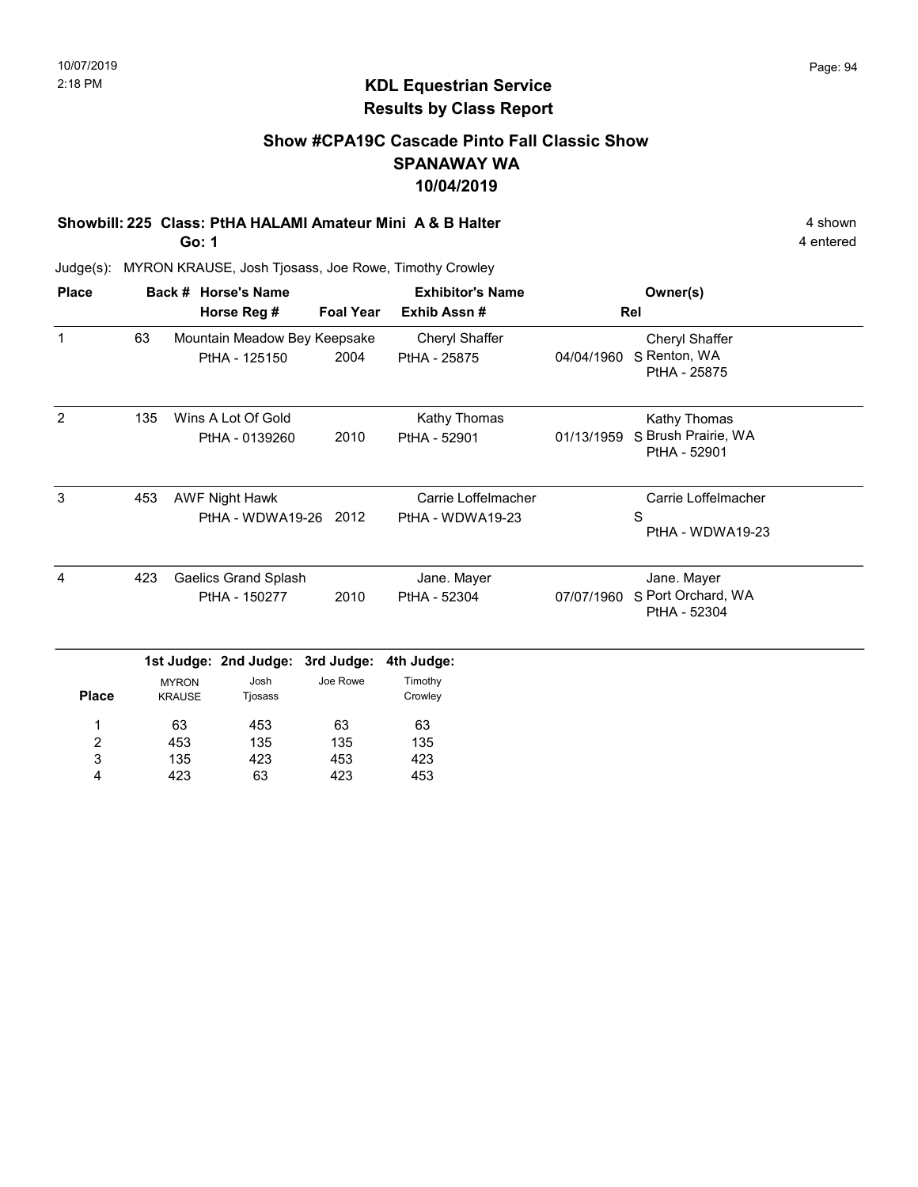## KDL Equestrian Service
## Results by Class Report

### Show #CPA19C Cascade Pinto Fall Classic Show
### SPANAWAY WA
### 10/04/2019

**Showbill: 225 Class: PtHA HALAMI Amateur Mini A & B Halter** — 4 shown

**Go: 1** — 4 entered

Judge(s): MYRON KRAUSE, Josh Tjosass, Joe Rowe, Timothy Crowley

| Place | Back # | Horse's Name / Horse Reg # | Foal Year | Exhibitor's Name / Exhib Assn # | Rel | Owner(s) |
|---|---|---|---|---|---|---|
| 1 | 63 | Mountain Meadow Bey Keepsake<br>PtHA - 125150 | 2004 | Cheryl Shaffer<br>PtHA - 25875 | 04/04/1960 S | Cheryl Shaffer<br>Renton, WA<br>PtHA - 25875 |
| 2 | 135 | Wins A Lot Of Gold<br>PtHA - 0139260 | 2010 | Kathy Thomas<br>PtHA - 52901 | 01/13/1959 S | Kathy Thomas<br>Brush Prairie, WA<br>PtHA - 52901 |
| 3 | 453 | AWF Night Hawk<br>PtHA - WDWA19-26 | 2012 | Carrie Loffelmacher<br>PtHA - WDWA19-23 | S | Carrie Loffelmacher<br>PtHA - WDWA19-23 |
| 4 | 423 | Gaelics Grand Splash<br>PtHA - 150277 | 2010 | Jane. Mayer<br>PtHA - 52304 | 07/07/1960 S | Jane. Mayer<br>Port Orchard, WA<br>PtHA - 52304 |

| Place | 1st Judge: MYRON KRAUSE | 2nd Judge: Josh Tjosass | 3rd Judge: Joe Rowe | 4th Judge: Timothy Crowley |
|---|---|---|---|---|
| 1 | 63 | 453 | 63 | 63 |
| 2 | 453 | 135 | 135 | 135 |
| 3 | 135 | 423 | 453 | 423 |
| 4 | 423 | 63 | 423 | 453 |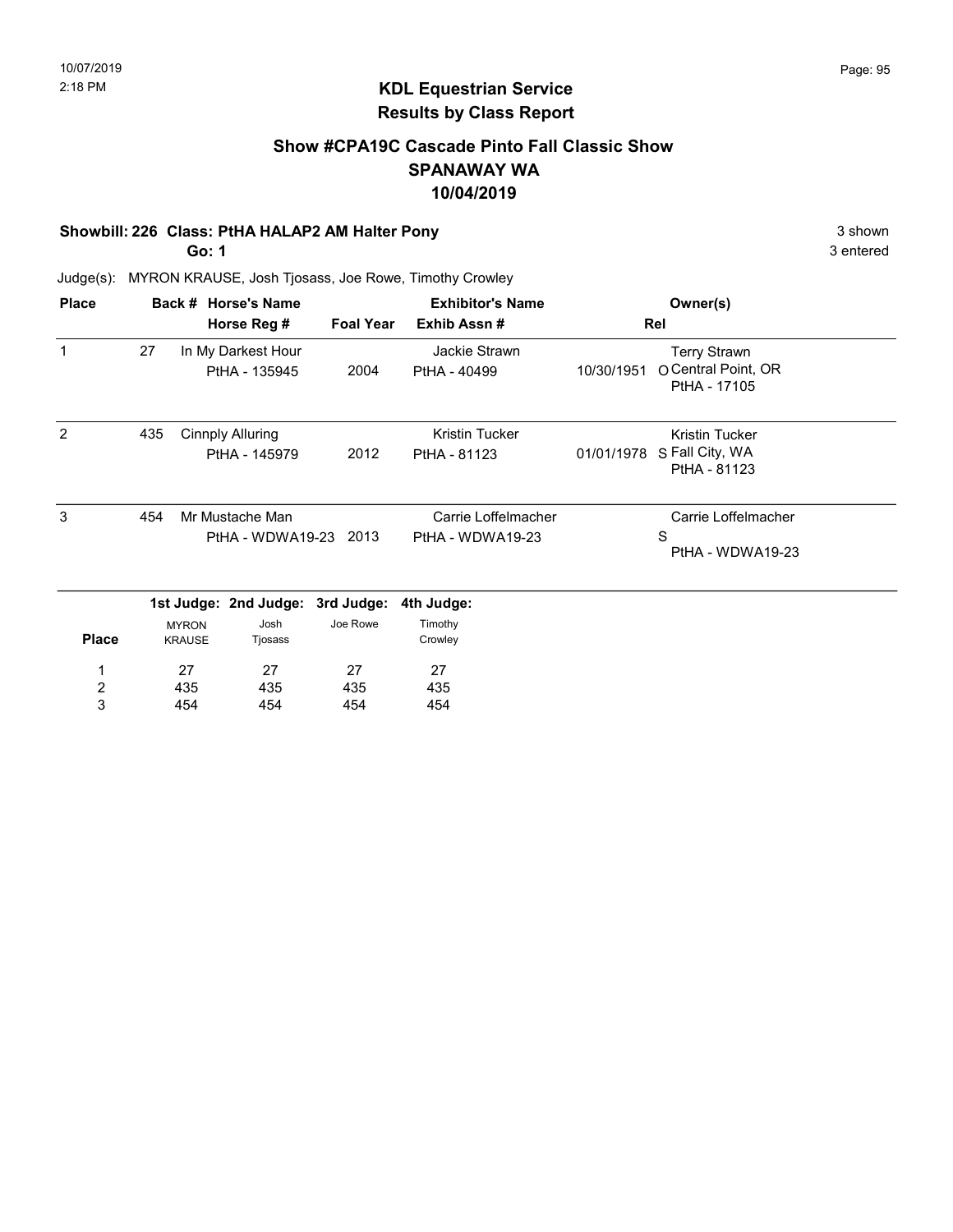# KDL Equestrian Service
## Results by Class Report

### Show #CPA19C Cascade Pinto Fall Classic Show
### SPANAWAY WA
### 10/04/2019

**Showbill: 226 Class: PtHA HALAP2 AM Halter Pony** — 3 shown

**Go: 1** — 3 entered

Judge(s): MYRON KRAUSE, Josh Tjosass, Joe Rowe, Timothy Crowley

| Place | Back # | Horse's Name / Horse Reg # | Foal Year | Exhibitor's Name / Exhib Assn # | Rel | Owner(s) |
|---|---|---|---|---|---|---|
| 1 | 27 | In My Darkest Hour<br>PtHA - 135945 | 2004 | Jackie Strawn<br>PtHA - 40499 | 10/30/1951 O | Terry Strawn<br>Central Point, OR<br>PtHA - 17105 |
| 2 | 435 | Cinnply Alluring<br>PtHA - 145979 | 2012 | Kristin Tucker<br>PtHA - 81123 | 01/01/1978 S | Kristin Tucker<br>Fall City, WA<br>PtHA - 81123 |
| 3 | 454 | Mr Mustache Man<br>PtHA - WDWA19-23 | 2013 | Carrie Loffelmacher<br>PtHA - WDWA19-23 | S | Carrie Loffelmacher<br>PtHA - WDWA19-23 |

| Place | 1st Judge: MYRON KRAUSE | 2nd Judge: Josh Tjosass | 3rd Judge: Joe Rowe | 4th Judge: Timothy Crowley |
|---|---|---|---|---|
| 1 | 27 | 27 | 27 | 27 |
| 2 | 435 | 435 | 435 | 435 |
| 3 | 454 | 454 | 454 | 454 |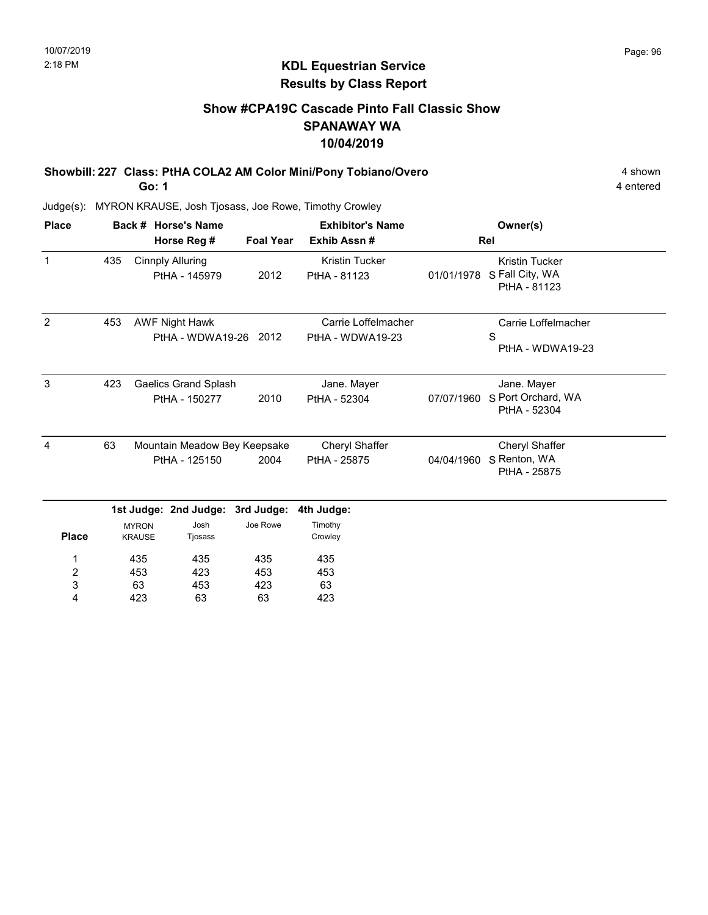# KDL Equestrian Service
## Results by Class Report

### Show #CPA19C Cascade Pinto Fall Classic Show
### SPANAWAY WA
### 10/04/2019

**Showbill: 227 Class: PtHA COLA2 AM Color Mini/Pony Tobiano/Overo** 4 shown

**Go: 1** 4 entered

Judge(s): MYRON KRAUSE, Josh Tjosass, Joe Rowe, Timothy Crowley

| Place | Back # | Horse's Name / Horse Reg # | Foal Year | Exhibitor's Name / Exhib Assn # | Rel | Owner(s) |
|---|---|---|---|---|---|---|
| 1 | 435 | Cinnply Alluring<br>PtHA - 145979 | 2012 | Kristin Tucker<br>PtHA - 81123 | 01/01/1978 S | Kristin Tucker<br>Fall City, WA<br>PtHA - 81123 |
| 2 | 453 | AWF Night Hawk<br>PtHA - WDWA19-26 | 2012 | Carrie Loffelmacher<br>PtHA - WDWA19-23 | S | Carrie Loffelmacher<br>PtHA - WDWA19-23 |
| 3 | 423 | Gaelics Grand Splash<br>PtHA - 150277 | 2010 | Jane. Mayer<br>PtHA - 52304 | 07/07/1960 S | Jane. Mayer<br>Port Orchard, WA<br>PtHA - 52304 |
| 4 | 63 | Mountain Meadow Bey Keepsake<br>PtHA - 125150 | 2004 | Cheryl Shaffer<br>PtHA - 25875 | 04/04/1960 S | Cheryl Shaffer<br>Renton, WA<br>PtHA - 25875 |

| Place | 1st Judge: MYRON KRAUSE | 2nd Judge: Josh Tjosass | 3rd Judge: Joe Rowe | 4th Judge: Timothy Crowley |
|---|---|---|---|---|
| 1 | 435 | 435 | 435 | 435 |
| 2 | 453 | 423 | 453 | 453 |
| 3 | 63 | 453 | 423 | 63 |
| 4 | 423 | 63 | 63 | 423 |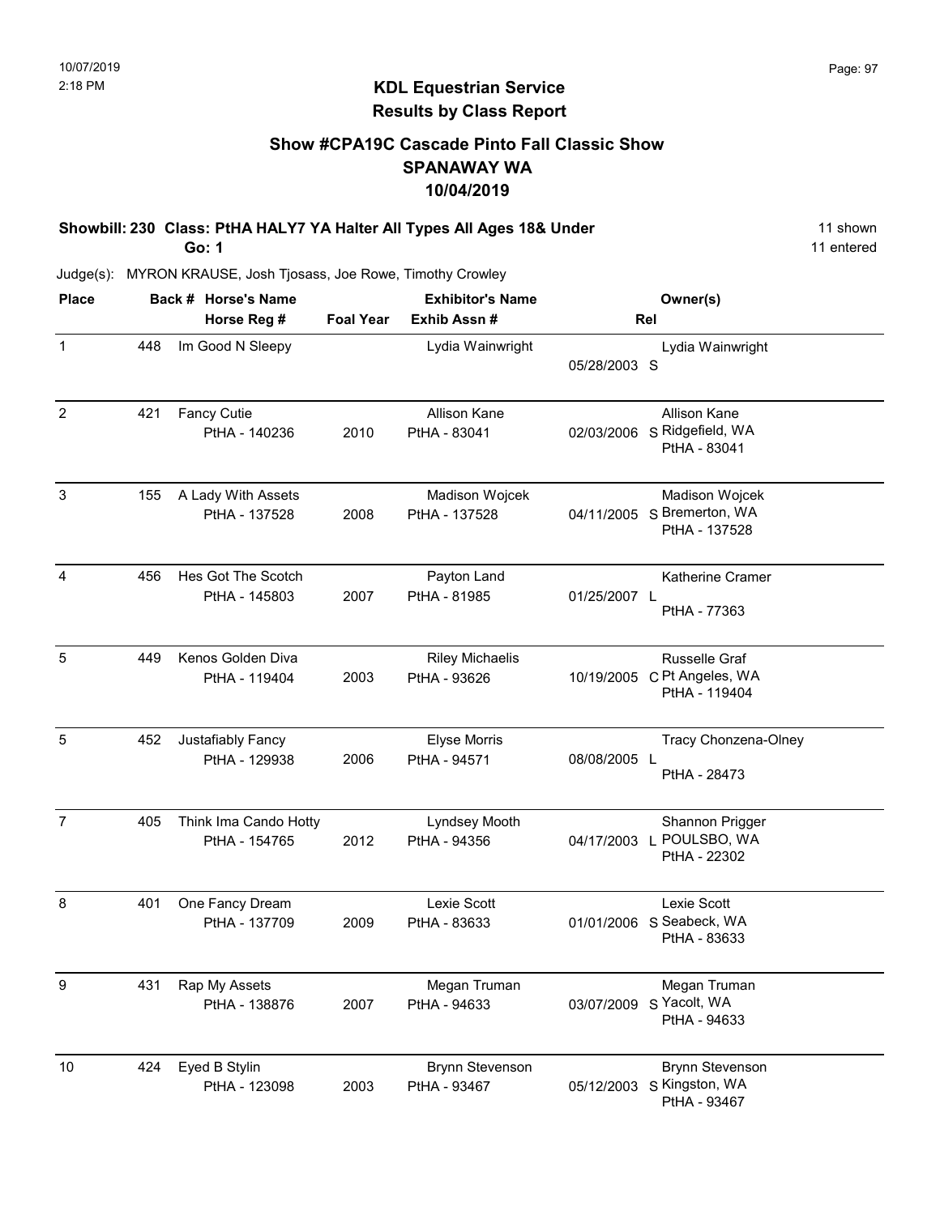# KDL Equestrian Service
## Results by Class Report

### Show #CPA19C Cascade Pinto Fall Classic Show
### SPANAWAY WA
### 10/04/2019

**Showbill: 230 Class: PtHA HALY7 YA Halter All Types All Ages 18& Under** — 11 shown, 11 entered

**Go: 1**

Judge(s): MYRON KRAUSE, Josh Tjosass, Joe Rowe, Timothy Crowley

| Place | Back # | Horse's Name / Horse Reg # | Foal Year | Exhibitor's Name / Exhib Assn # | | Rel | Owner(s) |
|---|---|---|---|---|---|---|---|
| 1 | 448 | Im Good N Sleepy | | Lydia Wainwright | 05/28/2003 | S | Lydia Wainwright |
| 2 | 421 | Fancy Cutie<br>PtHA - 140236 | 2010 | Allison Kane<br>PtHA - 83041 | 02/03/2006 | S | Allison Kane<br>Ridgefield, WA<br>PtHA - 83041 |
| 3 | 155 | A Lady With Assets<br>PtHA - 137528 | 2008 | Madison Wojcek<br>PtHA - 137528 | 04/11/2005 | S | Madison Wojcek<br>Bremerton, WA<br>PtHA - 137528 |
| 4 | 456 | Hes Got The Scotch<br>PtHA - 145803 | 2007 | Payton Land<br>PtHA - 81985 | 01/25/2007 | L | Katherine Cramer<br>PtHA - 77363 |
| 5 | 449 | Kenos Golden Diva<br>PtHA - 119404 | 2003 | Riley Michaelis<br>PtHA - 93626 | 10/19/2005 | C | Russelle Graf<br>Pt Angeles, WA<br>PtHA - 119404 |
| 5 | 452 | Justafiably Fancy<br>PtHA - 129938 | 2006 | Elyse Morris<br>PtHA - 94571 | 08/08/2005 | L | Tracy Chonzena-Olney<br>PtHA - 28473 |
| 7 | 405 | Think Ima Cando Hotty<br>PtHA - 154765 | 2012 | Lyndsey Mooth<br>PtHA - 94356 | 04/17/2003 | L | Shannon Prigger<br>POULSBO, WA<br>PtHA - 22302 |
| 8 | 401 | One Fancy Dream<br>PtHA - 137709 | 2009 | Lexie Scott<br>PtHA - 83633 | 01/01/2006 | S | Lexie Scott<br>Seabeck, WA<br>PtHA - 83633 |
| 9 | 431 | Rap My Assets<br>PtHA - 138876 | 2007 | Megan Truman<br>PtHA - 94633 | 03/07/2009 | S | Megan Truman<br>Yacolt, WA<br>PtHA - 94633 |
| 10 | 424 | Eyed B Stylin<br>PtHA - 123098 | 2003 | Brynn Stevenson<br>PtHA - 93467 | 05/12/2003 | S | Brynn Stevenson<br>Kingston, WA<br>PtHA - 93467 |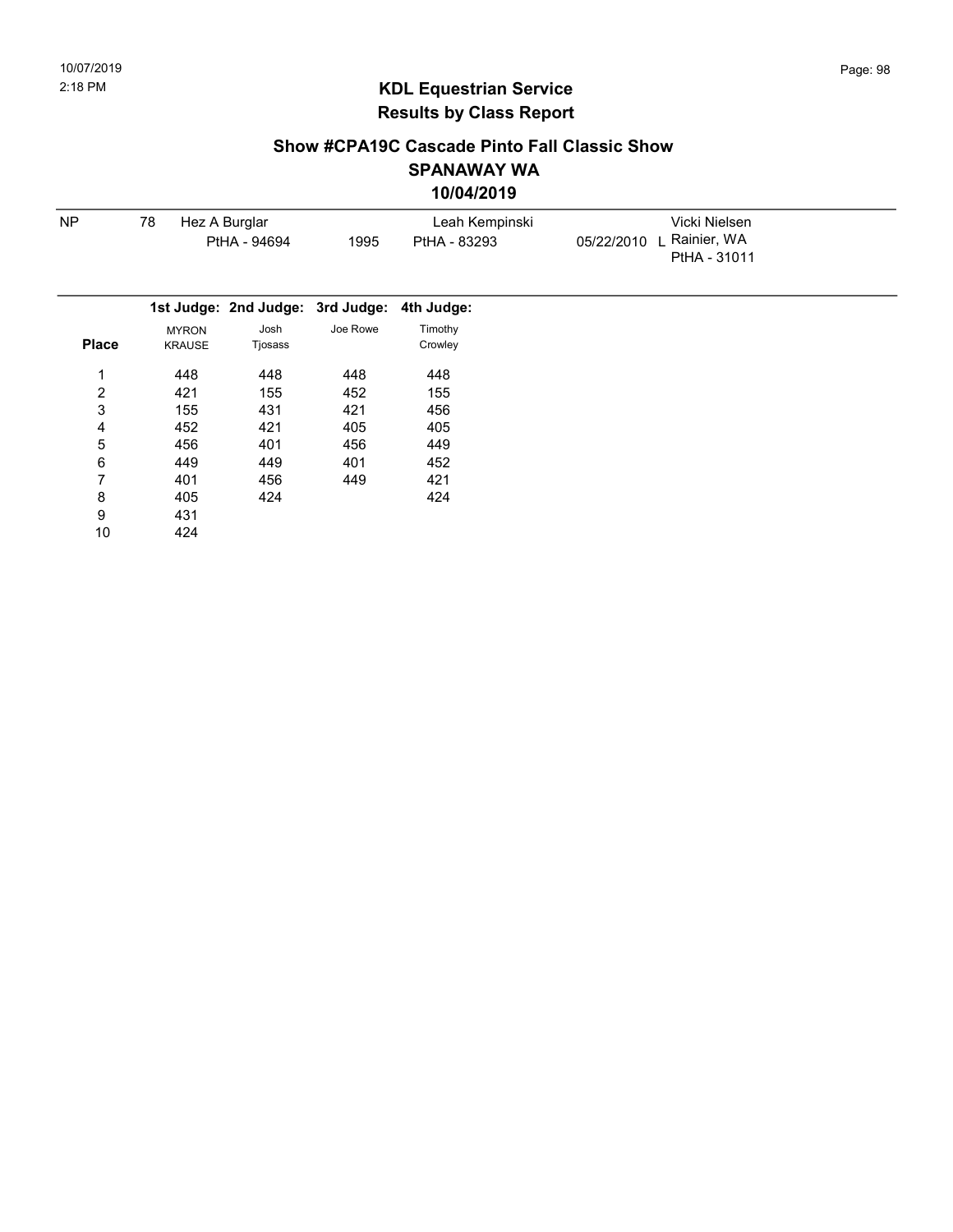# KDL Equestrian Service
## Results by Class Report

### Show #CPA19C Cascade Pinto Fall Classic Show
### SPANAWAY WA
### 10/04/2019

| NP | 78 | Hez A Burglar | | Leah Kempinski | | Vicki Nielsen |
|---|---|---|---|---|---|---|
| | | PtHA - 94694 | 1995 | PtHA - 83293 | 05/22/2010 L | Rainier, WA |
| | | | | | | PtHA - 31011 |

| Place | 1st Judge: MYRON KRAUSE | 2nd Judge: Josh Tjosass | 3rd Judge: Joe Rowe | 4th Judge: Timothy Crowley |
|---|---|---|---|---|
| 1 | 448 | 448 | 448 | 448 |
| 2 | 421 | 155 | 452 | 155 |
| 3 | 155 | 431 | 421 | 456 |
| 4 | 452 | 421 | 405 | 405 |
| 5 | 456 | 401 | 456 | 449 |
| 6 | 449 | 449 | 401 | 452 |
| 7 | 401 | 456 | 449 | 421 |
| 8 | 405 | 424 | | 424 |
| 9 | 431 | | | |
| 10 | 424 | | | |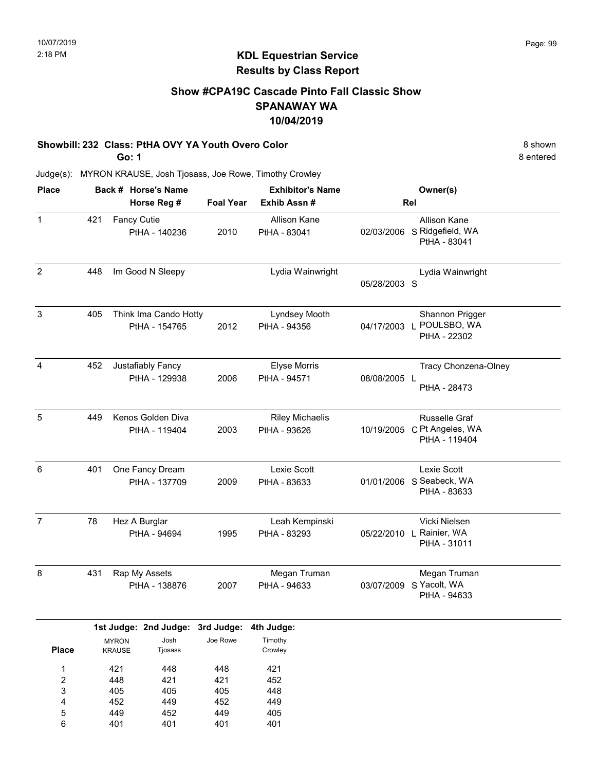10/07/2019
2:18 PM

## KDL Equestrian Service
## Results by Class Report

### Show #CPA19C Cascade Pinto Fall Classic Show
### SPANAWAY WA
### 10/04/2019

**Showbill: 232 Class: PtHA OVY YA Youth Overo Color** — 8 shown, 8 entered

**Go: 1**

Judge(s): MYRON KRAUSE, Josh Tjosass, Joe Rowe, Timothy Crowley

| Place | Back # | Horse's Name / Horse Reg # | Foal Year | Exhibitor's Name / Exhib Assn # | | Rel | Owner(s) |
|---|---|---|---|---|---|---|---|
| 1 | 421 | Fancy Cutie<br>PtHA - 140236 | 2010 | Allison Kane<br>PtHA - 83041 | 02/03/2006 | S | Allison Kane<br>Ridgefield, WA<br>PtHA - 83041 |
| 2 | 448 | Im Good N Sleepy | | Lydia Wainwright | 05/28/2003 | S | Lydia Wainwright |
| 3 | 405 | Think Ima Cando Hotty<br>PtHA - 154765 | 2012 | Lyndsey Mooth<br>PtHA - 94356 | 04/17/2003 | L | Shannon Prigger<br>POULSBO, WA<br>PtHA - 22302 |
| 4 | 452 | Justafiably Fancy<br>PtHA - 129938 | 2006 | Elyse Morris<br>PtHA - 94571 | 08/08/2005 | L | Tracy Chonzena-Olney<br>PtHA - 28473 |
| 5 | 449 | Kenos Golden Diva<br>PtHA - 119404 | 2003 | Riley Michaelis<br>PtHA - 93626 | 10/19/2005 | C | Russelle Graf<br>Pt Angeles, WA<br>PtHA - 119404 |
| 6 | 401 | One Fancy Dream<br>PtHA - 137709 | 2009 | Lexie Scott<br>PtHA - 83633 | 01/01/2006 | S | Lexie Scott<br>Seabeck, WA<br>PtHA - 83633 |
| 7 | 78 | Hez A Burglar<br>PtHA - 94694 | 1995 | Leah Kempinski<br>PtHA - 83293 | 05/22/2010 | L | Vicki Nielsen<br>Rainier, WA<br>PtHA - 31011 |
| 8 | 431 | Rap My Assets<br>PtHA - 138876 | 2007 | Megan Truman<br>PtHA - 94633 | 03/07/2009 | S | Megan Truman<br>Yacolt, WA<br>PtHA - 94633 |

| Place | 1st Judge: MYRON KRAUSE | 2nd Judge: Josh Tjosass | 3rd Judge: Joe Rowe | 4th Judge: Timothy Crowley |
|---|---|---|---|---|
| 1 | 421 | 448 | 448 | 421 |
| 2 | 448 | 421 | 421 | 452 |
| 3 | 405 | 405 | 405 | 448 |
| 4 | 452 | 449 | 452 | 449 |
| 5 | 449 | 452 | 449 | 405 |
| 6 | 401 | 401 | 401 | 401 |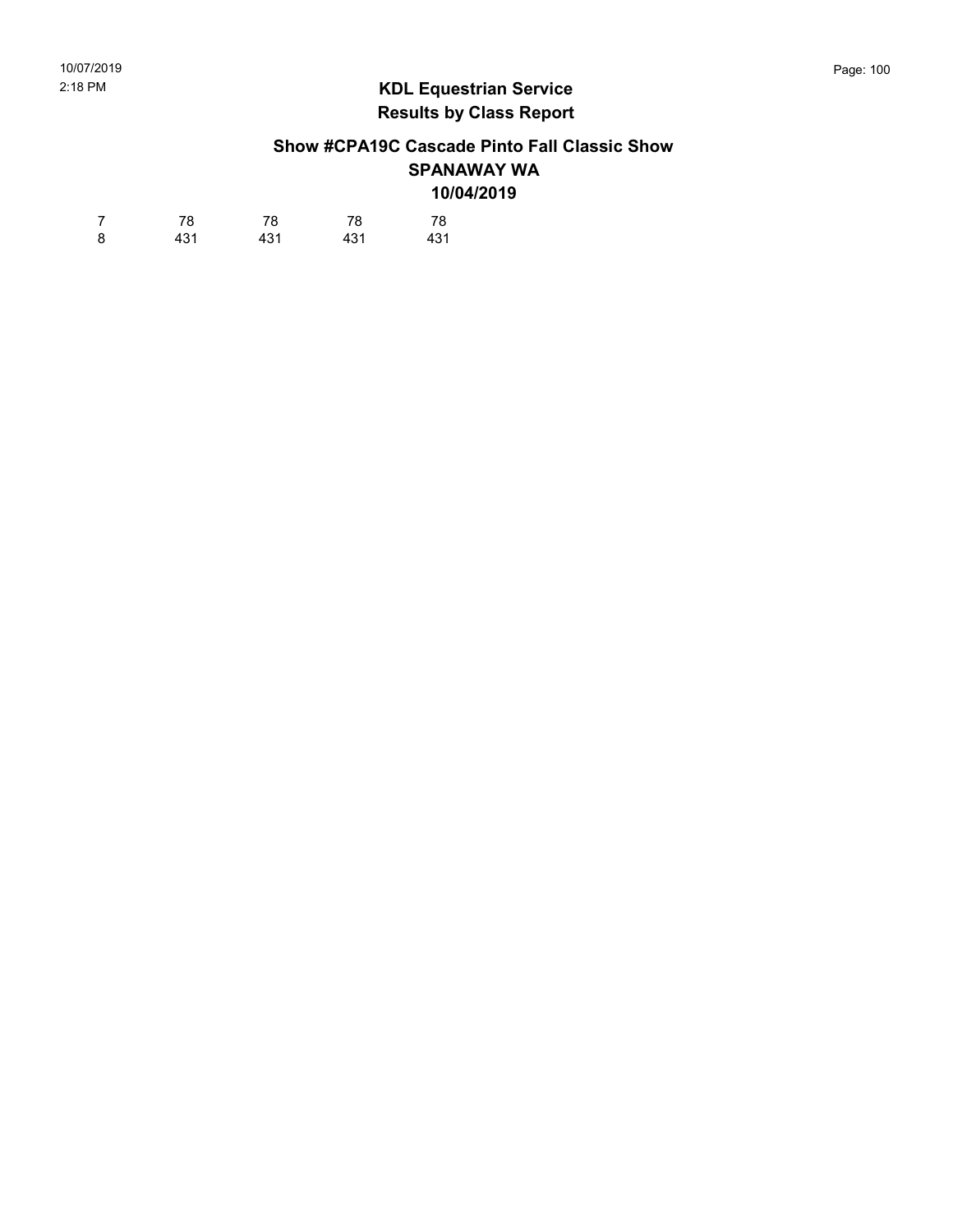## KDL Equestrian Service
## Results by Class Report

### Show #CPA19C Cascade Pinto Fall Classic Show
### SPANAWAY WA
### 10/04/2019

| | | | | |
|---|---|---|---|---|
| 7 | 78 | 78 | 78 | 78 |
| 8 | 431 | 431 | 431 | 431 |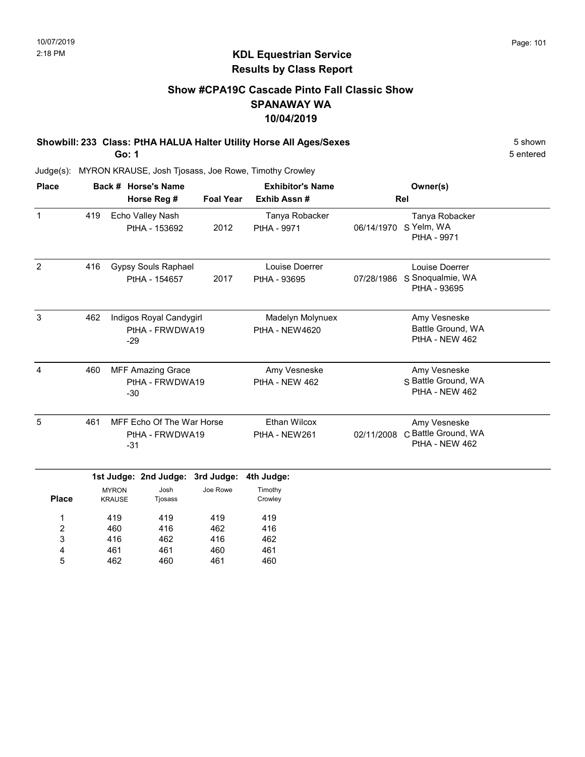## KDL Equestrian Service
## Results by Class Report

### Show #CPA19C Cascade Pinto Fall Classic Show
### SPANAWAY WA
### 10/04/2019

**Showbill: 233 Class: PtHA HALUA Halter Utility Horse All Ages/Sexes** 5 shown

**Go: 1** 5 entered

Judge(s): MYRON KRAUSE, Josh Tjosass, Joe Rowe, Timothy Crowley

| Place | Back # | Horse's Name / Horse Reg # | Foal Year | Exhibitor's Name / Exhib Assn # | | Rel | Owner(s) |
|---|---|---|---|---|---|---|---|
| 1 | 419 | Echo Valley Nash<br>PtHA - 153692 | 2012 | Tanya Robacker<br>PtHA - 9971 | 06/14/1970 | S | Tanya Robacker<br>Yelm, WA<br>PtHA - 9971 |
| 2 | 416 | Gypsy Souls Raphael<br>PtHA - 154657 | 2017 | Louise Doerrer<br>PtHA - 93695 | 07/28/1986 | S | Louise Doerrer<br>Snoqualmie, WA<br>PtHA - 93695 |
| 3 | 462 | Indigos Royal Candygirl<br>PtHA - FRWDWA19-29 | | Madelyn Molynuex<br>PtHA - NEW4620 | | | Amy Vesneske<br>Battle Ground, WA<br>PtHA - NEW 462 |
| 4 | 460 | MFF Amazing Grace<br>PtHA - FRWDWA19-30 | | Amy Vesneske<br>PtHA - NEW 462 | | S | Amy Vesneske<br>Battle Ground, WA<br>PtHA - NEW 462 |
| 5 | 461 | MFF Echo Of The War Horse<br>PtHA - FRWDWA19-31 | | Ethan Wilcox<br>PtHA - NEW261 | 02/11/2008 | C | Amy Vesneske<br>Battle Ground, WA<br>PtHA - NEW 462 |

| Place | 1st Judge: MYRON KRAUSE | 2nd Judge: Josh Tjosass | 3rd Judge: Joe Rowe | 4th Judge: Timothy Crowley |
|---|---|---|---|---|
| 1 | 419 | 419 | 419 | 419 |
| 2 | 460 | 416 | 462 | 416 |
| 3 | 416 | 462 | 416 | 462 |
| 4 | 461 | 461 | 460 | 461 |
| 5 | 462 | 460 | 461 | 460 |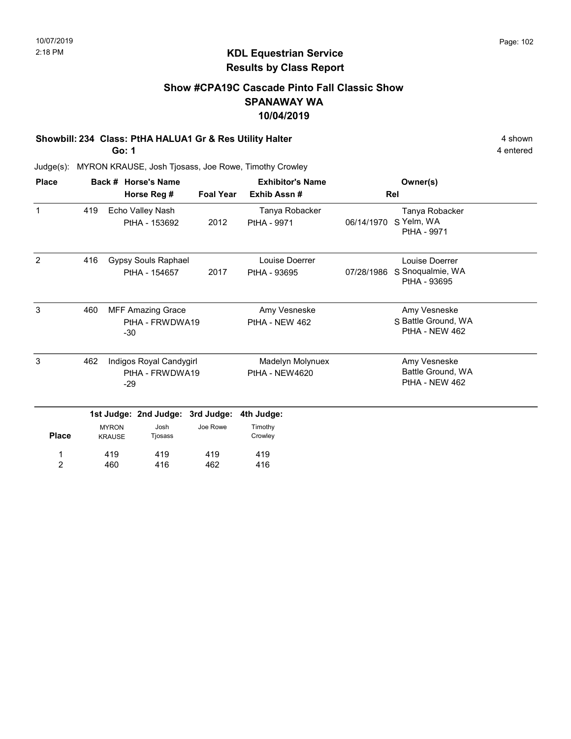10/07/2019
2:18 PM

# KDL Equestrian Service
## Results by Class Report

### Show #CPA19C Cascade Pinto Fall Classic Show
### SPANAWAY WA
### 10/04/2019

**Showbill: 234 Class: PtHA HALUA1 Gr & Res Utility Halter** — 4 shown, 4 entered

**Go: 1**

Judge(s): MYRON KRAUSE, Josh Tjosass, Joe Rowe, Timothy Crowley

| Place | Back # | Horse's Name / Horse Reg # | Foal Year | Exhibitor's Name / Exhib Assn # | Rel | Owner(s) |
|---|---|---|---|---|---|---|
| 1 | 419 | Echo Valley Nash<br>PtHA - 153692 | 2012 | Tanya Robacker<br>PtHA - 9971 | 06/14/1970 S | Tanya Robacker<br>Yelm, WA<br>PtHA - 9971 |
| 2 | 416 | Gypsy Souls Raphael<br>PtHA - 154657 | 2017 | Louise Doerrer<br>PtHA - 93695 | 07/28/1986 S | Louise Doerrer<br>Snoqualmie, WA<br>PtHA - 93695 |
| 3 | 460 | MFF Amazing Grace<br>PtHA - FRWDWA19-30 | | Amy Vesneske<br>PtHA - NEW 462 | S | Amy Vesneske<br>Battle Ground, WA<br>PtHA - NEW 462 |
| 3 | 462 | Indigos Royal Candygirl<br>PtHA - FRWDWA19-29 | | Madelyn Molynuex<br>PtHA - NEW4620 | | Amy Vesneske<br>Battle Ground, WA<br>PtHA - NEW 462 |

| Place | 1st Judge: MYRON KRAUSE | 2nd Judge: Josh Tjosass | 3rd Judge: Joe Rowe | 4th Judge: Timothy Crowley |
|---|---|---|---|---|
| 1 | 419 | 419 | 419 | 419 |
| 2 | 460 | 416 | 462 | 416 |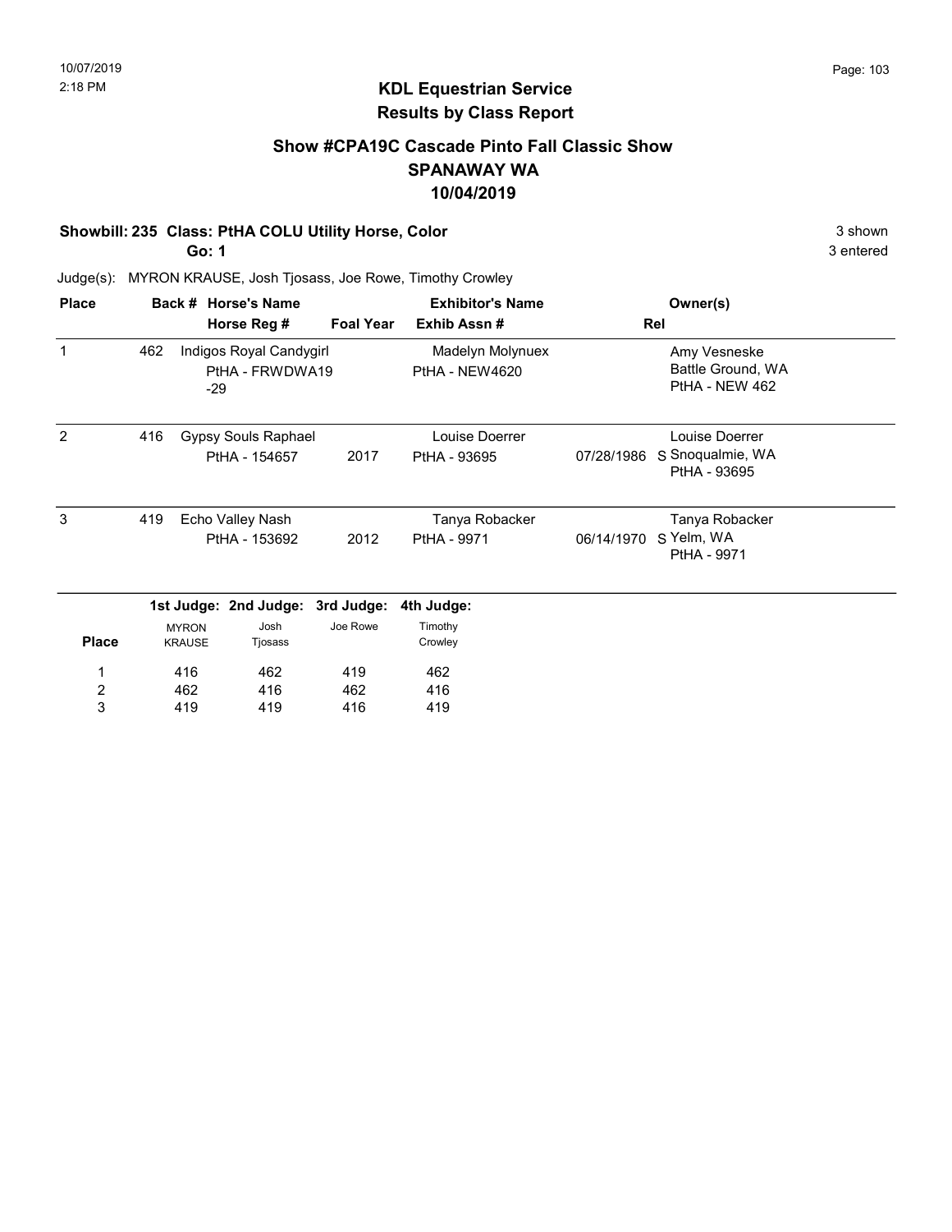10/07/2019
2:18 PM

## KDL Equestrian Service
## Results by Class Report

### Show #CPA19C Cascade Pinto Fall Classic Show
### SPANAWAY WA
### 10/04/2019

**Showbill: 235 Class: PtHA COLU Utility Horse, Color** — 3 shown

**Go: 1** — 3 entered

Judge(s): MYRON KRAUSE, Josh Tjosass, Joe Rowe, Timothy Crowley

| Place | Back # | Horse's Name / Horse Reg # | Foal Year | Exhibitor's Name / Exhib Assn # | Rel | Owner(s) |
|---|---|---|---|---|---|---|
| 1 | 462 | Indigos Royal Candygirl<br>PtHA - FRWDWA19-29 | | Madelyn Molynuex<br>PtHA - NEW4620 | | Amy Vesneske<br>Battle Ground, WA<br>PtHA - NEW 462 |
| 2 | 416 | Gypsy Souls Raphael<br>PtHA - 154657 | 2017 | Louise Doerrer<br>PtHA - 93695 | 07/28/1986 S | Louise Doerrer<br>Snoqualmie, WA<br>PtHA - 93695 |
| 3 | 419 | Echo Valley Nash<br>PtHA - 153692 | 2012 | Tanya Robacker<br>PtHA - 9971 | 06/14/1970 S | Tanya Robacker<br>Yelm, WA<br>PtHA - 9971 |

| Place | 1st Judge: MYRON KRAUSE | 2nd Judge: Josh Tjosass | 3rd Judge: Joe Rowe | 4th Judge: Timothy Crowley |
|---|---|---|---|---|
| 1 | 416 | 462 | 419 | 462 |
| 2 | 462 | 416 | 462 | 416 |
| 3 | 419 | 419 | 416 | 419 |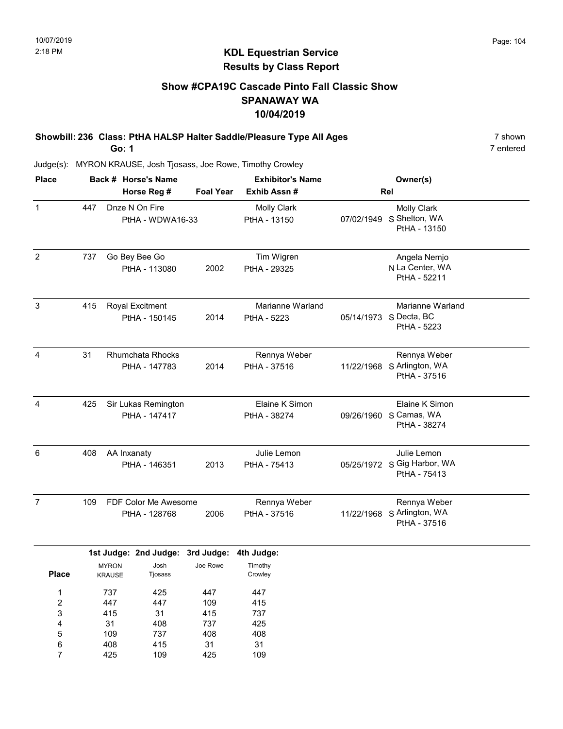# KDL Equestrian Service
## Results by Class Report

### Show #CPA19C Cascade Pinto Fall Classic Show
### SPANAWAY WA
### 10/04/2019

**Showbill: 236 Class: PtHA HALSP Halter Saddle/Pleasure Type All Ages** — 7 shown

**Go: 1** — 7 entered

Judge(s): MYRON KRAUSE, Josh Tjosass, Joe Rowe, Timothy Crowley

| Place | Back # | Horse's Name / Horse Reg # | Foal Year | Exhibitor's Name / Exhib Assn # | Rel | Owner(s) |
|---|---|---|---|---|---|---|
| 1 | 447 | Dnze N On Fire<br>PtHA - WDWA16-33 | | Molly Clark<br>PtHA - 13150 | 07/02/1949 S | Molly Clark<br>Shelton, WA<br>PtHA - 13150 |
| 2 | 737 | Go Bey Bee Go<br>PtHA - 113080 | 2002 | Tim Wigren<br>PtHA - 29325 | N | Angela Nemjo<br>La Center, WA<br>PtHA - 52211 |
| 3 | 415 | Royal Excitment<br>PtHA - 150145 | 2014 | Marianne Warland<br>PtHA - 5223 | 05/14/1973 S | Marianne Warland<br>Decta, BC<br>PtHA - 5223 |
| 4 | 31 | Rhumchata Rhocks<br>PtHA - 147783 | 2014 | Rennya Weber<br>PtHA - 37516 | 11/22/1968 S | Rennya Weber<br>Arlington, WA<br>PtHA - 37516 |
| 4 | 425 | Sir Lukas Remington<br>PtHA - 147417 | | Elaine K Simon<br>PtHA - 38274 | 09/26/1960 S | Elaine K Simon<br>Camas, WA<br>PtHA - 38274 |
| 6 | 408 | AA Inxanaty<br>PtHA - 146351 | 2013 | Julie Lemon<br>PtHA - 75413 | 05/25/1972 S | Julie Lemon<br>Gig Harbor, WA<br>PtHA - 75413 |
| 7 | 109 | FDF Color Me Awesome<br>PtHA - 128768 | 2006 | Rennya Weber<br>PtHA - 37516 | 11/22/1968 S | Rennya Weber<br>Arlington, WA<br>PtHA - 37516 |

| Place | 1st Judge: MYRON KRAUSE | 2nd Judge: Josh Tjosass | 3rd Judge: Joe Rowe | 4th Judge: Timothy Crowley |
|---|---|---|---|---|
| 1 | 737 | 425 | 447 | 447 |
| 2 | 447 | 447 | 109 | 415 |
| 3 | 415 | 31 | 415 | 737 |
| 4 | 31 | 408 | 737 | 425 |
| 5 | 109 | 737 | 408 | 408 |
| 6 | 408 | 415 | 31 | 31 |
| 7 | 425 | 109 | 425 | 109 |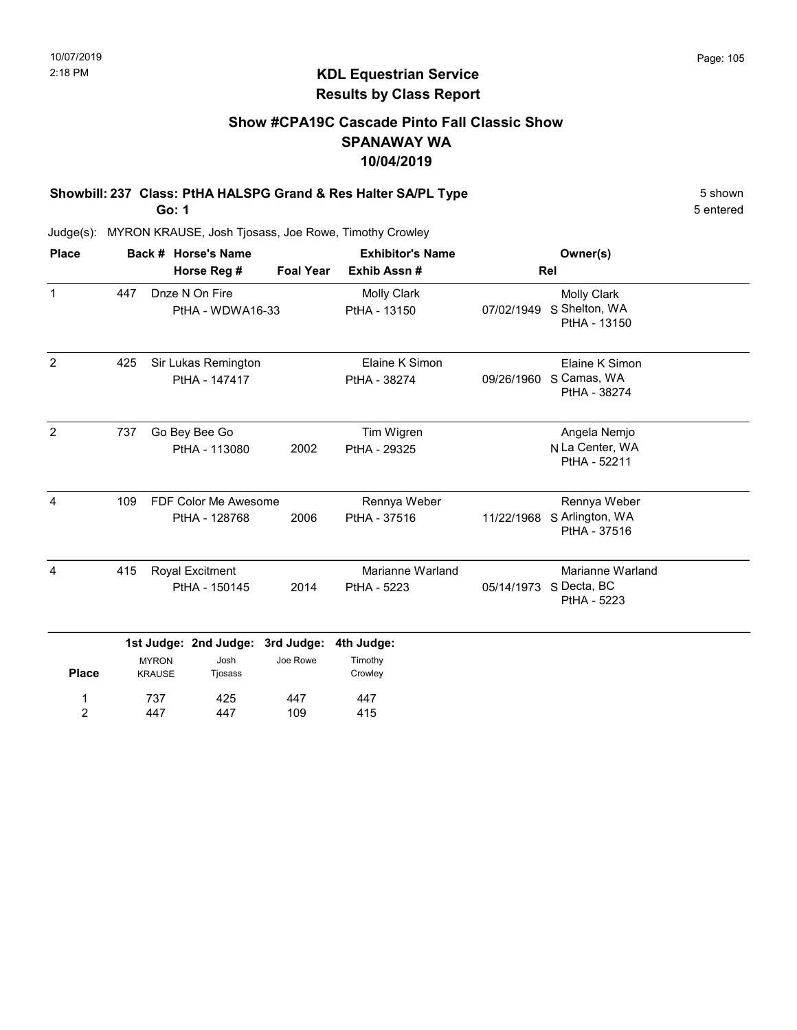10/07/2019
2:18 PM

# KDL Equestrian Service
## Results by Class Report

### Show #CPA19C Cascade Pinto Fall Classic Show
### SPANAWAY WA
### 10/04/2019

**Showbill: 237 Class: PtHA HALSPG Grand & Res Halter SA/PL Type** — 5 shown, 5 entered

**Go: 1**

Judge(s): MYRON KRAUSE, Josh Tjosass, Joe Rowe, Timothy Crowley

| Place | Back # | Horse's Name / Horse Reg # | Foal Year | Exhibitor's Name / Exhib Assn # | Rel | Owner(s) |
|---|---|---|---|---|---|---|
| 1 | 447 | Dnze N On Fire<br>PtHA - WDWA16-33 | | Molly Clark<br>PtHA - 13150 | 07/02/1949 S | Molly Clark<br>Shelton, WA<br>PtHA - 13150 |
| 2 | 425 | Sir Lukas Remington<br>PtHA - 147417 | | Elaine K Simon<br>PtHA - 38274 | 09/26/1960 S | Elaine K Simon<br>Camas, WA<br>PtHA - 38274 |
| 2 | 737 | Go Bey Bee Go<br>PtHA - 113080 | 2002 | Tim Wigren<br>PtHA - 29325 | N | Angela Nemjo<br>La Center, WA<br>PtHA - 52211 |
| 4 | 109 | FDF Color Me Awesome<br>PtHA - 128768 | 2006 | Rennya Weber<br>PtHA - 37516 | 11/22/1968 S | Rennya Weber<br>Arlington, WA<br>PtHA - 37516 |
| 4 | 415 | Royal Excitment<br>PtHA - 150145 | 2014 | Marianne Warland<br>PtHA - 5223 | 05/14/1973 S | Marianne Warland<br>Decta, BC<br>PtHA - 5223 |

| Place | 1st Judge: MYRON KRAUSE | 2nd Judge: Josh Tjosass | 3rd Judge: Joe Rowe | 4th Judge: Timothy Crowley |
|---|---|---|---|---|
| 1 | 737 | 425 | 447 | 447 |
| 2 | 447 | 447 | 109 | 415 |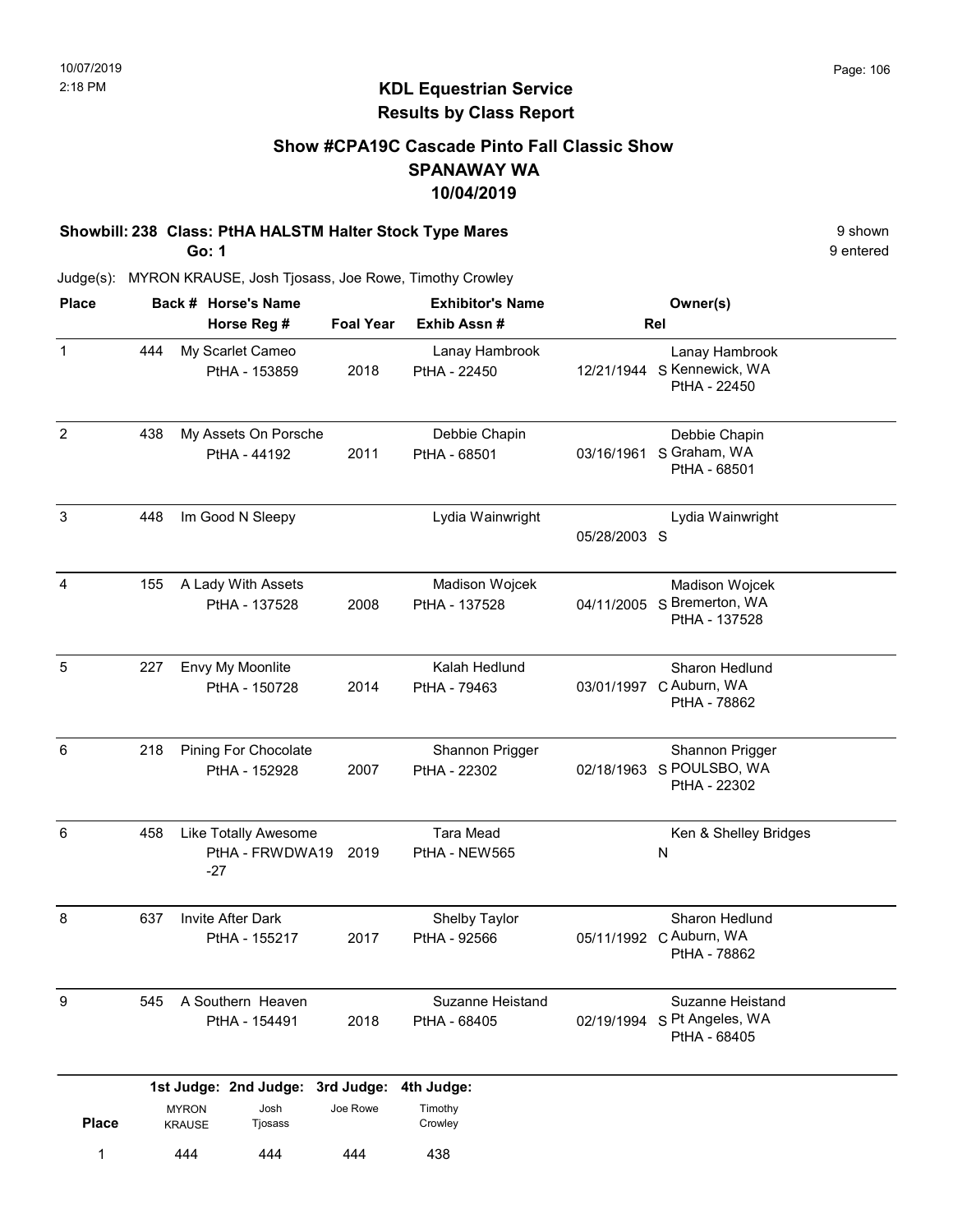## KDL Equestrian Service
## Results by Class Report

### Show #CPA19C Cascade Pinto Fall Classic Show
### SPANAWAY WA
### 10/04/2019

**Showbill: 238 Class: PtHA HALSTM Halter Stock Type Mares** — 9 shown, 9 entered

**Go: 1**

Judge(s): MYRON KRAUSE, Josh Tjosass, Joe Rowe, Timothy Crowley

| Place | Back # | Horse's Name / Horse Reg # | Foal Year | Exhibitor's Name / Exhib Assn # | Rel | Owner(s) |
|---|---|---|---|---|---|---|
| 1 | 444 | My Scarlet Cameo<br>PtHA - 153859 | 2018 | Lanay Hambrook<br>PtHA - 22450 | 12/21/1944 S | Lanay Hambrook<br>Kennewick, WA<br>PtHA - 22450 |
| 2 | 438 | My Assets On Porsche<br>PtHA - 44192 | 2011 | Debbie Chapin<br>PtHA - 68501 | 03/16/1961 S | Debbie Chapin<br>Graham, WA<br>PtHA - 68501 |
| 3 | 448 | Im Good N Sleepy | | Lydia Wainwright | 05/28/2003 S | Lydia Wainwright |
| 4 | 155 | A Lady With Assets<br>PtHA - 137528 | 2008 | Madison Wojcek<br>PtHA - 137528 | 04/11/2005 S | Madison Wojcek<br>Bremerton, WA<br>PtHA - 137528 |
| 5 | 227 | Envy My Moonlite<br>PtHA - 150728 | 2014 | Kalah Hedlund<br>PtHA - 79463 | 03/01/1997 C | Sharon Hedlund<br>Auburn, WA<br>PtHA - 78862 |
| 6 | 218 | Pining For Chocolate<br>PtHA - 152928 | 2007 | Shannon Prigger<br>PtHA - 22302 | 02/18/1963 S | Shannon Prigger<br>POULSBO, WA<br>PtHA - 22302 |
| 6 | 458 | Like Totally Awesome<br>PtHA - FRWDWA19-27 | 2019 | Tara Mead<br>PtHA - NEW565 | N | Ken & Shelley Bridges |
| 8 | 637 | Invite After Dark<br>PtHA - 155217 | 2017 | Shelby Taylor<br>PtHA - 92566 | 05/11/1992 C | Sharon Hedlund<br>Auburn, WA<br>PtHA - 78862 |
| 9 | 545 | A Southern Heaven<br>PtHA - 154491 | 2018 | Suzanne Heistand<br>PtHA - 68405 | 02/19/1994 S | Suzanne Heistand<br>Pt Angeles, WA<br>PtHA - 68405 |

| Place | 1st Judge: MYRON KRAUSE | 2nd Judge: Josh Tjosass | 3rd Judge: Joe Rowe | 4th Judge: Timothy Crowley |
|---|---|---|---|---|
| 1 | 444 | 444 | 444 | 438 |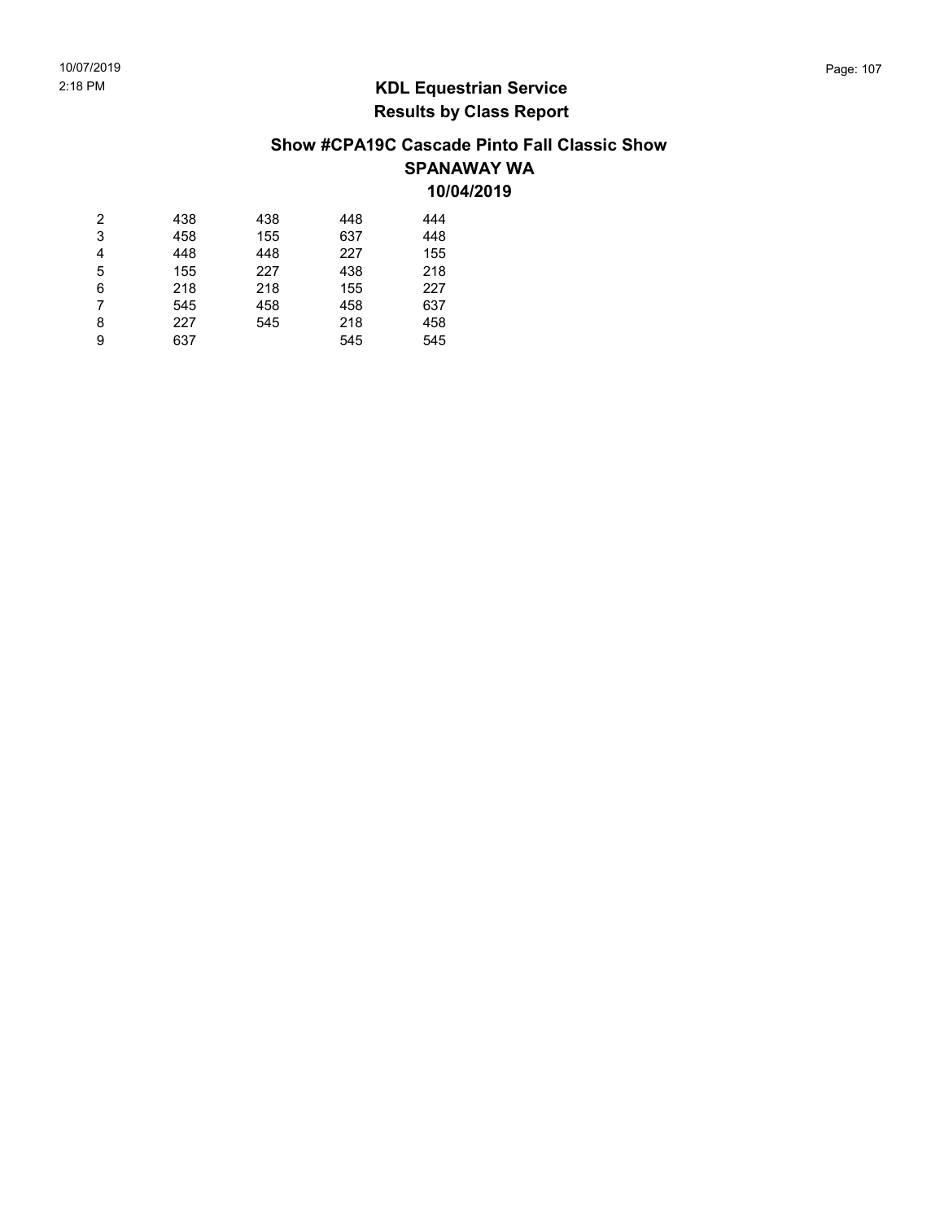## KDL Equestrian Service
## Results by Class Report

### Show #CPA19C Cascade Pinto Fall Classic Show
### SPANAWAY WA
### 10/04/2019

| | | | | |
|---|---|---|---|---|
| 2 | 438 | 438 | 448 | 444 |
| 3 | 458 | 155 | 637 | 448 |
| 4 | 448 | 448 | 227 | 155 |
| 5 | 155 | 227 | 438 | 218 |
| 6 | 218 | 218 | 155 | 227 |
| 7 | 545 | 458 | 458 | 637 |
| 8 | 227 | 545 | 218 | 458 |
| 9 | 637 | | 545 | 545 |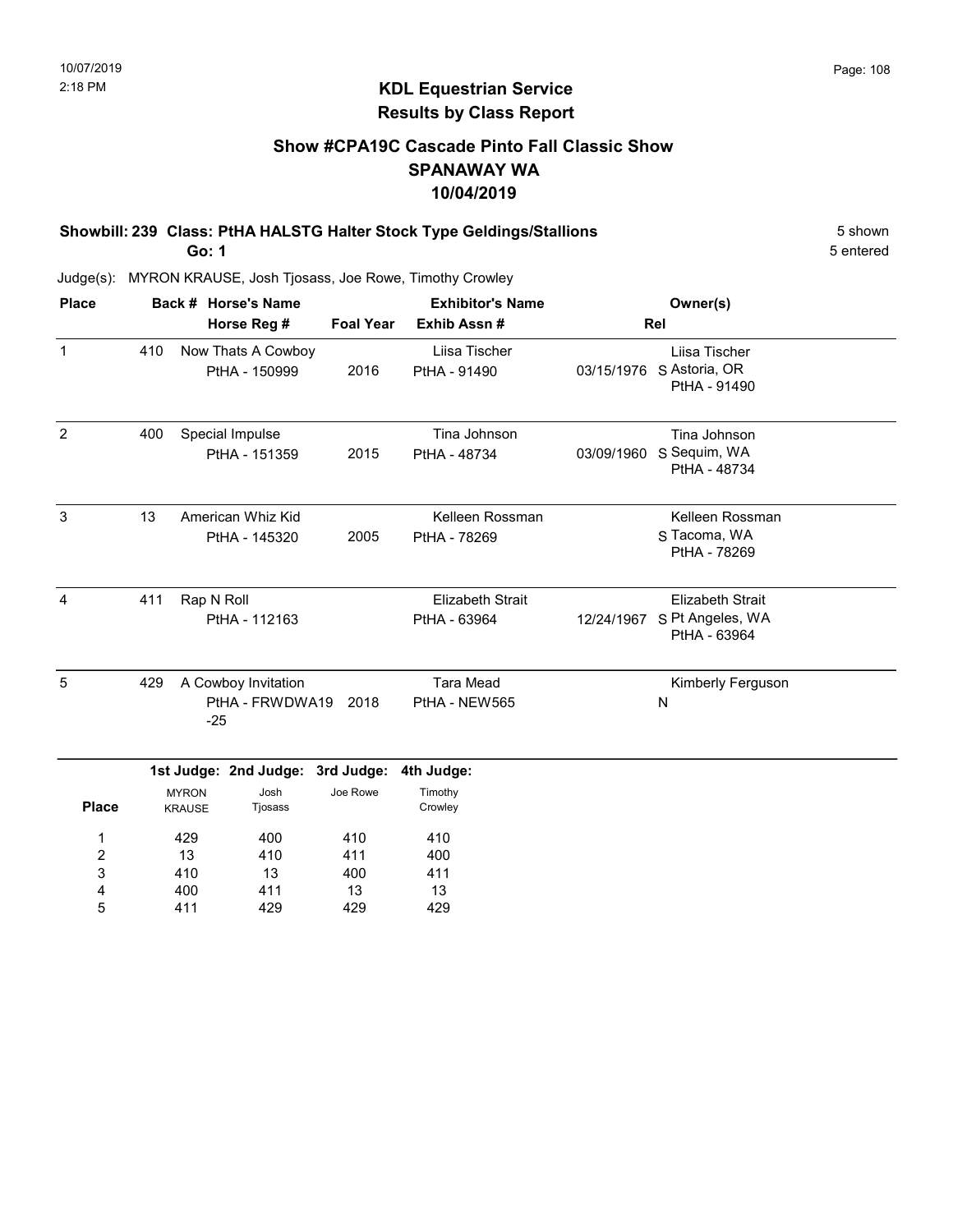10/07/2019
2:18 PM

# KDL Equestrian Service
## Results by Class Report

### Show #CPA19C Cascade Pinto Fall Classic Show
### SPANAWAY WA
### 10/04/2019

**Showbill: 239 Class: PtHA HALSTG Halter Stock Type Geldings/Stallions** 5 shown
**Go: 1** 5 entered

Judge(s): MYRON KRAUSE, Josh Tjosass, Joe Rowe, Timothy Crowley

| Place | Back # | Horse's Name / Horse Reg # | Foal Year | Exhibitor's Name / Exhib Assn # | Rel | Owner(s) |
|---|---|---|---|---|---|---|
| 1 | 410 | Now Thats A Cowboy<br>PtHA - 150999 | 2016 | Liisa Tischer<br>PtHA - 91490 | 03/15/1976 S | Liisa Tischer<br>Astoria, OR<br>PtHA - 91490 |
| 2 | 400 | Special Impulse<br>PtHA - 151359 | 2015 | Tina Johnson<br>PtHA - 48734 | 03/09/1960 S | Tina Johnson<br>Sequim, WA<br>PtHA - 48734 |
| 3 | 13 | American Whiz Kid<br>PtHA - 145320 | 2005 | Kelleen Rossman<br>PtHA - 78269 | S | Kelleen Rossman<br>Tacoma, WA<br>PtHA - 78269 |
| 4 | 411 | Rap N Roll<br>PtHA - 112163 | | Elizabeth Strait<br>PtHA - 63964 | 12/24/1967 S | Elizabeth Strait<br>Pt Angeles, WA<br>PtHA - 63964 |
| 5 | 429 | A Cowboy Invitation<br>PtHA - FRWDWA19-25 | 2018 | Tara Mead<br>PtHA - NEW565 | N | Kimberly Ferguson |

| Place | 1st Judge: MYRON KRAUSE | 2nd Judge: Josh Tjosass | 3rd Judge: Joe Rowe | 4th Judge: Timothy Crowley |
|---|---|---|---|---|
| 1 | 429 | 400 | 410 | 410 |
| 2 | 13 | 410 | 411 | 400 |
| 3 | 410 | 13 | 400 | 411 |
| 4 | 400 | 411 | 13 | 13 |
| 5 | 411 | 429 | 429 | 429 |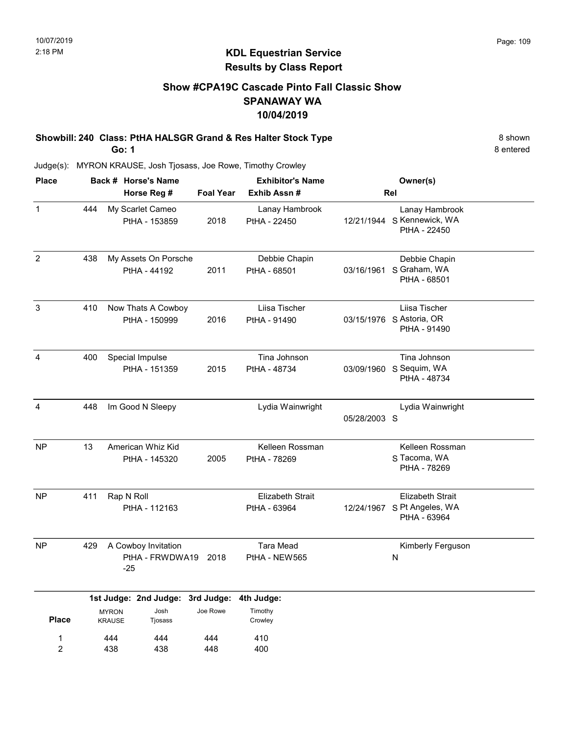10/07/2019
2:18 PM

## KDL Equestrian Service
## Results by Class Report

### Show #CPA19C Cascade Pinto Fall Classic Show
### SPANAWAY WA
### 10/04/2019

**Showbill: 240 Class: PtHA HALSGR Grand & Res Halter Stock Type** — 8 shown
**Go: 1** — 8 entered

Judge(s): MYRON KRAUSE, Josh Tjosass, Joe Rowe, Timothy Crowley

| Place | Back # | Horse's Name / Horse Reg # | Foal Year | Exhibitor's Name / Exhib Assn # | Rel | Owner(s) |
|---|---|---|---|---|---|---|
| 1 | 444 | My Scarlet Cameo<br>PtHA - 153859 | 2018 | Lanay Hambrook<br>PtHA - 22450 | 12/21/1944 S | Lanay Hambrook<br>Kennewick, WA<br>PtHA - 22450 |
| 2 | 438 | My Assets On Porsche<br>PtHA - 44192 | 2011 | Debbie Chapin<br>PtHA - 68501 | 03/16/1961 S | Debbie Chapin<br>Graham, WA<br>PtHA - 68501 |
| 3 | 410 | Now Thats A Cowboy<br>PtHA - 150999 | 2016 | Liisa Tischer<br>PtHA - 91490 | 03/15/1976 S | Liisa Tischer<br>Astoria, OR<br>PtHA - 91490 |
| 4 | 400 | Special Impulse<br>PtHA - 151359 | 2015 | Tina Johnson<br>PtHA - 48734 | 03/09/1960 S | Tina Johnson<br>Sequim, WA<br>PtHA - 48734 |
| 4 | 448 | Im Good N Sleepy | | Lydia Wainwright | 05/28/2003 S | Lydia Wainwright |
| NP | 13 | American Whiz Kid<br>PtHA - 145320 | 2005 | Kelleen Rossman<br>PtHA - 78269 | S | Kelleen Rossman<br>Tacoma, WA<br>PtHA - 78269 |
| NP | 411 | Rap N Roll<br>PtHA - 112163 | | Elizabeth Strait<br>PtHA - 63964 | 12/24/1967 S | Elizabeth Strait<br>Pt Angeles, WA<br>PtHA - 63964 |
| NP | 429 | A Cowboy Invitation<br>PtHA - FRWDWA19-25 | 2018 | Tara Mead<br>PtHA - NEW565 | N | Kimberly Ferguson |

| Place | 1st Judge: MYRON KRAUSE | 2nd Judge: Josh Tjosass | 3rd Judge: Joe Rowe | 4th Judge: Timothy Crowley |
|---|---|---|---|---|
| 1 | 444 | 444 | 444 | 410 |
| 2 | 438 | 438 | 448 | 400 |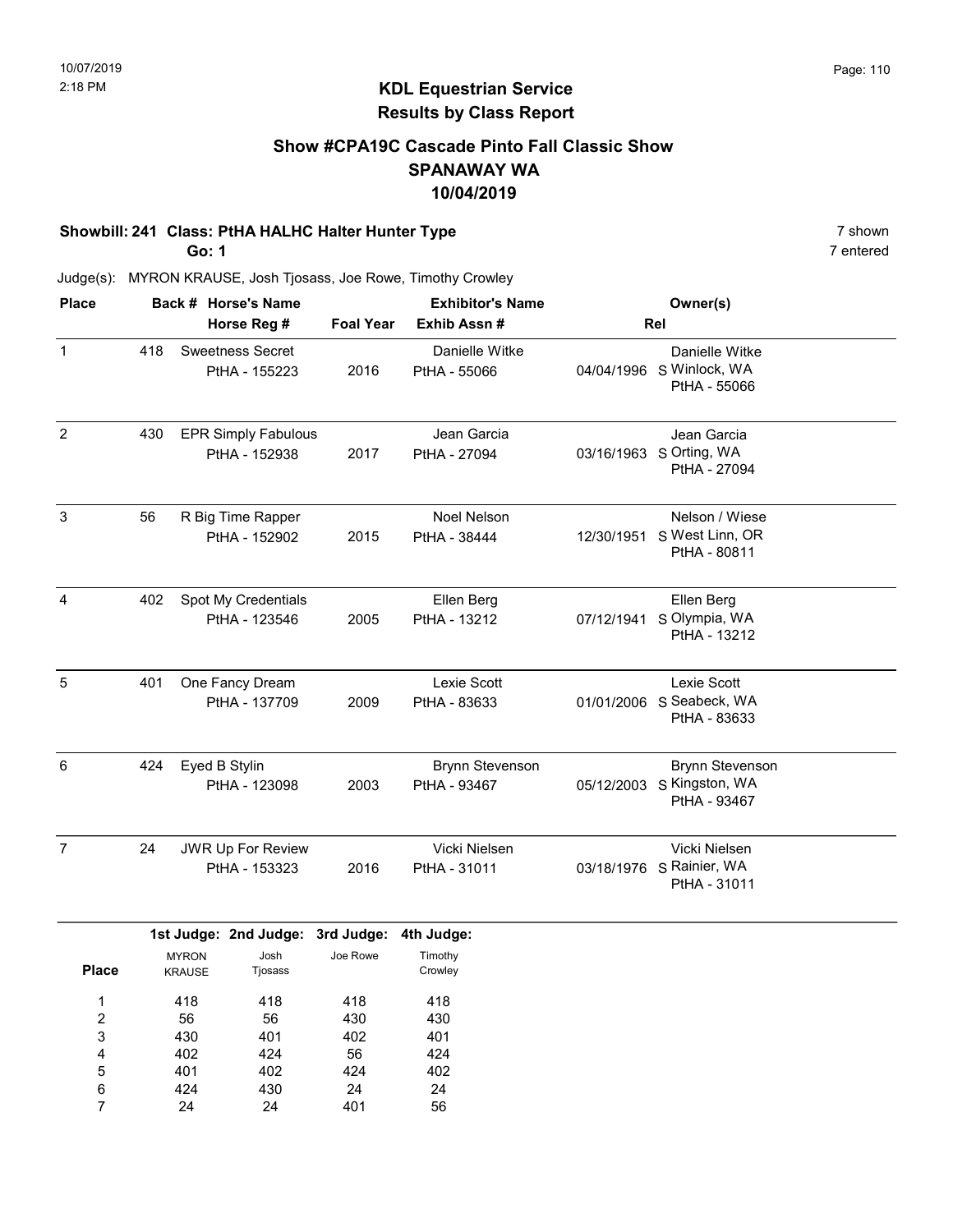# KDL Equestrian Service
## Results by Class Report

### Show #CPA19C Cascade Pinto Fall Classic Show
### SPANAWAY WA
### 10/04/2019

**Showbill: 241 Class: PtHA HALHC Halter Hunter Type** — 7 shown, 7 entered

**Go: 1**

Judge(s): MYRON KRAUSE, Josh Tjosass, Joe Rowe, Timothy Crowley

| Place | Back # | Horse's Name / Horse Reg # | Foal Year | Exhibitor's Name / Exhib Assn # | Rel | Owner(s) |
|---|---|---|---|---|---|---|
| 1 | 418 | Sweetness Secret<br>PtHA - 155223 | 2016 | Danielle Witke<br>PtHA - 55066 | 04/04/1996 S | Danielle Witke<br>Winlock, WA<br>PtHA - 55066 |
| 2 | 430 | EPR Simply Fabulous<br>PtHA - 152938 | 2017 | Jean Garcia<br>PtHA - 27094 | 03/16/1963 S | Jean Garcia<br>Orting, WA<br>PtHA - 27094 |
| 3 | 56 | R Big Time Rapper<br>PtHA - 152902 | 2015 | Noel Nelson<br>PtHA - 38444 | 12/30/1951 S | Nelson / Wiese<br>West Linn, OR<br>PtHA - 80811 |
| 4 | 402 | Spot My Credentials<br>PtHA - 123546 | 2005 | Ellen Berg<br>PtHA - 13212 | 07/12/1941 S | Ellen Berg<br>Olympia, WA<br>PtHA - 13212 |
| 5 | 401 | One Fancy Dream<br>PtHA - 137709 | 2009 | Lexie Scott<br>PtHA - 83633 | 01/01/2006 S | Lexie Scott<br>Seabeck, WA<br>PtHA - 83633 |
| 6 | 424 | Eyed B Stylin<br>PtHA - 123098 | 2003 | Brynn Stevenson<br>PtHA - 93467 | 05/12/2003 S | Brynn Stevenson<br>Kingston, WA<br>PtHA - 93467 |
| 7 | 24 | JWR Up For Review<br>PtHA - 153323 | 2016 | Vicki Nielsen<br>PtHA - 31011 | 03/18/1976 S | Vicki Nielsen<br>Rainier, WA<br>PtHA - 31011 |

| Place | 1st Judge: MYRON KRAUSE | 2nd Judge: Josh Tjosass | 3rd Judge: Joe Rowe | 4th Judge: Timothy Crowley |
|---|---|---|---|---|
| 1 | 418 | 418 | 418 | 418 |
| 2 | 56 | 56 | 430 | 430 |
| 3 | 430 | 401 | 402 | 401 |
| 4 | 402 | 424 | 56 | 424 |
| 5 | 401 | 402 | 424 | 402 |
| 6 | 424 | 430 | 24 | 24 |
| 7 | 24 | 24 | 401 | 56 |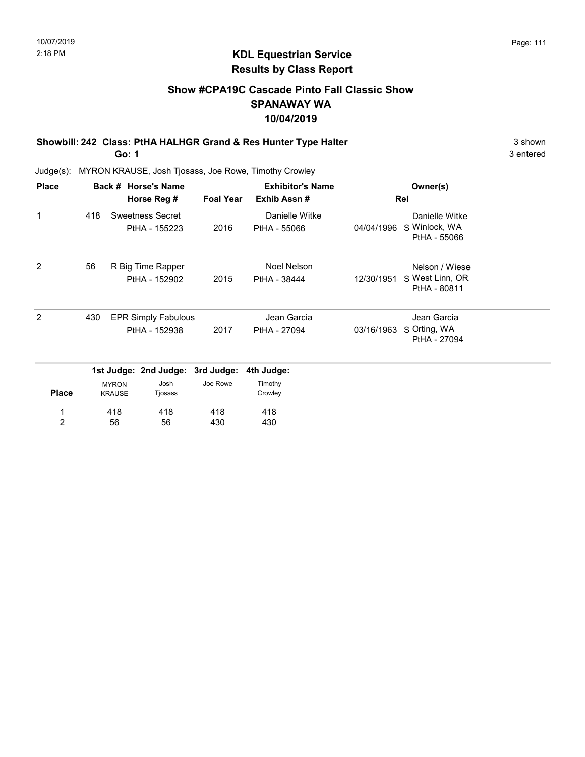# KDL Equestrian Service
## Results by Class Report

### Show #CPA19C Cascade Pinto Fall Classic Show
### SPANAWAY WA
### 10/04/2019

**Showbill: 242 Class: PtHA HALHGR Grand & Res Hunter Type Halter** — 3 shown
**Go: 1** — 3 entered

Judge(s): MYRON KRAUSE, Josh Tjosass, Joe Rowe, Timothy Crowley

| Place | Back # | Horse's Name / Horse Reg # | Foal Year | Exhibitor's Name / Exhib Assn # | Rel | Owner(s) |
|---|---|---|---|---|---|---|
| 1 | 418 | Sweetness Secret<br>PtHA - 155223 | 2016 | Danielle Witke<br>PtHA - 55066 | 04/04/1996 S | Danielle Witke<br>Winlock, WA<br>PtHA - 55066 |
| 2 | 56 | R Big Time Rapper<br>PtHA - 152902 | 2015 | Noel Nelson<br>PtHA - 38444 | 12/30/1951 S | Nelson / Wiese<br>West Linn, OR<br>PtHA - 80811 |
| 2 | 430 | EPR Simply Fabulous<br>PtHA - 152938 | 2017 | Jean Garcia<br>PtHA - 27094 | 03/16/1963 S | Jean Garcia<br>Orting, WA<br>PtHA - 27094 |

| Place | 1st Judge: MYRON KRAUSE | 2nd Judge: Josh Tjosass | 3rd Judge: Joe Rowe | 4th Judge: Timothy Crowley |
|---|---|---|---|---|
| 1 | 418 | 418 | 418 | 418 |
| 2 | 56 | 56 | 430 | 430 |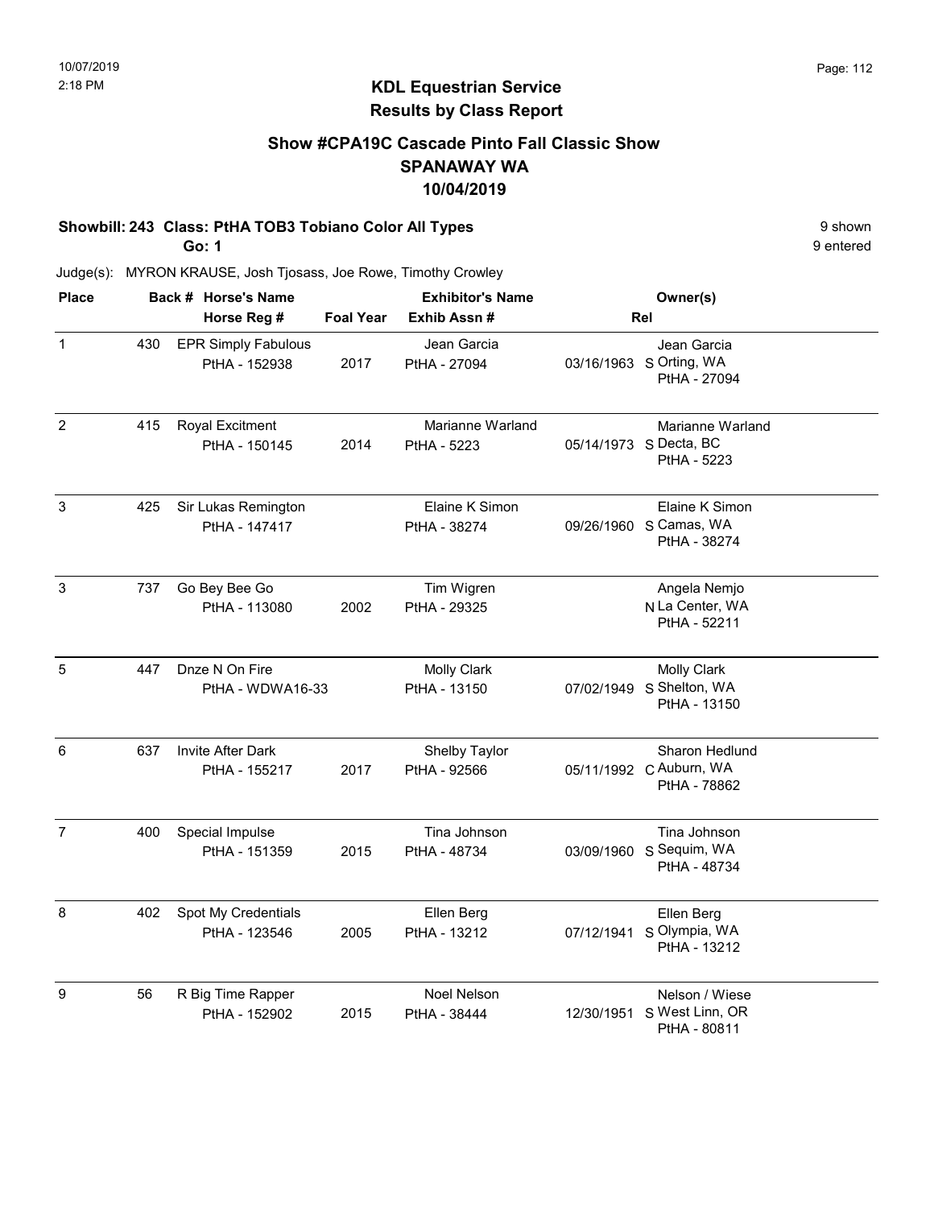# KDL Equestrian Service
## Results by Class Report

### Show #CPA19C Cascade Pinto Fall Classic Show
### SPANAWAY WA
### 10/04/2019

**Showbill: 243 Class: PtHA TOB3 Tobiano Color All Types** — 9 shown
**Go: 1** — 9 entered

Judge(s): MYRON KRAUSE, Josh Tjosass, Joe Rowe, Timothy Crowley

| Place | Back # | Horse's Name / Horse Reg # | Foal Year | Exhibitor's Name / Exhib Assn # | | Rel | Owner(s) |
|---|---|---|---|---|---|---|---|
| 1 | 430 | EPR Simply Fabulous<br>PtHA - 152938 | 2017 | Jean Garcia<br>PtHA - 27094 | 03/16/1963 | S | Jean Garcia<br>Orting, WA<br>PtHA - 27094 |
| 2 | 415 | Royal Excitment<br>PtHA - 150145 | 2014 | Marianne Warland<br>PtHA - 5223 | 05/14/1973 | S | Marianne Warland<br>Decta, BC<br>PtHA - 5223 |
| 3 | 425 | Sir Lukas Remington<br>PtHA - 147417 | | Elaine K Simon<br>PtHA - 38274 | 09/26/1960 | S | Elaine K Simon<br>Camas, WA<br>PtHA - 38274 |
| 3 | 737 | Go Bey Bee Go<br>PtHA - 113080 | 2002 | Tim Wigren<br>PtHA - 29325 | | N | Angela Nemjo<br>La Center, WA<br>PtHA - 52211 |
| 5 | 447 | Dnze N On Fire<br>PtHA - WDWA16-33 | | Molly Clark<br>PtHA - 13150 | 07/02/1949 | S | Molly Clark<br>Shelton, WA<br>PtHA - 13150 |
| 6 | 637 | Invite After Dark<br>PtHA - 155217 | 2017 | Shelby Taylor<br>PtHA - 92566 | 05/11/1992 | C | Sharon Hedlund<br>Auburn, WA<br>PtHA - 78862 |
| 7 | 400 | Special Impulse<br>PtHA - 151359 | 2015 | Tina Johnson<br>PtHA - 48734 | 03/09/1960 | S | Tina Johnson<br>Sequim, WA<br>PtHA - 48734 |
| 8 | 402 | Spot My Credentials<br>PtHA - 123546 | 2005 | Ellen Berg<br>PtHA - 13212 | 07/12/1941 | S | Ellen Berg<br>Olympia, WA<br>PtHA - 13212 |
| 9 | 56 | R Big Time Rapper<br>PtHA - 152902 | 2015 | Noel Nelson<br>PtHA - 38444 | 12/30/1951 | S | Nelson / Wiese<br>West Linn, OR<br>PtHA - 80811 |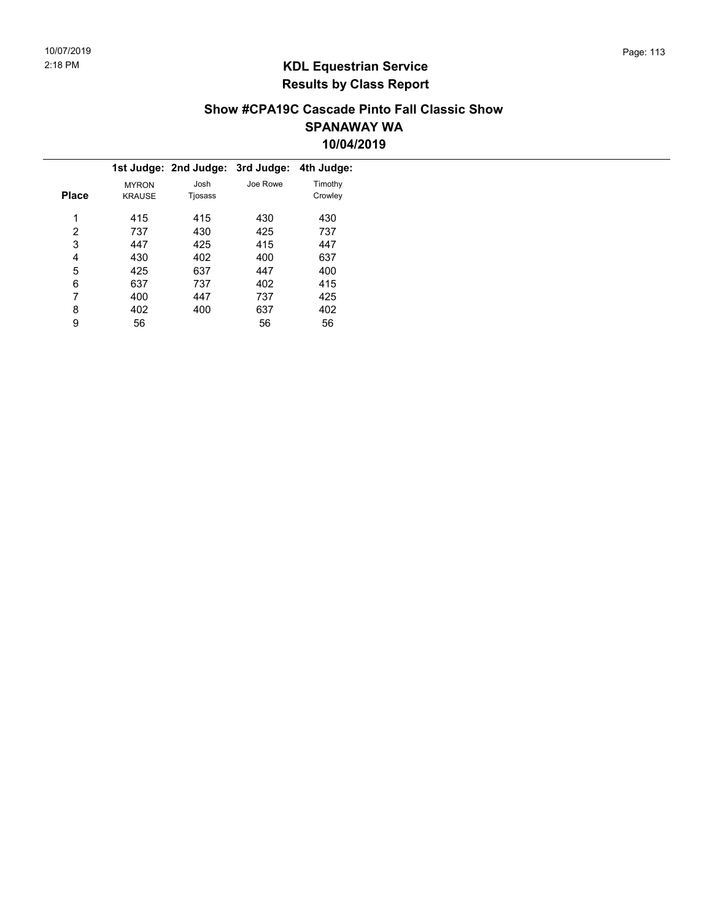# KDL Equestrian Service
## Results by Class Report

### Show #CPA19C Cascade Pinto Fall Classic Show
### SPANAWAY WA
### 10/04/2019

| Place | 1st Judge: MYRON KRAUSE | 2nd Judge: Josh Tjosass | 3rd Judge: Joe Rowe | 4th Judge: Timothy Crowley |
|---|---|---|---|---|
| 1 | 415 | 415 | 430 | 430 |
| 2 | 737 | 430 | 425 | 737 |
| 3 | 447 | 425 | 415 | 447 |
| 4 | 430 | 402 | 400 | 637 |
| 5 | 425 | 637 | 447 | 400 |
| 6 | 637 | 737 | 402 | 415 |
| 7 | 400 | 447 | 737 | 425 |
| 8 | 402 | 400 | 637 | 402 |
| 9 | 56 | | 56 | 56 |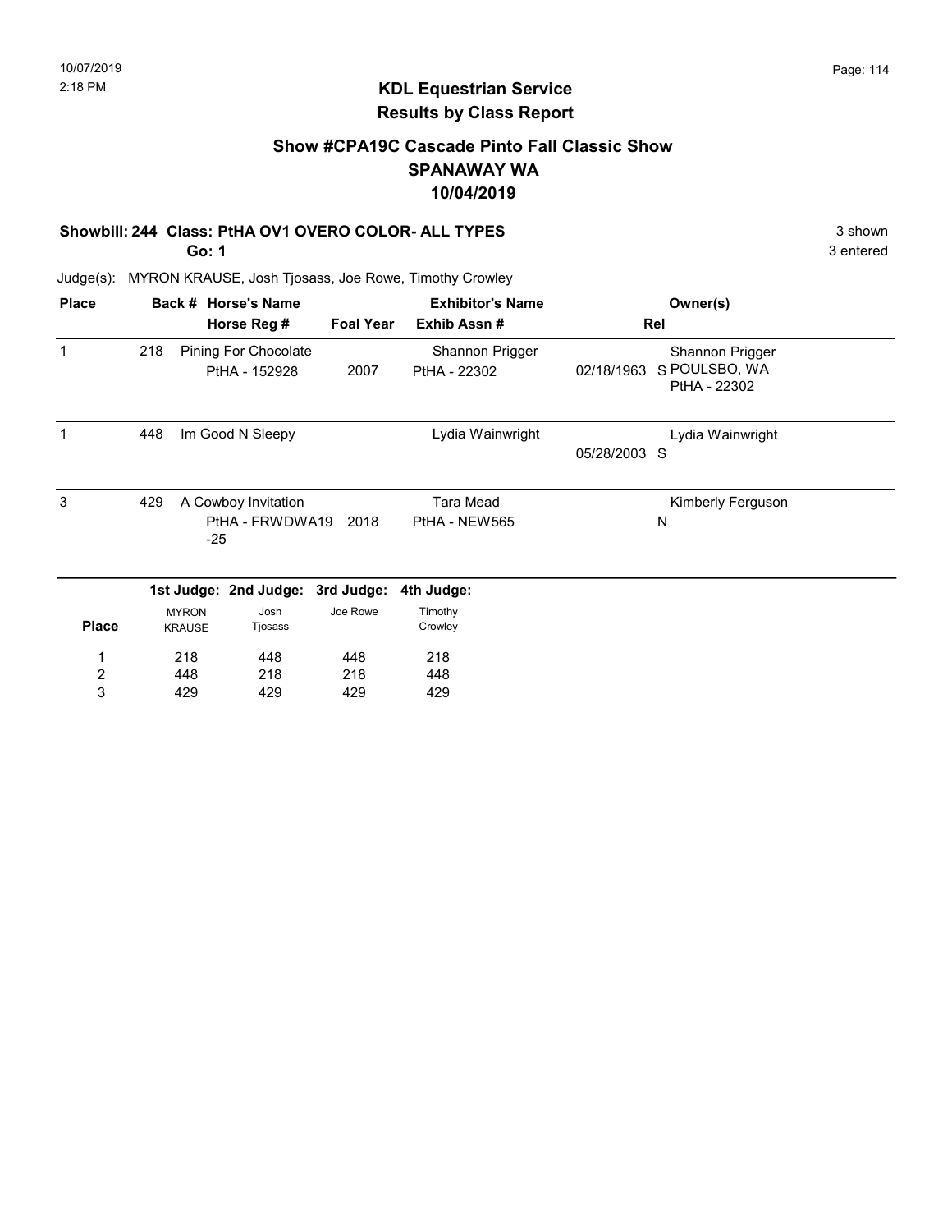# KDL Equestrian Service
## Results by Class Report

### Show #CPA19C Cascade Pinto Fall Classic Show
### SPANAWAY WA
### 10/04/2019

**Showbill: 244 Class: PtHA OV1 OVERO COLOR- ALL TYPES** — 3 shown

**Go: 1** — 3 entered

Judge(s): MYRON KRAUSE, Josh Tjosass, Joe Rowe, Timothy Crowley

| Place | Back # | Horse's Name / Horse Reg # | Foal Year | Exhibitor's Name / Exhib Assn # | Rel | Owner(s) |
|---|---|---|---|---|---|---|
| 1 | 218 | Pining For Chocolate<br>PtHA - 152928 | 2007 | Shannon Prigger<br>PtHA - 22302 | 02/18/1963 S | Shannon Prigger<br>POULSBO, WA<br>PtHA - 22302 |
| 1 | 448 | Im Good N Sleepy | | Lydia Wainwright | 05/28/2003 S | Lydia Wainwright |
| 3 | 429 | A Cowboy Invitation<br>PtHA - FRWDWA19-25 | 2018 | Tara Mead<br>PtHA - NEW565 | N | Kimberly Ferguson |

| Place | 1st Judge: MYRON KRAUSE | 2nd Judge: Josh Tjosass | 3rd Judge: Joe Rowe | 4th Judge: Timothy Crowley |
|---|---|---|---|---|
| 1 | 218 | 448 | 448 | 218 |
| 2 | 448 | 218 | 218 | 448 |
| 3 | 429 | 429 | 429 | 429 |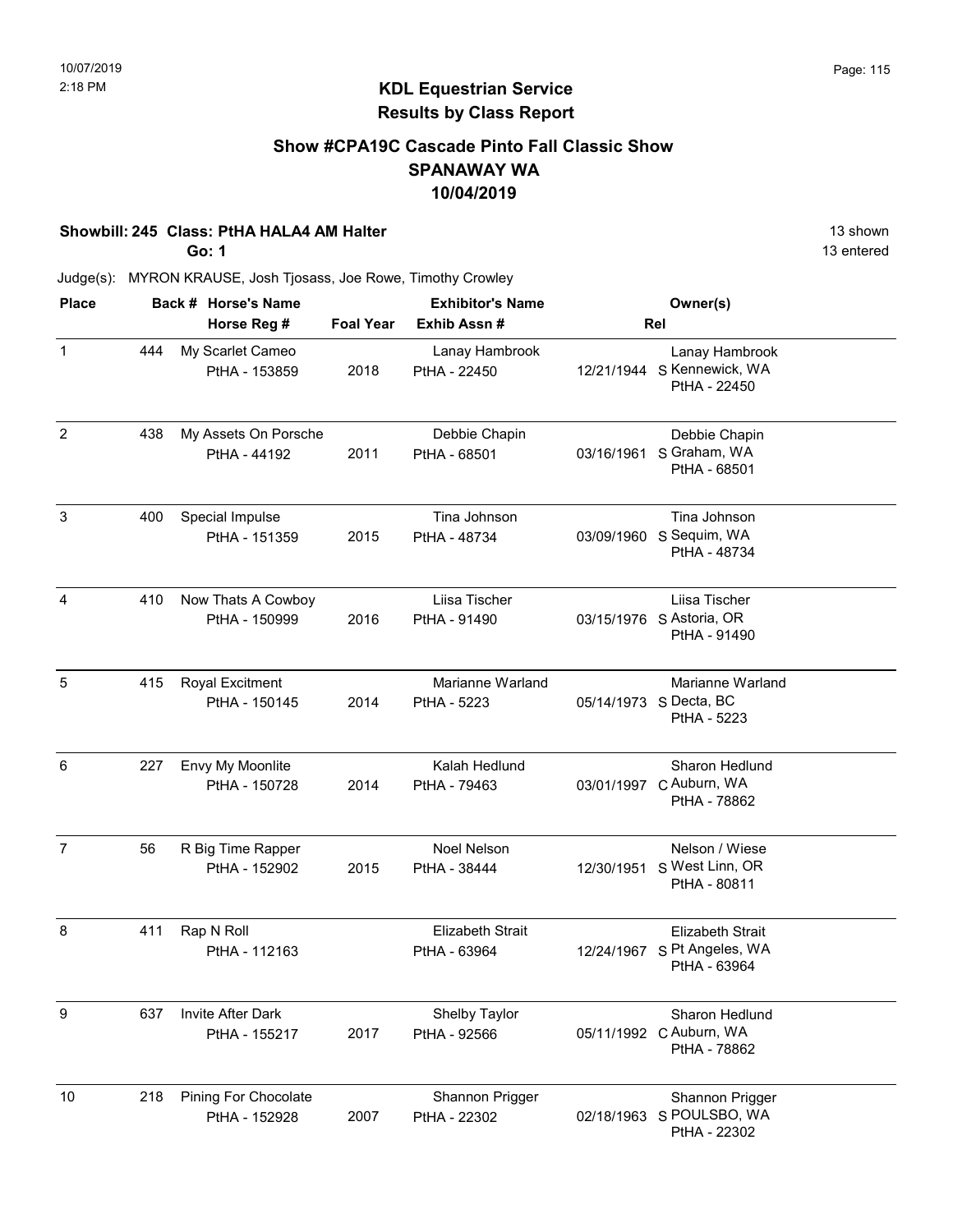## KDL Equestrian Service
## Results by Class Report

### Show #CPA19C Cascade Pinto Fall Classic Show
### SPANAWAY WA
### 10/04/2019

**Showbill: 245 Class: PtHA HALA4 AM Halter** 13 shown

**Go: 1** 13 entered

Judge(s): MYRON KRAUSE, Josh Tjosass, Joe Rowe, Timothy Crowley

| Place | Back # | Horse's Name / Horse Reg # | Foal Year | Exhibitor's Name / Exhib Assn # | | Rel | Owner(s) |
|---|---|---|---|---|---|---|---|
| 1 | 444 | My Scarlet Cameo<br>PtHA - 153859 | 2018 | Lanay Hambrook<br>PtHA - 22450 | 12/21/1944 | S | Lanay Hambrook<br>Kennewick, WA<br>PtHA - 22450 |
| 2 | 438 | My Assets On Porsche<br>PtHA - 44192 | 2011 | Debbie Chapin<br>PtHA - 68501 | 03/16/1961 | S | Debbie Chapin<br>Graham, WA<br>PtHA - 68501 |
| 3 | 400 | Special Impulse<br>PtHA - 151359 | 2015 | Tina Johnson<br>PtHA - 48734 | 03/09/1960 | S | Tina Johnson<br>Sequim, WA<br>PtHA - 48734 |
| 4 | 410 | Now Thats A Cowboy<br>PtHA - 150999 | 2016 | Liisa Tischer<br>PtHA - 91490 | 03/15/1976 | S | Liisa Tischer<br>Astoria, OR<br>PtHA - 91490 |
| 5 | 415 | Royal Excitment<br>PtHA - 150145 | 2014 | Marianne Warland<br>PtHA - 5223 | 05/14/1973 | S | Marianne Warland<br>Decta, BC<br>PtHA - 5223 |
| 6 | 227 | Envy My Moonlite<br>PtHA - 150728 | 2014 | Kalah Hedlund<br>PtHA - 79463 | 03/01/1997 | C | Sharon Hedlund<br>Auburn, WA<br>PtHA - 78862 |
| 7 | 56 | R Big Time Rapper<br>PtHA - 152902 | 2015 | Noel Nelson<br>PtHA - 38444 | 12/30/1951 | S | Nelson / Wiese<br>West Linn, OR<br>PtHA - 80811 |
| 8 | 411 | Rap N Roll<br>PtHA - 112163 | | Elizabeth Strait<br>PtHA - 63964 | 12/24/1967 | S | Elizabeth Strait<br>Pt Angeles, WA<br>PtHA - 63964 |
| 9 | 637 | Invite After Dark<br>PtHA - 155217 | 2017 | Shelby Taylor<br>PtHA - 92566 | 05/11/1992 | C | Sharon Hedlund<br>Auburn, WA<br>PtHA - 78862 |
| 10 | 218 | Pining For Chocolate<br>PtHA - 152928 | 2007 | Shannon Prigger<br>PtHA - 22302 | 02/18/1963 | S | Shannon Prigger<br>POULSBO, WA<br>PtHA - 22302 |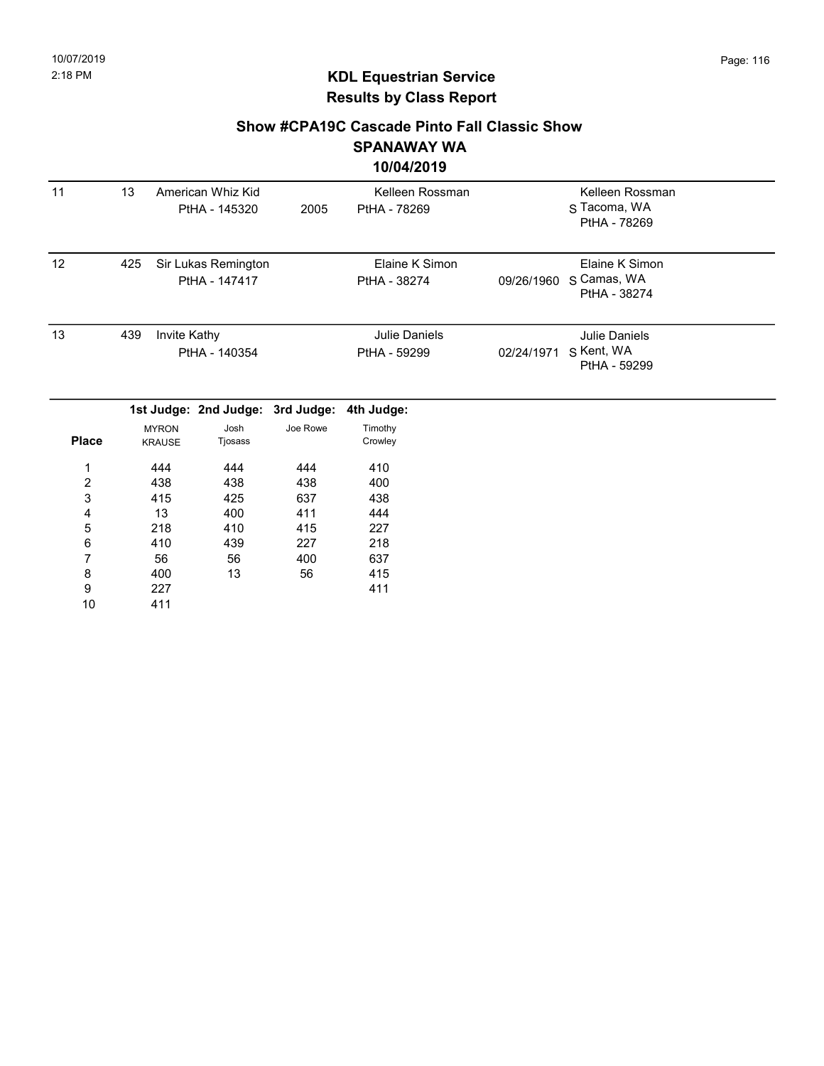## KDL Equestrian Service
## Results by Class Report

### Show #CPA19C Cascade Pinto Fall Classic Show
### SPANAWAY WA
### 10/04/2019

| | | | | | | |
|---|---|---|---|---|---|---|
| 11 | 13 | American Whiz Kid<br>PtHA - 145320 | 2005 | Kelleen Rossman<br>PtHA - 78269 | | Kelleen Rossman<br>S Tacoma, WA<br>PtHA - 78269 |
| 12 | 425 | Sir Lukas Remington<br>PtHA - 147417 | | Elaine K Simon<br>PtHA - 38274 | 09/26/1960 | Elaine K Simon<br>S Camas, WA<br>PtHA - 38274 |
| 13 | 439 | Invite Kathy<br>PtHA - 140354 | | Julie Daniels<br>PtHA - 59299 | 02/24/1971 | Julie Daniels<br>S Kent, WA<br>PtHA - 59299 |

| Place | 1st Judge: MYRON KRAUSE | 2nd Judge: Josh Tjosass | 3rd Judge: Joe Rowe | 4th Judge: Timothy Crowley |
|---|---|---|---|---|
| 1 | 444 | 444 | 444 | 410 |
| 2 | 438 | 438 | 438 | 400 |
| 3 | 415 | 425 | 637 | 438 |
| 4 | 13 | 400 | 411 | 444 |
| 5 | 218 | 410 | 415 | 227 |
| 6 | 410 | 439 | 227 | 218 |
| 7 | 56 | 56 | 400 | 637 |
| 8 | 400 | 13 | 56 | 415 |
| 9 | 227 | | | 411 |
| 10 | 411 | | | |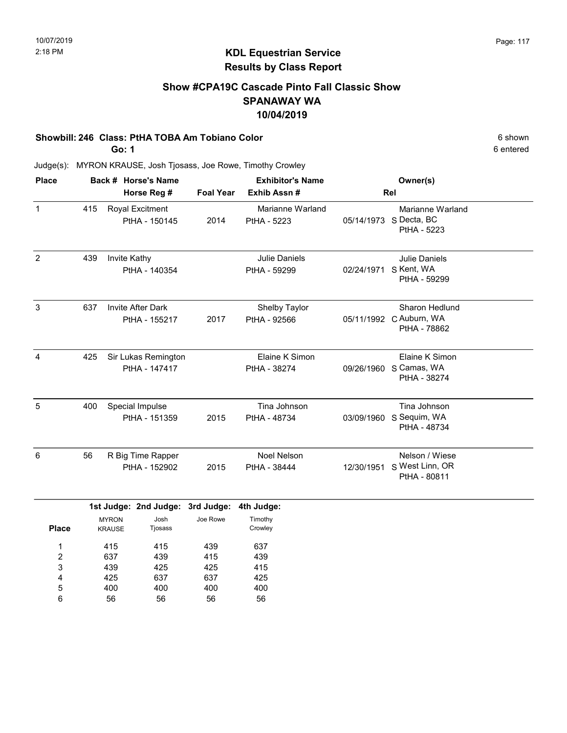10/07/2019
2:18 PM

# KDL Equestrian Service
## Results by Class Report

### Show #CPA19C Cascade Pinto Fall Classic Show
### SPANAWAY WA
### 10/04/2019

**Showbill: 246 Class: PtHA TOBA Am Tobiano Color** — 6 shown

**Go: 1** — 6 entered

Judge(s): MYRON KRAUSE, Josh Tjosass, Joe Rowe, Timothy Crowley

| Place | Back # | Horse's Name / Horse Reg # | Foal Year | Exhibitor's Name / Exhib Assn # | Rel | Owner(s) |
|---|---|---|---|---|---|---|
| 1 | 415 | Royal Excitment<br>PtHA - 150145 | 2014 | Marianne Warland<br>PtHA - 5223 | 05/14/1973 S | Marianne Warland<br>Decta, BC<br>PtHA - 5223 |
| 2 | 439 | Invite Kathy<br>PtHA - 140354 | | Julie Daniels<br>PtHA - 59299 | 02/24/1971 S | Julie Daniels<br>Kent, WA<br>PtHA - 59299 |
| 3 | 637 | Invite After Dark<br>PtHA - 155217 | 2017 | Shelby Taylor<br>PtHA - 92566 | 05/11/1992 C | Sharon Hedlund<br>Auburn, WA<br>PtHA - 78862 |
| 4 | 425 | Sir Lukas Remington<br>PtHA - 147417 | | Elaine K Simon<br>PtHA - 38274 | 09/26/1960 S | Elaine K Simon<br>Camas, WA<br>PtHA - 38274 |
| 5 | 400 | Special Impulse<br>PtHA - 151359 | 2015 | Tina Johnson<br>PtHA - 48734 | 03/09/1960 S | Tina Johnson<br>Sequim, WA<br>PtHA - 48734 |
| 6 | 56 | R Big Time Rapper<br>PtHA - 152902 | 2015 | Noel Nelson<br>PtHA - 38444 | 12/30/1951 S | Nelson / Wiese<br>West Linn, OR<br>PtHA - 80811 |

| Place | 1st Judge: MYRON KRAUSE | 2nd Judge: Josh Tjosass | 3rd Judge: Joe Rowe | 4th Judge: Timothy Crowley |
|---|---|---|---|---|
| 1 | 415 | 415 | 439 | 637 |
| 2 | 637 | 439 | 415 | 439 |
| 3 | 439 | 425 | 425 | 415 |
| 4 | 425 | 637 | 637 | 425 |
| 5 | 400 | 400 | 400 | 400 |
| 6 | 56 | 56 | 56 | 56 |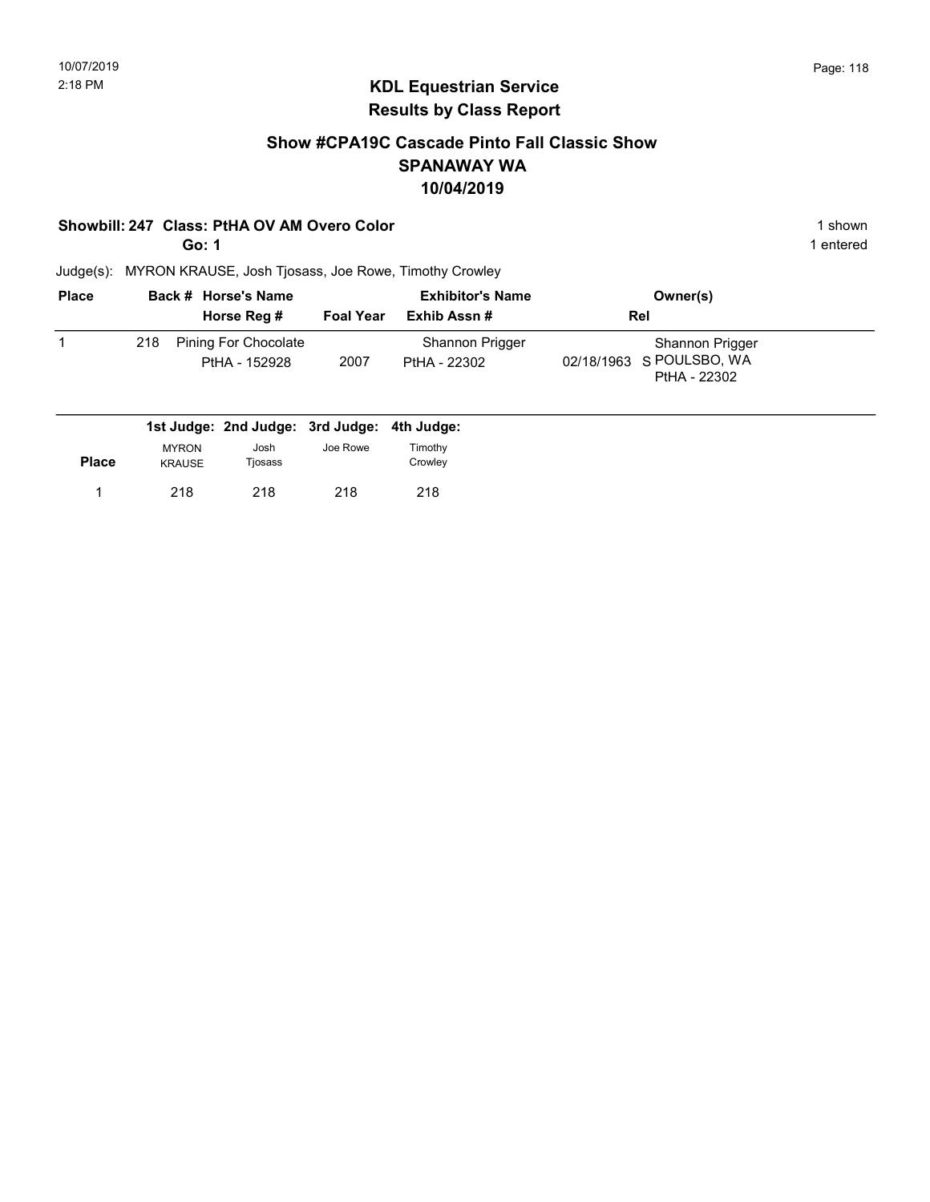# KDL Equestrian Service
## Results by Class Report

### Show #CPA19C Cascade Pinto Fall Classic Show
### SPANAWAY WA
### 10/04/2019

**Showbill: 247 Class: PtHA OV AM Overo Color** — 1 shown

**Go: 1** — 1 entered

Judge(s): MYRON KRAUSE, Josh Tjosass, Joe Rowe, Timothy Crowley

| Place | Back # | Horse's Name / Horse Reg # | Foal Year | Exhibitor's Name / Exhib Assn # | Rel | Owner(s) |
|---|---|---|---|---|---|---|
| 1 | 218 | Pining For Chocolate / PtHA - 152928 | 2007 | Shannon Prigger / PtHA - 22302 | 02/18/1963 S | Shannon Prigger POULSBO, WA PtHA - 22302 |

| Place | 1st Judge: MYRON KRAUSE | 2nd Judge: Josh Tjosass | 3rd Judge: Joe Rowe | 4th Judge: Timothy Crowley |
|---|---|---|---|---|
| 1 | 218 | 218 | 218 | 218 |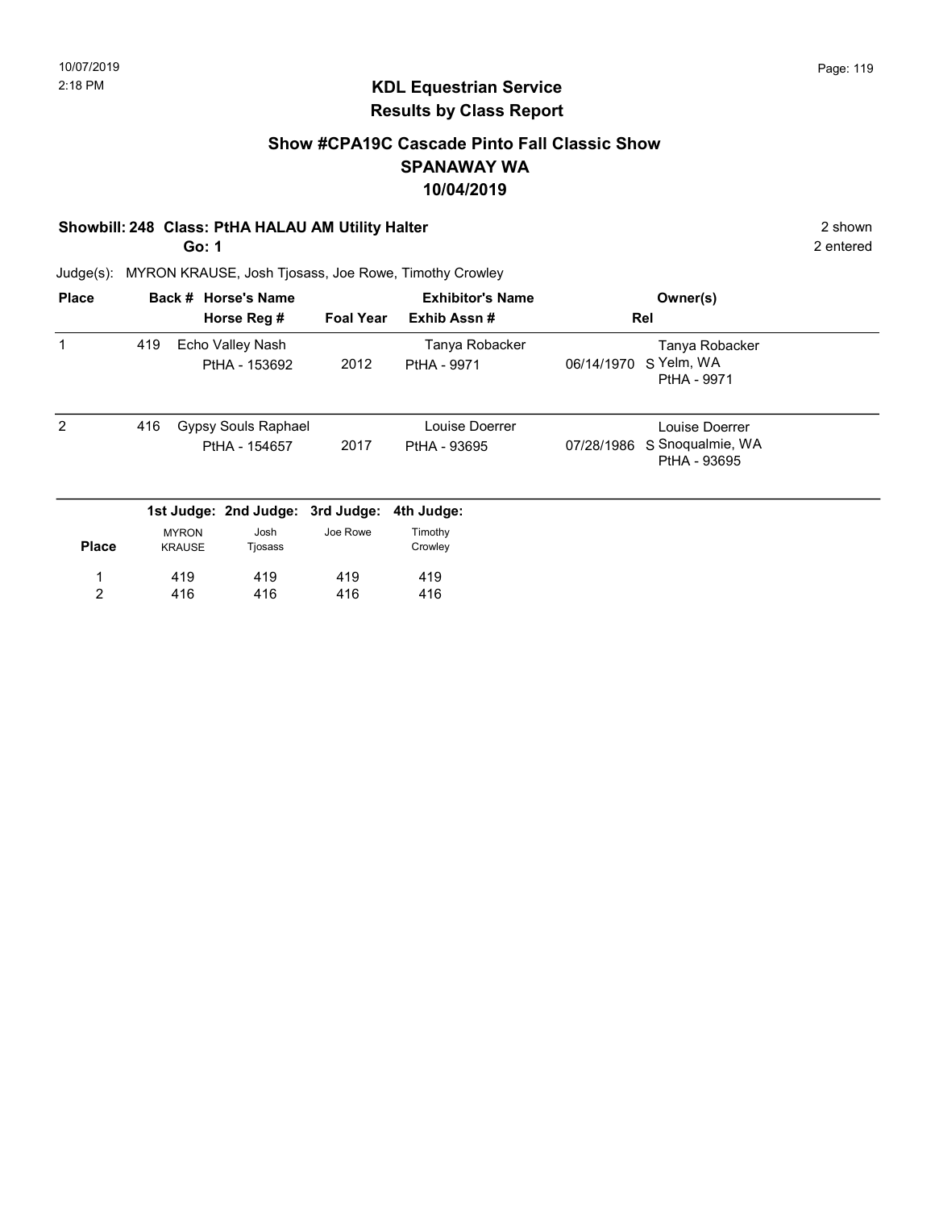## KDL Equestrian Service
## Results by Class Report

### Show #CPA19C Cascade Pinto Fall Classic Show
### SPANAWAY WA
### 10/04/2019

**Showbill: 248 Class: PtHA HALAU AM Utility Halter** — 2 shown

**Go: 1** — 2 entered

Judge(s): MYRON KRAUSE, Josh Tjosass, Joe Rowe, Timothy Crowley

| Place | Back # | Horse's Name / Horse Reg # | Foal Year | Exhibitor's Name / Exhib Assn # | Rel | Owner(s) |
|---|---|---|---|---|---|---|
| 1 | 419 | Echo Valley Nash<br>PtHA - 153692 | 2012 | Tanya Robacker<br>PtHA - 9971 | 06/14/1970 S | Tanya Robacker<br>Yelm, WA<br>PtHA - 9971 |
| 2 | 416 | Gypsy Souls Raphael<br>PtHA - 154657 | 2017 | Louise Doerrer<br>PtHA - 93695 | 07/28/1986 S | Louise Doerrer<br>Snoqualmie, WA<br>PtHA - 93695 |

| Place | 1st Judge: MYRON KRAUSE | 2nd Judge: Josh Tjosass | 3rd Judge: Joe Rowe | 4th Judge: Timothy Crowley |
|---|---|---|---|---|
| 1 | 419 | 419 | 419 | 419 |
| 2 | 416 | 416 | 416 | 416 |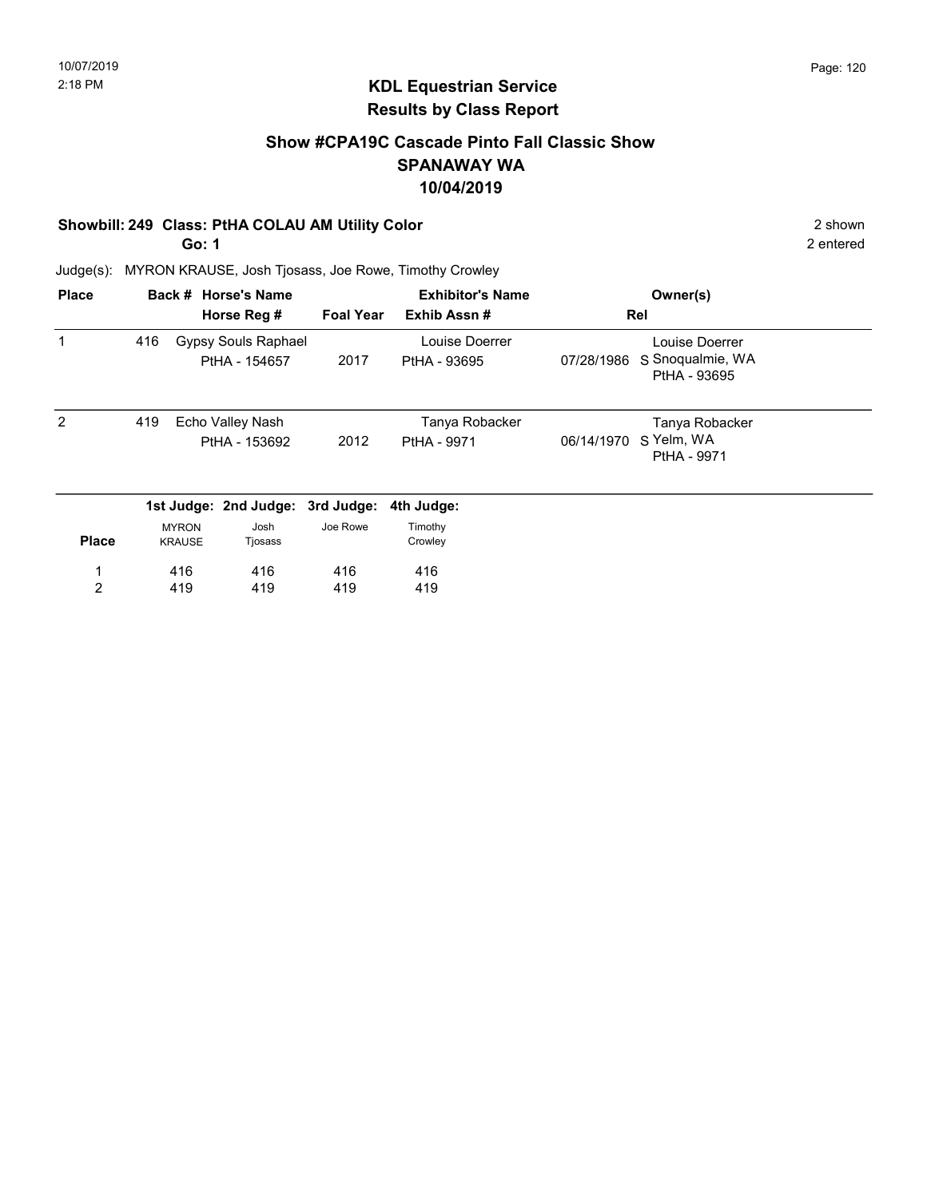## KDL Equestrian Service
## Results by Class Report

### Show #CPA19C Cascade Pinto Fall Classic Show
### SPANAWAY WA
### 10/04/2019

**Showbill: 249 Class: PtHA COLAU AM Utility Color** — 2 shown

**Go: 1** — 2 entered

Judge(s): MYRON KRAUSE, Josh Tjosass, Joe Rowe, Timothy Crowley

| Place | Back # | Horse's Name / Horse Reg # | Foal Year | Exhibitor's Name / Exhib Assn # | Rel | Owner(s) |
|---|---|---|---|---|---|---|
| 1 | 416 | Gypsy Souls Raphael<br>PtHA - 154657 | 2017 | Louise Doerrer<br>PtHA - 93695 | 07/28/1986 S | Louise Doerrer<br>Snoqualmie, WA<br>PtHA - 93695 |
| 2 | 419 | Echo Valley Nash<br>PtHA - 153692 | 2012 | Tanya Robacker<br>PtHA - 9971 | 06/14/1970 S | Tanya Robacker<br>Yelm, WA<br>PtHA - 9971 |

| Place | 1st Judge: MYRON KRAUSE | 2nd Judge: Josh Tjosass | 3rd Judge: Joe Rowe | 4th Judge: Timothy Crowley |
|---|---|---|---|---|
| 1 | 416 | 416 | 416 | 416 |
| 2 | 419 | 419 | 419 | 419 |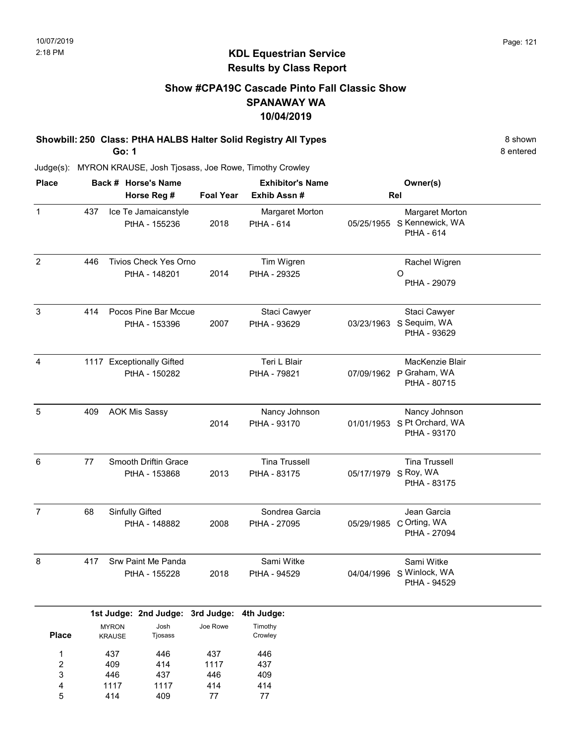10/07/2019
2:18 PM

# KDL Equestrian Service
## Results by Class Report

### Show #CPA19C Cascade Pinto Fall Classic Show
### SPANAWAY WA
### 10/04/2019

**Showbill: 250 Class: PtHA HALBS Halter Solid Registry All Types** — 8 shown
**Go: 1** — 8 entered

Judge(s): MYRON KRAUSE, Josh Tjosass, Joe Rowe, Timothy Crowley

| Place | Back # | Horse's Name / Horse Reg # | Foal Year | Exhibitor's Name / Exhib Assn # | Rel | Owner(s) |
|---|---|---|---|---|---|---|
| 1 | 437 | Ice Te Jamaicanstyle<br>PtHA - 155236 | 2018 | Margaret Morton<br>PtHA - 614 | 05/25/1955 S | Margaret Morton<br>Kennewick, WA<br>PtHA - 614 |
| 2 | 446 | Tivios Check Yes Orno<br>PtHA - 148201 | 2014 | Tim Wigren<br>PtHA - 29325 | O | Rachel Wigren<br>PtHA - 29079 |
| 3 | 414 | Pocos Pine Bar Mccue<br>PtHA - 153396 | 2007 | Staci Cawyer<br>PtHA - 93629 | 03/23/1963 S | Staci Cawyer<br>Sequim, WA<br>PtHA - 93629 |
| 4 | 1117 | Exceptionally Gifted<br>PtHA - 150282 | | Teri L Blair<br>PtHA - 79821 | 07/09/1962 P | MacKenzie Blair<br>Graham, WA<br>PtHA - 80715 |
| 5 | 409 | AOK Mis Sassy | 2014 | Nancy Johnson<br>PtHA - 93170 | 01/01/1953 S | Nancy Johnson<br>Pt Orchard, WA<br>PtHA - 93170 |
| 6 | 77 | Smooth Driftin Grace<br>PtHA - 153868 | 2013 | Tina Trussell<br>PtHA - 83175 | 05/17/1979 S | Tina Trussell<br>Roy, WA<br>PtHA - 83175 |
| 7 | 68 | Sinfully Gifted<br>PtHA - 148882 | 2008 | Sondrea Garcia<br>PtHA - 27095 | 05/29/1985 C | Jean Garcia<br>Orting, WA<br>PtHA - 27094 |
| 8 | 417 | Srw Paint Me Panda<br>PtHA - 155228 | 2018 | Sami Witke<br>PtHA - 94529 | 04/04/1996 S | Sami Witke<br>Winlock, WA<br>PtHA - 94529 |

| Place | 1st Judge: MYRON KRAUSE | 2nd Judge: Josh Tjosass | 3rd Judge: Joe Rowe | 4th Judge: Timothy Crowley |
|---|---|---|---|---|
| 1 | 437 | 446 | 437 | 446 |
| 2 | 409 | 414 | 1117 | 437 |
| 3 | 446 | 437 | 446 | 409 |
| 4 | 1117 | 1117 | 414 | 414 |
| 5 | 414 | 409 | 77 | 77 |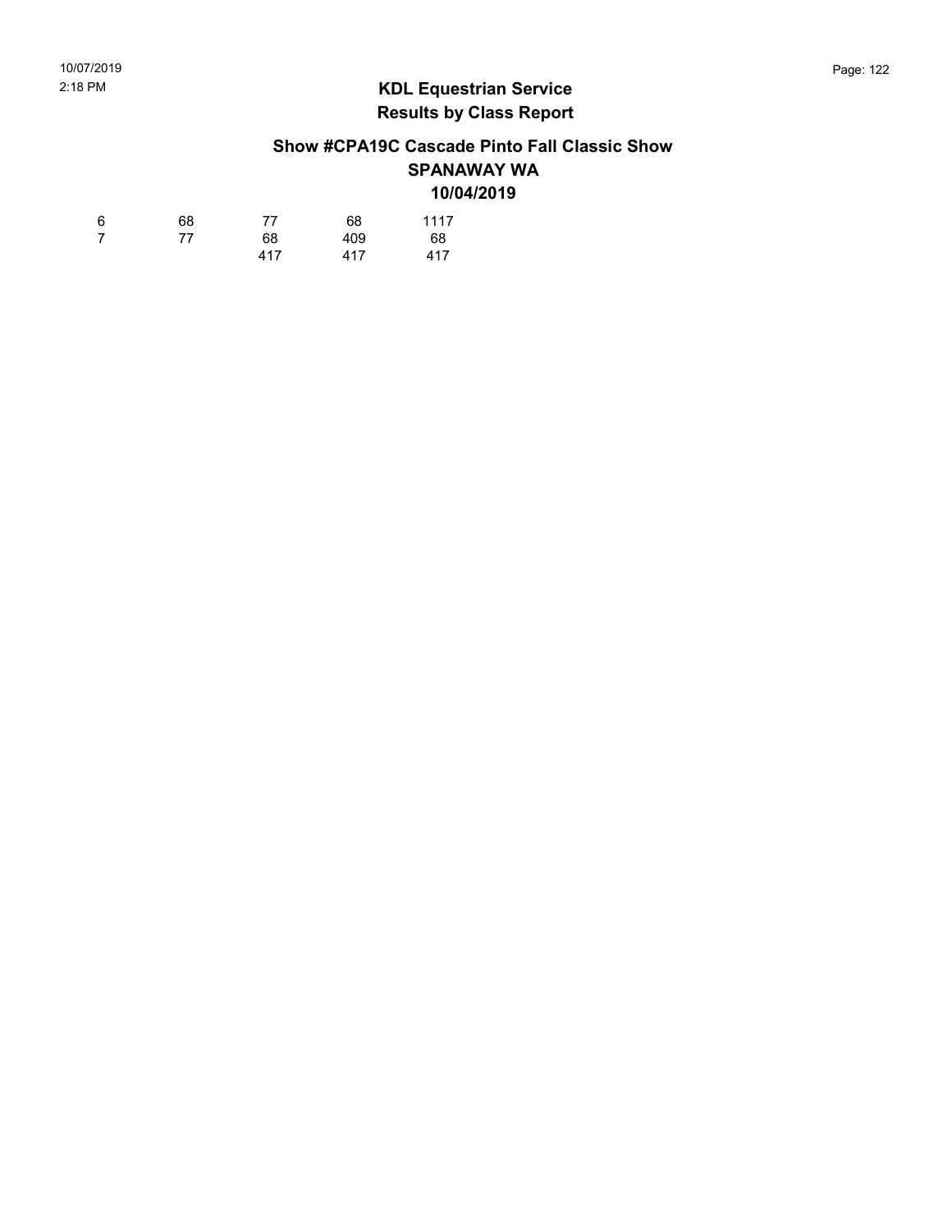## KDL Equestrian Service

## Results by Class Report

### Show #CPA19C Cascade Pinto Fall Classic Show

### SPANAWAY WA

### 10/04/2019

| | | | | |
|---|---|---|---|---|
| 6 | 68 | 77 | 68 | 1117 |
| 7 | 77 | 68 | 409 | 68 |
| | | 417 | 417 | 417 |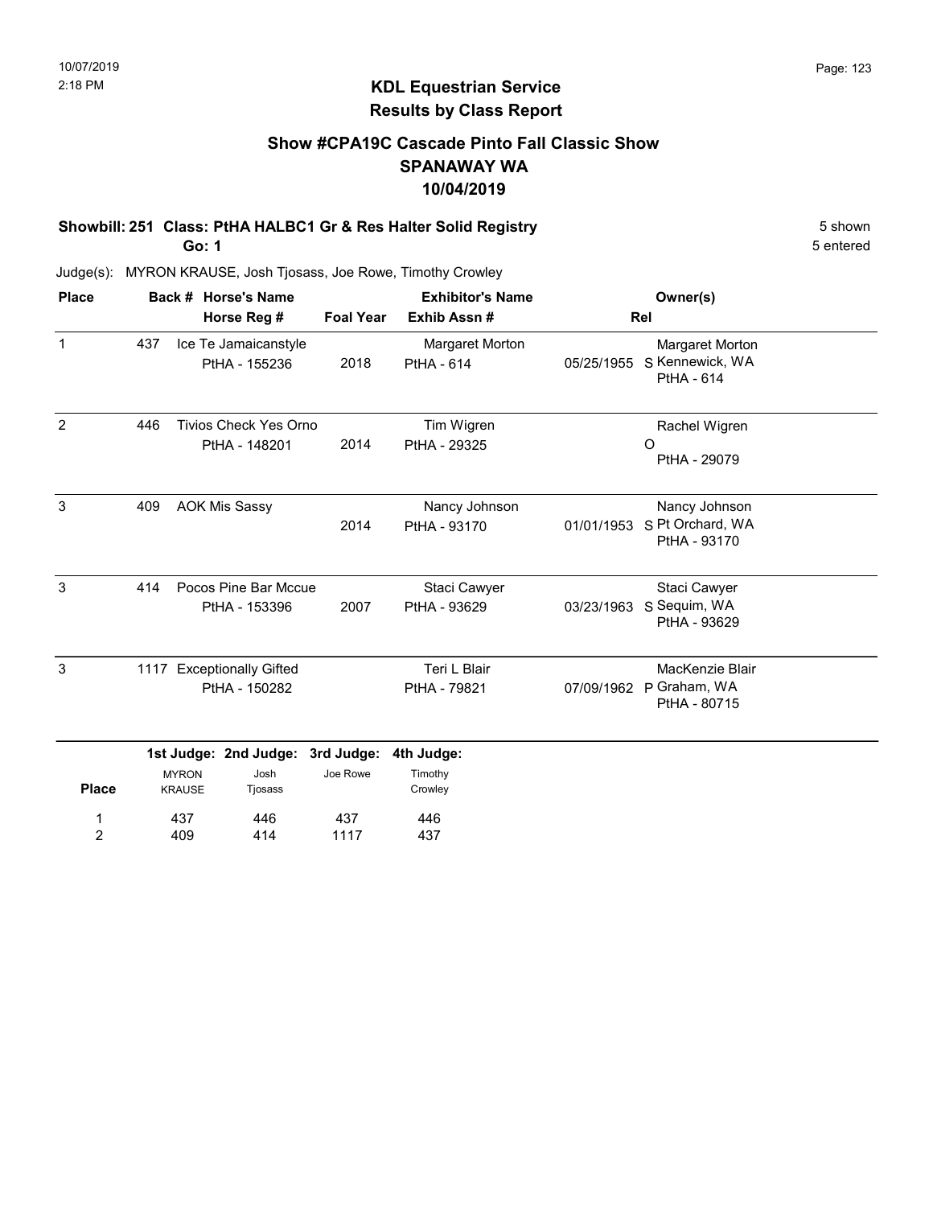# KDL Equestrian Service
## Results by Class Report

### Show #CPA19C Cascade Pinto Fall Classic Show
### SPANAWAY WA
### 10/04/2019

**Showbill: 251 Class: PtHA HALBC1 Gr & Res Halter Solid Registry** — 5 shown

**Go: 1** — 5 entered

Judge(s): MYRON KRAUSE, Josh Tjosass, Joe Rowe, Timothy Crowley

| Place | Back # | Horse's Name / Horse Reg # | Foal Year | Exhibitor's Name / Exhib Assn # | Rel | Owner(s) |
|---|---|---|---|---|---|---|
| 1 | 437 | Ice Te Jamaicanstyle<br>PtHA - 155236 | 2018 | Margaret Morton<br>PtHA - 614 | 05/25/1955 S | Margaret Morton<br>Kennewick, WA<br>PtHA - 614 |
| 2 | 446 | Tivios Check Yes Orno<br>PtHA - 148201 | 2014 | Tim Wigren<br>PtHA - 29325 | O | Rachel Wigren<br>PtHA - 29079 |
| 3 | 409 | AOK Mis Sassy | 2014 | Nancy Johnson<br>PtHA - 93170 | 01/01/1953 S | Nancy Johnson<br>Pt Orchard, WA<br>PtHA - 93170 |
| 3 | 414 | Pocos Pine Bar Mccue<br>PtHA - 153396 | 2007 | Staci Cawyer<br>PtHA - 93629 | 03/23/1963 S | Staci Cawyer<br>Sequim, WA<br>PtHA - 93629 |
| 3 | 1117 | Exceptionally Gifted<br>PtHA - 150282 | | Teri L Blair<br>PtHA - 79821 | 07/09/1962 P | MacKenzie Blair<br>Graham, WA<br>PtHA - 80715 |

| Place | 1st Judge: MYRON KRAUSE | 2nd Judge: Josh Tjosass | 3rd Judge: Joe Rowe | 4th Judge: Timothy Crowley |
|---|---|---|---|---|
| 1 | 437 | 446 | 437 | 446 |
| 2 | 409 | 414 | 1117 | 437 |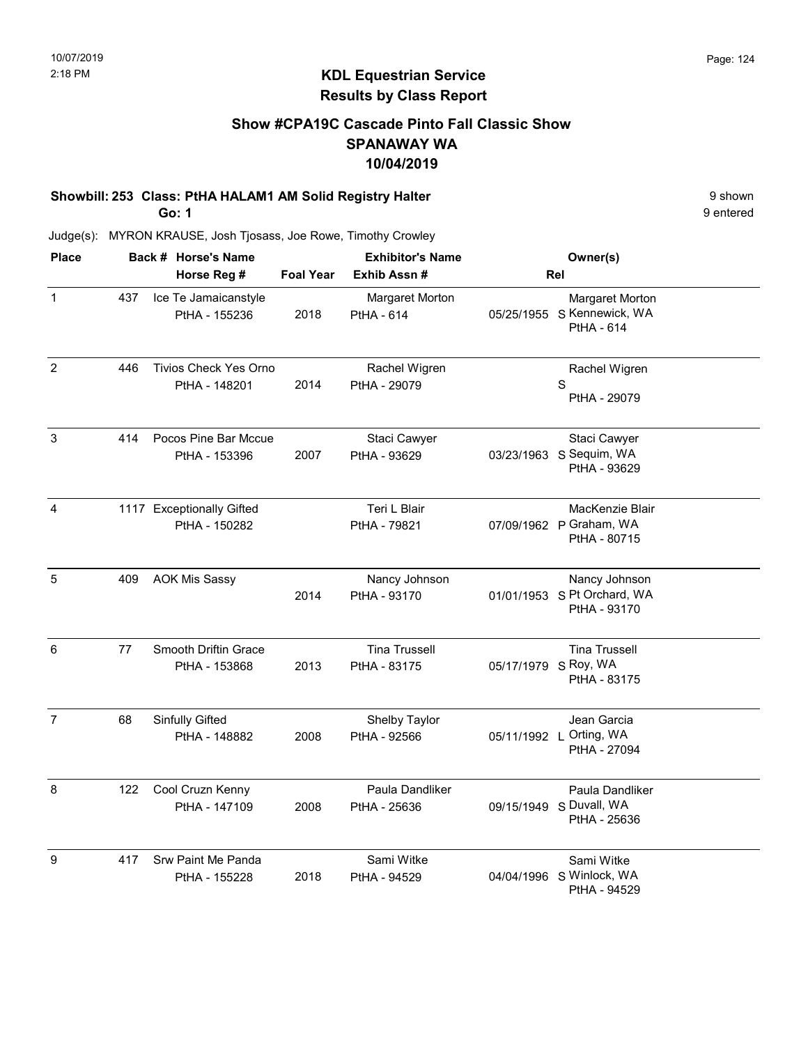# KDL Equestrian Service
## Results by Class Report

### Show #CPA19C Cascade Pinto Fall Classic Show
### SPANAWAY WA
### 10/04/2019

**Showbill: 253 Class: PtHA HALAM1 AM Solid Registry Halter** — 9 shown

**Go: 1** — 9 entered

Judge(s): MYRON KRAUSE, Josh Tjosass, Joe Rowe, Timothy Crowley

| Place | Back # | Horse's Name / Horse Reg # | Foal Year | Exhibitor's Name / Exhib Assn # | Rel | Owner(s) |
|---|---|---|---|---|---|---|
| 1 | 437 | Ice Te Jamaicanstyle<br>PtHA - 155236 | 2018 | Margaret Morton<br>PtHA - 614 | 05/25/1955 S | Margaret Morton<br>Kennewick, WA<br>PtHA - 614 |
| 2 | 446 | Tivios Check Yes Orno<br>PtHA - 148201 | 2014 | Rachel Wigren<br>PtHA - 29079 | S | Rachel Wigren<br>PtHA - 29079 |
| 3 | 414 | Pocos Pine Bar Mccue<br>PtHA - 153396 | 2007 | Staci Cawyer<br>PtHA - 93629 | 03/23/1963 S | Staci Cawyer<br>Sequim, WA<br>PtHA - 93629 |
| 4 | 1117 | Exceptionally Gifted<br>PtHA - 150282 | | Teri L Blair<br>PtHA - 79821 | 07/09/1962 P | MacKenzie Blair<br>Graham, WA<br>PtHA - 80715 |
| 5 | 409 | AOK Mis Sassy | 2014 | Nancy Johnson<br>PtHA - 93170 | 01/01/1953 S | Nancy Johnson<br>Pt Orchard, WA<br>PtHA - 93170 |
| 6 | 77 | Smooth Driftin Grace<br>PtHA - 153868 | 2013 | Tina Trussell<br>PtHA - 83175 | 05/17/1979 S | Tina Trussell<br>Roy, WA<br>PtHA - 83175 |
| 7 | 68 | Sinfully Gifted<br>PtHA - 148882 | 2008 | Shelby Taylor<br>PtHA - 92566 | 05/11/1992 L | Jean Garcia<br>Orting, WA<br>PtHA - 27094 |
| 8 | 122 | Cool Cruzn Kenny<br>PtHA - 147109 | 2008 | Paula Dandliker<br>PtHA - 25636 | 09/15/1949 S | Paula Dandliker<br>Duvall, WA<br>PtHA - 25636 |
| 9 | 417 | Srw Paint Me Panda<br>PtHA - 155228 | 2018 | Sami Witke<br>PtHA - 94529 | 04/04/1996 S | Sami Witke<br>Winlock, WA<br>PtHA - 94529 |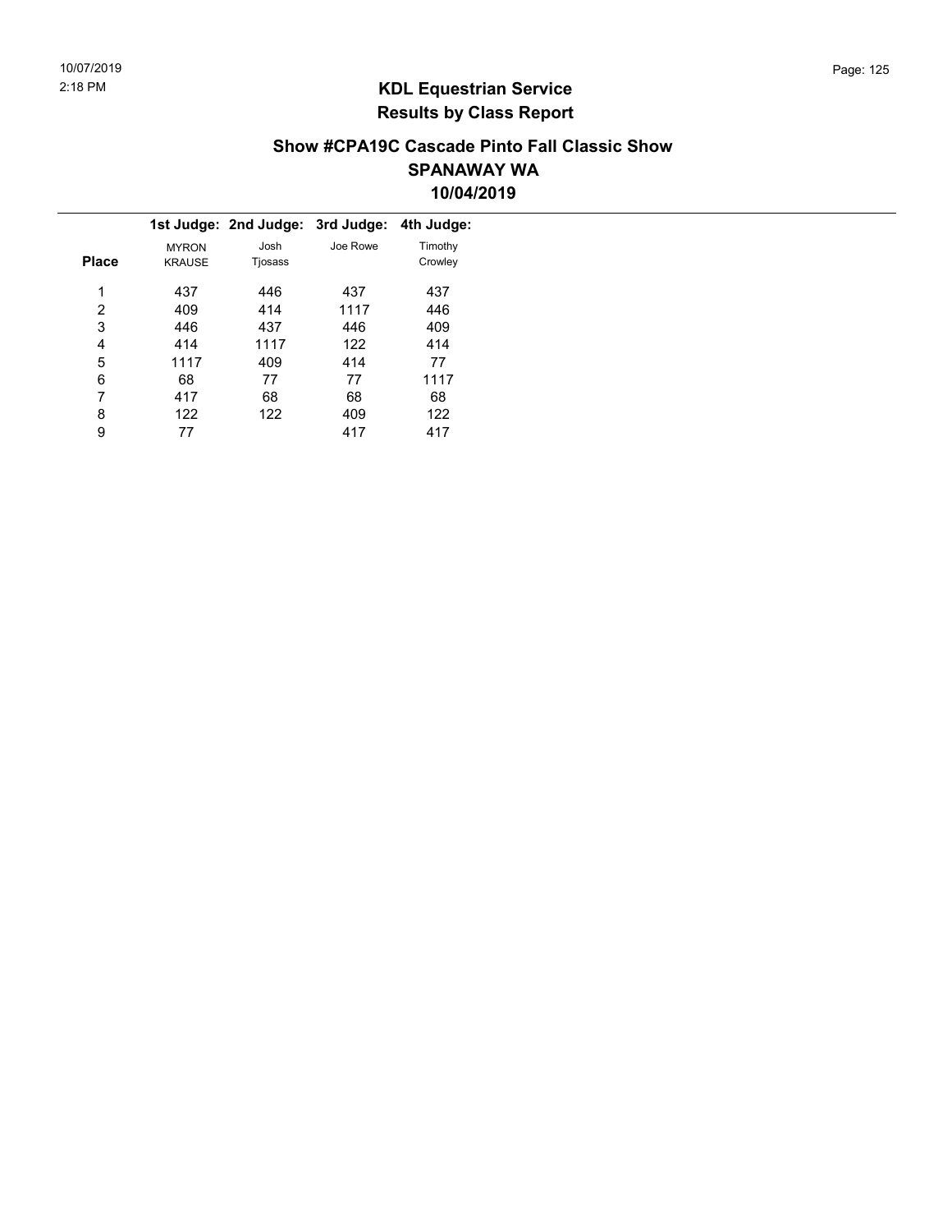# KDL Equestrian Service
## Results by Class Report

### Show #CPA19C Cascade Pinto Fall Classic Show
### SPANAWAY WA
### 10/04/2019

| Place | 1st Judge: MYRON KRAUSE | 2nd Judge: Josh Tjosass | 3rd Judge: Joe Rowe | 4th Judge: Timothy Crowley |
|---|---|---|---|---|
| 1 | 437 | 446 | 437 | 437 |
| 2 | 409 | 414 | 1117 | 446 |
| 3 | 446 | 437 | 446 | 409 |
| 4 | 414 | 1117 | 122 | 414 |
| 5 | 1117 | 409 | 414 | 77 |
| 6 | 68 | 77 | 77 | 1117 |
| 7 | 417 | 68 | 68 | 68 |
| 8 | 122 | 122 | 409 | 122 |
| 9 | 77 | | 417 | 417 |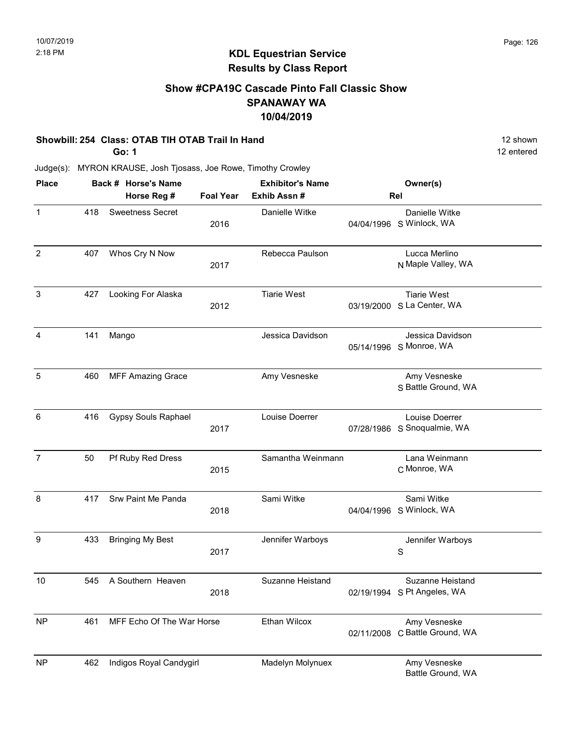# KDL Equestrian Service

## Results by Class Report

### Show #CPA19C Cascade Pinto Fall Classic Show
### SPANAWAY WA
### 10/04/2019

**Showbill: 254 Class: OTAB TIH OTAB Trail In Hand** — 12 shown, 12 entered

**Go: 1**

Judge(s): MYRON KRAUSE, Josh Tjosass, Joe Rowe, Timothy Crowley

| Place | Back # | Horse's Name / Horse Reg # | Foal Year | Exhibitor's Name / Exhib Assn # | | Rel | Owner(s) |
|---|---|---|---|---|---|---|---|
| 1 | 418 | Sweetness Secret | 2016 | Danielle Witke | 04/04/1996 | S | Danielle Witke, Winlock, WA |
| 2 | 407 | Whos Cry N Now | 2017 | Rebecca Paulson | | N | Lucca Merlino, Maple Valley, WA |
| 3 | 427 | Looking For Alaska | 2012 | Tiarie West | 03/19/2000 | S | Tiarie West, La Center, WA |
| 4 | 141 | Mango | | Jessica Davidson | 05/14/1996 | S | Jessica Davidson, Monroe, WA |
| 5 | 460 | MFF Amazing Grace | | Amy Vesneske | | S | Amy Vesneske, Battle Ground, WA |
| 6 | 416 | Gypsy Souls Raphael | 2017 | Louise Doerrer | 07/28/1986 | S | Louise Doerrer, Snoqualmie, WA |
| 7 | 50 | Pf Ruby Red Dress | 2015 | Samantha Weinmann | | C | Lana Weinmann, Monroe, WA |
| 8 | 417 | Srw Paint Me Panda | 2018 | Sami Witke | 04/04/1996 | S | Sami Witke, Winlock, WA |
| 9 | 433 | Bringing My Best | 2017 | Jennifer Warboys | | S | Jennifer Warboys |
| 10 | 545 | A Southern Heaven | 2018 | Suzanne Heistand | 02/19/1994 | S | Suzanne Heistand, Pt Angeles, WA |
| NP | 461 | MFF Echo Of The War Horse | | Ethan Wilcox | 02/11/2008 | C | Amy Vesneske, Battle Ground, WA |
| NP | 462 | Indigos Royal Candygirl | | Madelyn Molynuex | | | Amy Vesneske, Battle Ground, WA |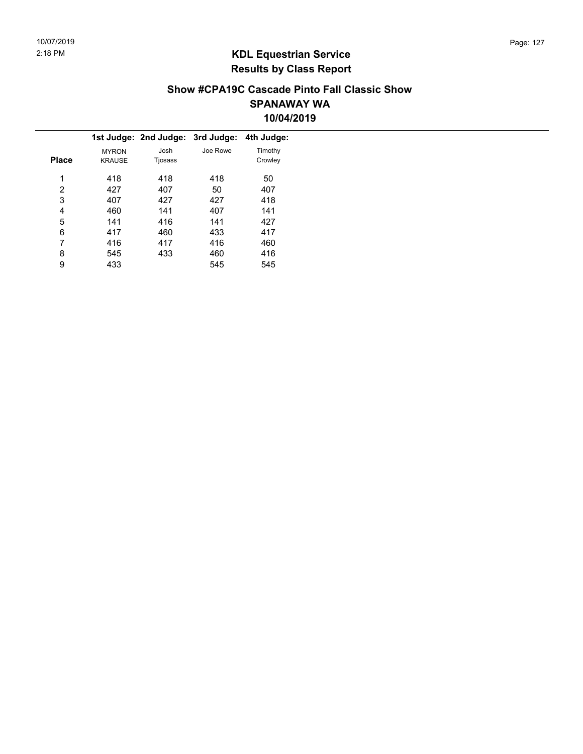## KDL Equestrian Service
## Results by Class Report

### Show #CPA19C Cascade Pinto Fall Classic Show
### SPANAWAY WA
### 10/04/2019

| Place | 1st Judge: MYRON KRAUSE | 2nd Judge: Josh Tjosass | 3rd Judge: Joe Rowe | 4th Judge: Timothy Crowley |
|---|---|---|---|---|
| 1 | 418 | 418 | 418 | 50 |
| 2 | 427 | 407 | 50 | 407 |
| 3 | 407 | 427 | 427 | 418 |
| 4 | 460 | 141 | 407 | 141 |
| 5 | 141 | 416 | 141 | 427 |
| 6 | 417 | 460 | 433 | 417 |
| 7 | 416 | 417 | 416 | 460 |
| 8 | 545 | 433 | 460 | 416 |
| 9 | 433 | | 545 | 545 |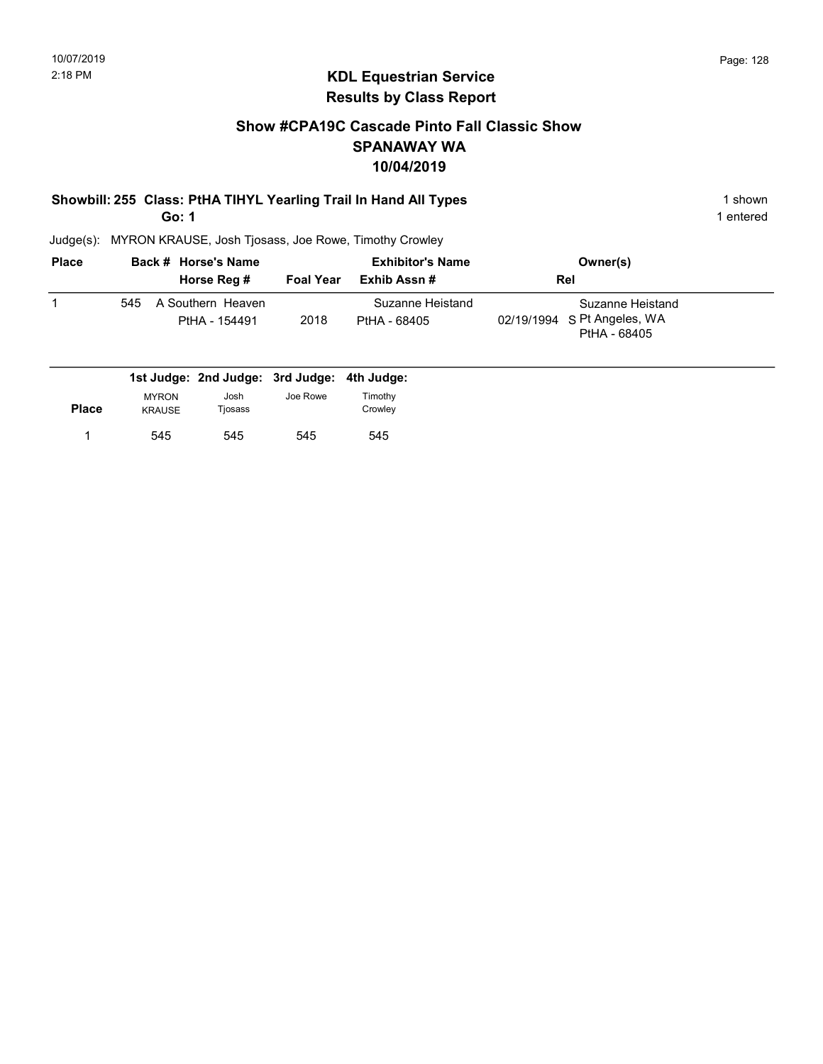# KDL Equestrian Service
## Results by Class Report

### Show #CPA19C Cascade Pinto Fall Classic Show
### SPANAWAY WA
### 10/04/2019

**Showbill: 255 Class: PtHA TIHYL Yearling Trail In Hand All Types** — 1 shown

**Go: 1** — 1 entered

Judge(s): MYRON KRAUSE, Josh Tjosass, Joe Rowe, Timothy Crowley

| Place | Back # | Horse's Name / Horse Reg # | Foal Year | Exhibitor's Name / Exhib Assn # | Rel | Owner(s) |
|---|---|---|---|---|---|---|
| 1 | 545 | A Southern Heaven<br>PtHA - 154491 | 2018 | Suzanne Heistand<br>PtHA - 68405 | 02/19/1994 S | Suzanne Heistand<br>Pt Angeles, WA<br>PtHA - 68405 |

| Place | 1st Judge: MYRON KRAUSE | 2nd Judge: Josh Tjosass | 3rd Judge: Joe Rowe | 4th Judge: Timothy Crowley |
|---|---|---|---|---|
| 1 | 545 | 545 | 545 | 545 |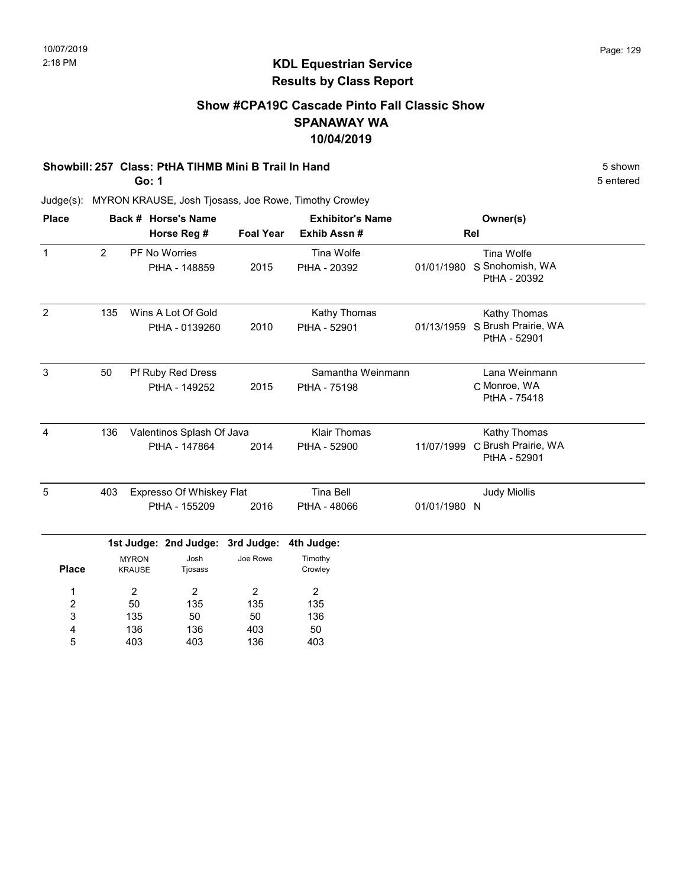# KDL Equestrian Service
## Results by Class Report

### Show #CPA19C Cascade Pinto Fall Classic Show
### SPANAWAY WA
### 10/04/2019

**Showbill: 257 Class: PtHA TIHMB Mini B Trail In Hand** — 5 shown

**Go: 1** — 5 entered

Judge(s): MYRON KRAUSE, Josh Tjosass, Joe Rowe, Timothy Crowley

| Place | Back # | Horse's Name / Horse Reg # | Foal Year | Exhibitor's Name / Exhib Assn # | Rel | Owner(s) |
|---|---|---|---|---|---|---|
| 1 | 2 | PF No Worries<br>PtHA - 148859 | 2015 | Tina Wolfe<br>PtHA - 20392 | 01/01/1980 S | Tina Wolfe<br>Snohomish, WA<br>PtHA - 20392 |
| 2 | 135 | Wins A Lot Of Gold<br>PtHA - 0139260 | 2010 | Kathy Thomas<br>PtHA - 52901 | 01/13/1959 S | Kathy Thomas<br>Brush Prairie, WA<br>PtHA - 52901 |
| 3 | 50 | Pf Ruby Red Dress<br>PtHA - 149252 | 2015 | Samantha Weinmann<br>PtHA - 75198 | C | Lana Weinmann<br>Monroe, WA<br>PtHA - 75418 |
| 4 | 136 | Valentinos Splash Of Java<br>PtHA - 147864 | 2014 | Klair Thomas<br>PtHA - 52900 | 11/07/1999 C | Kathy Thomas<br>Brush Prairie, WA<br>PtHA - 52901 |
| 5 | 403 | Expresso Of Whiskey Flat<br>PtHA - 155209 | 2016 | Tina Bell<br>PtHA - 48066 | 01/01/1980 N | Judy Miollis |

| Place | 1st Judge: MYRON KRAUSE | 2nd Judge: Josh Tjosass | 3rd Judge: Joe Rowe | 4th Judge: Timothy Crowley |
|---|---|---|---|---|
| 1 | 2 | 2 | 2 | 2 |
| 2 | 50 | 135 | 135 | 135 |
| 3 | 135 | 50 | 50 | 136 |
| 4 | 136 | 136 | 403 | 50 |
| 5 | 403 | 403 | 136 | 403 |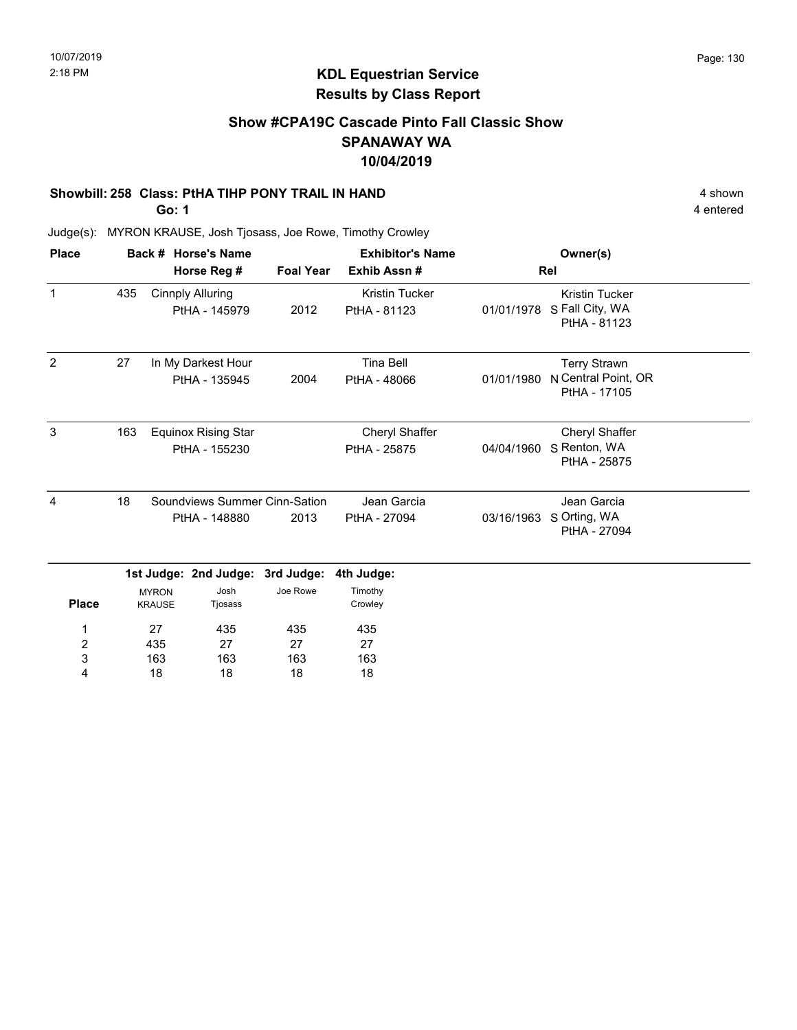# KDL Equestrian Service
## Results by Class Report

### Show #CPA19C Cascade Pinto Fall Classic Show
### SPANAWAY WA
### 10/04/2019

**Showbill: 258 Class: PtHA TIHP PONY TRAIL IN HAND** 4 shown

**Go: 1** 4 entered

Judge(s): MYRON KRAUSE, Josh Tjosass, Joe Rowe, Timothy Crowley

| Place | Back # | Horse's Name / Horse Reg # | Foal Year | Exhibitor's Name / Exhib Assn # | Rel | Owner(s) |
|---|---|---|---|---|---|---|
| 1 | 435 | Cinnply Alluring<br>PtHA - 145979 | 2012 | Kristin Tucker<br>PtHA - 81123 | 01/01/1978 S | Kristin Tucker<br>Fall City, WA<br>PtHA - 81123 |
| 2 | 27 | In My Darkest Hour<br>PtHA - 135945 | 2004 | Tina Bell<br>PtHA - 48066 | 01/01/1980 N | Terry Strawn<br>Central Point, OR<br>PtHA - 17105 |
| 3 | 163 | Equinox Rising Star<br>PtHA - 155230 | | Cheryl Shaffer<br>PtHA - 25875 | 04/04/1960 S | Cheryl Shaffer<br>Renton, WA<br>PtHA - 25875 |
| 4 | 18 | Soundviews Summer Cinn-Sation<br>PtHA - 148880 | 2013 | Jean Garcia<br>PtHA - 27094 | 03/16/1963 S | Jean Garcia<br>Orting, WA<br>PtHA - 27094 |

| Place | 1st Judge: MYRON KRAUSE | 2nd Judge: Josh Tjosass | 3rd Judge: Joe Rowe | 4th Judge: Timothy Crowley |
|---|---|---|---|---|
| 1 | 27 | 435 | 435 | 435 |
| 2 | 435 | 27 | 27 | 27 |
| 3 | 163 | 163 | 163 | 163 |
| 4 | 18 | 18 | 18 | 18 |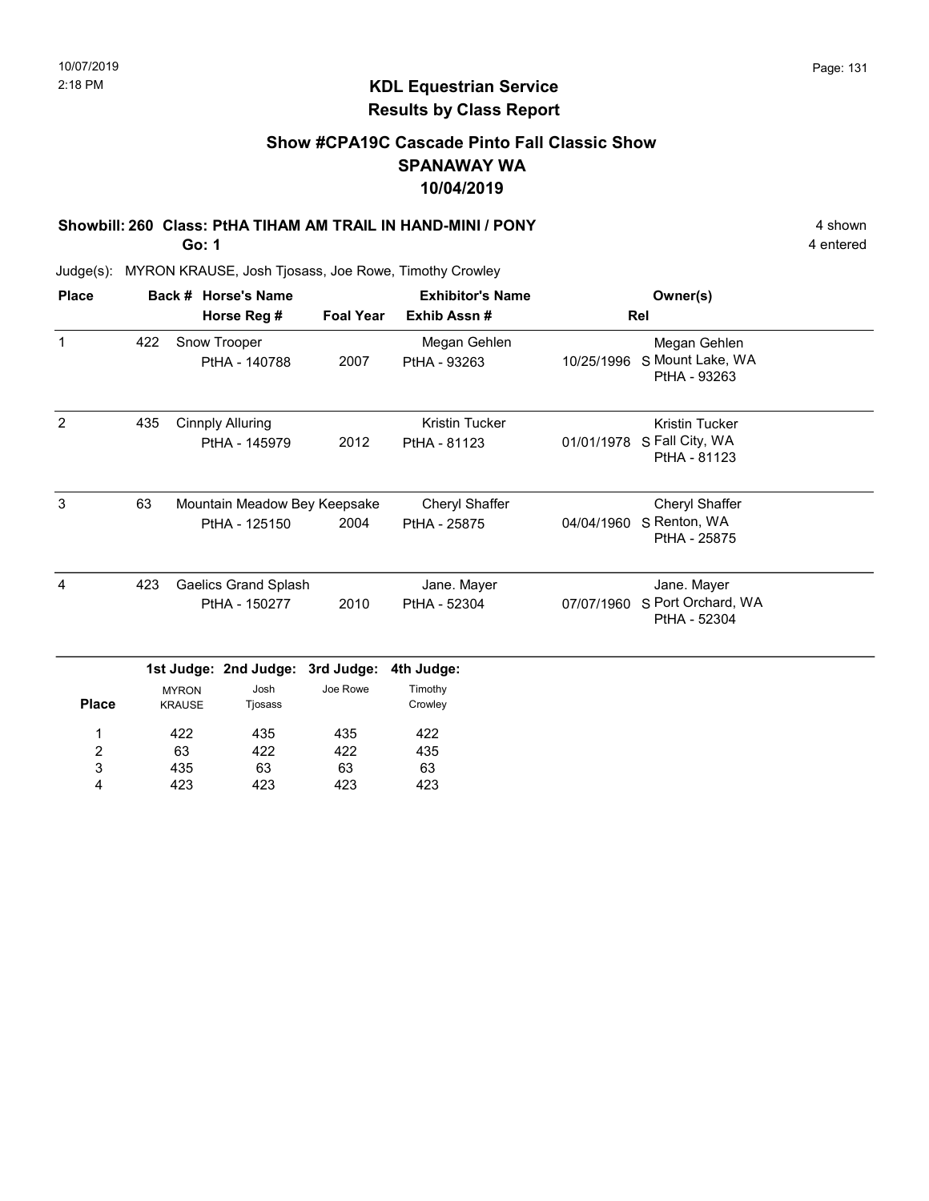## KDL Equestrian Service
## Results by Class Report

### Show #CPA19C Cascade Pinto Fall Classic Show
### SPANAWAY WA
### 10/04/2019

**Showbill: 260 Class: PtHA TIHAM AM TRAIL IN HAND-MINI / PONY** 4 shown

**Go: 1** 4 entered

Judge(s): MYRON KRAUSE, Josh Tjosass, Joe Rowe, Timothy Crowley

| Place | Back # | Horse's Name / Horse Reg # | Foal Year | Exhibitor's Name / Exhib Assn # | Rel | Owner(s) |
|---|---|---|---|---|---|---|
| 1 | 422 | Snow Trooper<br>PtHA - 140788 | 2007 | Megan Gehlen<br>PtHA - 93263 | 10/25/1996 S | Megan Gehlen<br>Mount Lake, WA<br>PtHA - 93263 |
| 2 | 435 | Cinnply Alluring<br>PtHA - 145979 | 2012 | Kristin Tucker<br>PtHA - 81123 | 01/01/1978 S | Kristin Tucker<br>Fall City, WA<br>PtHA - 81123 |
| 3 | 63 | Mountain Meadow Bey Keepsake<br>PtHA - 125150 | 2004 | Cheryl Shaffer<br>PtHA - 25875 | 04/04/1960 S | Cheryl Shaffer<br>Renton, WA<br>PtHA - 25875 |
| 4 | 423 | Gaelics Grand Splash<br>PtHA - 150277 | 2010 | Jane. Mayer<br>PtHA - 52304 | 07/07/1960 S | Jane. Mayer<br>Port Orchard, WA<br>PtHA - 52304 |

| Place | 1st Judge: MYRON KRAUSE | 2nd Judge: Josh Tjosass | 3rd Judge: Joe Rowe | 4th Judge: Timothy Crowley |
|---|---|---|---|---|
| 1 | 422 | 435 | 435 | 422 |
| 2 | 63 | 422 | 422 | 435 |
| 3 | 435 | 63 | 63 | 63 |
| 4 | 423 | 423 | 423 | 423 |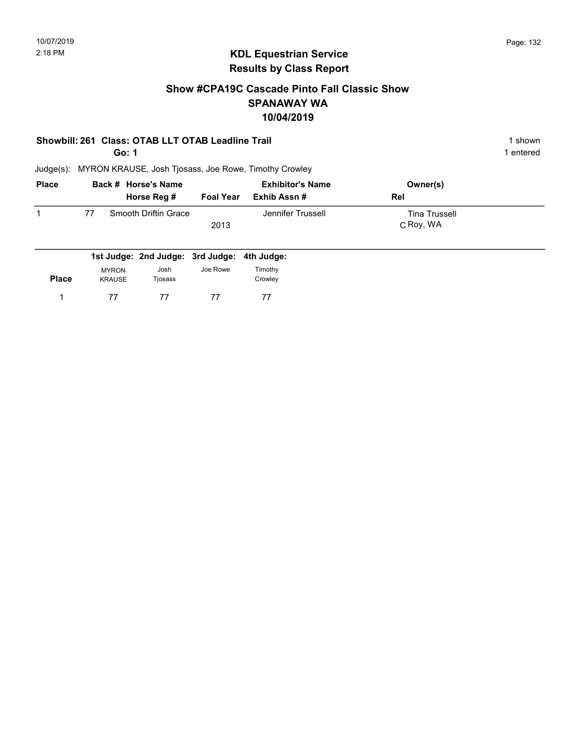10/07/2019
2:18 PM

# KDL Equestrian Service
## Results by Class Report

### Show #CPA19C Cascade Pinto Fall Classic Show
### SPANAWAY WA
### 10/04/2019

**Showbill: 261 Class: OTAB LLT OTAB Leadline Trail** — 1 shown

**Go: 1** — 1 entered

Judge(s): MYRON KRAUSE, Josh Tjosass, Joe Rowe, Timothy Crowley

| Place | Back # | Horse's Name / Horse Reg # | Foal Year | Exhibitor's Name / Exhib Assn # | Owner(s) / Rel |
|---|---|---|---|---|---|
| 1 | 77 | Smooth Driftin Grace | 2013 | Jennifer Trussell | Tina Trussell<br>C Roy, WA |

| Place | 1st Judge: MYRON KRAUSE | 2nd Judge: Josh Tjosass | 3rd Judge: Joe Rowe | 4th Judge: Timothy Crowley |
|---|---|---|---|---|
| 1 | 77 | 77 | 77 | 77 |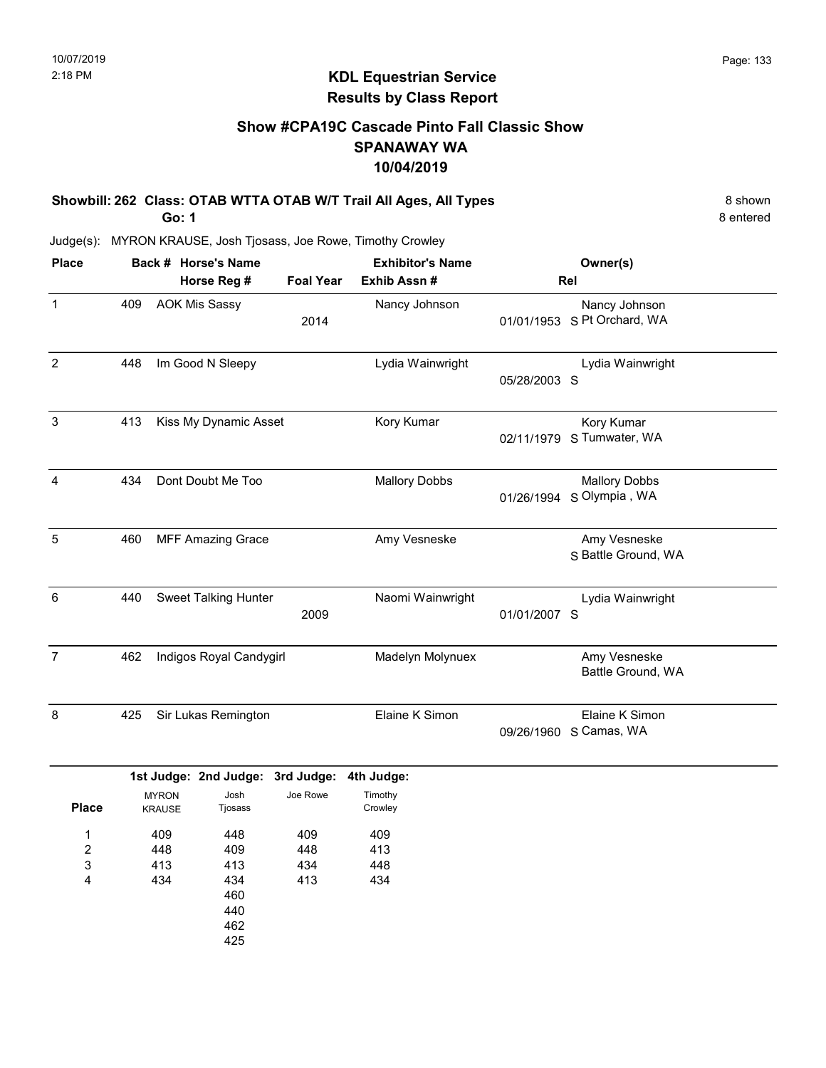10/07/2019
2:18 PM

# KDL Equestrian Service
## Results by Class Report

### Show #CPA19C Cascade Pinto Fall Classic Show
### SPANAWAY WA
### 10/04/2019

**Showbill: 262 Class: OTAB WTTA OTAB W/T Trail All Ages, All Types** — 8 shown

**Go: 1** — 8 entered

Judge(s): MYRON KRAUSE, Josh Tjosass, Joe Rowe, Timothy Crowley

| Place | Back # | Horse's Name / Horse Reg # | Foal Year | Exhibitor's Name / Exhib Assn # | Rel | Owner(s) |
|---|---|---|---|---|---|---|
| 1 | 409 | AOK Mis Sassy | 2014 | Nancy Johnson | 01/01/1953 S | Nancy Johnson, Pt Orchard, WA |
| 2 | 448 | Im Good N Sleepy | | Lydia Wainwright | 05/28/2003 S | Lydia Wainwright |
| 3 | 413 | Kiss My Dynamic Asset | | Kory Kumar | 02/11/1979 S | Kory Kumar, Tumwater, WA |
| 4 | 434 | Dont Doubt Me Too | | Mallory Dobbs | 01/26/1994 S | Mallory Dobbs, Olympia , WA |
| 5 | 460 | MFF Amazing Grace | | Amy Vesneske | S | Amy Vesneske, Battle Ground, WA |
| 6 | 440 | Sweet Talking Hunter | 2009 | Naomi Wainwright | 01/01/2007 S | Lydia Wainwright |
| 7 | 462 | Indigos Royal Candygirl | | Madelyn Molynuex | | Amy Vesneske, Battle Ground, WA |
| 8 | 425 | Sir Lukas Remington | | Elaine K Simon | 09/26/1960 S | Elaine K Simon, Camas, WA |

| Place | 1st Judge: MYRON KRAUSE | 2nd Judge: Josh Tjosass | 3rd Judge: Joe Rowe | 4th Judge: Timothy Crowley |
|---|---|---|---|---|
| 1 | 409 | 448 | 409 | 409 |
| 2 | 448 | 409 | 448 | 413 |
| 3 | 413 | 413 | 434 | 448 |
| 4 | 434 | 434 | 413 | 434 |
| | | 460 | | |
| | | 440 | | |
| | | 462 | | |
| | | 425 | | |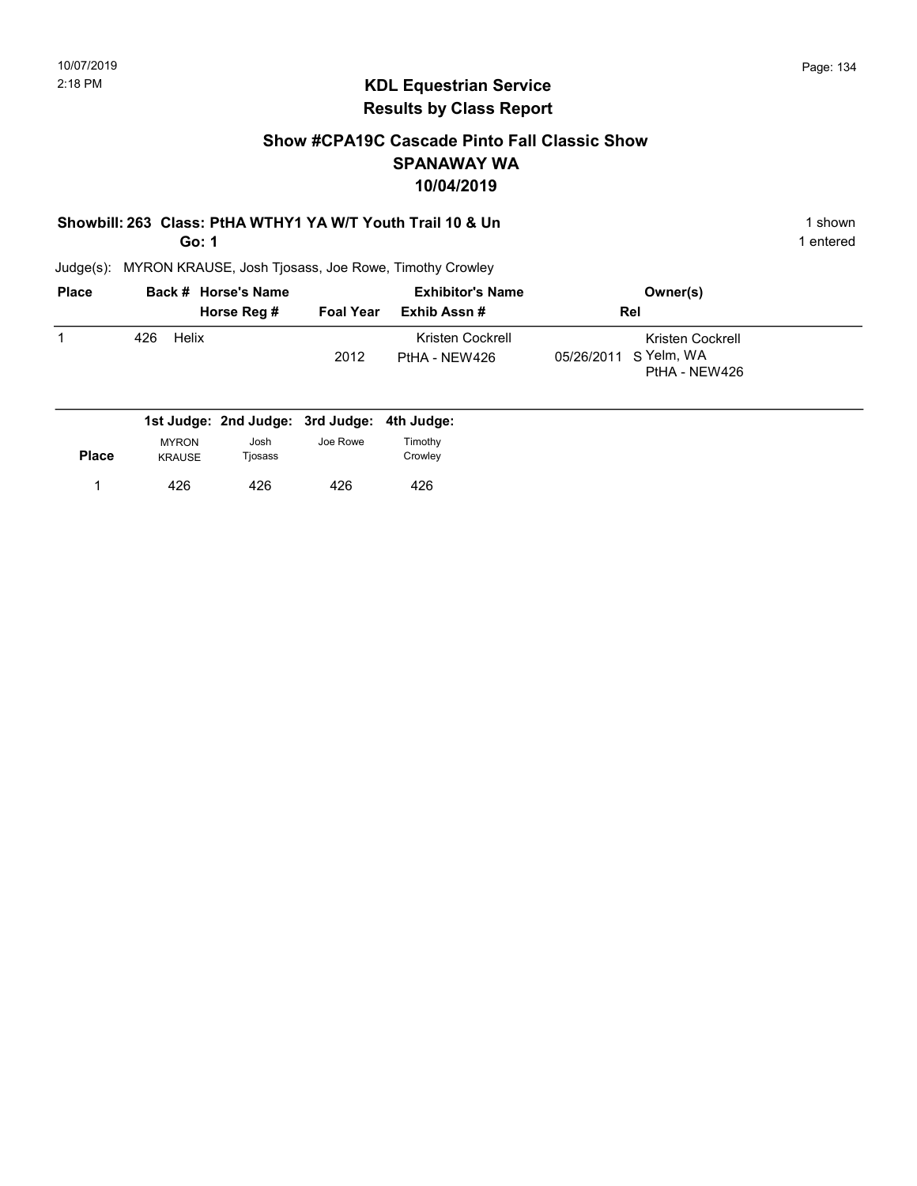## KDL Equestrian Service
## Results by Class Report

### Show #CPA19C Cascade Pinto Fall Classic Show
### SPANAWAY WA
### 10/04/2019

**Showbill: 263 Class: PtHA WTHY1 YA W/T Youth Trail 10 & Un** — 1 shown

**Go: 1** — 1 entered

Judge(s): MYRON KRAUSE, Josh Tjosass, Joe Rowe, Timothy Crowley

| Place | Back # | Horse's Name / Horse Reg # | Foal Year | Exhibitor's Name / Exhib Assn # | Rel | Owner(s) |
|---|---|---|---|---|---|---|
| 1 | 426 | Helix | 2012 | Kristen Cockrell<br>PtHA - NEW426 | 05/26/2011 S | Kristen Cockrell<br>Yelm, WA<br>PtHA - NEW426 |

| Place | 1st Judge: MYRON KRAUSE | 2nd Judge: Josh Tjosass | 3rd Judge: Joe Rowe | 4th Judge: Timothy Crowley |
|---|---|---|---|---|
| 1 | 426 | 426 | 426 | 426 |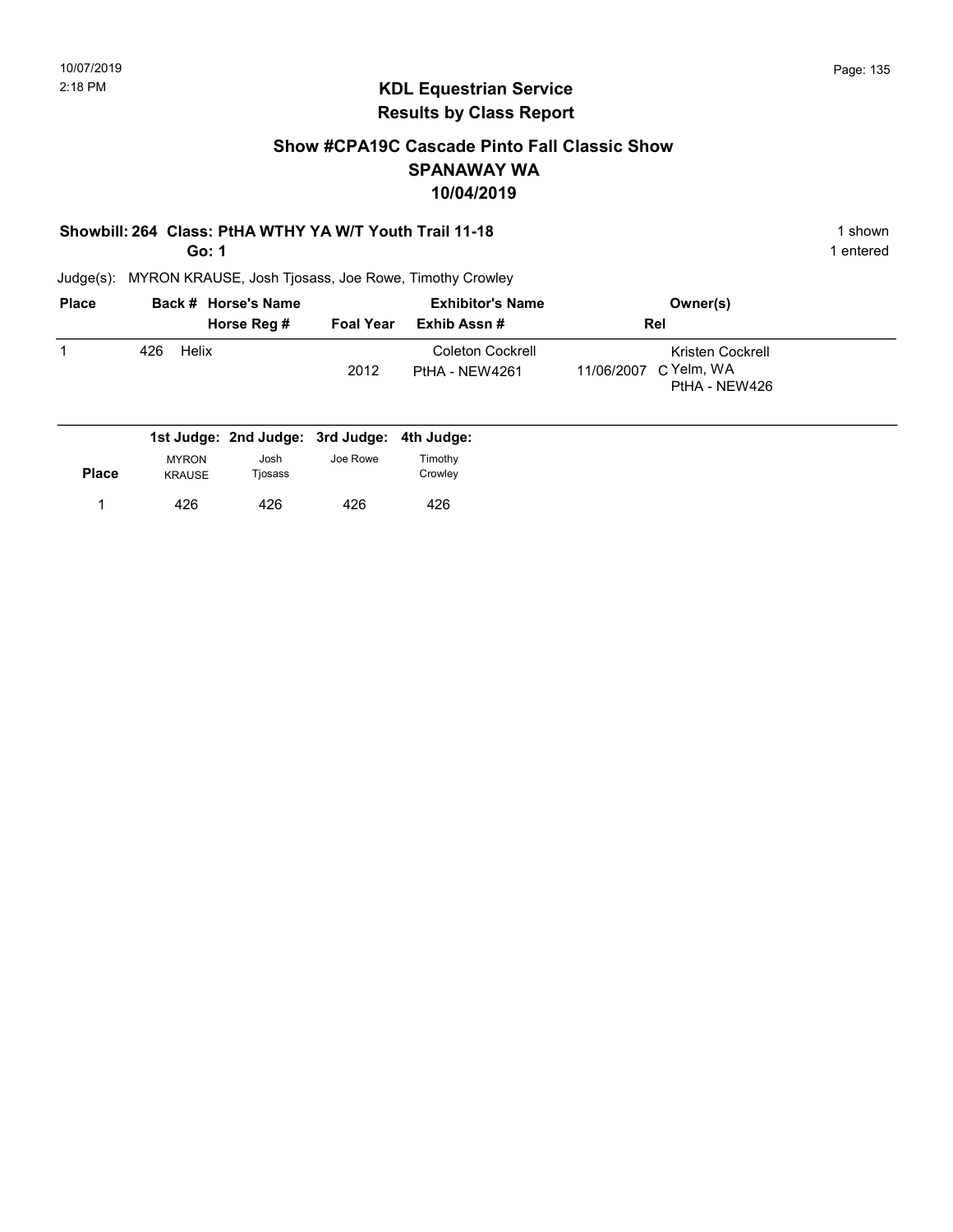## KDL Equestrian Service
## Results by Class Report

### Show #CPA19C Cascade Pinto Fall Classic Show
### SPANAWAY WA
### 10/04/2019

**Showbill: 264 Class: PtHA WTHY YA W/T Youth Trail 11-18** — 1 shown

**Go: 1** — 1 entered

Judge(s): MYRON KRAUSE, Josh Tjosass, Joe Rowe, Timothy Crowley

| Place | Back # | Horse's Name / Horse Reg # | Foal Year | Exhibitor's Name / Exhib Assn # | Rel | Owner(s) |
|---|---|---|---|---|---|---|
| 1 | 426 | Helix | 2012 | Coleton Cockrell<br>PtHA - NEW4261 | 11/06/2007 C | Kristen Cockrell<br>Yelm, WA<br>PtHA - NEW426 |

| Place | 1st Judge: MYRON KRAUSE | 2nd Judge: Josh Tjosass | 3rd Judge: Joe Rowe | 4th Judge: Timothy Crowley |
|---|---|---|---|---|
| 1 | 426 | 426 | 426 | 426 |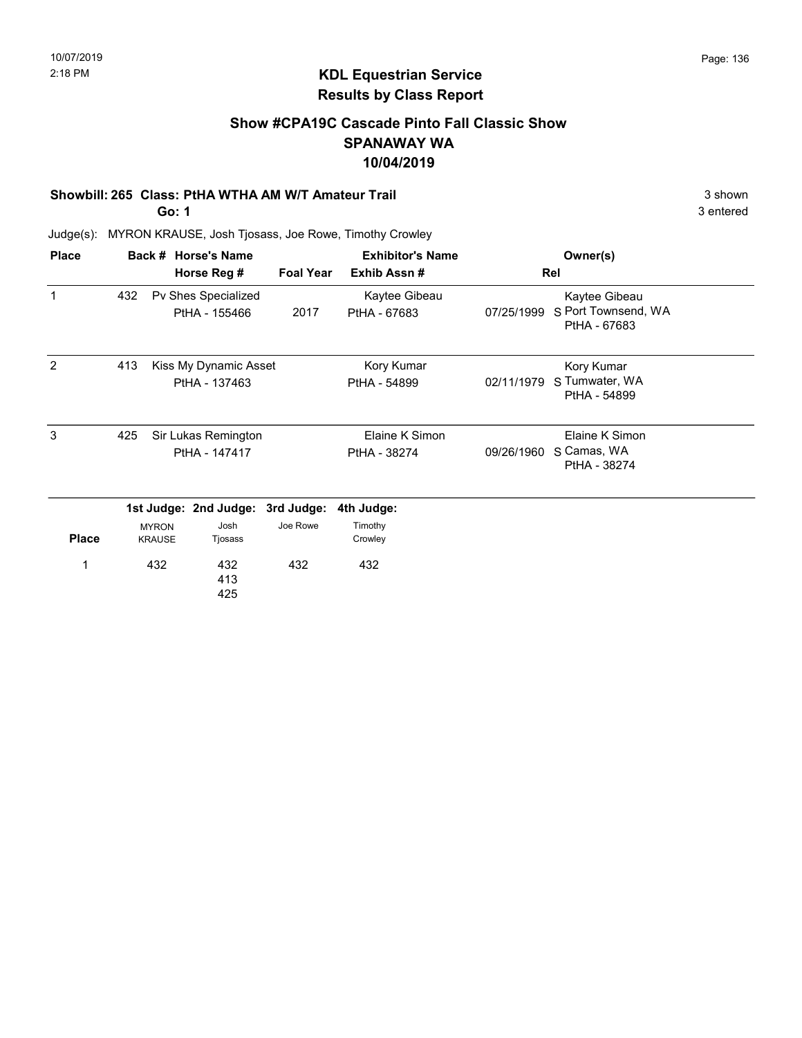10/07/2019
2:18 PM

## KDL Equestrian Service
## Results by Class Report

### Show #CPA19C Cascade Pinto Fall Classic Show
### SPANAWAY WA
### 10/04/2019

**Showbill: 265 Class: PtHA WTHA AM W/T Amateur Trail** — 3 shown

**Go: 1** — 3 entered

Judge(s): MYRON KRAUSE, Josh Tjosass, Joe Rowe, Timothy Crowley

| Place | Back # | Horse's Name / Horse Reg # | Foal Year | Exhibitor's Name / Exhib Assn # | Rel | Owner(s) |
|---|---|---|---|---|---|---|
| 1 | 432 | Pv Shes Specialized<br>PtHA - 155466 | 2017 | Kaytee Gibeau<br>PtHA - 67683 | 07/25/1999 S | Kaytee Gibeau<br>Port Townsend, WA<br>PtHA - 67683 |
| 2 | 413 | Kiss My Dynamic Asset<br>PtHA - 137463 | | Kory Kumar<br>PtHA - 54899 | 02/11/1979 S | Kory Kumar<br>Tumwater, WA<br>PtHA - 54899 |
| 3 | 425 | Sir Lukas Remington<br>PtHA - 147417 | | Elaine K Simon<br>PtHA - 38274 | 09/26/1960 S | Elaine K Simon<br>Camas, WA<br>PtHA - 38274 |

| Place | 1st Judge: MYRON KRAUSE | 2nd Judge: Josh Tjosass | 3rd Judge: Joe Rowe | 4th Judge: Timothy Crowley |
|---|---|---|---|---|
| 1 | 432 | 432<br>413<br>425 | 432 | 432 |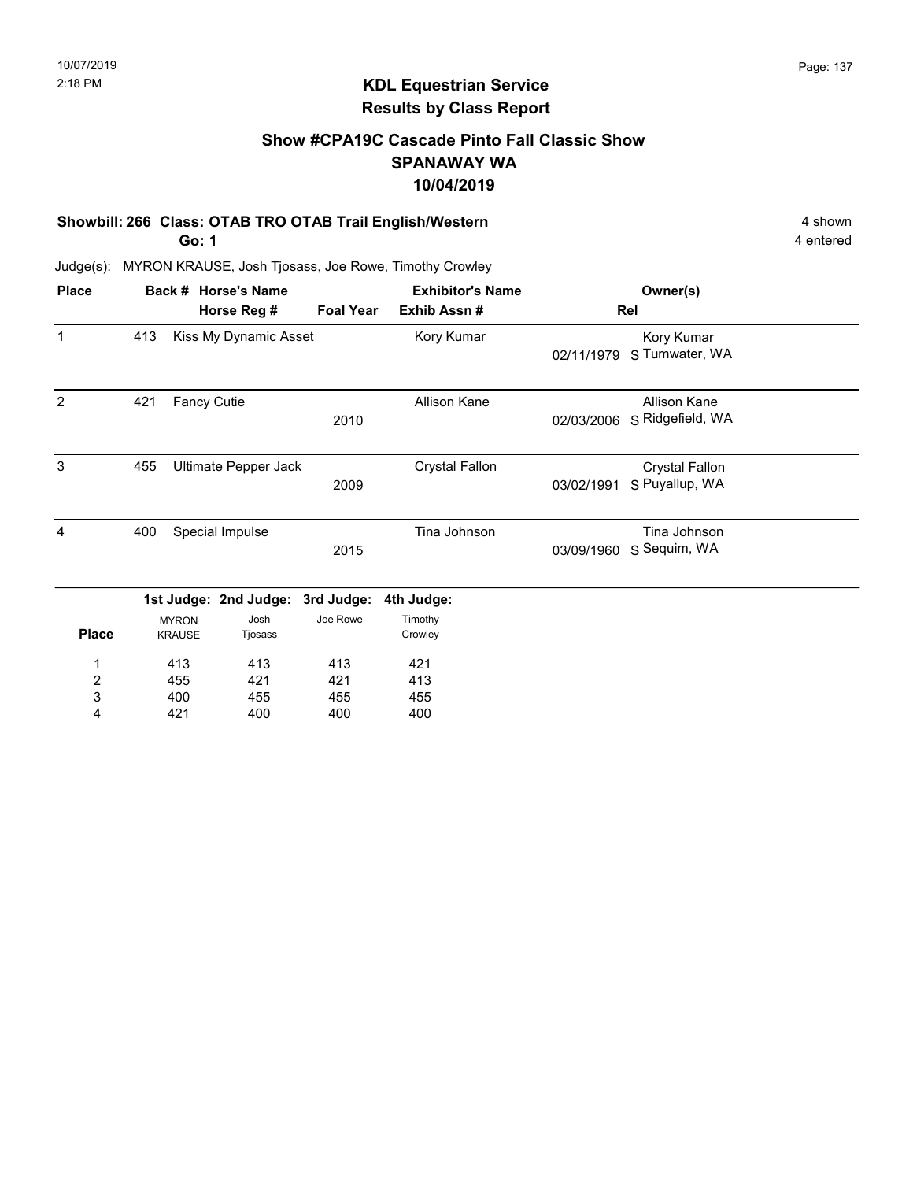## KDL Equestrian Service
## Results by Class Report

### Show #CPA19C Cascade Pinto Fall Classic Show
### SPANAWAY WA
### 10/04/2019

**Showbill: 266 Class: OTAB TRO OTAB Trail English/Western** — 4 shown

**Go: 1** — 4 entered

Judge(s): MYRON KRAUSE, Josh Tjosass, Joe Rowe, Timothy Crowley

| Place | Back # | Horse's Name / Horse Reg # | Foal Year | Exhibitor's Name / Exhib Assn # | Rel | Owner(s) |
|---|---|---|---|---|---|---|
| 1 | 413 | Kiss My Dynamic Asset | | Kory Kumar | 02/11/1979 S | Kory Kumar, Tumwater, WA |
| 2 | 421 | Fancy Cutie | 2010 | Allison Kane | 02/03/2006 S | Allison Kane, Ridgefield, WA |
| 3 | 455 | Ultimate Pepper Jack | 2009 | Crystal Fallon | 03/02/1991 S | Crystal Fallon, Puyallup, WA |
| 4 | 400 | Special Impulse | 2015 | Tina Johnson | 03/09/1960 S | Tina Johnson, Sequim, WA |

| Place | 1st Judge: MYRON KRAUSE | 2nd Judge: Josh Tjosass | 3rd Judge: Joe Rowe | 4th Judge: Timothy Crowley |
|---|---|---|---|---|
| 1 | 413 | 413 | 413 | 421 |
| 2 | 455 | 421 | 421 | 413 |
| 3 | 400 | 455 | 455 | 455 |
| 4 | 421 | 400 | 400 | 400 |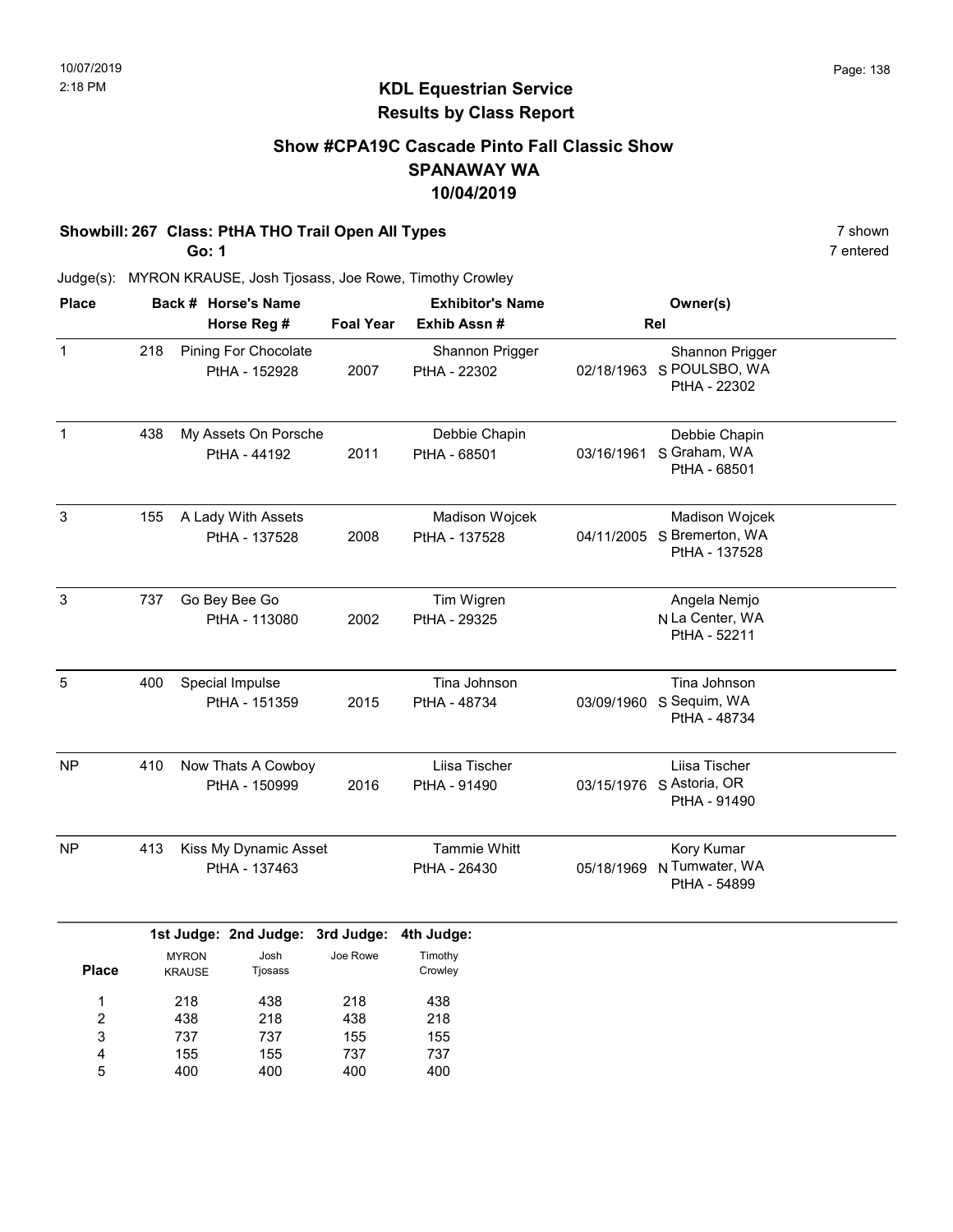# KDL Equestrian Service
## Results by Class Report

### Show #CPA19C Cascade Pinto Fall Classic Show
### SPANAWAY WA
### 10/04/2019

**Showbill: 267 Class: PtHA THO Trail Open All Types** — 7 shown
**Go: 1** — 7 entered

Judge(s): MYRON KRAUSE, Josh Tjosass, Joe Rowe, Timothy Crowley

| Place | Back # | Horse's Name / Horse Reg # | Foal Year | Exhibitor's Name / Exhib Assn # | Rel | Owner(s) |
|---|---|---|---|---|---|---|
| 1 | 218 | Pining For Chocolate<br>PtHA - 152928 | 2007 | Shannon Prigger<br>PtHA - 22302 | 02/18/1963 S | Shannon Prigger<br>POULSBO, WA<br>PtHA - 22302 |
| 1 | 438 | My Assets On Porsche<br>PtHA - 44192 | 2011 | Debbie Chapin<br>PtHA - 68501 | 03/16/1961 S | Debbie Chapin<br>Graham, WA<br>PtHA - 68501 |
| 3 | 155 | A Lady With Assets<br>PtHA - 137528 | 2008 | Madison Wojcek<br>PtHA - 137528 | 04/11/2005 S | Madison Wojcek<br>Bremerton, WA<br>PtHA - 137528 |
| 3 | 737 | Go Bey Bee Go<br>PtHA - 113080 | 2002 | Tim Wigren<br>PtHA - 29325 | N | Angela Nemjo<br>La Center, WA<br>PtHA - 52211 |
| 5 | 400 | Special Impulse<br>PtHA - 151359 | 2015 | Tina Johnson<br>PtHA - 48734 | 03/09/1960 S | Tina Johnson<br>Sequim, WA<br>PtHA - 48734 |
| NP | 410 | Now Thats A Cowboy<br>PtHA - 150999 | 2016 | Liisa Tischer<br>PtHA - 91490 | 03/15/1976 S | Liisa Tischer<br>Astoria, OR<br>PtHA - 91490 |
| NP | 413 | Kiss My Dynamic Asset<br>PtHA - 137463 | | Tammie Whitt<br>PtHA - 26430 | 05/18/1969 N | Kory Kumar<br>Tumwater, WA<br>PtHA - 54899 |

| Place | 1st Judge: MYRON KRAUSE | 2nd Judge: Josh Tjosass | 3rd Judge: Joe Rowe | 4th Judge: Timothy Crowley |
|---|---|---|---|---|
| 1 | 218 | 438 | 218 | 438 |
| 2 | 438 | 218 | 438 | 218 |
| 3 | 737 | 737 | 155 | 155 |
| 4 | 155 | 155 | 737 | 737 |
| 5 | 400 | 400 | 400 | 400 |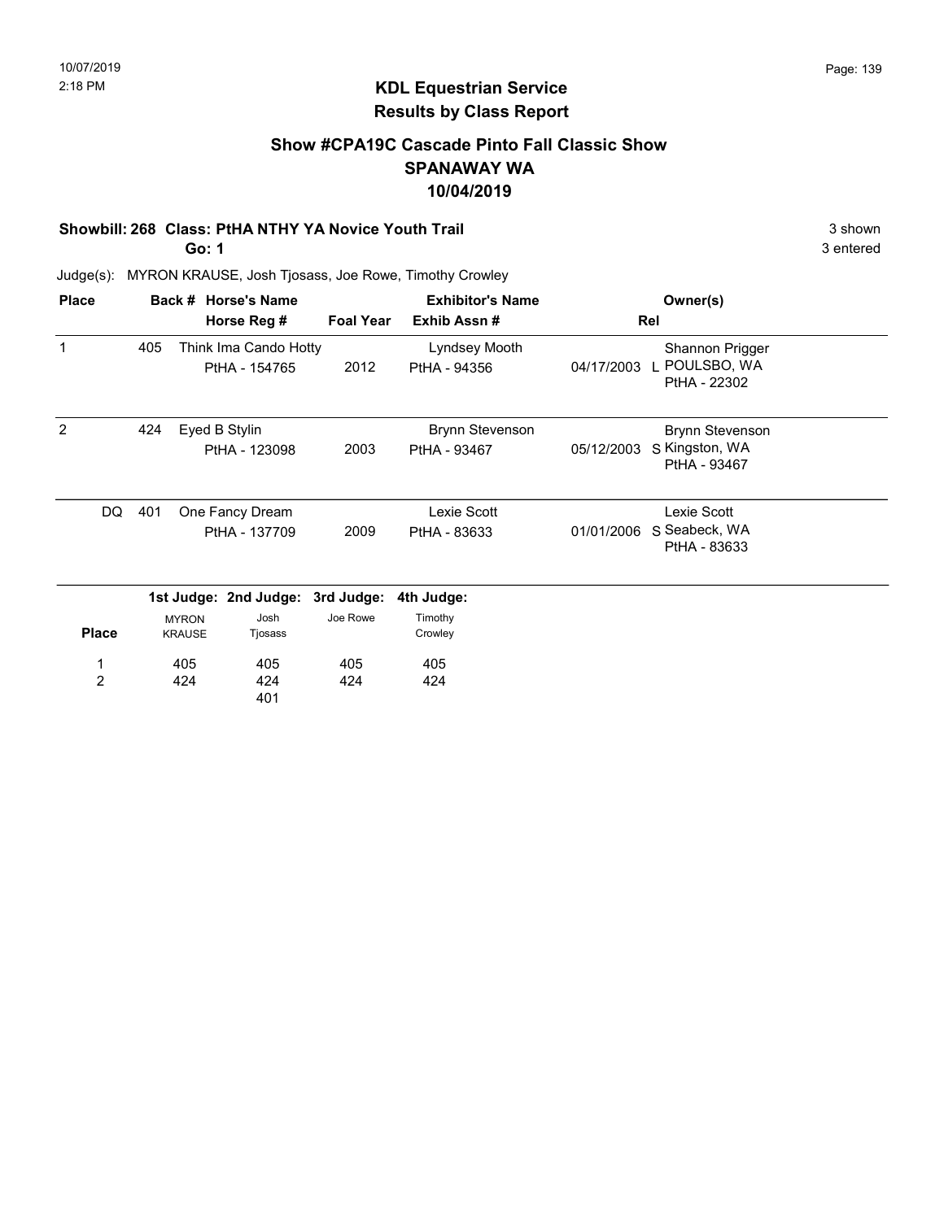# KDL Equestrian Service
## Results by Class Report

### Show #CPA19C Cascade Pinto Fall Classic Show
### SPANAWAY WA
### 10/04/2019

**Showbill: 268 Class: PtHA NTHY YA Novice Youth Trail** — 3 shown

**Go: 1** — 3 entered

Judge(s): MYRON KRAUSE, Josh Tjosass, Joe Rowe, Timothy Crowley

| Place | Back # | Horse's Name / Horse Reg # | Foal Year | Exhibitor's Name / Exhib Assn # | Rel | Owner(s) |
|---|---|---|---|---|---|---|
| 1 | 405 | Think Ima Cando Hotty<br>PtHA - 154765 | 2012 | Lyndsey Mooth<br>PtHA - 94356 | 04/17/2003 L | Shannon Prigger<br>POULSBO, WA<br>PtHA - 22302 |
| 2 | 424 | Eyed B Stylin<br>PtHA - 123098 | 2003 | Brynn Stevenson<br>PtHA - 93467 | 05/12/2003 S | Brynn Stevenson<br>Kingston, WA<br>PtHA - 93467 |
| DQ | 401 | One Fancy Dream<br>PtHA - 137709 | 2009 | Lexie Scott<br>PtHA - 83633 | 01/01/2006 S | Lexie Scott<br>Seabeck, WA<br>PtHA - 83633 |

| Place | 1st Judge: MYRON KRAUSE | 2nd Judge: Josh Tjosass | 3rd Judge: Joe Rowe | 4th Judge: Timothy Crowley |
|---|---|---|---|---|
| 1 | 405 | 405 | 405 | 405 |
| 2 | 424 | 424 | 424 | 424 |
| | | 401 | | |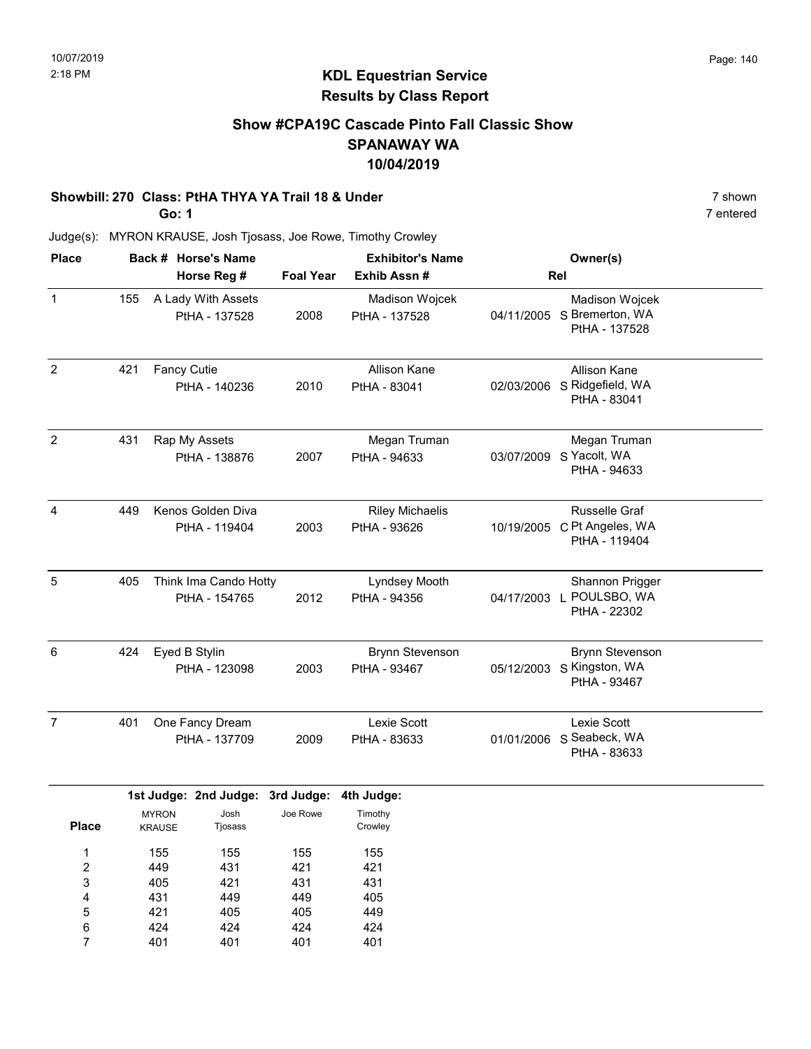# KDL Equestrian Service
## Results by Class Report

### Show #CPA19C Cascade Pinto Fall Classic Show
### SPANAWAY WA
### 10/04/2019

**Showbill: 270 Class: PtHA THYA YA Trail 18 & Under** 7 shown

**Go: 1** 7 entered

Judge(s): MYRON KRAUSE, Josh Tjosass, Joe Rowe, Timothy Crowley

| Place | Back # | Horse's Name / Horse Reg # | Foal Year | Exhibitor's Name / Exhib Assn # | | Rel | Owner(s) |
|---|---|---|---|---|---|---|---|
| 1 | 155 | A Lady With Assets<br>PtHA - 137528 | 2008 | Madison Wojcek<br>PtHA - 137528 | 04/11/2005 | S | Madison Wojcek<br>Bremerton, WA<br>PtHA - 137528 |
| 2 | 421 | Fancy Cutie<br>PtHA - 140236 | 2010 | Allison Kane<br>PtHA - 83041 | 02/03/2006 | S | Allison Kane<br>Ridgefield, WA<br>PtHA - 83041 |
| 2 | 431 | Rap My Assets<br>PtHA - 138876 | 2007 | Megan Truman<br>PtHA - 94633 | 03/07/2009 | S | Megan Truman<br>Yacolt, WA<br>PtHA - 94633 |
| 4 | 449 | Kenos Golden Diva<br>PtHA - 119404 | 2003 | Riley Michaelis<br>PtHA - 93626 | 10/19/2005 | C | Russelle Graf<br>Pt Angeles, WA<br>PtHA - 119404 |
| 5 | 405 | Think Ima Cando Hotty<br>PtHA - 154765 | 2012 | Lyndsey Mooth<br>PtHA - 94356 | 04/17/2003 | L | Shannon Prigger<br>POULSBO, WA<br>PtHA - 22302 |
| 6 | 424 | Eyed B Stylin<br>PtHA - 123098 | 2003 | Brynn Stevenson<br>PtHA - 93467 | 05/12/2003 | S | Brynn Stevenson<br>Kingston, WA<br>PtHA - 93467 |
| 7 | 401 | One Fancy Dream<br>PtHA - 137709 | 2009 | Lexie Scott<br>PtHA - 83633 | 01/01/2006 | S | Lexie Scott<br>Seabeck, WA<br>PtHA - 83633 |

| Place | 1st Judge: MYRON KRAUSE | 2nd Judge: Josh Tjosass | 3rd Judge: Joe Rowe | 4th Judge: Timothy Crowley |
|---|---|---|---|---|
| 1 | 155 | 155 | 155 | 155 |
| 2 | 449 | 431 | 421 | 421 |
| 3 | 405 | 421 | 431 | 431 |
| 4 | 431 | 449 | 449 | 405 |
| 5 | 421 | 405 | 405 | 449 |
| 6 | 424 | 424 | 424 | 424 |
| 7 | 401 | 401 | 401 | 401 |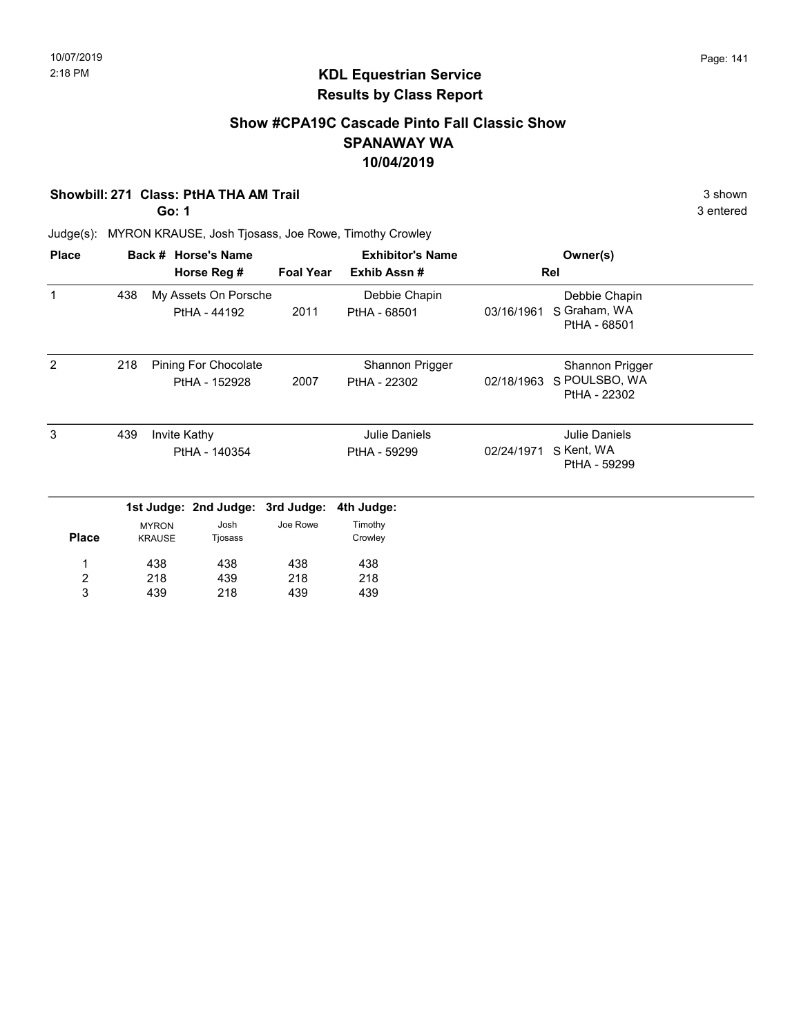# KDL Equestrian Service
## Results by Class Report

### Show #CPA19C Cascade Pinto Fall Classic Show
### SPANAWAY WA
### 10/04/2019

**Showbill: 271 Class: PtHA THA AM Trail** — 3 shown

**Go: 1** — 3 entered

Judge(s): MYRON KRAUSE, Josh Tjosass, Joe Rowe, Timothy Crowley

| Place | Back # | Horse's Name / Horse Reg # | Foal Year | Exhibitor's Name / Exhib Assn # | Rel | Owner(s) |
|---|---|---|---|---|---|---|
| 1 | 438 | My Assets On Porsche<br>PtHA - 44192 | 2011 | Debbie Chapin<br>PtHA - 68501 | 03/16/1961 S | Debbie Chapin<br>Graham, WA<br>PtHA - 68501 |
| 2 | 218 | Pining For Chocolate<br>PtHA - 152928 | 2007 | Shannon Prigger<br>PtHA - 22302 | 02/18/1963 S | Shannon Prigger<br>POULSBO, WA<br>PtHA - 22302 |
| 3 | 439 | Invite Kathy<br>PtHA - 140354 | | Julie Daniels<br>PtHA - 59299 | 02/24/1971 S | Julie Daniels<br>Kent, WA<br>PtHA - 59299 |

| Place | 1st Judge: MYRON KRAUSE | 2nd Judge: Josh Tjosass | 3rd Judge: Joe Rowe | 4th Judge: Timothy Crowley |
|---|---|---|---|---|
| 1 | 438 | 438 | 438 | 438 |
| 2 | 218 | 439 | 218 | 218 |
| 3 | 439 | 218 | 439 | 439 |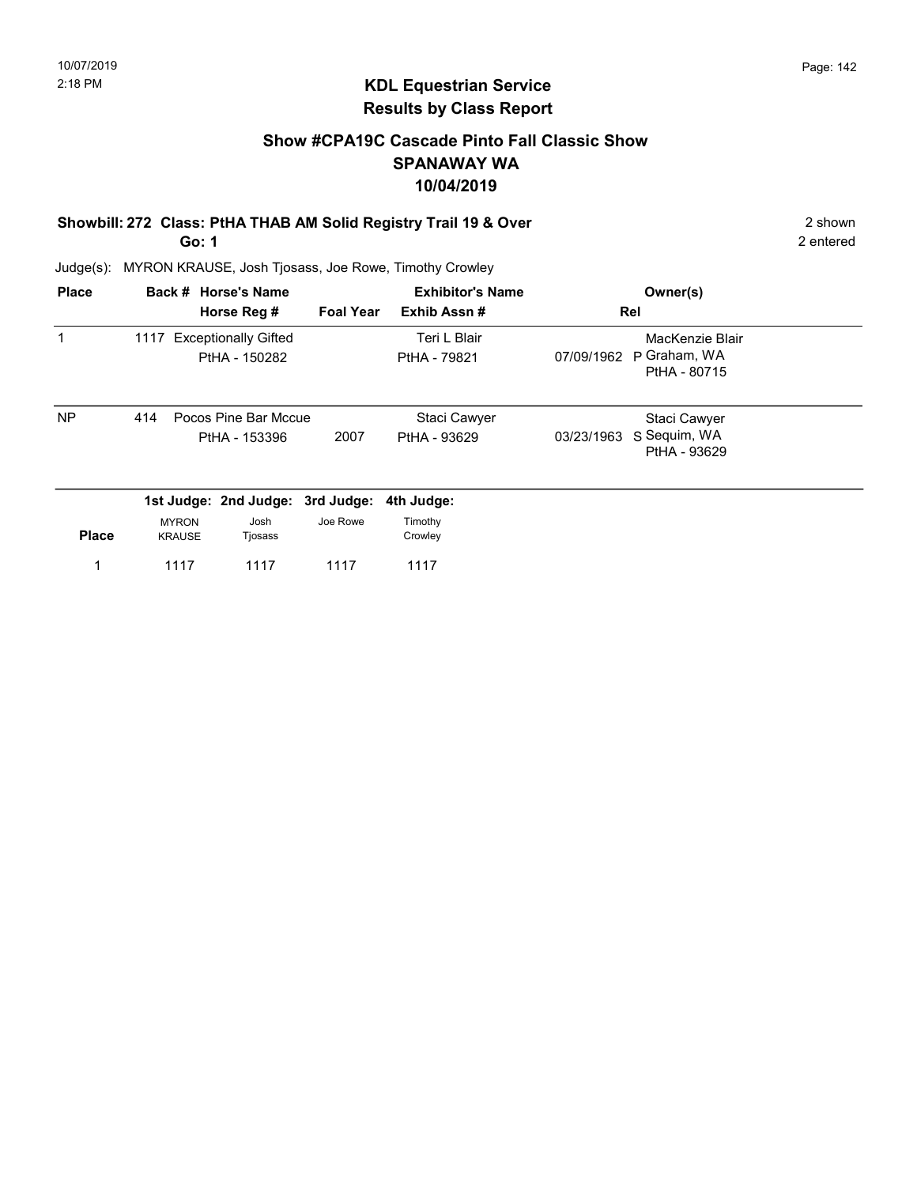# KDL Equestrian Service
## Results by Class Report

### Show #CPA19C Cascade Pinto Fall Classic Show
### SPANAWAY WA
### 10/04/2019

**Showbill: 272 Class: PtHA THAB AM Solid Registry Trail 19 & Over** — 2 shown

**Go: 1** — 2 entered

Judge(s): MYRON KRAUSE, Josh Tjosass, Joe Rowe, Timothy Crowley

| Place | Back # | Horse's Name / Horse Reg # | Foal Year | Exhibitor's Name / Exhib Assn # | Rel | Owner(s) |
|---|---|---|---|---|---|---|
| 1 | 1117 | Exceptionally Gifted<br>PtHA - 150282 | | Teri L Blair<br>PtHA - 79821 | 07/09/1962 P | MacKenzie Blair<br>Graham, WA<br>PtHA - 80715 |
| NP | 414 | Pocos Pine Bar Mccue<br>PtHA - 153396 | 2007 | Staci Cawyer<br>PtHA - 93629 | 03/23/1963 S | Staci Cawyer<br>Sequim, WA<br>PtHA - 93629 |

| Place | 1st Judge: MYRON KRAUSE | 2nd Judge: Josh Tjosass | 3rd Judge: Joe Rowe | 4th Judge: Timothy Crowley |
|---|---|---|---|---|
| 1 | 1117 | 1117 | 1117 | 1117 |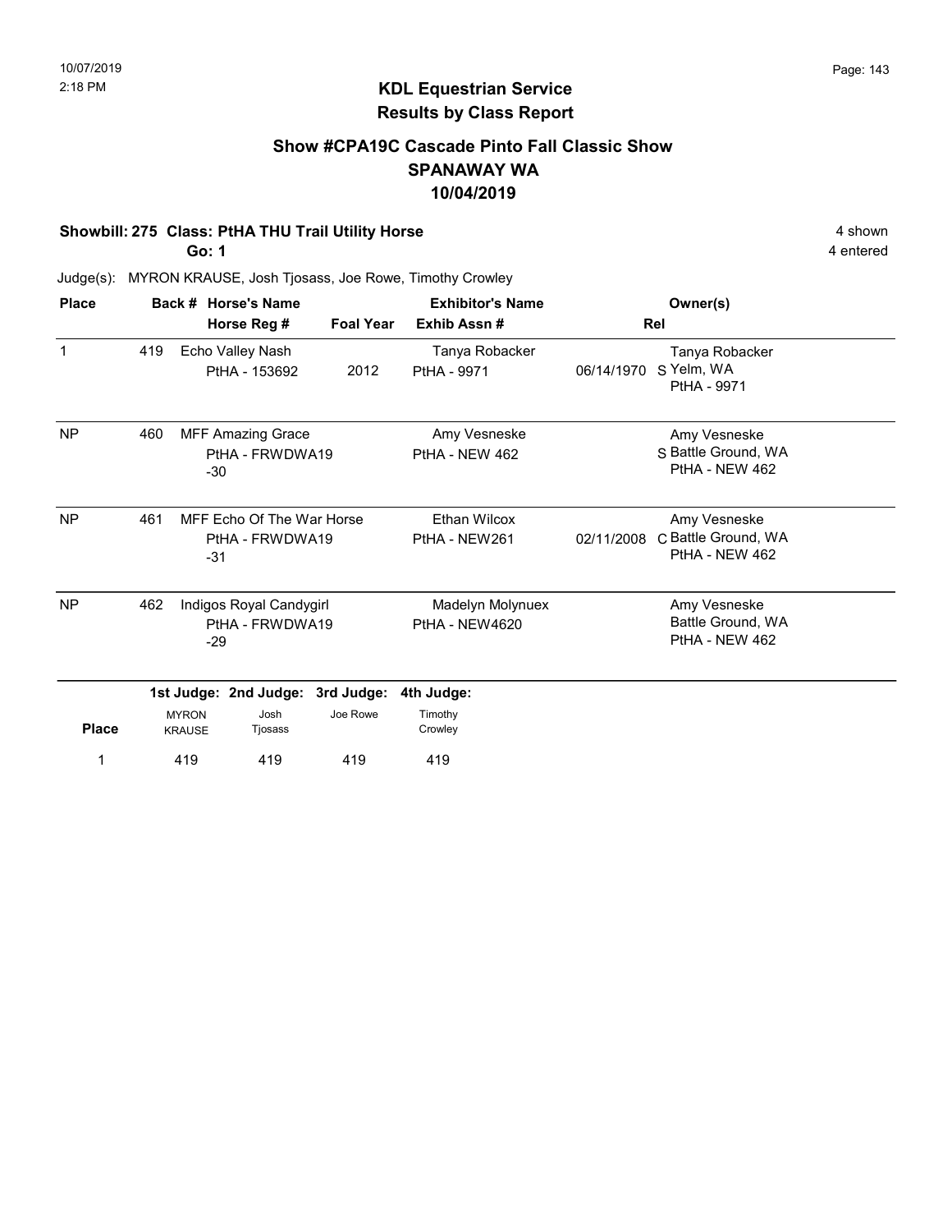# KDL Equestrian Service
## Results by Class Report

### Show #CPA19C Cascade Pinto Fall Classic Show
### SPANAWAY WA
### 10/04/2019

**Showbill: 275 Class: PtHA THU Trail Utility Horse** — 4 shown

**Go: 1** — 4 entered

Judge(s): MYRON KRAUSE, Josh Tjosass, Joe Rowe, Timothy Crowley

| Place | Back # | Horse's Name / Horse Reg # | Foal Year | Exhibitor's Name / Exhib Assn # | Rel | Owner(s) |
|---|---|---|---|---|---|---|
| 1 | 419 | Echo Valley Nash<br>PtHA - 153692 | 2012 | Tanya Robacker<br>PtHA - 9971 | 06/14/1970 S | Tanya Robacker<br>Yelm, WA<br>PtHA - 9971 |
| NP | 460 | MFF Amazing Grace<br>PtHA - FRWDWA19-30 | | Amy Vesneske<br>PtHA - NEW 462 | S | Amy Vesneske<br>Battle Ground, WA<br>PtHA - NEW 462 |
| NP | 461 | MFF Echo Of The War Horse<br>PtHA - FRWDWA19-31 | | Ethan Wilcox<br>PtHA - NEW261 | 02/11/2008 C | Amy Vesneske<br>Battle Ground, WA<br>PtHA - NEW 462 |
| NP | 462 | Indigos Royal Candygirl<br>PtHA - FRWDWA19-29 | | Madelyn Molynuex<br>PtHA - NEW4620 | | Amy Vesneske<br>Battle Ground, WA<br>PtHA - NEW 462 |

| Place | 1st Judge: MYRON KRAUSE | 2nd Judge: Josh Tjosass | 3rd Judge: Joe Rowe | 4th Judge: Timothy Crowley |
|---|---|---|---|---|
| 1 | 419 | 419 | 419 | 419 |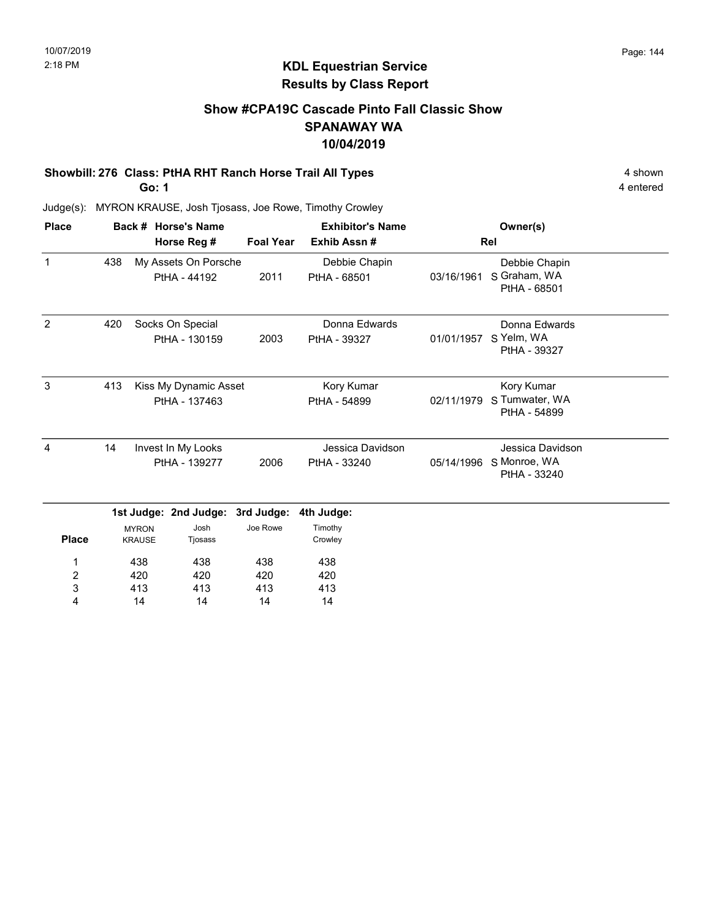# KDL Equestrian Service
## Results by Class Report

### Show #CPA19C Cascade Pinto Fall Classic Show
### SPANAWAY WA
### 10/04/2019

**Showbill: 276 Class: PtHA RHT Ranch Horse Trail All Types** 4 shown

**Go: 1** 4 entered

Judge(s): MYRON KRAUSE, Josh Tjosass, Joe Rowe, Timothy Crowley

| Place | Back # | Horse's Name / Horse Reg # | Foal Year | Exhibitor's Name / Exhib Assn # | Rel | Owner(s) |
|---|---|---|---|---|---|---|
| 1 | 438 | My Assets On Porsche<br>PtHA - 44192 | 2011 | Debbie Chapin<br>PtHA - 68501 | 03/16/1961 S | Debbie Chapin<br>Graham, WA<br>PtHA - 68501 |
| 2 | 420 | Socks On Special<br>PtHA - 130159 | 2003 | Donna Edwards<br>PtHA - 39327 | 01/01/1957 S | Donna Edwards<br>Yelm, WA<br>PtHA - 39327 |
| 3 | 413 | Kiss My Dynamic Asset<br>PtHA - 137463 | | Kory Kumar<br>PtHA - 54899 | 02/11/1979 S | Kory Kumar<br>Tumwater, WA<br>PtHA - 54899 |
| 4 | 14 | Invest In My Looks<br>PtHA - 139277 | 2006 | Jessica Davidson<br>PtHA - 33240 | 05/14/1996 S | Jessica Davidson<br>Monroe, WA<br>PtHA - 33240 |

| Place | 1st Judge: MYRON KRAUSE | 2nd Judge: Josh Tjosass | 3rd Judge: Joe Rowe | 4th Judge: Timothy Crowley |
|---|---|---|---|---|
| 1 | 438 | 438 | 438 | 438 |
| 2 | 420 | 420 | 420 | 420 |
| 3 | 413 | 413 | 413 | 413 |
| 4 | 14 | 14 | 14 | 14 |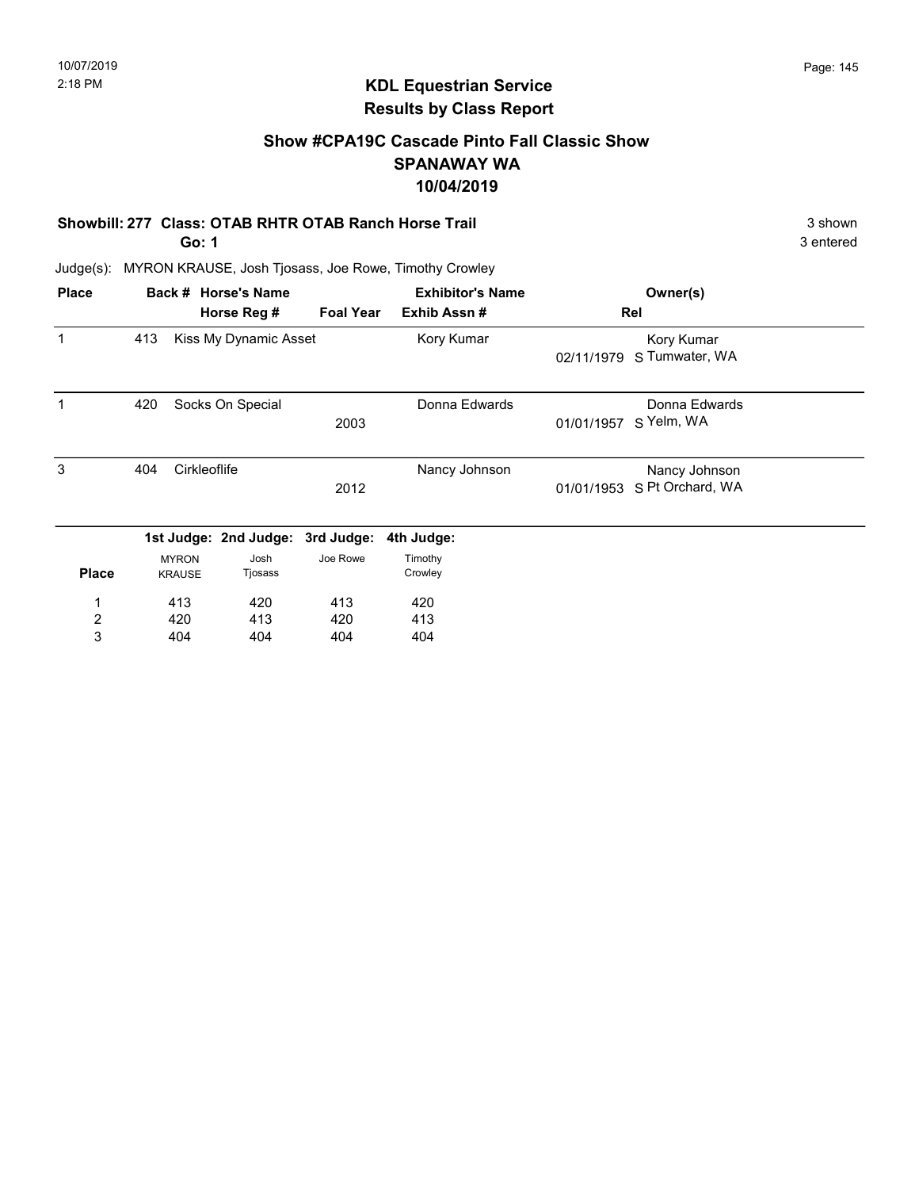# KDL Equestrian Service
## Results by Class Report

### Show #CPA19C Cascade Pinto Fall Classic Show
### SPANAWAY WA
### 10/04/2019

**Showbill: 277 Class: OTAB RHTR OTAB Ranch Horse Trail** 3 shown

**Go: 1** 3 entered

Judge(s): MYRON KRAUSE, Josh Tjosass, Joe Rowe, Timothy Crowley

| Place | Back # | Horse's Name / Horse Reg # | Foal Year | Exhibitor's Name / Exhib Assn # | Rel | Owner(s) |
|---|---|---|---|---|---|---|
| 1 | 413 | Kiss My Dynamic Asset | | Kory Kumar | 02/11/1979 S | Kory Kumar<br>Tumwater, WA |
| 1 | 420 | Socks On Special | 2003 | Donna Edwards | 01/01/1957 S | Donna Edwards<br>Yelm, WA |
| 3 | 404 | Cirkleoflife | 2012 | Nancy Johnson | 01/01/1953 S | Nancy Johnson<br>Pt Orchard, WA |

| Place | 1st Judge: MYRON KRAUSE | 2nd Judge: Josh Tjosass | 3rd Judge: Joe Rowe | 4th Judge: Timothy Crowley |
|---|---|---|---|---|
| 1 | 413 | 420 | 413 | 420 |
| 2 | 420 | 413 | 420 | 413 |
| 3 | 404 | 404 | 404 | 404 |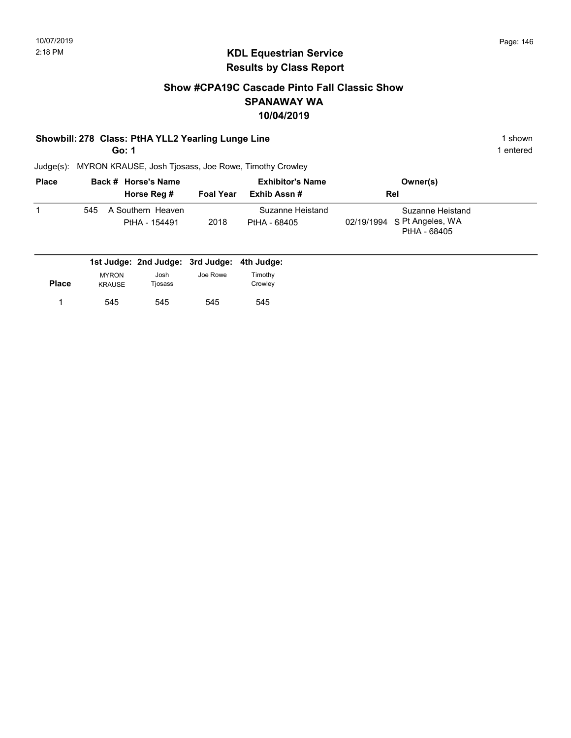## KDL Equestrian Service
## Results by Class Report

### Show #CPA19C Cascade Pinto Fall Classic Show
### SPANAWAY WA
### 10/04/2019

**Showbill: 278 Class: PtHA YLL2 Yearling Lunge Line** — 1 shown

**Go: 1** — 1 entered

Judge(s): MYRON KRAUSE, Josh Tjosass, Joe Rowe, Timothy Crowley

| Place | Back # | Horse's Name / Horse Reg # | Foal Year | Exhibitor's Name / Exhib Assn # | Rel | Owner(s) |
|---|---|---|---|---|---|---|
| 1 | 545 | A Southern Heaven<br>PtHA - 154491 | 2018 | Suzanne Heistand<br>PtHA - 68405 | 02/19/1994 S | Suzanne Heistand<br>Pt Angeles, WA<br>PtHA - 68405 |

| Place | 1st Judge: MYRON KRAUSE | 2nd Judge: Josh Tjosass | 3rd Judge: Joe Rowe | 4th Judge: Timothy Crowley |
|---|---|---|---|---|
| 1 | 545 | 545 | 545 | 545 |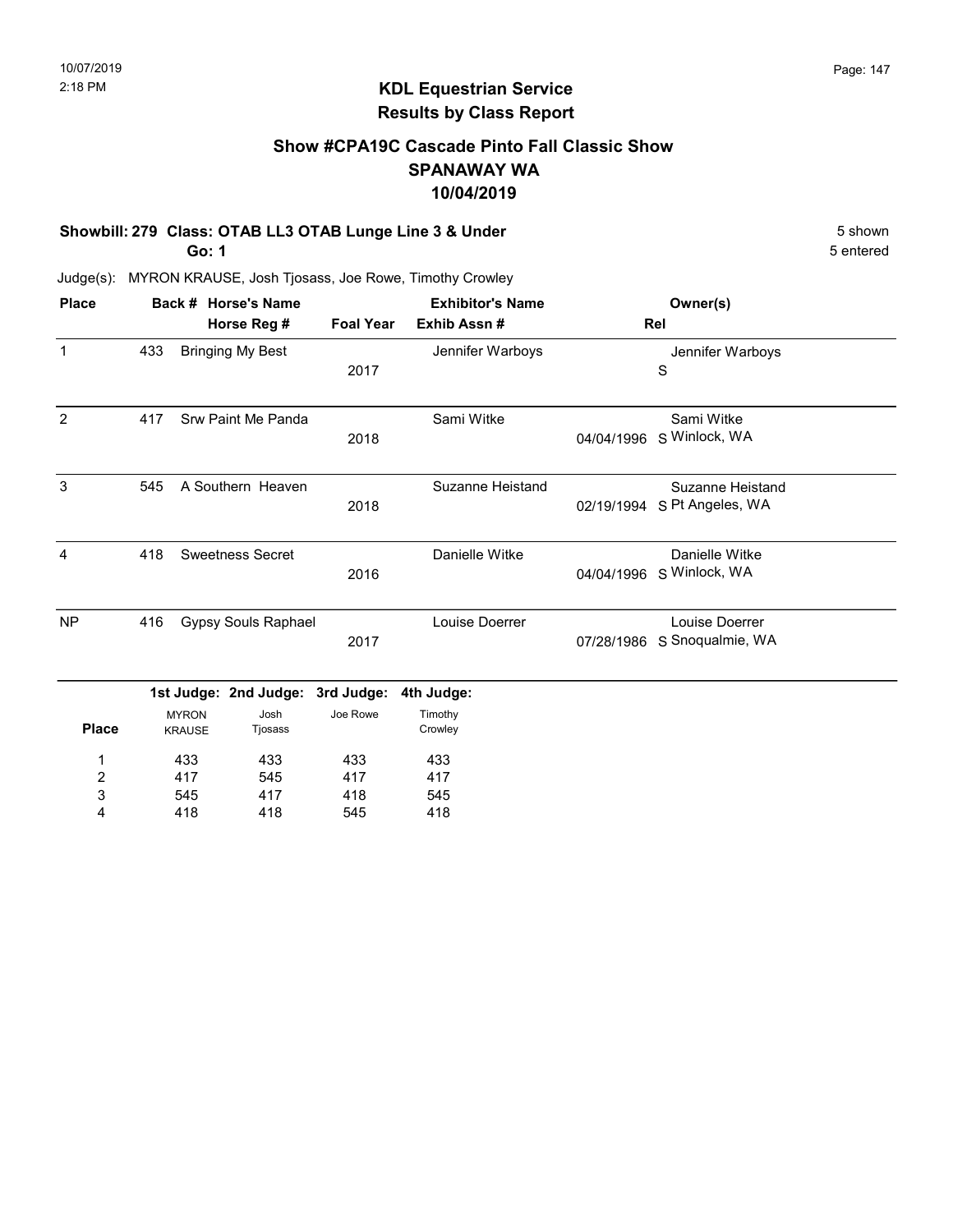# KDL Equestrian Service
## Results by Class Report

### Show #CPA19C Cascade Pinto Fall Classic Show
### SPANAWAY WA
### 10/04/2019

**Showbill: 279 Class: OTAB LL3 OTAB Lunge Line 3 & Under** — 5 shown

**Go: 1** — 5 entered

Judge(s): MYRON KRAUSE, Josh Tjosass, Joe Rowe, Timothy Crowley

| Place | Back # | Horse's Name / Horse Reg # | Foal Year | Exhibitor's Name / Exhib Assn # | Rel | Owner(s) |
|---|---|---|---|---|---|---|
| 1 | 433 | Bringing My Best | 2017 | Jennifer Warboys | S | Jennifer Warboys |
| 2 | 417 | Srw Paint Me Panda | 2018 | Sami Witke | 04/04/1996 S | Sami Witke, Winlock, WA |
| 3 | 545 | A Southern Heaven | 2018 | Suzanne Heistand | 02/19/1994 S | Suzanne Heistand, Pt Angeles, WA |
| 4 | 418 | Sweetness Secret | 2016 | Danielle Witke | 04/04/1996 S | Danielle Witke, Winlock, WA |
| NP | 416 | Gypsy Souls Raphael | 2017 | Louise Doerrer | 07/28/1986 S | Louise Doerrer, Snoqualmie, WA |

| Place | 1st Judge: MYRON KRAUSE | 2nd Judge: Josh Tjosass | 3rd Judge: Joe Rowe | 4th Judge: Timothy Crowley |
|---|---|---|---|---|
| 1 | 433 | 433 | 433 | 433 |
| 2 | 417 | 545 | 417 | 417 |
| 3 | 545 | 417 | 418 | 545 |
| 4 | 418 | 418 | 545 | 418 |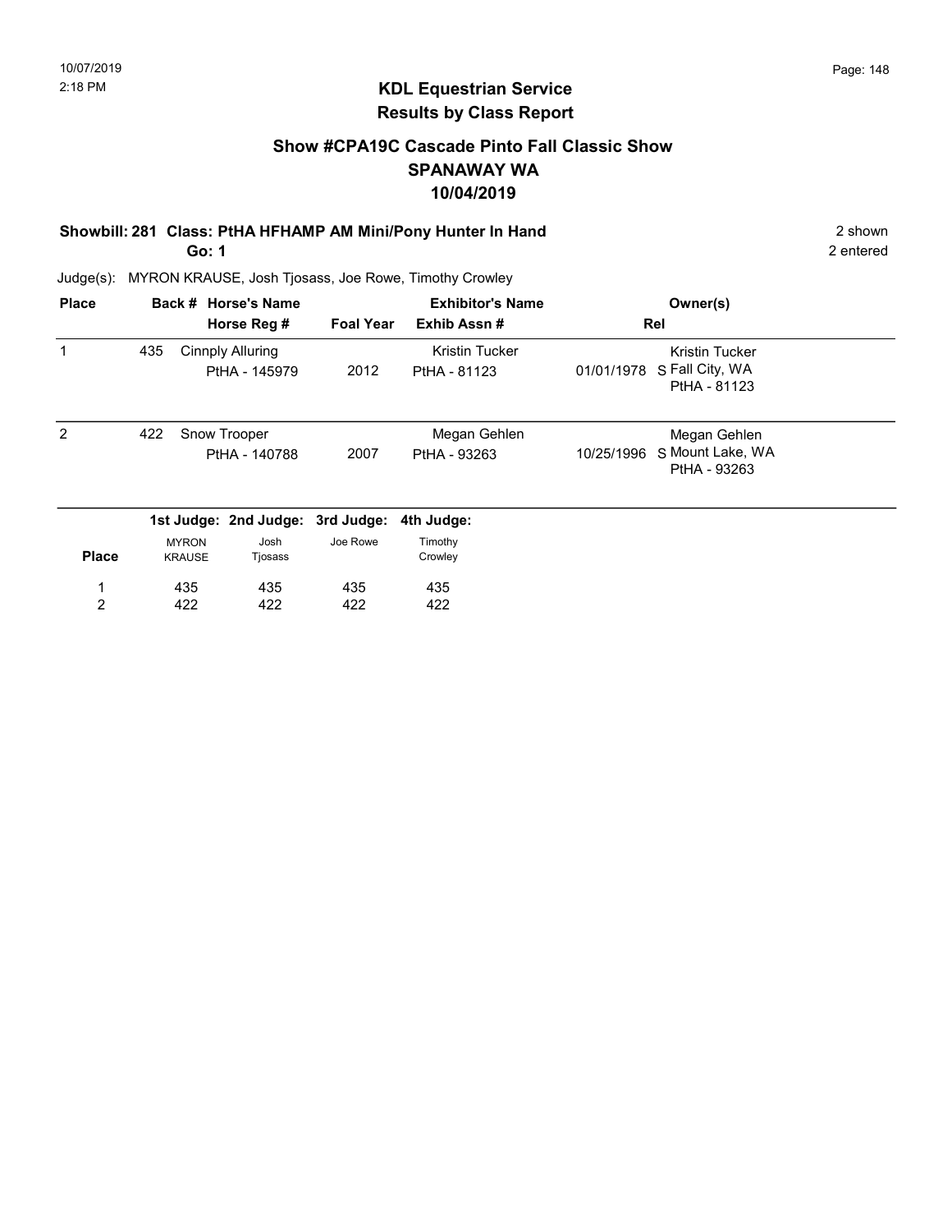# KDL Equestrian Service
## Results by Class Report

### Show #CPA19C Cascade Pinto Fall Classic Show
### SPANAWAY WA
### 10/04/2019

**Showbill: 281 Class: PtHA HFHAMP AM Mini/Pony Hunter In Hand** — 2 shown

**Go: 1** — 2 entered

Judge(s): MYRON KRAUSE, Josh Tjosass, Joe Rowe, Timothy Crowley

| Place | Back # | Horse's Name / Horse Reg # | Foal Year | Exhibitor's Name / Exhib Assn # | Rel | Owner(s) |
|---|---|---|---|---|---|---|
| 1 | 435 | Cinnply Alluring<br>PtHA - 145979 | 2012 | Kristin Tucker<br>PtHA - 81123 | 01/01/1978 S | Kristin Tucker<br>Fall City, WA<br>PtHA - 81123 |
| 2 | 422 | Snow Trooper<br>PtHA - 140788 | 2007 | Megan Gehlen<br>PtHA - 93263 | 10/25/1996 S | Megan Gehlen<br>Mount Lake, WA<br>PtHA - 93263 |

| Place | 1st Judge: MYRON KRAUSE | 2nd Judge: Josh Tjosass | 3rd Judge: Joe Rowe | 4th Judge: Timothy Crowley |
|---|---|---|---|---|
| 1 | 435 | 435 | 435 | 435 |
| 2 | 422 | 422 | 422 | 422 |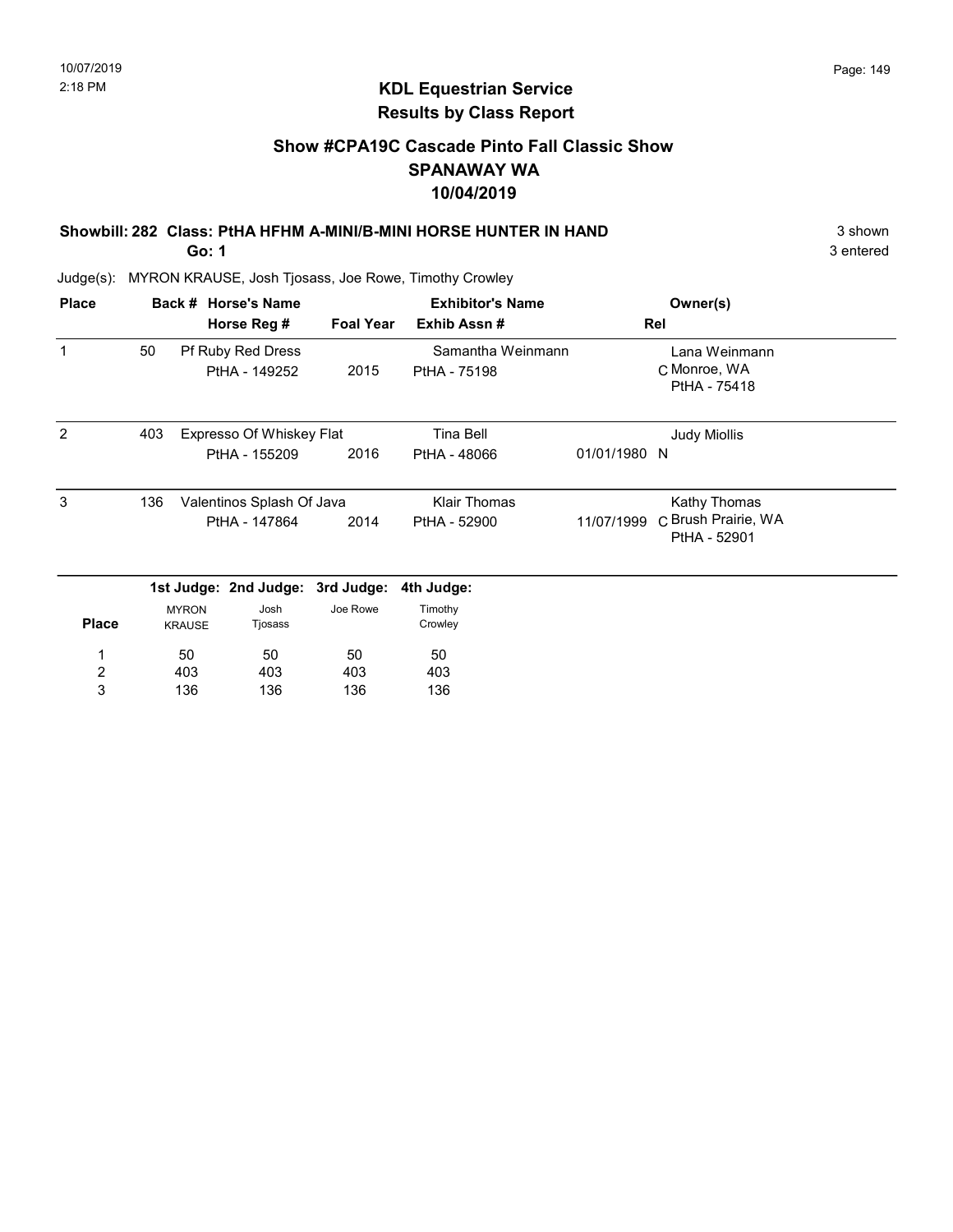10/07/2019
2:18 PM

# KDL Equestrian Service
## Results by Class Report

### Show #CPA19C Cascade Pinto Fall Classic Show
### SPANAWAY WA
### 10/04/2019

**Showbill: 282 Class: PtHA HFHM A-MINI/B-MINI HORSE HUNTER IN HAND** — 3 shown
**Go: 1** — 3 entered

Judge(s): MYRON KRAUSE, Josh Tjosass, Joe Rowe, Timothy Crowley

| Place | Back # | Horse's Name / Horse Reg # | Foal Year | Exhibitor's Name / Exhib Assn # | Rel | Owner(s) |
|---|---|---|---|---|---|---|
| 1 | 50 | Pf Ruby Red Dress<br>PtHA - 149252 | 2015 | Samantha Weinmann<br>PtHA - 75198 | C | Lana Weinmann<br>Monroe, WA<br>PtHA - 75418 |
| 2 | 403 | Expresso Of Whiskey Flat<br>PtHA - 155209 | 2016 | Tina Bell<br>PtHA - 48066 | 01/01/1980 N | Judy Miollis |
| 3 | 136 | Valentinos Splash Of Java<br>PtHA - 147864 | 2014 | Klair Thomas<br>PtHA - 52900 | 11/07/1999 C | Kathy Thomas<br>Brush Prairie, WA<br>PtHA - 52901 |

| Place | 1st Judge: MYRON KRAUSE | 2nd Judge: Josh Tjosass | 3rd Judge: Joe Rowe | 4th Judge: Timothy Crowley |
|---|---|---|---|---|
| 1 | 50 | 50 | 50 | 50 |
| 2 | 403 | 403 | 403 | 403 |
| 3 | 136 | 136 | 136 | 136 |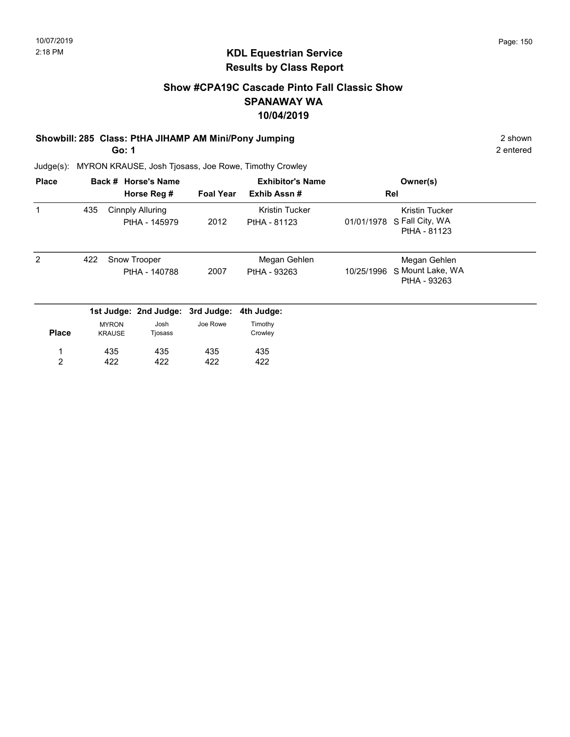## KDL Equestrian Service
## Results by Class Report

### Show #CPA19C Cascade Pinto Fall Classic Show
### SPANAWAY WA
### 10/04/2019

**Showbill: 285 Class: PtHA JIHAMP AM Mini/Pony Jumping** — 2 shown

**Go: 1** — 2 entered

Judge(s): MYRON KRAUSE, Josh Tjosass, Joe Rowe, Timothy Crowley

| Place | Back # | Horse's Name / Horse Reg # | Foal Year | Exhibitor's Name / Exhib Assn # | Rel | Owner(s) |
|---|---|---|---|---|---|---|
| 1 | 435 | Cinnply Alluring<br>PtHA - 145979 | 2012 | Kristin Tucker<br>PtHA - 81123 | 01/01/1978 S | Kristin Tucker<br>Fall City, WA<br>PtHA - 81123 |
| 2 | 422 | Snow Trooper<br>PtHA - 140788 | 2007 | Megan Gehlen<br>PtHA - 93263 | 10/25/1996 S | Megan Gehlen<br>Mount Lake, WA<br>PtHA - 93263 |

| Place | 1st Judge: MYRON KRAUSE | 2nd Judge: Josh Tjosass | 3rd Judge: Joe Rowe | 4th Judge: Timothy Crowley |
|---|---|---|---|---|
| 1 | 435 | 435 | 435 | 435 |
| 2 | 422 | 422 | 422 | 422 |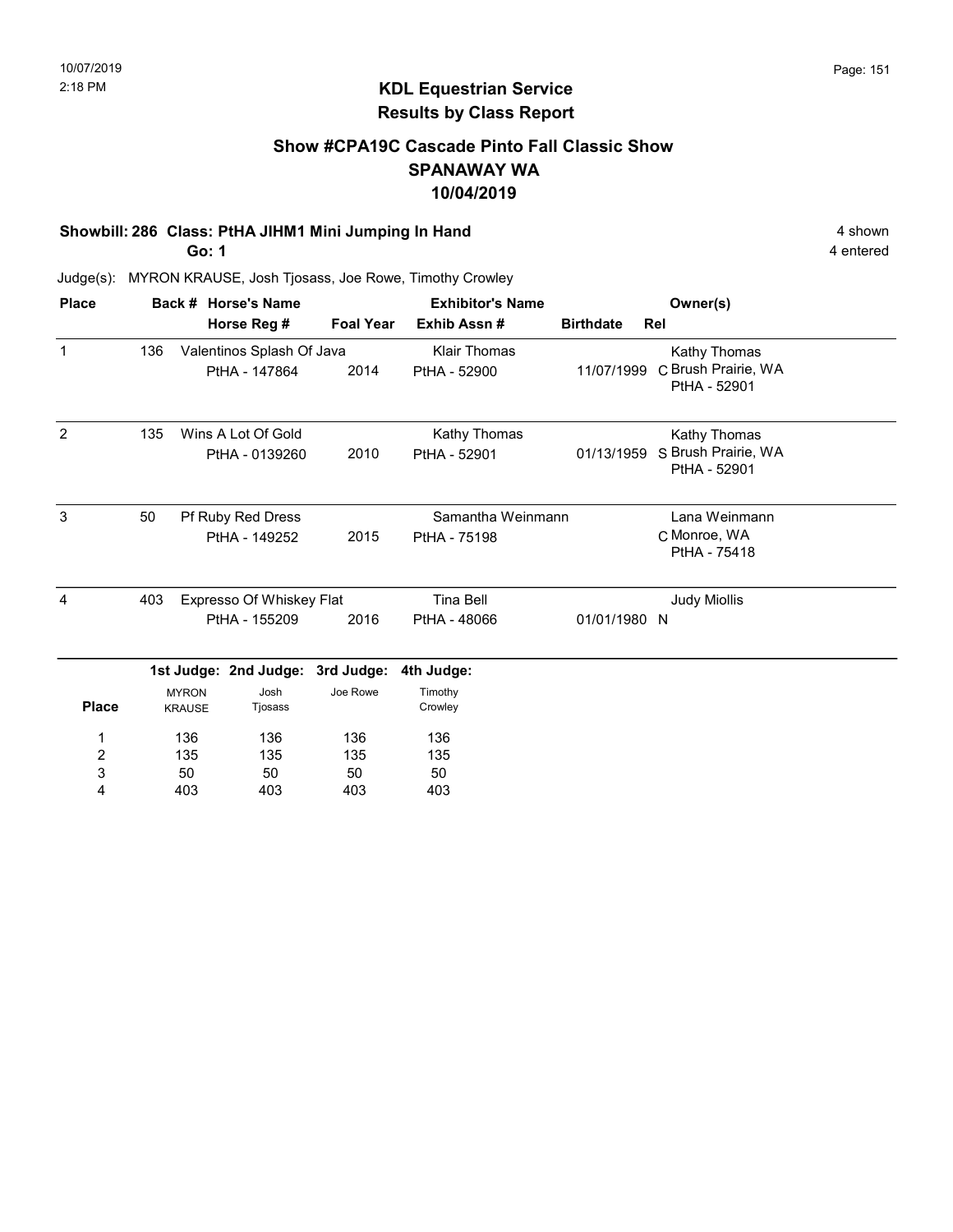# KDL Equestrian Service
## Results by Class Report

### Show #CPA19C Cascade Pinto Fall Classic Show
### SPANAWAY WA
### 10/04/2019

**Showbill: 286 Class: PtHA JIHM1 Mini Jumping In Hand** — 4 shown

**Go: 1** — 4 entered

Judge(s): MYRON KRAUSE, Josh Tjosass, Joe Rowe, Timothy Crowley

| Place | Back # | Horse's Name / Horse Reg # | Foal Year | Exhibitor's Name / Exhib Assn # | Birthdate | Rel | Owner(s) |
|---|---|---|---|---|---|---|---|
| 1 | 136 | Valentinos Splash Of Java<br>PtHA - 147864 | 2014 | Klair Thomas<br>PtHA - 52900 | 11/07/1999 | C | Kathy Thomas<br>Brush Prairie, WA<br>PtHA - 52901 |
| 2 | 135 | Wins A Lot Of Gold<br>PtHA - 0139260 | 2010 | Kathy Thomas<br>PtHA - 52901 | 01/13/1959 | S | Kathy Thomas<br>Brush Prairie, WA<br>PtHA - 52901 |
| 3 | 50 | Pf Ruby Red Dress<br>PtHA - 149252 | 2015 | Samantha Weinmann<br>PtHA - 75198 | | C | Lana Weinmann<br>Monroe, WA<br>PtHA - 75418 |
| 4 | 403 | Expresso Of Whiskey Flat<br>PtHA - 155209 | 2016 | Tina Bell<br>PtHA - 48066 | 01/01/1980 | N | Judy Miollis |

| Place | 1st Judge: MYRON KRAUSE | 2nd Judge: Josh Tjosass | 3rd Judge: Joe Rowe | 4th Judge: Timothy Crowley |
|---|---|---|---|---|
| 1 | 136 | 136 | 136 | 136 |
| 2 | 135 | 135 | 135 | 135 |
| 3 | 50 | 50 | 50 | 50 |
| 4 | 403 | 403 | 403 | 403 |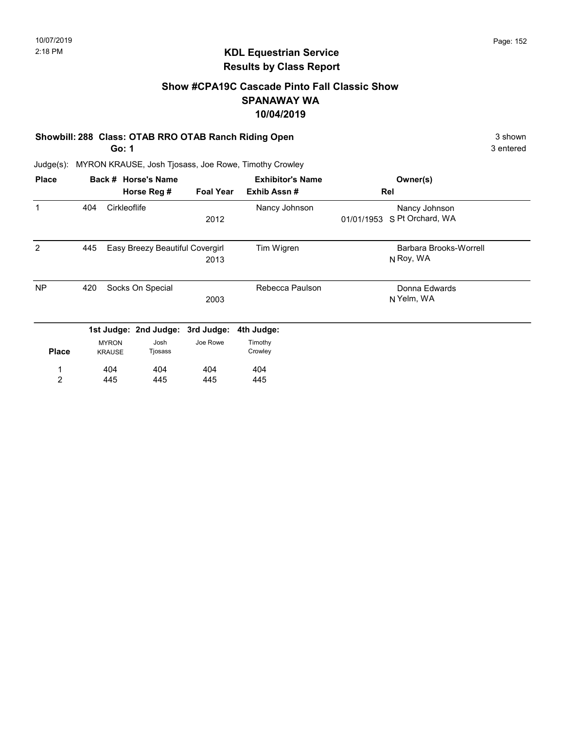## KDL Equestrian Service
## Results by Class Report

### Show #CPA19C Cascade Pinto Fall Classic Show
### SPANAWAY WA
### 10/04/2019

**Showbill: 288 Class: OTAB RRO OTAB Ranch Riding Open** — 3 shown

**Go: 1** — 3 entered

Judge(s): MYRON KRAUSE, Josh Tjosass, Joe Rowe, Timothy Crowley

| Place | Back # | Horse's Name / Horse Reg # | Foal Year | Exhibitor's Name / Exhib Assn # | Rel | Owner(s) |
|---|---|---|---|---|---|---|
| 1 | 404 | Cirkleoflife | 2012 | Nancy Johnson | 01/01/1953 S | Nancy Johnson, Pt Orchard, WA |
| 2 | 445 | Easy Breezy Beautiful Covergirl | 2013 | Tim Wigren | N | Barbara Brooks-Worrell, Roy, WA |
| NP | 420 | Socks On Special | 2003 | Rebecca Paulson | N | Donna Edwards, Yelm, WA |

| Place | 1st Judge: MYRON KRAUSE | 2nd Judge: Josh Tjosass | 3rd Judge: Joe Rowe | 4th Judge: Timothy Crowley |
|---|---|---|---|---|
| 1 | 404 | 404 | 404 | 404 |
| 2 | 445 | 445 | 445 | 445 |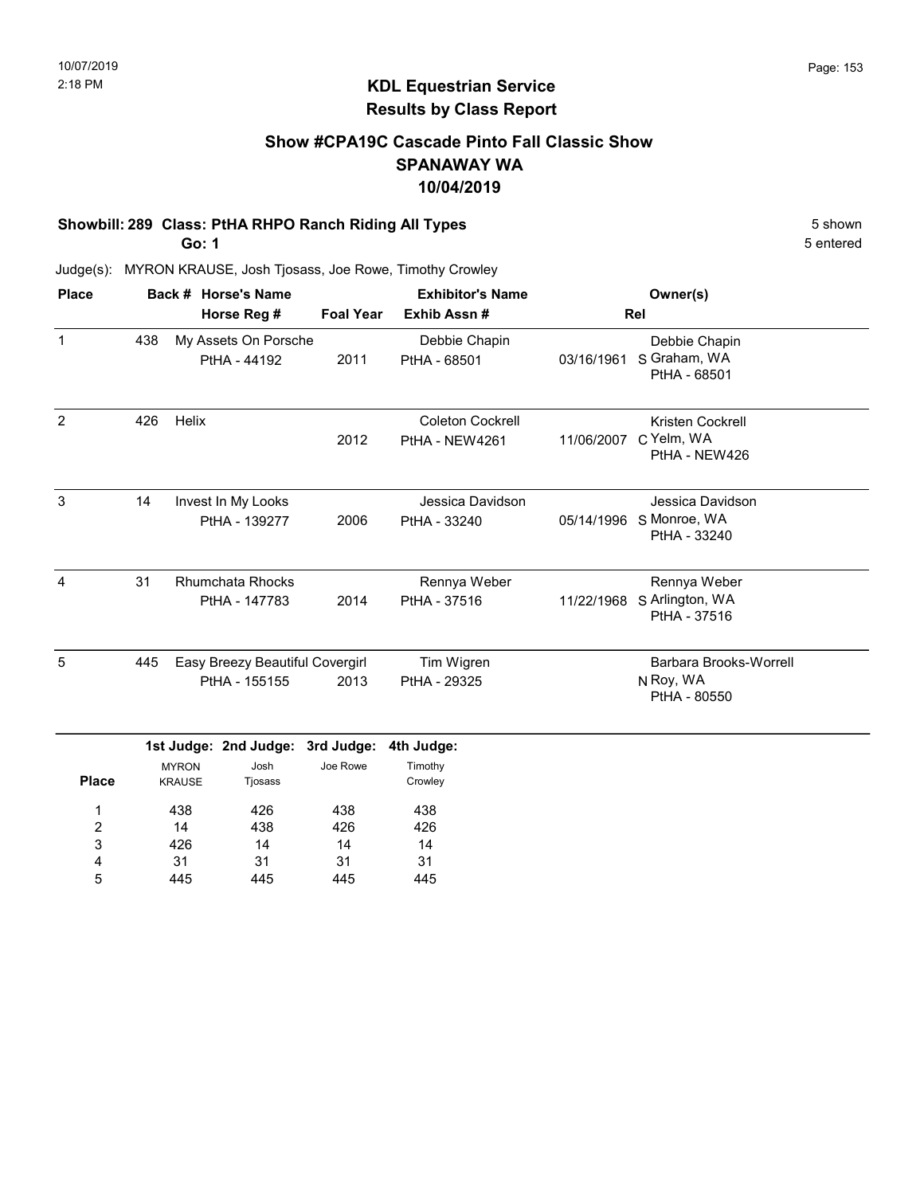# KDL Equestrian Service
## Results by Class Report

### Show #CPA19C Cascade Pinto Fall Classic Show
### SPANAWAY WA
### 10/04/2019

**Showbill: 289 Class: PtHA RHPO Ranch Riding All Types** — 5 shown

**Go: 1** — 5 entered

Judge(s): MYRON KRAUSE, Josh Tjosass, Joe Rowe, Timothy Crowley

| Place | Back # | Horse's Name / Horse Reg # | Foal Year | Exhibitor's Name / Exhib Assn # | Rel | Owner(s) |
|---|---|---|---|---|---|---|
| 1 | 438 | My Assets On Porsche<br>PtHA - 44192 | 2011 | Debbie Chapin<br>PtHA - 68501 | 03/16/1961 S | Debbie Chapin<br>Graham, WA<br>PtHA - 68501 |
| 2 | 426 | Helix | 2012 | Coleton Cockrell<br>PtHA - NEW4261 | 11/06/2007 C | Kristen Cockrell<br>Yelm, WA<br>PtHA - NEW426 |
| 3 | 14 | Invest In My Looks<br>PtHA - 139277 | 2006 | Jessica Davidson<br>PtHA - 33240 | 05/14/1996 S | Jessica Davidson<br>Monroe, WA<br>PtHA - 33240 |
| 4 | 31 | Rhumchata Rhocks<br>PtHA - 147783 | 2014 | Rennya Weber<br>PtHA - 37516 | 11/22/1968 S | Rennya Weber<br>Arlington, WA<br>PtHA - 37516 |
| 5 | 445 | Easy Breezy Beautiful Covergirl<br>PtHA - 155155 | 2013 | Tim Wigren<br>PtHA - 29325 | N | Barbara Brooks-Worrell<br>Roy, WA<br>PtHA - 80550 |

| Place | 1st Judge: MYRON KRAUSE | 2nd Judge: Josh Tjosass | 3rd Judge: Joe Rowe | 4th Judge: Timothy Crowley |
|---|---|---|---|---|
| 1 | 438 | 426 | 438 | 438 |
| 2 | 14 | 438 | 426 | 426 |
| 3 | 426 | 14 | 14 | 14 |
| 4 | 31 | 31 | 31 | 31 |
| 5 | 445 | 445 | 445 | 445 |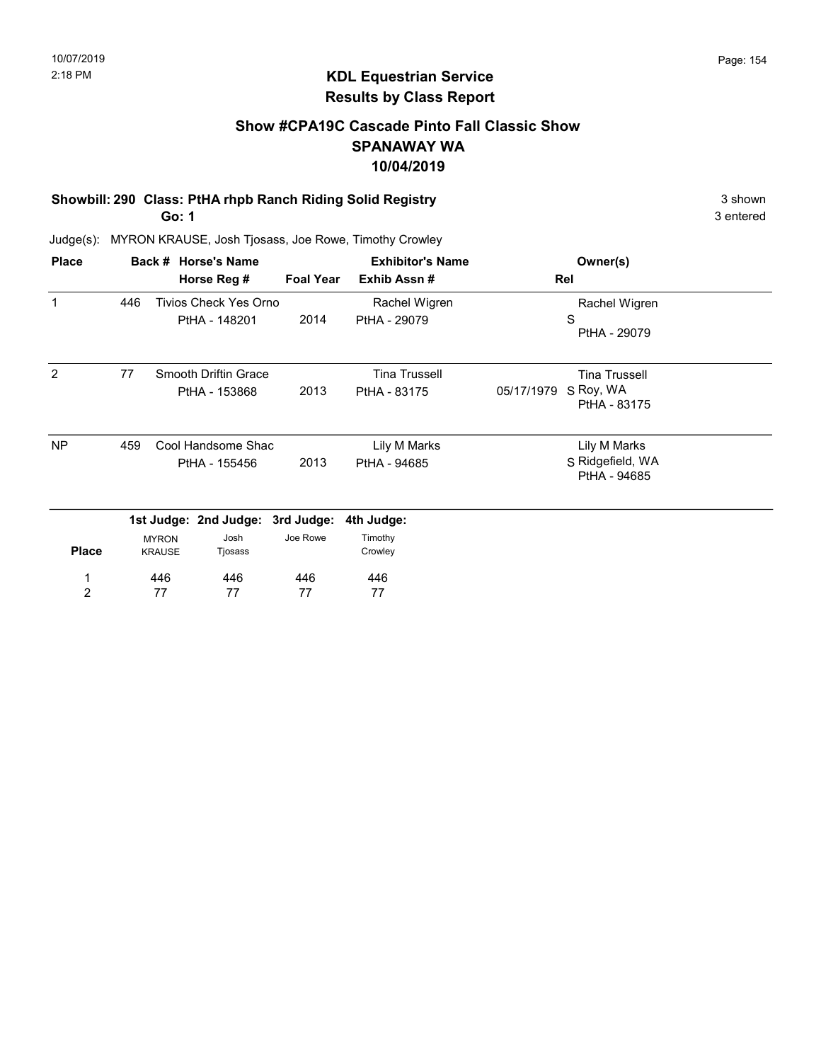## KDL Equestrian Service
## Results by Class Report

### Show #CPA19C Cascade Pinto Fall Classic Show
### SPANAWAY WA
### 10/04/2019

**Showbill: 290 Class: PtHA rhpb Ranch Riding Solid Registry** — 3 shown

**Go: 1** — 3 entered

Judge(s): MYRON KRAUSE, Josh Tjosass, Joe Rowe, Timothy Crowley

| Place | Back # | Horse's Name / Horse Reg # | Foal Year | Exhibitor's Name / Exhib Assn # | Rel | Owner(s) |
|---|---|---|---|---|---|---|
| 1 | 446 | Tivios Check Yes Orno<br>PtHA - 148201 | 2014 | Rachel Wigren<br>PtHA - 29079 | S | Rachel Wigren<br>PtHA - 29079 |
| 2 | 77 | Smooth Driftin Grace<br>PtHA - 153868 | 2013 | Tina Trussell<br>PtHA - 83175 | 05/17/1979 S | Tina Trussell<br>Roy, WA<br>PtHA - 83175 |
| NP | 459 | Cool Handsome Shac<br>PtHA - 155456 | 2013 | Lily M Marks<br>PtHA - 94685 | S | Lily M Marks<br>Ridgefield, WA<br>PtHA - 94685 |

| Place | 1st Judge: MYRON KRAUSE | 2nd Judge: Josh Tjosass | 3rd Judge: Joe Rowe | 4th Judge: Timothy Crowley |
|---|---|---|---|---|
| 1 | 446 | 446 | 446 | 446 |
| 2 | 77 | 77 | 77 | 77 |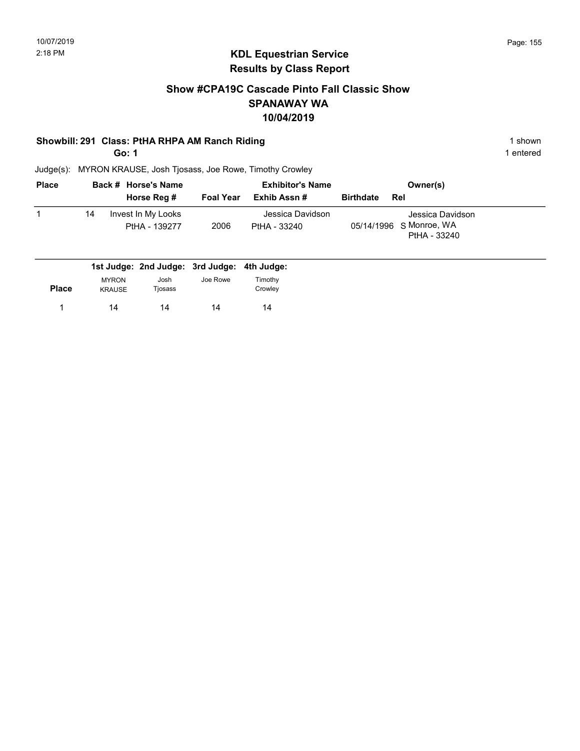# KDL Equestrian Service
## Results by Class Report

### Show #CPA19C Cascade Pinto Fall Classic Show
### SPANAWAY WA
### 10/04/2019

**Showbill: 291 Class: PtHA RHPA AM Ranch Riding** — 1 shown

**Go: 1** — 1 entered

Judge(s): MYRON KRAUSE, Josh Tjosass, Joe Rowe, Timothy Crowley

| Place | Back # | Horse's Name / Horse Reg # | Foal Year | Exhibitor's Name / Exhib Assn # | Birthdate | Rel | Owner(s) |
|---|---|---|---|---|---|---|---|
| 1 | 14 | Invest In My Looks<br>PtHA - 139277 | 2006 | Jessica Davidson<br>PtHA - 33240 | 05/14/1996 | S | Jessica Davidson<br>Monroe, WA<br>PtHA - 33240 |

| Place | 1st Judge: MYRON KRAUSE | 2nd Judge: Josh Tjosass | 3rd Judge: Joe Rowe | 4th Judge: Timothy Crowley |
|---|---|---|---|---|
| 1 | 14 | 14 | 14 | 14 |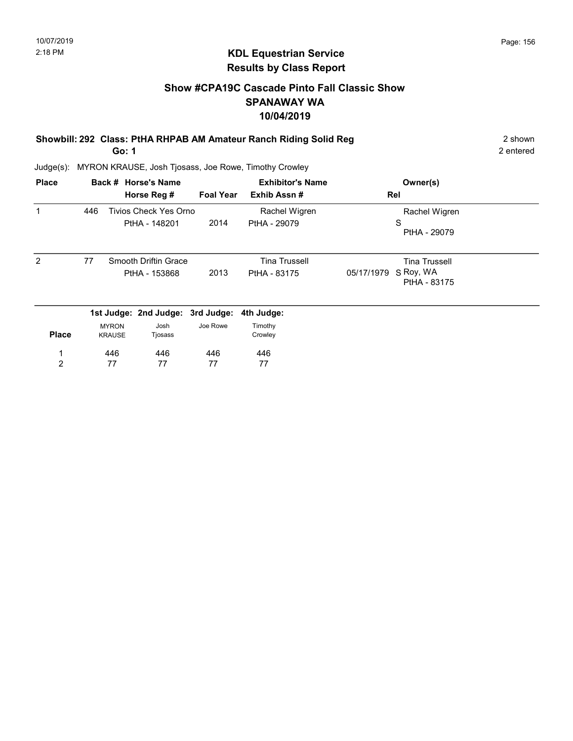## KDL Equestrian Service
## Results by Class Report

### Show #CPA19C Cascade Pinto Fall Classic Show
### SPANAWAY WA
### 10/04/2019

**Showbill: 292 Class: PtHA RHPAB AM Amateur Ranch Riding Solid Reg** — 2 shown

**Go: 1** — 2 entered

Judge(s): MYRON KRAUSE, Josh Tjosass, Joe Rowe, Timothy Crowley

| Place | Back # | Horse's Name / Horse Reg # | Foal Year | Exhibitor's Name / Exhib Assn # | Rel | Owner(s) |
|---|---|---|---|---|---|---|
| 1 | 446 | Tivios Check Yes Orno<br>PtHA - 148201 | 2014 | Rachel Wigren<br>PtHA - 29079 | S | Rachel Wigren<br>PtHA - 29079 |
| 2 | 77 | Smooth Driftin Grace<br>PtHA - 153868 | 2013 | Tina Trussell<br>PtHA - 83175 | 05/17/1979 S | Tina Trussell<br>Roy, WA<br>PtHA - 83175 |

| Place | 1st Judge: MYRON KRAUSE | 2nd Judge: Josh Tjosass | 3rd Judge: Joe Rowe | 4th Judge: Timothy Crowley |
|---|---|---|---|---|
| 1 | 446 | 446 | 446 | 446 |
| 2 | 77 | 77 | 77 | 77 |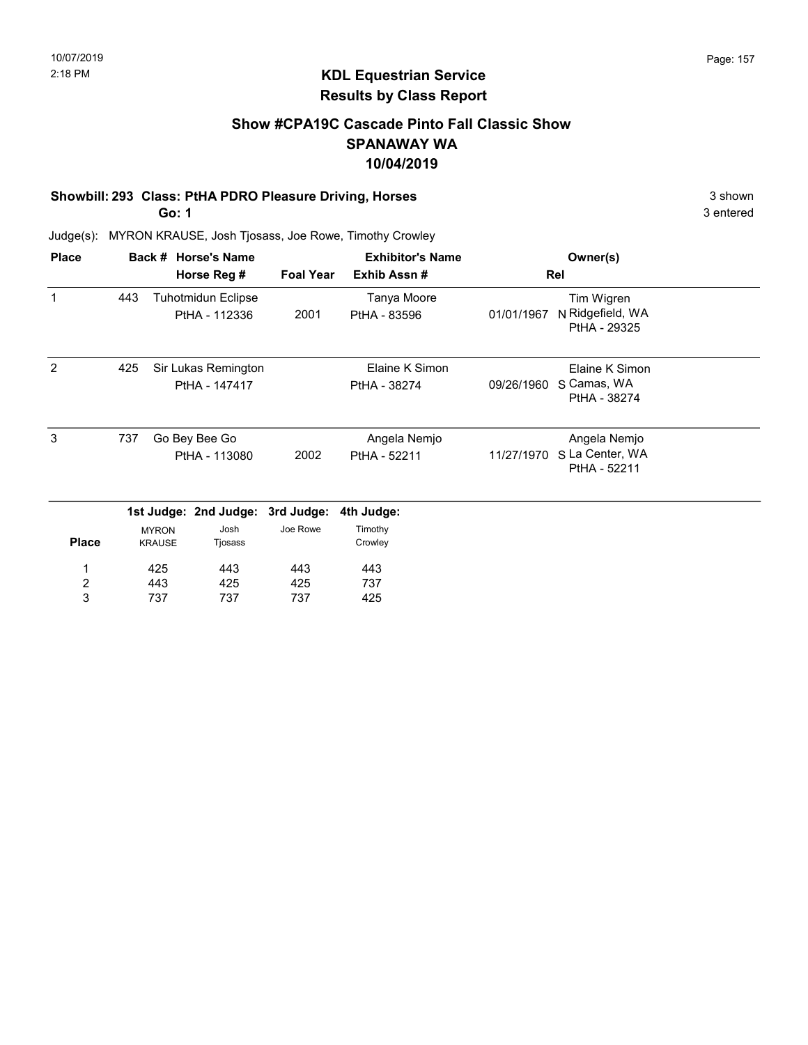# KDL Equestrian Service
## Results by Class Report

### Show #CPA19C Cascade Pinto Fall Classic Show
### SPANAWAY WA
### 10/04/2019

**Showbill: 293 Class: PtHA PDRO Pleasure Driving, Horses** — 3 shown

**Go: 1** — 3 entered

Judge(s): MYRON KRAUSE, Josh Tjosass, Joe Rowe, Timothy Crowley

| Place | Back # | Horse's Name / Horse Reg # | Foal Year | Exhibitor's Name / Exhib Assn # | Rel | Owner(s) |
|---|---|---|---|---|---|---|
| 1 | 443 | Tuhotmidun Eclipse<br>PtHA - 112336 | 2001 | Tanya Moore<br>PtHA - 83596 | 01/01/1967 N | Tim Wigren<br>Ridgefield, WA<br>PtHA - 29325 |
| 2 | 425 | Sir Lukas Remington<br>PtHA - 147417 | | Elaine K Simon<br>PtHA - 38274 | 09/26/1960 S | Elaine K Simon<br>Camas, WA<br>PtHA - 38274 |
| 3 | 737 | Go Bey Bee Go<br>PtHA - 113080 | 2002 | Angela Nemjo<br>PtHA - 52211 | 11/27/1970 S | Angela Nemjo<br>La Center, WA<br>PtHA - 52211 |

| Place | 1st Judge: MYRON KRAUSE | 2nd Judge: Josh Tjosass | 3rd Judge: Joe Rowe | 4th Judge: Timothy Crowley |
|---|---|---|---|---|
| 1 | 425 | 443 | 443 | 443 |
| 2 | 443 | 425 | 425 | 737 |
| 3 | 737 | 737 | 737 | 425 |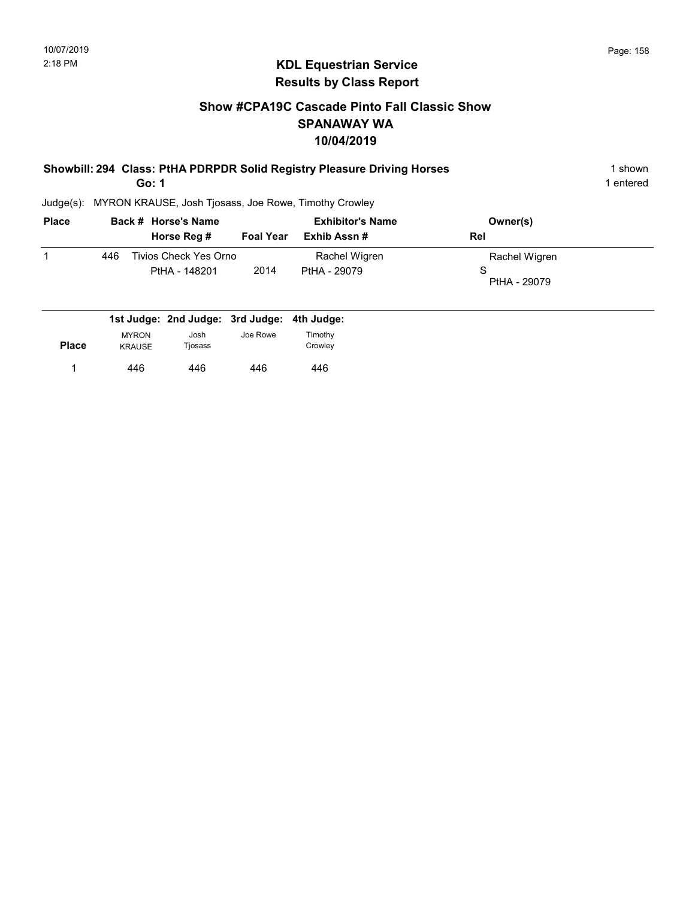# KDL Equestrian Service
## Results by Class Report

### Show #CPA19C Cascade Pinto Fall Classic Show
### SPANAWAY WA
### 10/04/2019

**Showbill: 294 Class: PtHA PDRPDR Solid Registry Pleasure Driving Horses** — 1 shown

**Go: 1** — 1 entered

Judge(s): MYRON KRAUSE, Josh Tjosass, Joe Rowe, Timothy Crowley

| Place | Back # | Horse's Name / Horse Reg # | Foal Year | Exhibitor's Name / Exhib Assn # | Owner(s) / Rel |
|---|---|---|---|---|---|
| 1 | 446 | Tivios Check Yes Orno<br>PtHA - 148201 | 2014 | Rachel Wigren<br>PtHA - 29079 | Rachel Wigren<br>S<br>PtHA - 29079 |

| Place | 1st Judge: MYRON KRAUSE | 2nd Judge: Josh Tjosass | 3rd Judge: Joe Rowe | 4th Judge: Timothy Crowley |
|---|---|---|---|---|
| 1 | 446 | 446 | 446 | 446 |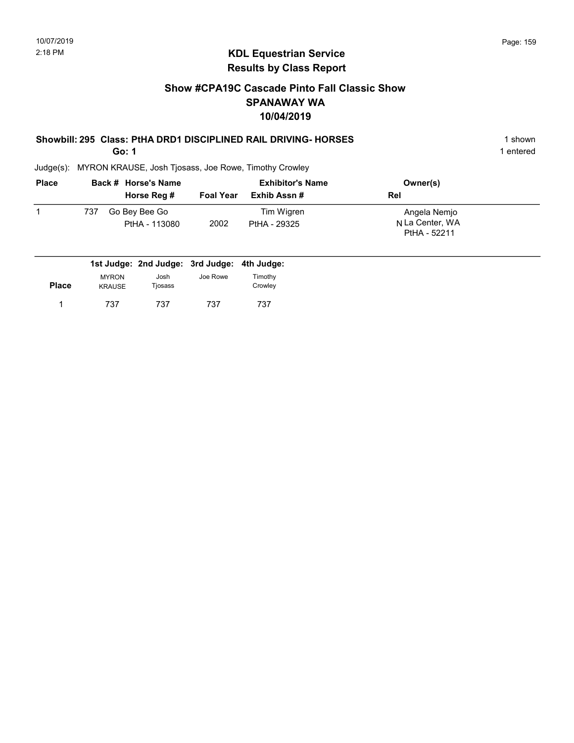## KDL Equestrian Service
## Results by Class Report

### Show #CPA19C Cascade Pinto Fall Classic Show
### SPANAWAY WA
### 10/04/2019

**Showbill: 295 Class: PtHA DRD1 DISCIPLINED RAIL DRIVING- HORSES** 1 shown

**Go: 1** 1 entered

Judge(s): MYRON KRAUSE, Josh Tjosass, Joe Rowe, Timothy Crowley

| Place | Back # | Horse's Name / Horse Reg # | Foal Year | Exhibitor's Name / Exhib Assn # | Rel | Owner(s) |
|---|---|---|---|---|---|---|
| 1 | 737 | Go Bey Bee Go<br>PtHA - 113080 | 2002 | Tim Wigren<br>PtHA - 29325 | N | Angela Nemjo<br>La Center, WA<br>PtHA - 52211 |

| Place | 1st Judge: MYRON KRAUSE | 2nd Judge: Josh Tjosass | 3rd Judge: Joe Rowe | 4th Judge: Timothy Crowley |
|---|---|---|---|---|
| 1 | 737 | 737 | 737 | 737 |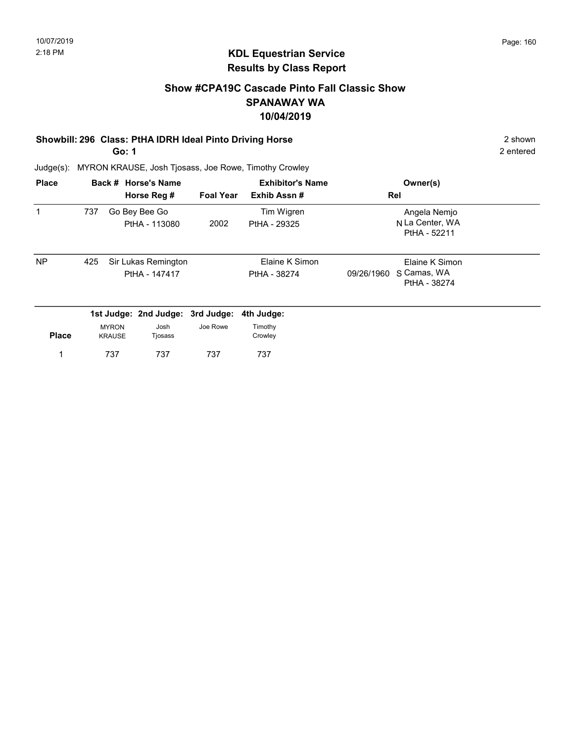# KDL Equestrian Service
## Results by Class Report

### Show #CPA19C Cascade Pinto Fall Classic Show
### SPANAWAY WA
### 10/04/2019

**Showbill: 296 Class: PtHA IDRH Ideal Pinto Driving Horse** — 2 shown

**Go: 1** — 2 entered

Judge(s): MYRON KRAUSE, Josh Tjosass, Joe Rowe, Timothy Crowley

| Place | Back # | Horse's Name / Horse Reg # | Foal Year | Exhibitor's Name / Exhib Assn # | Rel | Owner(s) |
|---|---|---|---|---|---|---|
| 1 | 737 | Go Bey Bee Go<br>PtHA - 113080 | 2002 | Tim Wigren<br>PtHA - 29325 | N | Angela Nemjo<br>La Center, WA<br>PtHA - 52211 |
| NP | 425 | Sir Lukas Remington<br>PtHA - 147417 | | Elaine K Simon<br>PtHA - 38274 | 09/26/1960 S | Elaine K Simon<br>Camas, WA<br>PtHA - 38274 |

| Place | 1st Judge: MYRON KRAUSE | 2nd Judge: Josh Tjosass | 3rd Judge: Joe Rowe | 4th Judge: Timothy Crowley |
|---|---|---|---|---|
| 1 | 737 | 737 | 737 | 737 |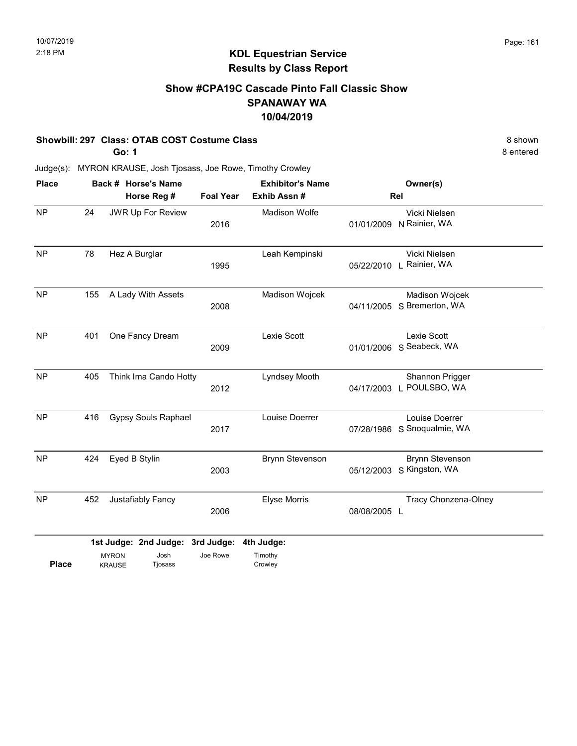10/07/2019
2:18 PM

# KDL Equestrian Service
## Results by Class Report

### Show #CPA19C Cascade Pinto Fall Classic Show
### SPANAWAY WA
### 10/04/2019

**Showbill: 297 Class: OTAB COST Costume Class** — 8 shown
**Go: 1** — 8 entered

Judge(s): MYRON KRAUSE, Josh Tjosass, Joe Rowe, Timothy Crowley

| Place | Back # | Horse's Name / Horse Reg # | Foal Year | Exhibitor's Name / Exhib Assn # | Rel | Owner(s) |
|---|---|---|---|---|---|---|
| NP | 24 | JWR Up For Review | 2016 | Madison Wolfe | 01/01/2009 N | Vicki Nielsen, Rainier, WA |
| NP | 78 | Hez A Burglar | 1995 | Leah Kempinski | 05/22/2010 L | Vicki Nielsen, Rainier, WA |
| NP | 155 | A Lady With Assets | 2008 | Madison Wojcek | 04/11/2005 S | Madison Wojcek, Bremerton, WA |
| NP | 401 | One Fancy Dream | 2009 | Lexie Scott | 01/01/2006 S | Lexie Scott, Seabeck, WA |
| NP | 405 | Think Ima Cando Hotty | 2012 | Lyndsey Mooth | 04/17/2003 L | Shannon Prigger, POULSBO, WA |
| NP | 416 | Gypsy Souls Raphael | 2017 | Louise Doerrer | 07/28/1986 S | Louise Doerrer, Snoqualmie, WA |
| NP | 424 | Eyed B Stylin | 2003 | Brynn Stevenson | 05/12/2003 S | Brynn Stevenson, Kingston, WA |
| NP | 452 | Justafiably Fancy | 2006 | Elyse Morris | 08/08/2005 L | Tracy Chonzena-Olney |

| | 1st Judge: | 2nd Judge: | 3rd Judge: | 4th Judge: |
|---|---|---|---|---|
| **Place** | MYRON KRAUSE | Josh Tjosass | Joe Rowe | Timothy Crowley |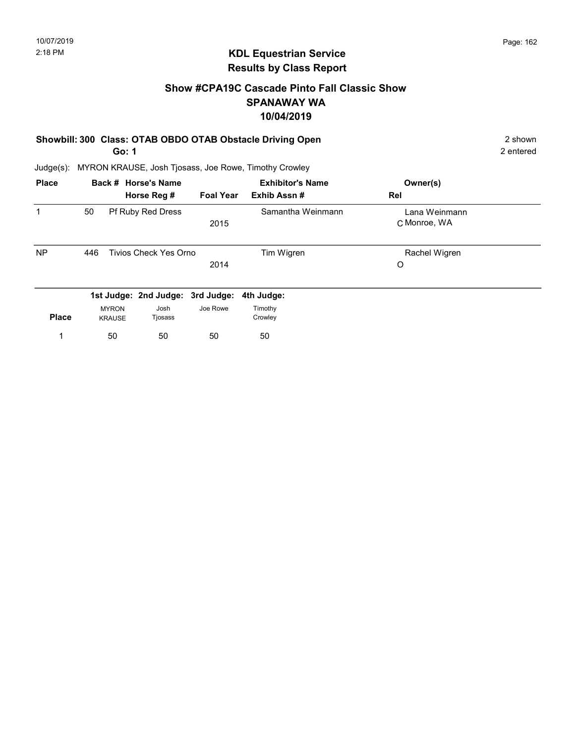## KDL Equestrian Service
## Results by Class Report

### Show #CPA19C Cascade Pinto Fall Classic Show
### SPANAWAY WA
### 10/04/2019

**Showbill: 300 Class: OTAB OBDO OTAB Obstacle Driving Open** 2 shown
**Go: 1** 2 entered

Judge(s): MYRON KRAUSE, Josh Tjosass, Joe Rowe, Timothy Crowley

| Place | Back # | Horse's Name / Horse Reg # | Foal Year | Exhibitor's Name / Exhib Assn # | Owner(s) / Rel |
|---|---|---|---|---|---|
| 1 | 50 | Pf Ruby Red Dress | 2015 | Samantha Weinmann | Lana Weinmann<br>C Monroe, WA |
| NP | 446 | Tivios Check Yes Orno | 2014 | Tim Wigren | Rachel Wigren<br>O |

| Place | 1st Judge: MYRON KRAUSE | 2nd Judge: Josh Tjosass | 3rd Judge: Joe Rowe | 4th Judge: Timothy Crowley |
|---|---|---|---|---|
| 1 | 50 | 50 | 50 | 50 |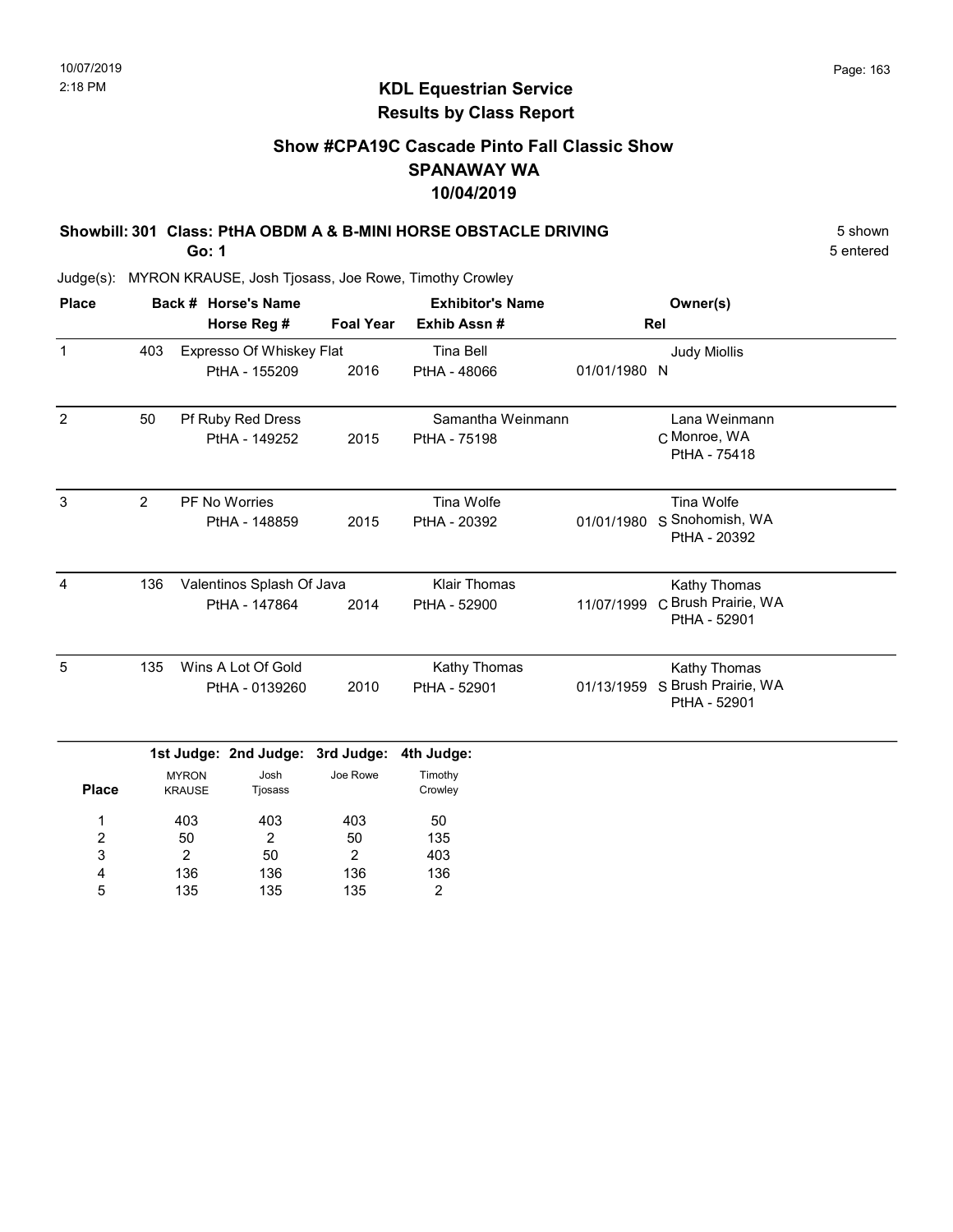# KDL Equestrian Service
## Results by Class Report

### Show #CPA19C Cascade Pinto Fall Classic Show
### SPANAWAY WA
### 10/04/2019

**Showbill: 301 Class: PtHA OBDM A & B-MINI HORSE OBSTACLE DRIVING** — 5 shown, 5 entered

**Go: 1**

Judge(s): MYRON KRAUSE, Josh Tjosass, Joe Rowe, Timothy Crowley

| Place | Back # | Horse's Name / Horse Reg # | Foal Year | Exhibitor's Name / Exhib Assn # | Rel | Owner(s) |
|---|---|---|---|---|---|---|
| 1 | 403 | Expresso Of Whiskey Flat<br>PtHA - 155209 | 2016 | Tina Bell<br>PtHA - 48066 | 01/01/1980 N | Judy Miollis |
| 2 | 50 | Pf Ruby Red Dress<br>PtHA - 149252 | 2015 | Samantha Weinmann<br>PtHA - 75198 | C | Lana Weinmann<br>Monroe, WA<br>PtHA - 75418 |
| 3 | 2 | PF No Worries<br>PtHA - 148859 | 2015 | Tina Wolfe<br>PtHA - 20392 | 01/01/1980 S | Tina Wolfe<br>Snohomish, WA<br>PtHA - 20392 |
| 4 | 136 | Valentinos Splash Of Java<br>PtHA - 147864 | 2014 | Klair Thomas<br>PtHA - 52900 | 11/07/1999 C | Kathy Thomas<br>Brush Prairie, WA<br>PtHA - 52901 |
| 5 | 135 | Wins A Lot Of Gold<br>PtHA - 0139260 | 2010 | Kathy Thomas<br>PtHA - 52901 | 01/13/1959 S | Kathy Thomas<br>Brush Prairie, WA<br>PtHA - 52901 |

| Place | 1st Judge: MYRON KRAUSE | 2nd Judge: Josh Tjosass | 3rd Judge: Joe Rowe | 4th Judge: Timothy Crowley |
|---|---|---|---|---|
| 1 | 403 | 403 | 403 | 50 |
| 2 | 50 | 2 | 50 | 135 |
| 3 | 2 | 50 | 2 | 403 |
| 4 | 136 | 136 | 136 | 136 |
| 5 | 135 | 135 | 135 | 2 |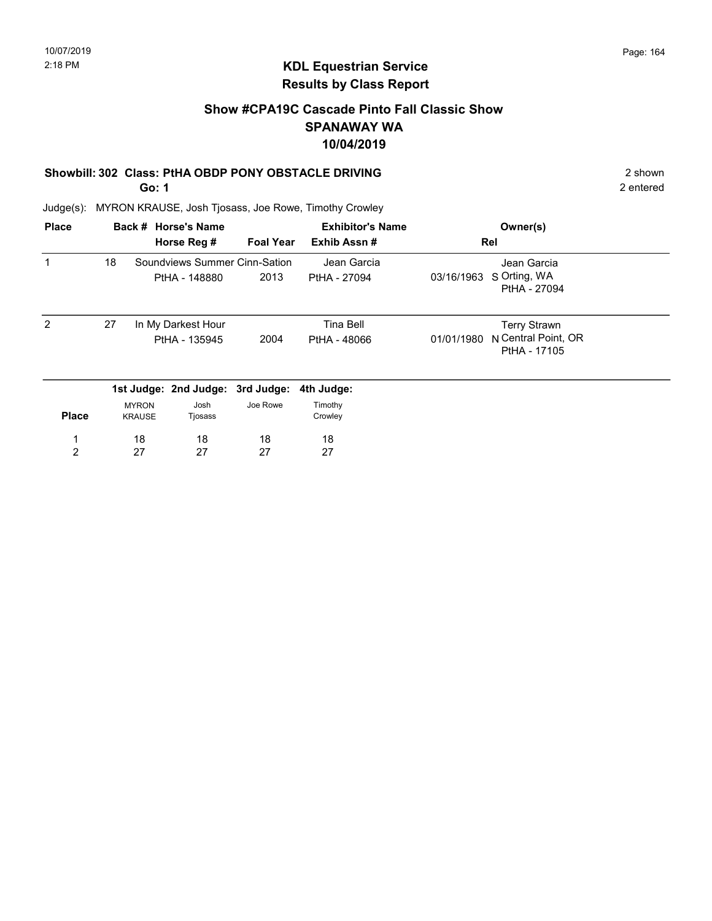# KDL Equestrian Service
## Results by Class Report

### Show #CPA19C Cascade Pinto Fall Classic Show
### SPANAWAY WA
### 10/04/2019

**Showbill: 302 Class: PtHA OBDP PONY OBSTACLE DRIVING** — 2 shown

**Go: 1** — 2 entered

Judge(s): MYRON KRAUSE, Josh Tjosass, Joe Rowe, Timothy Crowley

| Place | Back # | Horse's Name / Horse Reg # | Foal Year | Exhibitor's Name / Exhib Assn # | Rel | Owner(s) |
|---|---|---|---|---|---|---|
| 1 | 18 | Soundviews Summer Cinn-Sation<br>PtHA - 148880 | 2013 | Jean Garcia<br>PtHA - 27094 | 03/16/1963 S | Jean Garcia<br>Orting, WA<br>PtHA - 27094 |
| 2 | 27 | In My Darkest Hour<br>PtHA - 135945 | 2004 | Tina Bell<br>PtHA - 48066 | 01/01/1980 N | Terry Strawn<br>Central Point, OR<br>PtHA - 17105 |

| Place | 1st Judge: MYRON KRAUSE | 2nd Judge: Josh Tjosass | 3rd Judge: Joe Rowe | 4th Judge: Timothy Crowley |
|---|---|---|---|---|
| 1 | 18 | 18 | 18 | 18 |
| 2 | 27 | 27 | 27 | 27 |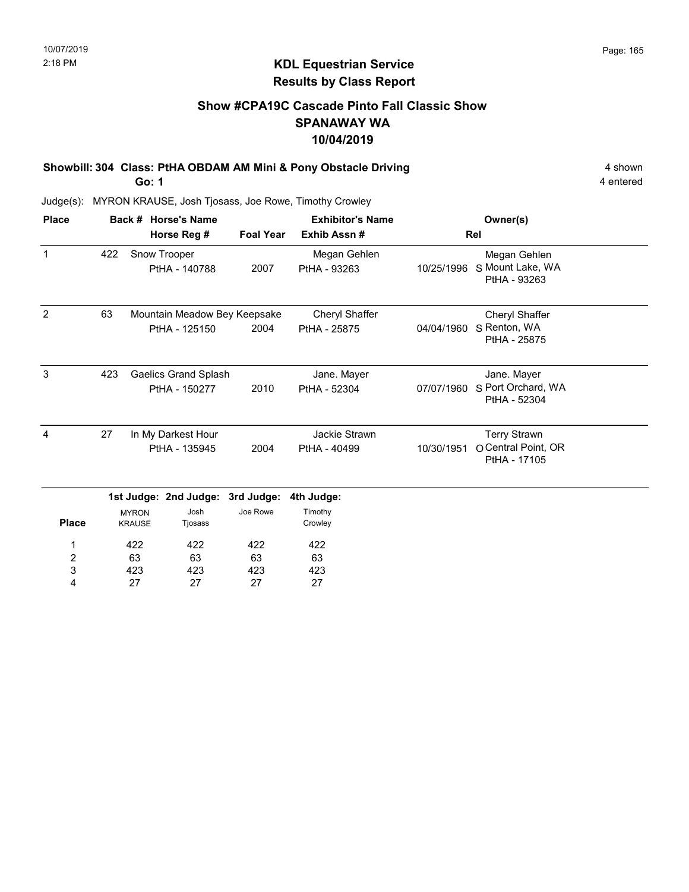# KDL Equestrian Service
## Results by Class Report

### Show #CPA19C Cascade Pinto Fall Classic Show
### SPANAWAY WA
### 10/04/2019

**Showbill: 304 Class: PtHA OBDAM AM Mini & Pony Obstacle Driving** 4 shown

**Go: 1** 4 entered

Judge(s): MYRON KRAUSE, Josh Tjosass, Joe Rowe, Timothy Crowley

| Place | Back # | Horse's Name / Horse Reg # | Foal Year | Exhibitor's Name / Exhib Assn # | Rel | Owner(s) |
|---|---|---|---|---|---|---|
| 1 | 422 | Snow Trooper<br>PtHA - 140788 | 2007 | Megan Gehlen<br>PtHA - 93263 | 10/25/1996 S | Megan Gehlen<br>Mount Lake, WA<br>PtHA - 93263 |
| 2 | 63 | Mountain Meadow Bey Keepsake<br>PtHA - 125150 | 2004 | Cheryl Shaffer<br>PtHA - 25875 | 04/04/1960 S | Cheryl Shaffer<br>Renton, WA<br>PtHA - 25875 |
| 3 | 423 | Gaelics Grand Splash<br>PtHA - 150277 | 2010 | Jane. Mayer<br>PtHA - 52304 | 07/07/1960 S | Jane. Mayer<br>Port Orchard, WA<br>PtHA - 52304 |
| 4 | 27 | In My Darkest Hour<br>PtHA - 135945 | 2004 | Jackie Strawn<br>PtHA - 40499 | 10/30/1951 O | Terry Strawn<br>Central Point, OR<br>PtHA - 17105 |

| Place | 1st Judge: MYRON KRAUSE | 2nd Judge: Josh Tjosass | 3rd Judge: Joe Rowe | 4th Judge: Timothy Crowley |
|---|---|---|---|---|
| 1 | 422 | 422 | 422 | 422 |
| 2 | 63 | 63 | 63 | 63 |
| 3 | 423 | 423 | 423 | 423 |
| 4 | 27 | 27 | 27 | 27 |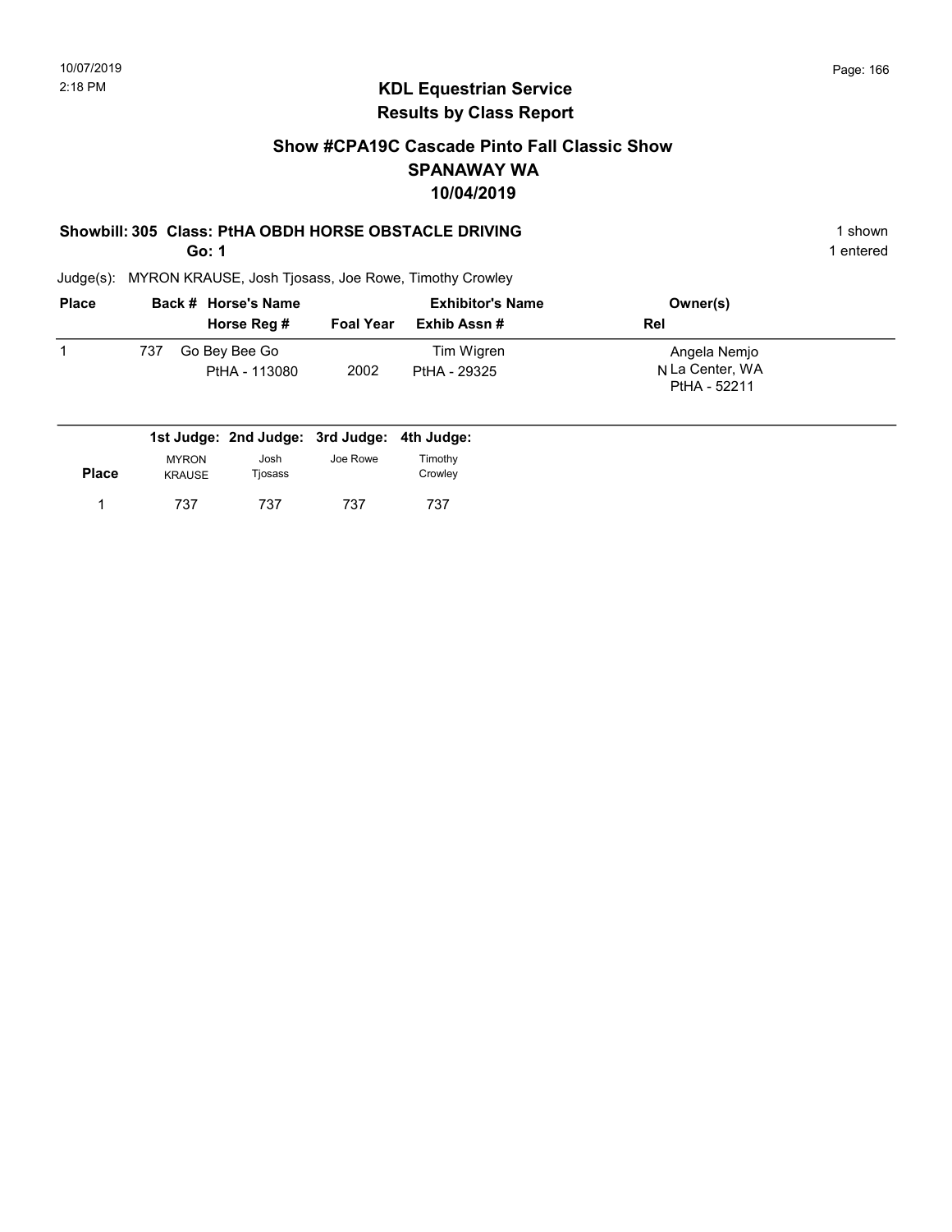10/07/2019
2:18 PM

## KDL Equestrian Service
## Results by Class Report

### Show #CPA19C Cascade Pinto Fall Classic Show
### SPANAWAY WA
### 10/04/2019

**Showbill: 305 Class: PtHA OBDH HORSE OBSTACLE DRIVING** — 1 shown

**Go: 1** — 1 entered

Judge(s): MYRON KRAUSE, Josh Tjosass, Joe Rowe, Timothy Crowley

| Place | Back # | Horse's Name / Horse Reg # | Foal Year | Exhibitor's Name / Exhib Assn # | Rel | Owner(s) |
|---|---|---|---|---|---|---|
| 1 | 737 | Go Bey Bee Go<br>PtHA - 113080 | 2002 | Tim Wigren<br>PtHA - 29325 | N | Angela Nemjo<br>La Center, WA<br>PtHA - 52211 |

| Place | 1st Judge: MYRON KRAUSE | 2nd Judge: Josh Tjosass | 3rd Judge: Joe Rowe | 4th Judge: Timothy Crowley |
|---|---|---|---|---|
| 1 | 737 | 737 | 737 | 737 |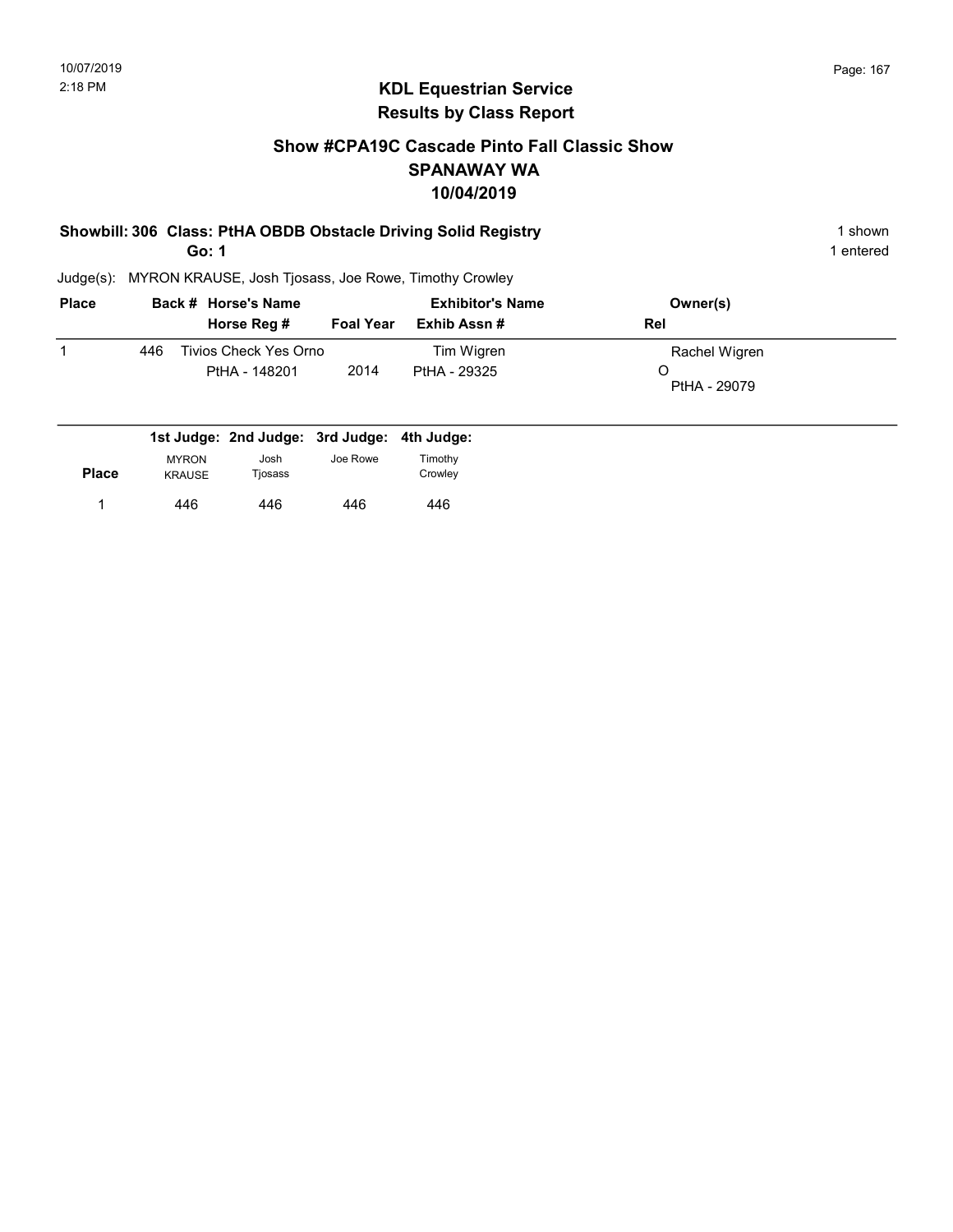# KDL Equestrian Service
## Results by Class Report

### Show #CPA19C Cascade Pinto Fall Classic Show
### SPANAWAY WA
### 10/04/2019

**Showbill: 306 Class: PtHA OBDB Obstacle Driving Solid Registry** — 1 shown

**Go: 1** — 1 entered

Judge(s): MYRON KRAUSE, Josh Tjosass, Joe Rowe, Timothy Crowley

| Place | Back # | Horse's Name / Horse Reg # | Foal Year | Exhibitor's Name / Exhib Assn # | Owner(s) / Rel |
|---|---|---|---|---|---|
| 1 | 446 | Tivios Check Yes Orno<br>PtHA - 148201 | 2014 | Tim Wigren<br>PtHA - 29325 | Rachel Wigren<br>O<br>PtHA - 29079 |

| Place | 1st Judge: MYRON KRAUSE | 2nd Judge: Josh Tjosass | 3rd Judge: Joe Rowe | 4th Judge: Timothy Crowley |
|---|---|---|---|---|
| 1 | 446 | 446 | 446 | 446 |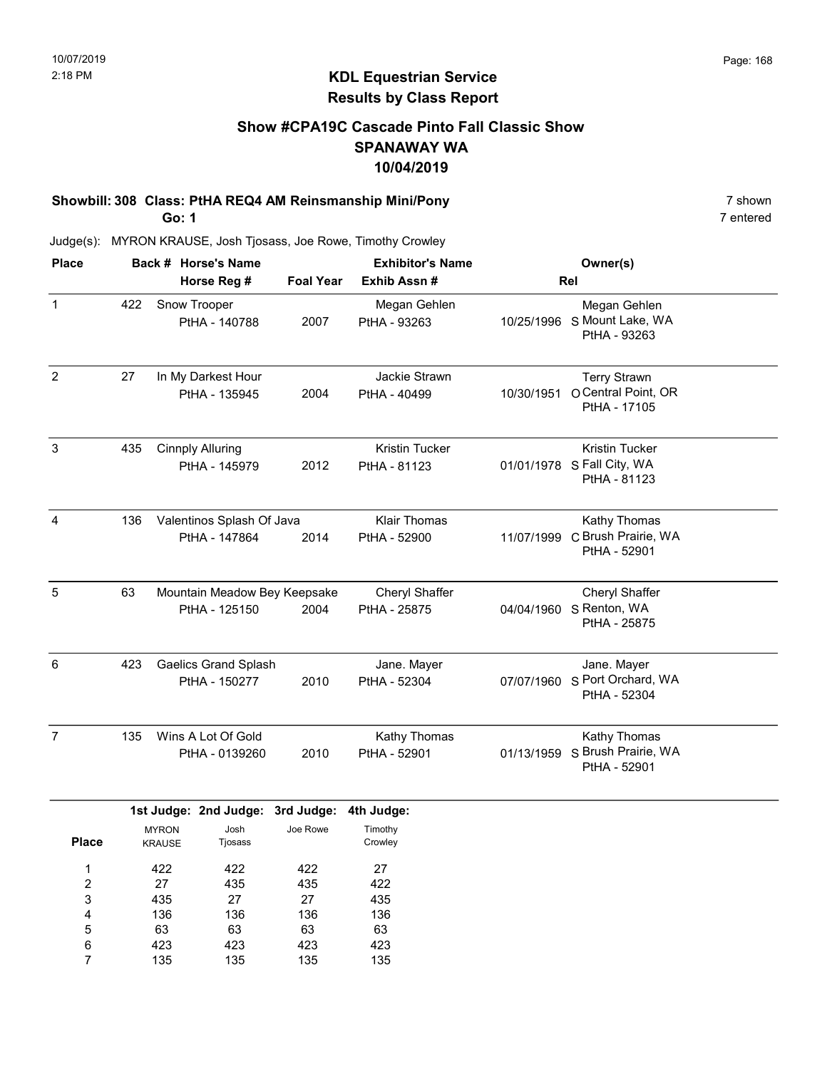10/07/2019
2:18 PM

## KDL Equestrian Service
## Results by Class Report

### Show #CPA19C Cascade Pinto Fall Classic Show
### SPANAWAY WA
### 10/04/2019

**Showbill: 308 Class: PtHA REQ4 AM Reinsmanship Mini/Pony** — 7 shown

**Go: 1** — 7 entered

Judge(s): MYRON KRAUSE, Josh Tjosass, Joe Rowe, Timothy Crowley

| Place | Back # | Horse's Name / Horse Reg # | Foal Year | Exhibitor's Name / Exhib Assn # | Rel | Owner(s) |
|---|---|---|---|---|---|---|
| 1 | 422 | Snow Trooper<br>PtHA - 140788 | 2007 | Megan Gehlen<br>PtHA - 93263 | 10/25/1996 S | Megan Gehlen<br>Mount Lake, WA<br>PtHA - 93263 |
| 2 | 27 | In My Darkest Hour<br>PtHA - 135945 | 2004 | Jackie Strawn<br>PtHA - 40499 | 10/30/1951 O | Terry Strawn<br>Central Point, OR<br>PtHA - 17105 |
| 3 | 435 | Cinnply Alluring<br>PtHA - 145979 | 2012 | Kristin Tucker<br>PtHA - 81123 | 01/01/1978 S | Kristin Tucker<br>Fall City, WA<br>PtHA - 81123 |
| 4 | 136 | Valentinos Splash Of Java<br>PtHA - 147864 | 2014 | Klair Thomas<br>PtHA - 52900 | 11/07/1999 C | Kathy Thomas<br>Brush Prairie, WA<br>PtHA - 52901 |
| 5 | 63 | Mountain Meadow Bey Keepsake<br>PtHA - 125150 | 2004 | Cheryl Shaffer<br>PtHA - 25875 | 04/04/1960 S | Cheryl Shaffer<br>Renton, WA<br>PtHA - 25875 |
| 6 | 423 | Gaelics Grand Splash<br>PtHA - 150277 | 2010 | Jane. Mayer<br>PtHA - 52304 | 07/07/1960 S | Jane. Mayer<br>Port Orchard, WA<br>PtHA - 52304 |
| 7 | 135 | Wins A Lot Of Gold<br>PtHA - 0139260 | 2010 | Kathy Thomas<br>PtHA - 52901 | 01/13/1959 S | Kathy Thomas<br>Brush Prairie, WA<br>PtHA - 52901 |

| Place | 1st Judge: MYRON KRAUSE | 2nd Judge: Josh Tjosass | 3rd Judge: Joe Rowe | 4th Judge: Timothy Crowley |
|---|---|---|---|---|
| 1 | 422 | 422 | 422 | 27 |
| 2 | 27 | 435 | 435 | 422 |
| 3 | 435 | 27 | 27 | 435 |
| 4 | 136 | 136 | 136 | 136 |
| 5 | 63 | 63 | 63 | 63 |
| 6 | 423 | 423 | 423 | 423 |
| 7 | 135 | 135 | 135 | 135 |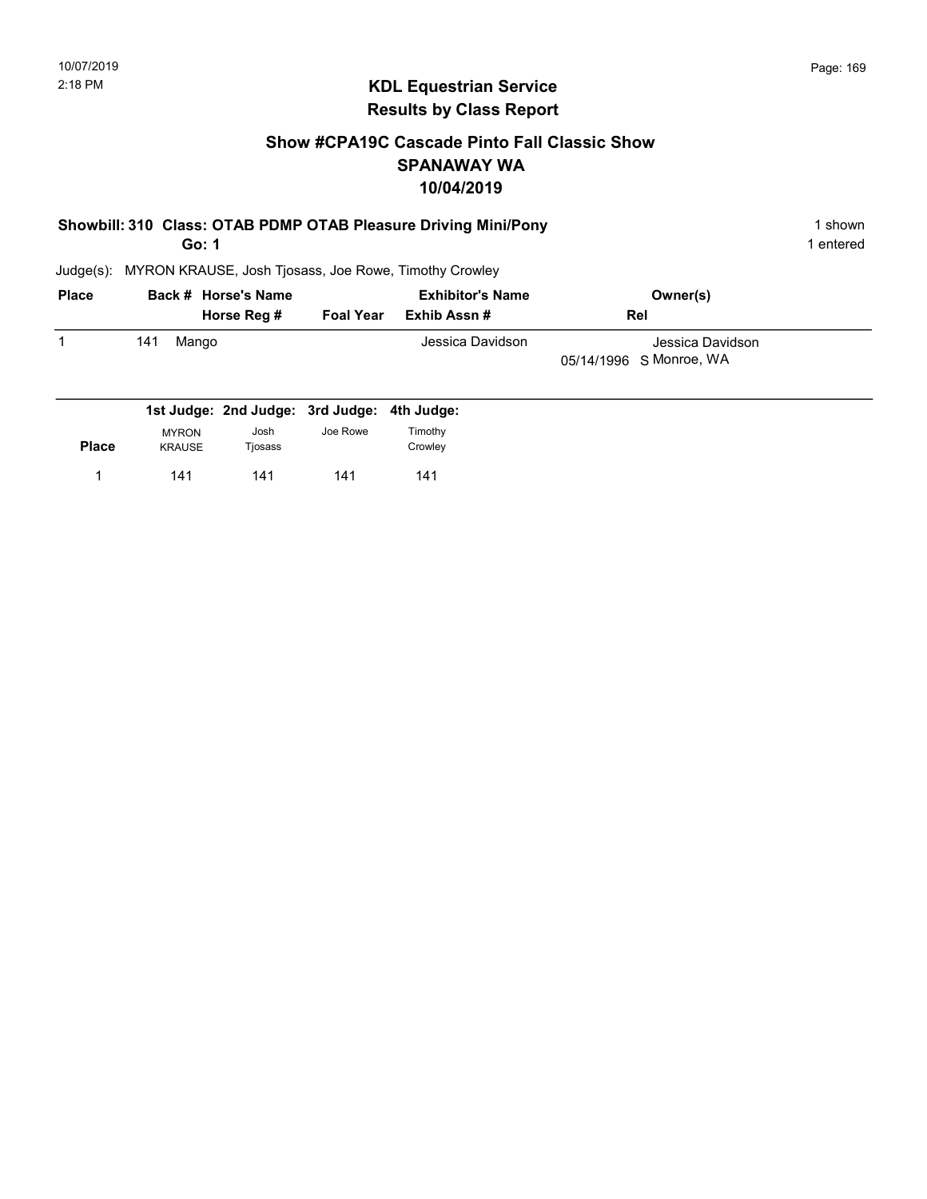# KDL Equestrian Service
## Results by Class Report

### Show #CPA19C Cascade Pinto Fall Classic Show
### SPANAWAY WA
### 10/04/2019

**Showbill: 310 Class: OTAB PDMP OTAB Pleasure Driving Mini/Pony** — 1 shown

**Go: 1** — 1 entered

Judge(s): MYRON KRAUSE, Josh Tjosass, Joe Rowe, Timothy Crowley

| Place | Back # | Horse's Name / Horse Reg # | Foal Year | Exhibitor's Name / Exhib Assn # | Rel | Owner(s) |
|---|---|---|---|---|---|---|
| 1 | 141 | Mango | | Jessica Davidson 05/14/1996 | S | Jessica Davidson Monroe, WA |

| Place | 1st Judge: MYRON KRAUSE | 2nd Judge: Josh Tjosass | 3rd Judge: Joe Rowe | 4th Judge: Timothy Crowley |
|---|---|---|---|---|
| 1 | 141 | 141 | 141 | 141 |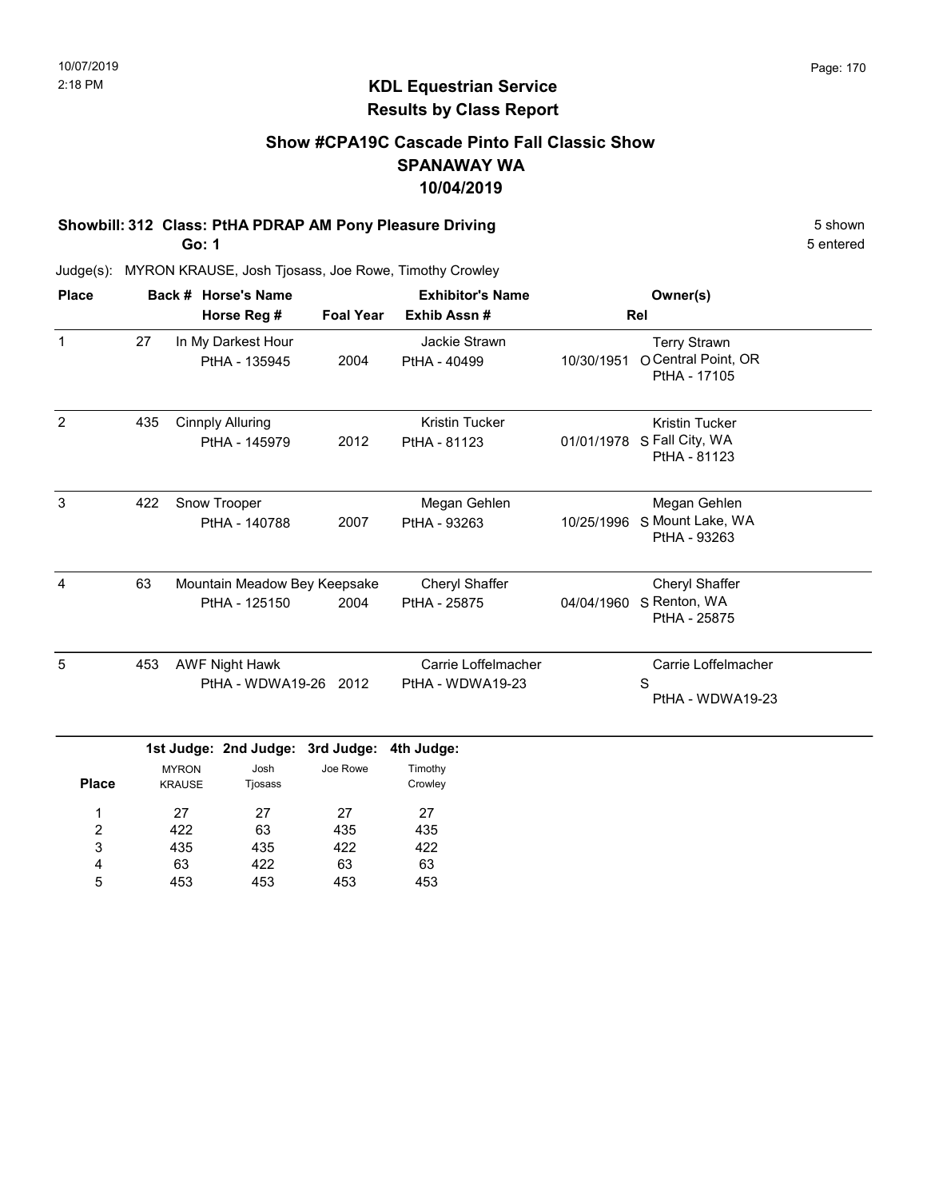# KDL Equestrian Service
## Results by Class Report

### Show #CPA19C Cascade Pinto Fall Classic Show
### SPANAWAY WA
### 10/04/2019

**Showbill: 312 Class: PtHA PDRAP AM Pony Pleasure Driving** 5 shown

**Go: 1** 5 entered

Judge(s): MYRON KRAUSE, Josh Tjosass, Joe Rowe, Timothy Crowley

| Place | Back # | Horse's Name / Horse Reg # | Foal Year | Exhibitor's Name / Exhib Assn # | Rel | Owner(s) |
|---|---|---|---|---|---|---|
| 1 | 27 | In My Darkest Hour<br>PtHA - 135945 | 2004 | Jackie Strawn<br>PtHA - 40499 | 10/30/1951 O | Terry Strawn<br>Central Point, OR<br>PtHA - 17105 |
| 2 | 435 | Cinnply Alluring<br>PtHA - 145979 | 2012 | Kristin Tucker<br>PtHA - 81123 | 01/01/1978 S | Kristin Tucker<br>Fall City, WA<br>PtHA - 81123 |
| 3 | 422 | Snow Trooper<br>PtHA - 140788 | 2007 | Megan Gehlen<br>PtHA - 93263 | 10/25/1996 S | Megan Gehlen<br>Mount Lake, WA<br>PtHA - 93263 |
| 4 | 63 | Mountain Meadow Bey Keepsake<br>PtHA - 125150 | 2004 | Cheryl Shaffer<br>PtHA - 25875 | 04/04/1960 S | Cheryl Shaffer<br>Renton, WA<br>PtHA - 25875 |
| 5 | 453 | AWF Night Hawk<br>PtHA - WDWA19-26 | 2012 | Carrie Loffelmacher<br>PtHA - WDWA19-23 | S | Carrie Loffelmacher<br>PtHA - WDWA19-23 |

| Place | 1st Judge: MYRON KRAUSE | 2nd Judge: Josh Tjosass | 3rd Judge: Joe Rowe | 4th Judge: Timothy Crowley |
|---|---|---|---|---|
| 1 | 27 | 27 | 27 | 27 |
| 2 | 422 | 63 | 435 | 435 |
| 3 | 435 | 435 | 422 | 422 |
| 4 | 63 | 422 | 63 | 63 |
| 5 | 453 | 453 | 453 | 453 |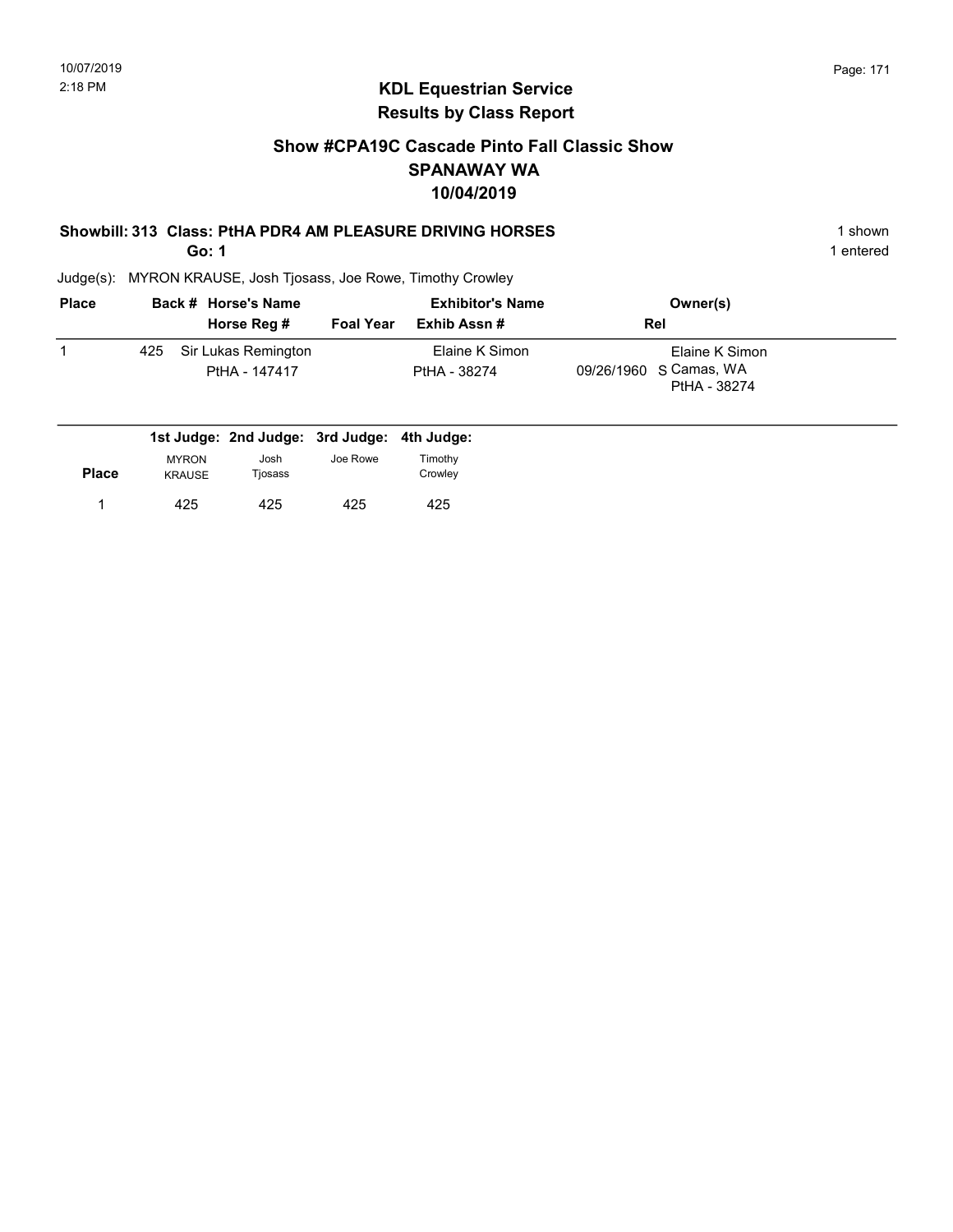## KDL Equestrian Service
## Results by Class Report

### Show #CPA19C Cascade Pinto Fall Classic Show
### SPANAWAY WA
### 10/04/2019

**Showbill: 313 Class: PtHA PDR4 AM PLEASURE DRIVING HORSES** 1 shown

**Go: 1** 1 entered

Judge(s): MYRON KRAUSE, Josh Tjosass, Joe Rowe, Timothy Crowley

| Place | Back # | Horse's Name / Horse Reg # | Foal Year | Exhibitor's Name / Exhib Assn # | Rel | Owner(s) |
|---|---|---|---|---|---|---|
| 1 | 425 | Sir Lukas Remington<br>PtHA - 147417 | | Elaine K Simon<br>PtHA - 38274 | 09/26/1960 S | Elaine K Simon<br>Camas, WA<br>PtHA - 38274 |

| Place | 1st Judge: MYRON KRAUSE | 2nd Judge: Josh Tjosass | 3rd Judge: Joe Rowe | 4th Judge: Timothy Crowley |
|---|---|---|---|---|
| 1 | 425 | 425 | 425 | 425 |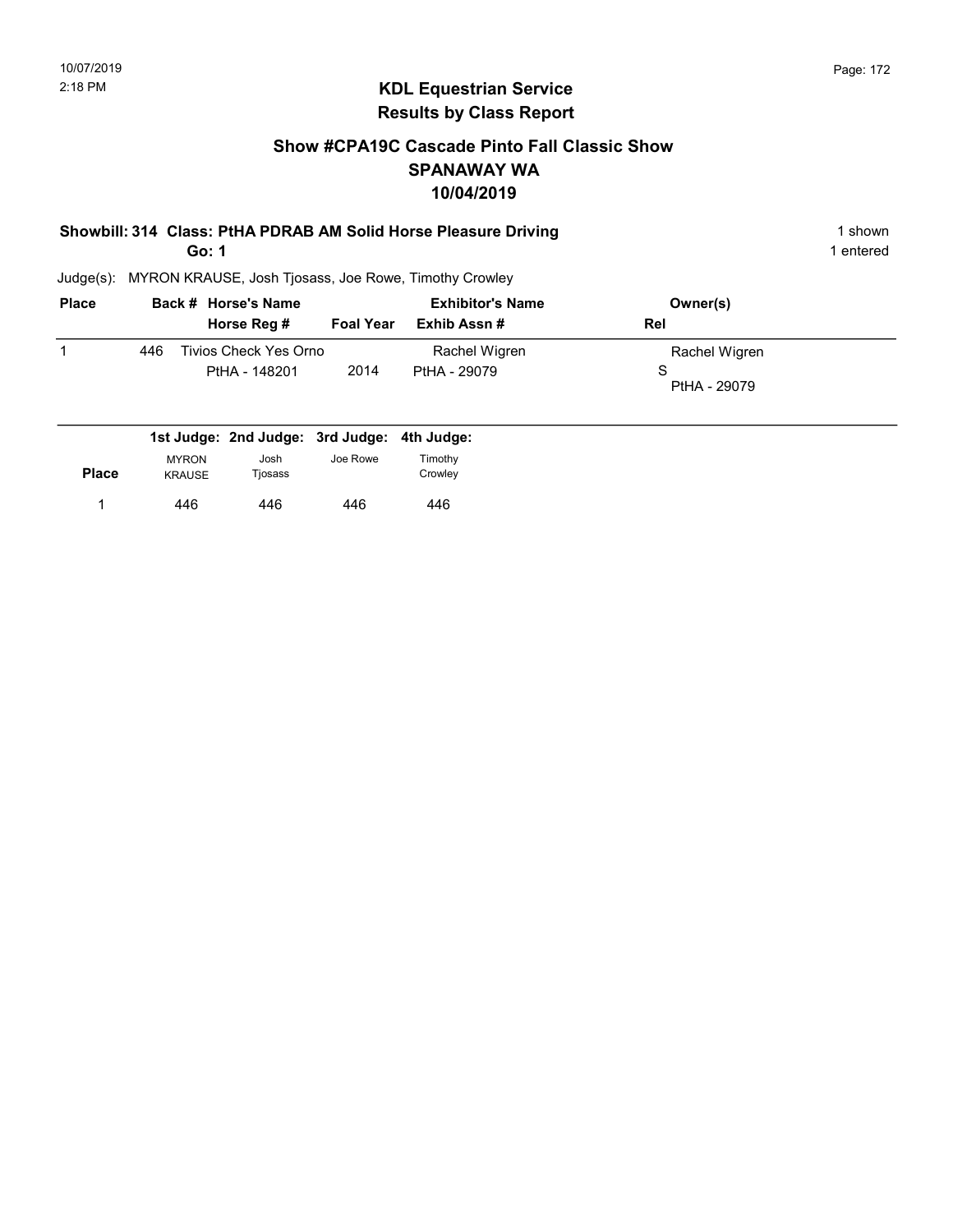10/07/2019
2:18 PM

# KDL Equestrian Service
## Results by Class Report

### Show #CPA19C Cascade Pinto Fall Classic Show
### SPANAWAY WA
### 10/04/2019

**Showbill: 314 Class: PtHA PDRAB AM Solid Horse Pleasure Driving** — 1 shown

**Go: 1** — 1 entered

Judge(s): MYRON KRAUSE, Josh Tjosass, Joe Rowe, Timothy Crowley

| Place | Back # | Horse's Name / Horse Reg # | Foal Year | Exhibitor's Name / Exhib Assn # | Owner(s) / Rel |
|---|---|---|---|---|---|
| 1 | 446 | Tivios Check Yes Orno<br>PtHA - 148201 | 2014 | Rachel Wigren<br>PtHA - 29079 | Rachel Wigren<br>S<br>PtHA - 29079 |

| Place | 1st Judge: MYRON KRAUSE | 2nd Judge: Josh Tjosass | 3rd Judge: Joe Rowe | 4th Judge: Timothy Crowley |
|---|---|---|---|---|
| 1 | 446 | 446 | 446 | 446 |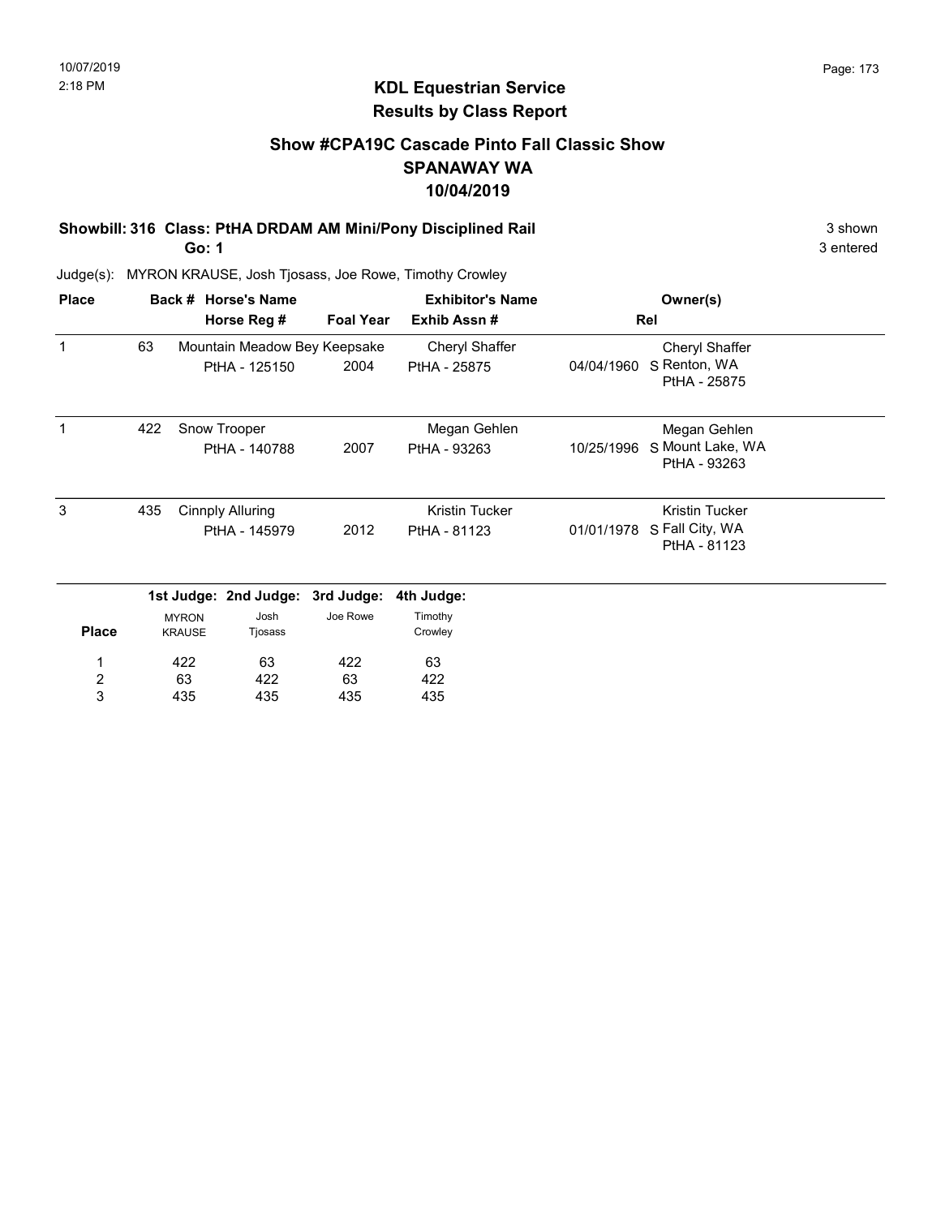10/07/2019
2:18 PM

# KDL Equestrian Service
## Results by Class Report

### Show #CPA19C Cascade Pinto Fall Classic Show
### SPANAWAY WA
### 10/04/2019

**Showbill: 316 Class: PtHA DRDAM AM Mini/Pony Disciplined Rail** — 3 shown

**Go: 1** — 3 entered

Judge(s): MYRON KRAUSE, Josh Tjosass, Joe Rowe, Timothy Crowley

| Place | Back # | Horse's Name / Horse Reg # | Foal Year | Exhibitor's Name / Exhib Assn # | Rel | Owner(s) |
|---|---|---|---|---|---|---|
| 1 | 63 | Mountain Meadow Bey Keepsake<br>PtHA - 125150 | 2004 | Cheryl Shaffer<br>PtHA - 25875 | 04/04/1960 S | Cheryl Shaffer<br>Renton, WA<br>PtHA - 25875 |
| 1 | 422 | Snow Trooper<br>PtHA - 140788 | 2007 | Megan Gehlen<br>PtHA - 93263 | 10/25/1996 S | Megan Gehlen<br>Mount Lake, WA<br>PtHA - 93263 |
| 3 | 435 | Cinnply Alluring<br>PtHA - 145979 | 2012 | Kristin Tucker<br>PtHA - 81123 | 01/01/1978 S | Kristin Tucker<br>Fall City, WA<br>PtHA - 81123 |

| Place | 1st Judge: MYRON KRAUSE | 2nd Judge: Josh Tjosass | 3rd Judge: Joe Rowe | 4th Judge: Timothy Crowley |
|---|---|---|---|---|
| 1 | 422 | 63 | 422 | 63 |
| 2 | 63 | 422 | 63 | 422 |
| 3 | 435 | 435 | 435 | 435 |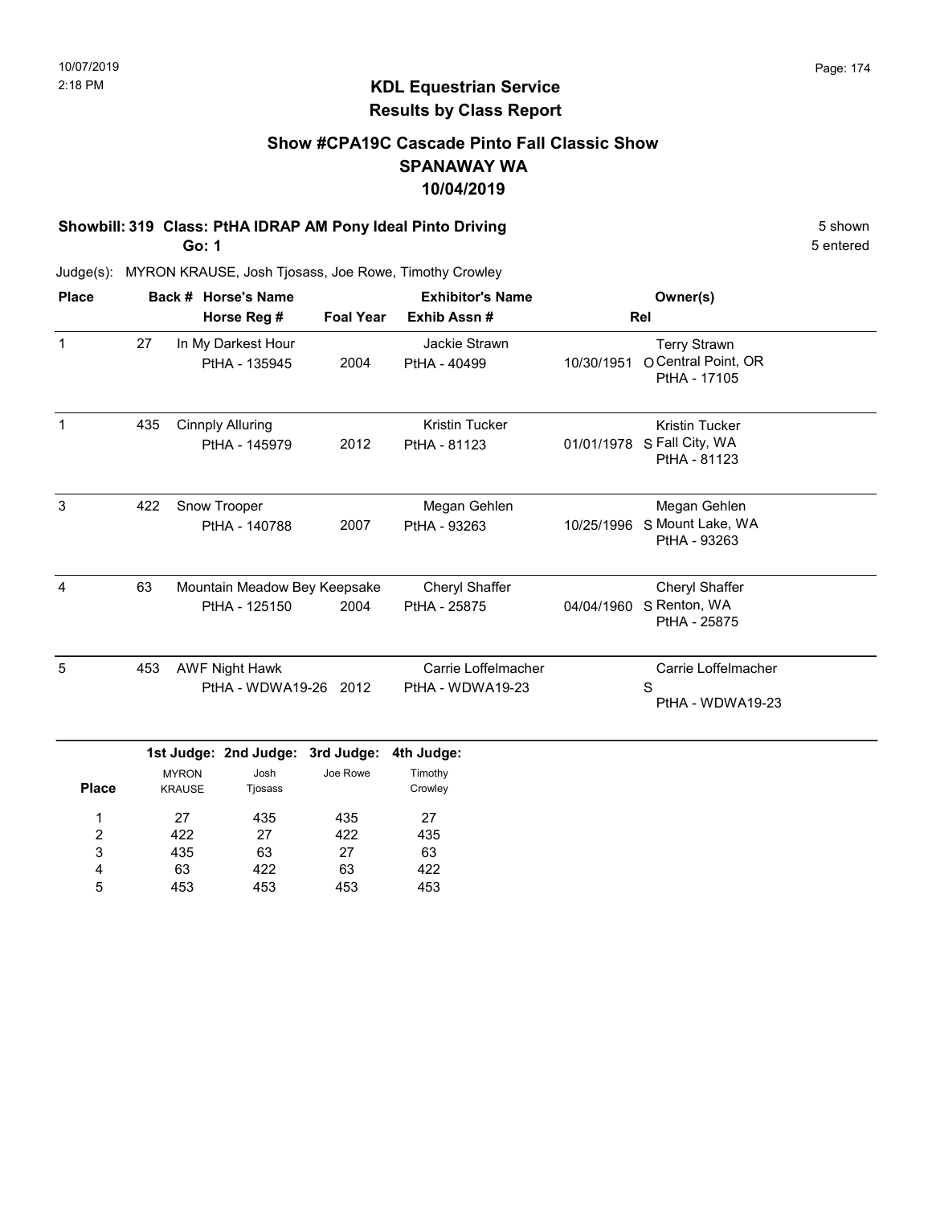# KDL Equestrian Service
## Results by Class Report

### Show #CPA19C Cascade Pinto Fall Classic Show
### SPANAWAY WA
### 10/04/2019

**Showbill: 319 Class: PtHA IDRAP AM Pony Ideal Pinto Driving** 5 shown

**Go: 1** 5 entered

Judge(s): MYRON KRAUSE, Josh Tjosass, Joe Rowe, Timothy Crowley

| Place | Back # | Horse's Name / Horse Reg # | Foal Year | Exhibitor's Name / Exhib Assn # | Rel | Owner(s) |
|---|---|---|---|---|---|---|
| 1 | 27 | In My Darkest Hour<br>PtHA - 135945 | 2004 | Jackie Strawn<br>PtHA - 40499 | 10/30/1951 O | Terry Strawn<br>Central Point, OR<br>PtHA - 17105 |
| 1 | 435 | Cinnply Alluring<br>PtHA - 145979 | 2012 | Kristin Tucker<br>PtHA - 81123 | 01/01/1978 S | Kristin Tucker<br>Fall City, WA<br>PtHA - 81123 |
| 3 | 422 | Snow Trooper<br>PtHA - 140788 | 2007 | Megan Gehlen<br>PtHA - 93263 | 10/25/1996 S | Megan Gehlen<br>Mount Lake, WA<br>PtHA - 93263 |
| 4 | 63 | Mountain Meadow Bey Keepsake<br>PtHA - 125150 | 2004 | Cheryl Shaffer<br>PtHA - 25875 | 04/04/1960 S | Cheryl Shaffer<br>Renton, WA<br>PtHA - 25875 |
| 5 | 453 | AWF Night Hawk<br>PtHA - WDWA19-26 | 2012 | Carrie Loffelmacher<br>PtHA - WDWA19-23 | S | Carrie Loffelmacher<br>PtHA - WDWA19-23 |

| Place | 1st Judge: MYRON KRAUSE | 2nd Judge: Josh Tjosass | 3rd Judge: Joe Rowe | 4th Judge: Timothy Crowley |
|---|---|---|---|---|
| 1 | 27 | 435 | 435 | 27 |
| 2 | 422 | 27 | 422 | 435 |
| 3 | 435 | 63 | 27 | 63 |
| 4 | 63 | 422 | 63 | 422 |
| 5 | 453 | 453 | 453 | 453 |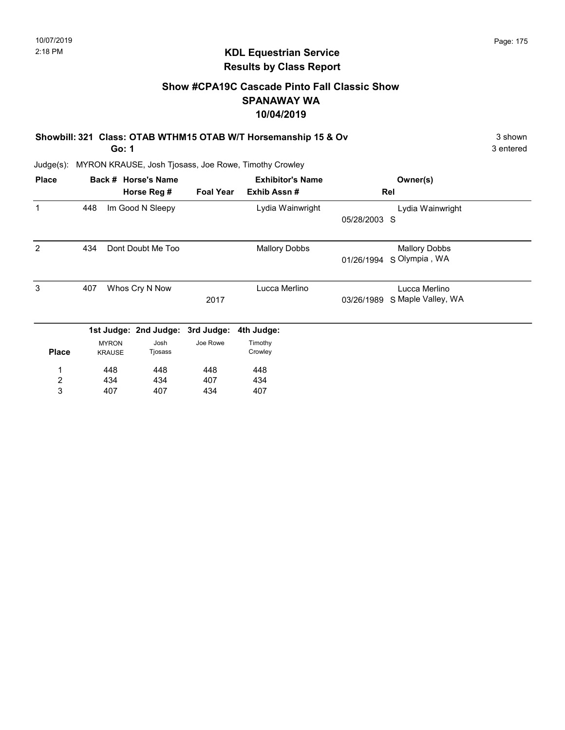# KDL Equestrian Service

## Results by Class Report

### Show #CPA19C Cascade Pinto Fall Classic Show
### SPANAWAY WA
### 10/04/2019

**Showbill: 321 Class: OTAB WTHM15 OTAB W/T Horsemanship 15 & Ov** — 3 shown

**Go: 1** — 3 entered

Judge(s): MYRON KRAUSE, Josh Tjosass, Joe Rowe, Timothy Crowley

| Place | Back # | Horse's Name / Horse Reg # | Foal Year | Exhibitor's Name / Exhib Assn # | Rel | Owner(s) |
|---|---|---|---|---|---|---|
| 1 | 448 | Im Good N Sleepy | | Lydia Wainwright | 05/28/2003 S | Lydia Wainwright |
| 2 | 434 | Dont Doubt Me Too | | Mallory Dobbs | 01/26/1994 S | Mallory Dobbs<br>Olympia , WA |
| 3 | 407 | Whos Cry N Now | 2017 | Lucca Merlino | 03/26/1989 S | Lucca Merlino<br>Maple Valley, WA |

| Place | 1st Judge: MYRON KRAUSE | 2nd Judge: Josh Tjosass | 3rd Judge: Joe Rowe | 4th Judge: Timothy Crowley |
|---|---|---|---|---|
| 1 | 448 | 448 | 448 | 448 |
| 2 | 434 | 434 | 407 | 434 |
| 3 | 407 | 407 | 434 | 407 |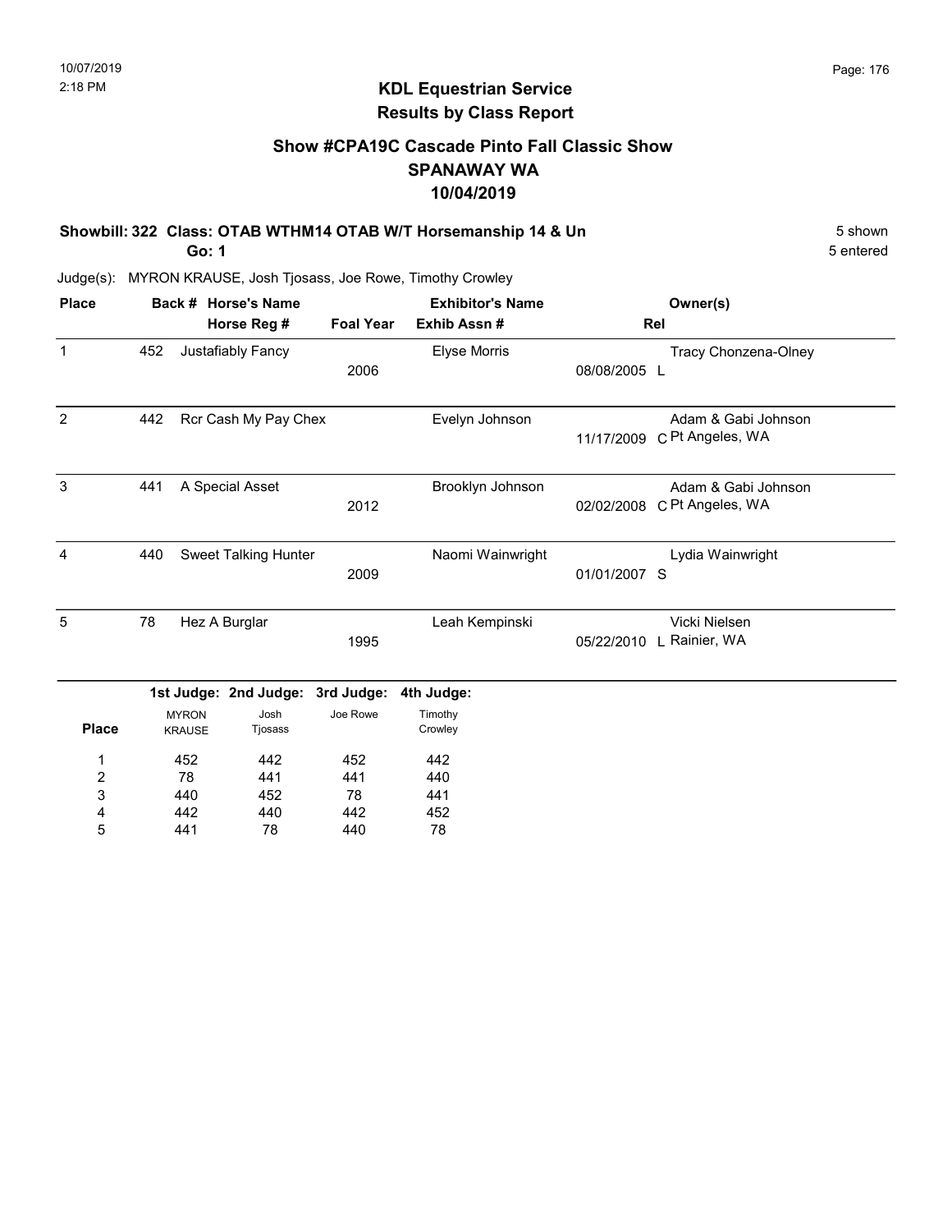# KDL Equestrian Service
## Results by Class Report

### Show #CPA19C Cascade Pinto Fall Classic Show
### SPANAWAY WA
### 10/04/2019

**Showbill: 322 Class: OTAB WTHM14 OTAB W/T Horsemanship 14 & Un** — 5 shown

**Go: 1** — 5 entered

Judge(s): MYRON KRAUSE, Josh Tjosass, Joe Rowe, Timothy Crowley

| Place | Back # | Horse's Name / Horse Reg # | Foal Year | Exhibitor's Name / Exhib Assn # | Rel | Owner(s) |
|---|---|---|---|---|---|---|
| 1 | 452 | Justafiably Fancy | 2006 | Elyse Morris 08/08/2005 | L | Tracy Chonzena-Olney |
| 2 | 442 | Rcr Cash My Pay Chex | | Evelyn Johnson 11/17/2009 | C | Adam & Gabi Johnson, Pt Angeles, WA |
| 3 | 441 | A Special Asset | 2012 | Brooklyn Johnson 02/02/2008 | C | Adam & Gabi Johnson, Pt Angeles, WA |
| 4 | 440 | Sweet Talking Hunter | 2009 | Naomi Wainwright 01/01/2007 | S | Lydia Wainwright |
| 5 | 78 | Hez A Burglar | 1995 | Leah Kempinski 05/22/2010 | L | Vicki Nielsen, Rainier, WA |

| Place | 1st Judge: MYRON KRAUSE | 2nd Judge: Josh Tjosass | 3rd Judge: Joe Rowe | 4th Judge: Timothy Crowley |
|---|---|---|---|---|
| 1 | 452 | 442 | 452 | 442 |
| 2 | 78 | 441 | 441 | 440 |
| 3 | 440 | 452 | 78 | 441 |
| 4 | 442 | 440 | 442 | 452 |
| 5 | 441 | 78 | 440 | 78 |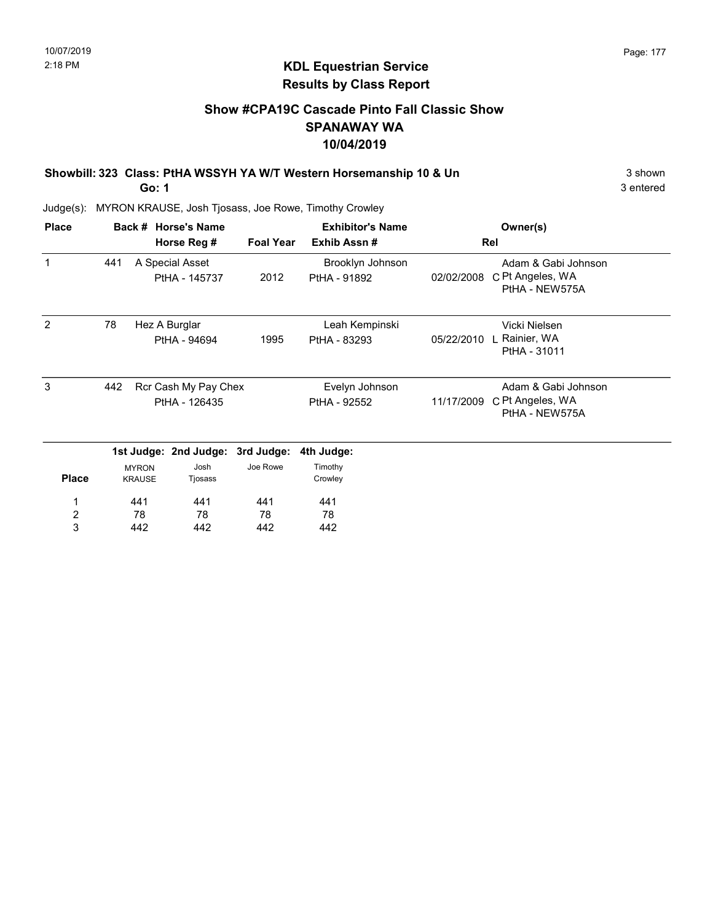## KDL Equestrian Service
## Results by Class Report

### Show #CPA19C Cascade Pinto Fall Classic Show
### SPANAWAY WA
### 10/04/2019

**Showbill: 323 Class: PtHA WSSYH YA W/T Western Horsemanship 10 & Un** — 3 shown

**Go: 1** — 3 entered

Judge(s): MYRON KRAUSE, Josh Tjosass, Joe Rowe, Timothy Crowley

| Place | Back # | Horse's Name / Horse Reg # | Foal Year | Exhibitor's Name / Exhib Assn # | Rel | Owner(s) |
|---|---|---|---|---|---|---|
| 1 | 441 | A Special Asset<br>PtHA - 145737 | 2012 | Brooklyn Johnson<br>PtHA - 91892 | 02/02/2008 C | Adam & Gabi Johnson<br>Pt Angeles, WA<br>PtHA - NEW575A |
| 2 | 78 | Hez A Burglar<br>PtHA - 94694 | 1995 | Leah Kempinski<br>PtHA - 83293 | 05/22/2010 L | Vicki Nielsen<br>Rainier, WA<br>PtHA - 31011 |
| 3 | 442 | Rcr Cash My Pay Chex<br>PtHA - 126435 | | Evelyn Johnson<br>PtHA - 92552 | 11/17/2009 C | Adam & Gabi Johnson<br>Pt Angeles, WA<br>PtHA - NEW575A |

| Place | 1st Judge: MYRON KRAUSE | 2nd Judge: Josh Tjosass | 3rd Judge: Joe Rowe | 4th Judge: Timothy Crowley |
|---|---|---|---|---|
| 1 | 441 | 441 | 441 | 441 |
| 2 | 78 | 78 | 78 | 78 |
| 3 | 442 | 442 | 442 | 442 |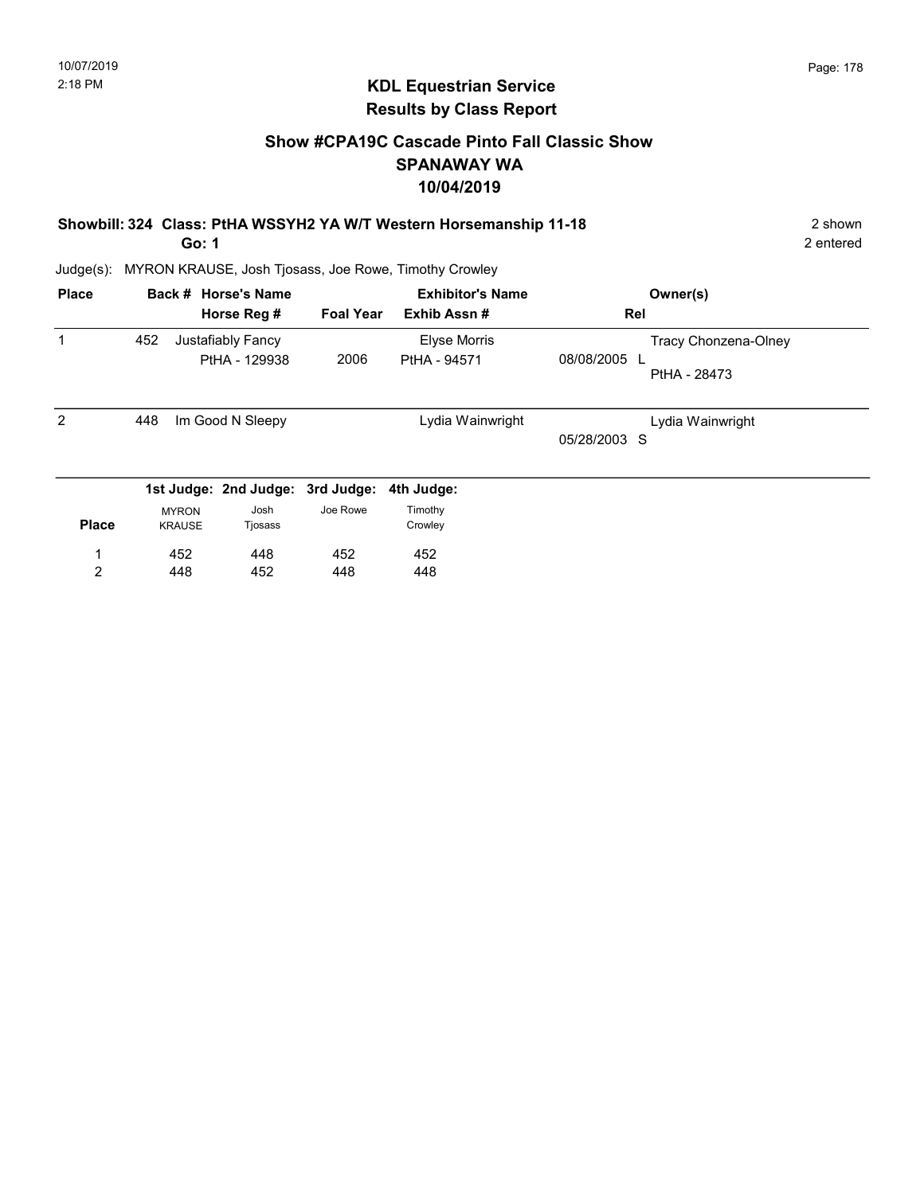## KDL Equestrian Service
## Results by Class Report

### Show #CPA19C Cascade Pinto Fall Classic Show
### SPANAWAY WA
### 10/04/2019

**Showbill: 324 Class: PtHA WSSYH2 YA W/T Western Horsemanship 11-18** — 2 shown

**Go: 1** — 2 entered

Judge(s): MYRON KRAUSE, Josh Tjosass, Joe Rowe, Timothy Crowley

| Place | Back # | Horse's Name / Horse Reg # | Foal Year | Exhibitor's Name / Exhib Assn # | Rel | Owner(s) |
|---|---|---|---|---|---|---|
| 1 | 452 | Justafiably Fancy<br>PtHA - 129938 | 2006 | Elyse Morris<br>PtHA - 94571 | 08/08/2005 L | Tracy Chonzena-Olney<br>PtHA - 28473 |
| 2 | 448 | Im Good N Sleepy | | Lydia Wainwright | 05/28/2003 S | Lydia Wainwright |

| Place | 1st Judge: MYRON KRAUSE | 2nd Judge: Josh Tjosass | 3rd Judge: Joe Rowe | 4th Judge: Timothy Crowley |
|---|---|---|---|---|
| 1 | 452 | 448 | 452 | 452 |
| 2 | 448 | 452 | 448 | 448 |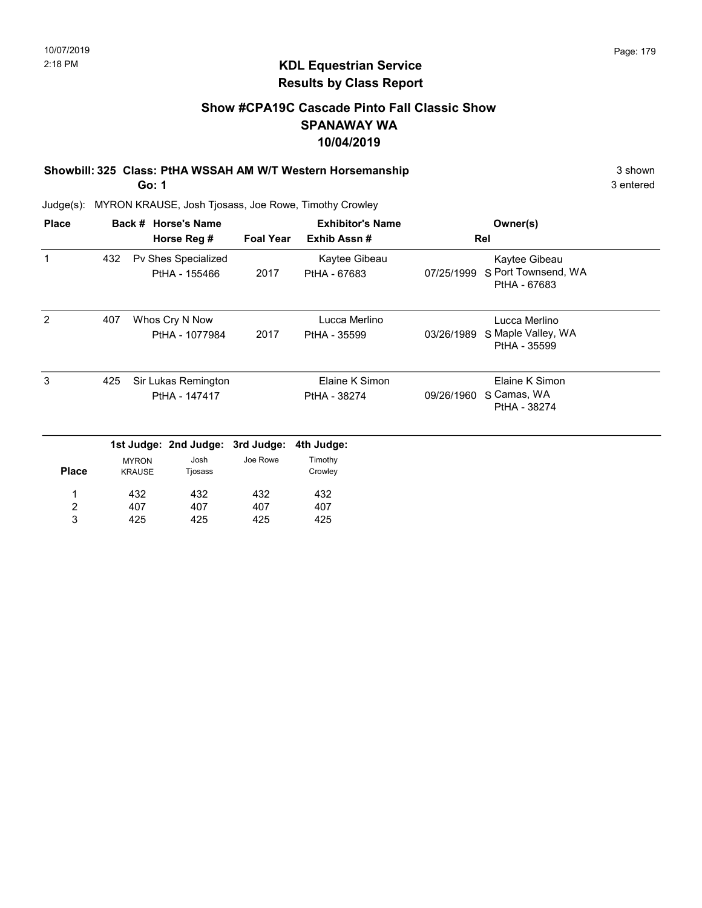## KDL Equestrian Service
## Results by Class Report

### Show #CPA19C Cascade Pinto Fall Classic Show
### SPANAWAY WA
### 10/04/2019

**Showbill: 325 Class: PtHA WSSAH AM W/T Western Horsemanship** — 3 shown

**Go: 1** — 3 entered

Judge(s): MYRON KRAUSE, Josh Tjosass, Joe Rowe, Timothy Crowley

| Place | Back # | Horse's Name / Horse Reg # | Foal Year | Exhibitor's Name / Exhib Assn # | Rel | Owner(s) |
|---|---|---|---|---|---|---|
| 1 | 432 | Pv Shes Specialized<br>PtHA - 155466 | 2017 | Kaytee Gibeau<br>PtHA - 67683 | 07/25/1999 S | Kaytee Gibeau<br>Port Townsend, WA<br>PtHA - 67683 |
| 2 | 407 | Whos Cry N Now<br>PtHA - 1077984 | 2017 | Lucca Merlino<br>PtHA - 35599 | 03/26/1989 S | Lucca Merlino<br>Maple Valley, WA<br>PtHA - 35599 |
| 3 | 425 | Sir Lukas Remington<br>PtHA - 147417 | | Elaine K Simon<br>PtHA - 38274 | 09/26/1960 S | Elaine K Simon<br>Camas, WA<br>PtHA - 38274 |

| Place | 1st Judge: MYRON KRAUSE | 2nd Judge: Josh Tjosass | 3rd Judge: Joe Rowe | 4th Judge: Timothy Crowley |
|---|---|---|---|---|
| 1 | 432 | 432 | 432 | 432 |
| 2 | 407 | 407 | 407 | 407 |
| 3 | 425 | 425 | 425 | 425 |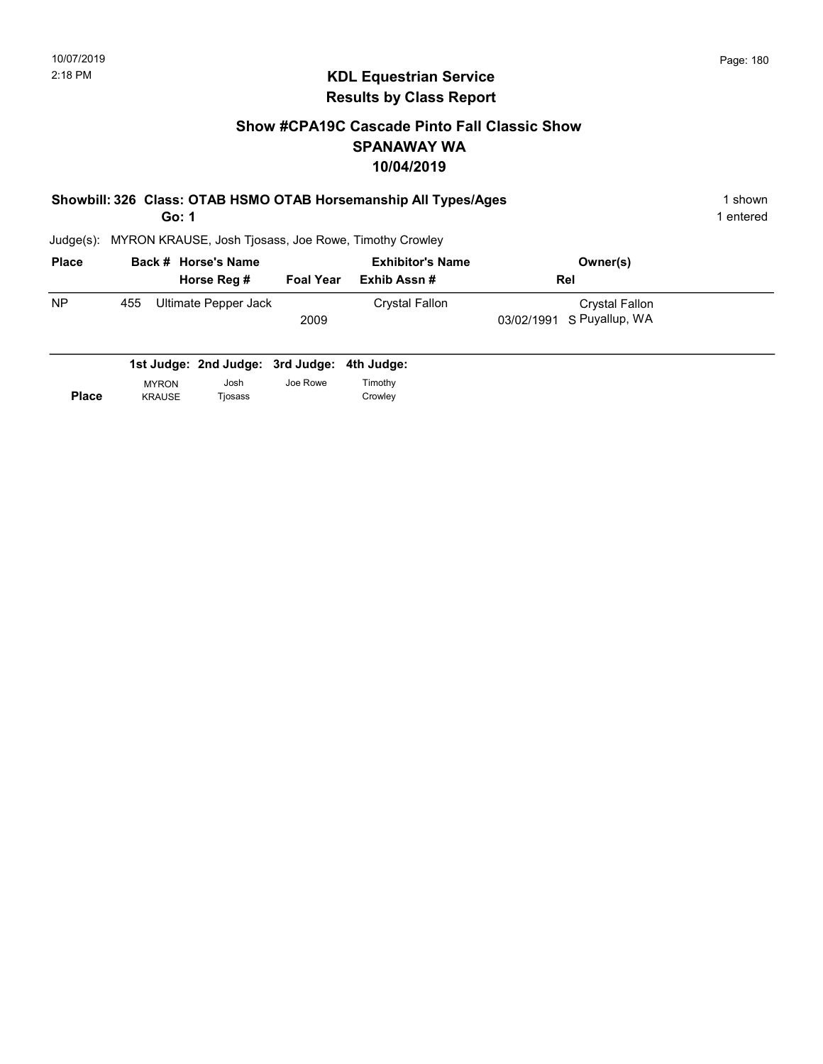## KDL Equestrian Service
## Results by Class Report

### Show #CPA19C Cascade Pinto Fall Classic Show
### SPANAWAY WA
### 10/04/2019

**Showbill: 326 Class: OTAB HSMO OTAB Horsemanship All Types/Ages** — 1 shown

**Go: 1** — 1 entered

Judge(s): MYRON KRAUSE, Josh Tjosass, Joe Rowe, Timothy Crowley

| Place | Back # | Horse's Name / Horse Reg # | Foal Year | Exhibitor's Name / Exhib Assn # | Rel | Owner(s) |
|---|---|---|---|---|---|---|
| NP | 455 | Ultimate Pepper Jack | 2009 | Crystal Fallon | 03/02/1991 S | Crystal Fallon<br>Puyallup, WA |

| Place | 1st Judge: MYRON KRAUSE | 2nd Judge: Josh Tjosass | 3rd Judge: Joe Rowe | 4th Judge: Timothy Crowley |
|---|---|---|---|---|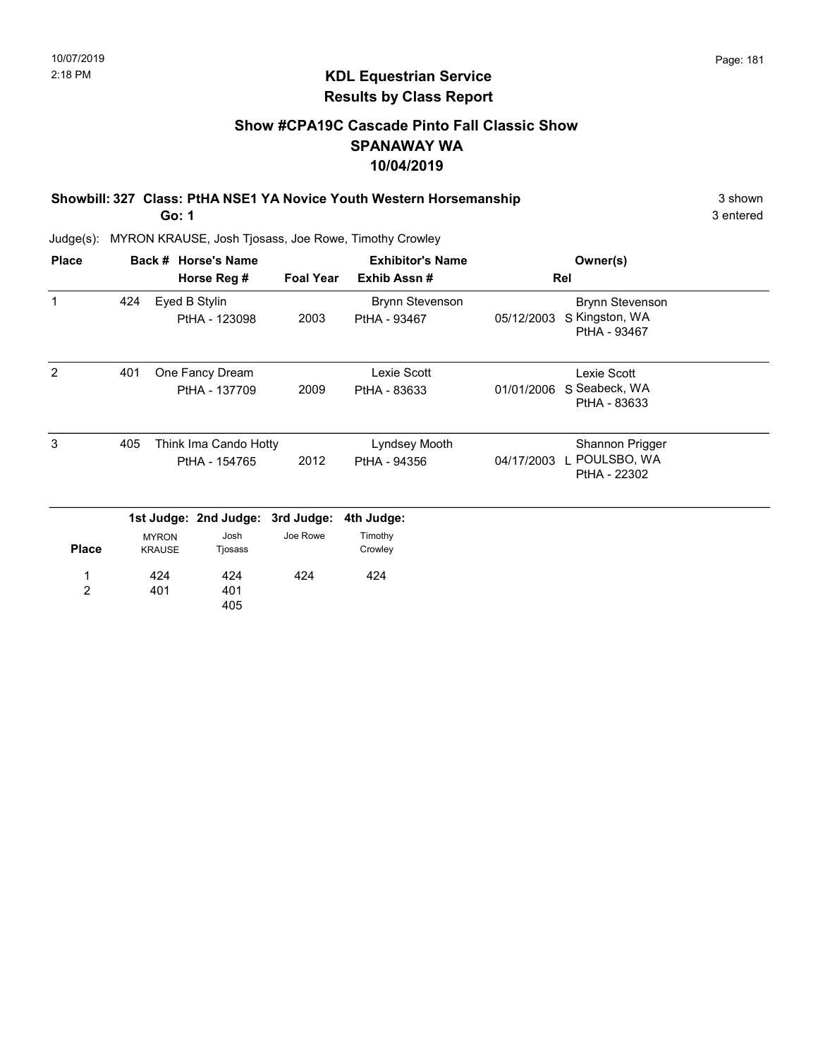# KDL Equestrian Service
## Results by Class Report

### Show #CPA19C Cascade Pinto Fall Classic Show
### SPANAWAY WA
### 10/04/2019

**Showbill: 327 Class: PtHA NSE1 YA Novice Youth Western Horsemanship** 3 shown
**Go: 1** 3 entered

Judge(s): MYRON KRAUSE, Josh Tjosass, Joe Rowe, Timothy Crowley

| Place | Back # | Horse's Name / Horse Reg # | Foal Year | Exhibitor's Name / Exhib Assn # | Rel | Owner(s) |
|---|---|---|---|---|---|---|
| 1 | 424 | Eyed B Stylin<br>PtHA - 123098 | 2003 | Brynn Stevenson<br>PtHA - 93467 | 05/12/2003 S | Brynn Stevenson<br>Kingston, WA<br>PtHA - 93467 |
| 2 | 401 | One Fancy Dream<br>PtHA - 137709 | 2009 | Lexie Scott<br>PtHA - 83633 | 01/01/2006 S | Lexie Scott<br>Seabeck, WA<br>PtHA - 83633 |
| 3 | 405 | Think Ima Cando Hotty<br>PtHA - 154765 | 2012 | Lyndsey Mooth<br>PtHA - 94356 | 04/17/2003 L | Shannon Prigger<br>POULSBO, WA<br>PtHA - 22302 |

| Place | 1st Judge: MYRON KRAUSE | 2nd Judge: Josh Tjosass | 3rd Judge: Joe Rowe | 4th Judge: Timothy Crowley |
|---|---|---|---|---|
| 1 | 424 | 424 | 424 | 424 |
| 2 | 401 | 401 | | |
| | | 405 | | |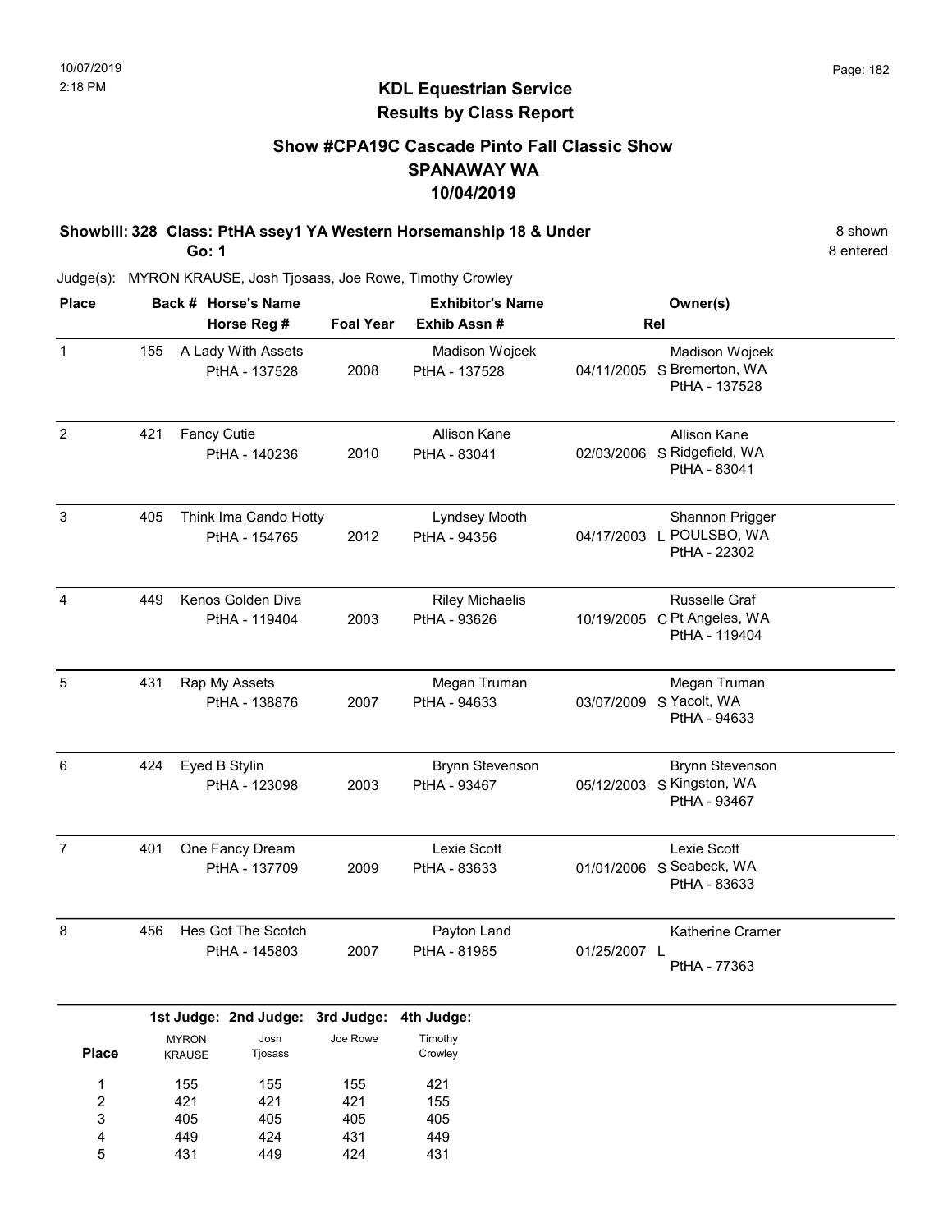# KDL Equestrian Service
## Results by Class Report

### Show #CPA19C Cascade Pinto Fall Classic Show
### SPANAWAY WA
### 10/04/2019

**Showbill: 328 Class: PtHA ssey1 YA Western Horsemanship 18 & Under** — 8 shown

**Go: 1** — 8 entered

Judge(s): MYRON KRAUSE, Josh Tjosass, Joe Rowe, Timothy Crowley

| Place | Back # | Horse's Name / Horse Reg # | Foal Year | Exhibitor's Name / Exhib Assn # | | Rel | Owner(s) |
|---|---|---|---|---|---|---|---|
| 1 | 155 | A Lady With Assets<br>PtHA - 137528 | 2008 | Madison Wojcek<br>PtHA - 137528 | 04/11/2005 | S | Madison Wojcek<br>Bremerton, WA<br>PtHA - 137528 |
| 2 | 421 | Fancy Cutie<br>PtHA - 140236 | 2010 | Allison Kane<br>PtHA - 83041 | 02/03/2006 | S | Allison Kane<br>Ridgefield, WA<br>PtHA - 83041 |
| 3 | 405 | Think Ima Cando Hotty<br>PtHA - 154765 | 2012 | Lyndsey Mooth<br>PtHA - 94356 | 04/17/2003 | L | Shannon Prigger<br>POULSBO, WA<br>PtHA - 22302 |
| 4 | 449 | Kenos Golden Diva<br>PtHA - 119404 | 2003 | Riley Michaelis<br>PtHA - 93626 | 10/19/2005 | C | Russelle Graf<br>Pt Angeles, WA<br>PtHA - 119404 |
| 5 | 431 | Rap My Assets<br>PtHA - 138876 | 2007 | Megan Truman<br>PtHA - 94633 | 03/07/2009 | S | Megan Truman<br>Yacolt, WA<br>PtHA - 94633 |
| 6 | 424 | Eyed B Stylin<br>PtHA - 123098 | 2003 | Brynn Stevenson<br>PtHA - 93467 | 05/12/2003 | S | Brynn Stevenson<br>Kingston, WA<br>PtHA - 93467 |
| 7 | 401 | One Fancy Dream<br>PtHA - 137709 | 2009 | Lexie Scott<br>PtHA - 83633 | 01/01/2006 | S | Lexie Scott<br>Seabeck, WA<br>PtHA - 83633 |
| 8 | 456 | Hes Got The Scotch<br>PtHA - 145803 | 2007 | Payton Land<br>PtHA - 81985 | 01/25/2007 | L | Katherine Cramer<br>PtHA - 77363 |

| Place | 1st Judge: MYRON KRAUSE | 2nd Judge: Josh Tjosass | 3rd Judge: Joe Rowe | 4th Judge: Timothy Crowley |
|---|---|---|---|---|
| 1 | 155 | 155 | 155 | 421 |
| 2 | 421 | 421 | 421 | 155 |
| 3 | 405 | 405 | 405 | 405 |
| 4 | 449 | 424 | 431 | 449 |
| 5 | 431 | 449 | 424 | 431 |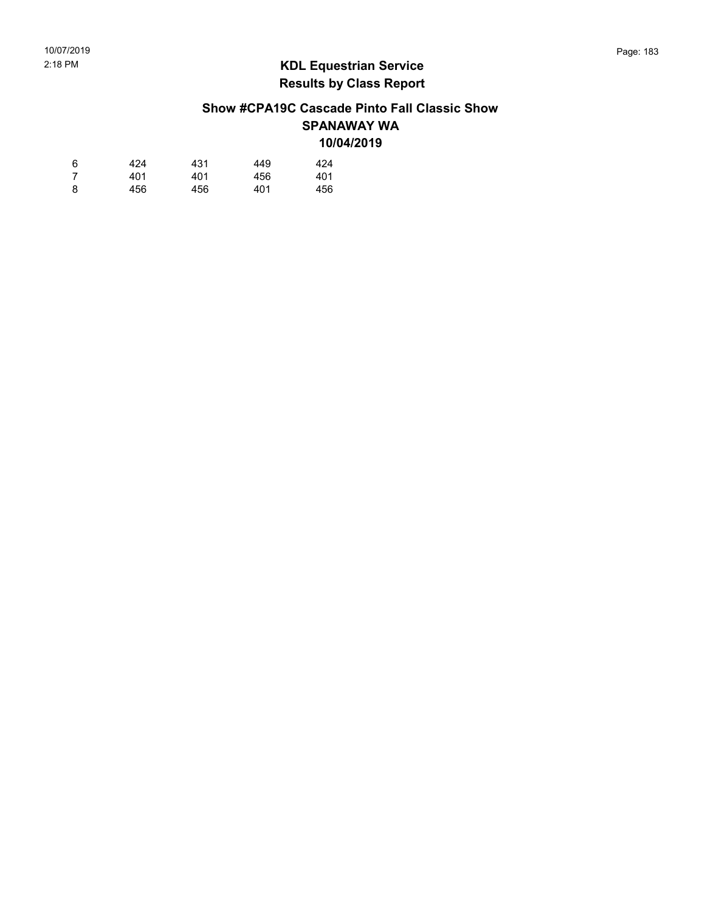## KDL Equestrian Service
## Results by Class Report

### Show #CPA19C Cascade Pinto Fall Classic Show
### SPANAWAY WA
### 10/04/2019

| | | | | |
|---|---|---|---|---|
| 6 | 424 | 431 | 449 | 424 |
| 7 | 401 | 401 | 456 | 401 |
| 8 | 456 | 456 | 401 | 456 |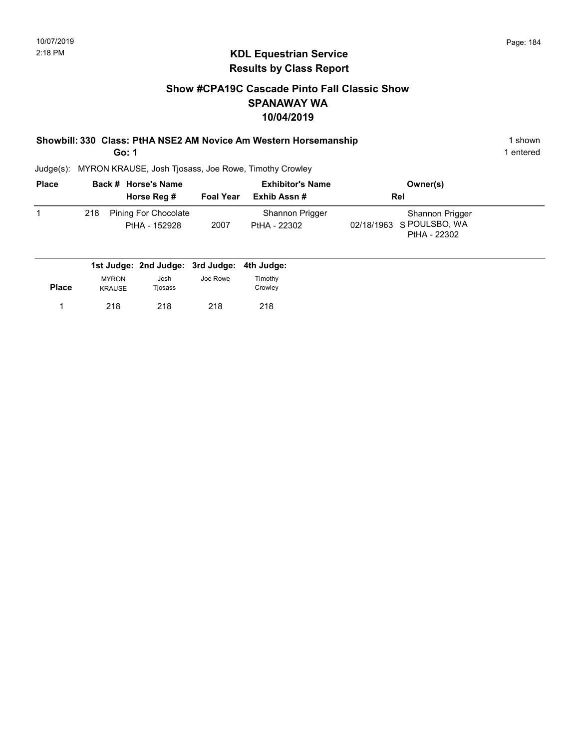# KDL Equestrian Service
## Results by Class Report

### Show #CPA19C Cascade Pinto Fall Classic Show
### SPANAWAY WA
### 10/04/2019

**Showbill: 330 Class: PtHA NSE2 AM Novice Am Western Horsemanship** — 1 shown

**Go: 1** — 1 entered

Judge(s): MYRON KRAUSE, Josh Tjosass, Joe Rowe, Timothy Crowley

| Place | Back # | Horse's Name / Horse Reg # | Foal Year | Exhibitor's Name / Exhib Assn # | Rel | Owner(s) |
|---|---|---|---|---|---|---|
| 1 | 218 | Pining For Chocolate<br>PtHA - 152928 | 2007 | Shannon Prigger<br>PtHA - 22302 | 02/18/1963 S | Shannon Prigger<br>POULSBO, WA<br>PtHA - 22302 |

| Place | 1st Judge: MYRON KRAUSE | 2nd Judge: Josh Tjosass | 3rd Judge: Joe Rowe | 4th Judge: Timothy Crowley |
|---|---|---|---|---|
| 1 | 218 | 218 | 218 | 218 |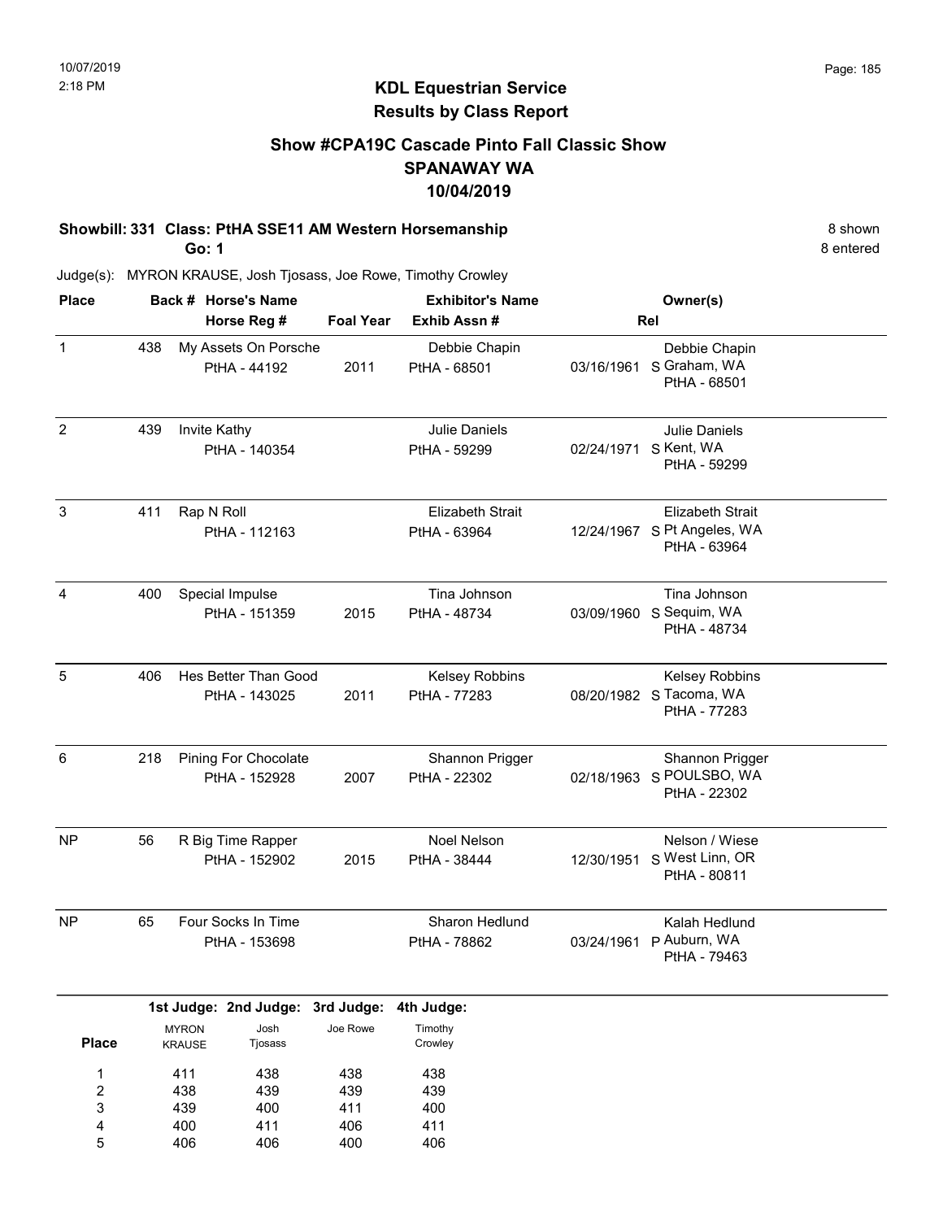10/07/2019
2:18 PM

# KDL Equestrian Service
## Results by Class Report

### Show #CPA19C Cascade Pinto Fall Classic Show
### SPANAWAY WA
### 10/04/2019

**Showbill: 331 Class: PtHA SSE11 AM Western Horsemanship** — 8 shown

**Go: 1** — 8 entered

Judge(s): MYRON KRAUSE, Josh Tjosass, Joe Rowe, Timothy Crowley

| Place | Back # | Horse's Name / Horse Reg # | Foal Year | Exhibitor's Name / Exhib Assn # | Rel | Owner(s) |
|---|---|---|---|---|---|---|
| 1 | 438 | My Assets On Porsche<br>PtHA - 44192 | 2011 | Debbie Chapin<br>PtHA - 68501 | 03/16/1961 S | Debbie Chapin<br>Graham, WA<br>PtHA - 68501 |
| 2 | 439 | Invite Kathy<br>PtHA - 140354 | | Julie Daniels<br>PtHA - 59299 | 02/24/1971 S | Julie Daniels<br>Kent, WA<br>PtHA - 59299 |
| 3 | 411 | Rap N Roll<br>PtHA - 112163 | | Elizabeth Strait<br>PtHA - 63964 | 12/24/1967 S | Elizabeth Strait<br>Pt Angeles, WA<br>PtHA - 63964 |
| 4 | 400 | Special Impulse<br>PtHA - 151359 | 2015 | Tina Johnson<br>PtHA - 48734 | 03/09/1960 S | Tina Johnson<br>Sequim, WA<br>PtHA - 48734 |
| 5 | 406 | Hes Better Than Good<br>PtHA - 143025 | 2011 | Kelsey Robbins<br>PtHA - 77283 | 08/20/1982 S | Kelsey Robbins<br>Tacoma, WA<br>PtHA - 77283 |
| 6 | 218 | Pining For Chocolate<br>PtHA - 152928 | 2007 | Shannon Prigger<br>PtHA - 22302 | 02/18/1963 S | Shannon Prigger<br>POULSBO, WA<br>PtHA - 22302 |
| NP | 56 | R Big Time Rapper<br>PtHA - 152902 | 2015 | Noel Nelson<br>PtHA - 38444 | 12/30/1951 S | Nelson / Wiese<br>West Linn, OR<br>PtHA - 80811 |
| NP | 65 | Four Socks In Time<br>PtHA - 153698 | | Sharon Hedlund<br>PtHA - 78862 | 03/24/1961 P | Kalah Hedlund<br>Auburn, WA<br>PtHA - 79463 |

| Place | 1st Judge: MYRON KRAUSE | 2nd Judge: Josh Tjosass | 3rd Judge: Joe Rowe | 4th Judge: Timothy Crowley |
|---|---|---|---|---|
| 1 | 411 | 438 | 438 | 438 |
| 2 | 438 | 439 | 439 | 439 |
| 3 | 439 | 400 | 411 | 400 |
| 4 | 400 | 411 | 406 | 411 |
| 5 | 406 | 406 | 400 | 406 |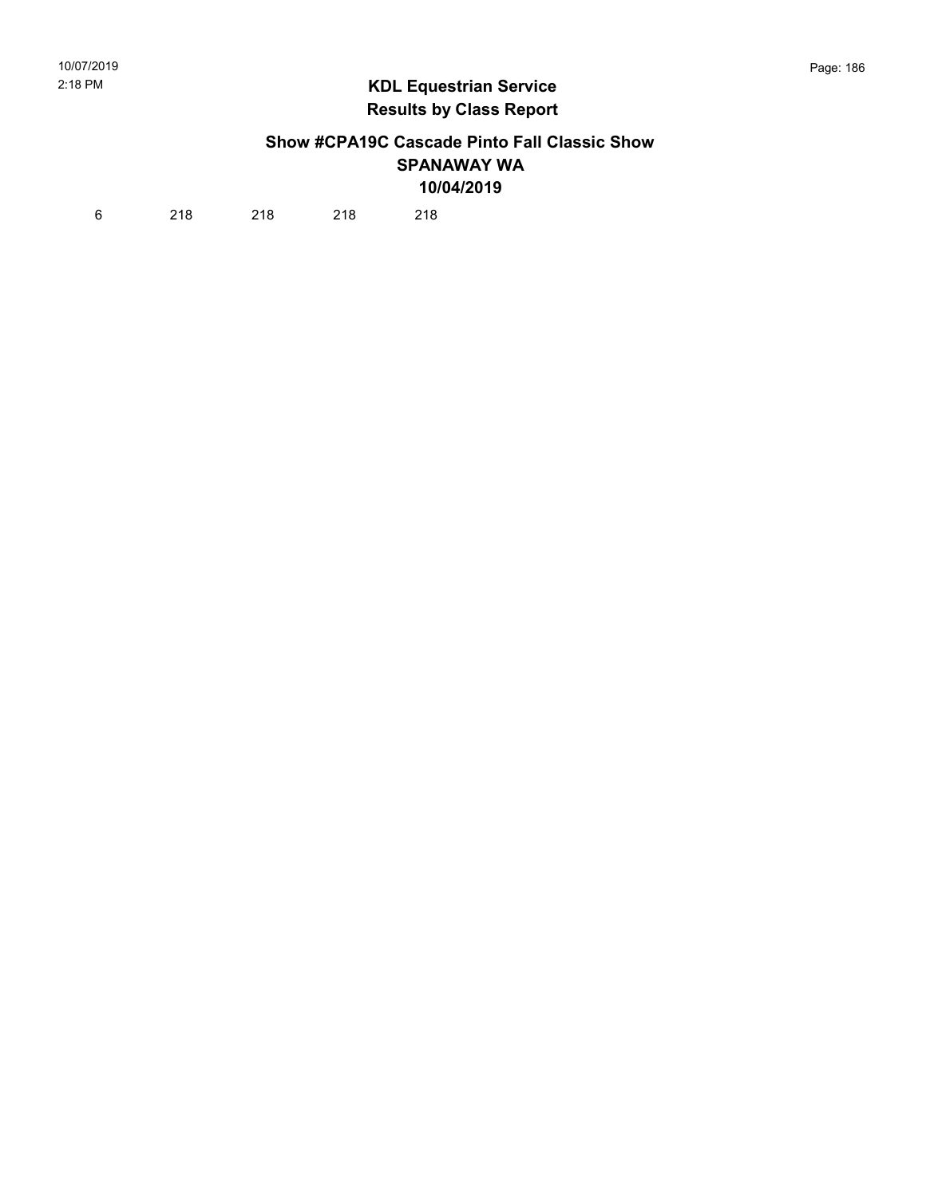## KDL Equestrian Service
## Results by Class Report

### Show #CPA19C Cascade Pinto Fall Classic Show
### SPANAWAY WA
### 10/04/2019

| 6 | 218 | 218 | 218 | 218 |
|---|---|---|---|---|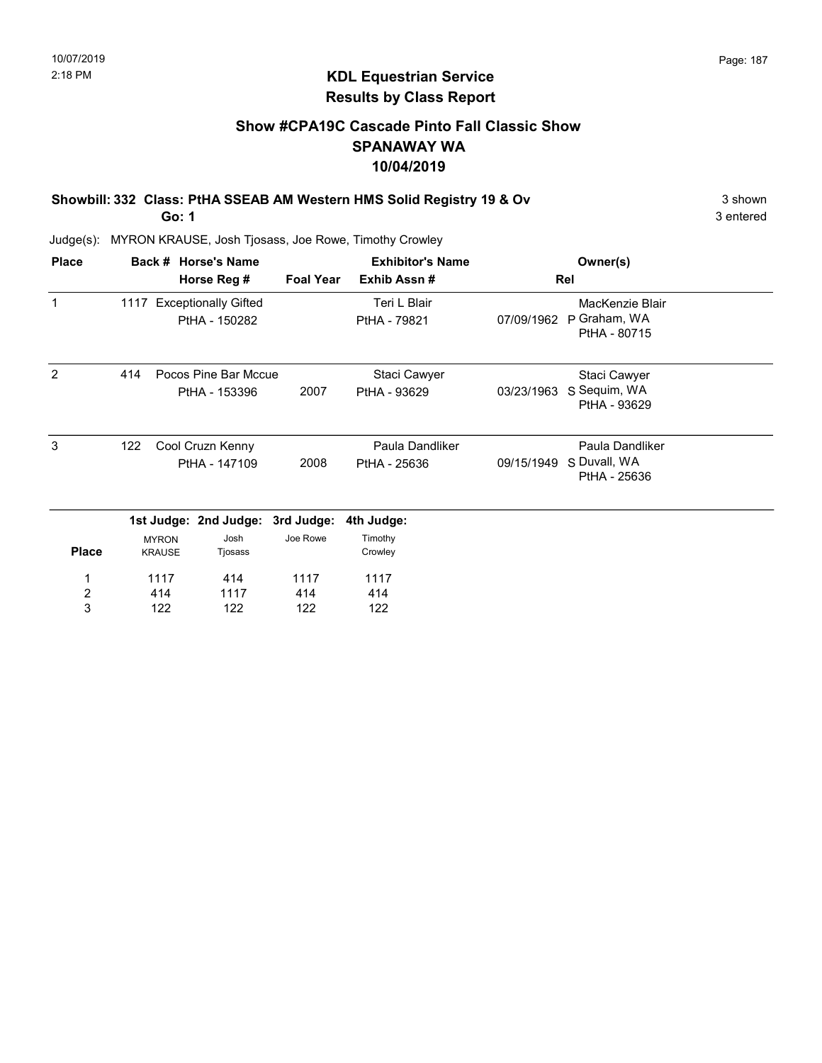# KDL Equestrian Service
## Results by Class Report

### Show #CPA19C Cascade Pinto Fall Classic Show
### SPANAWAY WA
### 10/04/2019

**Showbill: 332 Class: PtHA SSEAB AM Western HMS Solid Registry 19 & Ov** — 3 shown

**Go: 1** — 3 entered

Judge(s): MYRON KRAUSE, Josh Tjosass, Joe Rowe, Timothy Crowley

| Place | Back # | Horse's Name / Horse Reg # | Foal Year | Exhibitor's Name / Exhib Assn # | Rel | Owner(s) |
|---|---|---|---|---|---|---|
| 1 | 1117 | Exceptionally Gifted<br>PtHA - 150282 | | Teri L Blair<br>PtHA - 79821 | 07/09/1962 P | MacKenzie Blair<br>Graham, WA<br>PtHA - 80715 |
| 2 | 414 | Pocos Pine Bar Mccue<br>PtHA - 153396 | 2007 | Staci Cawyer<br>PtHA - 93629 | 03/23/1963 S | Staci Cawyer<br>Sequim, WA<br>PtHA - 93629 |
| 3 | 122 | Cool Cruzn Kenny<br>PtHA - 147109 | 2008 | Paula Dandliker<br>PtHA - 25636 | 09/15/1949 S | Paula Dandliker<br>Duvall, WA<br>PtHA - 25636 |

| Place | 1st Judge: MYRON KRAUSE | 2nd Judge: Josh Tjosass | 3rd Judge: Joe Rowe | 4th Judge: Timothy Crowley |
|---|---|---|---|---|
| 1 | 1117 | 414 | 1117 | 1117 |
| 2 | 414 | 1117 | 414 | 414 |
| 3 | 122 | 122 | 122 | 122 |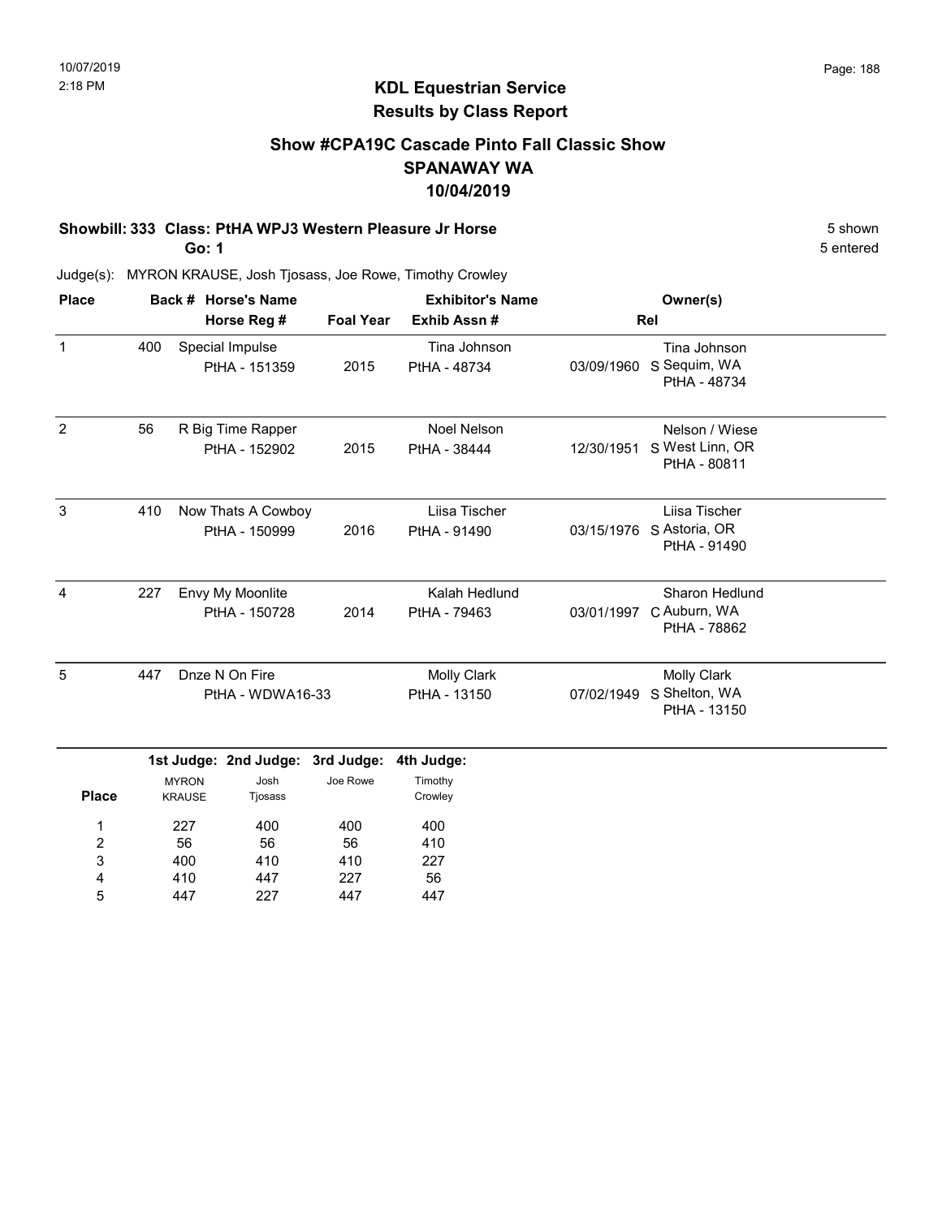## KDL Equestrian Service
## Results by Class Report

### Show #CPA19C Cascade Pinto Fall Classic Show
### SPANAWAY WA
### 10/04/2019

**Showbill: 333 Class: PtHA WPJ3 Western Pleasure Jr Horse** — 5 shown

**Go: 1** — 5 entered

Judge(s): MYRON KRAUSE, Josh Tjosass, Joe Rowe, Timothy Crowley

| Place | Back # | Horse's Name / Horse Reg # | Foal Year | Exhibitor's Name / Exhib Assn # | Rel | Owner(s) |
|---|---|---|---|---|---|---|
| 1 | 400 | Special Impulse<br>PtHA - 151359 | 2015 | Tina Johnson<br>PtHA - 48734 | 03/09/1960 S | Tina Johnson<br>Sequim, WA<br>PtHA - 48734 |
| 2 | 56 | R Big Time Rapper<br>PtHA - 152902 | 2015 | Noel Nelson<br>PtHA - 38444 | 12/30/1951 S | Nelson / Wiese<br>West Linn, OR<br>PtHA - 80811 |
| 3 | 410 | Now Thats A Cowboy<br>PtHA - 150999 | 2016 | Liisa Tischer<br>PtHA - 91490 | 03/15/1976 S | Liisa Tischer<br>Astoria, OR<br>PtHA - 91490 |
| 4 | 227 | Envy My Moonlite<br>PtHA - 150728 | 2014 | Kalah Hedlund<br>PtHA - 79463 | 03/01/1997 C | Sharon Hedlund<br>Auburn, WA<br>PtHA - 78862 |
| 5 | 447 | Dnze N On Fire<br>PtHA - WDWA16-33 | | Molly Clark<br>PtHA - 13150 | 07/02/1949 S | Molly Clark<br>Shelton, WA<br>PtHA - 13150 |

| Place | 1st Judge: MYRON KRAUSE | 2nd Judge: Josh Tjosass | 3rd Judge: Joe Rowe | 4th Judge: Timothy Crowley |
|---|---|---|---|---|
| 1 | 227 | 400 | 400 | 400 |
| 2 | 56 | 56 | 56 | 410 |
| 3 | 400 | 410 | 410 | 227 |
| 4 | 410 | 447 | 227 | 56 |
| 5 | 447 | 227 | 447 | 447 |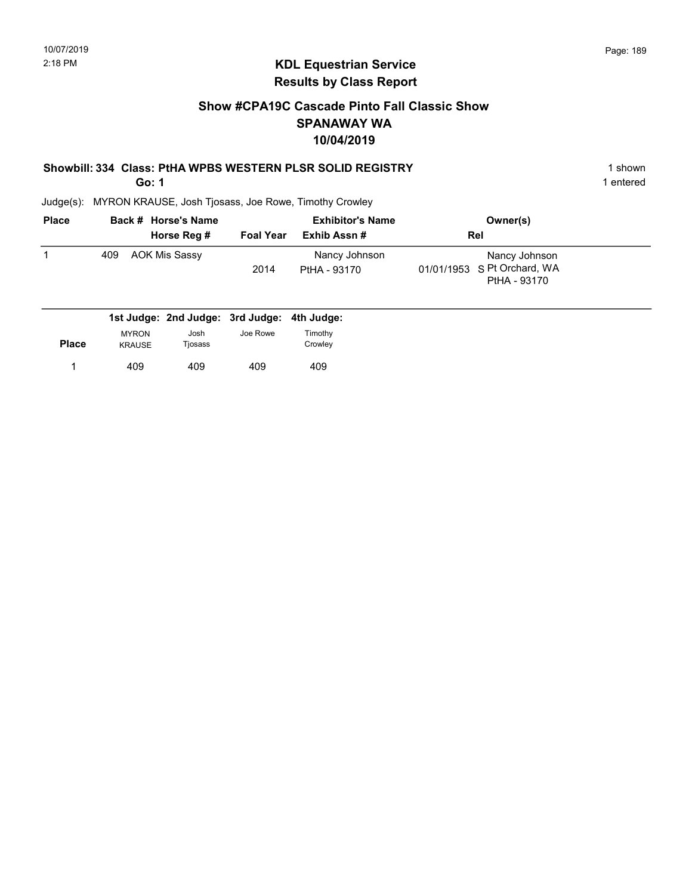10/07/2019
2:18 PM

# KDL Equestrian Service
## Results by Class Report

### Show #CPA19C Cascade Pinto Fall Classic Show
### SPANAWAY WA
### 10/04/2019

**Showbill: 334 Class: PtHA WPBS WESTERN PLSR SOLID REGISTRY** 1 shown
**Go: 1** 1 entered

Judge(s): MYRON KRAUSE, Josh Tjosass, Joe Rowe, Timothy Crowley

| Place | Back # | Horse's Name / Horse Reg # | Foal Year | Exhibitor's Name / Exhib Assn # | Rel | Owner(s) |
|---|---|---|---|---|---|---|
| 1 | 409 | AOK Mis Sassy | 2014 | Nancy Johnson<br>PtHA - 93170 | 01/01/1953 S | Nancy Johnson<br>Pt Orchard, WA<br>PtHA - 93170 |

| Place | 1st Judge: MYRON KRAUSE | 2nd Judge: Josh Tjosass | 3rd Judge: Joe Rowe | 4th Judge: Timothy Crowley |
|---|---|---|---|---|
| 1 | 409 | 409 | 409 | 409 |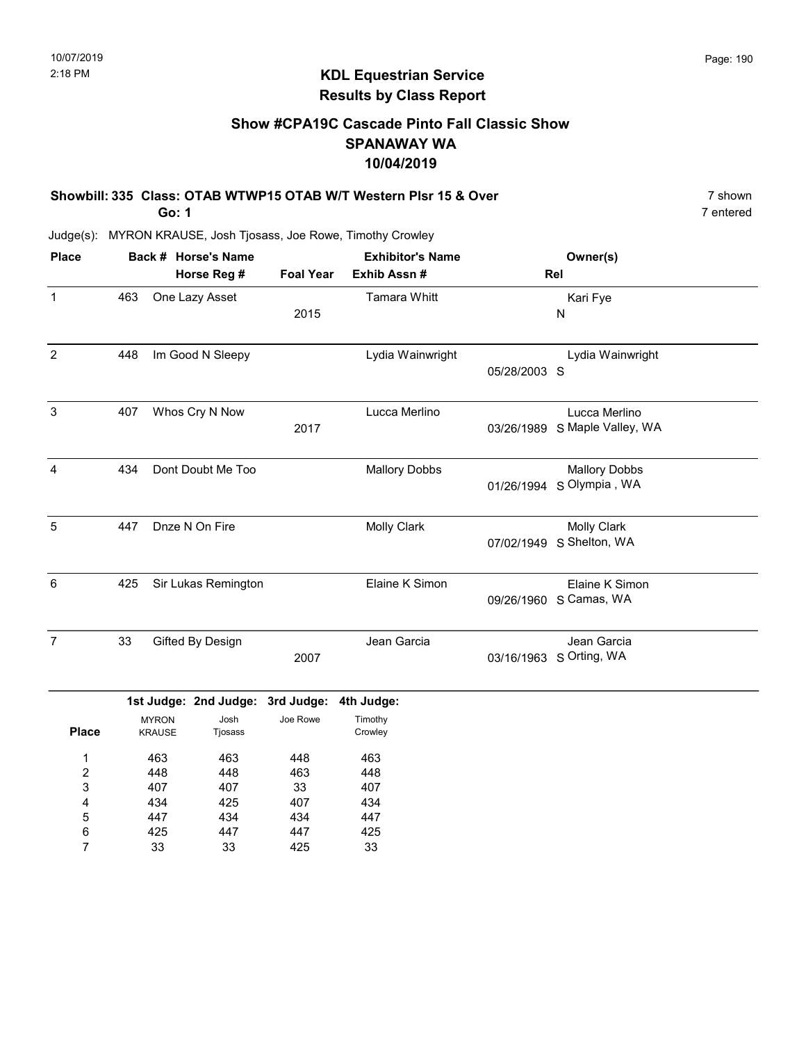# KDL Equestrian Service
## Results by Class Report

### Show #CPA19C Cascade Pinto Fall Classic Show
### SPANAWAY WA
### 10/04/2019

**Showbill: 335 Class: OTAB WTWP15 OTAB W/T Western Plsr 15 & Over** — 7 shown

**Go: 1** — 7 entered

Judge(s): MYRON KRAUSE, Josh Tjosass, Joe Rowe, Timothy Crowley

| Place | Back # | Horse's Name / Horse Reg # | Foal Year | Exhibitor's Name / Exhib Assn # | Rel | Owner(s) |
|---|---|---|---|---|---|---|
| 1 | 463 | One Lazy Asset | 2015 | Tamara Whitt | N | Kari Fye |
| 2 | 448 | Im Good N Sleepy | | Lydia Wainwright | 05/28/2003 S | Lydia Wainwright |
| 3 | 407 | Whos Cry N Now | 2017 | Lucca Merlino | 03/26/1989 S | Lucca Merlino, Maple Valley, WA |
| 4 | 434 | Dont Doubt Me Too | | Mallory Dobbs | 01/26/1994 S | Mallory Dobbs, Olympia , WA |
| 5 | 447 | Dnze N On Fire | | Molly Clark | 07/02/1949 S | Molly Clark, Shelton, WA |
| 6 | 425 | Sir Lukas Remington | | Elaine K Simon | 09/26/1960 S | Elaine K Simon, Camas, WA |
| 7 | 33 | Gifted By Design | 2007 | Jean Garcia | 03/16/1963 S | Jean Garcia, Orting, WA |

| Place | 1st Judge: MYRON KRAUSE | 2nd Judge: Josh Tjosass | 3rd Judge: Joe Rowe | 4th Judge: Timothy Crowley |
|---|---|---|---|---|
| 1 | 463 | 463 | 448 | 463 |
| 2 | 448 | 448 | 463 | 448 |
| 3 | 407 | 407 | 33 | 407 |
| 4 | 434 | 425 | 407 | 434 |
| 5 | 447 | 434 | 434 | 447 |
| 6 | 425 | 447 | 447 | 425 |
| 7 | 33 | 33 | 425 | 33 |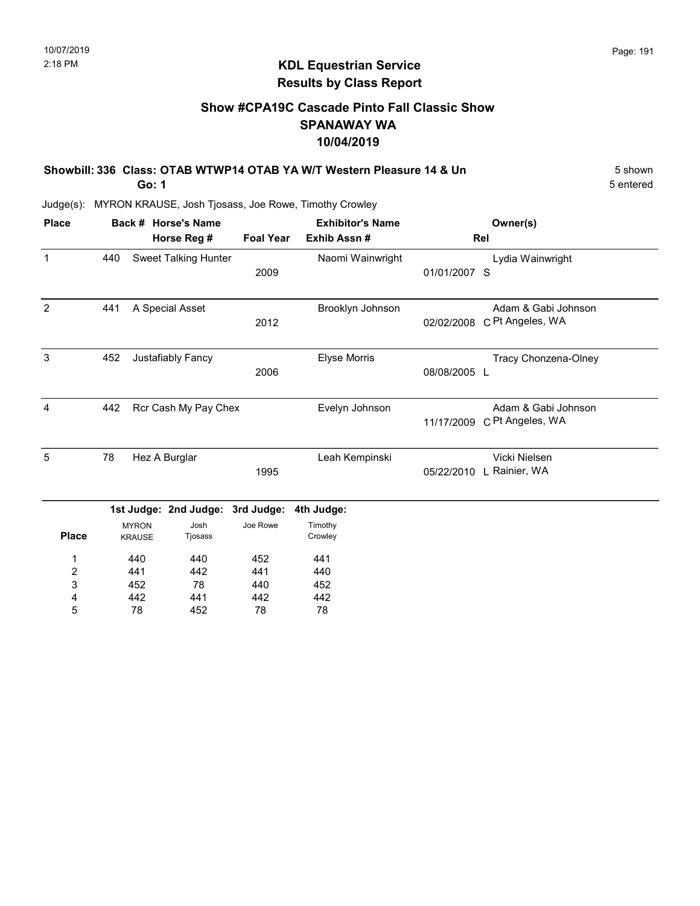## KDL Equestrian Service
## Results by Class Report

### Show #CPA19C Cascade Pinto Fall Classic Show
### SPANAWAY WA
### 10/04/2019

**Showbill: 336 Class: OTAB WTWP14 OTAB YA W/T Western Pleasure 14 & Un** — 5 shown

**Go: 1** — 5 entered

Judge(s): MYRON KRAUSE, Josh Tjosass, Joe Rowe, Timothy Crowley

| Place | Back # | Horse's Name / Horse Reg # | Foal Year | Exhibitor's Name / Exhib Assn # | Rel | Owner(s) |
|---|---|---|---|---|---|---|
| 1 | 440 | Sweet Talking Hunter | 2009 | Naomi Wainwright 01/01/2007 | S | Lydia Wainwright |
| 2 | 441 | A Special Asset | 2012 | Brooklyn Johnson 02/02/2008 | C | Adam & Gabi Johnson Pt Angeles, WA |
| 3 | 452 | Justafiably Fancy | 2006 | Elyse Morris 08/08/2005 | L | Tracy Chonzena-Olney |
| 4 | 442 | Rcr Cash My Pay Chex | | Evelyn Johnson 11/17/2009 | C | Adam & Gabi Johnson Pt Angeles, WA |
| 5 | 78 | Hez A Burglar | 1995 | Leah Kempinski 05/22/2010 | L | Vicki Nielsen Rainier, WA |

| Place | 1st Judge: MYRON KRAUSE | 2nd Judge: Josh Tjosass | 3rd Judge: Joe Rowe | 4th Judge: Timothy Crowley |
|---|---|---|---|---|
| 1 | 440 | 440 | 452 | 441 |
| 2 | 441 | 442 | 441 | 440 |
| 3 | 452 | 78 | 440 | 452 |
| 4 | 442 | 441 | 442 | 442 |
| 5 | 78 | 452 | 78 | 78 |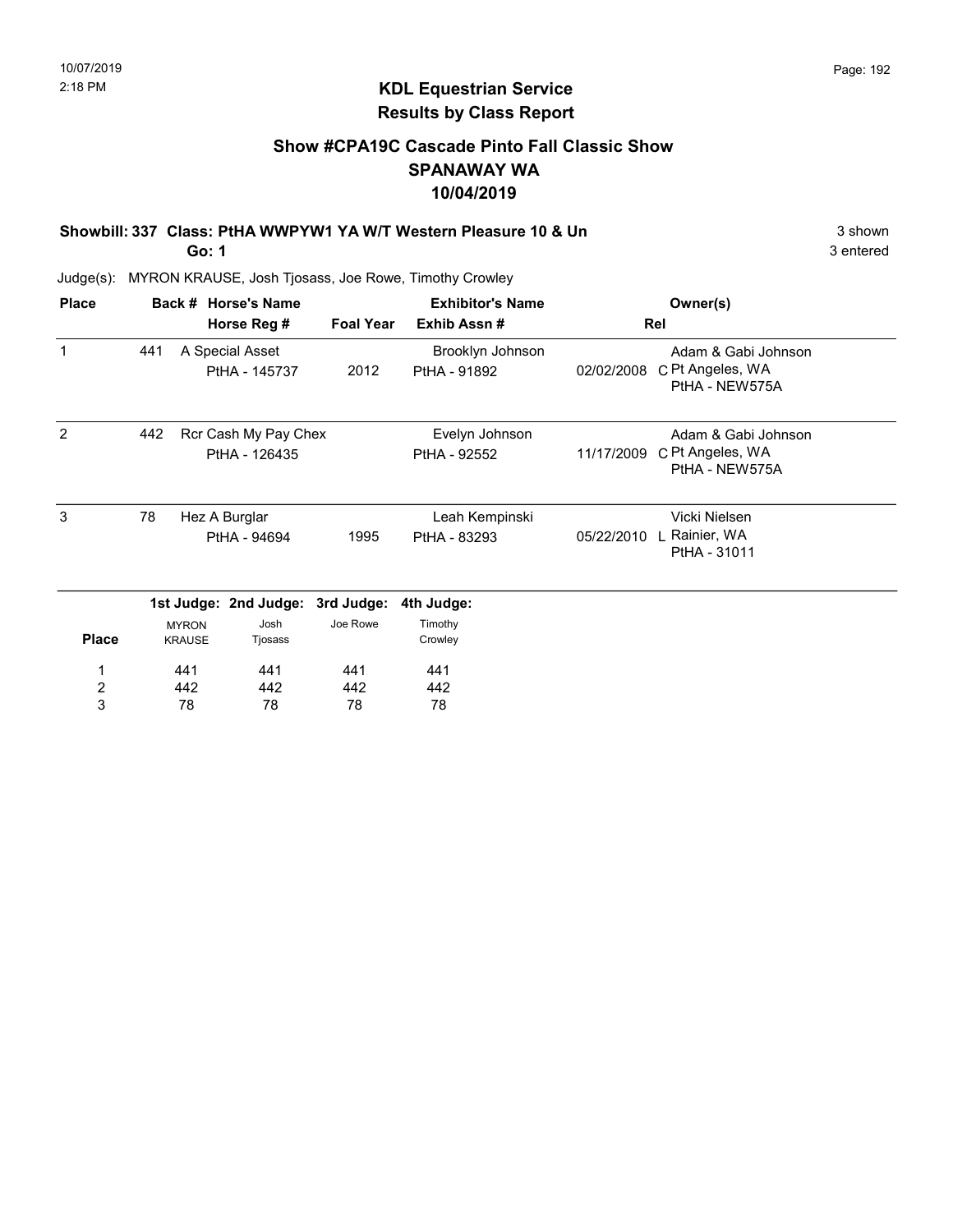## KDL Equestrian Service
## Results by Class Report

### Show #CPA19C Cascade Pinto Fall Classic Show
### SPANAWAY WA
### 10/04/2019

**Showbill: 337 Class: PtHA WWPYW1 YA W/T Western Pleasure 10 & Un** — 3 shown

**Go: 1** — 3 entered

Judge(s): MYRON KRAUSE, Josh Tjosass, Joe Rowe, Timothy Crowley

| Place | Back # | Horse's Name / Horse Reg # | Foal Year | Exhibitor's Name / Exhib Assn # | Rel | Owner(s) |
|---|---|---|---|---|---|---|
| 1 | 441 | A Special Asset<br>PtHA - 145737 | 2012 | Brooklyn Johnson<br>PtHA - 91892 | 02/02/2008 C | Adam & Gabi Johnson<br>Pt Angeles, WA<br>PtHA - NEW575A |
| 2 | 442 | Rcr Cash My Pay Chex<br>PtHA - 126435 | | Evelyn Johnson<br>PtHA - 92552 | 11/17/2009 C | Adam & Gabi Johnson<br>Pt Angeles, WA<br>PtHA - NEW575A |
| 3 | 78 | Hez A Burglar<br>PtHA - 94694 | 1995 | Leah Kempinski<br>PtHA - 83293 | 05/22/2010 L | Vicki Nielsen<br>Rainier, WA<br>PtHA - 31011 |

| Place | 1st Judge: MYRON KRAUSE | 2nd Judge: Josh Tjosass | 3rd Judge: Joe Rowe | 4th Judge: Timothy Crowley |
|---|---|---|---|---|
| 1 | 441 | 441 | 441 | 441 |
| 2 | 442 | 442 | 442 | 442 |
| 3 | 78 | 78 | 78 | 78 |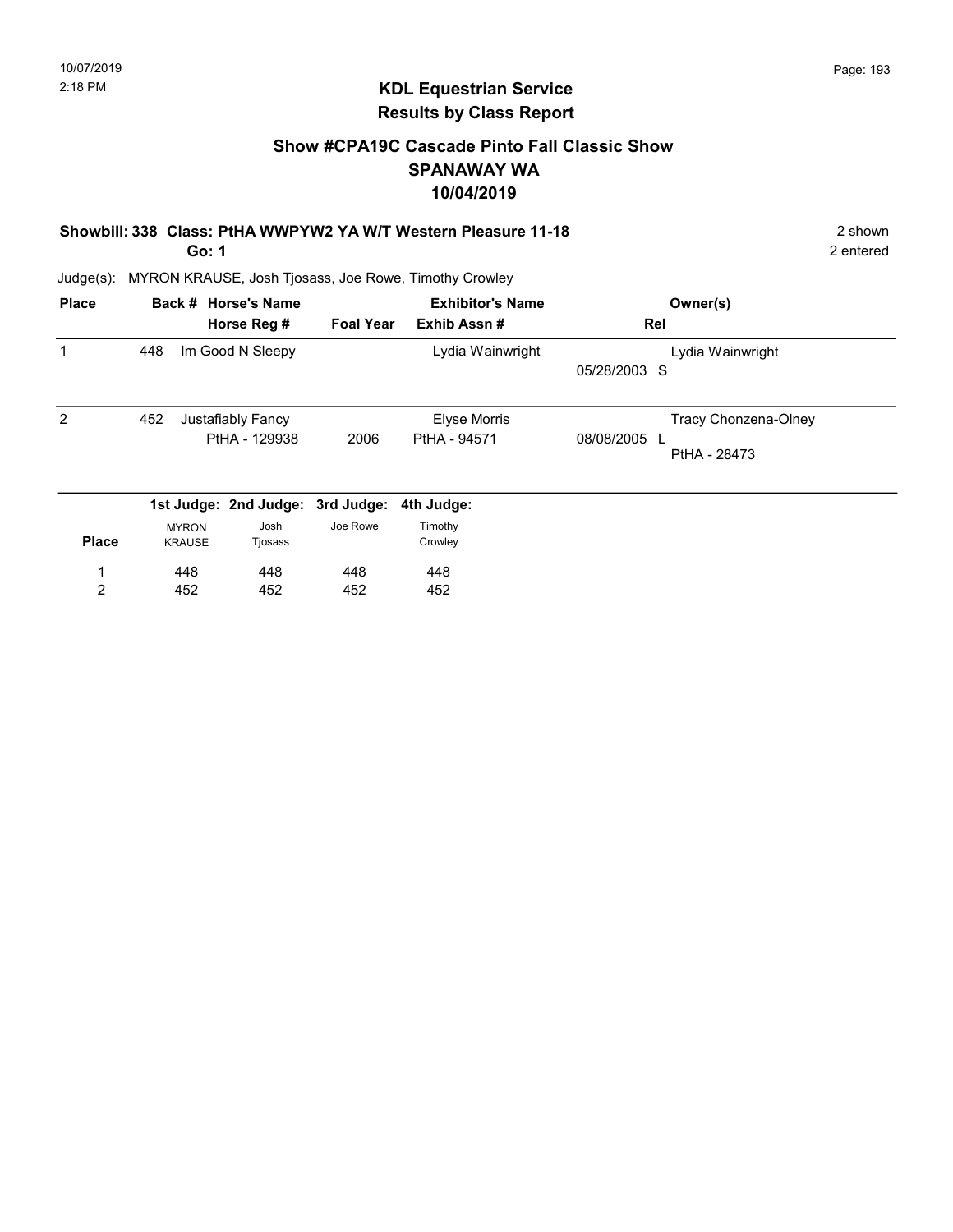10/07/2019
2:18 PM

# KDL Equestrian Service
## Results by Class Report

### Show #CPA19C Cascade Pinto Fall Classic Show
### SPANAWAY WA
### 10/04/2019

**Showbill: 338 Class: PtHA WWPYW2 YA W/T Western Pleasure 11-18** — 2 shown
**Go: 1** — 2 entered

Judge(s): MYRON KRAUSE, Josh Tjosass, Joe Rowe, Timothy Crowley

| Place | Back # | Horse's Name / Horse Reg # | Foal Year | Exhibitor's Name / Exhib Assn # | Rel | Owner(s) |
|---|---|---|---|---|---|---|
| 1 | 448 | Im Good N Sleepy | | Lydia Wainwright | 05/28/2003 S | Lydia Wainwright |
| 2 | 452 | Justafiably Fancy / PtHA - 129938 | 2006 | Elyse Morris / PtHA - 94571 | 08/08/2005 L | Tracy Chonzena-Olney / PtHA - 28473 |

| Place | 1st Judge: MYRON KRAUSE | 2nd Judge: Josh Tjosass | 3rd Judge: Joe Rowe | 4th Judge: Timothy Crowley |
|---|---|---|---|---|
| 1 | 448 | 448 | 448 | 448 |
| 2 | 452 | 452 | 452 | 452 |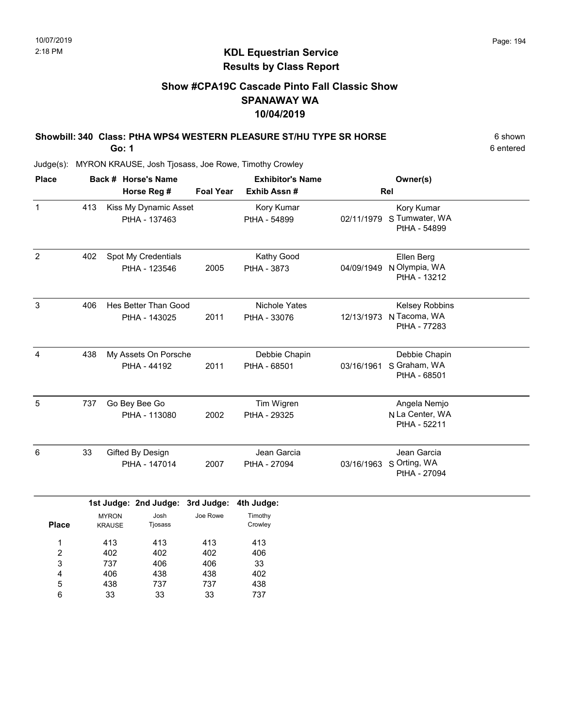## KDL Equestrian Service
## Results by Class Report

### Show #CPA19C Cascade Pinto Fall Classic Show
### SPANAWAY WA
### 10/04/2019

**Showbill: 340 Class: PtHA WPS4 WESTERN PLEASURE ST/HU TYPE SR HORSE** 6 shown
**Go: 1** 6 entered

Judge(s): MYRON KRAUSE, Josh Tjosass, Joe Rowe, Timothy Crowley

| Place | Back # | Horse's Name / Horse Reg # | Foal Year | Exhibitor's Name / Exhib Assn # | Rel | Owner(s) |
|---|---|---|---|---|---|---|
| 1 | 413 | Kiss My Dynamic Asset<br>PtHA - 137463 | | Kory Kumar<br>PtHA - 54899 | 02/11/1979 S | Kory Kumar<br>Tumwater, WA<br>PtHA - 54899 |
| 2 | 402 | Spot My Credentials<br>PtHA - 123546 | 2005 | Kathy Good<br>PtHA - 3873 | 04/09/1949 N | Ellen Berg<br>Olympia, WA<br>PtHA - 13212 |
| 3 | 406 | Hes Better Than Good<br>PtHA - 143025 | 2011 | Nichole Yates<br>PtHA - 33076 | 12/13/1973 N | Kelsey Robbins<br>Tacoma, WA<br>PtHA - 77283 |
| 4 | 438 | My Assets On Porsche<br>PtHA - 44192 | 2011 | Debbie Chapin<br>PtHA - 68501 | 03/16/1961 S | Debbie Chapin<br>Graham, WA<br>PtHA - 68501 |
| 5 | 737 | Go Bey Bee Go<br>PtHA - 113080 | 2002 | Tim Wigren<br>PtHA - 29325 | N | Angela Nemjo<br>La Center, WA<br>PtHA - 52211 |
| 6 | 33 | Gifted By Design<br>PtHA - 147014 | 2007 | Jean Garcia<br>PtHA - 27094 | 03/16/1963 S | Jean Garcia<br>Orting, WA<br>PtHA - 27094 |

| Place | 1st Judge: MYRON KRAUSE | 2nd Judge: Josh Tjosass | 3rd Judge: Joe Rowe | 4th Judge: Timothy Crowley |
|---|---|---|---|---|
| 1 | 413 | 413 | 413 | 413 |
| 2 | 402 | 402 | 402 | 406 |
| 3 | 737 | 406 | 406 | 33 |
| 4 | 406 | 438 | 438 | 402 |
| 5 | 438 | 737 | 737 | 438 |
| 6 | 33 | 33 | 33 | 737 |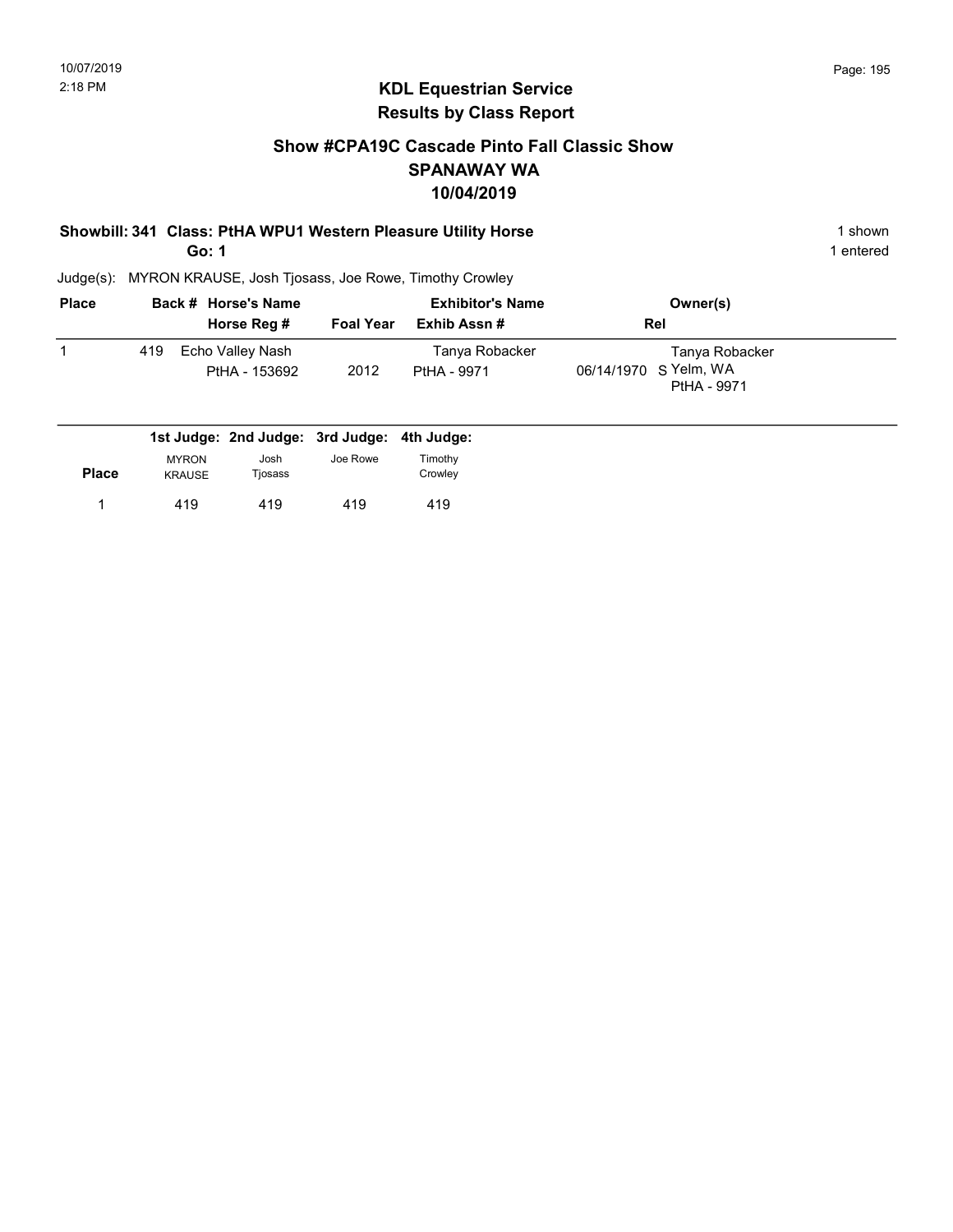# KDL Equestrian Service
## Results by Class Report

### Show #CPA19C Cascade Pinto Fall Classic Show
### SPANAWAY WA
### 10/04/2019

**Showbill: 341 Class: PtHA WPU1 Western Pleasure Utility Horse** — 1 shown

**Go: 1** — 1 entered

Judge(s): MYRON KRAUSE, Josh Tjosass, Joe Rowe, Timothy Crowley

| Place | Back # | Horse's Name / Horse Reg # | Foal Year | Exhibitor's Name / Exhib Assn # | Rel | Owner(s) |
|---|---|---|---|---|---|---|
| 1 | 419 | Echo Valley Nash<br>PtHA - 153692 | 2012 | Tanya Robacker<br>PtHA - 9971 | 06/14/1970 S | Tanya Robacker<br>Yelm, WA<br>PtHA - 9971 |

| Place | 1st Judge: MYRON KRAUSE | 2nd Judge: Josh Tjosass | 3rd Judge: Joe Rowe | 4th Judge: Timothy Crowley |
|---|---|---|---|---|
| 1 | 419 | 419 | 419 | 419 |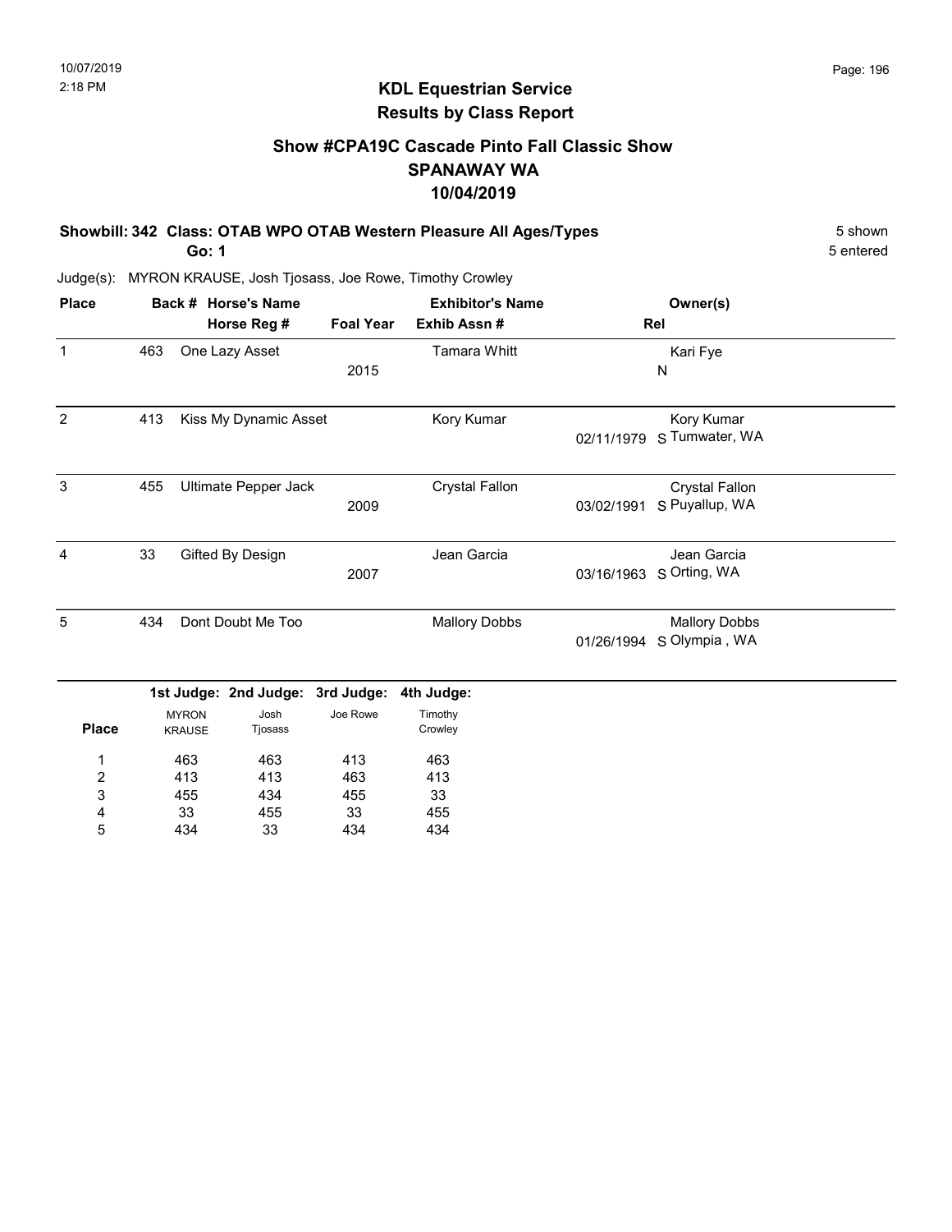## KDL Equestrian Service
## Results by Class Report

### Show #CPA19C Cascade Pinto Fall Classic Show
### SPANAWAY WA
### 10/04/2019

**Showbill: 342 Class: OTAB WPO OTAB Western Pleasure All Ages/Types** — 5 shown

**Go: 1** — 5 entered

Judge(s): MYRON KRAUSE, Josh Tjosass, Joe Rowe, Timothy Crowley

| Place | Back # | Horse's Name / Horse Reg # | Foal Year | Exhibitor's Name / Exhib Assn # | Rel | Owner(s) |
|---|---|---|---|---|---|---|
| 1 | 463 | One Lazy Asset | 2015 | Tamara Whitt | N | Kari Fye |
| 2 | 413 | Kiss My Dynamic Asset | | Kory Kumar | 02/11/1979 S | Kory Kumar, Tumwater, WA |
| 3 | 455 | Ultimate Pepper Jack | 2009 | Crystal Fallon | 03/02/1991 S | Crystal Fallon, Puyallup, WA |
| 4 | 33 | Gifted By Design | 2007 | Jean Garcia | 03/16/1963 S | Jean Garcia, Orting, WA |
| 5 | 434 | Dont Doubt Me Too | | Mallory Dobbs | 01/26/1994 S | Mallory Dobbs, Olympia , WA |

| Place | 1st Judge: MYRON KRAUSE | 2nd Judge: Josh Tjosass | 3rd Judge: Joe Rowe | 4th Judge: Timothy Crowley |
|---|---|---|---|---|
| 1 | 463 | 463 | 413 | 463 |
| 2 | 413 | 413 | 463 | 413 |
| 3 | 455 | 434 | 455 | 33 |
| 4 | 33 | 455 | 33 | 455 |
| 5 | 434 | 33 | 434 | 434 |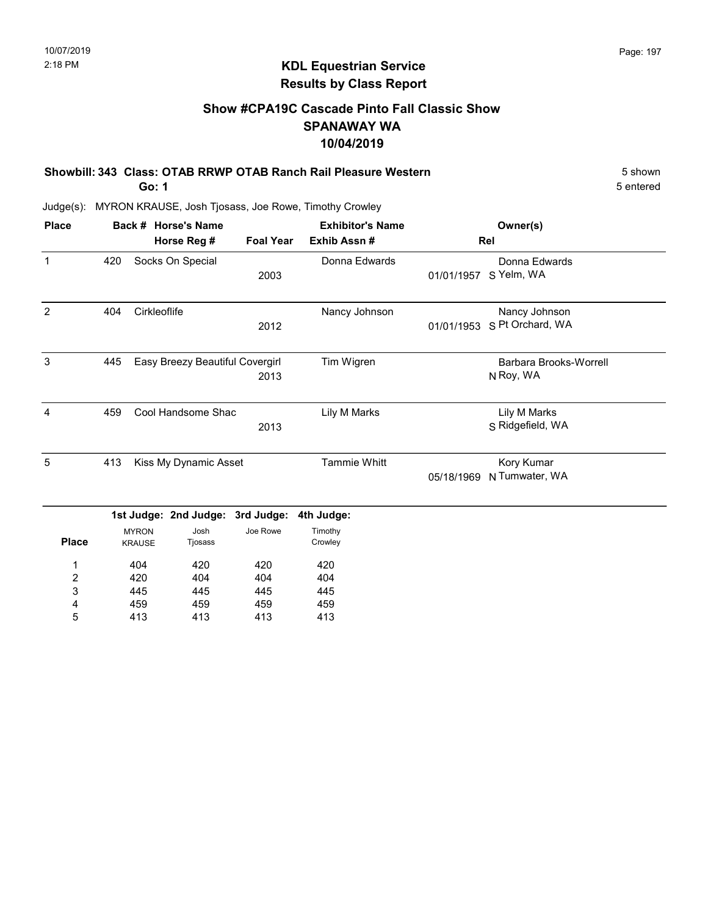# KDL Equestrian Service
## Results by Class Report

### Show #CPA19C Cascade Pinto Fall Classic Show
### SPANAWAY WA
### 10/04/2019

**Showbill: 343 Class: OTAB RRWP OTAB Ranch Rail Pleasure Western** 5 shown

**Go: 1** 5 entered

Judge(s): MYRON KRAUSE, Josh Tjosass, Joe Rowe, Timothy Crowley

| Place | Back # | Horse's Name / Horse Reg # | Foal Year | Exhibitor's Name / Exhib Assn # | Rel | Owner(s) |
|---|---|---|---|---|---|---|
| 1 | 420 | Socks On Special | 2003 | Donna Edwards | 01/01/1957 S | Donna Edwards, Yelm, WA |
| 2 | 404 | Cirkleoflife | 2012 | Nancy Johnson | 01/01/1953 S | Nancy Johnson, Pt Orchard, WA |
| 3 | 445 | Easy Breezy Beautiful Covergirl | 2013 | Tim Wigren | N | Barbara Brooks-Worrell, Roy, WA |
| 4 | 459 | Cool Handsome Shac | 2013 | Lily M Marks | S | Lily M Marks, Ridgefield, WA |
| 5 | 413 | Kiss My Dynamic Asset | | Tammie Whitt | 05/18/1969 N | Kory Kumar, Tumwater, WA |

| Place | 1st Judge: MYRON KRAUSE | 2nd Judge: Josh Tjosass | 3rd Judge: Joe Rowe | 4th Judge: Timothy Crowley |
|---|---|---|---|---|
| 1 | 404 | 420 | 420 | 420 |
| 2 | 420 | 404 | 404 | 404 |
| 3 | 445 | 445 | 445 | 445 |
| 4 | 459 | 459 | 459 | 459 |
| 5 | 413 | 413 | 413 | 413 |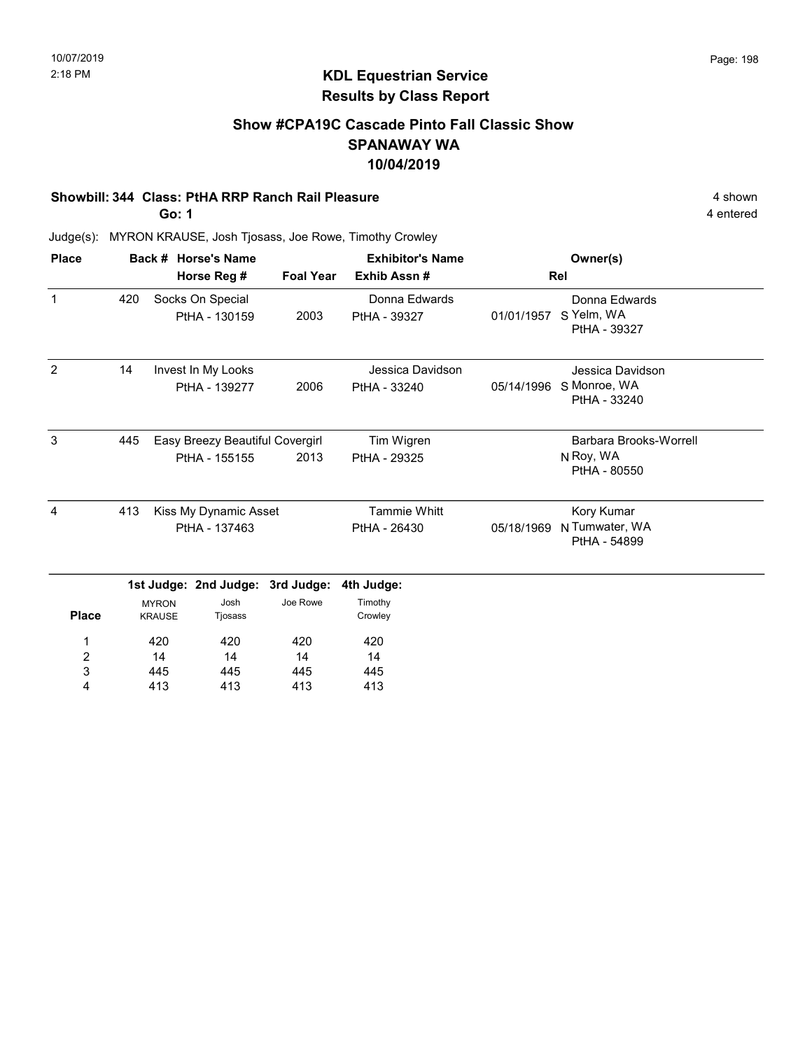10/07/2019
2:18 PM

## KDL Equestrian Service
## Results by Class Report

### Show #CPA19C Cascade Pinto Fall Classic Show
### SPANAWAY WA
### 10/04/2019

**Showbill: 344 Class: PtHA RRP Ranch Rail Pleasure** 4 shown

**Go: 1** 4 entered

Judge(s): MYRON KRAUSE, Josh Tjosass, Joe Rowe, Timothy Crowley

| Place | Back # | Horse's Name / Horse Reg # | Foal Year | Exhibitor's Name / Exhib Assn # | Rel | Owner(s) |
|---|---|---|---|---|---|---|
| 1 | 420 | Socks On Special<br>PtHA - 130159 | 2003 | Donna Edwards<br>PtHA - 39327 | 01/01/1957 S | Donna Edwards<br>Yelm, WA<br>PtHA - 39327 |
| 2 | 14 | Invest In My Looks<br>PtHA - 139277 | 2006 | Jessica Davidson<br>PtHA - 33240 | 05/14/1996 S | Jessica Davidson<br>Monroe, WA<br>PtHA - 33240 |
| 3 | 445 | Easy Breezy Beautiful Covergirl<br>PtHA - 155155 | 2013 | Tim Wigren<br>PtHA - 29325 | N | Barbara Brooks-Worrell<br>Roy, WA<br>PtHA - 80550 |
| 4 | 413 | Kiss My Dynamic Asset<br>PtHA - 137463 | | Tammie Whitt<br>PtHA - 26430 | 05/18/1969 N | Kory Kumar<br>Tumwater, WA<br>PtHA - 54899 |

| Place | 1st Judge: MYRON KRAUSE | 2nd Judge: Josh Tjosass | 3rd Judge: Joe Rowe | 4th Judge: Timothy Crowley |
|---|---|---|---|---|
| 1 | 420 | 420 | 420 | 420 |
| 2 | 14 | 14 | 14 | 14 |
| 3 | 445 | 445 | 445 | 445 |
| 4 | 413 | 413 | 413 | 413 |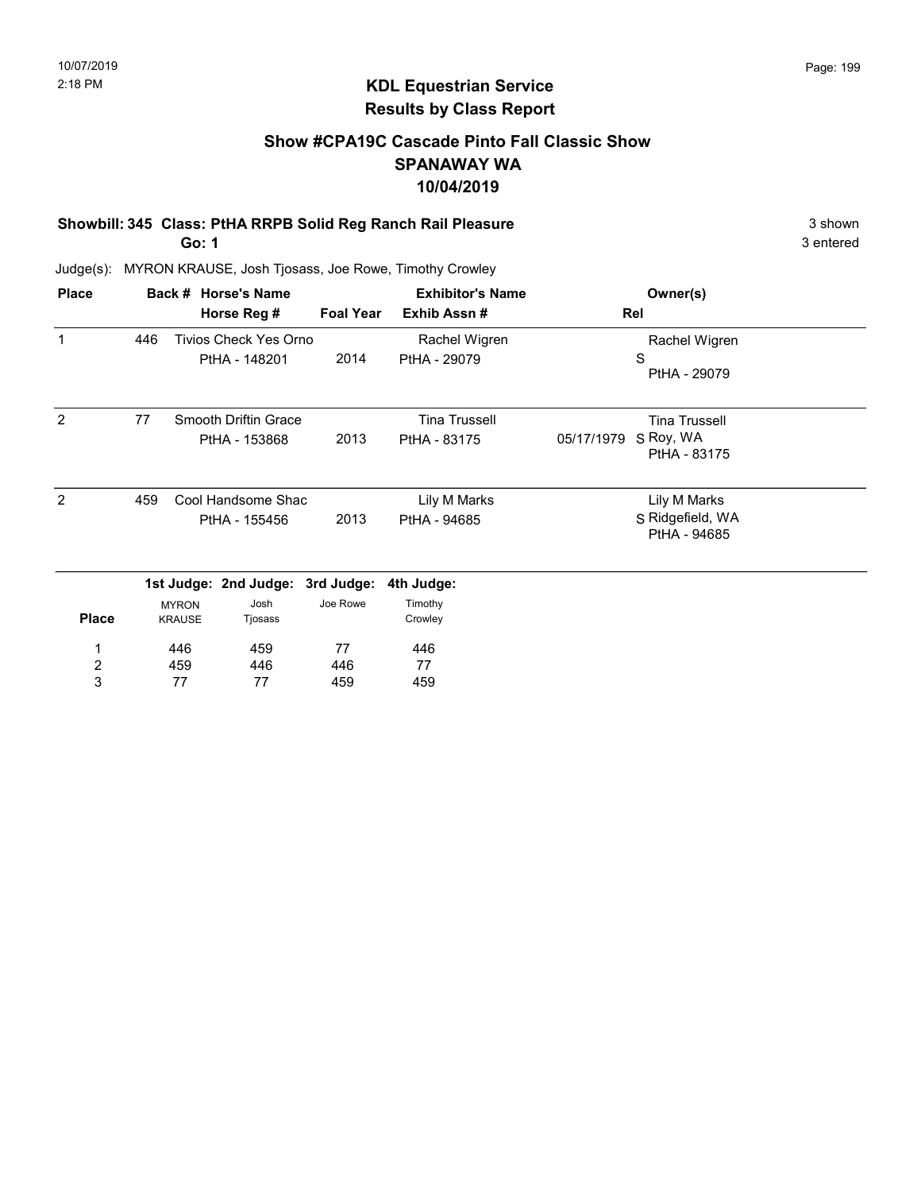10/07/2019
2:18 PM

## KDL Equestrian Service
## Results by Class Report

### Show #CPA19C Cascade Pinto Fall Classic Show
### SPANAWAY WA
### 10/04/2019

**Showbill: 345 Class: PtHA RRPB Solid Reg Ranch Rail Pleasure** 3 shown

**Go: 1** 3 entered

Judge(s): MYRON KRAUSE, Josh Tjosass, Joe Rowe, Timothy Crowley

| Place | Back # | Horse's Name / Horse Reg # | Foal Year | Exhibitor's Name / Exhib Assn # | Rel | Owner(s) |
|---|---|---|---|---|---|---|
| 1 | 446 | Tivios Check Yes Orno<br>PtHA - 148201 | 2014 | Rachel Wigren<br>PtHA - 29079 | S | Rachel Wigren<br>PtHA - 29079 |
| 2 | 77 | Smooth Driftin Grace<br>PtHA - 153868 | 2013 | Tina Trussell<br>PtHA - 83175 | 05/17/1979 S | Tina Trussell<br>Roy, WA<br>PtHA - 83175 |
| 2 | 459 | Cool Handsome Shac<br>PtHA - 155456 | 2013 | Lily M Marks<br>PtHA - 94685 | S | Lily M Marks<br>Ridgefield, WA<br>PtHA - 94685 |

| Place | 1st Judge: MYRON KRAUSE | 2nd Judge: Josh Tjosass | 3rd Judge: Joe Rowe | 4th Judge: Timothy Crowley |
|---|---|---|---|---|
| 1 | 446 | 459 | 77 | 446 |
| 2 | 459 | 446 | 446 | 77 |
| 3 | 77 | 77 | 459 | 459 |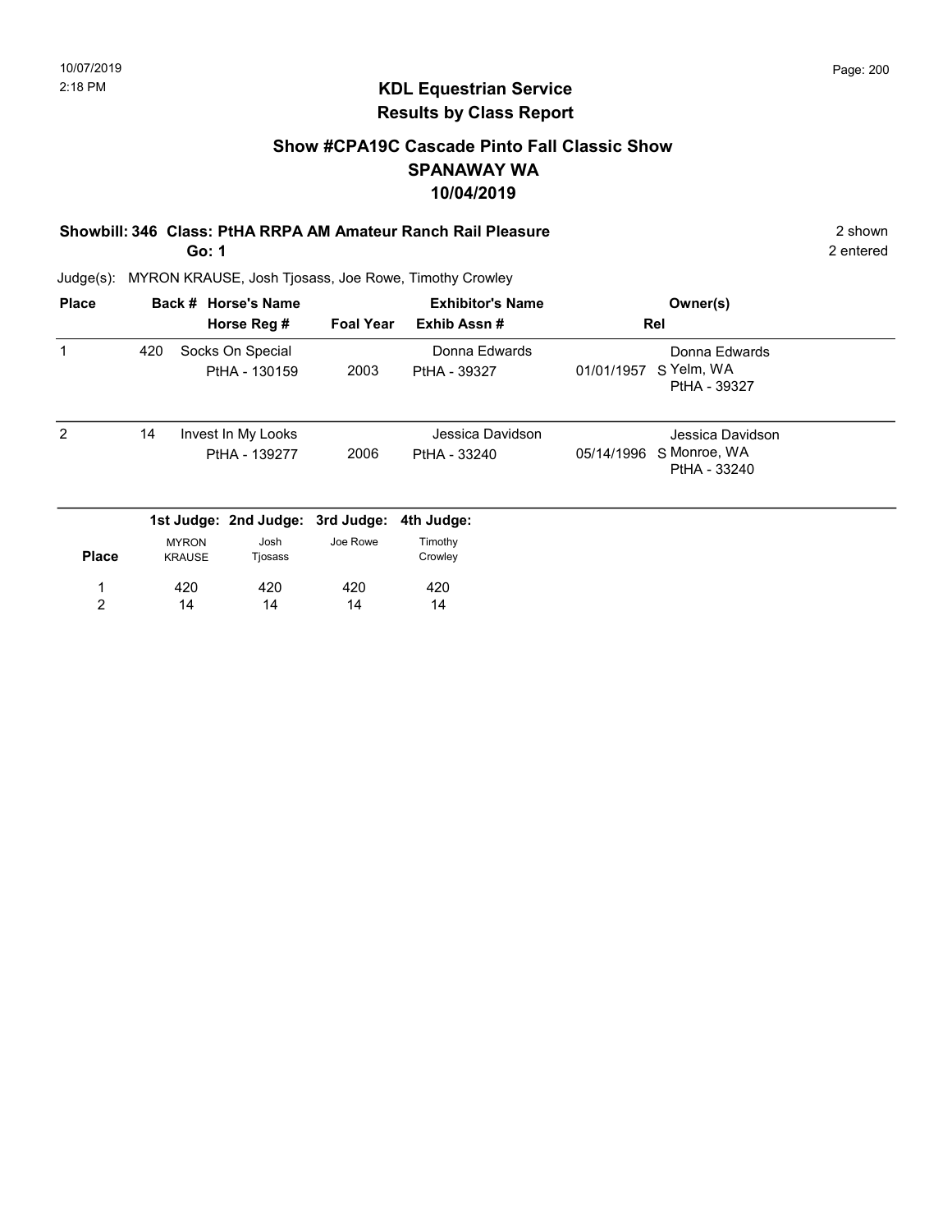## KDL Equestrian Service
## Results by Class Report

### Show #CPA19C Cascade Pinto Fall Classic Show
### SPANAWAY WA
### 10/04/2019

**Showbill: 346 Class: PtHA RRPA AM Amateur Ranch Rail Pleasure** 2 shown
**Go: 1** 2 entered

Judge(s): MYRON KRAUSE, Josh Tjosass, Joe Rowe, Timothy Crowley

| Place | Back # | Horse's Name / Horse Reg # | Foal Year | Exhibitor's Name / Exhib Assn # | Rel | Owner(s) |
|---|---|---|---|---|---|---|
| 1 | 420 | Socks On Special<br>PtHA - 130159 | 2003 | Donna Edwards<br>PtHA - 39327 | 01/01/1957 S | Donna Edwards<br>Yelm, WA<br>PtHA - 39327 |
| 2 | 14 | Invest In My Looks<br>PtHA - 139277 | 2006 | Jessica Davidson<br>PtHA - 33240 | 05/14/1996 S | Jessica Davidson<br>Monroe, WA<br>PtHA - 33240 |

| Place | 1st Judge: MYRON KRAUSE | 2nd Judge: Josh Tjosass | 3rd Judge: Joe Rowe | 4th Judge: Timothy Crowley |
|---|---|---|---|---|
| 1 | 420 | 420 | 420 | 420 |
| 2 | 14 | 14 | 14 | 14 |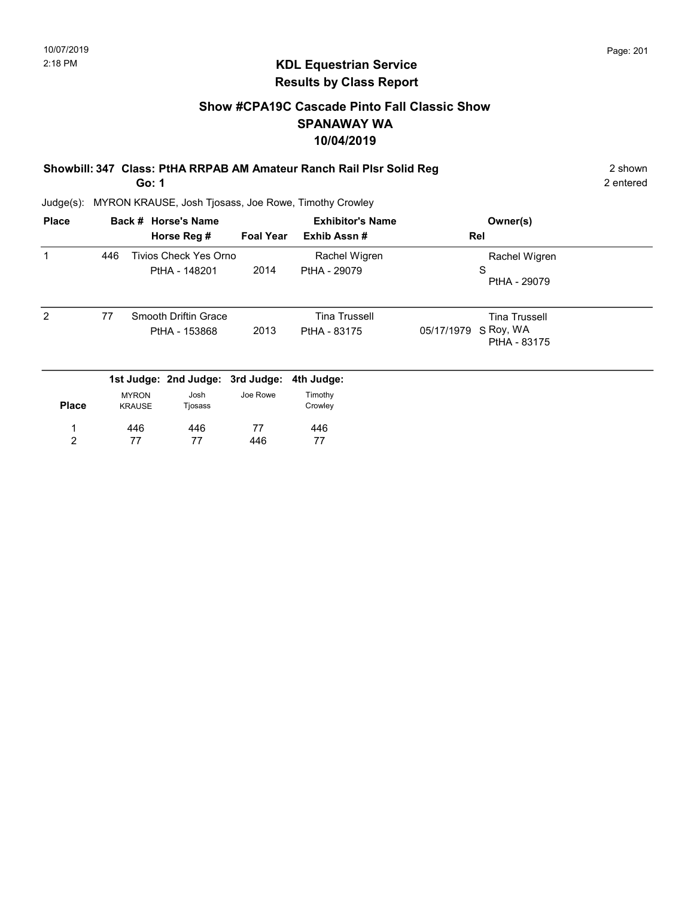10/07/2019
2:18 PM

## KDL Equestrian Service
## Results by Class Report

### Show #CPA19C Cascade Pinto Fall Classic Show
### SPANAWAY WA
### 10/04/2019

**Showbill: 347 Class: PtHA RRPAB AM Amateur Ranch Rail Plsr Solid Reg** 2 shown
**Go: 1** 2 entered

Judge(s): MYRON KRAUSE, Josh Tjosass, Joe Rowe, Timothy Crowley

| Place | Back # | Horse's Name / Horse Reg # | Foal Year | Exhibitor's Name / Exhib Assn # | Rel | Owner(s) |
|---|---|---|---|---|---|---|
| 1 | 446 | Tivios Check Yes Orno<br>PtHA - 148201 | 2014 | Rachel Wigren<br>PtHA - 29079 | S | Rachel Wigren<br>PtHA - 29079 |
| 2 | 77 | Smooth Driftin Grace<br>PtHA - 153868 | 2013 | Tina Trussell<br>PtHA - 83175 | 05/17/1979 S | Tina Trussell<br>Roy, WA<br>PtHA - 83175 |

| Place | 1st Judge: MYRON KRAUSE | 2nd Judge: Josh Tjosass | 3rd Judge: Joe Rowe | 4th Judge: Timothy Crowley |
|---|---|---|---|---|
| 1 | 446 | 446 | 77 | 446 |
| 2 | 77 | 77 | 446 | 77 |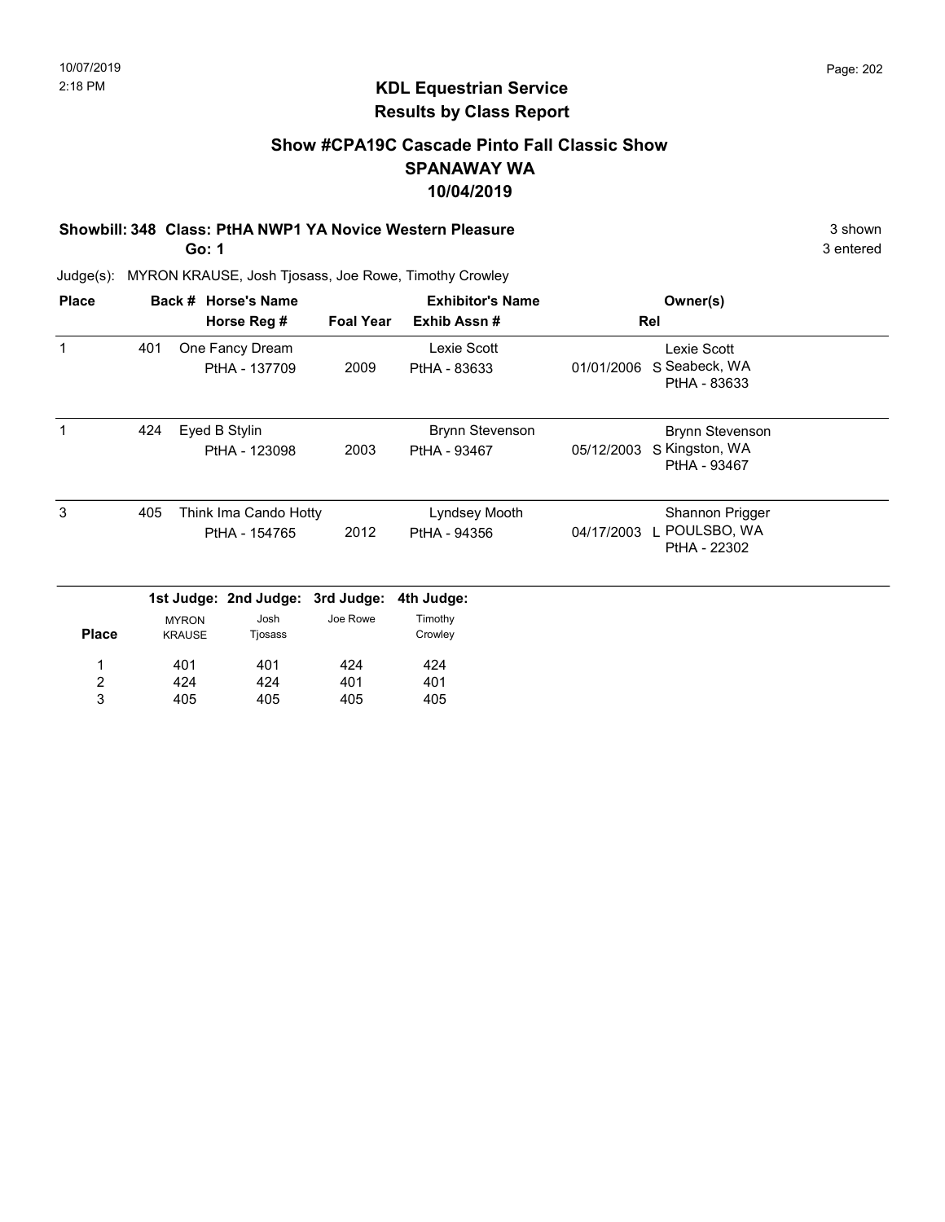10/07/2019
2:18 PM

## KDL Equestrian Service
## Results by Class Report

### Show #CPA19C Cascade Pinto Fall Classic Show
### SPANAWAY WA
### 10/04/2019

**Showbill: 348 Class: PtHA NWP1 YA Novice Western Pleasure** — 3 shown

**Go: 1** — 3 entered

Judge(s): MYRON KRAUSE, Josh Tjosass, Joe Rowe, Timothy Crowley

| Place | Back # | Horse's Name / Horse Reg # | Foal Year | Exhibitor's Name / Exhib Assn # | Rel | Owner(s) |
|---|---|---|---|---|---|---|
| 1 | 401 | One Fancy Dream<br>PtHA - 137709 | 2009 | Lexie Scott<br>PtHA - 83633 | 01/01/2006 S | Lexie Scott<br>Seabeck, WA<br>PtHA - 83633 |
| 1 | 424 | Eyed B Stylin<br>PtHA - 123098 | 2003 | Brynn Stevenson<br>PtHA - 93467 | 05/12/2003 S | Brynn Stevenson<br>Kingston, WA<br>PtHA - 93467 |
| 3 | 405 | Think Ima Cando Hotty<br>PtHA - 154765 | 2012 | Lyndsey Mooth<br>PtHA - 94356 | 04/17/2003 L | Shannon Prigger<br>POULSBO, WA<br>PtHA - 22302 |

| Place | 1st Judge: MYRON KRAUSE | 2nd Judge: Josh Tjosass | 3rd Judge: Joe Rowe | 4th Judge: Timothy Crowley |
|---|---|---|---|---|
| 1 | 401 | 401 | 424 | 424 |
| 2 | 424 | 424 | 401 | 401 |
| 3 | 405 | 405 | 405 | 405 |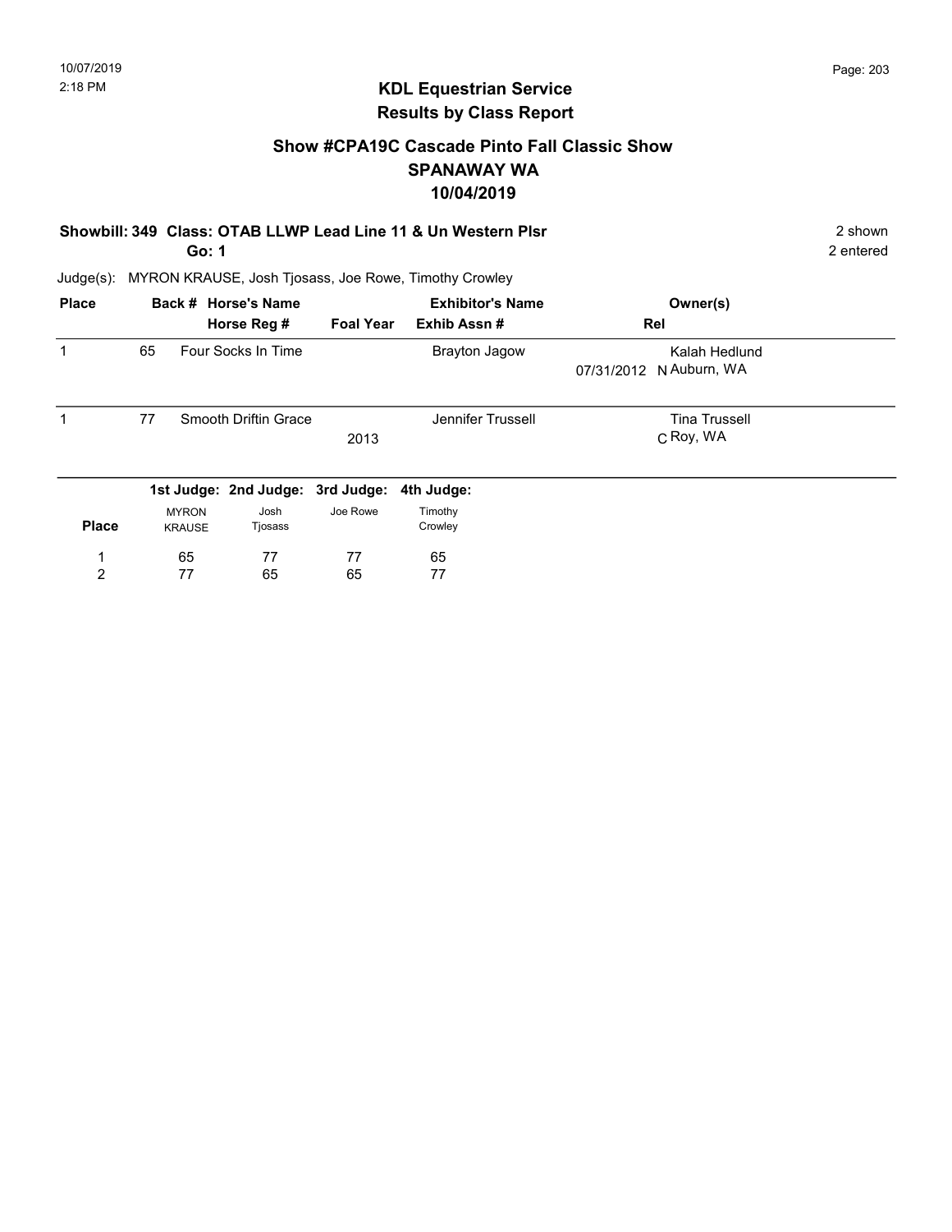10/07/2019
2:18 PM

# KDL Equestrian Service
## Results by Class Report

### Show #CPA19C Cascade Pinto Fall Classic Show
### SPANAWAY WA
### 10/04/2019

**Showbill: 349 Class: OTAB LLWP Lead Line 11 & Un Western Plsr** — 2 shown
**Go: 1** — 2 entered

Judge(s): MYRON KRAUSE, Josh Tjosass, Joe Rowe, Timothy Crowley

| Place | Back # | Horse's Name / Horse Reg # | Foal Year | Exhibitor's Name / Exhib Assn # | Rel | Owner(s) |
|---|---|---|---|---|---|---|
| 1 | 65 | Four Socks In Time | | Brayton Jagow | 07/31/2012 N | Kalah Hedlund, Auburn, WA |
| 1 | 77 | Smooth Driftin Grace | 2013 | Jennifer Trussell | C | Tina Trussell, Roy, WA |

| Place | 1st Judge: MYRON KRAUSE | 2nd Judge: Josh Tjosass | 3rd Judge: Joe Rowe | 4th Judge: Timothy Crowley |
|---|---|---|---|---|
| 1 | 65 | 77 | 77 | 65 |
| 2 | 77 | 65 | 65 | 77 |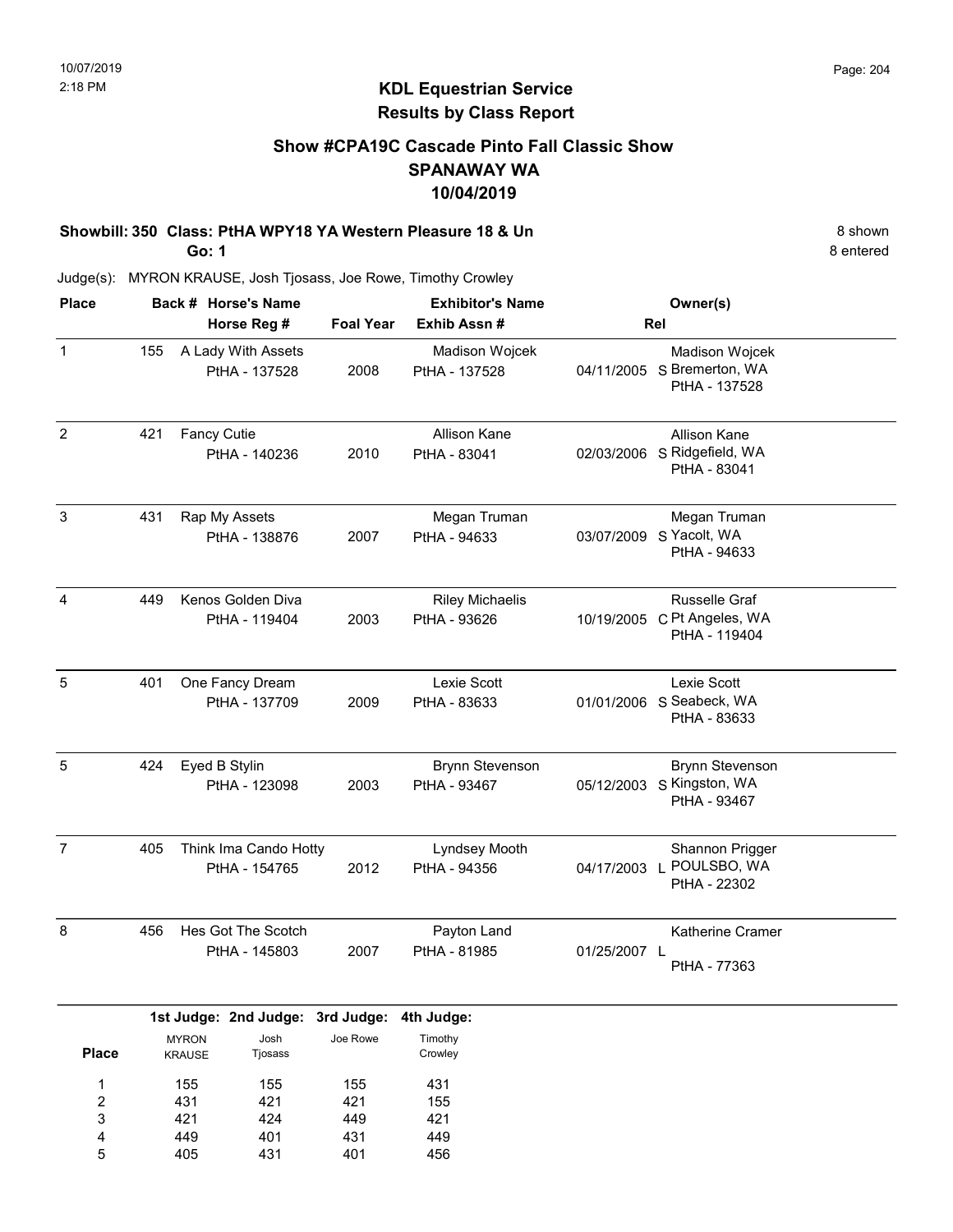10/07/2019
2:18 PM

## KDL Equestrian Service
## Results by Class Report

### Show #CPA19C Cascade Pinto Fall Classic Show
### SPANAWAY WA
### 10/04/2019

**Showbill: 350 Class: PtHA WPY18 YA Western Pleasure 18 & Un** 8 shown
**Go: 1** 8 entered

Judge(s): MYRON KRAUSE, Josh Tjosass, Joe Rowe, Timothy Crowley

| Place | Back # | Horse's Name / Horse Reg # | Foal Year | Exhibitor's Name / Exhib Assn # | | Rel | Owner(s) |
|---|---|---|---|---|---|---|---|
| 1 | 155 | A Lady With Assets<br>PtHA - 137528 | 2008 | Madison Wojcek<br>PtHA - 137528 | 04/11/2005 | S | Madison Wojcek<br>Bremerton, WA<br>PtHA - 137528 |
| 2 | 421 | Fancy Cutie<br>PtHA - 140236 | 2010 | Allison Kane<br>PtHA - 83041 | 02/03/2006 | S | Allison Kane<br>Ridgefield, WA<br>PtHA - 83041 |
| 3 | 431 | Rap My Assets<br>PtHA - 138876 | 2007 | Megan Truman<br>PtHA - 94633 | 03/07/2009 | S | Megan Truman<br>Yacolt, WA<br>PtHA - 94633 |
| 4 | 449 | Kenos Golden Diva<br>PtHA - 119404 | 2003 | Riley Michaelis<br>PtHA - 93626 | 10/19/2005 | C | Russelle Graf<br>Pt Angeles, WA<br>PtHA - 119404 |
| 5 | 401 | One Fancy Dream<br>PtHA - 137709 | 2009 | Lexie Scott<br>PtHA - 83633 | 01/01/2006 | S | Lexie Scott<br>Seabeck, WA<br>PtHA - 83633 |
| 5 | 424 | Eyed B Stylin<br>PtHA - 123098 | 2003 | Brynn Stevenson<br>PtHA - 93467 | 05/12/2003 | S | Brynn Stevenson<br>Kingston, WA<br>PtHA - 93467 |
| 7 | 405 | Think Ima Cando Hotty<br>PtHA - 154765 | 2012 | Lyndsey Mooth<br>PtHA - 94356 | 04/17/2003 | L | Shannon Prigger<br>POULSBO, WA<br>PtHA - 22302 |
| 8 | 456 | Hes Got The Scotch<br>PtHA - 145803 | 2007 | Payton Land<br>PtHA - 81985 | 01/25/2007 | L | Katherine Cramer<br>PtHA - 77363 |

| Place | 1st Judge: MYRON KRAUSE | 2nd Judge: Josh Tjosass | 3rd Judge: Joe Rowe | 4th Judge: Timothy Crowley |
|---|---|---|---|---|
| 1 | 155 | 155 | 155 | 431 |
| 2 | 431 | 421 | 421 | 155 |
| 3 | 421 | 424 | 449 | 421 |
| 4 | 449 | 401 | 431 | 449 |
| 5 | 405 | 431 | 401 | 456 |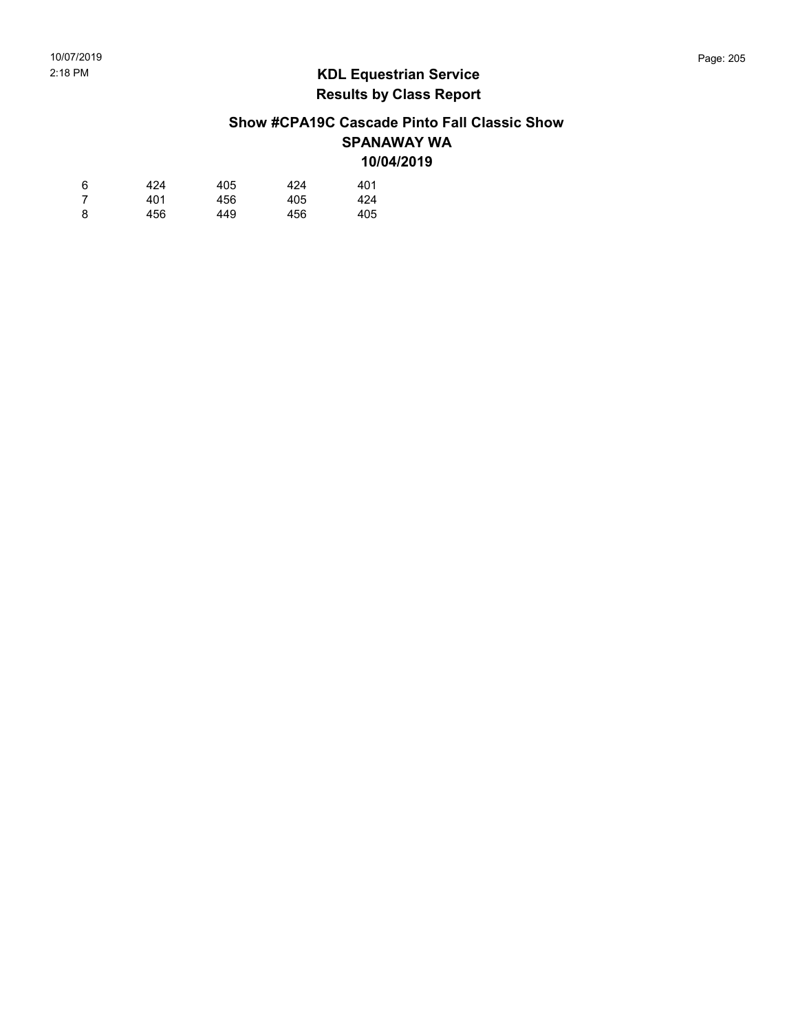## KDL Equestrian Service
## Results by Class Report

### Show #CPA19C Cascade Pinto Fall Classic Show
### SPANAWAY WA
### 10/04/2019

| | | | | |
|---|---|---|---|---|
| 6 | 424 | 405 | 424 | 401 |
| 7 | 401 | 456 | 405 | 424 |
| 8 | 456 | 449 | 456 | 405 |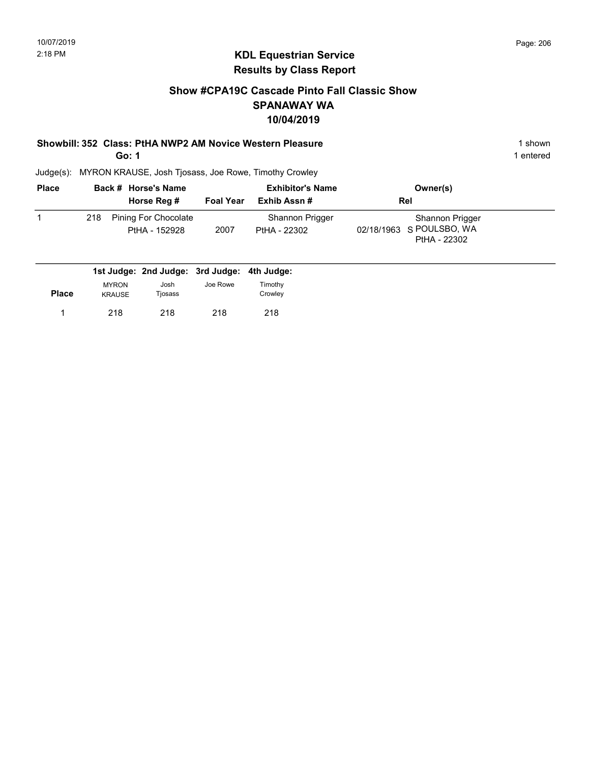10/07/2019
2:18 PM

## KDL Equestrian Service
## Results by Class Report

### Show #CPA19C Cascade Pinto Fall Classic Show
### SPANAWAY WA
### 10/04/2019

**Showbill: 352 Class: PtHA NWP2 AM Novice Western Pleasure** — 1 shown

**Go: 1** — 1 entered

Judge(s): MYRON KRAUSE, Josh Tjosass, Joe Rowe, Timothy Crowley

| Place | Back # | Horse's Name / Horse Reg # | Foal Year | Exhibitor's Name / Exhib Assn # | Rel | Owner(s) |
|---|---|---|---|---|---|---|
| 1 | 218 | Pining For Chocolate<br>PtHA - 152928 | 2007 | Shannon Prigger<br>PtHA - 22302 | 02/18/1963 S | Shannon Prigger<br>POULSBO, WA<br>PtHA - 22302 |

| Place | 1st Judge: MYRON KRAUSE | 2nd Judge: Josh Tjosass | 3rd Judge: Joe Rowe | 4th Judge: Timothy Crowley |
|---|---|---|---|---|
| 1 | 218 | 218 | 218 | 218 |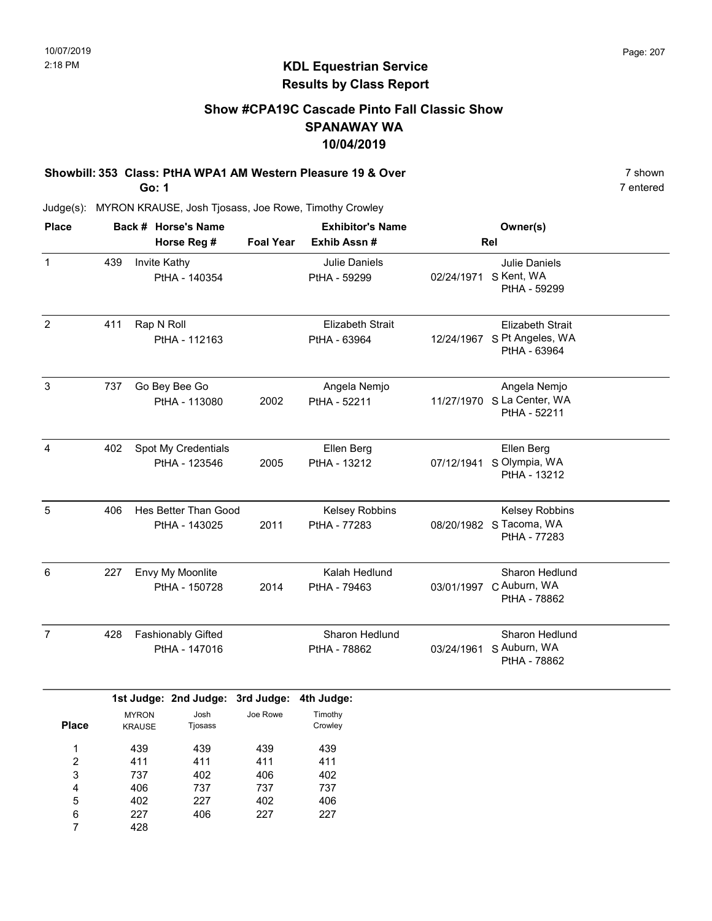10/07/2019
2:18 PM

# KDL Equestrian Service
## Results by Class Report

### Show #CPA19C Cascade Pinto Fall Classic Show
### SPANAWAY WA
### 10/04/2019

**Showbill: 353 Class: PtHA WPA1 AM Western Pleasure 19 & Over** — 7 shown

**Go: 1** — 7 entered

Judge(s): MYRON KRAUSE, Josh Tjosass, Joe Rowe, Timothy Crowley

| Place | Back # | Horse's Name / Horse Reg # | Foal Year | Exhibitor's Name / Exhib Assn # | | Rel | Owner(s) |
|---|---|---|---|---|---|---|---|
| 1 | 439 | Invite Kathy<br>PtHA - 140354 | | Julie Daniels<br>PtHA - 59299 | 02/24/1971 | S | Julie Daniels<br>Kent, WA<br>PtHA - 59299 |
| 2 | 411 | Rap N Roll<br>PtHA - 112163 | | Elizabeth Strait<br>PtHA - 63964 | 12/24/1967 | S | Elizabeth Strait<br>Pt Angeles, WA<br>PtHA - 63964 |
| 3 | 737 | Go Bey Bee Go<br>PtHA - 113080 | 2002 | Angela Nemjo<br>PtHA - 52211 | 11/27/1970 | S | Angela Nemjo<br>La Center, WA<br>PtHA - 52211 |
| 4 | 402 | Spot My Credentials<br>PtHA - 123546 | 2005 | Ellen Berg<br>PtHA - 13212 | 07/12/1941 | S | Ellen Berg<br>Olympia, WA<br>PtHA - 13212 |
| 5 | 406 | Hes Better Than Good<br>PtHA - 143025 | 2011 | Kelsey Robbins<br>PtHA - 77283 | 08/20/1982 | S | Kelsey Robbins<br>Tacoma, WA<br>PtHA - 77283 |
| 6 | 227 | Envy My Moonlite<br>PtHA - 150728 | 2014 | Kalah Hedlund<br>PtHA - 79463 | 03/01/1997 | C | Sharon Hedlund<br>Auburn, WA<br>PtHA - 78862 |
| 7 | 428 | Fashionably Gifted<br>PtHA - 147016 | | Sharon Hedlund<br>PtHA - 78862 | 03/24/1961 | S | Sharon Hedlund<br>Auburn, WA<br>PtHA - 78862 |

| Place | 1st Judge: MYRON KRAUSE | 2nd Judge: Josh Tjosass | 3rd Judge: Joe Rowe | 4th Judge: Timothy Crowley |
|---|---|---|---|---|
| 1 | 439 | 439 | 439 | 439 |
| 2 | 411 | 411 | 411 | 411 |
| 3 | 737 | 402 | 406 | 402 |
| 4 | 406 | 737 | 737 | 737 |
| 5 | 402 | 227 | 402 | 406 |
| 6 | 227 | 406 | 227 | 227 |
| 7 | 428 | | | |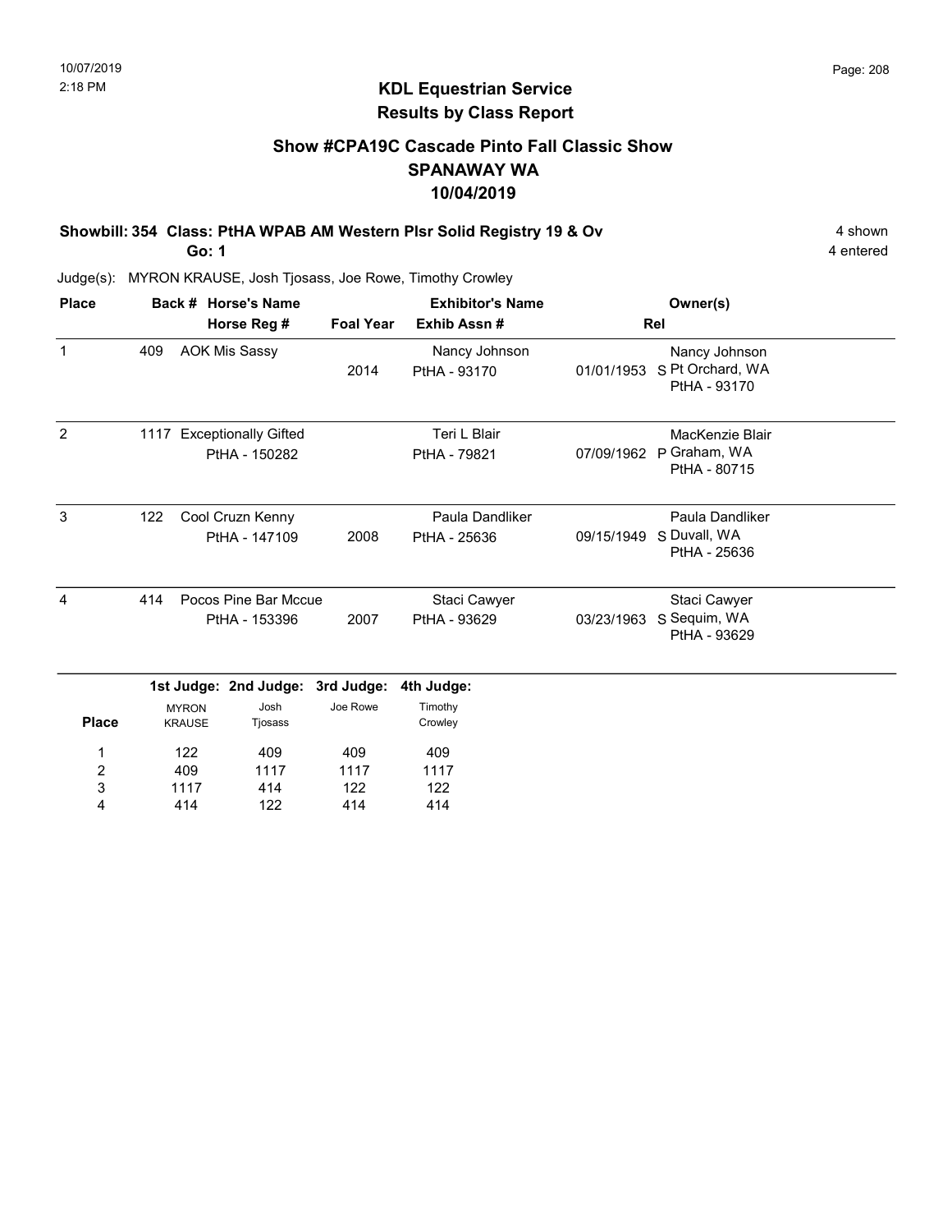# KDL Equestrian Service
## Results by Class Report

### Show #CPA19C Cascade Pinto Fall Classic Show
### SPANAWAY WA
### 10/04/2019

**Showbill: 354 Class: PtHA WPAB AM Western Plsr Solid Registry 19 & Ov** — 4 shown

**Go: 1** — 4 entered

Judge(s): MYRON KRAUSE, Josh Tjosass, Joe Rowe, Timothy Crowley

| Place | Back # | Horse's Name / Horse Reg # | Foal Year | Exhibitor's Name / Exhib Assn # | Rel | Owner(s) |
|---|---|---|---|---|---|---|
| 1 | 409 | AOK Mis Sassy | 2014 | Nancy Johnson<br>PtHA - 93170 | 01/01/1953 S | Nancy Johnson<br>Pt Orchard, WA<br>PtHA - 93170 |
| 2 | 1117 | Exceptionally Gifted<br>PtHA - 150282 | | Teri L Blair<br>PtHA - 79821 | 07/09/1962 P | MacKenzie Blair<br>Graham, WA<br>PtHA - 80715 |
| 3 | 122 | Cool Cruzn Kenny<br>PtHA - 147109 | 2008 | Paula Dandliker<br>PtHA - 25636 | 09/15/1949 S | Paula Dandliker<br>Duvall, WA<br>PtHA - 25636 |
| 4 | 414 | Pocos Pine Bar Mccue<br>PtHA - 153396 | 2007 | Staci Cawyer<br>PtHA - 93629 | 03/23/1963 S | Staci Cawyer<br>Sequim, WA<br>PtHA - 93629 |

| Place | 1st Judge: MYRON KRAUSE | 2nd Judge: Josh Tjosass | 3rd Judge: Joe Rowe | 4th Judge: Timothy Crowley |
|---|---|---|---|---|
| 1 | 122 | 409 | 409 | 409 |
| 2 | 409 | 1117 | 1117 | 1117 |
| 3 | 1117 | 414 | 122 | 122 |
| 4 | 414 | 122 | 414 | 414 |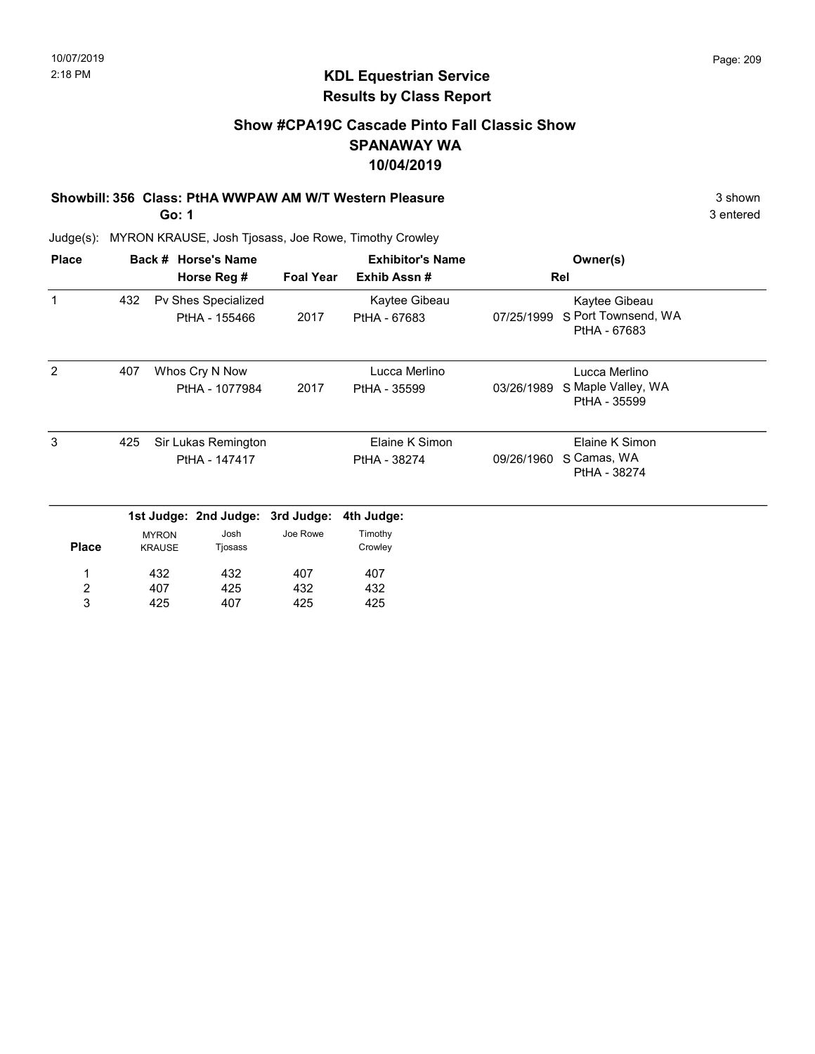# KDL Equestrian Service
## Results by Class Report

### Show #CPA19C Cascade Pinto Fall Classic Show
### SPANAWAY WA
### 10/04/2019

**Showbill: 356 Class: PtHA WWPAW AM W/T Western Pleasure** — 3 shown

**Go: 1** — 3 entered

Judge(s): MYRON KRAUSE, Josh Tjosass, Joe Rowe, Timothy Crowley

| Place | Back # | Horse's Name / Horse Reg # | Foal Year | Exhibitor's Name / Exhib Assn # | Rel | Owner(s) |
|---|---|---|---|---|---|---|
| 1 | 432 | Pv Shes Specialized<br>PtHA - 155466 | 2017 | Kaytee Gibeau<br>PtHA - 67683 | 07/25/1999 S | Kaytee Gibeau<br>Port Townsend, WA<br>PtHA - 67683 |
| 2 | 407 | Whos Cry N Now<br>PtHA - 1077984 | 2017 | Lucca Merlino<br>PtHA - 35599 | 03/26/1989 S | Lucca Merlino<br>Maple Valley, WA<br>PtHA - 35599 |
| 3 | 425 | Sir Lukas Remington<br>PtHA - 147417 | | Elaine K Simon<br>PtHA - 38274 | 09/26/1960 S | Elaine K Simon<br>Camas, WA<br>PtHA - 38274 |

| Place | 1st Judge: MYRON KRAUSE | 2nd Judge: Josh Tjosass | 3rd Judge: Joe Rowe | 4th Judge: Timothy Crowley |
|---|---|---|---|---|
| 1 | 432 | 432 | 407 | 407 |
| 2 | 407 | 425 | 432 | 432 |
| 3 | 425 | 407 | 425 | 425 |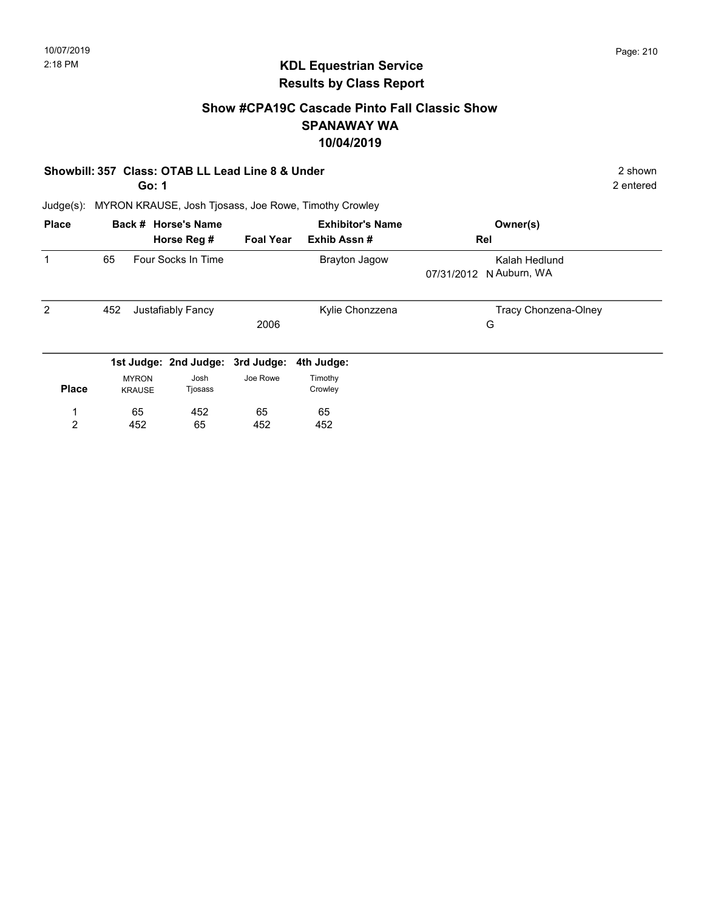## KDL Equestrian Service
## Results by Class Report

### Show #CPA19C Cascade Pinto Fall Classic Show
### SPANAWAY WA
### 10/04/2019

**Showbill: 357 Class: OTAB LL Lead Line 8 & Under** — 2 shown

**Go: 1** — 2 entered

Judge(s): MYRON KRAUSE, Josh Tjosass, Joe Rowe, Timothy Crowley

| Place | Back # | Horse's Name / Horse Reg # | Foal Year | Exhibitor's Name / Exhib Assn # | Owner(s) / Rel |
|---|---|---|---|---|---|
| 1 | 65 | Four Socks In Time | | Brayton Jagow | Kalah Hedlund<br>07/31/2012 N Auburn, WA |
| 2 | 452 | Justafiably Fancy | 2006 | Kylie Chonzzena | Tracy Chonzena-Olney<br>G |

| Place | 1st Judge: MYRON KRAUSE | 2nd Judge: Josh Tjosass | 3rd Judge: Joe Rowe | 4th Judge: Timothy Crowley |
|---|---|---|---|---|
| 1 | 65 | 452 | 65 | 65 |
| 2 | 452 | 65 | 452 | 452 |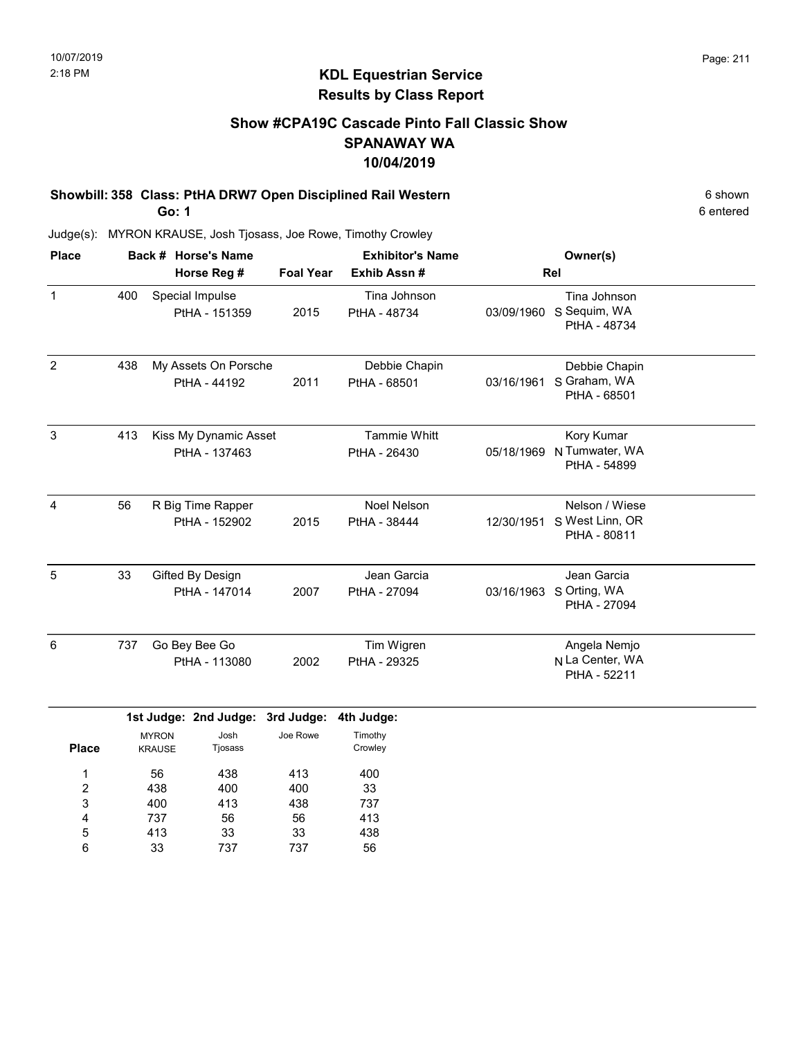## KDL Equestrian Service
## Results by Class Report

### Show #CPA19C Cascade Pinto Fall Classic Show
### SPANAWAY WA
### 10/04/2019

**Showbill: 358 Class: PtHA DRW7 Open Disciplined Rail Western** — 6 shown, 6 entered

**Go: 1**

Judge(s): MYRON KRAUSE, Josh Tjosass, Joe Rowe, Timothy Crowley

| Place | Back # | Horse's Name / Horse Reg # | Foal Year | Exhibitor's Name / Exhib Assn # | Rel | Owner(s) |
|---|---|---|---|---|---|---|
| 1 | 400 | Special Impulse<br>PtHA - 151359 | 2015 | Tina Johnson<br>PtHA - 48734 | 03/09/1960 S | Tina Johnson<br>Sequim, WA<br>PtHA - 48734 |
| 2 | 438 | My Assets On Porsche<br>PtHA - 44192 | 2011 | Debbie Chapin<br>PtHA - 68501 | 03/16/1961 S | Debbie Chapin<br>Graham, WA<br>PtHA - 68501 |
| 3 | 413 | Kiss My Dynamic Asset<br>PtHA - 137463 | | Tammie Whitt<br>PtHA - 26430 | 05/18/1969 N | Kory Kumar<br>Tumwater, WA<br>PtHA - 54899 |
| 4 | 56 | R Big Time Rapper<br>PtHA - 152902 | 2015 | Noel Nelson<br>PtHA - 38444 | 12/30/1951 S | Nelson / Wiese<br>West Linn, OR<br>PtHA - 80811 |
| 5 | 33 | Gifted By Design<br>PtHA - 147014 | 2007 | Jean Garcia<br>PtHA - 27094 | 03/16/1963 S | Jean Garcia<br>Orting, WA<br>PtHA - 27094 |
| 6 | 737 | Go Bey Bee Go<br>PtHA - 113080 | 2002 | Tim Wigren<br>PtHA - 29325 | N | Angela Nemjo<br>La Center, WA<br>PtHA - 52211 |

| Place | 1st Judge: MYRON KRAUSE | 2nd Judge: Josh Tjosass | 3rd Judge: Joe Rowe | 4th Judge: Timothy Crowley |
|---|---|---|---|---|
| 1 | 56 | 438 | 413 | 400 |
| 2 | 438 | 400 | 400 | 33 |
| 3 | 400 | 413 | 438 | 737 |
| 4 | 737 | 56 | 56 | 413 |
| 5 | 413 | 33 | 33 | 438 |
| 6 | 33 | 737 | 737 | 56 |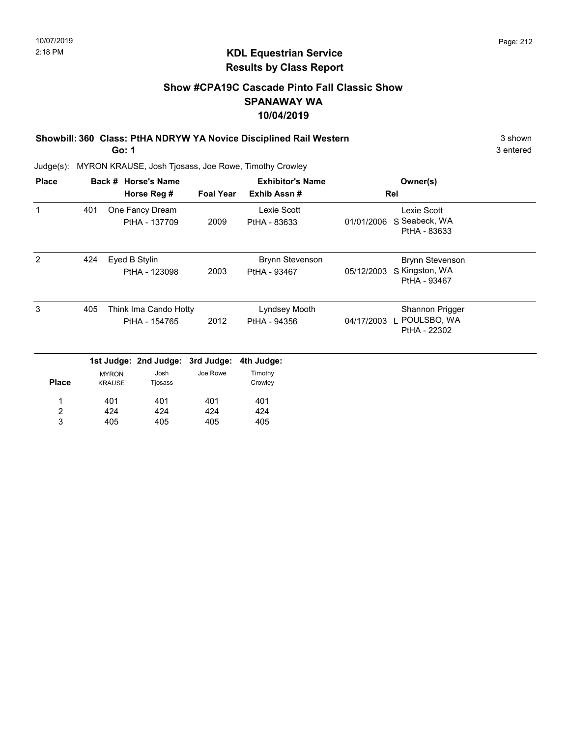## KDL Equestrian Service
## Results by Class Report

### Show #CPA19C Cascade Pinto Fall Classic Show
### SPANAWAY WA
### 10/04/2019

**Showbill: 360 Class: PtHA NDRYW YA Novice Disciplined Rail Western** 3 shown
**Go: 1** 3 entered

Judge(s): MYRON KRAUSE, Josh Tjosass, Joe Rowe, Timothy Crowley

| Place | Back # | Horse's Name / Horse Reg # | Foal Year | Exhibitor's Name / Exhib Assn # | Rel | Owner(s) |
|---|---|---|---|---|---|---|
| 1 | 401 | One Fancy Dream<br>PtHA - 137709 | 2009 | Lexie Scott<br>PtHA - 83633 | 01/01/2006 S | Lexie Scott<br>Seabeck, WA<br>PtHA - 83633 |
| 2 | 424 | Eyed B Stylin<br>PtHA - 123098 | 2003 | Brynn Stevenson<br>PtHA - 93467 | 05/12/2003 S | Brynn Stevenson<br>Kingston, WA<br>PtHA - 93467 |
| 3 | 405 | Think Ima Cando Hotty<br>PtHA - 154765 | 2012 | Lyndsey Mooth<br>PtHA - 94356 | 04/17/2003 L | Shannon Prigger<br>POULSBO, WA<br>PtHA - 22302 |

| Place | 1st Judge: MYRON KRAUSE | 2nd Judge: Josh Tjosass | 3rd Judge: Joe Rowe | 4th Judge: Timothy Crowley |
|---|---|---|---|---|
| 1 | 401 | 401 | 401 | 401 |
| 2 | 424 | 424 | 424 | 424 |
| 3 | 405 | 405 | 405 | 405 |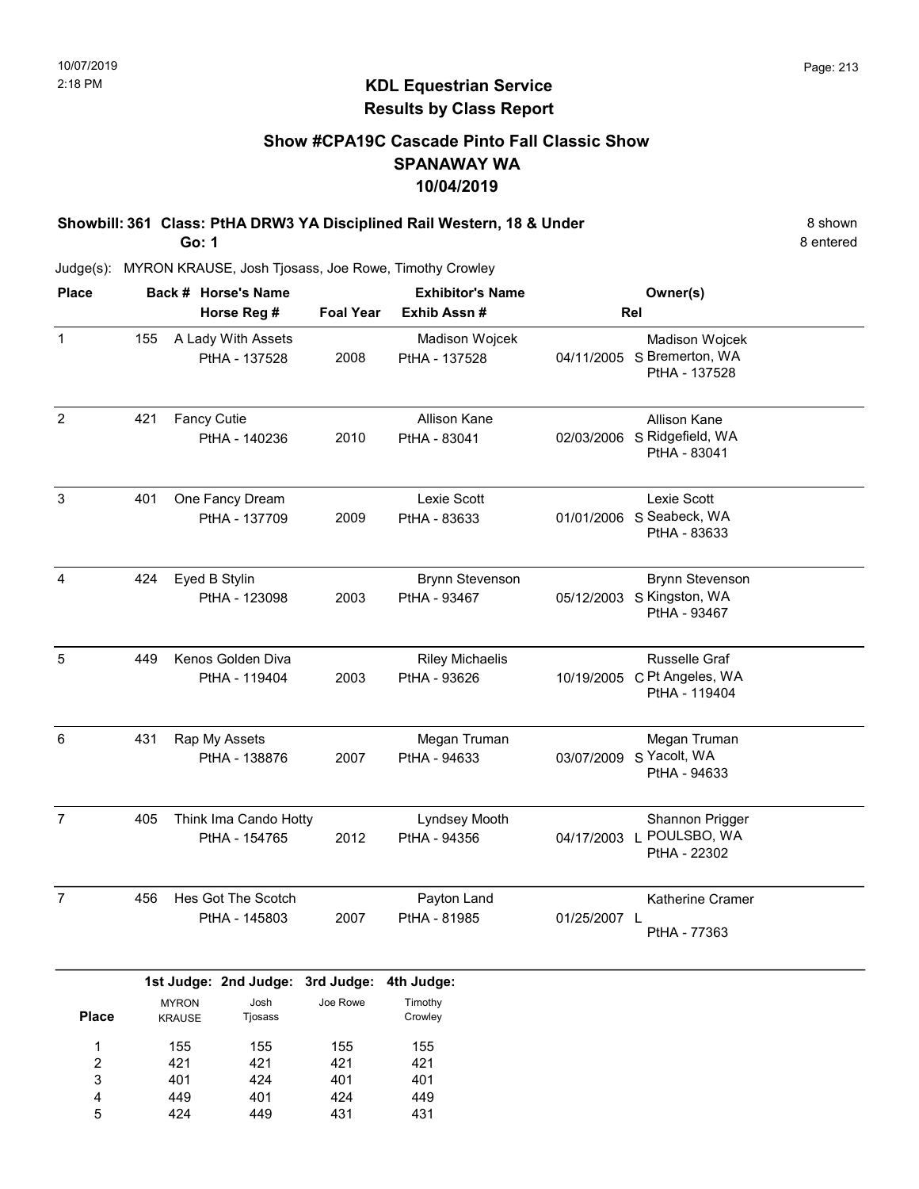10/07/2019
2:18 PM

# KDL Equestrian Service
## Results by Class Report

### Show #CPA19C Cascade Pinto Fall Classic Show
### SPANAWAY WA
### 10/04/2019

**Showbill: 361 Class: PtHA DRW3 YA Disciplined Rail Western, 18 & Under** — 8 shown
**Go: 1** — 8 entered

Judge(s): MYRON KRAUSE, Josh Tjosass, Joe Rowe, Timothy Crowley

| Place | Back # | Horse's Name / Horse Reg # | Foal Year | Exhibitor's Name / Exhib Assn # | | Rel | Owner(s) |
|---|---|---|---|---|---|---|---|
| 1 | 155 | A Lady With Assets<br>PtHA - 137528 | 2008 | Madison Wojcek<br>PtHA - 137528 | 04/11/2005 | S | Madison Wojcek<br>Bremerton, WA<br>PtHA - 137528 |
| 2 | 421 | Fancy Cutie<br>PtHA - 140236 | 2010 | Allison Kane<br>PtHA - 83041 | 02/03/2006 | S | Allison Kane<br>Ridgefield, WA<br>PtHA - 83041 |
| 3 | 401 | One Fancy Dream<br>PtHA - 137709 | 2009 | Lexie Scott<br>PtHA - 83633 | 01/01/2006 | S | Lexie Scott<br>Seabeck, WA<br>PtHA - 83633 |
| 4 | 424 | Eyed B Stylin<br>PtHA - 123098 | 2003 | Brynn Stevenson<br>PtHA - 93467 | 05/12/2003 | S | Brynn Stevenson<br>Kingston, WA<br>PtHA - 93467 |
| 5 | 449 | Kenos Golden Diva<br>PtHA - 119404 | 2003 | Riley Michaelis<br>PtHA - 93626 | 10/19/2005 | C | Russelle Graf<br>Pt Angeles, WA<br>PtHA - 119404 |
| 6 | 431 | Rap My Assets<br>PtHA - 138876 | 2007 | Megan Truman<br>PtHA - 94633 | 03/07/2009 | S | Megan Truman<br>Yacolt, WA<br>PtHA - 94633 |
| 7 | 405 | Think Ima Cando Hotty<br>PtHA - 154765 | 2012 | Lyndsey Mooth<br>PtHA - 94356 | 04/17/2003 | L | Shannon Prigger<br>POULSBO, WA<br>PtHA - 22302 |
| 7 | 456 | Hes Got The Scotch<br>PtHA - 145803 | 2007 | Payton Land<br>PtHA - 81985 | 01/25/2007 | L | Katherine Cramer<br>PtHA - 77363 |

| Place | 1st Judge: MYRON KRAUSE | 2nd Judge: Josh Tjosass | 3rd Judge: Joe Rowe | 4th Judge: Timothy Crowley |
|---|---|---|---|---|
| 1 | 155 | 155 | 155 | 155 |
| 2 | 421 | 421 | 421 | 421 |
| 3 | 401 | 424 | 401 | 401 |
| 4 | 449 | 401 | 424 | 449 |
| 5 | 424 | 449 | 431 | 431 |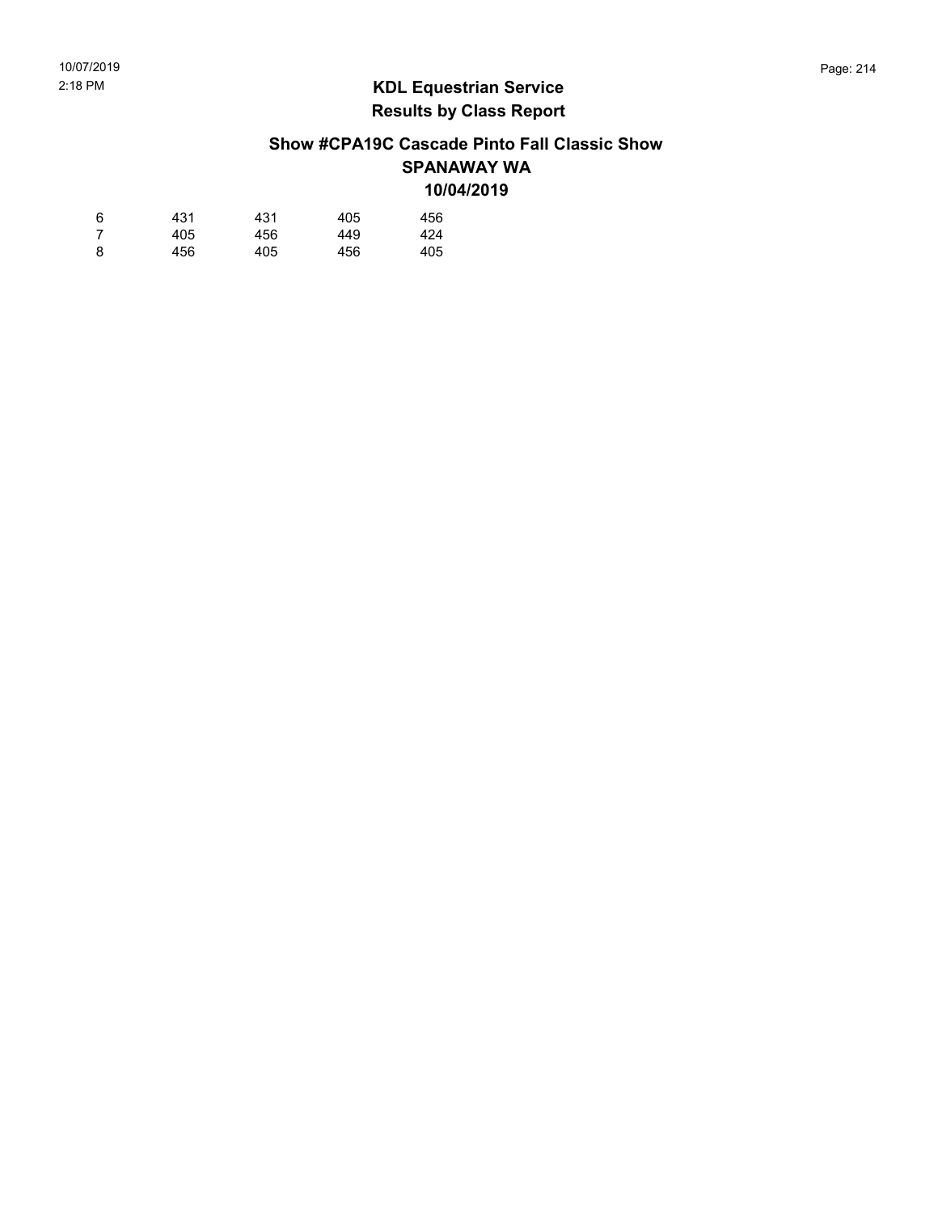## KDL Equestrian Service
## Results by Class Report

### Show #CPA19C Cascade Pinto Fall Classic Show
### SPANAWAY WA
### 10/04/2019

| | | | | |
|---|---|---|---|---|
| 6 | 431 | 431 | 405 | 456 |
| 7 | 405 | 456 | 449 | 424 |
| 8 | 456 | 405 | 456 | 405 |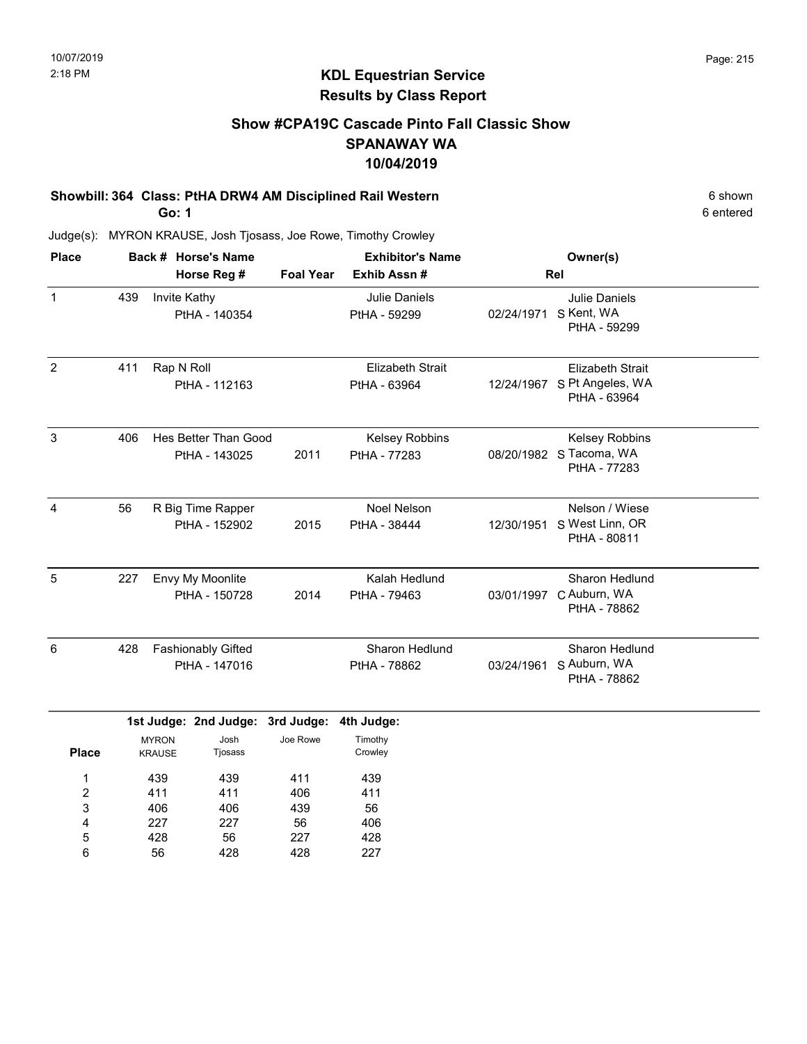10/07/2019
2:18 PM

# KDL Equestrian Service
## Results by Class Report

### Show #CPA19C Cascade Pinto Fall Classic Show
### SPANAWAY WA
### 10/04/2019

**Showbill: 364 Class: PtHA DRW4 AM Disciplined Rail Western** — 6 shown

**Go: 1** — 6 entered

Judge(s): MYRON KRAUSE, Josh Tjosass, Joe Rowe, Timothy Crowley

| Place | Back # | Horse's Name / Horse Reg # | Foal Year | Exhibitor's Name / Exhib Assn # | Rel | Owner(s) |
|---|---|---|---|---|---|---|
| 1 | 439 | Invite Kathy<br>PtHA - 140354 | | Julie Daniels<br>PtHA - 59299 | 02/24/1971 S | Julie Daniels<br>Kent, WA<br>PtHA - 59299 |
| 2 | 411 | Rap N Roll<br>PtHA - 112163 | | Elizabeth Strait<br>PtHA - 63964 | 12/24/1967 S | Elizabeth Strait<br>Pt Angeles, WA<br>PtHA - 63964 |
| 3 | 406 | Hes Better Than Good<br>PtHA - 143025 | 2011 | Kelsey Robbins<br>PtHA - 77283 | 08/20/1982 S | Kelsey Robbins<br>Tacoma, WA<br>PtHA - 77283 |
| 4 | 56 | R Big Time Rapper<br>PtHA - 152902 | 2015 | Noel Nelson<br>PtHA - 38444 | 12/30/1951 S | Nelson / Wiese<br>West Linn, OR<br>PtHA - 80811 |
| 5 | 227 | Envy My Moonlite<br>PtHA - 150728 | 2014 | Kalah Hedlund<br>PtHA - 79463 | 03/01/1997 C | Sharon Hedlund<br>Auburn, WA<br>PtHA - 78862 |
| 6 | 428 | Fashionably Gifted<br>PtHA - 147016 | | Sharon Hedlund<br>PtHA - 78862 | 03/24/1961 S | Sharon Hedlund<br>Auburn, WA<br>PtHA - 78862 |

| Place | 1st Judge: MYRON KRAUSE | 2nd Judge: Josh Tjosass | 3rd Judge: Joe Rowe | 4th Judge: Timothy Crowley |
|---|---|---|---|---|
| 1 | 439 | 439 | 411 | 439 |
| 2 | 411 | 411 | 406 | 411 |
| 3 | 406 | 406 | 439 | 56 |
| 4 | 227 | 227 | 56 | 406 |
| 5 | 428 | 56 | 227 | 428 |
| 6 | 56 | 428 | 428 | 227 |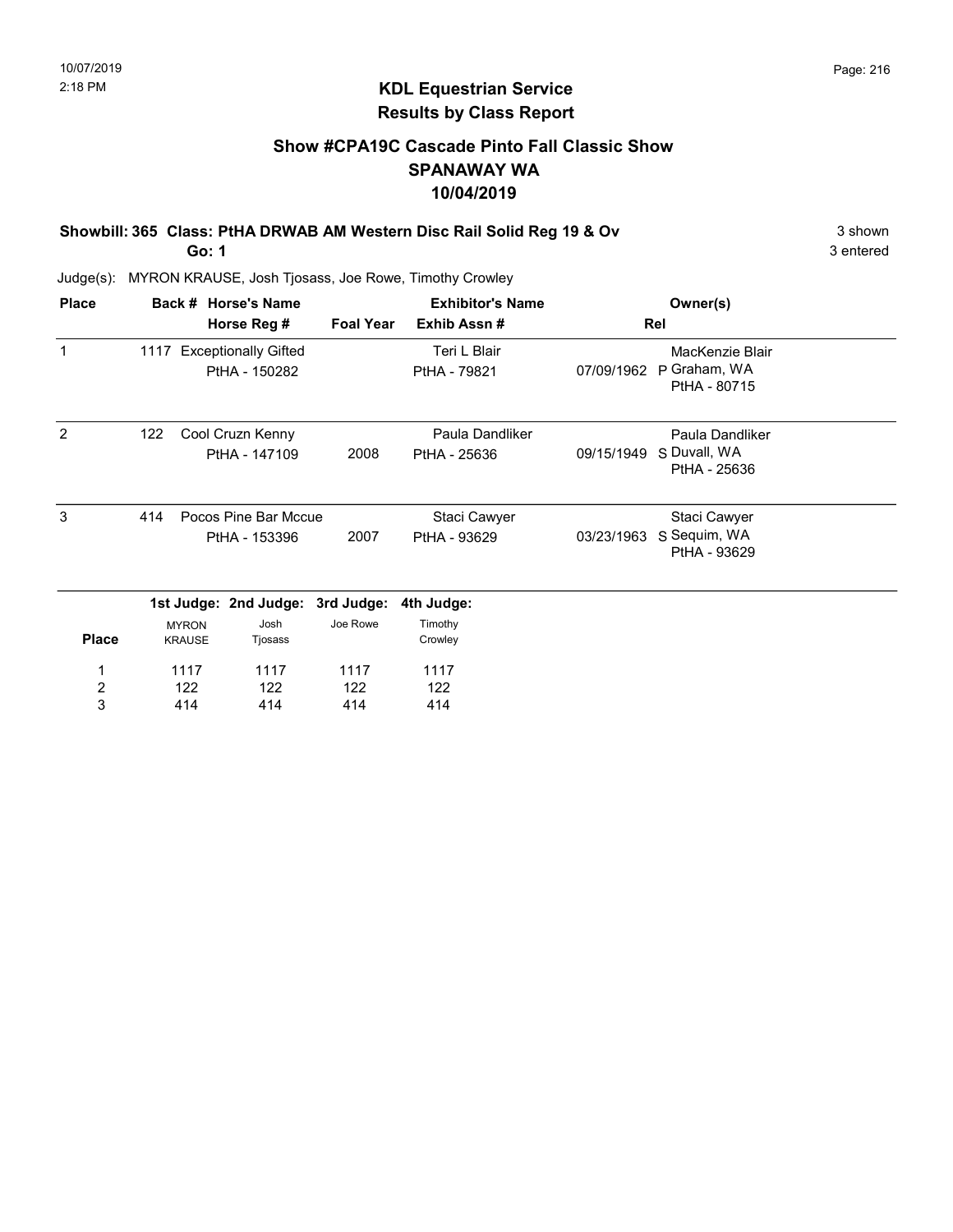# KDL Equestrian Service
## Results by Class Report

### Show #CPA19C Cascade Pinto Fall Classic Show
### SPANAWAY WA
### 10/04/2019

**Showbill: 365 Class: PtHA DRWAB AM Western Disc Rail Solid Reg 19 & Ov** — 3 shown
**Go: 1** — 3 entered

Judge(s): MYRON KRAUSE, Josh Tjosass, Joe Rowe, Timothy Crowley

| Place | Back # | Horse's Name / Horse Reg # | Foal Year | Exhibitor's Name / Exhib Assn # | Rel | Owner(s) |
|---|---|---|---|---|---|---|
| 1 | 1117 | Exceptionally Gifted<br>PtHA - 150282 | | Teri L Blair<br>PtHA - 79821 | 07/09/1962 P | MacKenzie Blair<br>Graham, WA<br>PtHA - 80715 |
| 2 | 122 | Cool Cruzn Kenny<br>PtHA - 147109 | 2008 | Paula Dandliker<br>PtHA - 25636 | 09/15/1949 S | Paula Dandliker<br>Duvall, WA<br>PtHA - 25636 |
| 3 | 414 | Pocos Pine Bar Mccue<br>PtHA - 153396 | 2007 | Staci Cawyer<br>PtHA - 93629 | 03/23/1963 S | Staci Cawyer<br>Sequim, WA<br>PtHA - 93629 |

| Place | 1st Judge: MYRON KRAUSE | 2nd Judge: Josh Tjosass | 3rd Judge: Joe Rowe | 4th Judge: Timothy Crowley |
|---|---|---|---|---|
| 1 | 1117 | 1117 | 1117 | 1117 |
| 2 | 122 | 122 | 122 | 122 |
| 3 | 414 | 414 | 414 | 414 |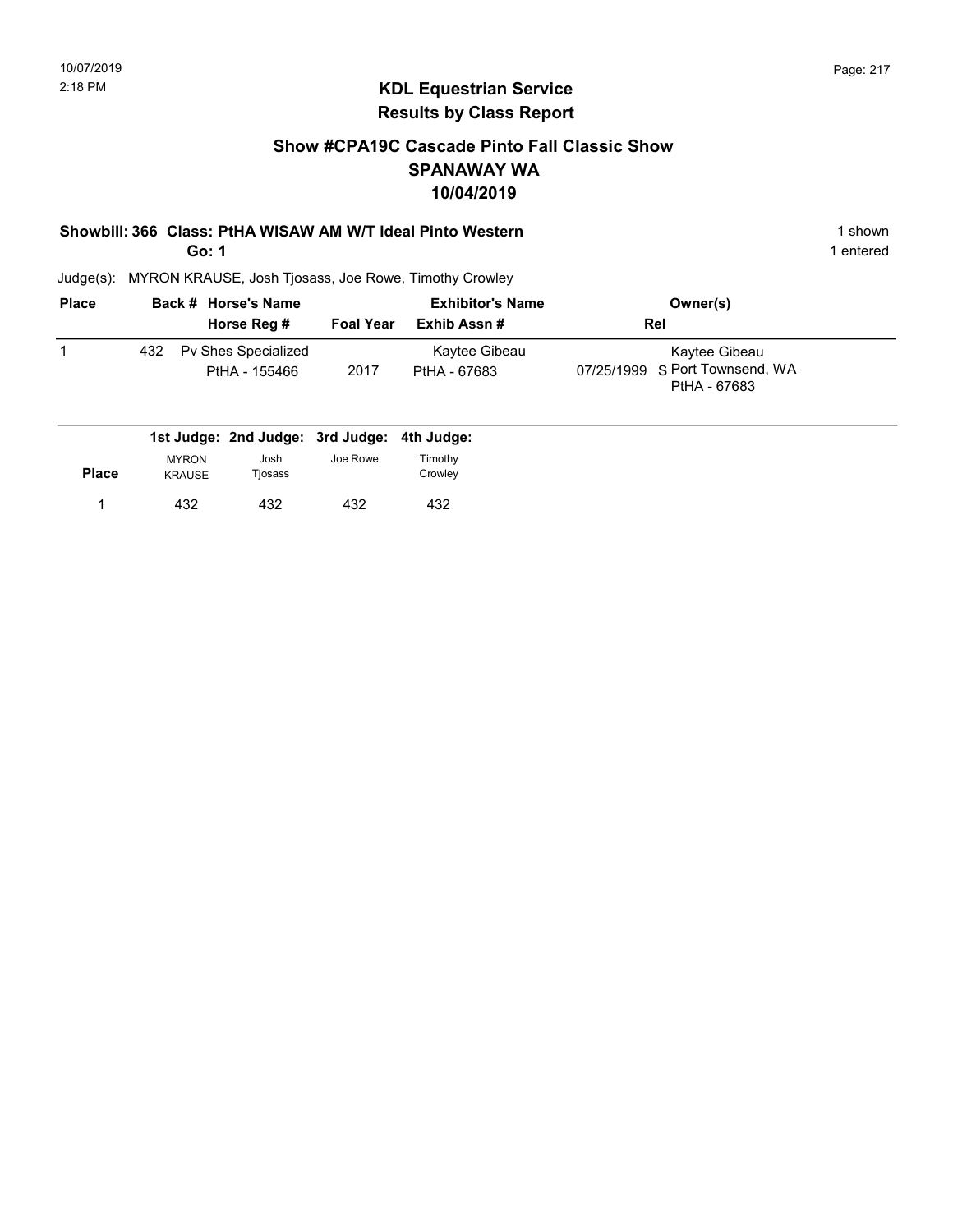# KDL Equestrian Service
## Results by Class Report

### Show #CPA19C Cascade Pinto Fall Classic Show
### SPANAWAY WA
### 10/04/2019

**Showbill: 366 Class: PtHA WISAW AM W/T Ideal Pinto Western** — 1 shown

**Go: 1** — 1 entered

Judge(s): MYRON KRAUSE, Josh Tjosass, Joe Rowe, Timothy Crowley

| Place | Back # | Horse's Name / Horse Reg # | Foal Year | Exhibitor's Name / Exhib Assn # | Rel | Owner(s) |
|---|---|---|---|---|---|---|
| 1 | 432 | Pv Shes Specialized<br>PtHA - 155466 | 2017 | Kaytee Gibeau<br>PtHA - 67683 | 07/25/1999 S | Kaytee Gibeau<br>Port Townsend, WA<br>PtHA - 67683 |

| Place | 1st Judge: MYRON KRAUSE | 2nd Judge: Josh Tjosass | 3rd Judge: Joe Rowe | 4th Judge: Timothy Crowley |
|---|---|---|---|---|
| 1 | 432 | 432 | 432 | 432 |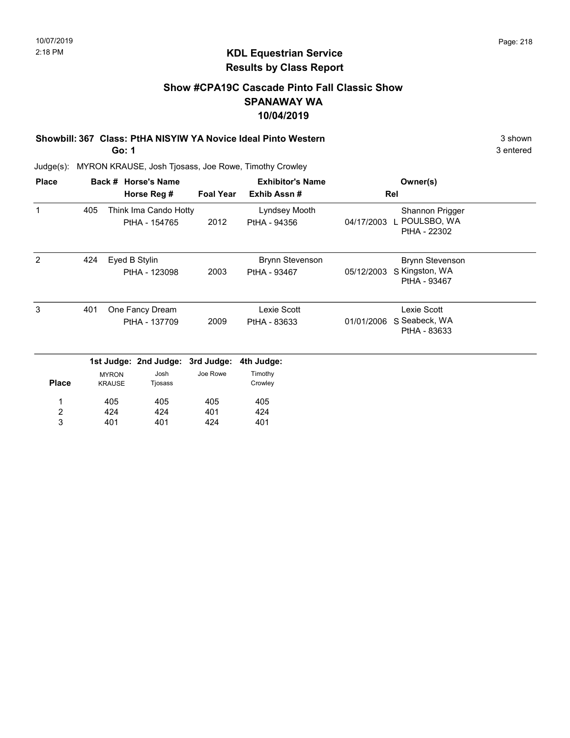# KDL Equestrian Service
## Results by Class Report

### Show #CPA19C Cascade Pinto Fall Classic Show
### SPANAWAY WA
### 10/04/2019

**Showbill: 367 Class: PtHA NISYIW YA Novice Ideal Pinto Western** — 3 shown

**Go: 1** — 3 entered

Judge(s): MYRON KRAUSE, Josh Tjosass, Joe Rowe, Timothy Crowley

| Place | Back # | Horse's Name / Horse Reg # | Foal Year | Exhibitor's Name / Exhib Assn # | Rel | Owner(s) |
|---|---|---|---|---|---|---|
| 1 | 405 | Think Ima Cando Hotty<br>PtHA - 154765 | 2012 | Lyndsey Mooth<br>PtHA - 94356 | 04/17/2003 L | Shannon Prigger<br>POULSBO, WA<br>PtHA - 22302 |
| 2 | 424 | Eyed B Stylin<br>PtHA - 123098 | 2003 | Brynn Stevenson<br>PtHA - 93467 | 05/12/2003 S | Brynn Stevenson<br>Kingston, WA<br>PtHA - 93467 |
| 3 | 401 | One Fancy Dream<br>PtHA - 137709 | 2009 | Lexie Scott<br>PtHA - 83633 | 01/01/2006 S | Lexie Scott<br>Seabeck, WA<br>PtHA - 83633 |

| Place | 1st Judge: MYRON KRAUSE | 2nd Judge: Josh Tjosass | 3rd Judge: Joe Rowe | 4th Judge: Timothy Crowley |
|---|---|---|---|---|
| 1 | 405 | 405 | 405 | 405 |
| 2 | 424 | 424 | 401 | 424 |
| 3 | 401 | 401 | 424 | 401 |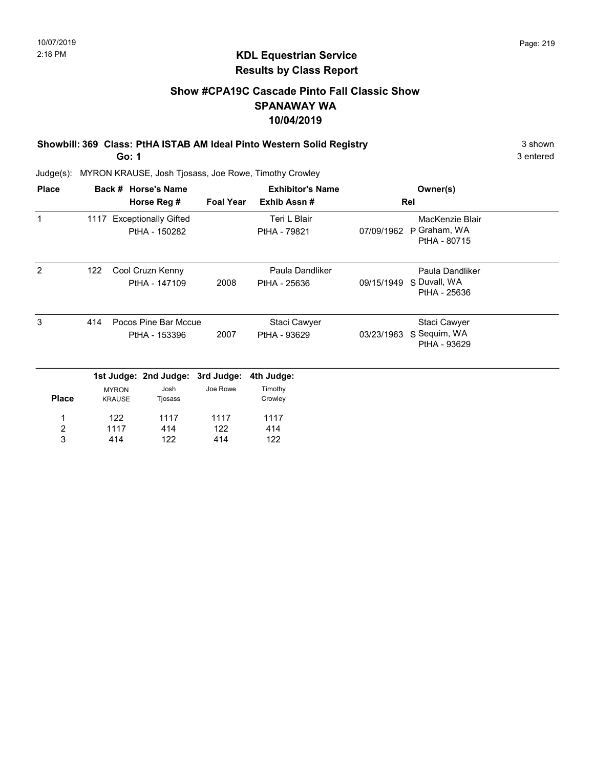## KDL Equestrian Service
## Results by Class Report

### Show #CPA19C Cascade Pinto Fall Classic Show
### SPANAWAY WA
### 10/04/2019

**Showbill: 369 Class: PtHA ISTAB AM Ideal Pinto Western Solid Registry** 3 shown
**Go: 1** 3 entered

Judge(s): MYRON KRAUSE, Josh Tjosass, Joe Rowe, Timothy Crowley

| Place | Back # | Horse's Name / Horse Reg # | Foal Year | Exhibitor's Name / Exhib Assn # | Rel | Owner(s) |
|---|---|---|---|---|---|---|
| 1 | 1117 | Exceptionally Gifted<br>PtHA - 150282 | | Teri L Blair<br>PtHA - 79821 | 07/09/1962 P | MacKenzie Blair<br>Graham, WA<br>PtHA - 80715 |
| 2 | 122 | Cool Cruzn Kenny<br>PtHA - 147109 | 2008 | Paula Dandliker<br>PtHA - 25636 | 09/15/1949 S | Paula Dandliker<br>Duvall, WA<br>PtHA - 25636 |
| 3 | 414 | Pocos Pine Bar Mccue<br>PtHA - 153396 | 2007 | Staci Cawyer<br>PtHA - 93629 | 03/23/1963 S | Staci Cawyer<br>Sequim, WA<br>PtHA - 93629 |

| Place | 1st Judge: MYRON KRAUSE | 2nd Judge: Josh Tjosass | 3rd Judge: Joe Rowe | 4th Judge: Timothy Crowley |
|---|---|---|---|---|
| 1 | 122 | 1117 | 1117 | 1117 |
| 2 | 1117 | 414 | 122 | 414 |
| 3 | 414 | 122 | 414 | 122 |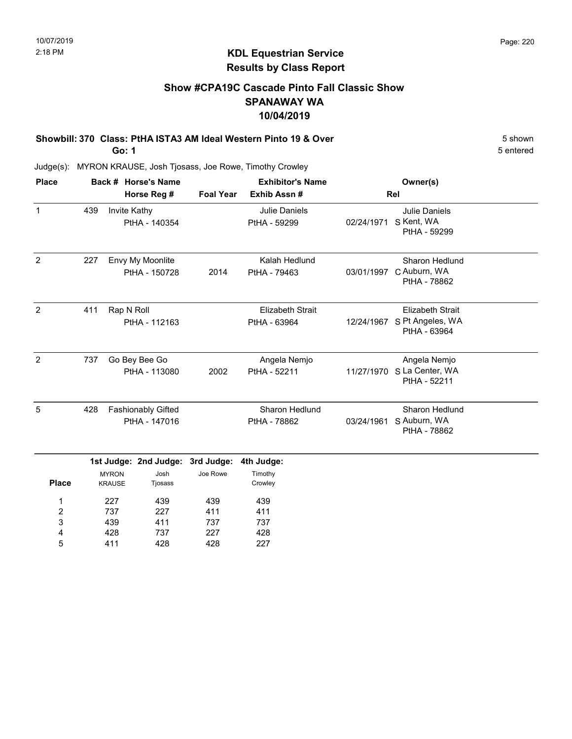## KDL Equestrian Service
## Results by Class Report

### Show #CPA19C Cascade Pinto Fall Classic Show
### SPANAWAY WA
### 10/04/2019

**Showbill: 370 Class: PtHA ISTA3 AM Ideal Western Pinto 19 & Over** 5 shown

**Go: 1** 5 entered

Judge(s): MYRON KRAUSE, Josh Tjosass, Joe Rowe, Timothy Crowley

| Place | Back # | Horse's Name / Horse Reg # | Foal Year | Exhibitor's Name / Exhib Assn # | Rel | Owner(s) |
|---|---|---|---|---|---|---|
| 1 | 439 | Invite Kathy<br>PtHA - 140354 | | Julie Daniels<br>PtHA - 59299 | 02/24/1971 S | Julie Daniels<br>Kent, WA<br>PtHA - 59299 |
| 2 | 227 | Envy My Moonlite<br>PtHA - 150728 | 2014 | Kalah Hedlund<br>PtHA - 79463 | 03/01/1997 C | Sharon Hedlund<br>Auburn, WA<br>PtHA - 78862 |
| 2 | 411 | Rap N Roll<br>PtHA - 112163 | | Elizabeth Strait<br>PtHA - 63964 | 12/24/1967 S | Elizabeth Strait<br>Pt Angeles, WA<br>PtHA - 63964 |
| 2 | 737 | Go Bey Bee Go<br>PtHA - 113080 | 2002 | Angela Nemjo<br>PtHA - 52211 | 11/27/1970 S | Angela Nemjo<br>La Center, WA<br>PtHA - 52211 |
| 5 | 428 | Fashionably Gifted<br>PtHA - 147016 | | Sharon Hedlund<br>PtHA - 78862 | 03/24/1961 S | Sharon Hedlund<br>Auburn, WA<br>PtHA - 78862 |

| Place | 1st Judge: MYRON KRAUSE | 2nd Judge: Josh Tjosass | 3rd Judge: Joe Rowe | 4th Judge: Timothy Crowley |
|---|---|---|---|---|
| 1 | 227 | 439 | 439 | 439 |
| 2 | 737 | 227 | 411 | 411 |
| 3 | 439 | 411 | 737 | 737 |
| 4 | 428 | 737 | 227 | 428 |
| 5 | 411 | 428 | 428 | 227 |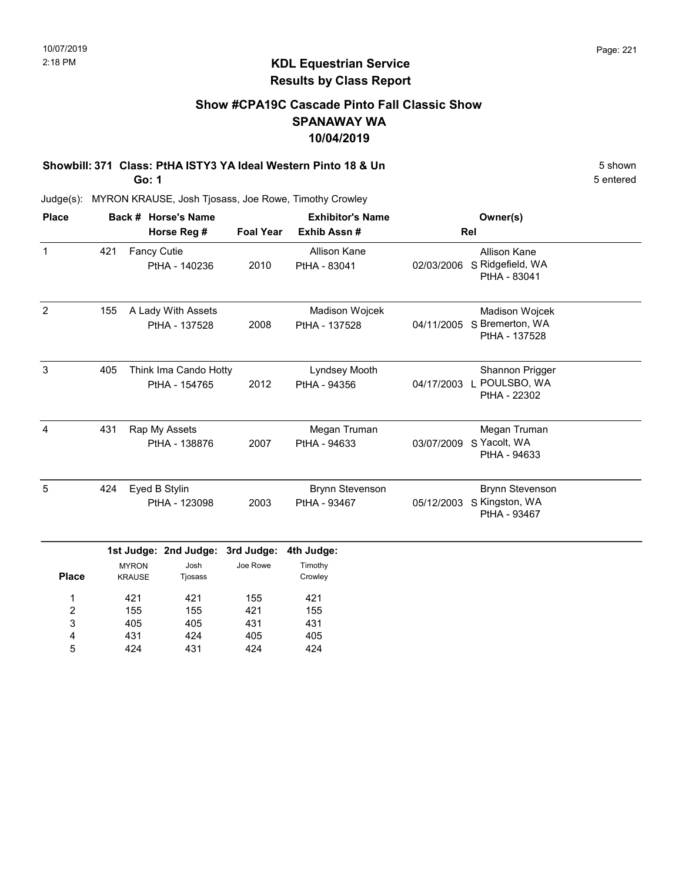# KDL Equestrian Service
## Results by Class Report

### Show #CPA19C Cascade Pinto Fall Classic Show
### SPANAWAY WA
### 10/04/2019

**Showbill: 371 Class: PtHA ISTY3 YA Ideal Western Pinto 18 & Un** — 5 shown

**Go: 1** — 5 entered

Judge(s): MYRON KRAUSE, Josh Tjosass, Joe Rowe, Timothy Crowley

| Place | Back # | Horse's Name / Horse Reg # | Foal Year | Exhibitor's Name / Exhib Assn # | Rel | Owner(s) |
|---|---|---|---|---|---|---|
| 1 | 421 | Fancy Cutie<br>PtHA - 140236 | 2010 | Allison Kane<br>PtHA - 83041 | 02/03/2006 S | Allison Kane<br>Ridgefield, WA<br>PtHA - 83041 |
| 2 | 155 | A Lady With Assets<br>PtHA - 137528 | 2008 | Madison Wojcek<br>PtHA - 137528 | 04/11/2005 S | Madison Wojcek<br>Bremerton, WA<br>PtHA - 137528 |
| 3 | 405 | Think Ima Cando Hotty<br>PtHA - 154765 | 2012 | Lyndsey Mooth<br>PtHA - 94356 | 04/17/2003 L | Shannon Prigger<br>POULSBO, WA<br>PtHA - 22302 |
| 4 | 431 | Rap My Assets<br>PtHA - 138876 | 2007 | Megan Truman<br>PtHA - 94633 | 03/07/2009 S | Megan Truman<br>Yacolt, WA<br>PtHA - 94633 |
| 5 | 424 | Eyed B Stylin<br>PtHA - 123098 | 2003 | Brynn Stevenson<br>PtHA - 93467 | 05/12/2003 S | Brynn Stevenson<br>Kingston, WA<br>PtHA - 93467 |

| Place | 1st Judge: MYRON KRAUSE | 2nd Judge: Josh Tjosass | 3rd Judge: Joe Rowe | 4th Judge: Timothy Crowley |
|---|---|---|---|---|
| 1 | 421 | 421 | 155 | 421 |
| 2 | 155 | 155 | 421 | 155 |
| 3 | 405 | 405 | 431 | 431 |
| 4 | 431 | 424 | 405 | 405 |
| 5 | 424 | 431 | 424 | 424 |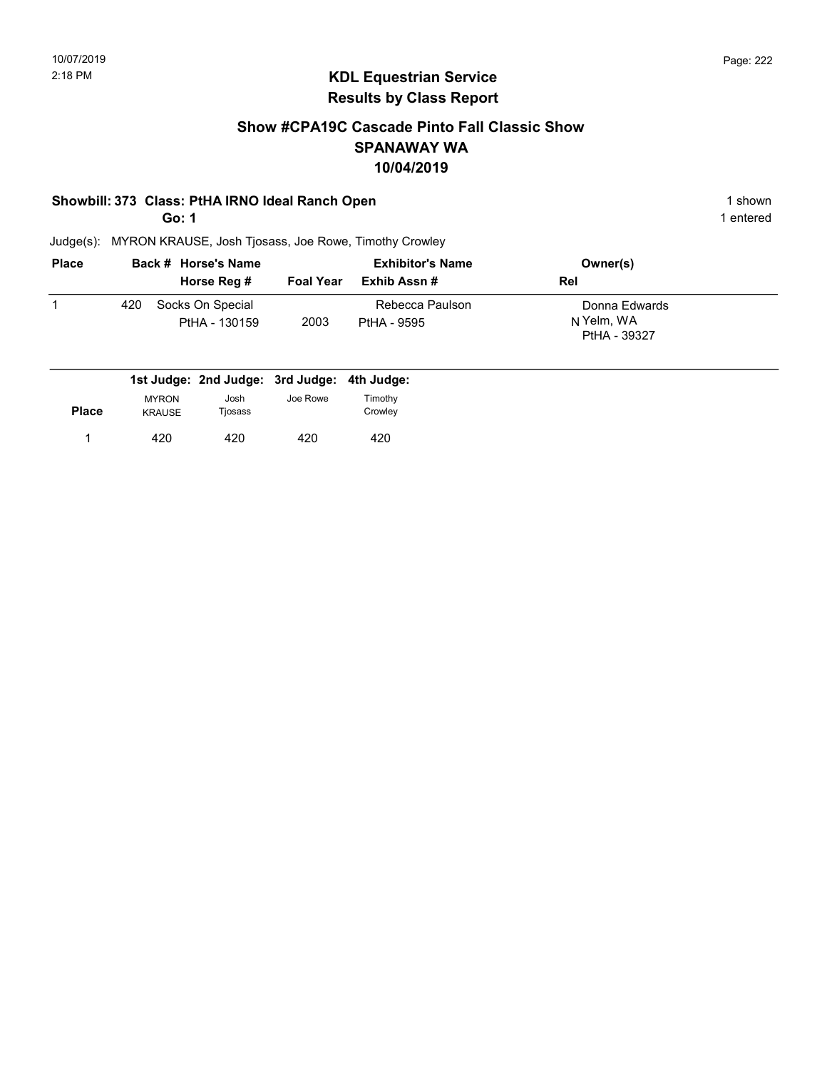## KDL Equestrian Service
## Results by Class Report

### Show #CPA19C Cascade Pinto Fall Classic Show
### SPANAWAY WA
### 10/04/2019

**Showbill: 373 Class: PtHA IRNO Ideal Ranch Open** — 1 shown

**Go: 1** — 1 entered

Judge(s): MYRON KRAUSE, Josh Tjosass, Joe Rowe, Timothy Crowley

| Place | Back # | Horse's Name / Horse Reg # | Foal Year | Exhibitor's Name / Exhib Assn # | Rel | Owner(s) |
|---|---|---|---|---|---|---|
| 1 | 420 | Socks On Special<br>PtHA - 130159 | 2003 | Rebecca Paulson<br>PtHA - 9595 | N | Donna Edwards<br>Yelm, WA<br>PtHA - 39327 |

| Place | 1st Judge: MYRON KRAUSE | 2nd Judge: Josh Tjosass | 3rd Judge: Joe Rowe | 4th Judge: Timothy Crowley |
|---|---|---|---|---|
| 1 | 420 | 420 | 420 | 420 |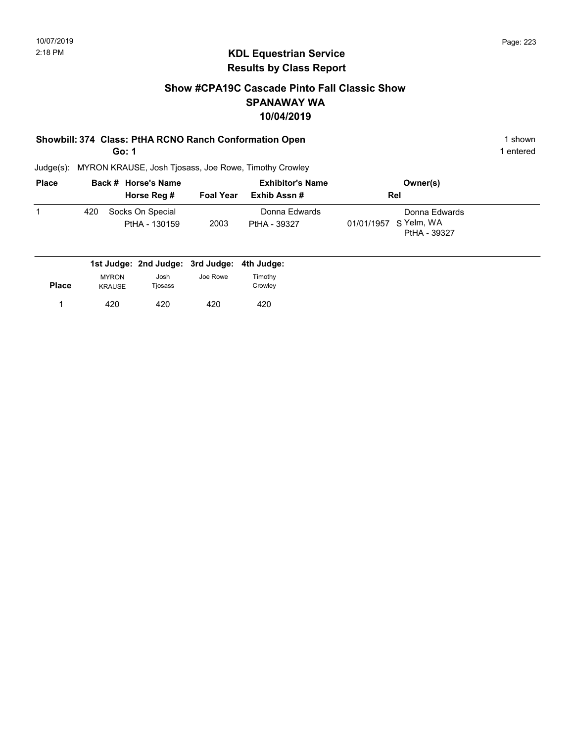## KDL Equestrian Service
## Results by Class Report

### Show #CPA19C Cascade Pinto Fall Classic Show
### SPANAWAY WA
### 10/04/2019

**Showbill: 374 Class: PtHA RCNO Ranch Conformation Open** — 1 shown

**Go: 1** — 1 entered

Judge(s): MYRON KRAUSE, Josh Tjosass, Joe Rowe, Timothy Crowley

| Place | Back # | Horse's Name / Horse Reg # | Foal Year | Exhibitor's Name / Exhib Assn # | Rel | Owner(s) |
|---|---|---|---|---|---|---|
| 1 | 420 | Socks On Special / PtHA - 130159 | 2003 | Donna Edwards / PtHA - 39327 | 01/01/1957 S | Donna Edwards, Yelm, WA, PtHA - 39327 |

| Place | 1st Judge: MYRON KRAUSE | 2nd Judge: Josh Tjosass | 3rd Judge: Joe Rowe | 4th Judge: Timothy Crowley |
|---|---|---|---|---|
| 1 | 420 | 420 | 420 | 420 |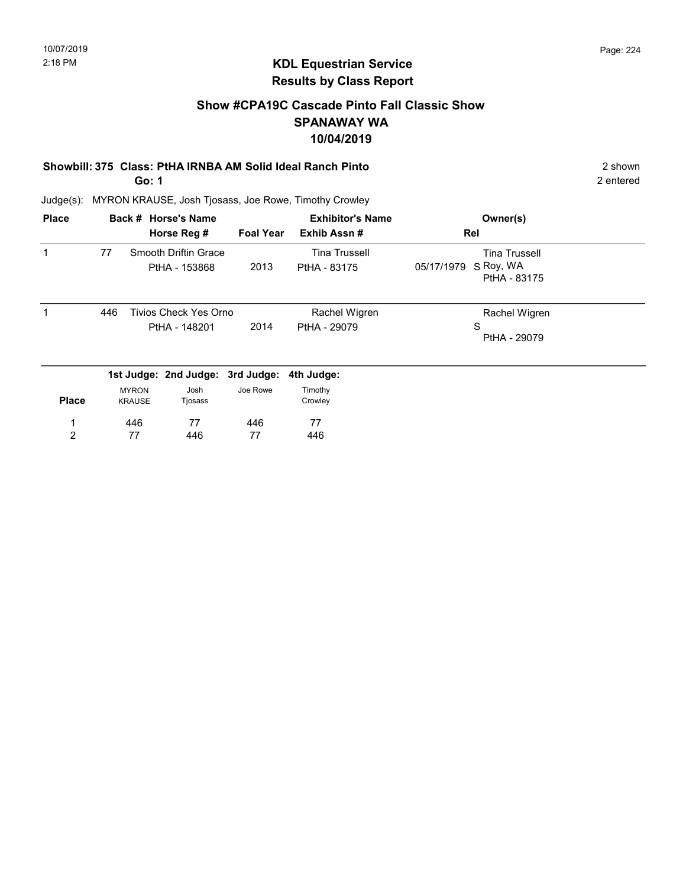10/07/2019
2:18 PM

## KDL Equestrian Service
## Results by Class Report

### Show #CPA19C Cascade Pinto Fall Classic Show
### SPANAWAY WA
### 10/04/2019

**Showbill: 375 Class: PtHA IRNBA AM Solid Ideal Ranch Pinto** — 2 shown

**Go: 1** — 2 entered

Judge(s): MYRON KRAUSE, Josh Tjosass, Joe Rowe, Timothy Crowley

| Place | Back # | Horse's Name / Horse Reg # | Foal Year | Exhibitor's Name / Exhib Assn # | Rel | Owner(s) |
|---|---|---|---|---|---|---|
| 1 | 77 | Smooth Driftin Grace<br>PtHA - 153868 | 2013 | Tina Trussell<br>PtHA - 83175 | 05/17/1979 S | Tina Trussell<br>Roy, WA<br>PtHA - 83175 |
| 1 | 446 | Tivios Check Yes Orno<br>PtHA - 148201 | 2014 | Rachel Wigren<br>PtHA - 29079 | S | Rachel Wigren<br>PtHA - 29079 |

| Place | 1st Judge: MYRON KRAUSE | 2nd Judge: Josh Tjosass | 3rd Judge: Joe Rowe | 4th Judge: Timothy Crowley |
|---|---|---|---|---|
| 1 | 446 | 77 | 446 | 77 |
| 2 | 77 | 446 | 77 | 446 |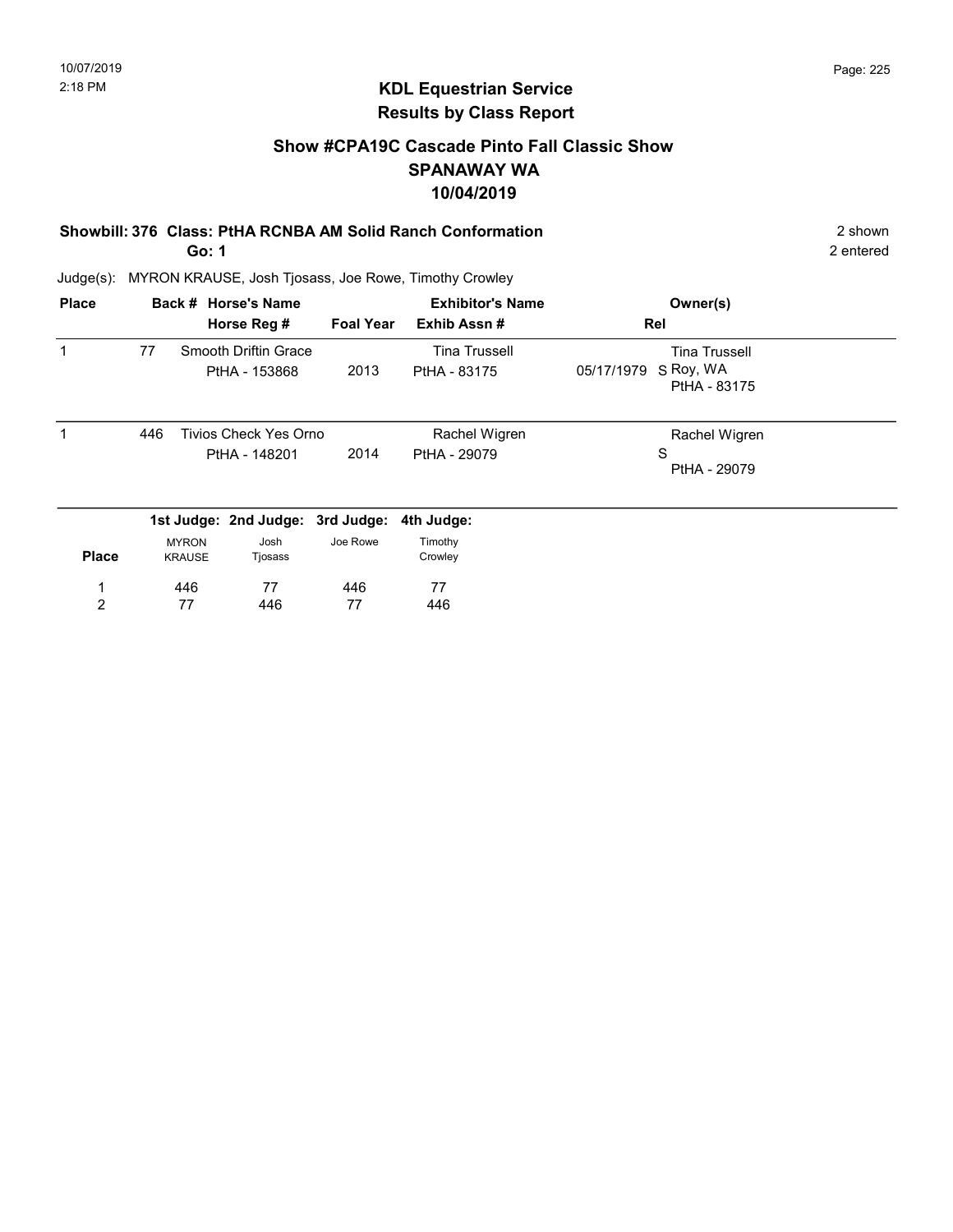## KDL Equestrian Service
## Results by Class Report

### Show #CPA19C Cascade Pinto Fall Classic Show
### SPANAWAY WA
### 10/04/2019

**Showbill: 376 Class: PtHA RCNBA AM Solid Ranch Conformation** — 2 shown, 2 entered

**Go: 1**

Judge(s): MYRON KRAUSE, Josh Tjosass, Joe Rowe, Timothy Crowley

| Place | Back # | Horse's Name / Horse Reg # | Foal Year | Exhibitor's Name / Exhib Assn # | Rel | Owner(s) |
|---|---|---|---|---|---|---|
| 1 | 77 | Smooth Driftin Grace<br>PtHA - 153868 | 2013 | Tina Trussell<br>PtHA - 83175 | 05/17/1979 S | Tina Trussell<br>Roy, WA<br>PtHA - 83175 |
| 1 | 446 | Tivios Check Yes Orno<br>PtHA - 148201 | 2014 | Rachel Wigren<br>PtHA - 29079 | S | Rachel Wigren<br>PtHA - 29079 |

| Place | 1st Judge: MYRON KRAUSE | 2nd Judge: Josh Tjosass | 3rd Judge: Joe Rowe | 4th Judge: Timothy Crowley |
|---|---|---|---|---|
| 1 | 446 | 77 | 446 | 77 |
| 2 | 77 | 446 | 77 | 446 |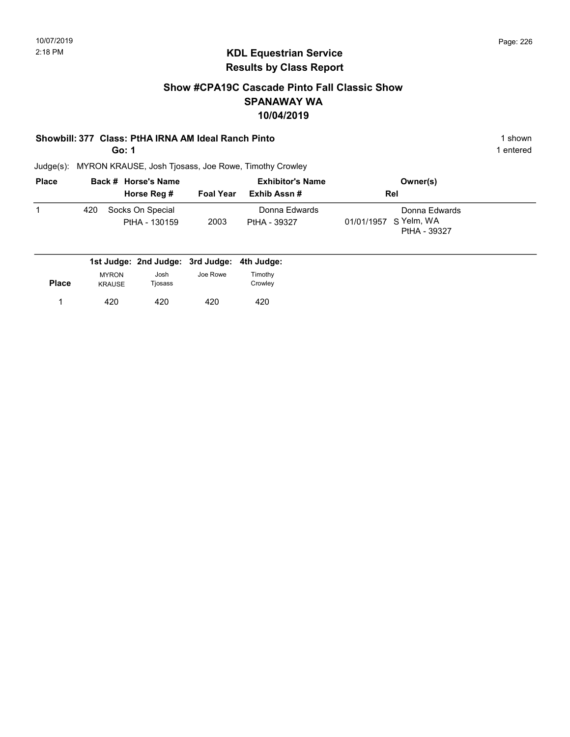# KDL Equestrian Service
## Results by Class Report

### Show #CPA19C Cascade Pinto Fall Classic Show
### SPANAWAY WA
### 10/04/2019

**Showbill: 377 Class: PtHA IRNA AM Ideal Ranch Pinto** 1 shown

**Go: 1** 1 entered

Judge(s): MYRON KRAUSE, Josh Tjosass, Joe Rowe, Timothy Crowley

| Place | Back # | Horse's Name / Horse Reg # | Foal Year | Exhibitor's Name / Exhib Assn # | Rel | Owner(s) |
|---|---|---|---|---|---|---|
| 1 | 420 | Socks On Special<br>PtHA - 130159 | 2003 | Donna Edwards<br>PtHA - 39327 | 01/01/1957 S | Donna Edwards<br>Yelm, WA<br>PtHA - 39327 |

| Place | 1st Judge: MYRON KRAUSE | 2nd Judge: Josh Tjosass | 3rd Judge: Joe Rowe | 4th Judge: Timothy Crowley |
|---|---|---|---|---|
| 1 | 420 | 420 | 420 | 420 |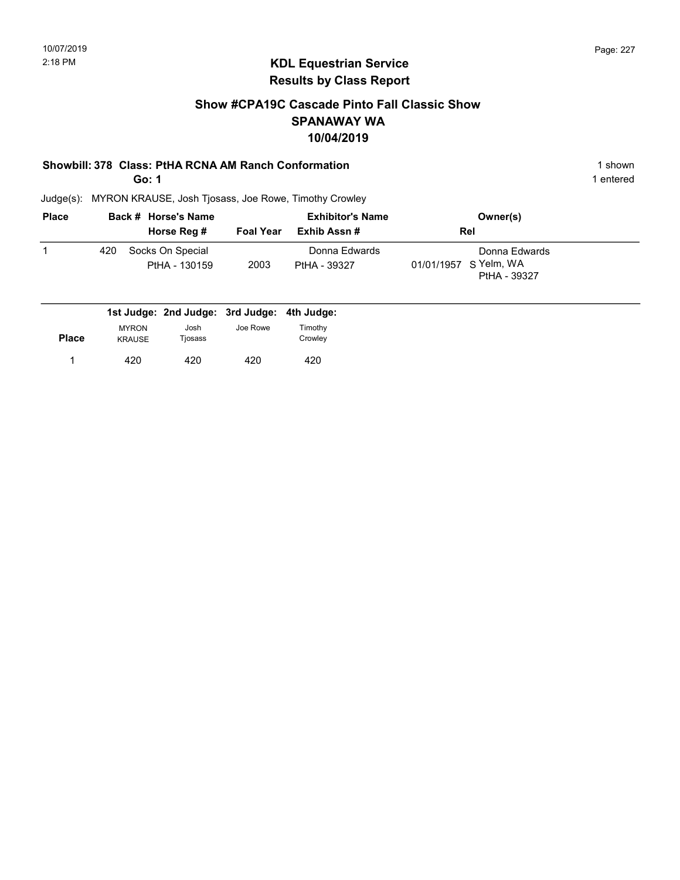# KDL Equestrian Service
## Results by Class Report

### Show #CPA19C Cascade Pinto Fall Classic Show
### SPANAWAY WA
### 10/04/2019

**Showbill: 378 Class: PtHA RCNA AM Ranch Conformation** 1 shown

**Go: 1** 1 entered

Judge(s): MYRON KRAUSE, Josh Tjosass, Joe Rowe, Timothy Crowley

| Place | Back # | Horse's Name / Horse Reg # | Foal Year | Exhibitor's Name / Exhib Assn # | Rel | Owner(s) |
|---|---|---|---|---|---|---|
| 1 | 420 | Socks On Special<br>PtHA - 130159 | 2003 | Donna Edwards<br>PtHA - 39327 | 01/01/1957 S | Donna Edwards<br>Yelm, WA<br>PtHA - 39327 |

| Place | 1st Judge: MYRON KRAUSE | 2nd Judge: Josh Tjosass | 3rd Judge: Joe Rowe | 4th Judge: Timothy Crowley |
|---|---|---|---|---|
| 1 | 420 | 420 | 420 | 420 |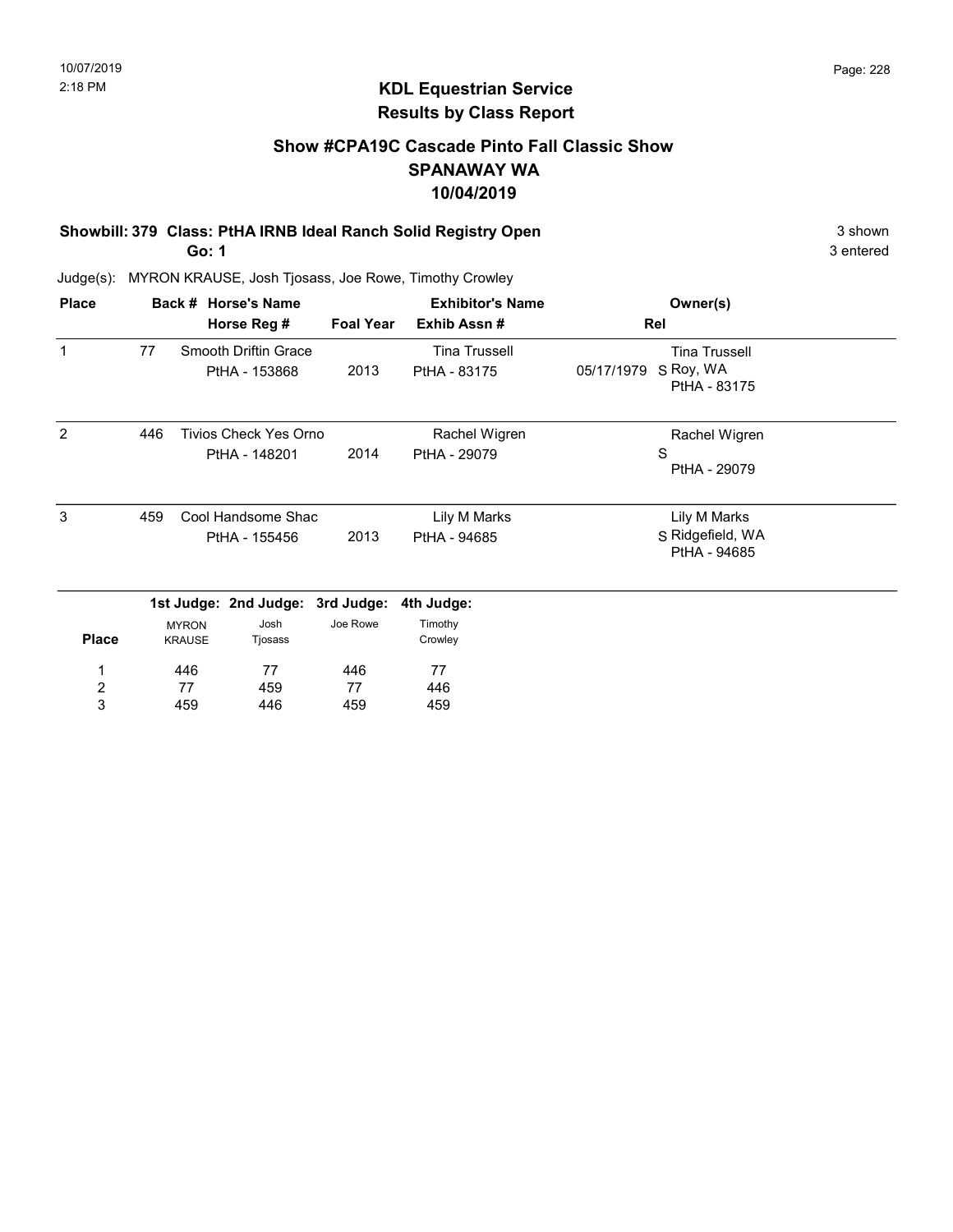## KDL Equestrian Service
## Results by Class Report

### Show #CPA19C Cascade Pinto Fall Classic Show
### SPANAWAY WA
### 10/04/2019

**Showbill: 379 Class: PtHA IRNB Ideal Ranch Solid Registry Open** 3 shown
**Go: 1** 3 entered

Judge(s): MYRON KRAUSE, Josh Tjosass, Joe Rowe, Timothy Crowley

| Place | Back # | Horse's Name / Horse Reg # | Foal Year | Exhibitor's Name / Exhib Assn # | Rel | Owner(s) |
|---|---|---|---|---|---|---|
| 1 | 77 | Smooth Driftin Grace<br>PtHA - 153868 | 2013 | Tina Trussell<br>PtHA - 83175 | 05/17/1979 S | Tina Trussell<br>Roy, WA<br>PtHA - 83175 |
| 2 | 446 | Tivios Check Yes Orno<br>PtHA - 148201 | 2014 | Rachel Wigren<br>PtHA - 29079 | S | Rachel Wigren<br>PtHA - 29079 |
| 3 | 459 | Cool Handsome Shac<br>PtHA - 155456 | 2013 | Lily M Marks<br>PtHA - 94685 | S | Lily M Marks<br>Ridgefield, WA<br>PtHA - 94685 |

| Place | 1st Judge: MYRON KRAUSE | 2nd Judge: Josh Tjosass | 3rd Judge: Joe Rowe | 4th Judge: Timothy Crowley |
|---|---|---|---|---|
| 1 | 446 | 77 | 446 | 77 |
| 2 | 77 | 459 | 77 | 446 |
| 3 | 459 | 446 | 459 | 459 |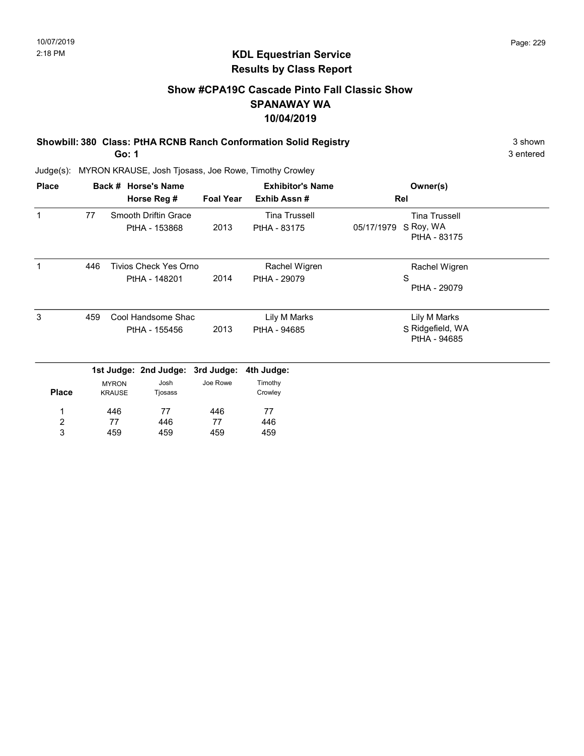## KDL Equestrian Service
## Results by Class Report

### Show #CPA19C Cascade Pinto Fall Classic Show
### SPANAWAY WA
### 10/04/2019

**Showbill: 380 Class: PtHA RCNB Ranch Conformation Solid Registry** — 3 shown, 3 entered

**Go: 1**

Judge(s): MYRON KRAUSE, Josh Tjosass, Joe Rowe, Timothy Crowley

| Place | Back # | Horse's Name / Horse Reg # | Foal Year | Exhibitor's Name / Exhib Assn # | Rel | Owner(s) |
|---|---|---|---|---|---|---|
| 1 | 77 | Smooth Driftin Grace / PtHA - 153868 | 2013 | Tina Trussell / PtHA - 83175 | 05/17/1979 S | Tina Trussell, Roy, WA, PtHA - 83175 |
| 1 | 446 | Tivios Check Yes Orno / PtHA - 148201 | 2014 | Rachel Wigren / PtHA - 29079 | S | Rachel Wigren, PtHA - 29079 |
| 3 | 459 | Cool Handsome Shac / PtHA - 155456 | 2013 | Lily M Marks / PtHA - 94685 | S | Lily M Marks, Ridgefield, WA, PtHA - 94685 |

| Place | 1st Judge: MYRON KRAUSE | 2nd Judge: Josh Tjosass | 3rd Judge: Joe Rowe | 4th Judge: Timothy Crowley |
|---|---|---|---|---|
| 1 | 446 | 77 | 446 | 77 |
| 2 | 77 | 446 | 77 | 446 |
| 3 | 459 | 459 | 459 | 459 |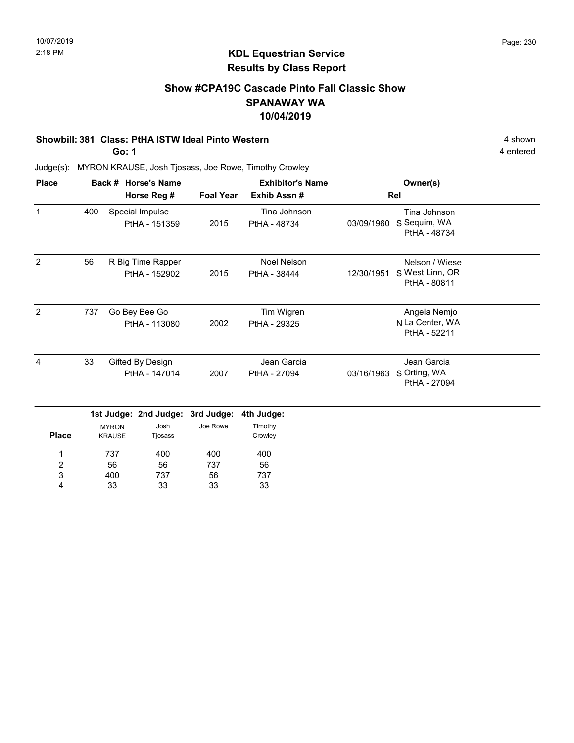# KDL Equestrian Service
## Results by Class Report

### Show #CPA19C Cascade Pinto Fall Classic Show
### SPANAWAY WA
### 10/04/2019

**Showbill: 381 Class: PtHA ISTW Ideal Pinto Western** — 4 shown

**Go: 1** — 4 entered

Judge(s): MYRON KRAUSE, Josh Tjosass, Joe Rowe, Timothy Crowley

| Place | Back # | Horse's Name / Horse Reg # | Foal Year | Exhibitor's Name / Exhib Assn # | Rel | Owner(s) |
|---|---|---|---|---|---|---|
| 1 | 400 | Special Impulse<br>PtHA - 151359 | 2015 | Tina Johnson<br>PtHA - 48734 | 03/09/1960 S | Tina Johnson<br>Sequim, WA<br>PtHA - 48734 |
| 2 | 56 | R Big Time Rapper<br>PtHA - 152902 | 2015 | Noel Nelson<br>PtHA - 38444 | 12/30/1951 S | Nelson / Wiese<br>West Linn, OR<br>PtHA - 80811 |
| 2 | 737 | Go Bey Bee Go<br>PtHA - 113080 | 2002 | Tim Wigren<br>PtHA - 29325 | N | Angela Nemjo<br>La Center, WA<br>PtHA - 52211 |
| 4 | 33 | Gifted By Design<br>PtHA - 147014 | 2007 | Jean Garcia<br>PtHA - 27094 | 03/16/1963 S | Jean Garcia<br>Orting, WA<br>PtHA - 27094 |

| Place | 1st Judge: MYRON KRAUSE | 2nd Judge: Josh Tjosass | 3rd Judge: Joe Rowe | 4th Judge: Timothy Crowley |
|---|---|---|---|---|
| 1 | 737 | 400 | 400 | 400 |
| 2 | 56 | 56 | 737 | 56 |
| 3 | 400 | 737 | 56 | 737 |
| 4 | 33 | 33 | 33 | 33 |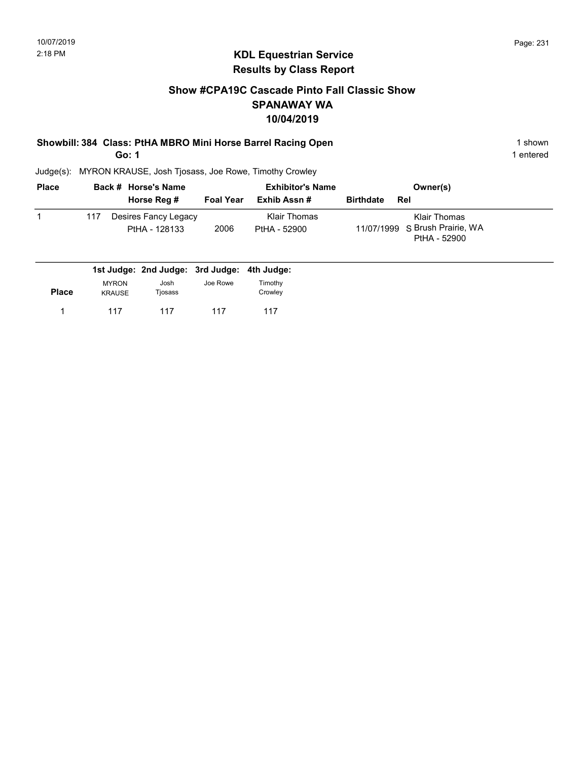10/07/2019
2:18 PM

# KDL Equestrian Service
## Results by Class Report

### Show #CPA19C Cascade Pinto Fall Classic Show
### SPANAWAY WA
### 10/04/2019

**Showbill: 384 Class: PtHA MBRO Mini Horse Barrel Racing Open** — 1 shown

**Go: 1** — 1 entered

Judge(s): MYRON KRAUSE, Josh Tjosass, Joe Rowe, Timothy Crowley

| Place | Back # | Horse's Name / Horse Reg # | Foal Year | Exhibitor's Name / Exhib Assn # | Birthdate | Rel | Owner(s) |
|---|---|---|---|---|---|---|---|
| 1 | 117 | Desires Fancy Legacy<br>PtHA - 128133 | 2006 | Klair Thomas<br>PtHA - 52900 | 11/07/1999 | S | Klair Thomas<br>Brush Prairie, WA<br>PtHA - 52900 |

| Place | 1st Judge: MYRON KRAUSE | 2nd Judge: Josh Tjosass | 3rd Judge: Joe Rowe | 4th Judge: Timothy Crowley |
|---|---|---|---|---|
| 1 | 117 | 117 | 117 | 117 |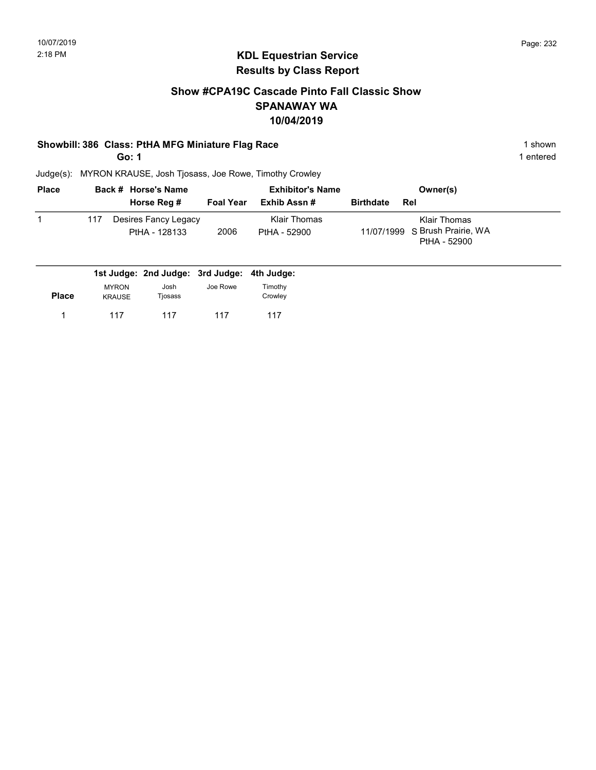## KDL Equestrian Service
## Results by Class Report

### Show #CPA19C Cascade Pinto Fall Classic Show
### SPANAWAY WA
### 10/04/2019

**Showbill: 386 Class: PtHA MFG Miniature Flag Race** — 1 shown

**Go: 1** — 1 entered

Judge(s): MYRON KRAUSE, Josh Tjosass, Joe Rowe, Timothy Crowley

| Place | Back # | Horse's Name / Horse Reg # | Foal Year | Exhibitor's Name / Exhib Assn # | Birthdate | Rel | Owner(s) |
|---|---|---|---|---|---|---|---|
| 1 | 117 | Desires Fancy Legacy<br>PtHA - 128133 | 2006 | Klair Thomas<br>PtHA - 52900 | 11/07/1999 | S | Klair Thomas<br>Brush Prairie, WA<br>PtHA - 52900 |

| Place | 1st Judge: MYRON KRAUSE | 2nd Judge: Josh Tjosass | 3rd Judge: Joe Rowe | 4th Judge: Timothy Crowley |
|---|---|---|---|---|
| 1 | 117 | 117 | 117 | 117 |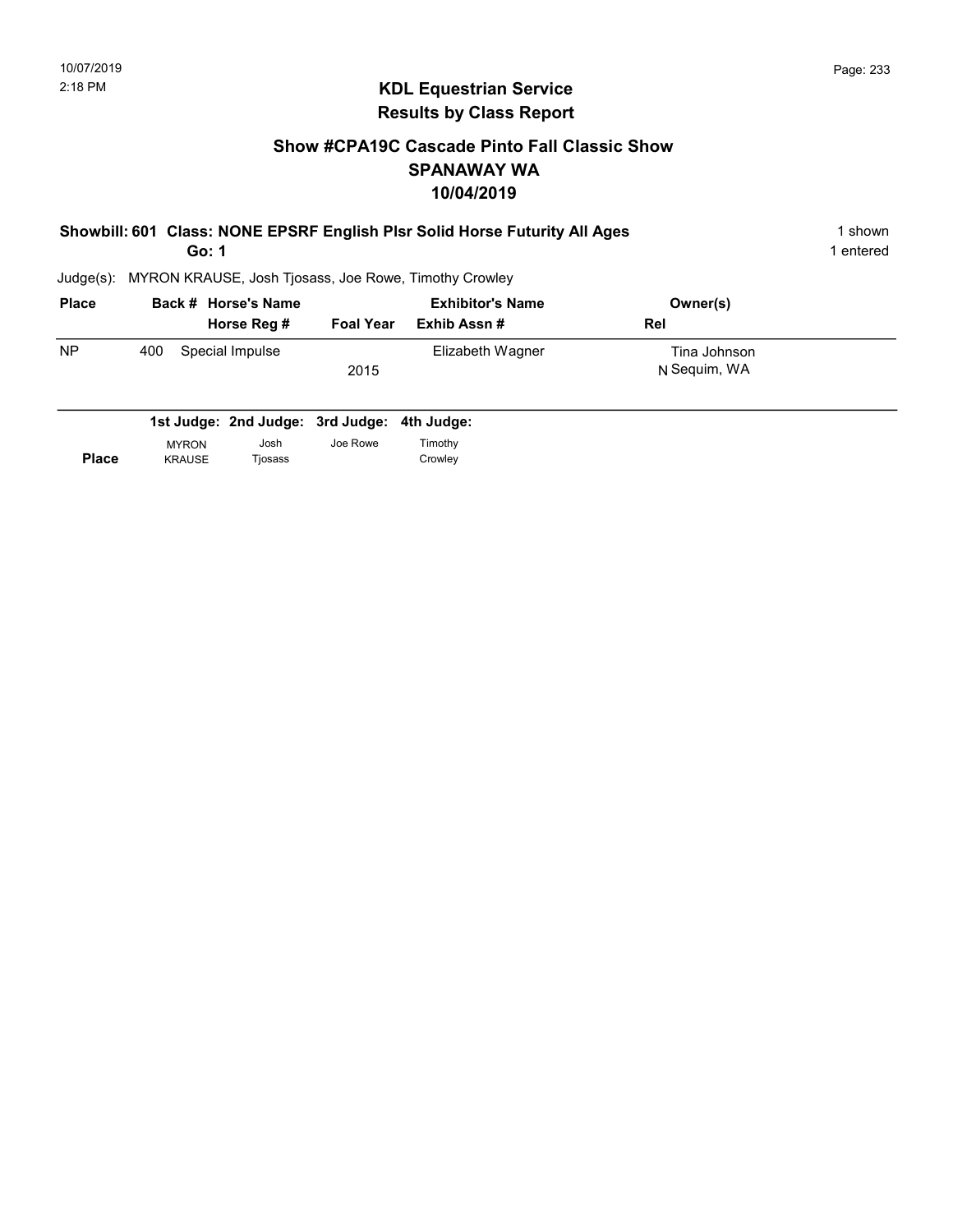10/07/2019
2:18 PM

## KDL Equestrian Service
## Results by Class Report

### Show #CPA19C Cascade Pinto Fall Classic Show
### SPANAWAY WA
### 10/04/2019

**Showbill: 601 Class: NONE EPSRF English Plsr Solid Horse Futurity All Ages** — 1 shown
**Go: 1** — 1 entered

Judge(s): MYRON KRAUSE, Josh Tjosass, Joe Rowe, Timothy Crowley

| Place | Back # | Horse's Name / Horse Reg # | Foal Year | Exhibitor's Name / Exhib Assn # | Rel | Owner(s) |
|---|---|---|---|---|---|---|
| NP | 400 | Special Impulse | 2015 | Elizabeth Wagner | N | Tina Johnson<br>Sequim, WA |

| Place | 1st Judge: MYRON KRAUSE | 2nd Judge: Josh Tjosass | 3rd Judge: Joe Rowe | 4th Judge: Timothy Crowley |
|---|---|---|---|---|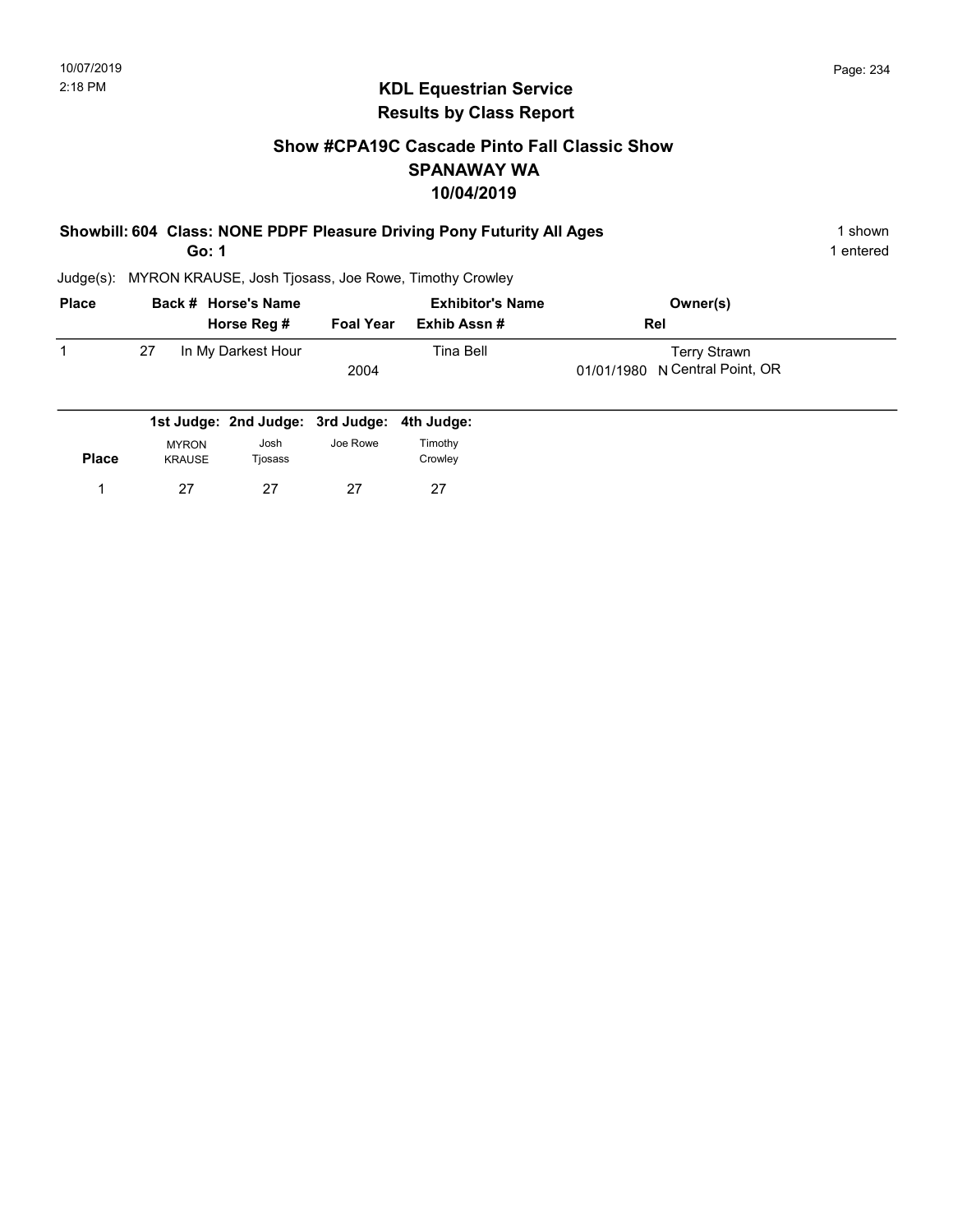## KDL Equestrian Service
## Results by Class Report

### Show #CPA19C Cascade Pinto Fall Classic Show
### SPANAWAY WA
### 10/04/2019

**Showbill: 604 Class: NONE PDPF Pleasure Driving Pony Futurity All Ages** — 1 shown

**Go: 1** — 1 entered

Judge(s): MYRON KRAUSE, Josh Tjosass, Joe Rowe, Timothy Crowley

| Place | Back # | Horse's Name / Horse Reg # | Foal Year | Exhibitor's Name / Exhib Assn # | Owner(s) / Rel |
|---|---|---|---|---|---|
| 1 | 27 | In My Darkest Hour | 2004 | Tina Bell | Terry Strawn<br>01/01/1980 N Central Point, OR |

| Place | 1st Judge: MYRON KRAUSE | 2nd Judge: Josh Tjosass | 3rd Judge: Joe Rowe | 4th Judge: Timothy Crowley |
|---|---|---|---|---|
| 1 | 27 | 27 | 27 | 27 |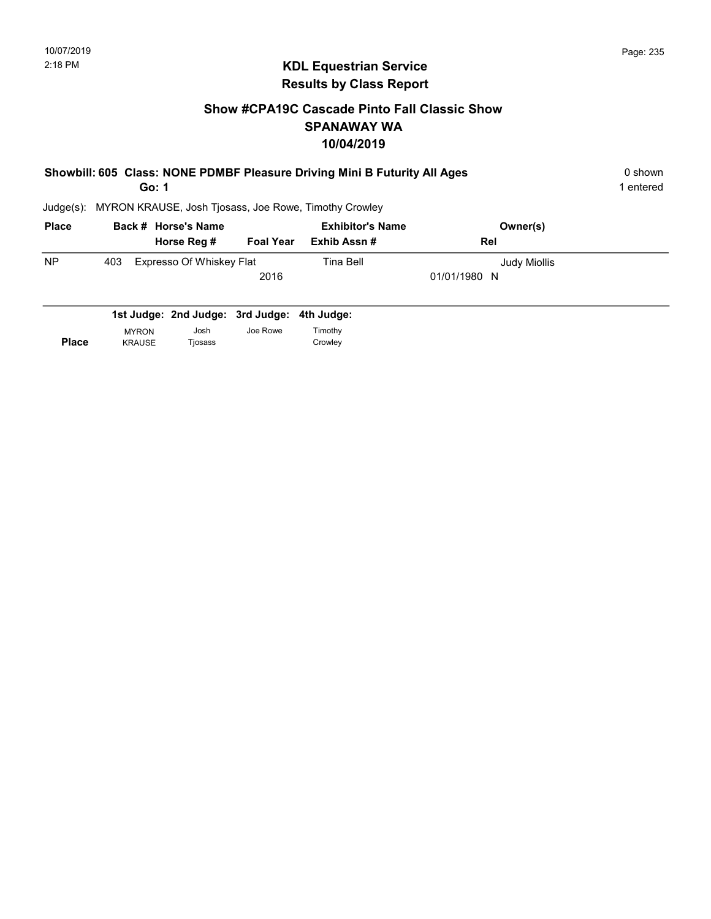# KDL Equestrian Service
## Results by Class Report

### Show #CPA19C Cascade Pinto Fall Classic Show
### SPANAWAY WA
### 10/04/2019

**Showbill: 605 Class: NONE PDMBF Pleasure Driving Mini B Futurity All Ages** — 0 shown

**Go: 1** — 1 entered

Judge(s): MYRON KRAUSE, Josh Tjosass, Joe Rowe, Timothy Crowley

| Place | Back # | Horse's Name / Horse Reg # | Foal Year | Exhibitor's Name / Exhib Assn # | Owner(s) / Rel |
|---|---|---|---|---|---|
| NP | 403 | Expresso Of Whiskey Flat | 2016 | Tina Bell | Judy Miollis<br>01/01/1980 N |

| Place | 1st Judge: MYRON KRAUSE | 2nd Judge: Josh Tjosass | 3rd Judge: Joe Rowe | 4th Judge: Timothy Crowley |
|---|---|---|---|---|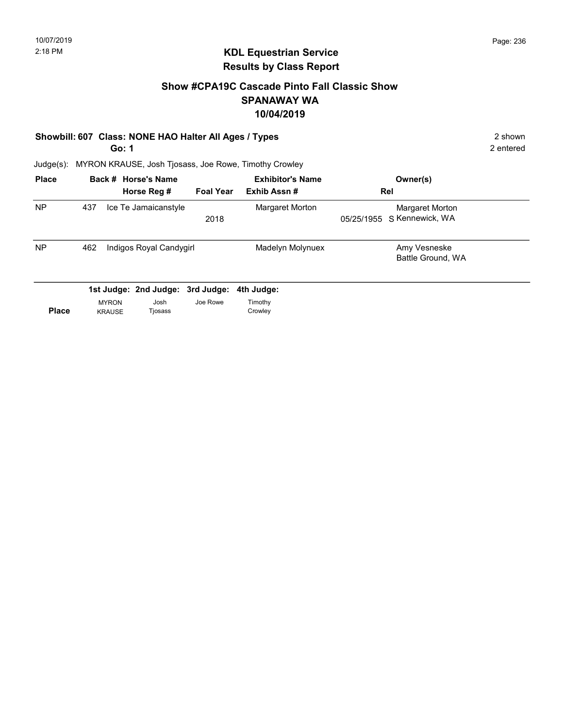# KDL Equestrian Service
## Results by Class Report

### Show #CPA19C Cascade Pinto Fall Classic Show
### SPANAWAY WA
### 10/04/2019

**Showbill: 607 Class: NONE HAO Halter All Ages / Types** — 2 shown

**Go: 1** — 2 entered

Judge(s): MYRON KRAUSE, Josh Tjosass, Joe Rowe, Timothy Crowley

| Place | Back # | Horse's Name / Horse Reg # | Foal Year | Exhibitor's Name / Exhib Assn # | Rel | Owner(s) |
|---|---|---|---|---|---|---|
| NP | 437 | Ice Te Jamaicanstyle | 2018 | Margaret Morton | 05/25/1955 S | Margaret Morton, Kennewick, WA |
| NP | 462 | Indigos Royal Candygirl | | Madelyn Molynuex | | Amy Vesneske, Battle Ground, WA |

| Place | 1st Judge: MYRON KRAUSE | 2nd Judge: Josh Tjosass | 3rd Judge: Joe Rowe | 4th Judge: Timothy Crowley |
|---|---|---|---|---|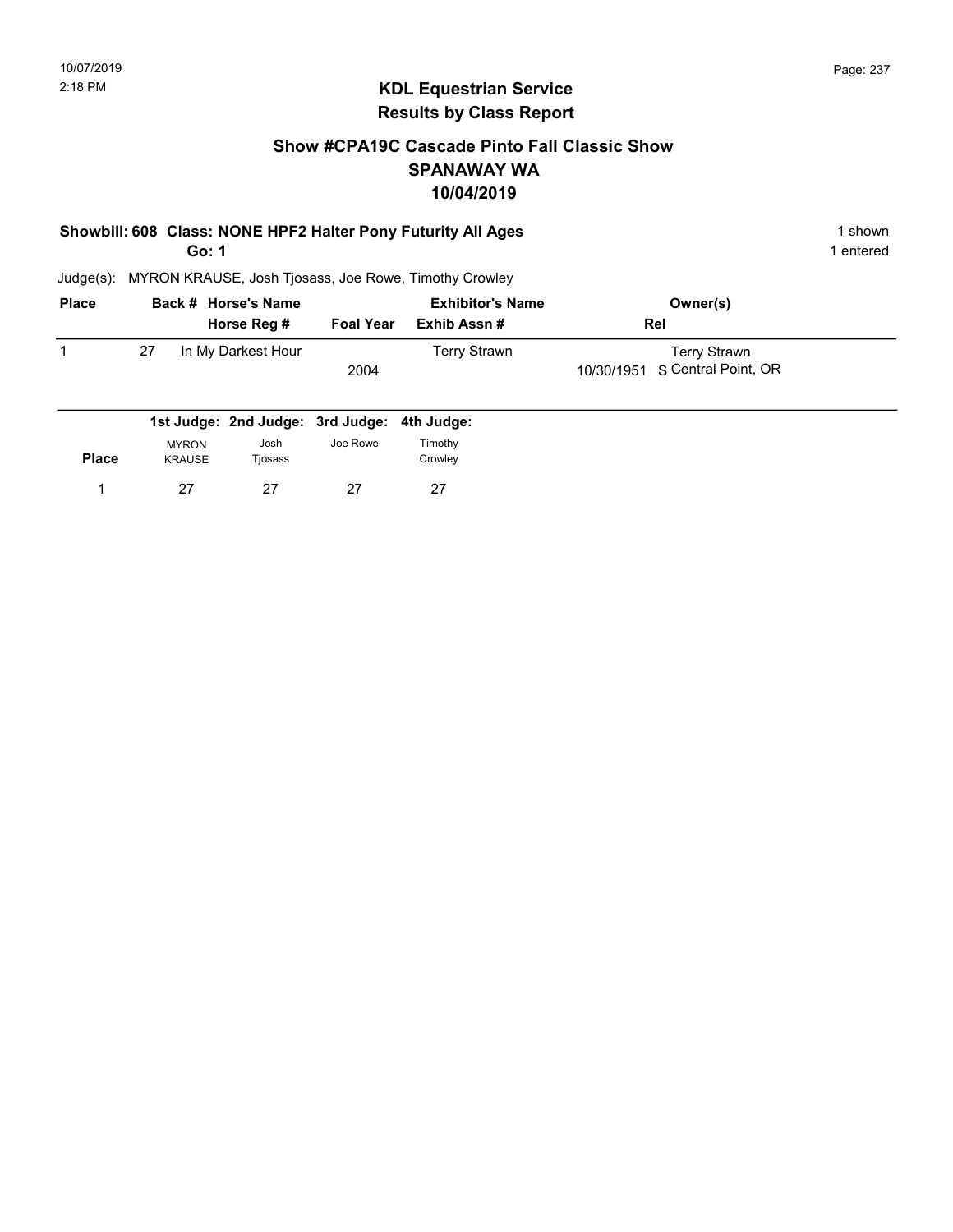## KDL Equestrian Service
## Results by Class Report

### Show #CPA19C Cascade Pinto Fall Classic Show
### SPANAWAY WA
### 10/04/2019

**Showbill: 608 Class: NONE HPF2 Halter Pony Futurity All Ages** — 1 shown

**Go: 1** — 1 entered

Judge(s): MYRON KRAUSE, Josh Tjosass, Joe Rowe, Timothy Crowley

| Place | Back # | Horse's Name / Horse Reg # | Foal Year | Exhibitor's Name / Exhib Assn # | Owner(s) / Rel |
|---|---|---|---|---|---|
| 1 | 27 | In My Darkest Hour | 2004 | Terry Strawn | Terry Strawn<br>10/30/1951 S Central Point, OR |

| Place | 1st Judge: MYRON KRAUSE | 2nd Judge: Josh Tjosass | 3rd Judge: Joe Rowe | 4th Judge: Timothy Crowley |
|---|---|---|---|---|
| 1 | 27 | 27 | 27 | 27 |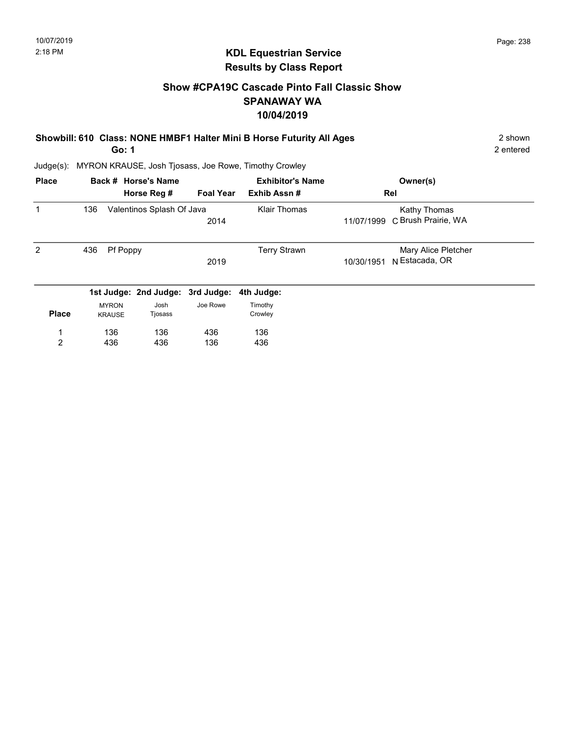# KDL Equestrian Service
## Results by Class Report

### Show #CPA19C Cascade Pinto Fall Classic Show
### SPANAWAY WA
### 10/04/2019

**Showbill: 610 Class: NONE HMBF1 Halter Mini B Horse Futurity All Ages** — 2 shown

**Go: 1** — 2 entered

Judge(s): MYRON KRAUSE, Josh Tjosass, Joe Rowe, Timothy Crowley

| Place | Back # | Horse's Name / Horse Reg # | Foal Year | Exhibitor's Name / Exhib Assn # | Rel | Owner(s) |
|---|---|---|---|---|---|---|
| 1 | 136 | Valentinos Splash Of Java | 2014 | Klair Thomas | 11/07/1999 C | Kathy Thomas, Brush Prairie, WA |
| 2 | 436 | Pf Poppy | 2019 | Terry Strawn | 10/30/1951 N | Mary Alice Pletcher, Estacada, OR |

| Place | 1st Judge: MYRON KRAUSE | 2nd Judge: Josh Tjosass | 3rd Judge: Joe Rowe | 4th Judge: Timothy Crowley |
|---|---|---|---|---|
| 1 | 136 | 136 | 436 | 136 |
| 2 | 436 | 436 | 136 | 436 |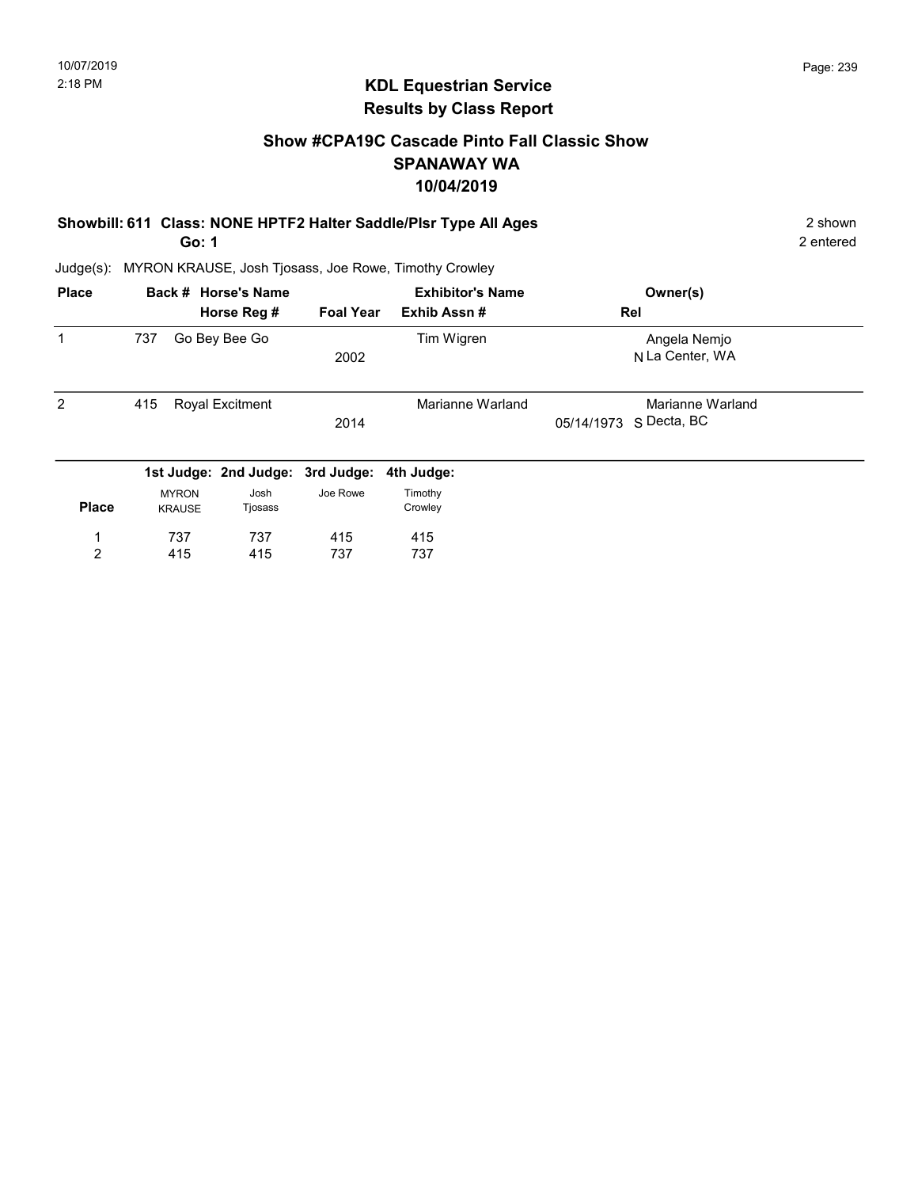# KDL Equestrian Service
## Results by Class Report

### Show #CPA19C Cascade Pinto Fall Classic Show
### SPANAWAY WA
### 10/04/2019

**Showbill: 611 Class: NONE HPTF2 Halter Saddle/Plsr Type All Ages** — 2 shown

**Go: 1** — 2 entered

Judge(s): MYRON KRAUSE, Josh Tjosass, Joe Rowe, Timothy Crowley

| Place | Back # | Horse's Name / Horse Reg # | Foal Year | Exhibitor's Name / Exhib Assn # | Rel | Owner(s) |
|---|---|---|---|---|---|---|
| 1 | 737 | Go Bey Bee Go | 2002 | Tim Wigren | N | Angela Nemjo, La Center, WA |
| 2 | 415 | Royal Excitment | 2014 | Marianne Warland | 05/14/1973 S | Marianne Warland, Decta, BC |

| Place | 1st Judge: MYRON KRAUSE | 2nd Judge: Josh Tjosass | 3rd Judge: Joe Rowe | 4th Judge: Timothy Crowley |
|---|---|---|---|---|
| 1 | 737 | 737 | 415 | 415 |
| 2 | 415 | 415 | 737 | 737 |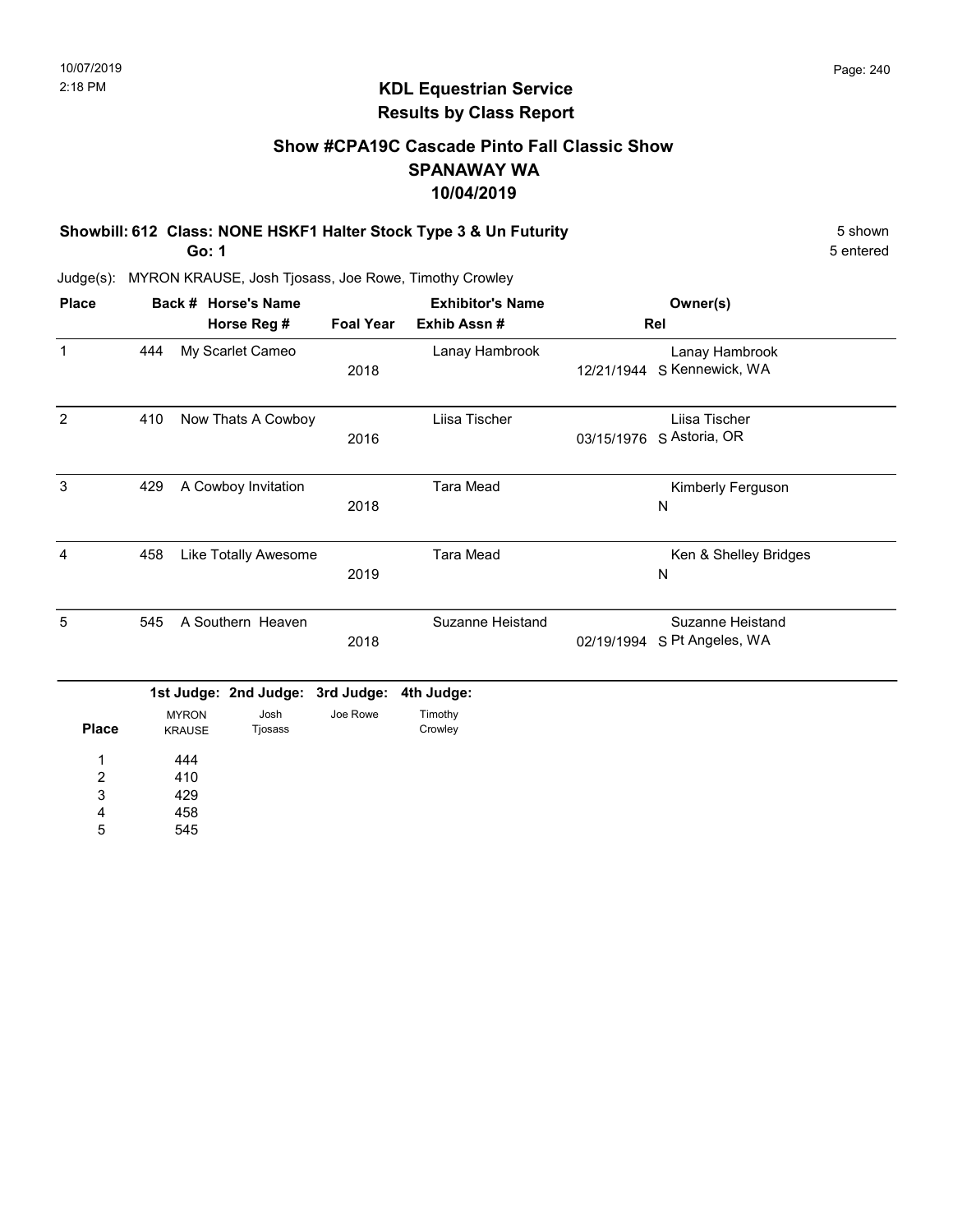## KDL Equestrian Service
## Results by Class Report

### Show #CPA19C Cascade Pinto Fall Classic Show
### SPANAWAY WA
### 10/04/2019

**Showbill: 612 Class: NONE HSKF1 Halter Stock Type 3 & Un Futurity** — 5 shown, 5 entered

**Go: 1**

Judge(s): MYRON KRAUSE, Josh Tjosass, Joe Rowe, Timothy Crowley

| Place | Back # | Horse's Name / Horse Reg # | Foal Year | Exhibitor's Name / Exhib Assn # | Rel | Owner(s) |
|---|---|---|---|---|---|---|
| 1 | 444 | My Scarlet Cameo | 2018 | Lanay Hambrook | 12/21/1944 S | Lanay Hambrook, Kennewick, WA |
| 2 | 410 | Now Thats A Cowboy | 2016 | Liisa Tischer | 03/15/1976 S | Liisa Tischer, Astoria, OR |
| 3 | 429 | A Cowboy Invitation | 2018 | Tara Mead | N | Kimberly Ferguson |
| 4 | 458 | Like Totally Awesome | 2019 | Tara Mead | N | Ken & Shelley Bridges |
| 5 | 545 | A Southern Heaven | 2018 | Suzanne Heistand | 02/19/1994 S | Suzanne Heistand, Pt Angeles, WA |

| Place | 1st Judge: MYRON KRAUSE | 2nd Judge: Josh Tjosass | 3rd Judge: Joe Rowe | 4th Judge: Timothy Crowley |
|---|---|---|---|---|
| 1 | 444 | | | |
| 2 | 410 | | | |
| 3 | 429 | | | |
| 4 | 458 | | | |
| 5 | 545 | | | |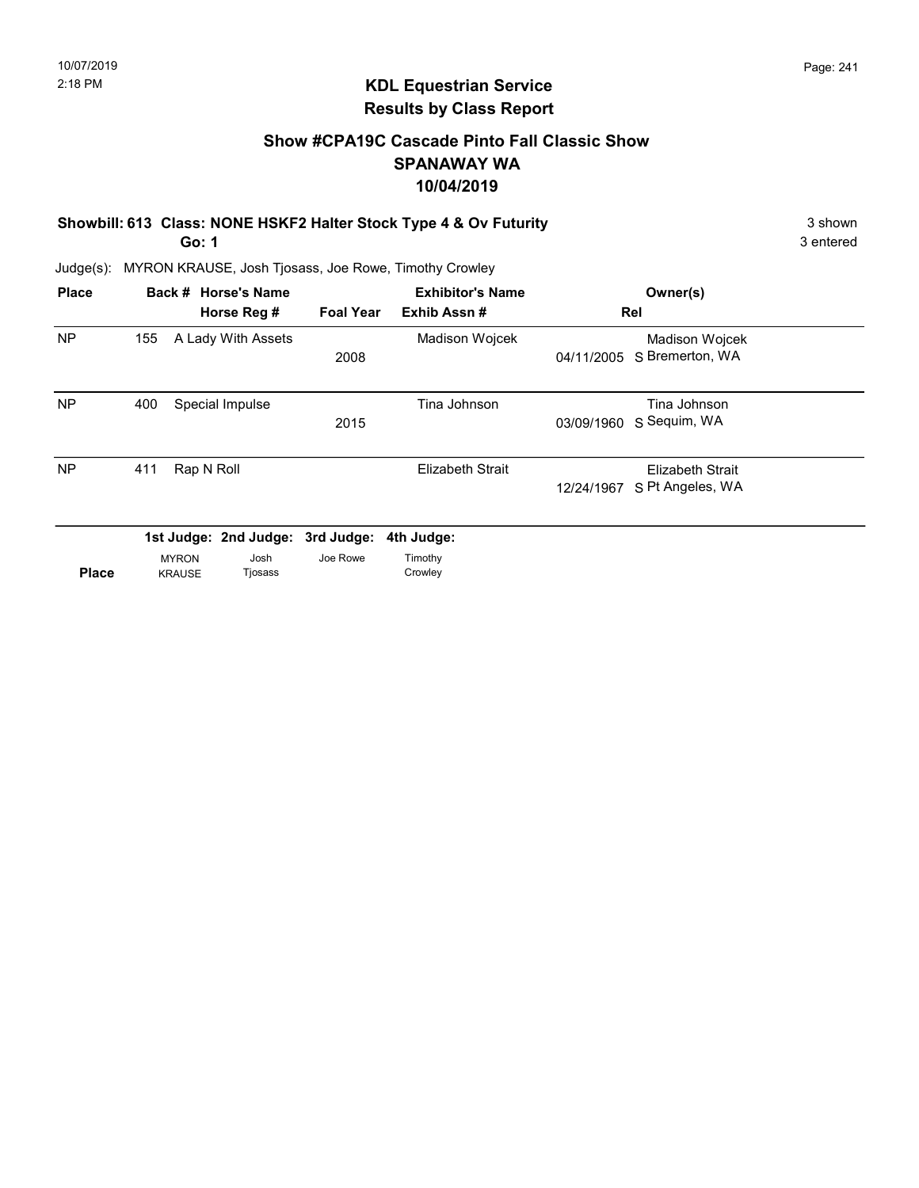10/07/2019
2:18 PM

# KDL Equestrian Service
## Results by Class Report

### Show #CPA19C Cascade Pinto Fall Classic Show
### SPANAWAY WA
### 10/04/2019

**Showbill: 613 Class: NONE HSKF2 Halter Stock Type 4 & Ov Futurity** 3 shown
**Go: 1** 3 entered

Judge(s): MYRON KRAUSE, Josh Tjosass, Joe Rowe, Timothy Crowley

| Place | Back # | Horse's Name / Horse Reg # | Foal Year | Exhibitor's Name / Exhib Assn # | Rel | Owner(s) |
|---|---|---|---|---|---|---|
| NP | 155 | A Lady With Assets | 2008 | Madison Wojcek | 04/11/2005 S | Madison Wojcek, Bremerton, WA |
| NP | 400 | Special Impulse | 2015 | Tina Johnson | 03/09/1960 S | Tina Johnson, Sequim, WA |
| NP | 411 | Rap N Roll | | Elizabeth Strait | 12/24/1967 S | Elizabeth Strait, Pt Angeles, WA |

| Place | 1st Judge: MYRON KRAUSE | 2nd Judge: Josh Tjosass | 3rd Judge: Joe Rowe | 4th Judge: Timothy Crowley |
|---|---|---|---|---|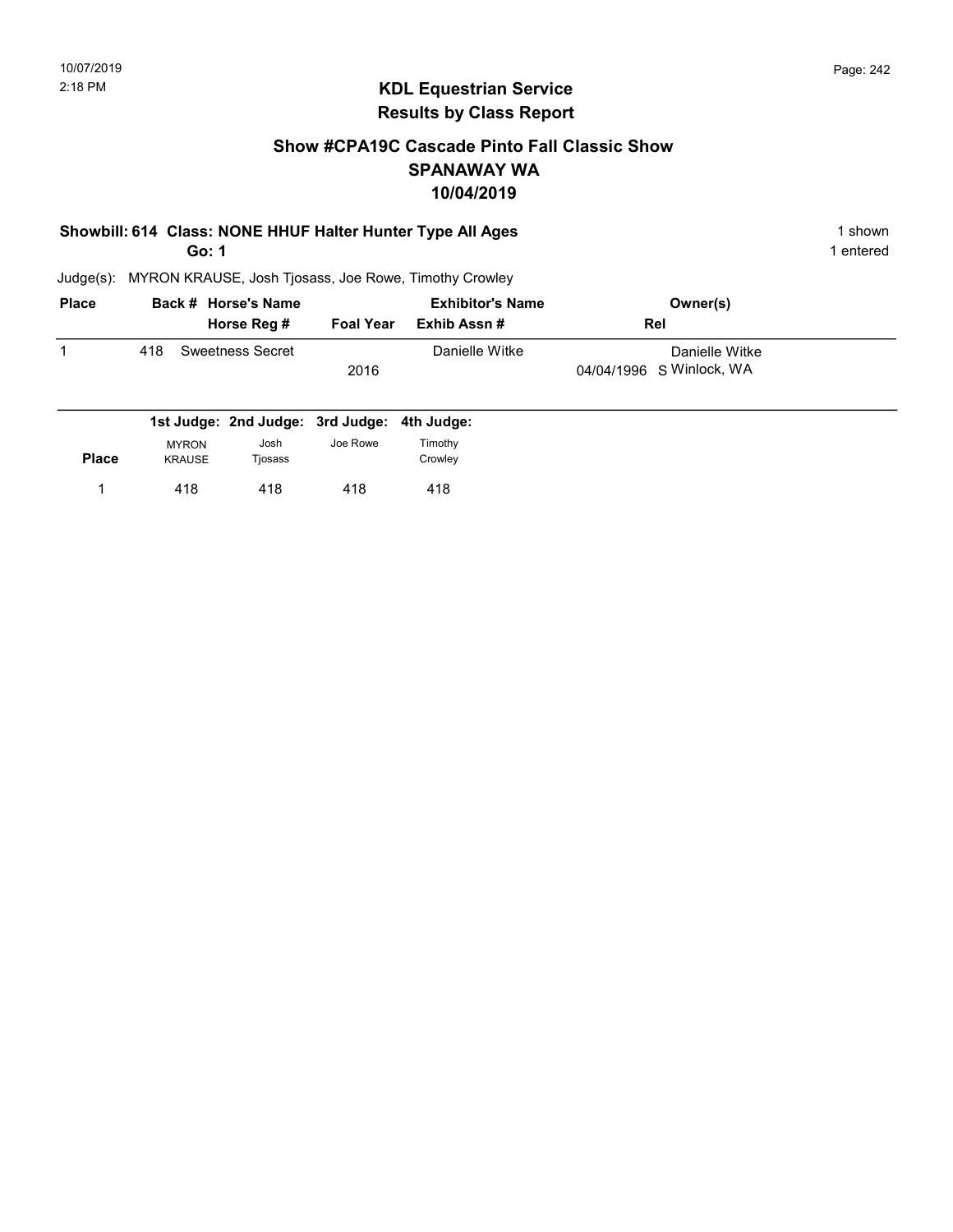10/07/2019
2:18 PM

## KDL Equestrian Service
## Results by Class Report

### Show #CPA19C Cascade Pinto Fall Classic Show
### SPANAWAY WA
### 10/04/2019

**Showbill: 614 Class: NONE HHUF Halter Hunter Type All Ages** — 1 shown

**Go: 1** — 1 entered

Judge(s): MYRON KRAUSE, Josh Tjosass, Joe Rowe, Timothy Crowley

| Place | Back # | Horse's Name / Horse Reg # | Foal Year | Exhibitor's Name / Exhib Assn # | Rel | Owner(s) |
|---|---|---|---|---|---|---|
| 1 | 418 | Sweetness Secret | 2016 | Danielle Witke | 04/04/1996 S | Danielle Witke, Winlock, WA |

| Place | 1st Judge: MYRON KRAUSE | 2nd Judge: Josh Tjosass | 3rd Judge: Joe Rowe | 4th Judge: Timothy Crowley |
|---|---|---|---|---|
| 1 | 418 | 418 | 418 | 418 |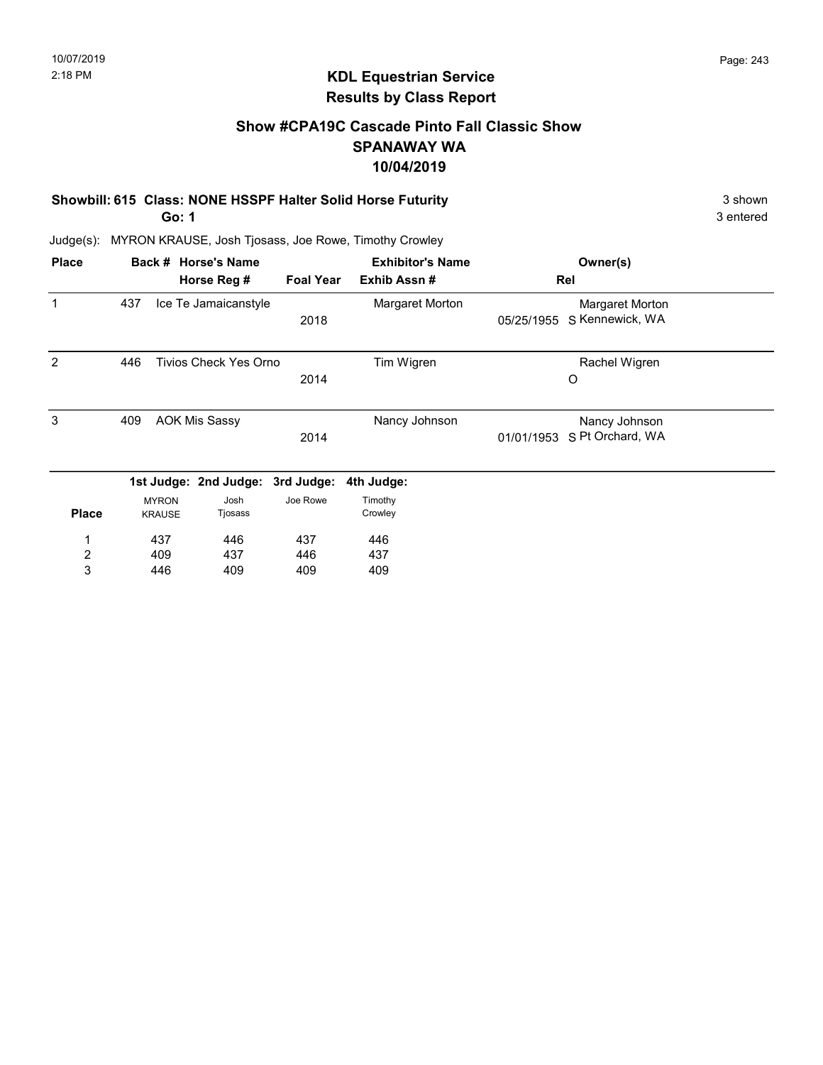## KDL Equestrian Service
## Results by Class Report

### Show #CPA19C Cascade Pinto Fall Classic Show
### SPANAWAY WA
### 10/04/2019

**Showbill: 615 Class: NONE HSSPF Halter Solid Horse Futurity** — 3 shown

**Go: 1** — 3 entered

Judge(s): MYRON KRAUSE, Josh Tjosass, Joe Rowe, Timothy Crowley

| Place | Back # | Horse's Name / Horse Reg # | Foal Year | Exhibitor's Name / Exhib Assn # | Rel | Owner(s) |
|---|---|---|---|---|---|---|
| 1 | 437 | Ice Te Jamaicanstyle | 2018 | Margaret Morton | 05/25/1955 S | Margaret Morton, Kennewick, WA |
| 2 | 446 | Tivios Check Yes Orno | 2014 | Tim Wigren | O | Rachel Wigren |
| 3 | 409 | AOK Mis Sassy | 2014 | Nancy Johnson | 01/01/1953 S | Nancy Johnson, Pt Orchard, WA |

| Place | 1st Judge: MYRON KRAUSE | 2nd Judge: Josh Tjosass | 3rd Judge: Joe Rowe | 4th Judge: Timothy Crowley |
|---|---|---|---|---|
| 1 | 437 | 446 | 437 | 446 |
| 2 | 409 | 437 | 446 | 437 |
| 3 | 446 | 409 | 409 | 409 |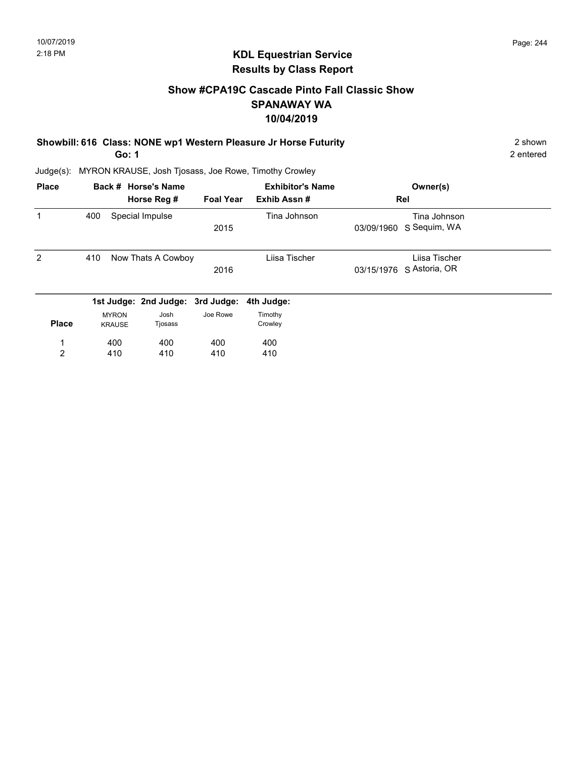## KDL Equestrian Service
## Results by Class Report

### Show #CPA19C Cascade Pinto Fall Classic Show
### SPANAWAY WA
### 10/04/2019

**Showbill: 616 Class: NONE wp1 Western Pleasure Jr Horse Futurity** 2 shown

**Go: 1** 2 entered

Judge(s): MYRON KRAUSE, Josh Tjosass, Joe Rowe, Timothy Crowley

| Place | Back # | Horse's Name / Horse Reg # | Foal Year | Exhibitor's Name / Exhib Assn # | Rel | Owner(s) |
|---|---|---|---|---|---|---|
| 1 | 400 | Special Impulse | 2015 | Tina Johnson | 03/09/1960 S | Tina Johnson, Sequim, WA |
| 2 | 410 | Now Thats A Cowboy | 2016 | Liisa Tischer | 03/15/1976 S | Liisa Tischer, Astoria, OR |

| Place | 1st Judge: MYRON KRAUSE | 2nd Judge: Josh Tjosass | 3rd Judge: Joe Rowe | 4th Judge: Timothy Crowley |
|---|---|---|---|---|
| 1 | 400 | 400 | 400 | 400 |
| 2 | 410 | 410 | 410 | 410 |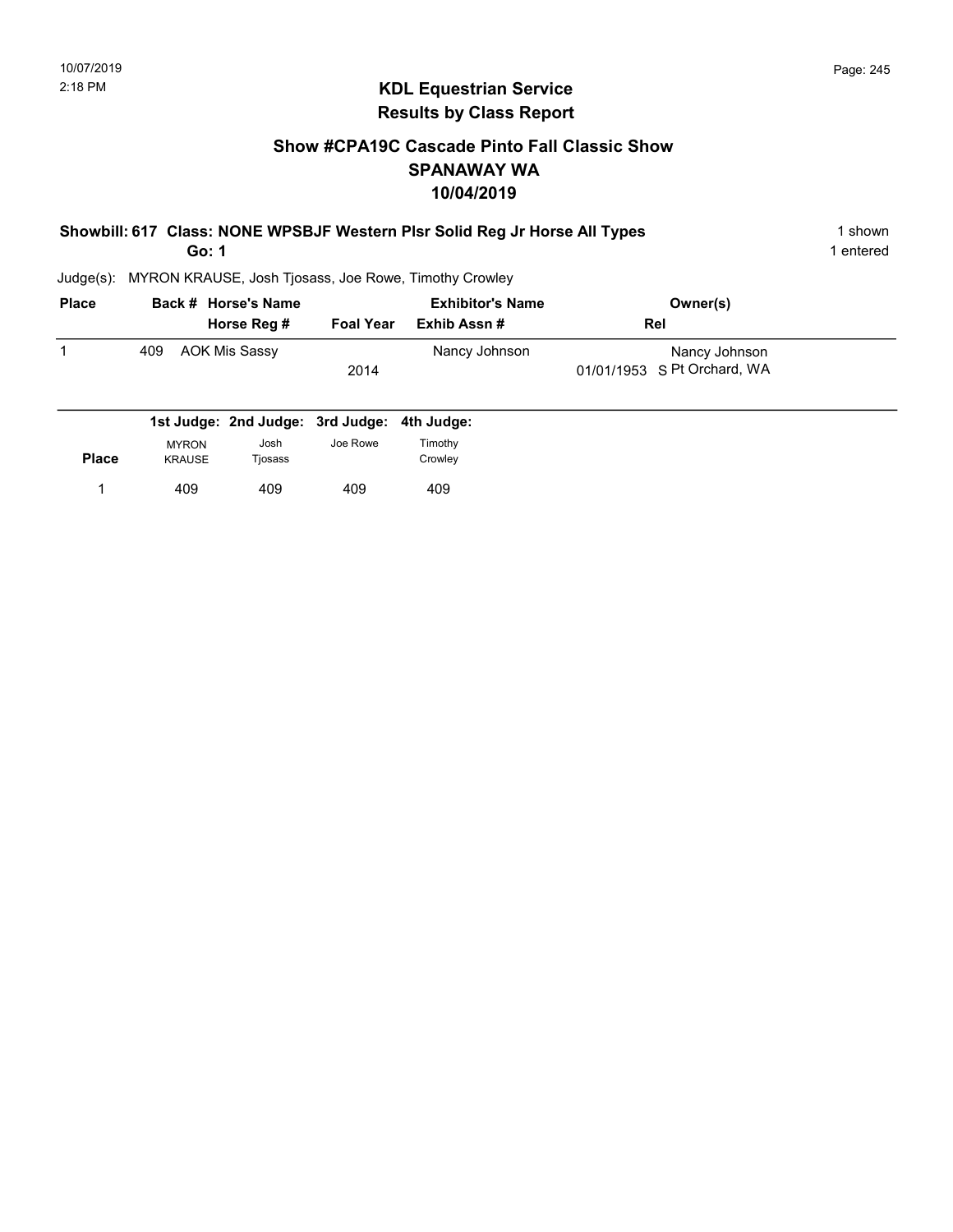# KDL Equestrian Service
## Results by Class Report

### Show #CPA19C Cascade Pinto Fall Classic Show
### SPANAWAY WA
### 10/04/2019

**Showbill: 617 Class: NONE WPSBJF Western Plsr Solid Reg Jr Horse All Types** — 1 shown

**Go: 1** — 1 entered

Judge(s): MYRON KRAUSE, Josh Tjosass, Joe Rowe, Timothy Crowley

| Place | Back # | Horse's Name / Horse Reg # | Foal Year | Exhibitor's Name / Exhib Assn # | Rel | Owner(s) |
|---|---|---|---|---|---|---|
| 1 | 409 | AOK Mis Sassy | 2014 | Nancy Johnson | 01/01/1953 S | Nancy Johnson, Pt Orchard, WA |

| Place | 1st Judge: MYRON KRAUSE | 2nd Judge: Josh Tjosass | 3rd Judge: Joe Rowe | 4th Judge: Timothy Crowley |
|---|---|---|---|---|
| 1 | 409 | 409 | 409 | 409 |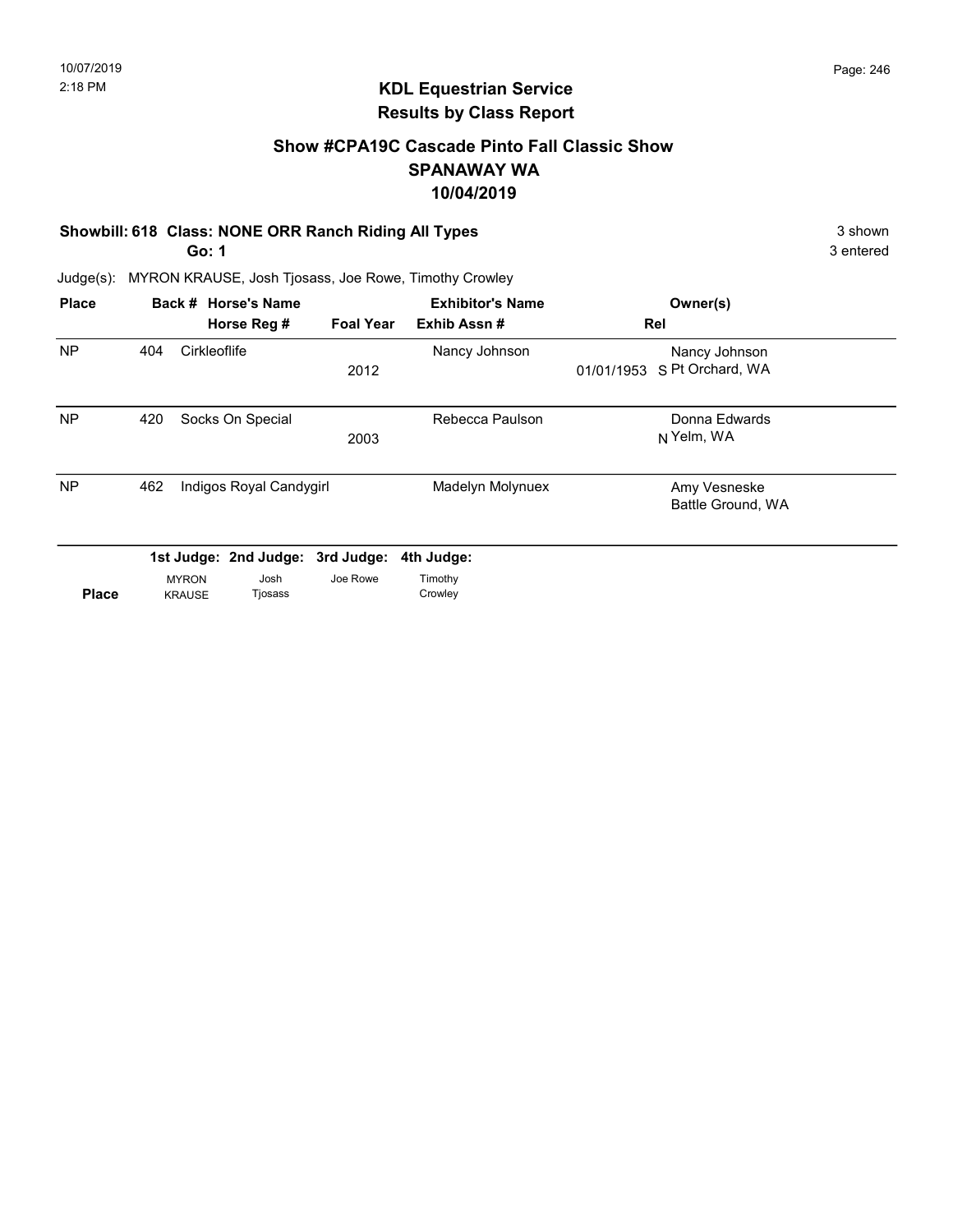## KDL Equestrian Service
## Results by Class Report

### Show #CPA19C Cascade Pinto Fall Classic Show
### SPANAWAY WA
### 10/04/2019

**Showbill: 618 Class: NONE ORR Ranch Riding All Types** 3 shown
**Go: 1** 3 entered

Judge(s): MYRON KRAUSE, Josh Tjosass, Joe Rowe, Timothy Crowley

| Place | Back # | Horse's Name / Horse Reg # | Foal Year | Exhibitor's Name / Exhib Assn # | Rel | Owner(s) |
|---|---|---|---|---|---|---|
| NP | 404 | Cirkleoflife | 2012 | Nancy Johnson | 01/01/1953 S | Nancy Johnson, Pt Orchard, WA |
| NP | 420 | Socks On Special | 2003 | Rebecca Paulson | N | Donna Edwards, Yelm, WA |
| NP | 462 | Indigos Royal Candygirl | | Madelyn Molynuex | | Amy Vesneske, Battle Ground, WA |

| Place | 1st Judge: MYRON KRAUSE | 2nd Judge: Josh Tjosass | 3rd Judge: Joe Rowe | 4th Judge: Timothy Crowley |
|---|---|---|---|---|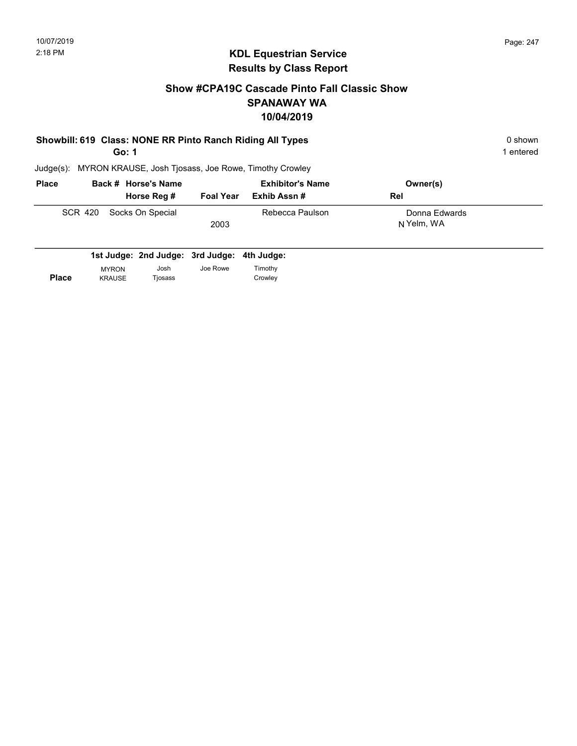10/07/2019
2:18 PM

## KDL Equestrian Service
## Results by Class Report

### Show #CPA19C Cascade Pinto Fall Classic Show
### SPANAWAY WA
### 10/04/2019

**Showbill: 619 Class: NONE RR Pinto Ranch Riding All Types** — 0 shown

**Go: 1** — 1 entered

Judge(s): MYRON KRAUSE, Josh Tjosass, Joe Rowe, Timothy Crowley

| Place | Back # | Horse's Name / Horse Reg # | Foal Year | Exhibitor's Name / Exhib Assn # | Owner(s) / Rel |
|---|---|---|---|---|---|
| SCR | 420 | Socks On Special | 2003 | Rebecca Paulson | Donna Edwards<br>N Yelm, WA |

| Place | 1st Judge: MYRON KRAUSE | 2nd Judge: Josh Tjosass | 3rd Judge: Joe Rowe | 4th Judge: Timothy Crowley |
|---|---|---|---|---|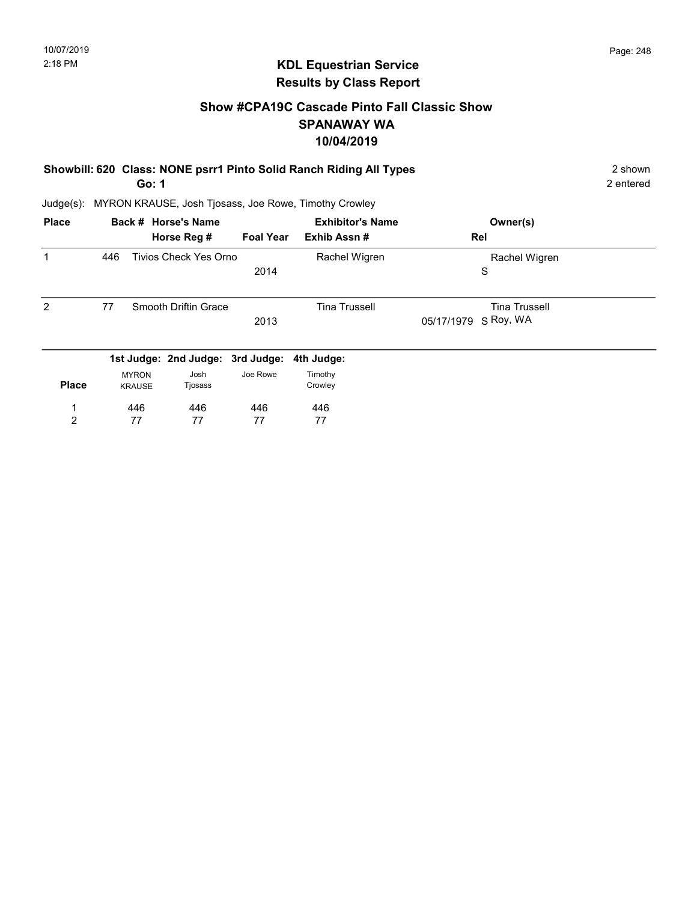10/07/2019
2:18 PM

## KDL Equestrian Service
## Results by Class Report

### Show #CPA19C Cascade Pinto Fall Classic Show
### SPANAWAY WA
### 10/04/2019

**Showbill: 620 Class: NONE psrr1 Pinto Solid Ranch Riding All Types** 2 shown
**Go: 1** 2 entered

Judge(s): MYRON KRAUSE, Josh Tjosass, Joe Rowe, Timothy Crowley

| Place | Back # | Horse's Name / Horse Reg # | Foal Year | Exhibitor's Name / Exhib Assn # | Owner(s) / Rel |
|---|---|---|---|---|---|
| 1 | 446 | Tivios Check Yes Orno | 2014 | Rachel Wigren | Rachel Wigren<br>S |
| 2 | 77 | Smooth Driftin Grace | 2013 | Tina Trussell | Tina Trussell<br>05/17/1979 S Roy, WA |

| Place | 1st Judge: MYRON KRAUSE | 2nd Judge: Josh Tjosass | 3rd Judge: Joe Rowe | 4th Judge: Timothy Crowley |
|---|---|---|---|---|
| 1 | 446 | 446 | 446 | 446 |
| 2 | 77 | 77 | 77 | 77 |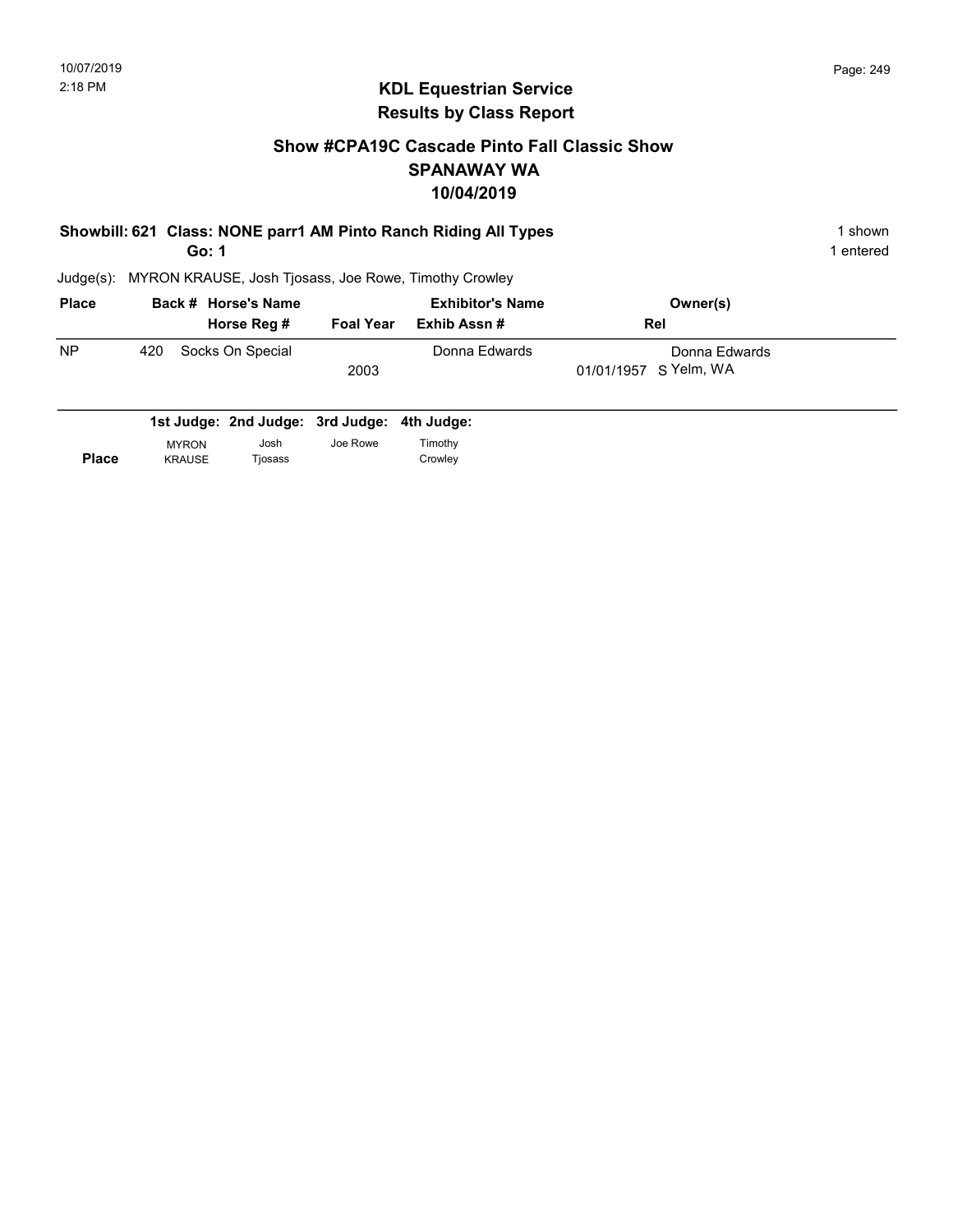## KDL Equestrian Service
## Results by Class Report

### Show #CPA19C Cascade Pinto Fall Classic Show
### SPANAWAY WA
### 10/04/2019

**Showbill: 621 Class: NONE parr1 AM Pinto Ranch Riding All Types** — 1 shown

**Go: 1** — 1 entered

Judge(s): MYRON KRAUSE, Josh Tjosass, Joe Rowe, Timothy Crowley

| Place | Back # | Horse's Name / Horse Reg # | Foal Year | Exhibitor's Name / Exhib Assn # | Owner(s) / Rel |
|---|---|---|---|---|---|
| NP | 420 | Socks On Special | 2003 | Donna Edwards | Donna Edwards<br>01/01/1957 S Yelm, WA |

| Place | 1st Judge: MYRON KRAUSE | 2nd Judge: Josh Tjosass | 3rd Judge: Joe Rowe | 4th Judge: Timothy Crowley |
|---|---|---|---|---|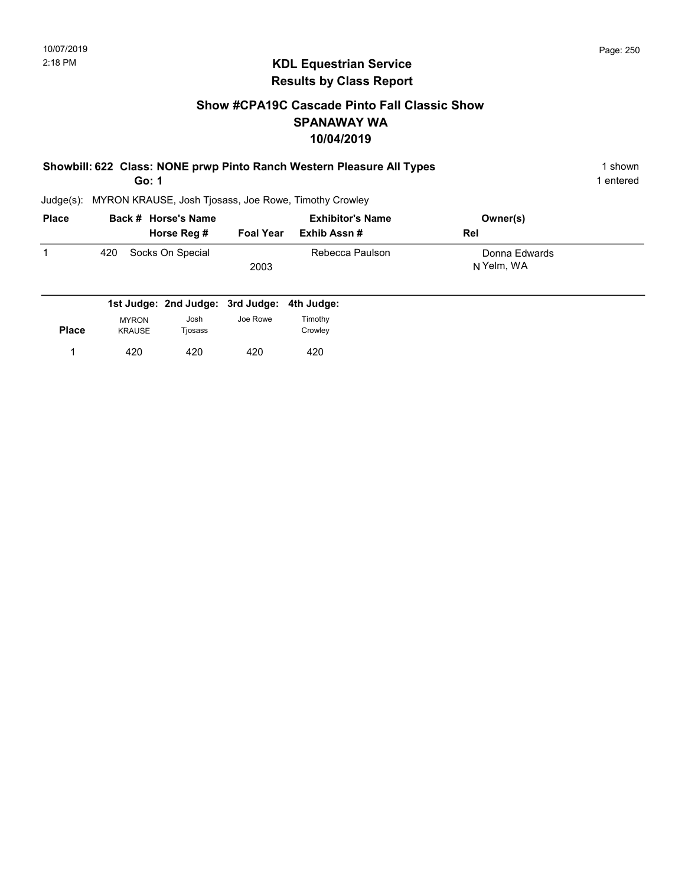# KDL Equestrian Service
## Results by Class Report

### Show #CPA19C Cascade Pinto Fall Classic Show
### SPANAWAY WA
### 10/04/2019

**Showbill: 622 Class: NONE prwp Pinto Ranch Western Pleasure All Types** — 1 shown

**Go: 1** — 1 entered

Judge(s): MYRON KRAUSE, Josh Tjosass, Joe Rowe, Timothy Crowley

| Place | Back # | Horse's Name / Horse Reg # | Foal Year | Exhibitor's Name / Exhib Assn # | Rel | Owner(s) |
|---|---|---|---|---|---|---|
| 1 | 420 | Socks On Special | 2003 | Rebecca Paulson | N | Donna Edwards, Yelm, WA |

| Place | 1st Judge: MYRON KRAUSE | 2nd Judge: Josh Tjosass | 3rd Judge: Joe Rowe | 4th Judge: Timothy Crowley |
|---|---|---|---|---|
| 1 | 420 | 420 | 420 | 420 |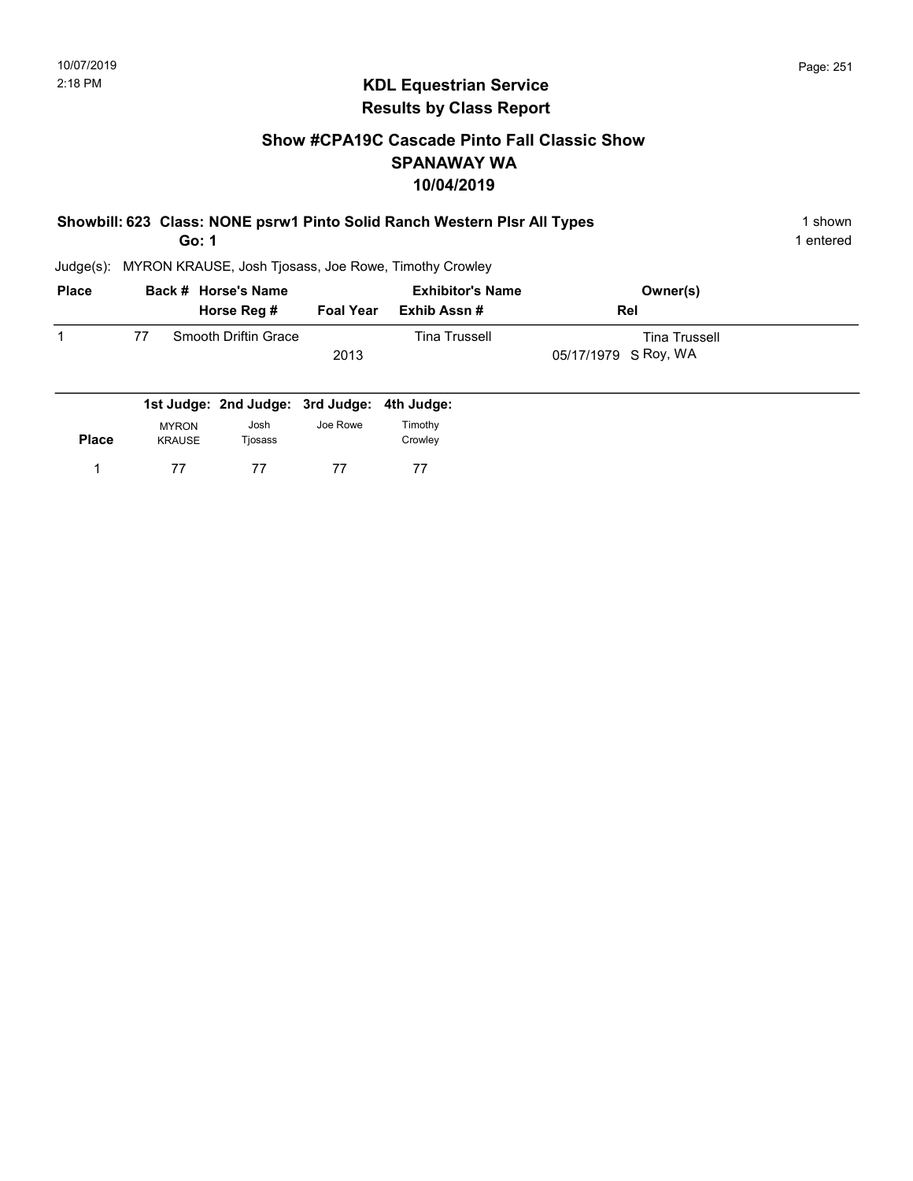10/07/2019
2:18 PM

## KDL Equestrian Service
## Results by Class Report

### Show #CPA19C Cascade Pinto Fall Classic Show
### SPANAWAY WA
### 10/04/2019

**Showbill: 623 Class: NONE psrw1 Pinto Solid Ranch Western Plsr All Types** — 1 shown

**Go: 1** — 1 entered

Judge(s): MYRON KRAUSE, Josh Tjosass, Joe Rowe, Timothy Crowley

| Place | Back # | Horse's Name / Horse Reg # | Foal Year | Exhibitor's Name / Exhib Assn # | Owner(s) / Rel |
|---|---|---|---|---|---|
| 1 | 77 | Smooth Driftin Grace | 2013 | Tina Trussell | Tina Trussell<br>05/17/1979 S Roy, WA |

| Place | 1st Judge: MYRON KRAUSE | 2nd Judge: Josh Tjosass | 3rd Judge: Joe Rowe | 4th Judge: Timothy Crowley |
|---|---|---|---|---|
| 1 | 77 | 77 | 77 | 77 |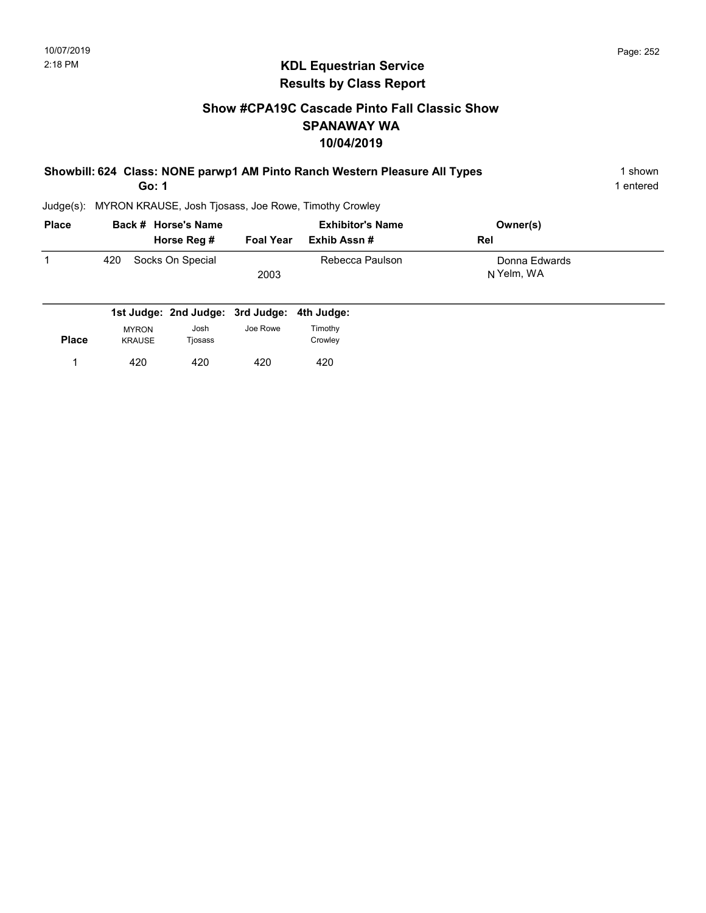# KDL Equestrian Service
## Results by Class Report

### Show #CPA19C Cascade Pinto Fall Classic Show
### SPANAWAY WA
### 10/04/2019

**Showbill: 624 Class: NONE parwp1 AM Pinto Ranch Western Pleasure All Types** — 1 shown

**Go: 1** — 1 entered

Judge(s): MYRON KRAUSE, Josh Tjosass, Joe Rowe, Timothy Crowley

| Place | Back # | Horse's Name / Horse Reg # | Foal Year | Exhibitor's Name / Exhib Assn # | Owner(s) / Rel |
|---|---|---|---|---|---|
| 1 | 420 | Socks On Special | 2003 | Rebecca Paulson | Donna Edwards<br>N Yelm, WA |

| Place | 1st Judge: MYRON KRAUSE | 2nd Judge: Josh Tjosass | 3rd Judge: Joe Rowe | 4th Judge: Timothy Crowley |
|---|---|---|---|---|
| 1 | 420 | 420 | 420 | 420 |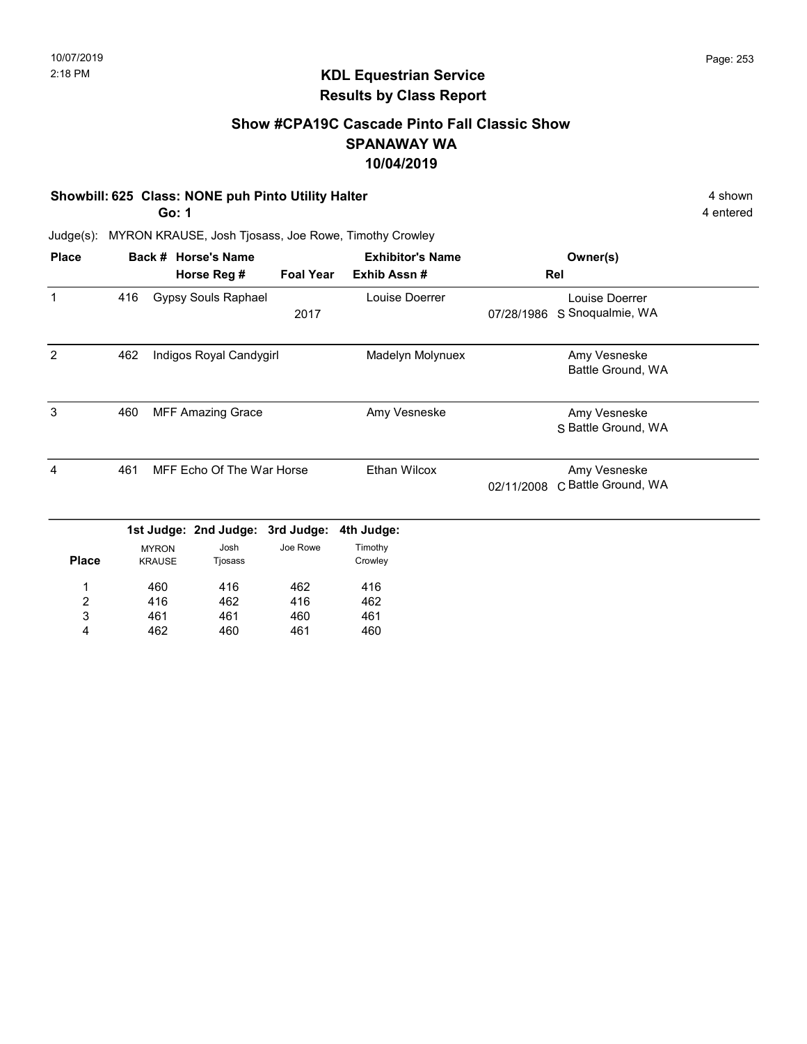10/07/2019
2:18 PM

# KDL Equestrian Service
## Results by Class Report

### Show #CPA19C Cascade Pinto Fall Classic Show
### SPANAWAY WA
### 10/04/2019

**Showbill: 625 Class: NONE puh Pinto Utility Halter** 4 shown
**Go: 1** 4 entered

Judge(s): MYRON KRAUSE, Josh Tjosass, Joe Rowe, Timothy Crowley

| Place | Back # | Horse's Name / Horse Reg # | Foal Year | Exhibitor's Name / Exhib Assn # | Rel | Owner(s) |
|---|---|---|---|---|---|---|
| 1 | 416 | Gypsy Souls Raphael | 2017 | Louise Doerrer | 07/28/1986 S | Louise Doerrer, Snoqualmie, WA |
| 2 | 462 | Indigos Royal Candygirl | | Madelyn Molynuex | | Amy Vesneske, Battle Ground, WA |
| 3 | 460 | MFF Amazing Grace | | Amy Vesneske | S | Amy Vesneske, Battle Ground, WA |
| 4 | 461 | MFF Echo Of The War Horse | | Ethan Wilcox | 02/11/2008 C | Amy Vesneske, Battle Ground, WA |

| Place | 1st Judge: MYRON KRAUSE | 2nd Judge: Josh Tjosass | 3rd Judge: Joe Rowe | 4th Judge: Timothy Crowley |
|---|---|---|---|---|
| 1 | 460 | 416 | 462 | 416 |
| 2 | 416 | 462 | 416 | 462 |
| 3 | 461 | 461 | 460 | 461 |
| 4 | 462 | 460 | 461 | 460 |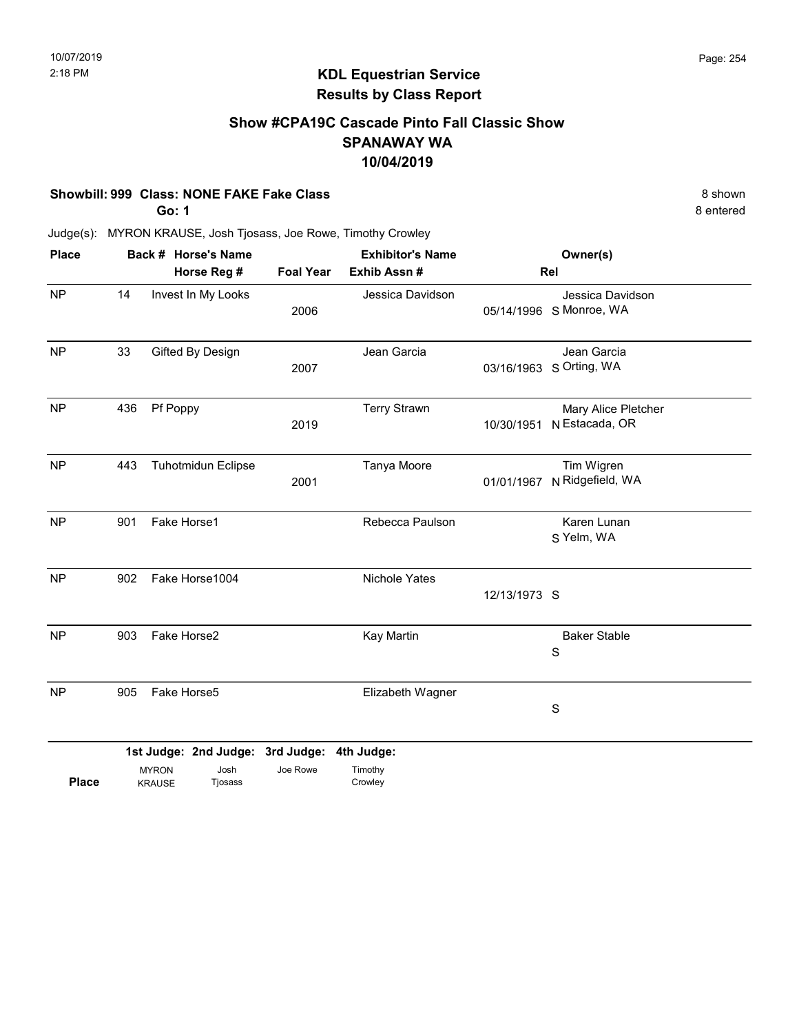10/07/2019
2:18 PM

# KDL Equestrian Service
## Results by Class Report

### Show #CPA19C Cascade Pinto Fall Classic Show
### SPANAWAY WA
### 10/04/2019

**Showbill: 999 Class: NONE FAKE Fake Class** — 8 shown
**Go: 1** — 8 entered

Judge(s): MYRON KRAUSE, Josh Tjosass, Joe Rowe, Timothy Crowley

| Place | Back # | Horse's Name / Horse Reg # | Foal Year | Exhibitor's Name / Exhib Assn # | Rel | Owner(s) |
|---|---|---|---|---|---|---|
| NP | 14 | Invest In My Looks | 2006 | Jessica Davidson | 05/14/1996 S | Jessica Davidson<br>Monroe, WA |
| NP | 33 | Gifted By Design | 2007 | Jean Garcia | 03/16/1963 S | Jean Garcia<br>Orting, WA |
| NP | 436 | Pf Poppy | 2019 | Terry Strawn | 10/30/1951 N | Mary Alice Pletcher<br>Estacada, OR |
| NP | 443 | Tuhotmidun Eclipse | 2001 | Tanya Moore | 01/01/1967 N | Tim Wigren<br>Ridgefield, WA |
| NP | 901 | Fake Horse1 | | Rebecca Paulson | S | Karen Lunan<br>Yelm, WA |
| NP | 902 | Fake Horse1004 | | Nichole Yates | 12/13/1973 S | |
| NP | 903 | Fake Horse2 | | Kay Martin | S | Baker Stable |
| NP | 905 | Fake Horse5 | | Elizabeth Wagner | S | |

| | 1st Judge: | 2nd Judge: | 3rd Judge: | 4th Judge: |
|---|---|---|---|---|
| **Place** | MYRON KRAUSE | Josh Tjosass | Joe Rowe | Timothy Crowley |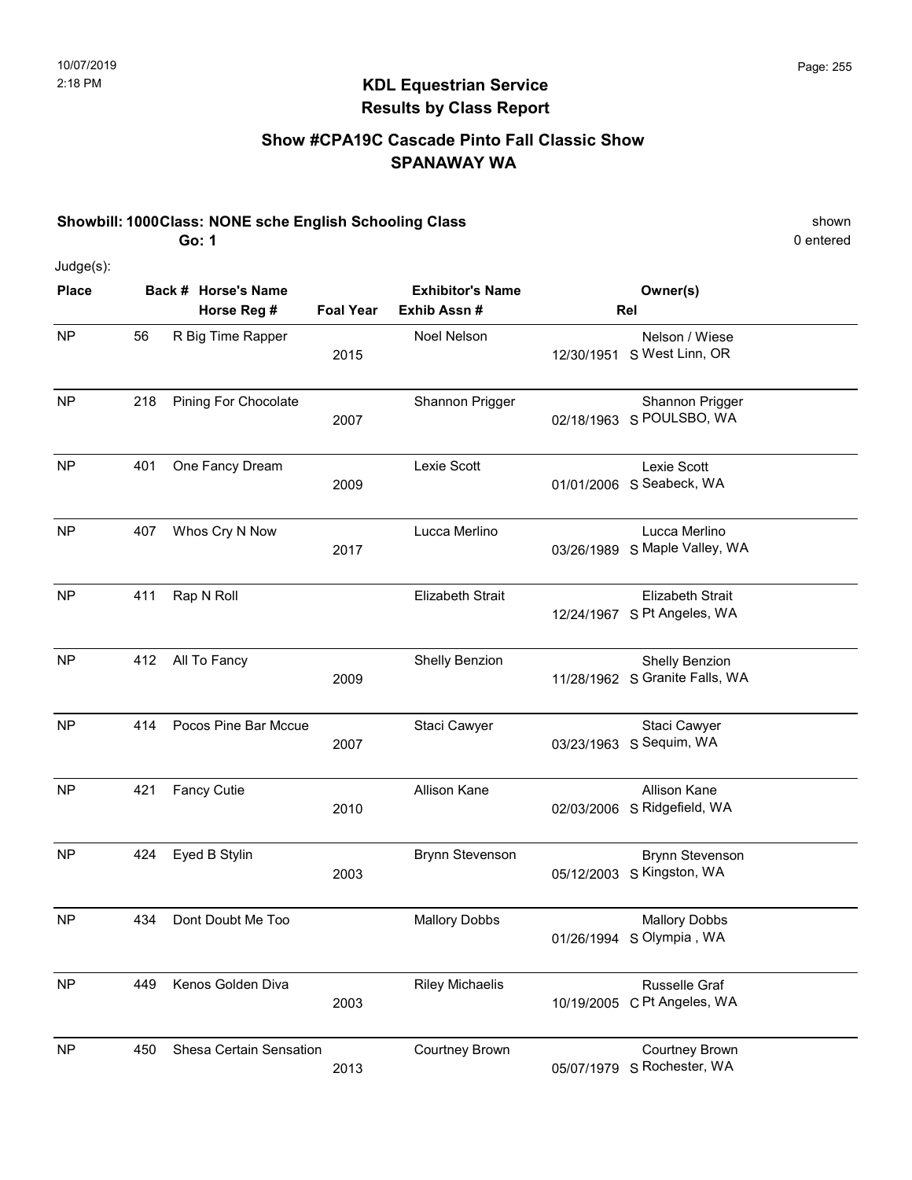## KDL Equestrian Service
## Results by Class Report

### Show #CPA19C Cascade Pinto Fall Classic Show
### SPANAWAY WA

**Showbill: 1000Class: NONE sche English Schooling Class** shown
**Go: 1** 0 entered

Judge(s):

| Place | Back # | Horse's Name / Horse Reg # | Foal Year | Exhibitor's Name / Exhib Assn # | Rel | Owner(s) |
|---|---|---|---|---|---|---|
| NP | 56 | R Big Time Rapper | 2015 | Noel Nelson | 12/30/1951 S | Nelson / Wiese<br>West Linn, OR |
| NP | 218 | Pining For Chocolate | 2007 | Shannon Prigger | 02/18/1963 S | Shannon Prigger<br>POULSBO, WA |
| NP | 401 | One Fancy Dream | 2009 | Lexie Scott | 01/01/2006 S | Lexie Scott<br>Seabeck, WA |
| NP | 407 | Whos Cry N Now | 2017 | Lucca Merlino | 03/26/1989 S | Lucca Merlino<br>Maple Valley, WA |
| NP | 411 | Rap N Roll | | Elizabeth Strait | 12/24/1967 S | Elizabeth Strait<br>Pt Angeles, WA |
| NP | 412 | All To Fancy | 2009 | Shelly Benzion | 11/28/1962 S | Shelly Benzion<br>Granite Falls, WA |
| NP | 414 | Pocos Pine Bar Mccue | 2007 | Staci Cawyer | 03/23/1963 S | Staci Cawyer<br>Sequim, WA |
| NP | 421 | Fancy Cutie | 2010 | Allison Kane | 02/03/2006 S | Allison Kane<br>Ridgefield, WA |
| NP | 424 | Eyed B Stylin | 2003 | Brynn Stevenson | 05/12/2003 S | Brynn Stevenson<br>Kingston, WA |
| NP | 434 | Dont Doubt Me Too | | Mallory Dobbs | 01/26/1994 S | Mallory Dobbs<br>Olympia , WA |
| NP | 449 | Kenos Golden Diva | 2003 | Riley Michaelis | 10/19/2005 C | Russelle Graf<br>Pt Angeles, WA |
| NP | 450 | Shesa Certain Sensation | 2013 | Courtney Brown | 05/07/1979 S | Courtney Brown<br>Rochester, WA |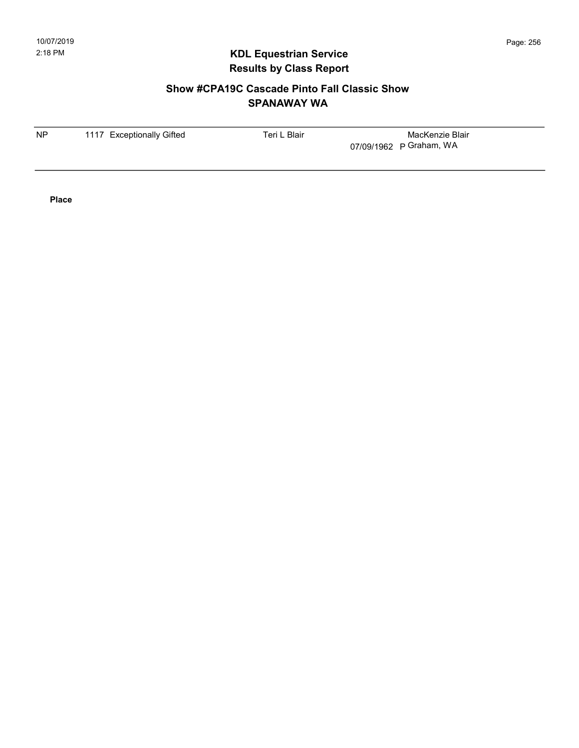# KDL Equestrian Service
## Results by Class Report

### Show #CPA19C Cascade Pinto Fall Classic Show
### SPANAWAY WA

| | | | | |
|---|---|---|---|---|
| NP | 1117 Exceptionally Gifted | Teri L Blair | 07/09/1962 P | MacKenzie Blair<br>Graham, WA |

**Place**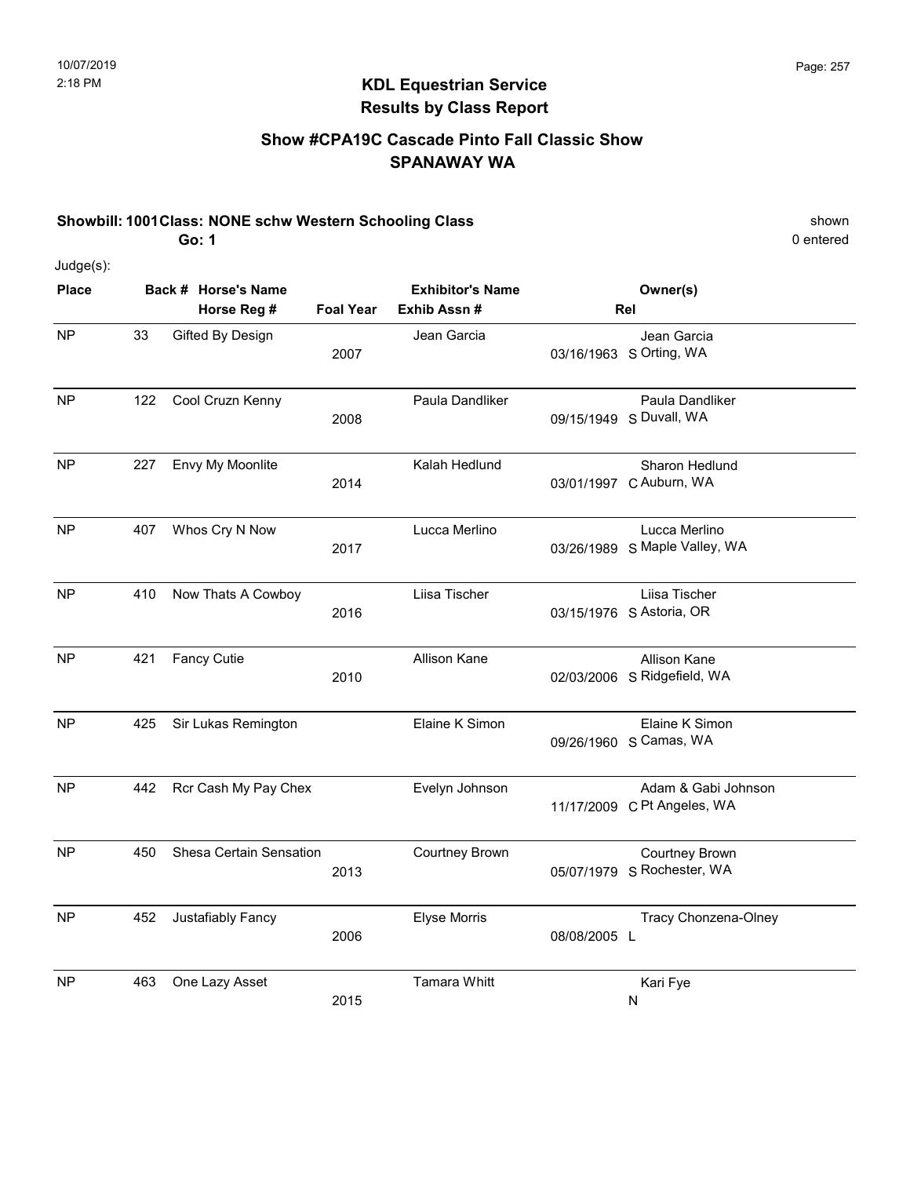# KDL Equestrian Service
## Results by Class Report

### Show #CPA19C Cascade Pinto Fall Classic Show
### SPANAWAY WA

**Showbill: 1001 Class: NONE schw Western Schooling Class** shown
**Go: 1** 0 entered

Judge(s):

| Place | Back # | Horse's Name / Horse Reg # | Foal Year | Exhibitor's Name / Exhib Assn # | Rel | Owner(s) |
|---|---|---|---|---|---|---|
| NP | 33 | Gifted By Design | 2007 | Jean Garcia | 03/16/1963 S | Jean Garcia, Orting, WA |
| NP | 122 | Cool Cruzn Kenny | 2008 | Paula Dandliker | 09/15/1949 S | Paula Dandliker, Duvall, WA |
| NP | 227 | Envy My Moonlite | 2014 | Kalah Hedlund | 03/01/1997 C | Sharon Hedlund, Auburn, WA |
| NP | 407 | Whos Cry N Now | 2017 | Lucca Merlino | 03/26/1989 S | Lucca Merlino, Maple Valley, WA |
| NP | 410 | Now Thats A Cowboy | 2016 | Liisa Tischer | 03/15/1976 S | Liisa Tischer, Astoria, OR |
| NP | 421 | Fancy Cutie | 2010 | Allison Kane | 02/03/2006 S | Allison Kane, Ridgefield, WA |
| NP | 425 | Sir Lukas Remington | | Elaine K Simon | 09/26/1960 S | Elaine K Simon, Camas, WA |
| NP | 442 | Rcr Cash My Pay Chex | | Evelyn Johnson | 11/17/2009 C | Adam & Gabi Johnson, Pt Angeles, WA |
| NP | 450 | Shesa Certain Sensation | 2013 | Courtney Brown | 05/07/1979 S | Courtney Brown, Rochester, WA |
| NP | 452 | Justafiably Fancy | 2006 | Elyse Morris | 08/08/2005 L | Tracy Chonzena-Olney |
| NP | 463 | One Lazy Asset | 2015 | Tamara Whitt | N | Kari Fye |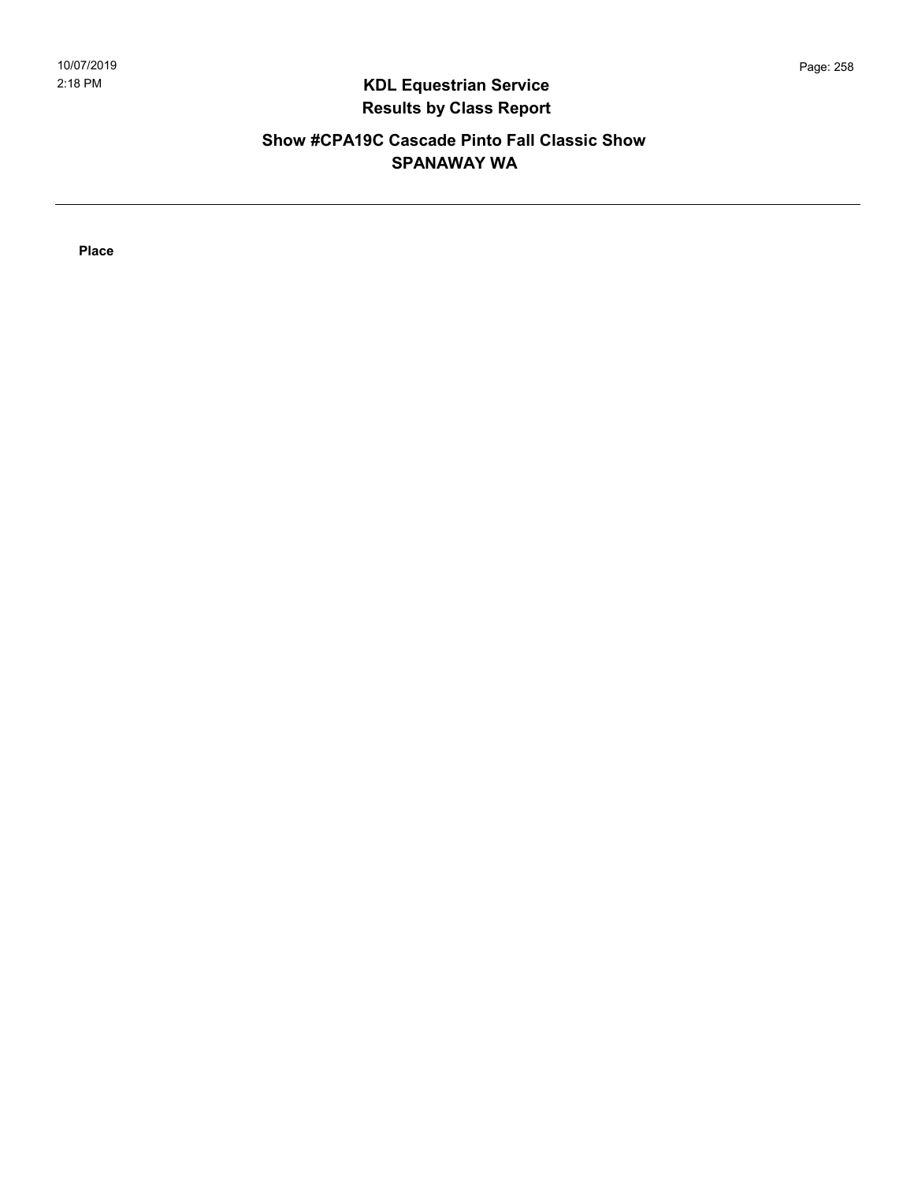# KDL Equestrian Service
## Results by Class Report

### Show #CPA19C Cascade Pinto Fall Classic Show
### SPANAWAY WA

---

**Place**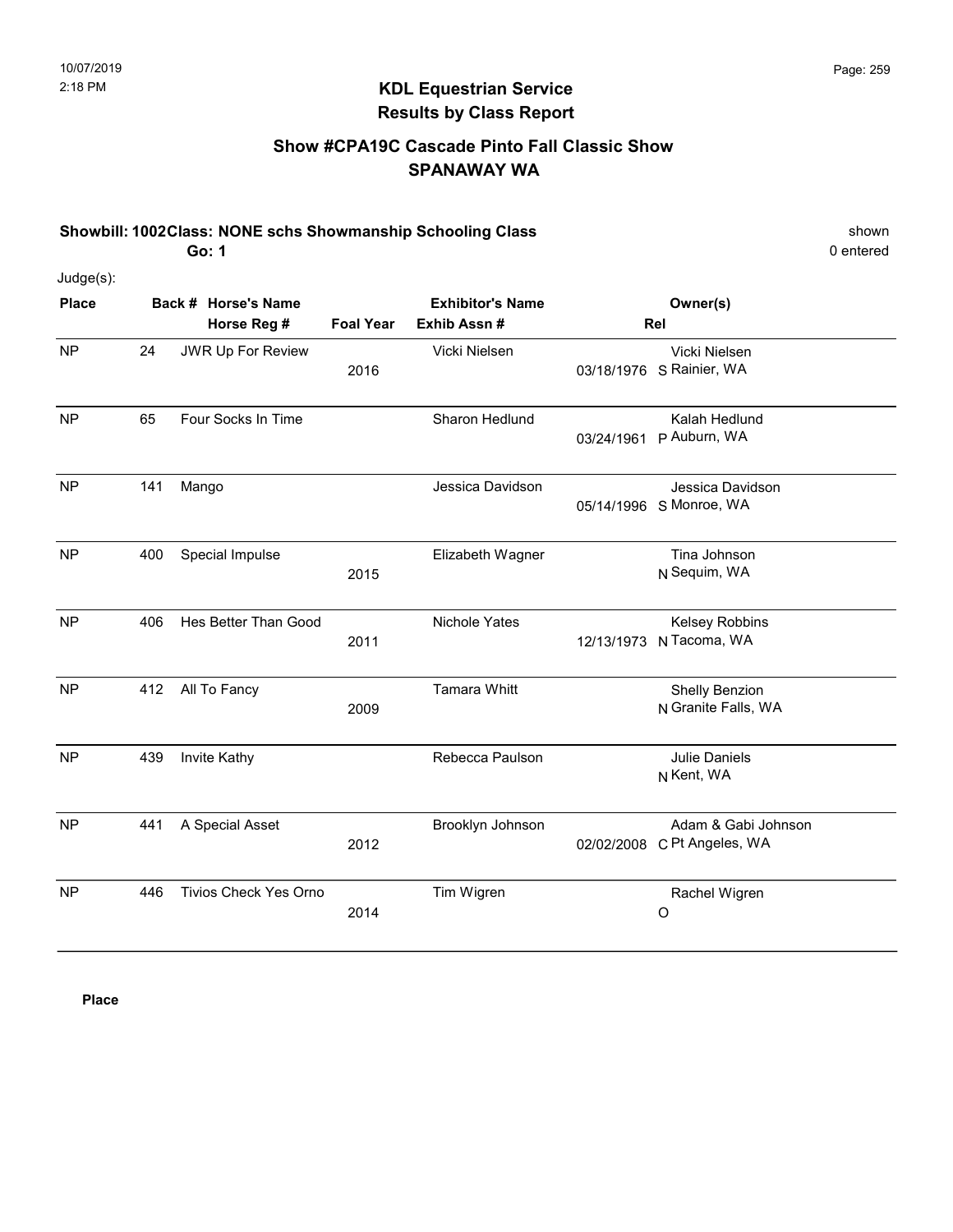# KDL Equestrian Service
## Results by Class Report

### Show #CPA19C Cascade Pinto Fall Classic Show
### SPANAWAY WA

**Showbill: 1002 Class: NONE schs Showmanship Schooling Class** shown
**Go: 1** 0 entered

Judge(s):

| Place | Back # | Horse's Name / Horse Reg # | Foal Year | Exhibitor's Name / Exhib Assn # | | Rel | Owner(s) |
|---|---|---|---|---|---|---|---|
| NP | 24 | JWR Up For Review | 2016 | Vicki Nielsen | 03/18/1976 | S | Vicki Nielsen, Rainier, WA |
| NP | 65 | Four Socks In Time | | Sharon Hedlund | 03/24/1961 | P | Kalah Hedlund, Auburn, WA |
| NP | 141 | Mango | | Jessica Davidson | 05/14/1996 | S | Jessica Davidson, Monroe, WA |
| NP | 400 | Special Impulse | 2015 | Elizabeth Wagner | | N | Tina Johnson, Sequim, WA |
| NP | 406 | Hes Better Than Good | 2011 | Nichole Yates | 12/13/1973 | N | Kelsey Robbins, Tacoma, WA |
| NP | 412 | All To Fancy | 2009 | Tamara Whitt | | N | Shelly Benzion, Granite Falls, WA |
| NP | 439 | Invite Kathy | | Rebecca Paulson | | N | Julie Daniels, Kent, WA |
| NP | 441 | A Special Asset | 2012 | Brooklyn Johnson | 02/02/2008 | C | Adam & Gabi Johnson, Pt Angeles, WA |
| NP | 446 | Tivios Check Yes Orno | 2014 | Tim Wigren | | O | Rachel Wigren |

**Place**